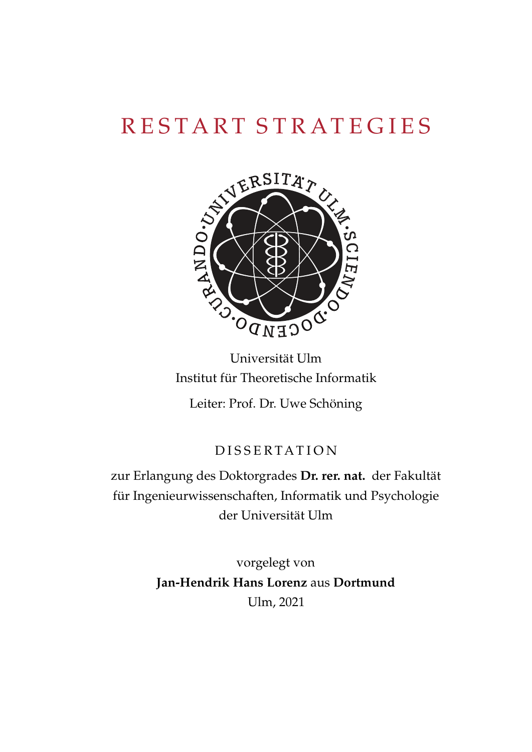# RESTART STRATEGIES

Universität Ulm
Institut für Theoretische Informatik

Leiter: Prof. Dr. Uwe Schöning

DISSERTATION

zur Erlangung des Doktorgrades **Dr. rer. nat.** der Fakultät für Ingenieurwissenschaften, Informatik und Psychologie der Universität Ulm

vorgelegt von
**Jan-Hendrik Hans Lorenz** aus **Dortmund**
Ulm, 2021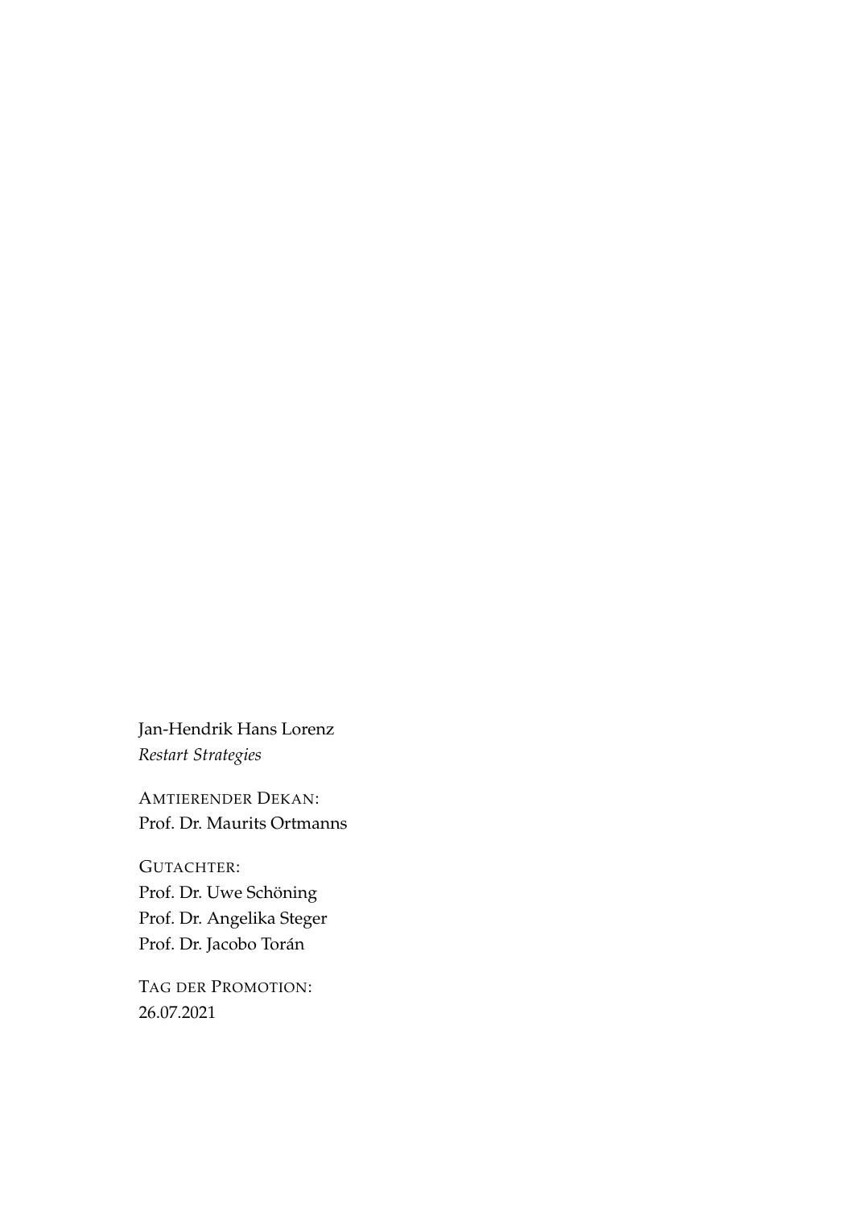Jan-Hendrik Hans Lorenz
*Restart Strategies*

AMTIERENDER DEKAN:
Prof. Dr. Maurits Ortmanns

GUTACHTER:
Prof. Dr. Uwe Schöning
Prof. Dr. Angelika Steger
Prof. Dr. Jacobo Torán

TAG DER PROMOTION:
26.07.2021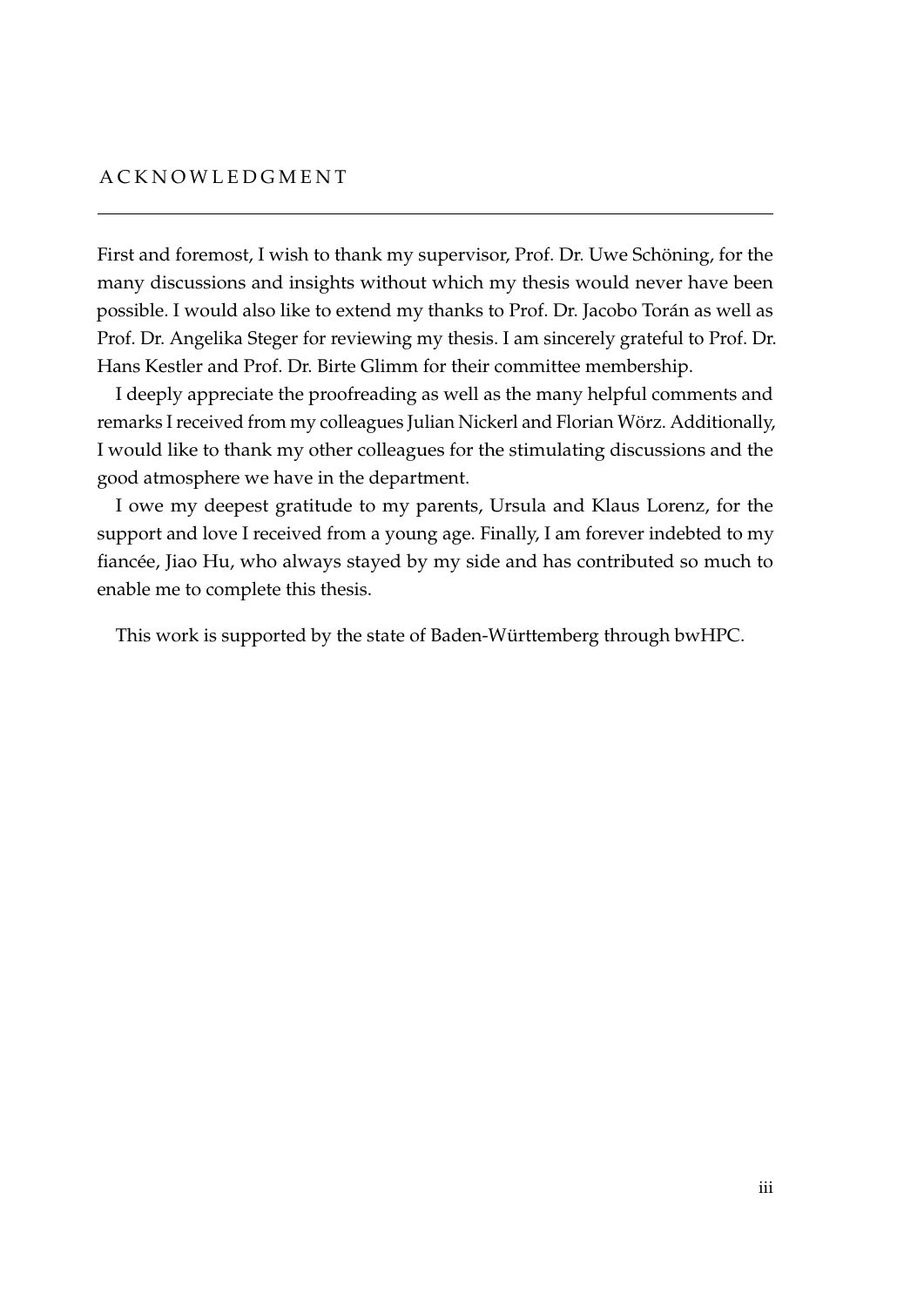# ACKNOWLEDGMENT

First and foremost, I wish to thank my supervisor, Prof. Dr. Uwe Schöning, for the many discussions and insights without which my thesis would never have been possible. I would also like to extend my thanks to Prof. Dr. Jacobo Torán as well as Prof. Dr. Angelika Steger for reviewing my thesis. I am sincerely grateful to Prof. Dr. Hans Kestler and Prof. Dr. Birte Glimm for their committee membership.

I deeply appreciate the proofreading as well as the many helpful comments and remarks I received from my colleagues Julian Nickerl and Florian Wörz. Additionally, I would like to thank my other colleagues for the stimulating discussions and the good atmosphere we have in the department.

I owe my deepest gratitude to my parents, Ursula and Klaus Lorenz, for the support and love I received from a young age. Finally, I am forever indebted to my fiancée, Jiao Hu, who always stayed by my side and has contributed so much to enable me to complete this thesis.

This work is supported by the state of Baden-Württemberg through bwHPC.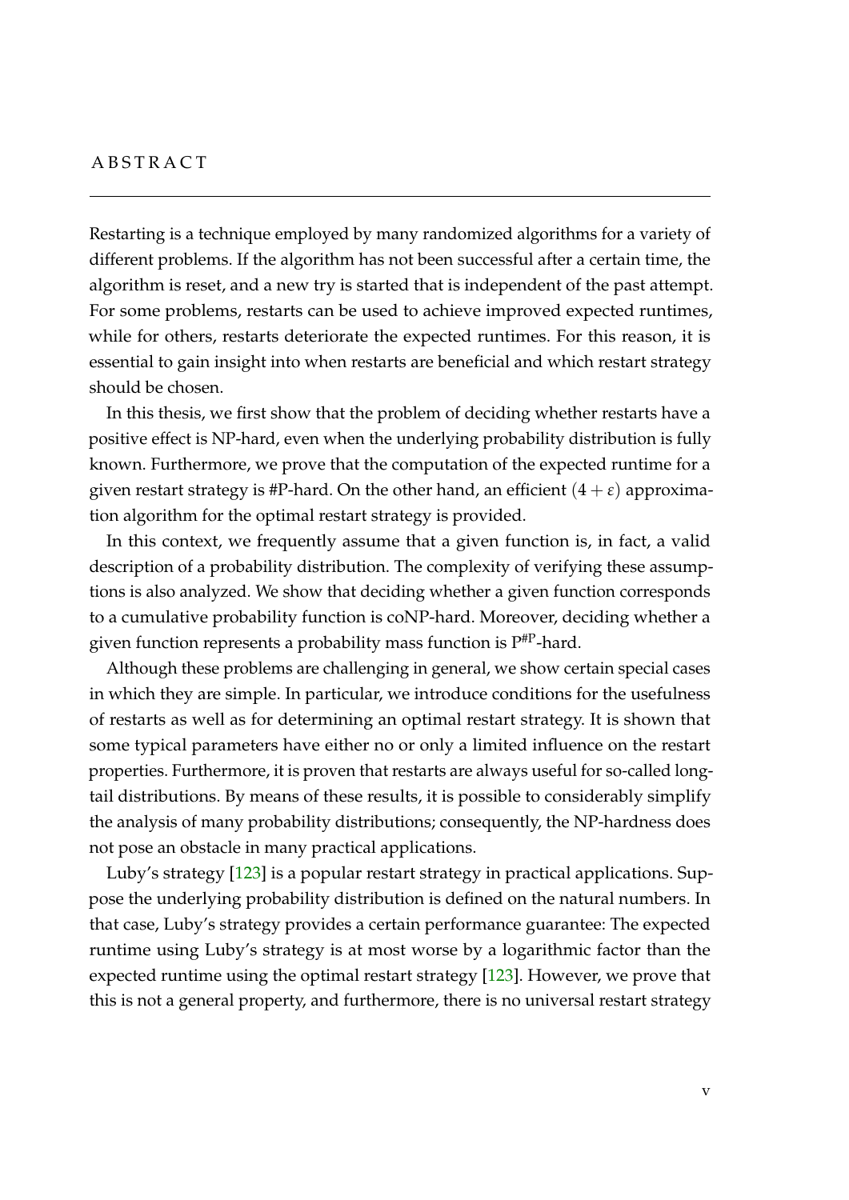# ABSTRACT

Restarting is a technique employed by many randomized algorithms for a variety of different problems. If the algorithm has not been successful after a certain time, the algorithm is reset, and a new try is started that is independent of the past attempt. For some problems, restarts can be used to achieve improved expected runtimes, while for others, restarts deteriorate the expected runtimes. For this reason, it is essential to gain insight into when restarts are beneficial and which restart strategy should be chosen.

In this thesis, we first show that the problem of deciding whether restarts have a positive effect is NP-hard, even when the underlying probability distribution is fully known. Furthermore, we prove that the computation of the expected runtime for a given restart strategy is #P-hard. On the other hand, an efficient $(4 + \varepsilon)$ approximation algorithm for the optimal restart strategy is provided.

In this context, we frequently assume that a given function is, in fact, a valid description of a probability distribution. The complexity of verifying these assumptions is also analyzed. We show that deciding whether a given function corresponds to a cumulative probability function is coNP-hard. Moreover, deciding whether a given function represents a probability mass function is $\mathrm{P}^{\#\mathrm{P}}$-hard.

Although these problems are challenging in general, we show certain special cases in which they are simple. In particular, we introduce conditions for the usefulness of restarts as well as for determining an optimal restart strategy. It is shown that some typical parameters have either no or only a limited influence on the restart properties. Furthermore, it is proven that restarts are always useful for so-called long-tail distributions. By means of these results, it is possible to considerably simplify the analysis of many probability distributions; consequently, the NP-hardness does not pose an obstacle in many practical applications.

Luby's strategy [123] is a popular restart strategy in practical applications. Suppose the underlying probability distribution is defined on the natural numbers. In that case, Luby's strategy provides a certain performance guarantee: The expected runtime using Luby's strategy is at most worse by a logarithmic factor than the expected runtime using the optimal restart strategy [123]. However, we prove that this is not a general property, and furthermore, there is no universal restart strategy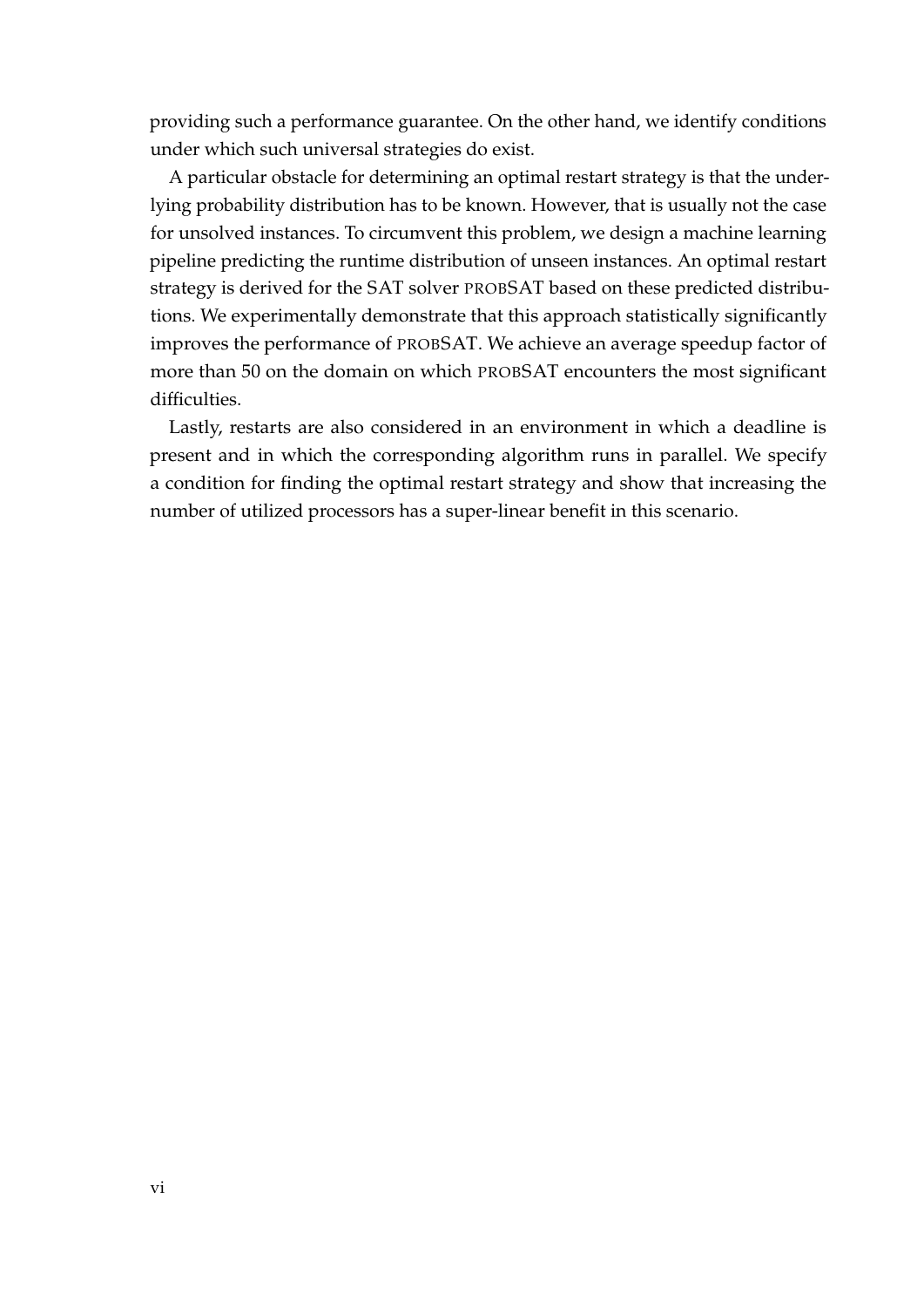providing such a performance guarantee. On the other hand, we identify conditions under which such universal strategies do exist.

A particular obstacle for determining an optimal restart strategy is that the underlying probability distribution has to be known. However, that is usually not the case for unsolved instances. To circumvent this problem, we design a machine learning pipeline predicting the runtime distribution of unseen instances. An optimal restart strategy is derived for the SAT solver PROBSAT based on these predicted distributions. We experimentally demonstrate that this approach statistically significantly improves the performance of PROBSAT. We achieve an average speedup factor of more than 50 on the domain on which PROBSAT encounters the most significant difficulties.

Lastly, restarts are also considered in an environment in which a deadline is present and in which the corresponding algorithm runs in parallel. We specify a condition for finding the optimal restart strategy and show that increasing the number of utilized processors has a super-linear benefit in this scenario.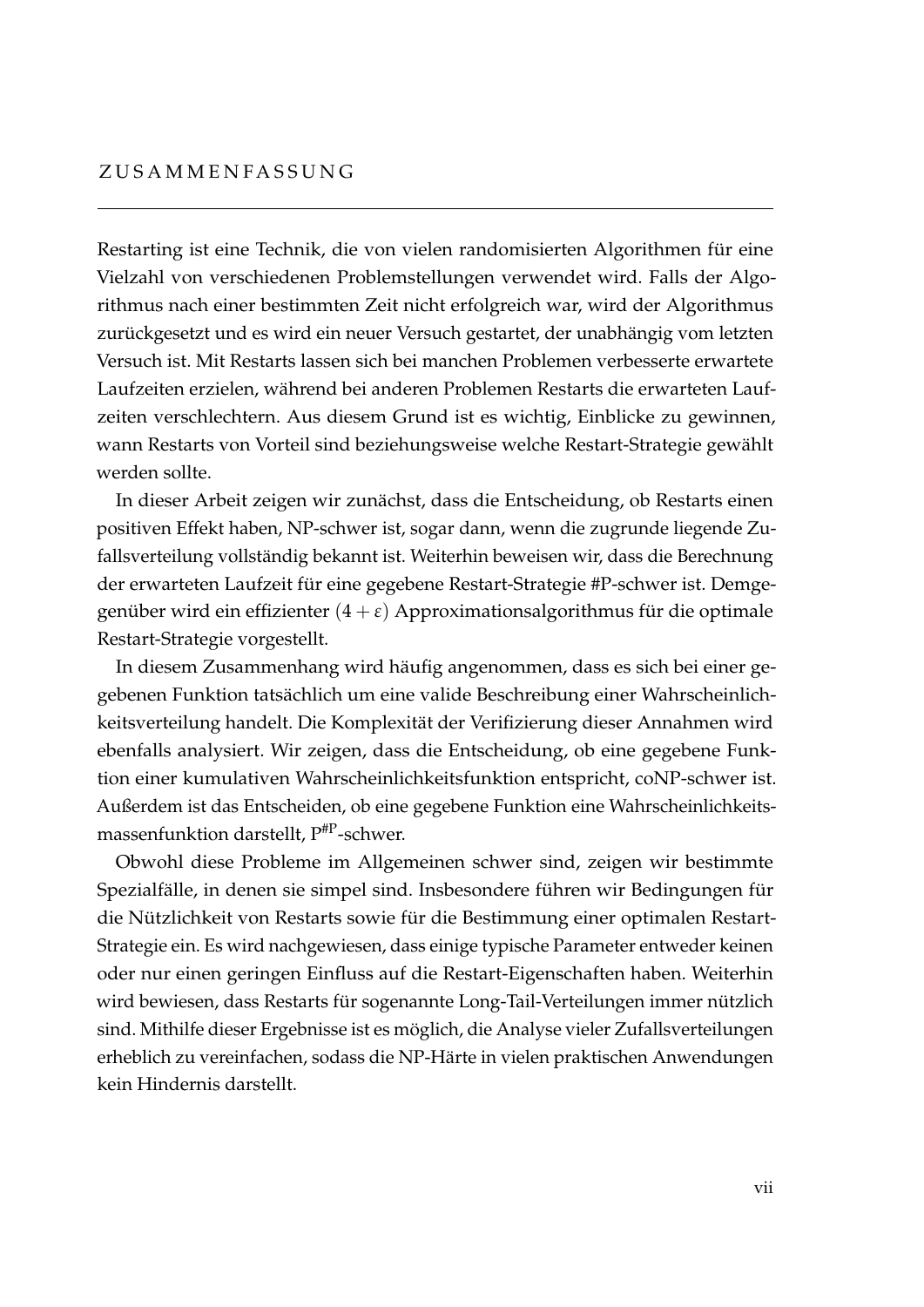# ZUSAMMENFASSUNG

Restarting ist eine Technik, die von vielen randomisierten Algorithmen für eine Vielzahl von verschiedenen Problemstellungen verwendet wird. Falls der Algorithmus nach einer bestimmten Zeit nicht erfolgreich war, wird der Algorithmus zurückgesetzt und es wird ein neuer Versuch gestartet, der unabhängig vom letzten Versuch ist. Mit Restarts lassen sich bei manchen Problemen verbesserte erwartete Laufzeiten erzielen, während bei anderen Problemen Restarts die erwarteten Laufzeiten verschlechtern. Aus diesem Grund ist es wichtig, Einblicke zu gewinnen, wann Restarts von Vorteil sind beziehungsweise welche Restart-Strategie gewählt werden sollte.

In dieser Arbeit zeigen wir zunächst, dass die Entscheidung, ob Restarts einen positiven Effekt haben, NP-schwer ist, sogar dann, wenn die zugrunde liegende Zufallsverteilung vollständig bekannt ist. Weiterhin beweisen wir, dass die Berechnung der erwarteten Laufzeit für eine gegebene Restart-Strategie #P-schwer ist. Demgegenüber wird ein effizienter $(4 + \varepsilon)$ Approximationsalgorithmus für die optimale Restart-Strategie vorgestellt.

In diesem Zusammenhang wird häufig angenommen, dass es sich bei einer gegebenen Funktion tatsächlich um eine valide Beschreibung einer Wahrscheinlichkeitsverteilung handelt. Die Komplexität der Verifizierung dieser Annahmen wird ebenfalls analysiert. Wir zeigen, dass die Entscheidung, ob eine gegebene Funktion einer kumulativen Wahrscheinlichkeitsfunktion entspricht, coNP-schwer ist. Außerdem ist das Entscheiden, ob eine gegebene Funktion eine Wahrscheinlichkeitsmassenfunktion darstellt, $P^{\#P}$-schwer.

Obwohl diese Probleme im Allgemeinen schwer sind, zeigen wir bestimmte Spezialfälle, in denen sie simpel sind. Insbesondere führen wir Bedingungen für die Nützlichkeit von Restarts sowie für die Bestimmung einer optimalen Restart-Strategie ein. Es wird nachgewiesen, dass einige typische Parameter entweder keinen oder nur einen geringen Einfluss auf die Restart-Eigenschaften haben. Weiterhin wird bewiesen, dass Restarts für sogenannte Long-Tail-Verteilungen immer nützlich sind. Mithilfe dieser Ergebnisse ist es möglich, die Analyse vieler Zufallsverteilungen erheblich zu vereinfachen, sodass die NP-Härte in vielen praktischen Anwendungen kein Hindernis darstellt.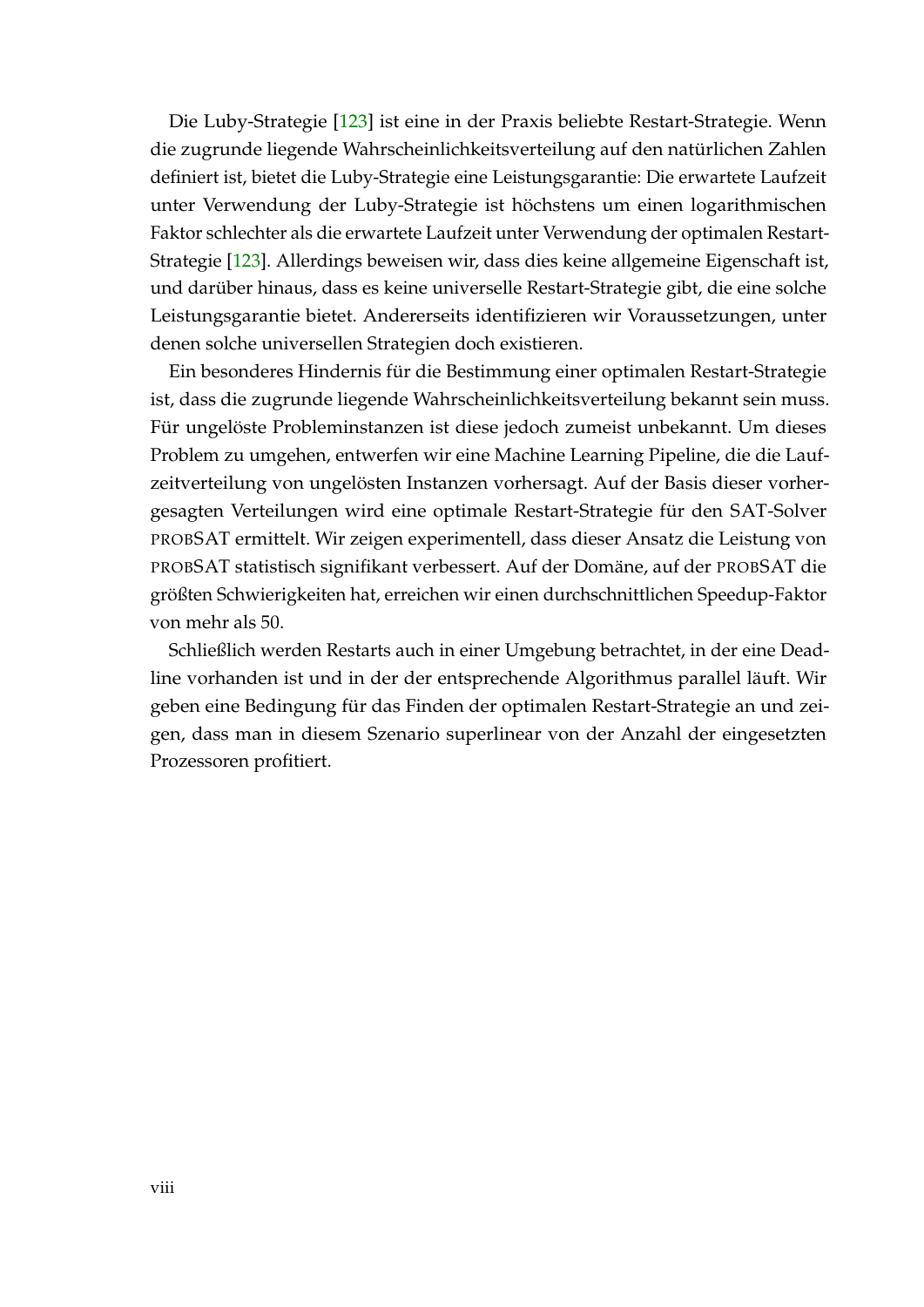Die Luby-Strategie [123] ist eine in der Praxis beliebte Restart-Strategie. Wenn die zugrunde liegende Wahrscheinlichkeitsverteilung auf den natürlichen Zahlen definiert ist, bietet die Luby-Strategie eine Leistungsgarantie: Die erwartete Laufzeit unter Verwendung der Luby-Strategie ist höchstens um einen logarithmischen Faktor schlechter als die erwartete Laufzeit unter Verwendung der optimalen Restart-Strategie [123]. Allerdings beweisen wir, dass dies keine allgemeine Eigenschaft ist, und darüber hinaus, dass es keine universelle Restart-Strategie gibt, die eine solche Leistungsgarantie bietet. Andererseits identifizieren wir Voraussetzungen, unter denen solche universellen Strategien doch existieren.

Ein besonderes Hindernis für die Bestimmung einer optimalen Restart-Strategie ist, dass die zugrunde liegende Wahrscheinlichkeitsverteilung bekannt sein muss. Für ungelöste Probleminstanzen ist diese jedoch zumeist unbekannt. Um dieses Problem zu umgehen, entwerfen wir eine Machine Learning Pipeline, die die Laufzeitverteilung von ungelösten Instanzen vorhersagt. Auf der Basis dieser vorhergesagten Verteilungen wird eine optimale Restart-Strategie für den SAT-Solver probSAT ermittelt. Wir zeigen experimentell, dass dieser Ansatz die Leistung von probSAT statistisch signifikant verbessert. Auf der Domäne, auf der probSAT die größten Schwierigkeiten hat, erreichen wir einen durchschnittlichen Speedup-Faktor von mehr als 50.

Schließlich werden Restarts auch in einer Umgebung betrachtet, in der eine Deadline vorhanden ist und in der der entsprechende Algorithmus parallel läuft. Wir geben eine Bedingung für das Finden der optimalen Restart-Strategie an und zeigen, dass man in diesem Szenario superlinear von der Anzahl der eingesetzten Prozessoren profitiert.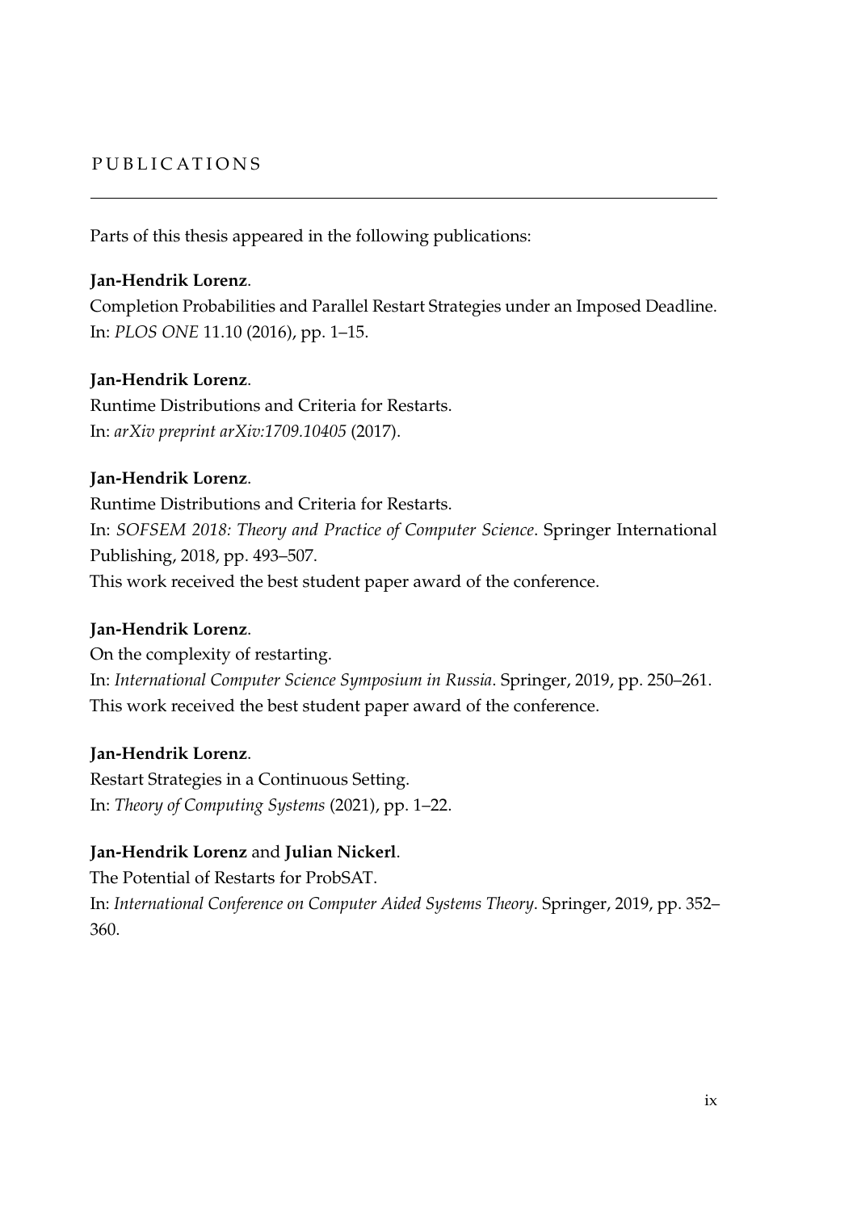# PUBLICATIONS

Parts of this thesis appeared in the following publications:

**Jan-Hendrik Lorenz**.
Completion Probabilities and Parallel Restart Strategies under an Imposed Deadline.
In: *PLOS ONE* 11.10 (2016), pp. 1–15.

**Jan-Hendrik Lorenz**.
Runtime Distributions and Criteria for Restarts.
In: *arXiv preprint arXiv:1709.10405* (2017).

**Jan-Hendrik Lorenz**.
Runtime Distributions and Criteria for Restarts.
In: *SOFSEM 2018: Theory and Practice of Computer Science*. Springer International Publishing, 2018, pp. 493–507.
This work received the best student paper award of the conference.

**Jan-Hendrik Lorenz**.
On the complexity of restarting.
In: *International Computer Science Symposium in Russia*. Springer, 2019, pp. 250–261.
This work received the best student paper award of the conference.

**Jan-Hendrik Lorenz**.
Restart Strategies in a Continuous Setting.
In: *Theory of Computing Systems* (2021), pp. 1–22.

**Jan-Hendrik Lorenz** and **Julian Nickerl**.
The Potential of Restarts for ProbSAT.
In: *International Conference on Computer Aided Systems Theory*. Springer, 2019, pp. 352–360.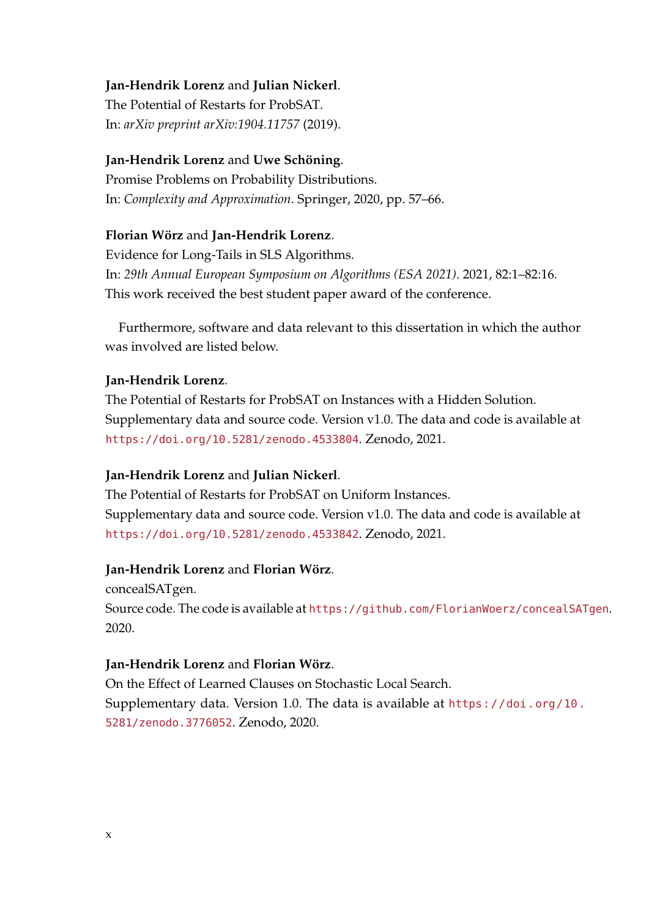**Jan-Hendrik Lorenz** and **Julian Nickerl**.
The Potential of Restarts for ProbSAT.
In: *arXiv preprint arXiv:1904.11757* (2019).

**Jan-Hendrik Lorenz** and **Uwe Schöning**.
Promise Problems on Probability Distributions.
In: *Complexity and Approximation*. Springer, 2020, pp. 57–66.

**Florian Wörz** and **Jan-Hendrik Lorenz**.
Evidence for Long-Tails in SLS Algorithms.
In: *29th Annual European Symposium on Algorithms (ESA 2021)*. 2021, 82:1–82:16.
This work received the best student paper award of the conference.

Furthermore, software and data relevant to this dissertation in which the author was involved are listed below.

**Jan-Hendrik Lorenz**.
The Potential of Restarts for ProbSAT on Instances with a Hidden Solution.
Supplementary data and source code. Version v1.0. The data and code is available at https://doi.org/10.5281/zenodo.4533804. Zenodo, 2021.

**Jan-Hendrik Lorenz** and **Julian Nickerl**.
The Potential of Restarts for ProbSAT on Uniform Instances.
Supplementary data and source code. Version v1.0. The data and code is available at https://doi.org/10.5281/zenodo.4533842. Zenodo, 2021.

**Jan-Hendrik Lorenz** and **Florian Wörz**.
concealSATgen.
Source code. The code is available at https://github.com/FlorianWoerz/concealSATgen. 2020.

**Jan-Hendrik Lorenz** and **Florian Wörz**.
On the Effect of Learned Clauses on Stochastic Local Search.
Supplementary data. Version 1.0. The data is available at https://doi.org/10.5281/zenodo.3776052. Zenodo, 2020.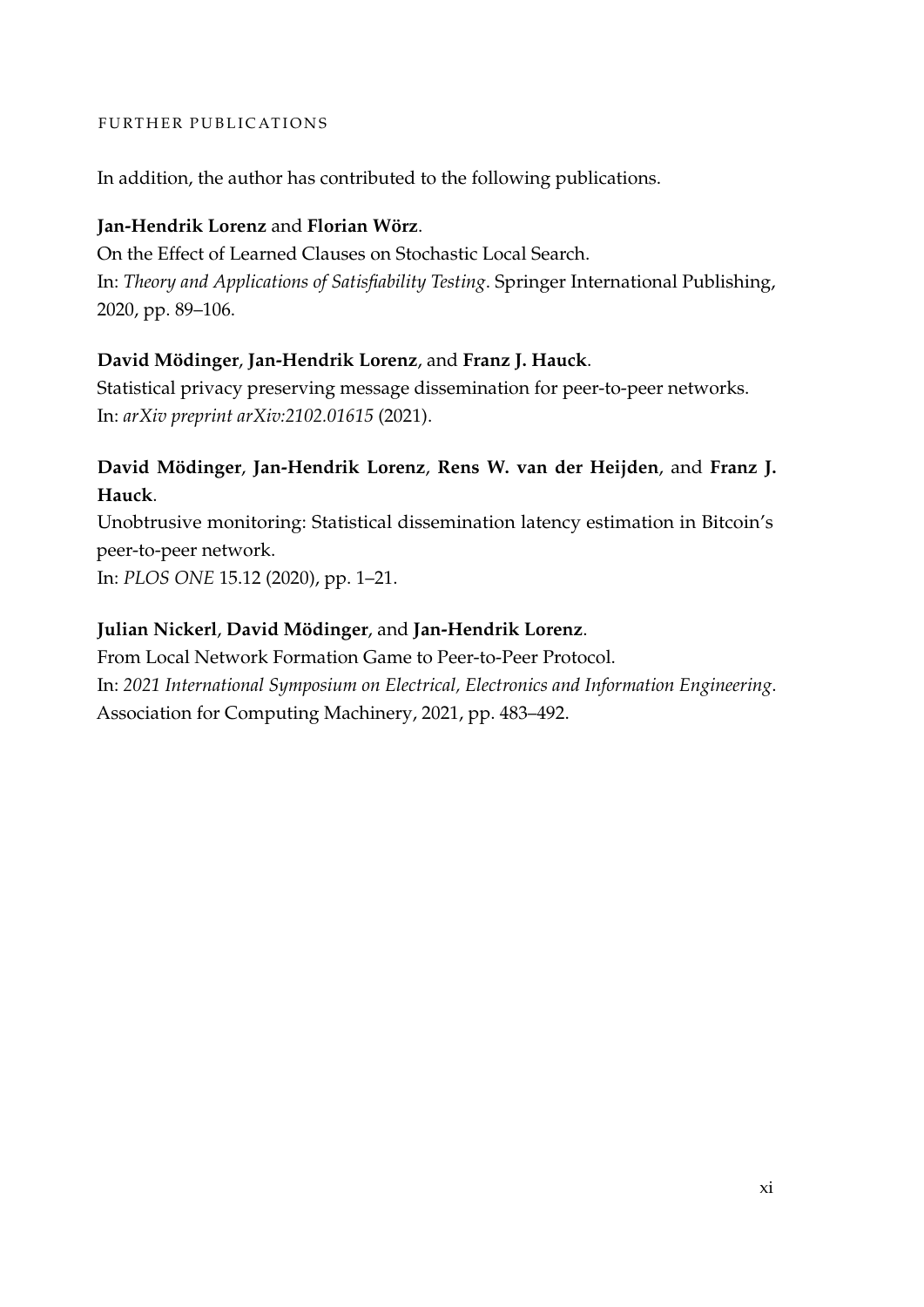# Further Publications

In addition, the author has contributed to the following publications.

**Jan-Hendrik Lorenz** and **Florian Wörz**.
On the Effect of Learned Clauses on Stochastic Local Search.
In: *Theory and Applications of Satisfiability Testing*. Springer International Publishing, 2020, pp. 89–106.

**David Mödinger**, **Jan-Hendrik Lorenz**, and **Franz J. Hauck**.
Statistical privacy preserving message dissemination for peer-to-peer networks.
In: *arXiv preprint arXiv:2102.01615* (2021).

**David Mödinger**, **Jan-Hendrik Lorenz**, **Rens W. van der Heijden**, and **Franz J. Hauck**.
Unobtrusive monitoring: Statistical dissemination latency estimation in Bitcoin's peer-to-peer network.
In: *PLOS ONE* 15.12 (2020), pp. 1–21.

**Julian Nickerl**, **David Mödinger**, and **Jan-Hendrik Lorenz**.
From Local Network Formation Game to Peer-to-Peer Protocol.
In: *2021 International Symposium on Electrical, Electronics and Information Engineering*. Association for Computing Machinery, 2021, pp. 483–492.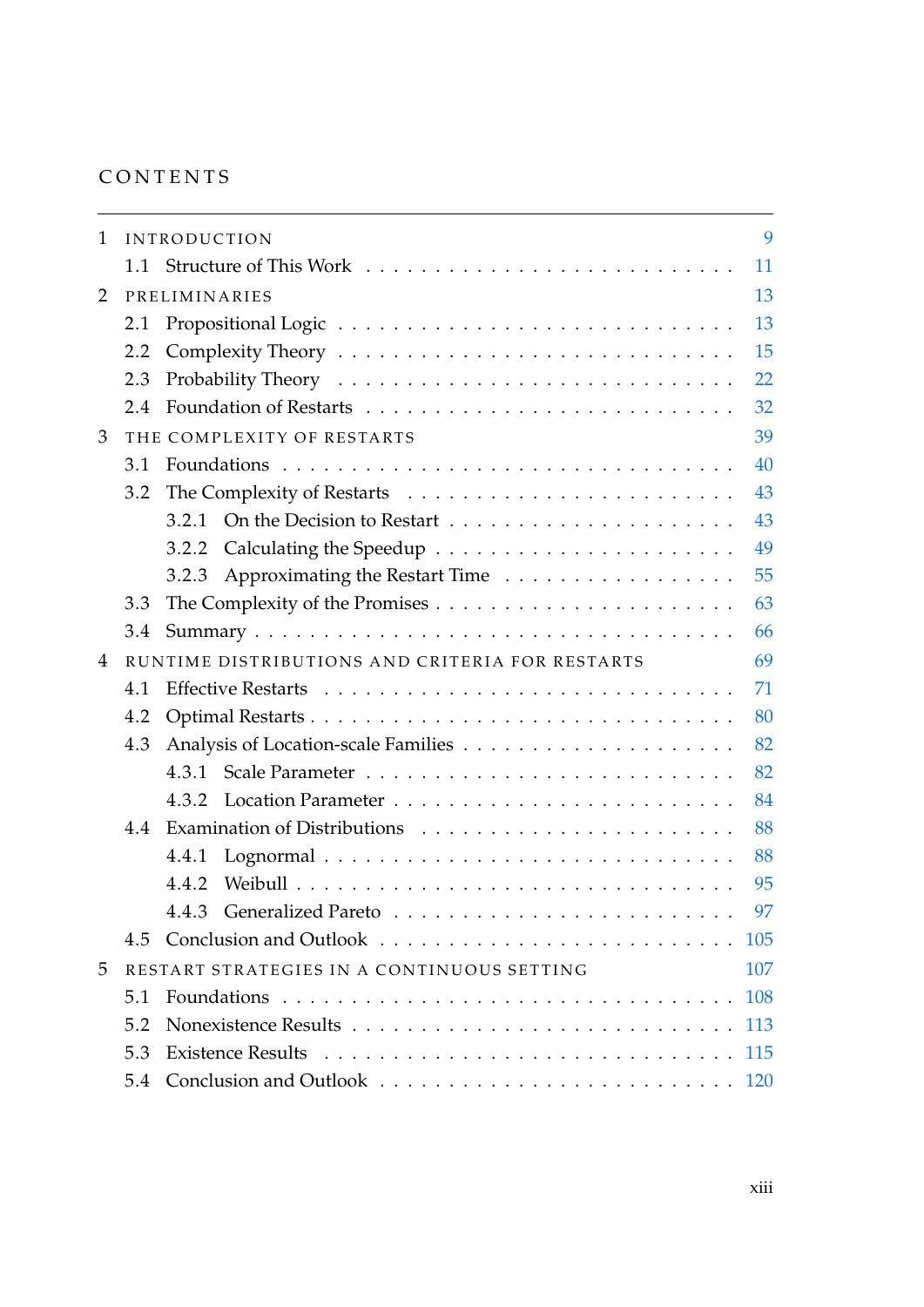# CONTENTS

1 INTRODUCTION 9
- 1.1 Structure of This Work 11

2 PRELIMINARIES 13
- 2.1 Propositional Logic 13
- 2.2 Complexity Theory 15
- 2.3 Probability Theory 22
- 2.4 Foundation of Restarts 32

3 THE COMPLEXITY OF RESTARTS 39
- 3.1 Foundations 40
- 3.2 The Complexity of Restarts 43
  - 3.2.1 On the Decision to Restart 43
  - 3.2.2 Calculating the Speedup 49
  - 3.2.3 Approximating the Restart Time 55
- 3.3 The Complexity of the Promises 63
- 3.4 Summary 66

4 RUNTIME DISTRIBUTIONS AND CRITERIA FOR RESTARTS 69
- 4.1 Effective Restarts 71
- 4.2 Optimal Restarts 80
- 4.3 Analysis of Location-scale Families 82
  - 4.3.1 Scale Parameter 82
  - 4.3.2 Location Parameter 84
- 4.4 Examination of Distributions 88
  - 4.4.1 Lognormal 88
  - 4.4.2 Weibull 95
  - 4.4.3 Generalized Pareto 97
- 4.5 Conclusion and Outlook 105

5 RESTART STRATEGIES IN A CONTINUOUS SETTING 107
- 5.1 Foundations 108
- 5.2 Nonexistence Results 113
- 5.3 Existence Results 115
- 5.4 Conclusion and Outlook 120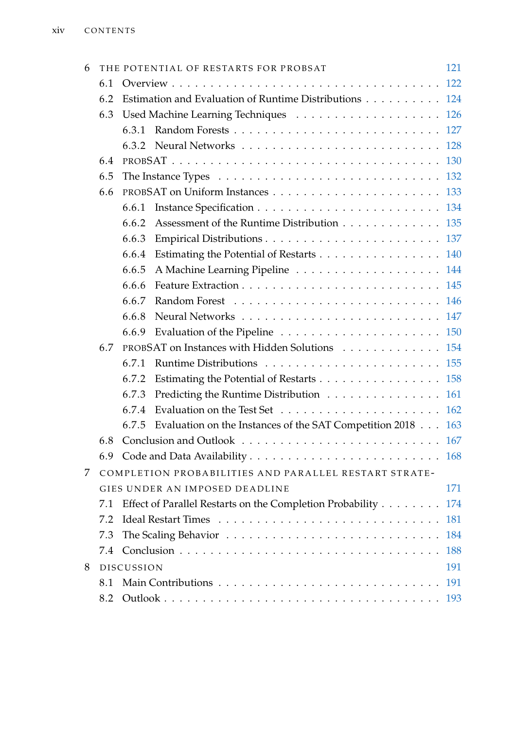6 THE POTENTIAL OF RESTARTS FOR PROBSAT 121
- 6.1 Overview 122
- 6.2 Estimation and Evaluation of Runtime Distributions 124
- 6.3 Used Machine Learning Techniques 126
  - 6.3.1 Random Forests 127
  - 6.3.2 Neural Networks 128
- 6.4 PROBSAT 130
- 6.5 The Instance Types 132
- 6.6 PROBSAT on Uniform Instances 133
  - 6.6.1 Instance Specification 134
  - 6.6.2 Assessment of the Runtime Distribution 135
  - 6.6.3 Empirical Distributions 137
  - 6.6.4 Estimating the Potential of Restarts 140
  - 6.6.5 A Machine Learning Pipeline 144
  - 6.6.6 Feature Extraction 145
  - 6.6.7 Random Forest 146
  - 6.6.8 Neural Networks 147
  - 6.6.9 Evaluation of the Pipeline 150
- 6.7 PROBSAT on Instances with Hidden Solutions 154
  - 6.7.1 Runtime Distributions 155
  - 6.7.2 Estimating the Potential of Restarts 158
  - 6.7.3 Predicting the Runtime Distribution 161
  - 6.7.4 Evaluation on the Test Set 162
  - 6.7.5 Evaluation on the Instances of the SAT Competition 2018 163
- 6.8 Conclusion and Outlook 167
- 6.9 Code and Data Availability 168

7 COMPLETION PROBABILITIES AND PARALLEL RESTART STRATEGIES UNDER AN IMPOSED DEADLINE 171
- 7.1 Effect of Parallel Restarts on the Completion Probability 174
- 7.2 Ideal Restart Times 181
- 7.3 The Scaling Behavior 184
- 7.4 Conclusion 188

8 DISCUSSION 191
- 8.1 Main Contributions 191
- 8.2 Outlook 193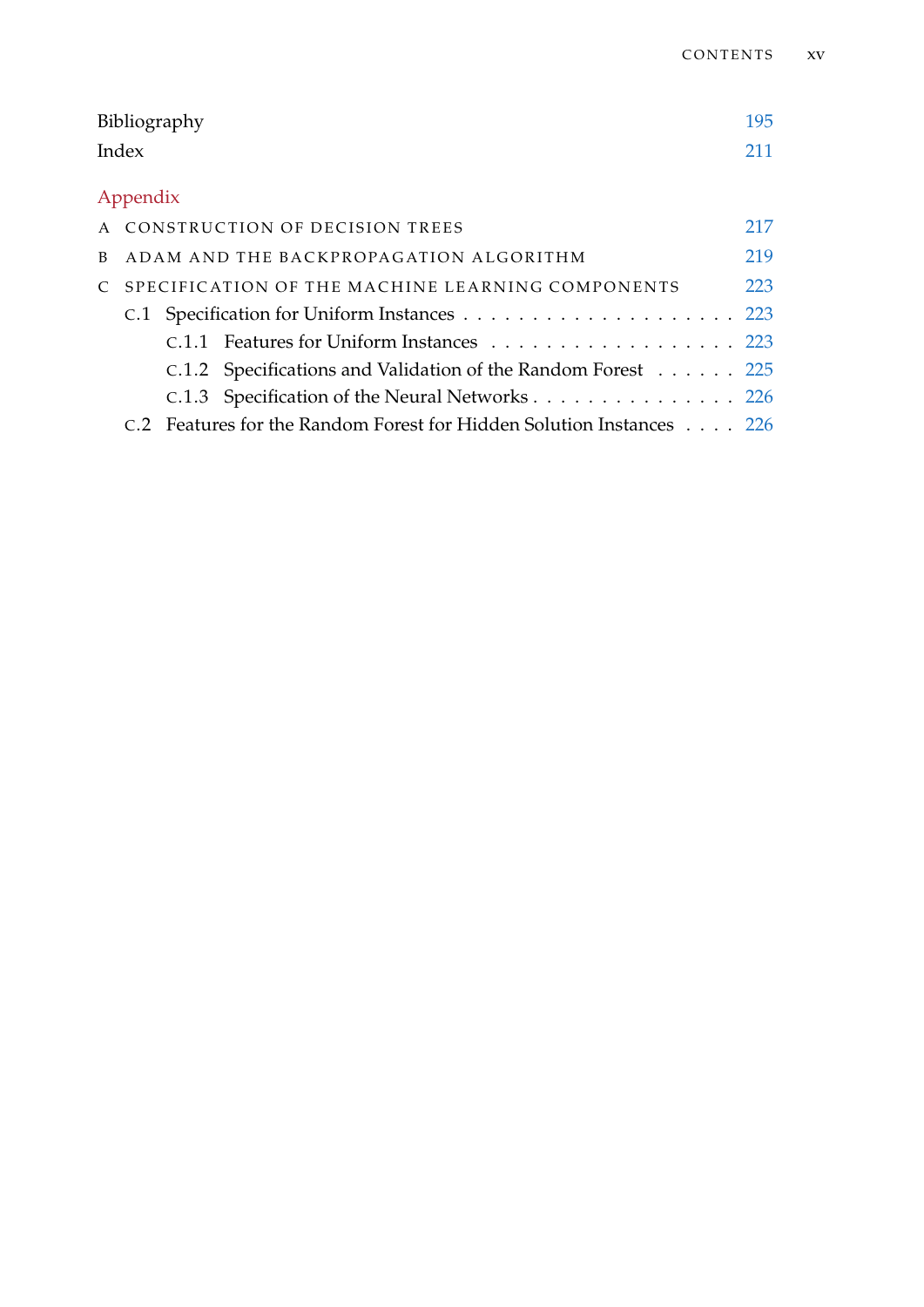Bibliography 195

Index 211

Appendix

A CONSTRUCTION OF DECISION TREES 217

B ADAM AND THE BACKPROPAGATION ALGORITHM 219

C SPECIFICATION OF THE MACHINE LEARNING COMPONENTS 223

- C.1 Specification for Uniform Instances . . . . . . . . . . . . . . . . . . . . 223
  - C.1.1 Features for Uniform Instances . . . . . . . . . . . . . . . . . . 223
  - C.1.2 Specifications and Validation of the Random Forest . . . . . . 225
  - C.1.3 Specification of the Neural Networks . . . . . . . . . . . . . . . 226
- C.2 Features for the Random Forest for Hidden Solution Instances . . . . 226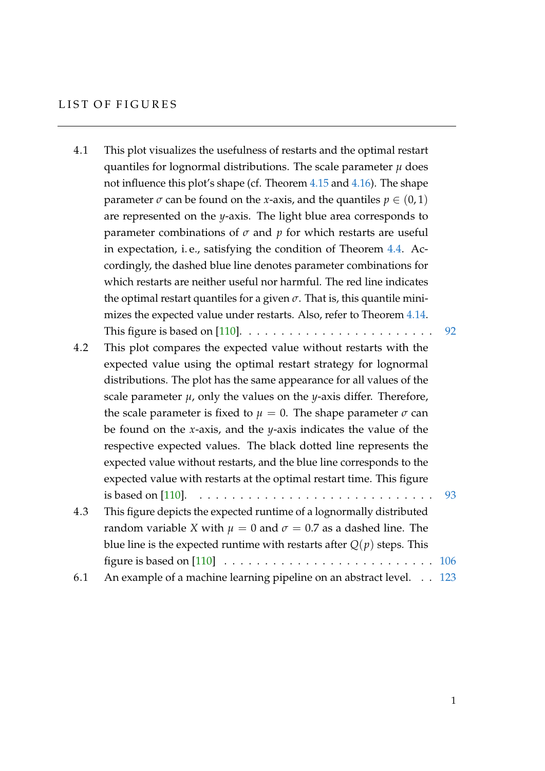# LIST OF FIGURES

4.1 This plot visualizes the usefulness of restarts and the optimal restart quantiles for lognormal distributions. The scale parameter $\mu$ does not influence this plot's shape (cf. Theorem 4.15 and 4.16). The shape parameter $\sigma$ can be found on the $x$-axis, and the quantiles $p \in (0, 1)$ are represented on the $y$-axis. The light blue area corresponds to parameter combinations of $\sigma$ and $p$ for which restarts are useful in expectation, i. e., satisfying the condition of Theorem 4.4. Accordingly, the dashed blue line denotes parameter combinations for which restarts are neither useful nor harmful. The red line indicates the optimal restart quantiles for a given $\sigma$. That is, this quantile minimizes the expected value under restarts. Also, refer to Theorem 4.14. This figure is based on [110]. . . . . . . . . . . . . . . . . . . . . . . . 92

4.2 This plot compares the expected value without restarts with the expected value using the optimal restart strategy for lognormal distributions. The plot has the same appearance for all values of the scale parameter $\mu$, only the values on the $y$-axis differ. Therefore, the scale parameter is fixed to $\mu = 0$. The shape parameter $\sigma$ can be found on the $x$-axis, and the $y$-axis indicates the value of the respective expected values. The black dotted line represents the expected value without restarts, and the blue line corresponds to the expected value with restarts at the optimal restart time. This figure is based on [110]. . . . . . . . . . . . . . . . . . . . . . . . . . . . . 93

4.3 This figure depicts the expected runtime of a lognormally distributed random variable $X$ with $\mu = 0$ and $\sigma = 0.7$ as a dashed line. The blue line is the expected runtime with restarts after $Q(p)$ steps. This figure is based on [110] . . . . . . . . . . . . . . . . . . . . . . . . . . 106

6.1 An example of a machine learning pipeline on an abstract level. . . 123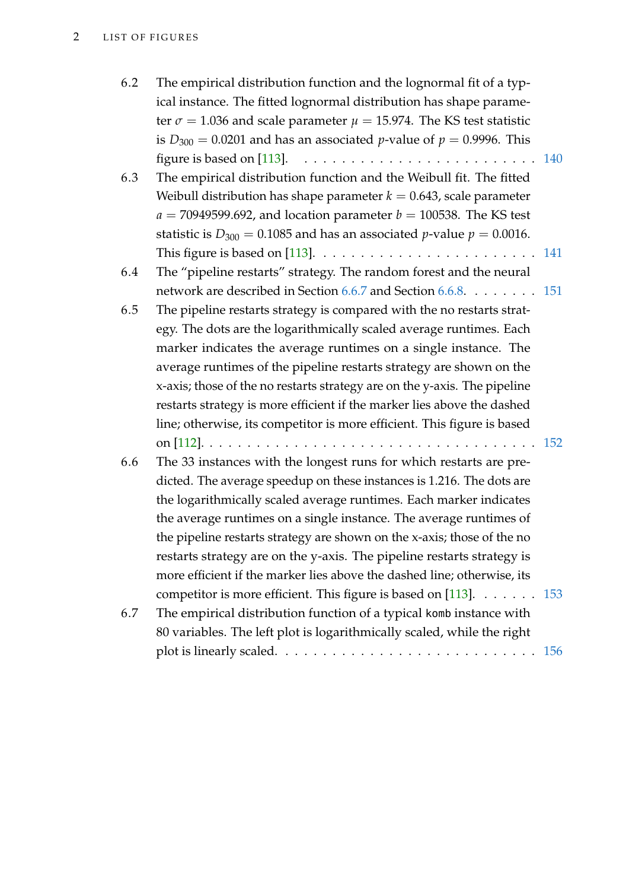6.2 The empirical distribution function and the lognormal fit of a typical instance. The fitted lognormal distribution has shape parameter $\sigma = 1.036$ and scale parameter $\mu = 15.974$. The KS test statistic is $D_{300} = 0.0201$ and has an associated $p$-value of $p = 0.9996$. This figure is based on [113]. . . . . . . . . . . . . . . . . . . . . . . . . 140

6.3 The empirical distribution function and the Weibull fit. The fitted Weibull distribution has shape parameter $k = 0.643$, scale parameter $a = 70949599.692$, and location parameter $b = 100538$. The KS test statistic is $D_{300} = 0.1085$ and has an associated $p$-value $p = 0.0016$. This figure is based on [113]. . . . . . . . . . . . . . . . . . . . . . . . 141

6.4 The "pipeline restarts" strategy. The random forest and the neural network are described in Section 6.6.7 and Section 6.6.8. . . . . . . . 151

6.5 The pipeline restarts strategy is compared with the no restarts strategy. The dots are the logarithmically scaled average runtimes. Each marker indicates the average runtimes on a single instance. The average runtimes of the pipeline restarts strategy are shown on the x-axis; those of the no restarts strategy are on the y-axis. The pipeline restarts strategy is more efficient if the marker lies above the dashed line; otherwise, its competitor is more efficient. This figure is based on [112]. . . . . . . . . . . . . . . . . . . . . . . . . . . . . . . . . . . . 152

6.6 The 33 instances with the longest runs for which restarts are predicted. The average speedup on these instances is 1.216. The dots are the logarithmically scaled average runtimes. Each marker indicates the average runtimes on a single instance. The average runtimes of the pipeline restarts strategy are shown on the x-axis; those of the no restarts strategy are on the y-axis. The pipeline restarts strategy is more efficient if the marker lies above the dashed line; otherwise, its competitor is more efficient. This figure is based on [113]. . . . . . . 153

6.7 The empirical distribution function of a typical `komb` instance with 80 variables. The left plot is logarithmically scaled, while the right plot is linearly scaled. . . . . . . . . . . . . . . . . . . . . . . . . . . 156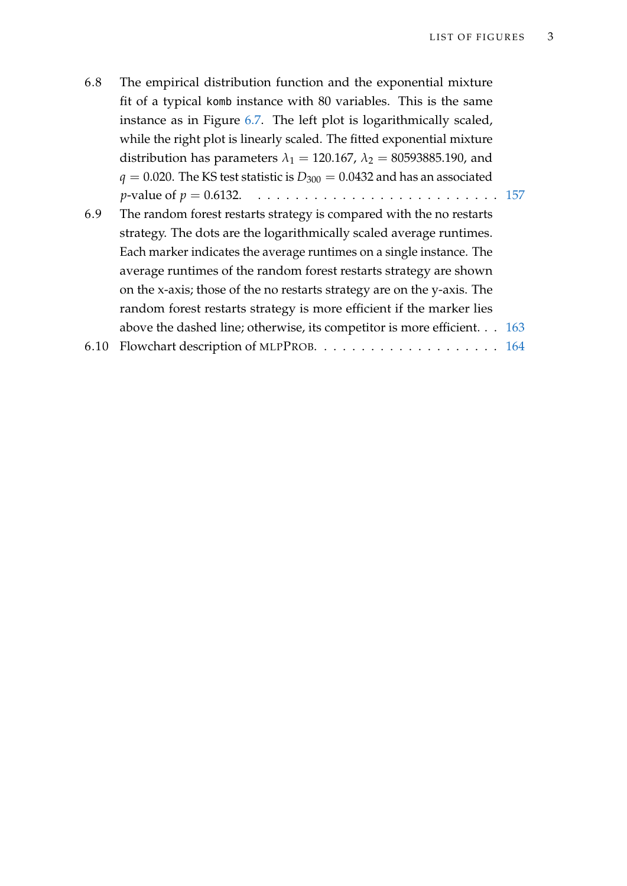6.8 The empirical distribution function and the exponential mixture fit of a typical `komb` instance with 80 variables. This is the same instance as in Figure 6.7. The left plot is logarithmically scaled, while the right plot is linearly scaled. The fitted exponential mixture distribution has parameters $\lambda_1 = 120.167$, $\lambda_2 = 80593885.190$, and $q = 0.020$. The KS test statistic is $D_{300} = 0.0432$ and has an associated $p$-value of $p = 0.6132$. . . . . . . . . . . . . . . . . . . . . . . . . . . 157

6.9 The random forest restarts strategy is compared with the no restarts strategy. The dots are the logarithmically scaled average runtimes. Each marker indicates the average runtimes on a single instance. The average runtimes of the random forest restarts strategy are shown on the x-axis; those of the no restarts strategy are on the y-axis. The random forest restarts strategy is more efficient if the marker lies above the dashed line; otherwise, its competitor is more efficient. . . 163

6.10 Flowchart description of MLPProb. . . . . . . . . . . . . . . . . . . . 164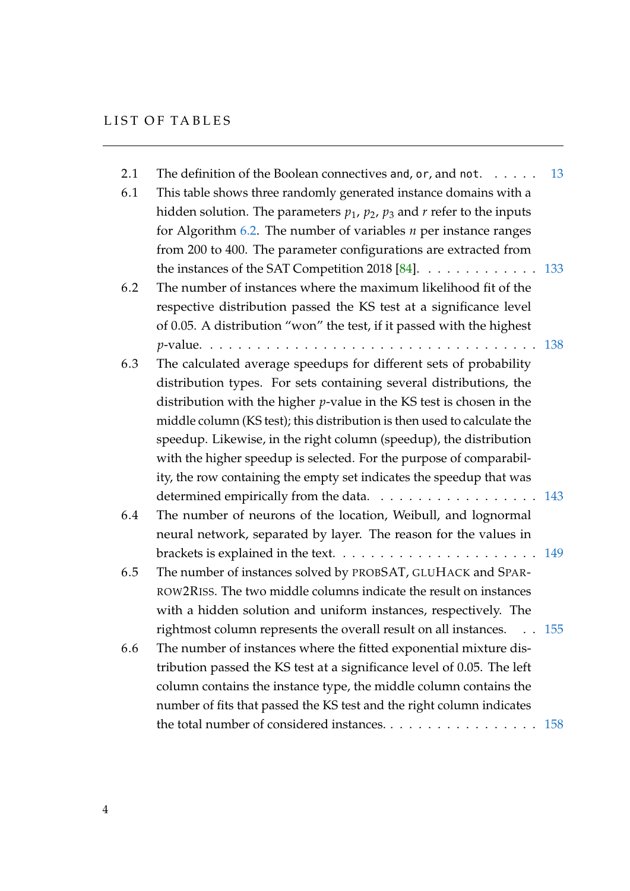# LIST OF TABLES

2.1 The definition of the Boolean connectives `and`, `or`, and `not`. . . . . . 13

6.1 This table shows three randomly generated instance domains with a hidden solution. The parameters $p_1$, $p_2$, $p_3$ and $r$ refer to the inputs for Algorithm 6.2. The number of variables $n$ per instance ranges from 200 to 400. The parameter configurations are extracted from the instances of the SAT Competition 2018 [84]. . . . . . . . . . . . . 133

6.2 The number of instances where the maximum likelihood fit of the respective distribution passed the KS test at a significance level of 0.05. A distribution "won" the test, if it passed with the highest $p$-value. . . . . . . . . . . . . . . . . . . . . . . . . . . . . . . . . . . . 138

6.3 The calculated average speedups for different sets of probability distribution types. For sets containing several distributions, the distribution with the higher $p$-value in the KS test is chosen in the middle column (KS test); this distribution is then used to calculate the speedup. Likewise, in the right column (speedup), the distribution with the higher speedup is selected. For the purpose of comparability, the row containing the empty set indicates the speedup that was determined empirically from the data. . . . . . . . . . . . . . . . . . 143

6.4 The number of neurons of the location, Weibull, and lognormal neural network, separated by layer. The reason for the values in brackets is explained in the text. . . . . . . . . . . . . . . . . . . . . . 149

6.5 The number of instances solved by PROBSAT, GLUHACK and SPARROW2RISS. The two middle columns indicate the result on instances with a hidden solution and uniform instances, respectively. The rightmost column represents the overall result on all instances. . . 155

6.6 The number of instances where the fitted exponential mixture distribution passed the KS test at a significance level of 0.05. The left column contains the instance type, the middle column contains the number of fits that passed the KS test and the right column indicates the total number of considered instances. . . . . . . . . . . . . . . . . 158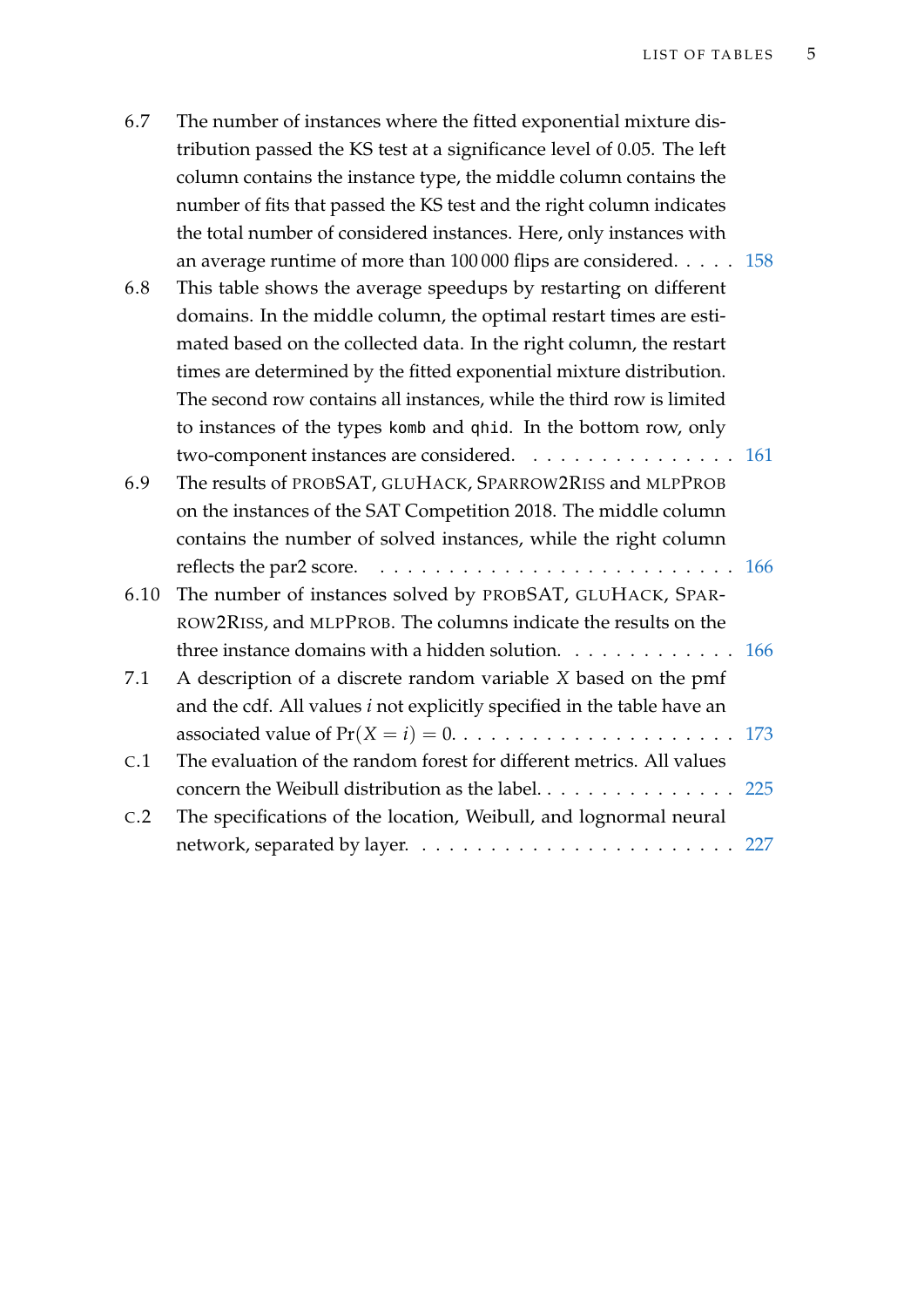6.7 The number of instances where the fitted exponential mixture distribution passed the KS test at a significance level of 0.05. The left column contains the instance type, the middle column contains the number of fits that passed the KS test and the right column indicates the total number of considered instances. Here, only instances with an average runtime of more than 100 000 flips are considered. . . . . 158

6.8 This table shows the average speedups by restarting on different domains. In the middle column, the optimal restart times are estimated based on the collected data. In the right column, the restart times are determined by the fitted exponential mixture distribution. The second row contains all instances, while the third row is limited to instances of the types `komb` and `qhid`. In the bottom row, only two-component instances are considered. . . . . . . . . . . . . . . . 161

6.9 The results of PROBSAT, GLUHACK, SPARROW2RISS and MLPPROB on the instances of the SAT Competition 2018. The middle column contains the number of solved instances, while the right column reflects the par2 score. . . . . . . . . . . . . . . . . . . . . . . . . . . 166

6.10 The number of instances solved by PROBSAT, GLUHACK, SPARROW2RISS, and MLPPROB. The columns indicate the results on the three instance domains with a hidden solution. . . . . . . . . . . . . 166

7.1 A description of a discrete random variable $X$ based on the pmf and the cdf. All values $i$ not explicitly specified in the table have an associated value of $\Pr(X = i) = 0$. . . . . . . . . . . . . . . . . . . . . 173

C.1 The evaluation of the random forest for different metrics. All values concern the Weibull distribution as the label. . . . . . . . . . . . . . . . 225

C.2 The specifications of the location, Weibull, and lognormal neural network, separated by layer. . . . . . . . . . . . . . . . . . . . . . . . 227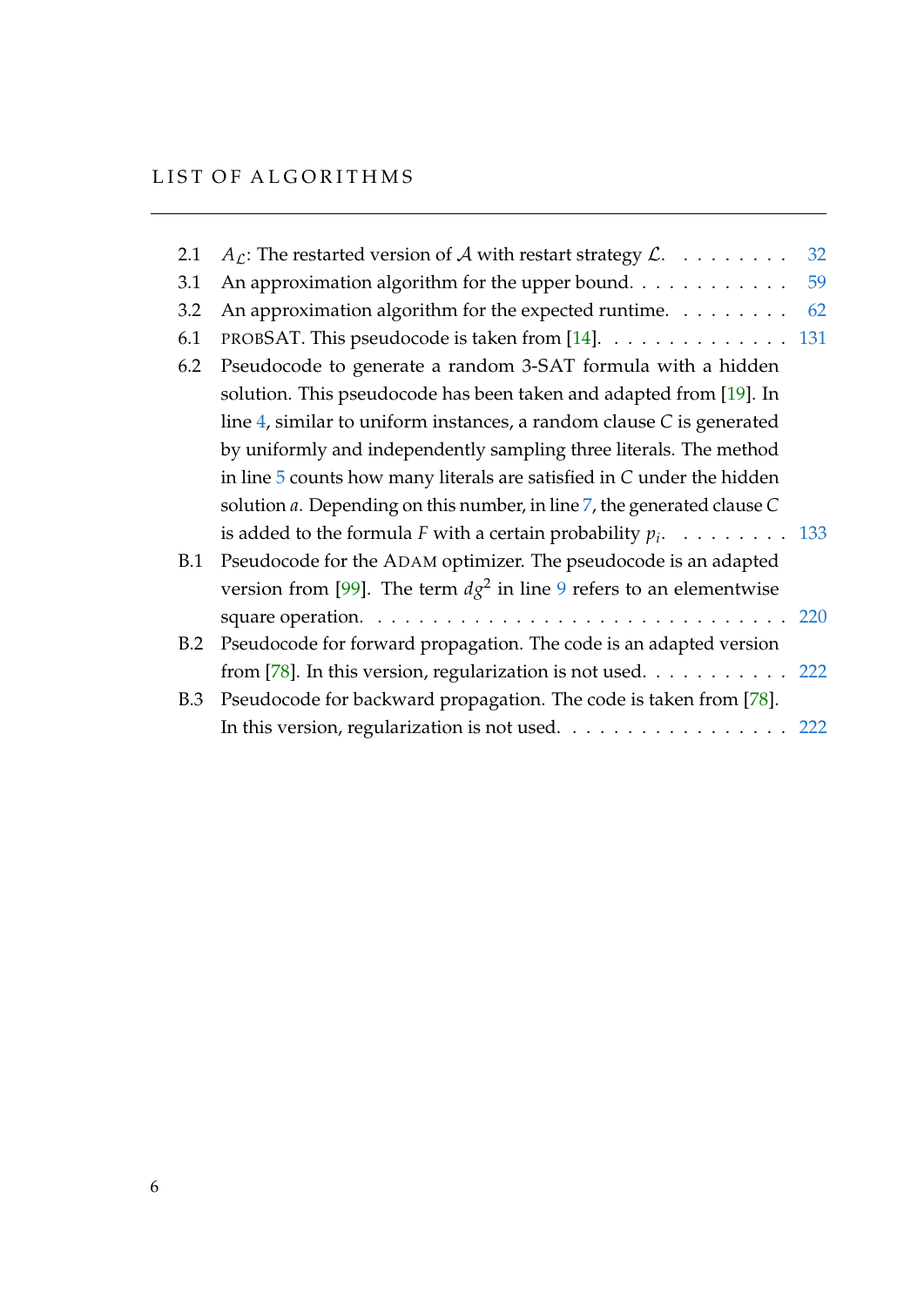# LIST OF ALGORITHMS

- 2.1 $A_{\mathcal{L}}$: The restarted version of $\mathcal{A}$ with restart strategy $\mathcal{L}$. . . . . . . . . 32
- 3.1 An approximation algorithm for the upper bound. . . . . . . . . . . . 59
- 3.2 An approximation algorithm for the expected runtime. . . . . . . . . 62
- 6.1 PROBSAT. This pseudocode is taken from [14]. . . . . . . . . . . . . . 131
- 6.2 Pseudocode to generate a random 3-SAT formula with a hidden solution. This pseudocode has been taken and adapted from [19]. In line 4, similar to uniform instances, a random clause $C$ is generated by uniformly and independently sampling three literals. The method in line 5 counts how many literals are satisfied in $C$ under the hidden solution $a$. Depending on this number, in line 7, the generated clause $C$ is added to the formula $F$ with a certain probability $p_i$. . . . . . . . . 133
- B.1 Pseudocode for the ADAM optimizer. The pseudocode is an adapted version from [99]. The term $dg^2$ in line 9 refers to an elementwise square operation. . . . . . . . . . . . . . . . . . . . . . . . . . . . . . . 220
- B.2 Pseudocode for forward propagation. The code is an adapted version from [78]. In this version, regularization is not used. . . . . . . . . . . 222
- B.3 Pseudocode for backward propagation. The code is taken from [78]. In this version, regularization is not used. . . . . . . . . . . . . . . . . 222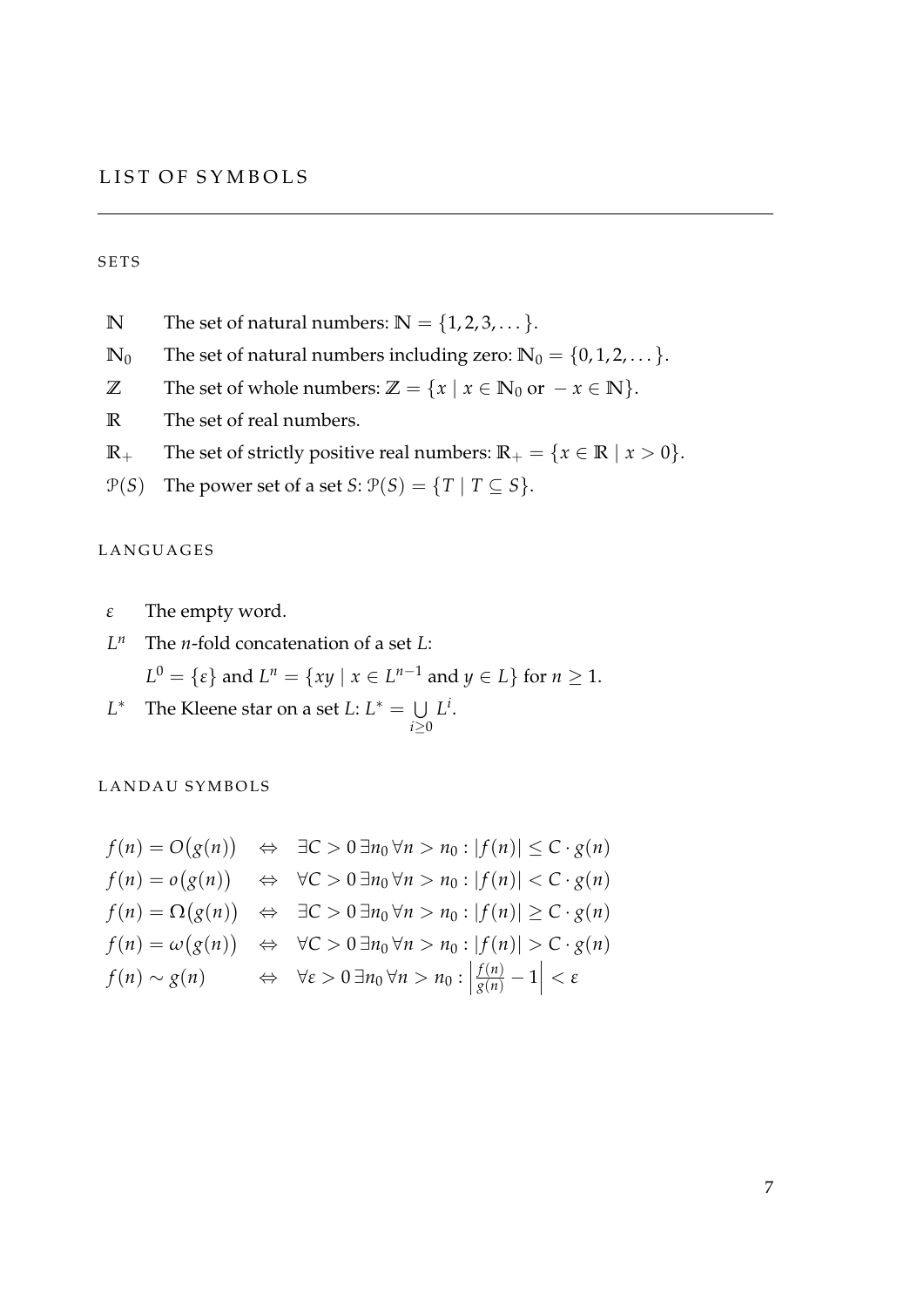# LIST OF SYMBOLS

## SETS

- $\mathbb{N}$ The set of natural numbers: $\mathbb{N} = \{1, 2, 3, \dots\}$.
- $\mathbb{N}_0$ The set of natural numbers including zero: $\mathbb{N}_0 = \{0, 1, 2, \dots\}$.
- $\mathbb{Z}$ The set of whole numbers: $\mathbb{Z} = \{x \mid x \in \mathbb{N}_0 \text{ or } -x \in \mathbb{N}\}$.
- $\mathbb{R}$ The set of real numbers.
- $\mathbb{R}_+$ The set of strictly positive real numbers: $\mathbb{R}_+ = \{x \in \mathbb{R} \mid x > 0\}$.
- $\mathcal{P}(S)$ The power set of a set $S$: $\mathcal{P}(S) = \{T \mid T \subseteq S\}$.

## LANGUAGES

- $\varepsilon$ The empty word.
- $L^n$ The $n$-fold concatenation of a set $L$:
  $L^0 = \{\varepsilon\}$ and $L^n = \{xy \mid x \in L^{n-1} \text{ and } y \in L\}$ for $n \geq 1$.
- $L^*$ The Kleene star on a set $L$: $L^* = \bigcup\limits_{i \geq 0} L^i$.

## LANDAU SYMBOLS

$$
\begin{aligned}
f(n) = O\big(g(n)\big) \quad &\Leftrightarrow \quad \exists C > 0 \, \exists n_0 \, \forall n > n_0 : |f(n)| \leq C \cdot g(n) \\
f(n) = o\big(g(n)\big) \quad &\Leftrightarrow \quad \forall C > 0 \, \exists n_0 \, \forall n > n_0 : |f(n)| < C \cdot g(n) \\
f(n) = \Omega\big(g(n)\big) \quad &\Leftrightarrow \quad \exists C > 0 \, \exists n_0 \, \forall n > n_0 : |f(n)| \geq C \cdot g(n) \\
f(n) = \omega\big(g(n)\big) \quad &\Leftrightarrow \quad \forall C > 0 \, \exists n_0 \, \forall n > n_0 : |f(n)| > C \cdot g(n) \\
f(n) \sim g(n) \quad &\Leftrightarrow \quad \forall \varepsilon > 0 \, \exists n_0 \, \forall n > n_0 : \left| \tfrac{f(n)}{g(n)} - 1 \right| < \varepsilon
\end{aligned}
$$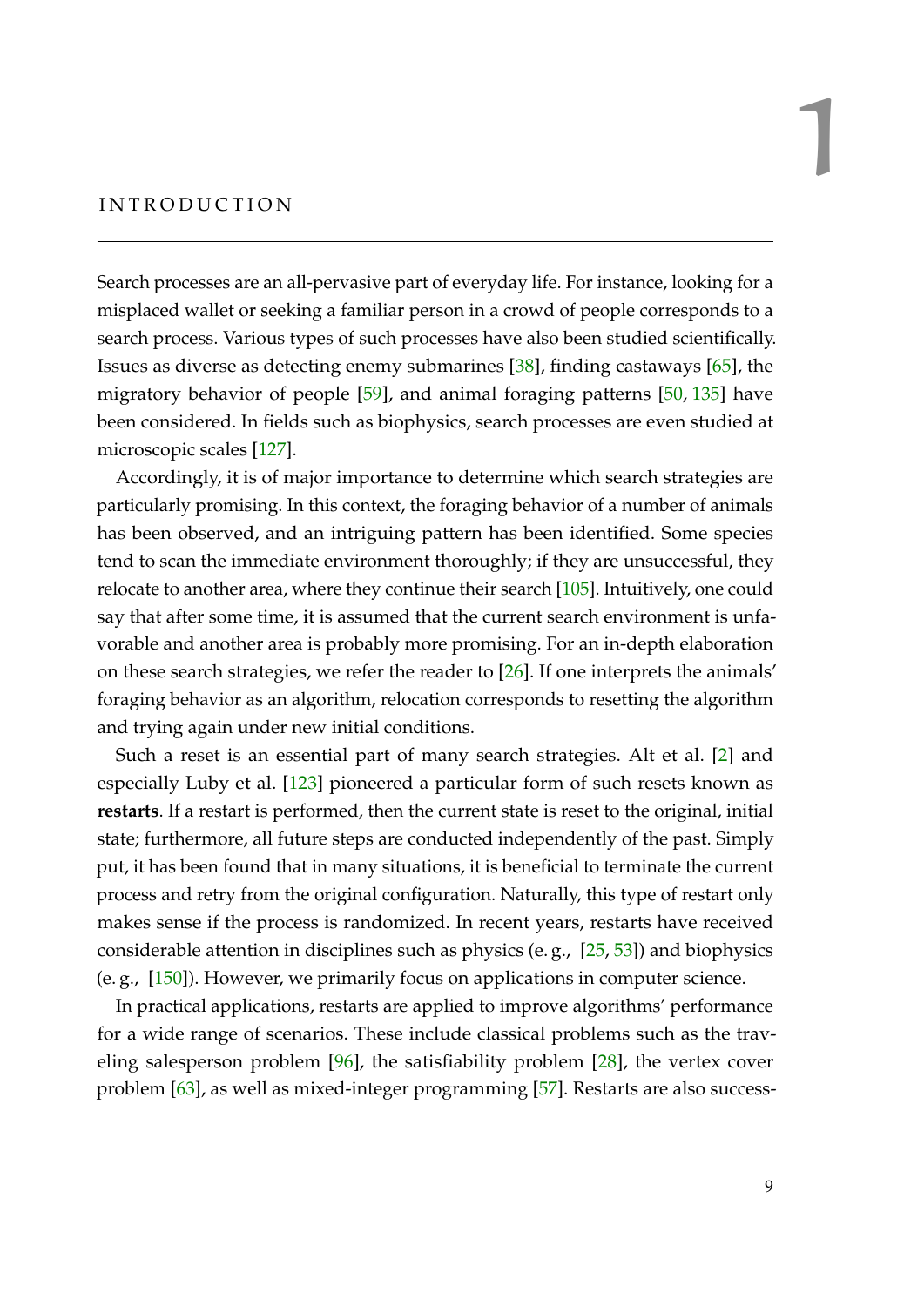# 1 INTRODUCTION

Search processes are an all-pervasive part of everyday life. For instance, looking for a misplaced wallet or seeking a familiar person in a crowd of people corresponds to a search process. Various types of such processes have also been studied scientifically. Issues as diverse as detecting enemy submarines [38], finding castaways [65], the migratory behavior of people [59], and animal foraging patterns [50, 135] have been considered. In fields such as biophysics, search processes are even studied at microscopic scales [127].

Accordingly, it is of major importance to determine which search strategies are particularly promising. In this context, the foraging behavior of a number of animals has been observed, and an intriguing pattern has been identified. Some species tend to scan the immediate environment thoroughly; if they are unsuccessful, they relocate to another area, where they continue their search [105]. Intuitively, one could say that after some time, it is assumed that the current search environment is unfavorable and another area is probably more promising. For an in-depth elaboration on these search strategies, we refer the reader to [26]. If one interprets the animals' foraging behavior as an algorithm, relocation corresponds to resetting the algorithm and trying again under new initial conditions.

Such a reset is an essential part of many search strategies. Alt et al. [2] and especially Luby et al. [123] pioneered a particular form of such resets known as **restarts**. If a restart is performed, then the current state is reset to the original, initial state; furthermore, all future steps are conducted independently of the past. Simply put, it has been found that in many situations, it is beneficial to terminate the current process and retry from the original configuration. Naturally, this type of restart only makes sense if the process is randomized. In recent years, restarts have received considerable attention in disciplines such as physics (e. g., [25, 53]) and biophysics (e. g., [150]). However, we primarily focus on applications in computer science.

In practical applications, restarts are applied to improve algorithms' performance for a wide range of scenarios. These include classical problems such as the traveling salesperson problem [96], the satisfiability problem [28], the vertex cover problem [63], as well as mixed-integer programming [57]. Restarts are also success-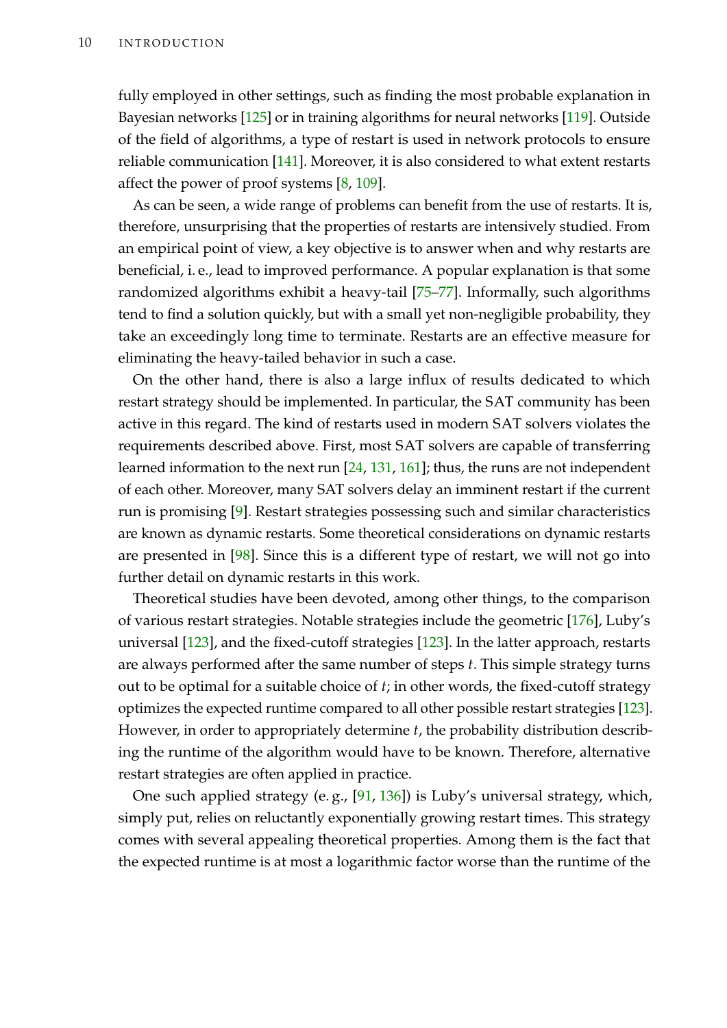fully employed in other settings, such as finding the most probable explanation in Bayesian networks [125] or in training algorithms for neural networks [119]. Outside of the field of algorithms, a type of restart is used in network protocols to ensure reliable communication [141]. Moreover, it is also considered to what extent restarts affect the power of proof systems [8, 109].

As can be seen, a wide range of problems can benefit from the use of restarts. It is, therefore, unsurprising that the properties of restarts are intensively studied. From an empirical point of view, a key objective is to answer when and why restarts are beneficial, i. e., lead to improved performance. A popular explanation is that some randomized algorithms exhibit a heavy-tail [75–77]. Informally, such algorithms tend to find a solution quickly, but with a small yet non-negligible probability, they take an exceedingly long time to terminate. Restarts are an effective measure for eliminating the heavy-tailed behavior in such a case.

On the other hand, there is also a large influx of results dedicated to which restart strategy should be implemented. In particular, the SAT community has been active in this regard. The kind of restarts used in modern SAT solvers violates the requirements described above. First, most SAT solvers are capable of transferring learned information to the next run [24, 131, 161]; thus, the runs are not independent of each other. Moreover, many SAT solvers delay an imminent restart if the current run is promising [9]. Restart strategies possessing such and similar characteristics are known as dynamic restarts. Some theoretical considerations on dynamic restarts are presented in [98]. Since this is a different type of restart, we will not go into further detail on dynamic restarts in this work.

Theoretical studies have been devoted, among other things, to the comparison of various restart strategies. Notable strategies include the geometric [176], Luby's universal [123], and the fixed-cutoff strategies [123]. In the latter approach, restarts are always performed after the same number of steps $t$. This simple strategy turns out to be optimal for a suitable choice of $t$; in other words, the fixed-cutoff strategy optimizes the expected runtime compared to all other possible restart strategies [123]. However, in order to appropriately determine $t$, the probability distribution describing the runtime of the algorithm would have to be known. Therefore, alternative restart strategies are often applied in practice.

One such applied strategy (e. g., [91, 136]) is Luby's universal strategy, which, simply put, relies on reluctantly exponentially growing restart times. This strategy comes with several appealing theoretical properties. Among them is the fact that the expected runtime is at most a logarithmic factor worse than the runtime of the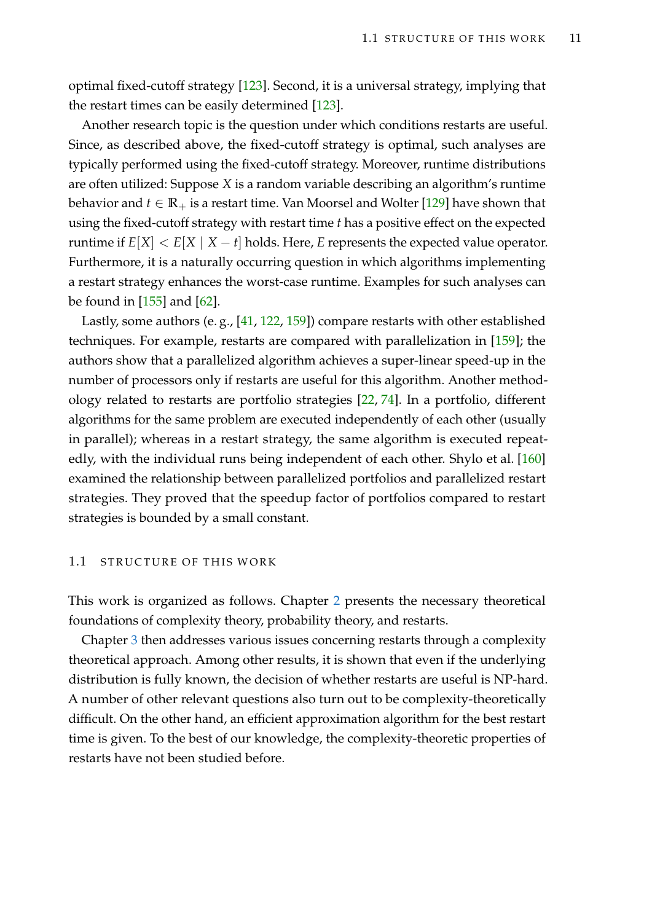optimal fixed-cutoff strategy [123]. Second, it is a universal strategy, implying that the restart times can be easily determined [123].

Another research topic is the question under which conditions restarts are useful. Since, as described above, the fixed-cutoff strategy is optimal, such analyses are typically performed using the fixed-cutoff strategy. Moreover, runtime distributions are often utilized: Suppose $X$ is a random variable describing an algorithm's runtime behavior and $t \in \mathbb{R}_+$ is a restart time. Van Moorsel and Wolter [129] have shown that using the fixed-cutoff strategy with restart time $t$ has a positive effect on the expected runtime if $E[X] < E[X \mid X - t]$ holds. Here, $E$ represents the expected value operator. Furthermore, it is a naturally occurring question in which algorithms implementing a restart strategy enhances the worst-case runtime. Examples for such analyses can be found in [155] and [62].

Lastly, some authors (e. g., [41, 122, 159]) compare restarts with other established techniques. For example, restarts are compared with parallelization in [159]; the authors show that a parallelized algorithm achieves a super-linear speed-up in the number of processors only if restarts are useful for this algorithm. Another methodology related to restarts are portfolio strategies [22, 74]. In a portfolio, different algorithms for the same problem are executed independently of each other (usually in parallel); whereas in a restart strategy, the same algorithm is executed repeatedly, with the individual runs being independent of each other. Shylo et al. [160] examined the relationship between parallelized portfolios and parallelized restart strategies. They proved that the speedup factor of portfolios compared to restart strategies is bounded by a small constant.

## 1.1 STRUCTURE OF THIS WORK

This work is organized as follows. Chapter 2 presents the necessary theoretical foundations of complexity theory, probability theory, and restarts.

Chapter 3 then addresses various issues concerning restarts through a complexity theoretical approach. Among other results, it is shown that even if the underlying distribution is fully known, the decision of whether restarts are useful is NP-hard. A number of other relevant questions also turn out to be complexity-theoretically difficult. On the other hand, an efficient approximation algorithm for the best restart time is given. To the best of our knowledge, the complexity-theoretic properties of restarts have not been studied before.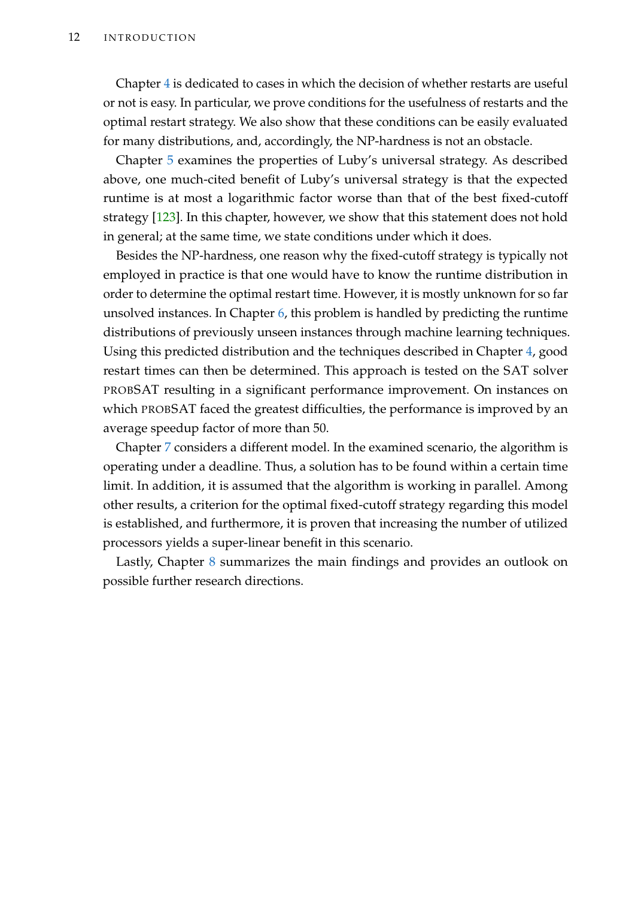Chapter 4 is dedicated to cases in which the decision of whether restarts are useful or not is easy. In particular, we prove conditions for the usefulness of restarts and the optimal restart strategy. We also show that these conditions can be easily evaluated for many distributions, and, accordingly, the NP-hardness is not an obstacle.

Chapter 5 examines the properties of Luby's universal strategy. As described above, one much-cited benefit of Luby's universal strategy is that the expected runtime is at most a logarithmic factor worse than that of the best fixed-cutoff strategy [123]. In this chapter, however, we show that this statement does not hold in general; at the same time, we state conditions under which it does.

Besides the NP-hardness, one reason why the fixed-cutoff strategy is typically not employed in practice is that one would have to know the runtime distribution in order to determine the optimal restart time. However, it is mostly unknown for so far unsolved instances. In Chapter 6, this problem is handled by predicting the runtime distributions of previously unseen instances through machine learning techniques. Using this predicted distribution and the techniques described in Chapter 4, good restart times can then be determined. This approach is tested on the SAT solver PROBSAT resulting in a significant performance improvement. On instances on which PROBSAT faced the greatest difficulties, the performance is improved by an average speedup factor of more than 50.

Chapter 7 considers a different model. In the examined scenario, the algorithm is operating under a deadline. Thus, a solution has to be found within a certain time limit. In addition, it is assumed that the algorithm is working in parallel. Among other results, a criterion for the optimal fixed-cutoff strategy regarding this model is established, and furthermore, it is proven that increasing the number of utilized processors yields a super-linear benefit in this scenario.

Lastly, Chapter 8 summarizes the main findings and provides an outlook on possible further research directions.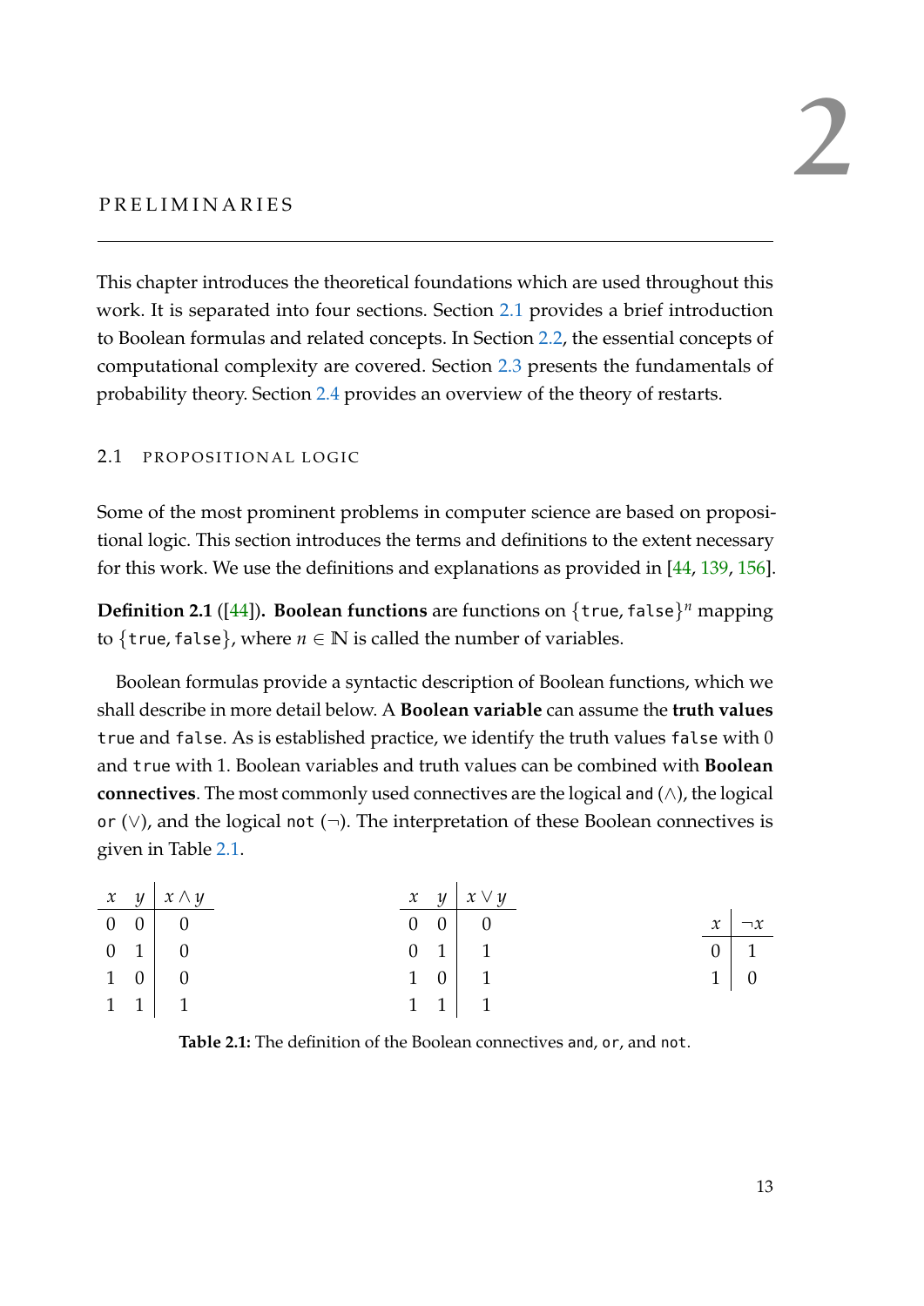# 2 PRELIMINARIES

This chapter introduces the theoretical foundations which are used throughout this work. It is separated into four sections. Section 2.1 provides a brief introduction to Boolean formulas and related concepts. In Section 2.2, the essential concepts of computational complexity are covered. Section 2.3 presents the fundamentals of probability theory. Section 2.4 provides an overview of the theory of restarts.

## 2.1 PROPOSITIONAL LOGIC

Some of the most prominent problems in computer science are based on propositional logic. This section introduces the terms and definitions to the extent necessary for this work. We use the definitions and explanations as provided in [44, 139, 156].

**Definition 2.1** ([44]). **Boolean functions** are functions on $\{\texttt{true}, \texttt{false}\}^n$ mapping to $\{\texttt{true}, \texttt{false}\}$, where $n \in \mathbb{N}$ is called the number of variables.

Boolean formulas provide a syntactic description of Boolean functions, which we shall describe in more detail below. A **Boolean variable** can assume the **truth values** `true` and `false`. As is established practice, we identify the truth values `false` with 0 and `true` with 1. Boolean variables and truth values can be combined with **Boolean connectives**. The most commonly used connectives are the logical `and` ($\wedge$), the logical `or` ($\vee$), and the logical `not` ($\neg$). The interpretation of these Boolean connectives is given in Table 2.1.

| $x$ | $y$ | $x \wedge y$ |
|---|---|---|
| 0 | 0 | 0 |
| 0 | 1 | 0 |
| 1 | 0 | 0 |
| 1 | 1 | 1 |

| $x$ | $y$ | $x \vee y$ |
|---|---|---|
| 0 | 0 | 0 |
| 0 | 1 | 1 |
| 1 | 0 | 1 |
| 1 | 1 | 1 |

| $x$ | $\neg x$ |
|---|---|
| 0 | 1 |
| 1 | 0 |

**Table 2.1:** The definition of the Boolean connectives `and`, `or`, and `not`.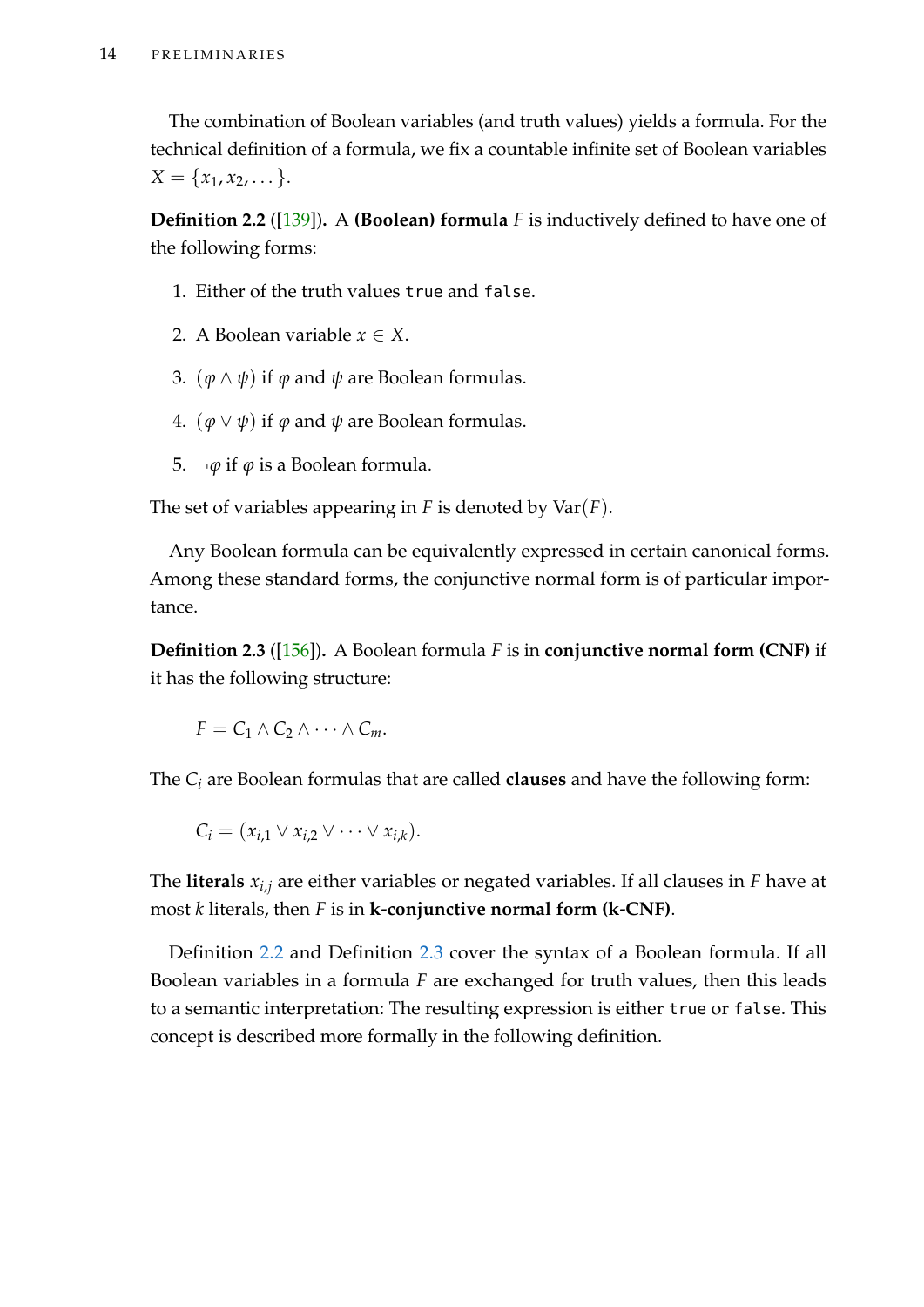The combination of Boolean variables (and truth values) yields a formula. For the technical definition of a formula, we fix a countable infinite set of Boolean variables $X = \{x_1, x_2, \dots\}$.

**Definition 2.2** ([139])**.** A **(Boolean) formula** $F$ is inductively defined to have one of the following forms:

1. Either of the truth values `true` and `false`.
2. A Boolean variable $x \in X$.
3. $(\varphi \wedge \psi)$ if $\varphi$ and $\psi$ are Boolean formulas.
4. $(\varphi \vee \psi)$ if $\varphi$ and $\psi$ are Boolean formulas.
5. $\neg\varphi$ if $\varphi$ is a Boolean formula.

The set of variables appearing in $F$ is denoted by $\mathrm{Var}(F)$.

Any Boolean formula can be equivalently expressed in certain canonical forms. Among these standard forms, the conjunctive normal form is of particular importance.

**Definition 2.3** ([156])**.** A Boolean formula $F$ is in **conjunctive normal form (CNF)** if it has the following structure:

$$F = C_1 \wedge C_2 \wedge \dots \wedge C_m.$$

The $C_i$ are Boolean formulas that are called **clauses** and have the following form:

$$C_i = (x_{i,1} \vee x_{i,2} \vee \dots \vee x_{i,k}).$$

The **literals** $x_{i,j}$ are either variables or negated variables. If all clauses in $F$ have at most $k$ literals, then $F$ is in **k-conjunctive normal form (k-CNF)**.

Definition 2.2 and Definition 2.3 cover the syntax of a Boolean formula. If all Boolean variables in a formula $F$ are exchanged for truth values, then this leads to a semantic interpretation: The resulting expression is either `true` or `false`. This concept is described more formally in the following definition.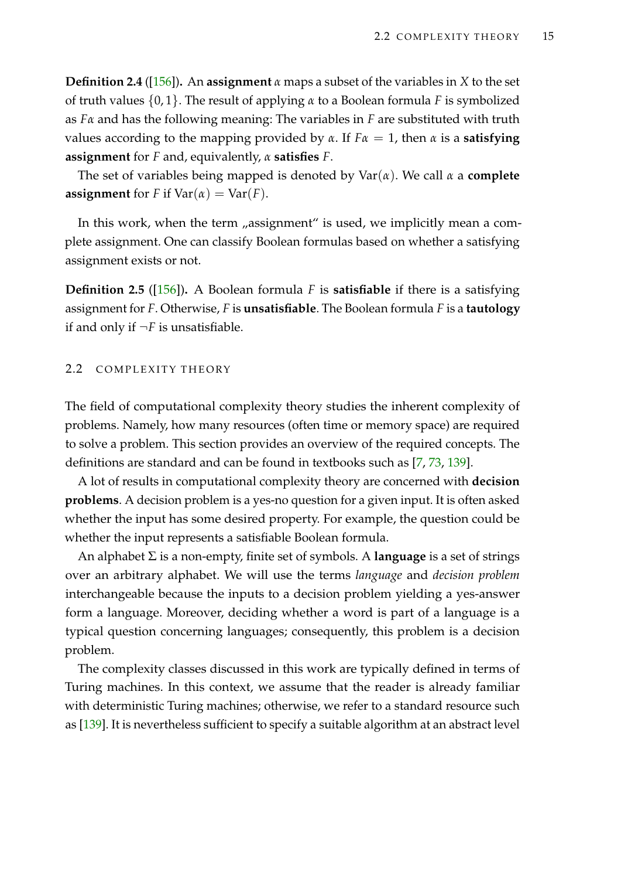**Definition 2.4** ([156])**.** An **assignment** $\alpha$ maps a subset of the variables in $X$ to the set of truth values $\{0, 1\}$. The result of applying $\alpha$ to a Boolean formula $F$ is symbolized as $F\alpha$ and has the following meaning: The variables in $F$ are substituted with truth values according to the mapping provided by $\alpha$. If $F\alpha = 1$, then $\alpha$ is a **satisfying assignment** for $F$ and, equivalently, $\alpha$ **satisfies** $F$.

The set of variables being mapped is denoted by $\mathrm{Var}(\alpha)$. We call $\alpha$ a **complete assignment** for $F$ if $\mathrm{Var}(\alpha) = \mathrm{Var}(F)$.

In this work, when the term „assignment“ is used, we implicitly mean a complete assignment. One can classify Boolean formulas based on whether a satisfying assignment exists or not.

**Definition 2.5** ([156])**.** A Boolean formula $F$ is **satisfiable** if there is a satisfying assignment for $F$. Otherwise, $F$ is **unsatisfiable**. The Boolean formula $F$ is a **tautology** if and only if $\neg F$ is unsatisfiable.

## 2.2 COMPLEXITY THEORY

The field of computational complexity theory studies the inherent complexity of problems. Namely, how many resources (often time or memory space) are required to solve a problem. This section provides an overview of the required concepts. The definitions are standard and can be found in textbooks such as [7, 73, 139].

A lot of results in computational complexity theory are concerned with **decision problems**. A decision problem is a yes-no question for a given input. It is often asked whether the input has some desired property. For example, the question could be whether the input represents a satisfiable Boolean formula.

An alphabet $\Sigma$ is a non-empty, finite set of symbols. A **language** is a set of strings over an arbitrary alphabet. We will use the terms *language* and *decision problem* interchangeable because the inputs to a decision problem yielding a yes-answer form a language. Moreover, deciding whether a word is part of a language is a typical question concerning languages; consequently, this problem is a decision problem.

The complexity classes discussed in this work are typically defined in terms of Turing machines. In this context, we assume that the reader is already familiar with deterministic Turing machines; otherwise, we refer to a standard resource such as [139]. It is nevertheless sufficient to specify a suitable algorithm at an abstract level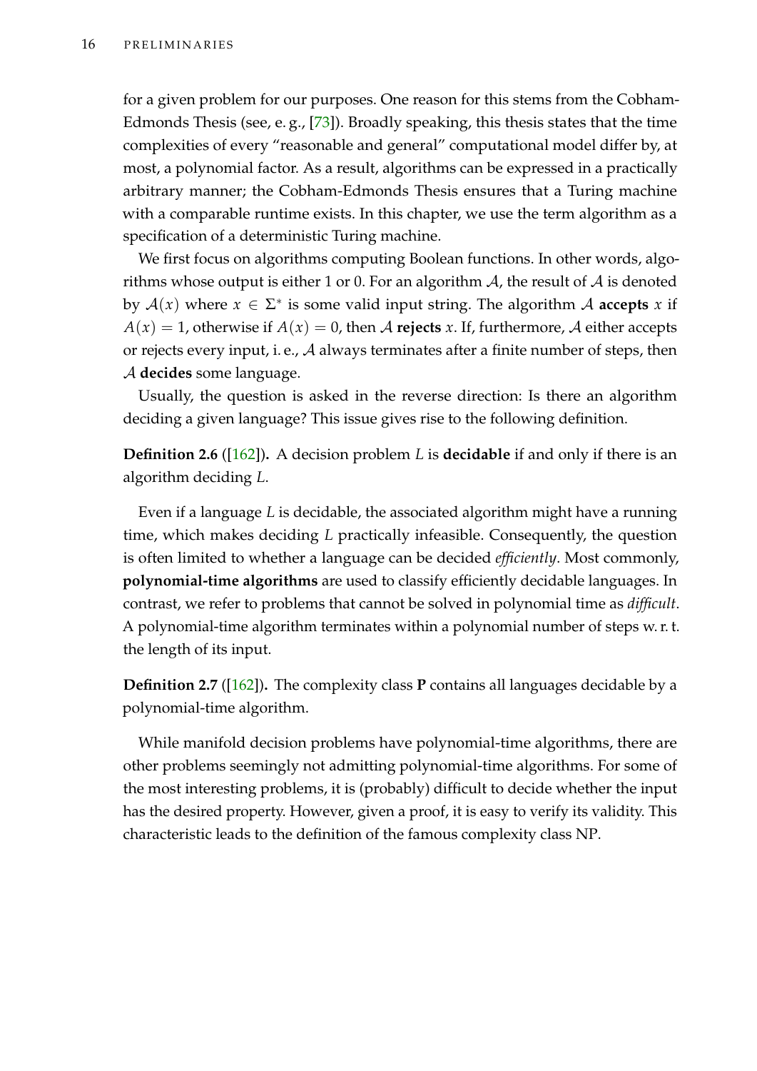for a given problem for our purposes. One reason for this stems from the Cobham-Edmonds Thesis (see, e. g., [73]). Broadly speaking, this thesis states that the time complexities of every "reasonable and general" computational model differ by, at most, a polynomial factor. As a result, algorithms can be expressed in a practically arbitrary manner; the Cobham-Edmonds Thesis ensures that a Turing machine with a comparable runtime exists. In this chapter, we use the term algorithm as a specification of a deterministic Turing machine.

We first focus on algorithms computing Boolean functions. In other words, algorithms whose output is either 1 or 0. For an algorithm $\mathcal{A}$, the result of $\mathcal{A}$ is denoted by $\mathcal{A}(x)$ where $x \in \Sigma^*$ is some valid input string. The algorithm $\mathcal{A}$ **accepts** $x$ if $A(x) = 1$, otherwise if $A(x) = 0$, then $\mathcal{A}$ **rejects** $x$. If, furthermore, $\mathcal{A}$ either accepts or rejects every input, i. e., $\mathcal{A}$ always terminates after a finite number of steps, then $\mathcal{A}$ **decides** some language.

Usually, the question is asked in the reverse direction: Is there an algorithm deciding a given language? This issue gives rise to the following definition.

**Definition 2.6** ([162])**.** A decision problem $L$ is **decidable** if and only if there is an algorithm deciding $L$.

Even if a language $L$ is decidable, the associated algorithm might have a running time, which makes deciding $L$ practically infeasible. Consequently, the question is often limited to whether a language can be decided *efficiently*. Most commonly, **polynomial-time algorithms** are used to classify efficiently decidable languages. In contrast, we refer to problems that cannot be solved in polynomial time as *difficult*. A polynomial-time algorithm terminates within a polynomial number of steps w. r. t. the length of its input.

**Definition 2.7** ([162])**.** The complexity class **P** contains all languages decidable by a polynomial-time algorithm.

While manifold decision problems have polynomial-time algorithms, there are other problems seemingly not admitting polynomial-time algorithms. For some of the most interesting problems, it is (probably) difficult to decide whether the input has the desired property. However, given a proof, it is easy to verify its validity. This characteristic leads to the definition of the famous complexity class NP.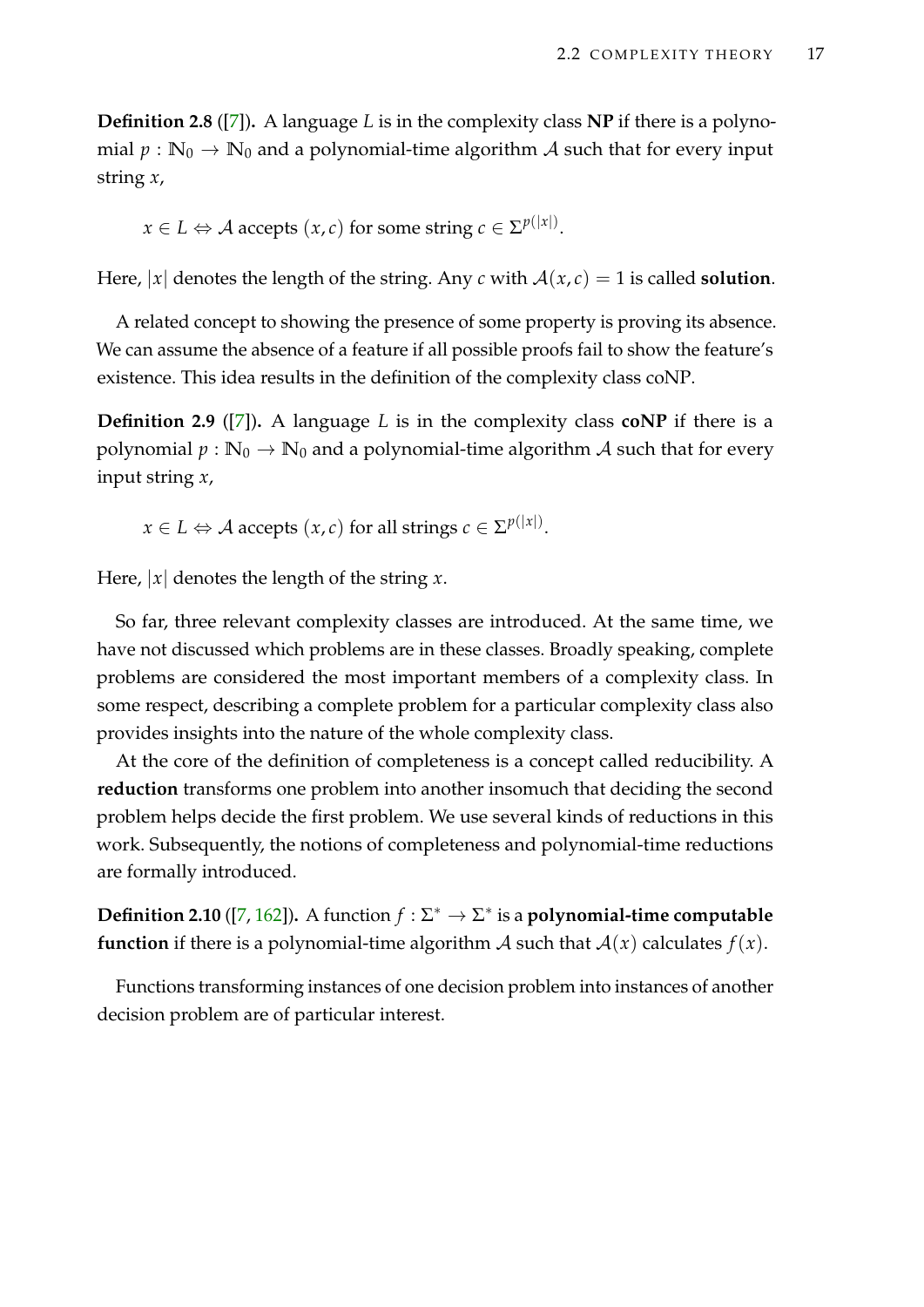**Definition 2.8** ([7])**.** A language $L$ is in the complexity class **NP** if there is a polynomial $p : \mathbb{N}_0 \to \mathbb{N}_0$ and a polynomial-time algorithm $\mathcal{A}$ such that for every input string $x$,

$$x \in L \Leftrightarrow \mathcal{A} \text{ accepts } (x, c) \text{ for some string } c \in \Sigma^{p(|x|)}.$$

Here, $|x|$ denotes the length of the string. Any $c$ with $\mathcal{A}(x, c) = 1$ is called **solution**.

A related concept to showing the presence of some property is proving its absence. We can assume the absence of a feature if all possible proofs fail to show the feature's existence. This idea results in the definition of the complexity class coNP.

**Definition 2.9** ([7])**.** A language $L$ is in the complexity class **coNP** if there is a polynomial $p : \mathbb{N}_0 \to \mathbb{N}_0$ and a polynomial-time algorithm $\mathcal{A}$ such that for every input string $x$,

$$x \in L \Leftrightarrow \mathcal{A} \text{ accepts } (x, c) \text{ for all strings } c \in \Sigma^{p(|x|)}.$$

Here, $|x|$ denotes the length of the string $x$.

So far, three relevant complexity classes are introduced. At the same time, we have not discussed which problems are in these classes. Broadly speaking, complete problems are considered the most important members of a complexity class. In some respect, describing a complete problem for a particular complexity class also provides insights into the nature of the whole complexity class.

At the core of the definition of completeness is a concept called reducibility. A **reduction** transforms one problem into another insomuch that deciding the second problem helps decide the first problem. We use several kinds of reductions in this work. Subsequently, the notions of completeness and polynomial-time reductions are formally introduced.

**Definition 2.10** ([7, 162])**.** A function $f : \Sigma^* \to \Sigma^*$ is a **polynomial-time computable function** if there is a polynomial-time algorithm $\mathcal{A}$ such that $\mathcal{A}(x)$ calculates $f(x)$.

Functions transforming instances of one decision problem into instances of another decision problem are of particular interest.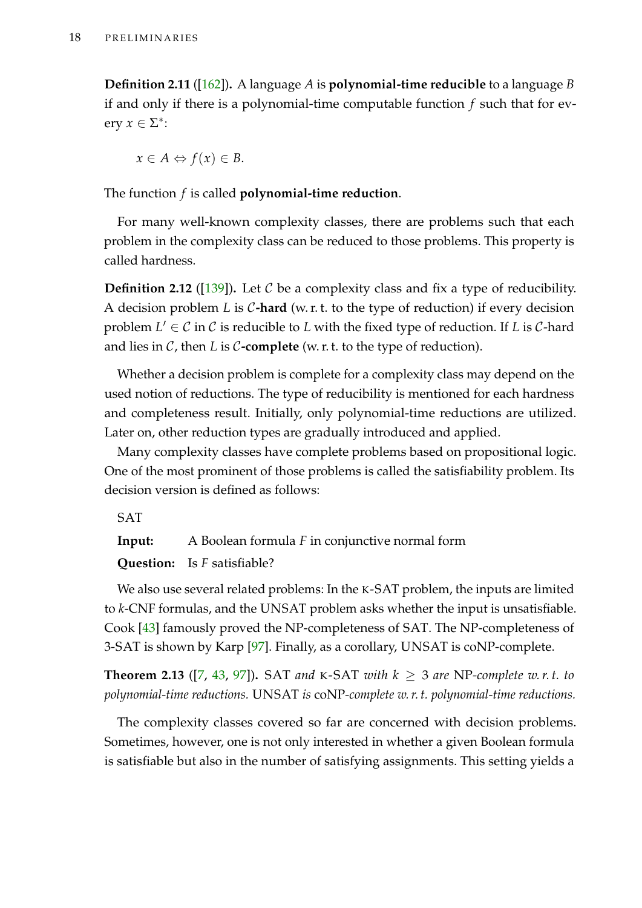**Definition 2.11** ([162])**.** A language $A$ is **polynomial-time reducible** to a language $B$ if and only if there is a polynomial-time computable function $f$ such that for every $x \in \Sigma^*$:

$$x \in A \Leftrightarrow f(x) \in B.$$

The function $f$ is called **polynomial-time reduction**.

For many well-known complexity classes, there are problems such that each problem in the complexity class can be reduced to those problems. This property is called hardness.

**Definition 2.12** ([139])**.** Let $\mathcal{C}$ be a complexity class and fix a type of reducibility. A decision problem $L$ is **$\mathcal{C}$-hard** (w. r. t. to the type of reduction) if every decision problem $L' \in \mathcal{C}$ in $\mathcal{C}$ is reducible to $L$ with the fixed type of reduction. If $L$ is $\mathcal{C}$-hard and lies in $\mathcal{C}$, then $L$ is **$\mathcal{C}$-complete** (w. r. t. to the type of reduction).

Whether a decision problem is complete for a complexity class may depend on the used notion of reductions. The type of reducibility is mentioned for each hardness and completeness result. Initially, only polynomial-time reductions are utilized. Later on, other reduction types are gradually introduced and applied.

Many complexity classes have complete problems based on propositional logic. One of the most prominent of those problems is called the satisfiability problem. Its decision version is defined as follows:

SAT

**Input:** A Boolean formula $F$ in conjunctive normal form

**Question:** Is $F$ satisfiable?

We also use several related problems: In the K-SAT problem, the inputs are limited to $k$-CNF formulas, and the UNSAT problem asks whether the input is unsatisfiable. Cook [43] famously proved the NP-completeness of SAT. The NP-completeness of 3-SAT is shown by Karp [97]. Finally, as a corollary, UNSAT is coNP-complete.

**Theorem 2.13** ([7, 43, 97])**.** *SAT and K-SAT with $k \geq 3$ are NP-complete w. r. t. to polynomial-time reductions. UNSAT is coNP-complete w. r. t. polynomial-time reductions.*

The complexity classes covered so far are concerned with decision problems. Sometimes, however, one is not only interested in whether a given Boolean formula is satisfiable but also in the number of satisfying assignments. This setting yields a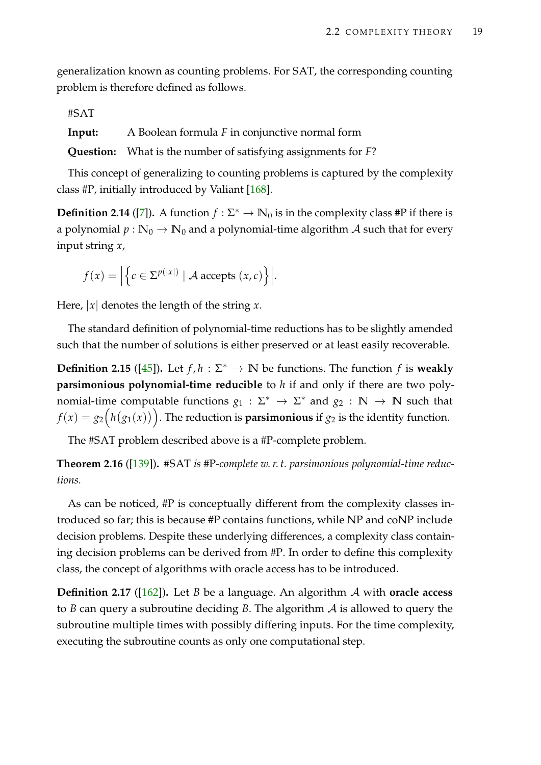generalization known as counting problems. For SAT, the corresponding counting problem is therefore defined as follows.

#SAT

**Input:** A Boolean formula $F$ in conjunctive normal form

**Question:** What is the number of satisfying assignments for $F$?

This concept of generalizing to counting problems is captured by the complexity class #P, initially introduced by Valiant [168].

**Definition 2.14** ([7])**.** A function $f : \Sigma^* \to \mathbb{N}_0$ is in the complexity class **#P** if there is a polynomial $p : \mathbb{N}_0 \to \mathbb{N}_0$ and a polynomial-time algorithm $\mathcal{A}$ such that for every input string $x$,

$$f(x) = \left|\left\{c \in \Sigma^{p(|x|)} \mid \mathcal{A} \text{ accepts } (x, c)\right\}\right|.$$

Here, $|x|$ denotes the length of the string $x$.

The standard definition of polynomial-time reductions has to be slightly amended such that the number of solutions is either preserved or at least easily recoverable.

**Definition 2.15** ([45])**.** Let $f, h : \Sigma^* \to \mathbb{N}$ be functions. The function $f$ is **weakly parsimonious polynomial-time reducible** to $h$ if and only if there are two polynomial-time computable functions $g_1 : \Sigma^* \to \Sigma^*$ and $g_2 : \mathbb{N} \to \mathbb{N}$ such that $f(x) = g_2\Big(h\big(g_1(x)\big)\Big)$. The reduction is **parsimonious** if $g_2$ is the identity function.

The #SAT problem described above is a #P-complete problem.

**Theorem 2.16** ([139])**.** *#SAT is #P-complete w. r. t. parsimonious polynomial-time reductions.*

As can be noticed, #P is conceptually different from the complexity classes introduced so far; this is because #P contains functions, while NP and coNP include decision problems. Despite these underlying differences, a complexity class containing decision problems can be derived from #P. In order to define this complexity class, the concept of algorithms with oracle access has to be introduced.

**Definition 2.17** ([162])**.** Let $B$ be a language. An algorithm $\mathcal{A}$ with **oracle access** to $B$ can query a subroutine deciding $B$. The algorithm $\mathcal{A}$ is allowed to query the subroutine multiple times with possibly differing inputs. For the time complexity, executing the subroutine counts as only one computational step.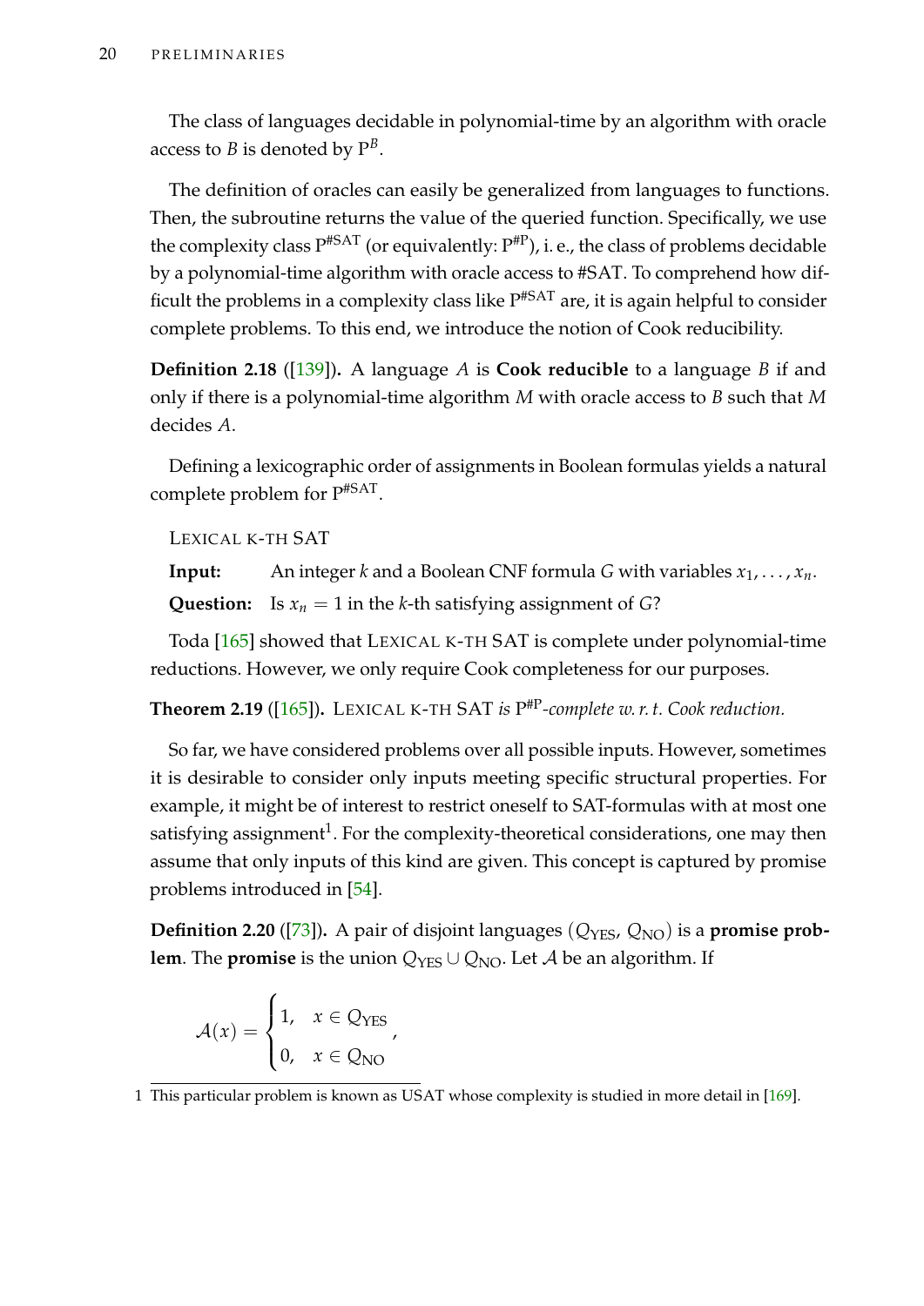The class of languages decidable in polynomial-time by an algorithm with oracle access to $B$ is denoted by $P^B$.

The definition of oracles can easily be generalized from languages to functions. Then, the subroutine returns the value of the queried function. Specifically, we use the complexity class $P^{\#SAT}$ (or equivalently: $P^{\#P}$), i. e., the class of problems decidable by a polynomial-time algorithm with oracle access to #SAT. To comprehend how difficult the problems in a complexity class like $P^{\#SAT}$ are, it is again helpful to consider complete problems. To this end, we introduce the notion of Cook reducibility.

**Definition 2.18** ([139])**.** A language $A$ is **Cook reducible** to a language $B$ if and only if there is a polynomial-time algorithm $M$ with oracle access to $B$ such that $M$ decides $A$.

Defining a lexicographic order of assignments in Boolean formulas yields a natural complete problem for $P^{\#SAT}$.

LEXICAL K-TH SAT

**Input:** An integer $k$ and a Boolean CNF formula $G$ with variables $x_1, \ldots, x_n$.

**Question:** Is $x_n = 1$ in the $k$-th satisfying assignment of $G$?

Toda [165] showed that LEXICAL K-TH SAT is complete under polynomial-time reductions. However, we only require Cook completeness for our purposes.

**Theorem 2.19** ([165])**.** LEXICAL K-TH SAT *is $P^{\#P}$-complete w. r. t. Cook reduction.*

So far, we have considered problems over all possible inputs. However, sometimes it is desirable to consider only inputs meeting specific structural properties. For example, it might be of interest to restrict oneself to SAT-formulas with at most one satisfying assignment[1]. For the complexity-theoretical considerations, one may then assume that only inputs of this kind are given. This concept is captured by promise problems introduced in [54].

**Definition 2.20** ([73])**.** A pair of disjoint languages $(Q_{\text{YES}}, Q_{\text{NO}})$ is a **promise problem**. The **promise** is the union $Q_{\text{YES}} \cup Q_{\text{NO}}$. Let $\mathcal{A}$ be an algorithm. If

$$\mathcal{A}(x) = \begin{cases} 1, & x \in Q_{\text{YES}} \\ 0, & x \in Q_{\text{NO}} \end{cases},$$

1 This particular problem is known as USAT whose complexity is studied in more detail in [169].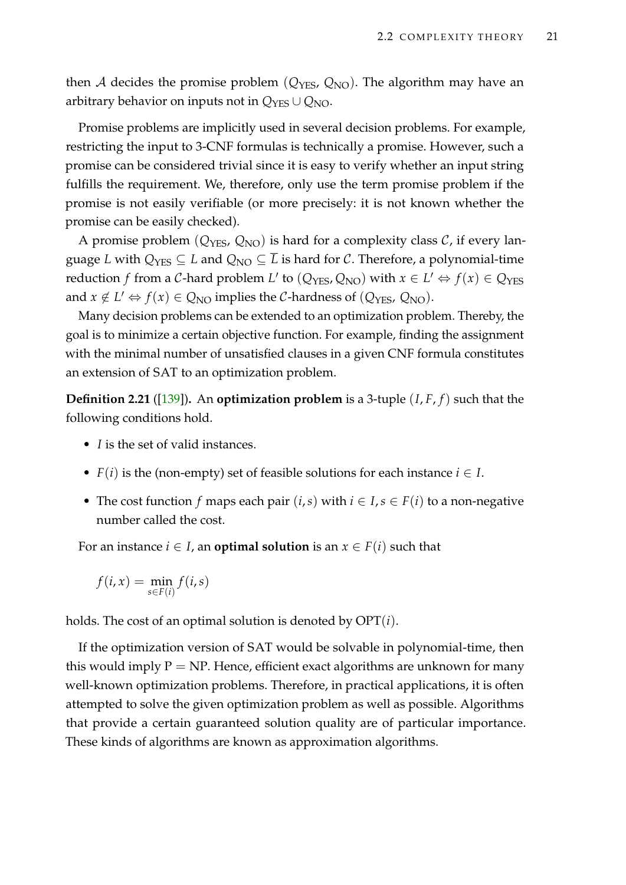then $\mathcal{A}$ decides the promise problem $(Q_{\text{YES}}, Q_{\text{NO}})$. The algorithm may have an arbitrary behavior on inputs not in $Q_{\text{YES}} \cup Q_{\text{NO}}$.

Promise problems are implicitly used in several decision problems. For example, restricting the input to 3-CNF formulas is technically a promise. However, such a promise can be considered trivial since it is easy to verify whether an input string fulfills the requirement. We, therefore, only use the term promise problem if the promise is not easily verifiable (or more precisely: it is not known whether the promise can be easily checked).

A promise problem $(Q_{\text{YES}}, Q_{\text{NO}})$ is hard for a complexity class $\mathcal{C}$, if every language $L$ with $Q_{\text{YES}} \subseteq L$ and $Q_{\text{NO}} \subseteq \overline{L}$ is hard for $\mathcal{C}$. Therefore, a polynomial-time reduction $f$ from a $\mathcal{C}$-hard problem $L'$ to $(Q_{\text{YES}}, Q_{\text{NO}})$ with $x \in L' \Leftrightarrow f(x) \in Q_{\text{YES}}$ and $x \notin L' \Leftrightarrow f(x) \in Q_{\text{NO}}$ implies the $\mathcal{C}$-hardness of $(Q_{\text{YES}}, Q_{\text{NO}})$.

Many decision problems can be extended to an optimization problem. Thereby, the goal is to minimize a certain objective function. For example, finding the assignment with the minimal number of unsatisfied clauses in a given CNF formula constitutes an extension of SAT to an optimization problem.

**Definition 2.21** ([139])**.** An **optimization problem** is a 3-tuple $(I, F, f)$ such that the following conditions hold.

- $I$ is the set of valid instances.
- $F(i)$ is the (non-empty) set of feasible solutions for each instance $i \in I$.
- The cost function $f$ maps each pair $(i, s)$ with $i \in I, s \in F(i)$ to a non-negative number called the cost.

For an instance $i \in I$, an **optimal solution** is an $x \in F(i)$ such that

$$f(i, x) = \min_{s \in F(i)} f(i, s)$$

holds. The cost of an optimal solution is denoted by $\text{OPT}(i)$.

If the optimization version of SAT would be solvable in polynomial-time, then this would imply $\text{P} = \text{NP}$. Hence, efficient exact algorithms are unknown for many well-known optimization problems. Therefore, in practical applications, it is often attempted to solve the given optimization problem as well as possible. Algorithms that provide a certain guaranteed solution quality are of particular importance. These kinds of algorithms are known as approximation algorithms.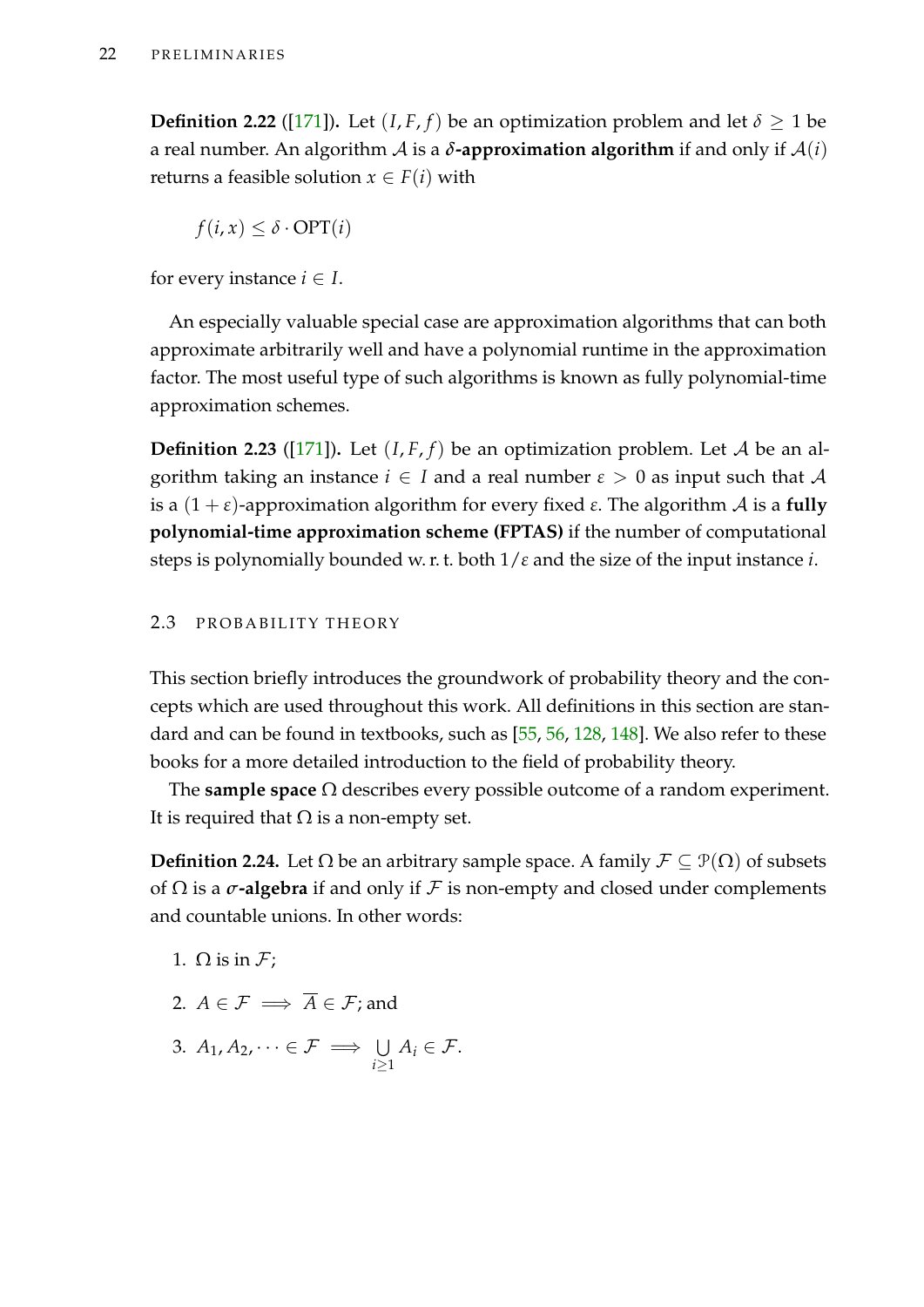**Definition 2.22** ([171])**.** Let $(I, F, f)$ be an optimization problem and let $\delta \geq 1$ be a real number. An algorithm $\mathcal{A}$ is a **$\delta$-approximation algorithm** if and only if $\mathcal{A}(i)$ returns a feasible solution $x \in F(i)$ with

$$f(i, x) \leq \delta \cdot \mathrm{OPT}(i)$$

for every instance $i \in I$.

An especially valuable special case are approximation algorithms that can both approximate arbitrarily well and have a polynomial runtime in the approximation factor. The most useful type of such algorithms is known as fully polynomial-time approximation schemes.

**Definition 2.23** ([171])**.** Let $(I, F, f)$ be an optimization problem. Let $\mathcal{A}$ be an algorithm taking an instance $i \in I$ and a real number $\varepsilon > 0$ as input such that $\mathcal{A}$ is a $(1 + \varepsilon)$-approximation algorithm for every fixed $\varepsilon$. The algorithm $\mathcal{A}$ is a **fully polynomial-time approximation scheme (FPTAS)** if the number of computational steps is polynomially bounded w. r. t. both $1/\varepsilon$ and the size of the input instance $i$.

## 2.3 PROBABILITY THEORY

This section briefly introduces the groundwork of probability theory and the concepts which are used throughout this work. All definitions in this section are standard and can be found in textbooks, such as [55, 56, 128, 148]. We also refer to these books for a more detailed introduction to the field of probability theory.

The **sample space** $\Omega$ describes every possible outcome of a random experiment. It is required that $\Omega$ is a non-empty set.

**Definition 2.24.** Let $\Omega$ be an arbitrary sample space. A family $\mathcal{F} \subseteq \mathcal{P}(\Omega)$ of subsets of $\Omega$ is a **$\sigma$-algebra** if and only if $\mathcal{F}$ is non-empty and closed under complements and countable unions. In other words:

1. $\Omega$ is in $\mathcal{F}$;
2. $A \in \mathcal{F} \implies \overline{A} \in \mathcal{F}$; and
3. $A_1, A_2, \dots \in \mathcal{F} \implies \bigcup_{i \geq 1} A_i \in \mathcal{F}$.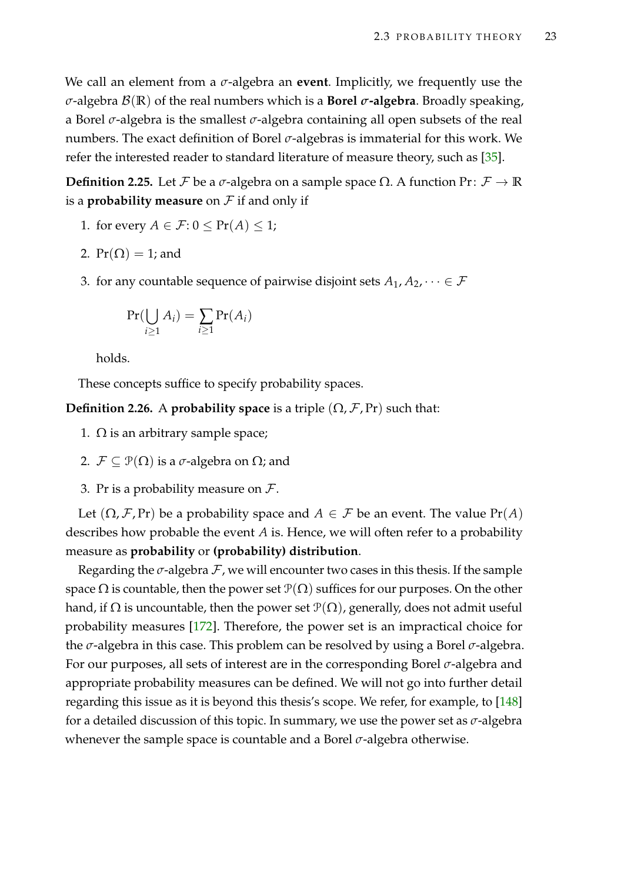We call an element from a $\sigma$-algebra an **event**. Implicitly, we frequently use the $\sigma$-algebra $\mathcal{B}(\mathbb{R})$ of the real numbers which is a **Borel $\sigma$-algebra**. Broadly speaking, a Borel $\sigma$-algebra is the smallest $\sigma$-algebra containing all open subsets of the real numbers. The exact definition of Borel $\sigma$-algebras is immaterial for this work. We refer the interested reader to standard literature of measure theory, such as [35].

**Definition 2.25.** Let $\mathcal{F}$ be a $\sigma$-algebra on a sample space $\Omega$. A function $\Pr\colon \mathcal{F} \to \mathbb{R}$ is a **probability measure** on $\mathcal{F}$ if and only if

1. for every $A \in \mathcal{F}$: $0 \leq \Pr(A) \leq 1$;
2. $\Pr(\Omega) = 1$; and
3. for any countable sequence of pairwise disjoint sets $A_1, A_2, \dots \in \mathcal{F}$

   $$\Pr(\bigcup_{i \geq 1} A_i) = \sum_{i \geq 1} \Pr(A_i)$$

   holds.

These concepts suffice to specify probability spaces.

**Definition 2.26.** A **probability space** is a triple $(\Omega, \mathcal{F}, \Pr)$ such that:

1. $\Omega$ is an arbitrary sample space;
2. $\mathcal{F} \subseteq \mathcal{P}(\Omega)$ is a $\sigma$-algebra on $\Omega$; and
3. $\Pr$ is a probability measure on $\mathcal{F}$.

Let $(\Omega, \mathcal{F}, \Pr)$ be a probability space and $A \in \mathcal{F}$ be an event. The value $\Pr(A)$ describes how probable the event $A$ is. Hence, we will often refer to a probability measure as **probability** or **(probability) distribution**.

Regarding the $\sigma$-algebra $\mathcal{F}$, we will encounter two cases in this thesis. If the sample space $\Omega$ is countable, then the power set $\mathcal{P}(\Omega)$ suffices for our purposes. On the other hand, if $\Omega$ is uncountable, then the power set $\mathcal{P}(\Omega)$, generally, does not admit useful probability measures [172]. Therefore, the power set is an impractical choice for the $\sigma$-algebra in this case. This problem can be resolved by using a Borel $\sigma$-algebra. For our purposes, all sets of interest are in the corresponding Borel $\sigma$-algebra and appropriate probability measures can be defined. We will not go into further detail regarding this issue as it is beyond this thesis's scope. We refer, for example, to [148] for a detailed discussion of this topic. In summary, we use the power set as $\sigma$-algebra whenever the sample space is countable and a Borel $\sigma$-algebra otherwise.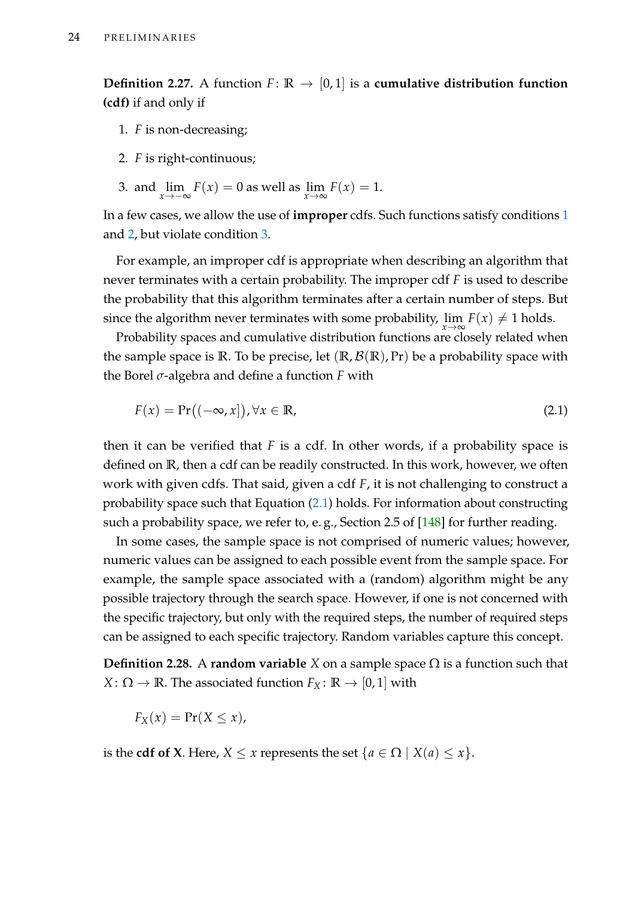**Definition 2.27.** A function $F \colon \mathbb{R} \to [0, 1]$ is a **cumulative distribution function (cdf)** if and only if

1. $F$ is non-decreasing;
2. $F$ is right-continuous;
3. and $\lim_{x \to -\infty} F(x) = 0$ as well as $\lim_{x \to \infty} F(x) = 1$.

In a few cases, we allow the use of **improper** cdfs. Such functions satisfy conditions 1 and 2, but violate condition 3.

For example, an improper cdf is appropriate when describing an algorithm that never terminates with a certain probability. The improper cdf $F$ is used to describe the probability that this algorithm terminates after a certain number of steps. But since the algorithm never terminates with some probability, $\lim_{x \to \infty} F(x) \neq 1$ holds.

Probability spaces and cumulative distribution functions are closely related when the sample space is $\mathbb{R}$. To be precise, let $(\mathbb{R}, \mathcal{B}(\mathbb{R}), \Pr)$ be a probability space with the Borel $\sigma$-algebra and define a function $F$ with

$$F(x) = \Pr\big((-\infty, x]\big), \forall x \in \mathbb{R}, \tag{2.1}$$

then it can be verified that $F$ is a cdf. In other words, if a probability space is defined on $\mathbb{R}$, then a cdf can be readily constructed. In this work, however, we often work with given cdfs. That said, given a cdf $F$, it is not challenging to construct a probability space such that Equation (2.1) holds. For information about constructing such a probability space, we refer to, e. g., Section 2.5 of [148] for further reading.

In some cases, the sample space is not comprised of numeric values; however, numeric values can be assigned to each possible event from the sample space. For example, the sample space associated with a (random) algorithm might be any possible trajectory through the search space. However, if one is not concerned with the specific trajectory, but only with the required steps, the number of required steps can be assigned to each specific trajectory. Random variables capture this concept.

**Definition 2.28.** A **random variable** $X$ on a sample space $\Omega$ is a function such that $X \colon \Omega \to \mathbb{R}$. The associated function $F_X \colon \mathbb{R} \to [0, 1]$ with

$$F_X(x) = \Pr(X \leq x),$$

is the **cdf of X**. Here, $X \leq x$ represents the set $\{a \in \Omega \mid X(a) \leq x\}$.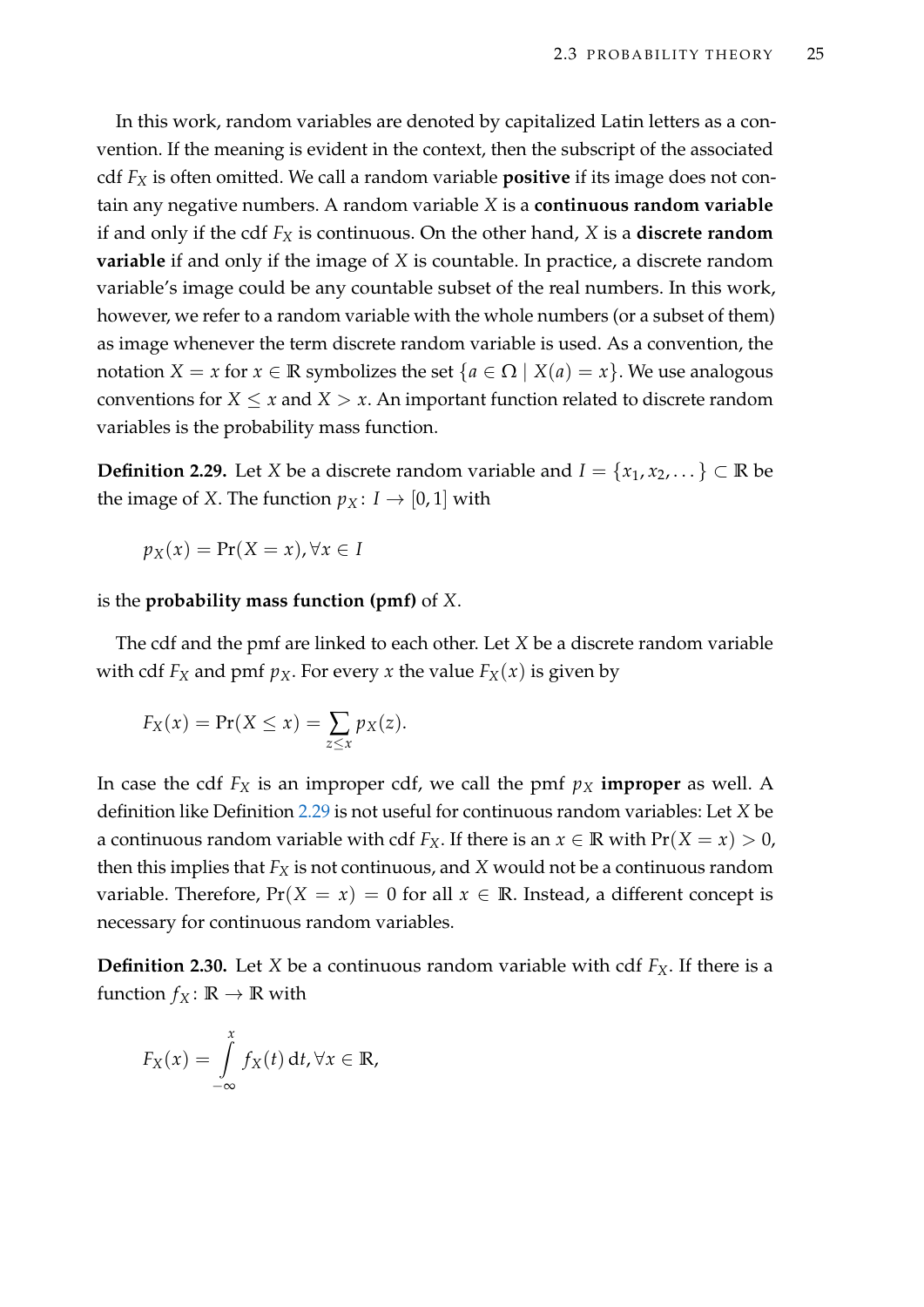In this work, random variables are denoted by capitalized Latin letters as a convention. If the meaning is evident in the context, then the subscript of the associated cdf $F_X$ is often omitted. We call a random variable **positive** if its image does not contain any negative numbers. A random variable $X$ is a **continuous random variable** if and only if the cdf $F_X$ is continuous. On the other hand, $X$ is a **discrete random variable** if and only if the image of $X$ is countable. In practice, a discrete random variable's image could be any countable subset of the real numbers. In this work, however, we refer to a random variable with the whole numbers (or a subset of them) as image whenever the term discrete random variable is used. As a convention, the notation $X = x$ for $x \in \mathbb{R}$ symbolizes the set $\{a \in \Omega \mid X(a) = x\}$. We use analogous conventions for $X \leq x$ and $X > x$. An important function related to discrete random variables is the probability mass function.

**Definition 2.29.** Let $X$ be a discrete random variable and $I = \{x_1, x_2, \dots\} \subset \mathbb{R}$ be the image of $X$. The function $p_X \colon I \to [0, 1]$ with

$$p_X(x) = \Pr(X = x), \forall x \in I$$

is the **probability mass function (pmf)** of $X$.

The cdf and the pmf are linked to each other. Let $X$ be a discrete random variable with cdf $F_X$ and pmf $p_X$. For every $x$ the value $F_X(x)$ is given by

$$F_X(x) = \Pr(X \leq x) = \sum_{z \leq x} p_X(z).$$

In case the cdf $F_X$ is an improper cdf, we call the pmf $p_X$ **improper** as well. A definition like Definition 2.29 is not useful for continuous random variables: Let $X$ be a continuous random variable with cdf $F_X$. If there is an $x \in \mathbb{R}$ with $\Pr(X = x) > 0$, then this implies that $F_X$ is not continuous, and $X$ would not be a continuous random variable. Therefore, $\Pr(X = x) = 0$ for all $x \in \mathbb{R}$. Instead, a different concept is necessary for continuous random variables.

**Definition 2.30.** Let $X$ be a continuous random variable with cdf $F_X$. If there is a function $f_X \colon \mathbb{R} \to \mathbb{R}$ with

$$F_X(x) = \int_{-\infty}^{x} f_X(t) \, \mathrm{d}t, \forall x \in \mathbb{R},$$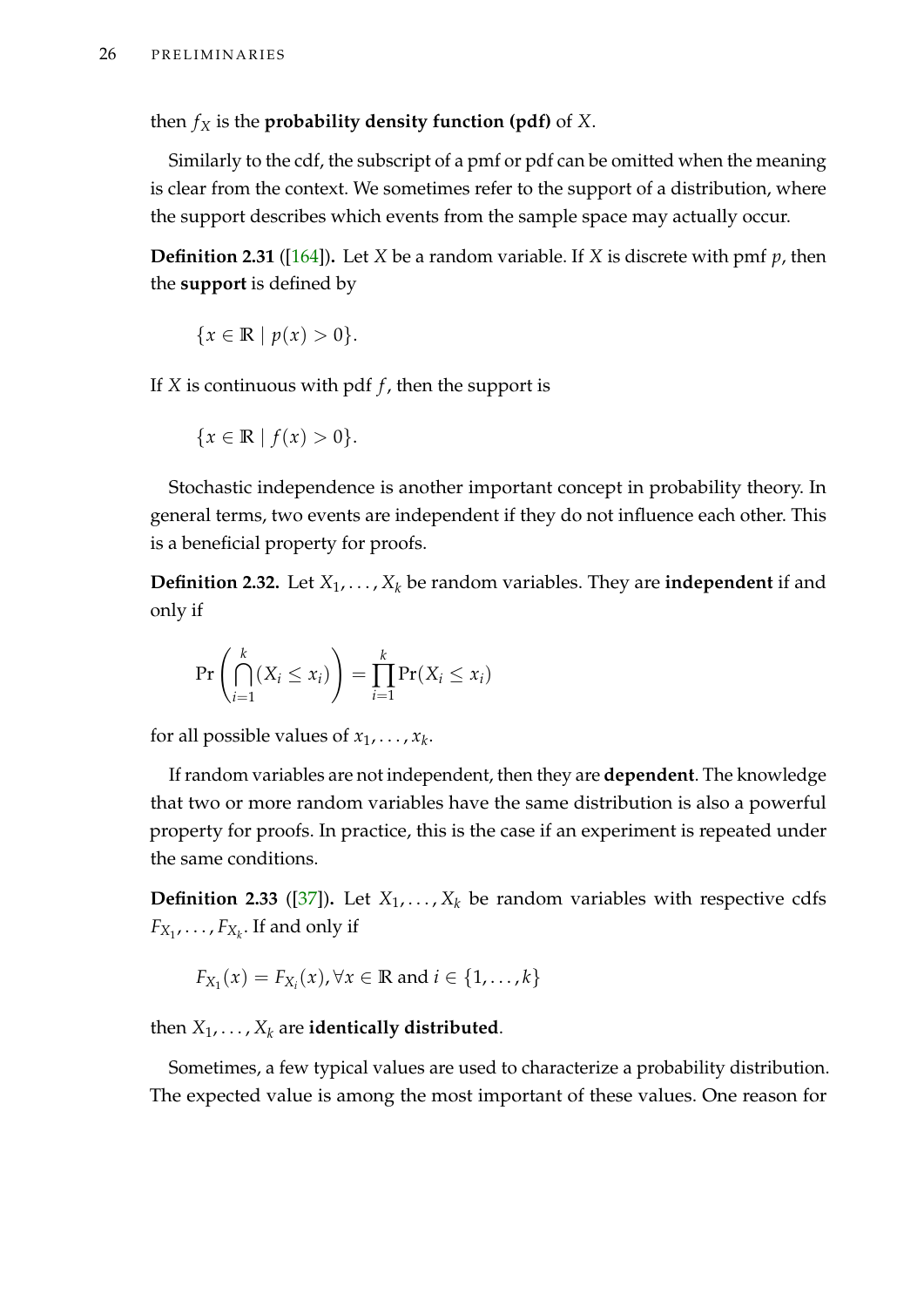then $f_X$ is the **probability density function (pdf)** of $X$.

Similarly to the cdf, the subscript of a pmf or pdf can be omitted when the meaning is clear from the context. We sometimes refer to the support of a distribution, where the support describes which events from the sample space may actually occur.

**Definition 2.31** ([164])**.** Let $X$ be a random variable. If $X$ is discrete with pmf $p$, then the **support** is defined by

$$\{x \in \mathbb{R} \mid p(x) > 0\}.$$

If $X$ is continuous with pdf $f$, then the support is

$$\{x \in \mathbb{R} \mid f(x) > 0\}.$$

Stochastic independence is another important concept in probability theory. In general terms, two events are independent if they do not influence each other. This is a beneficial property for proofs.

**Definition 2.32.** Let $X_1, \ldots, X_k$ be random variables. They are **independent** if and only if

$$\Pr\left(\bigcap_{i=1}^{k}(X_i \leq x_i)\right) = \prod_{i=1}^{k} \Pr(X_i \leq x_i)$$

for all possible values of $x_1, \ldots, x_k$.

If random variables are not independent, then they are **dependent**. The knowledge that two or more random variables have the same distribution is also a powerful property for proofs. In practice, this is the case if an experiment is repeated under the same conditions.

**Definition 2.33** ([37])**.** Let $X_1, \ldots, X_k$ be random variables with respective cdfs $F_{X_1}, \ldots, F_{X_k}$. If and only if

$$F_{X_1}(x) = F_{X_i}(x), \forall x \in \mathbb{R} \text{ and } i \in \{1, \ldots, k\}$$

then $X_1, \ldots, X_k$ are **identically distributed**.

Sometimes, a few typical values are used to characterize a probability distribution. The expected value is among the most important of these values. One reason for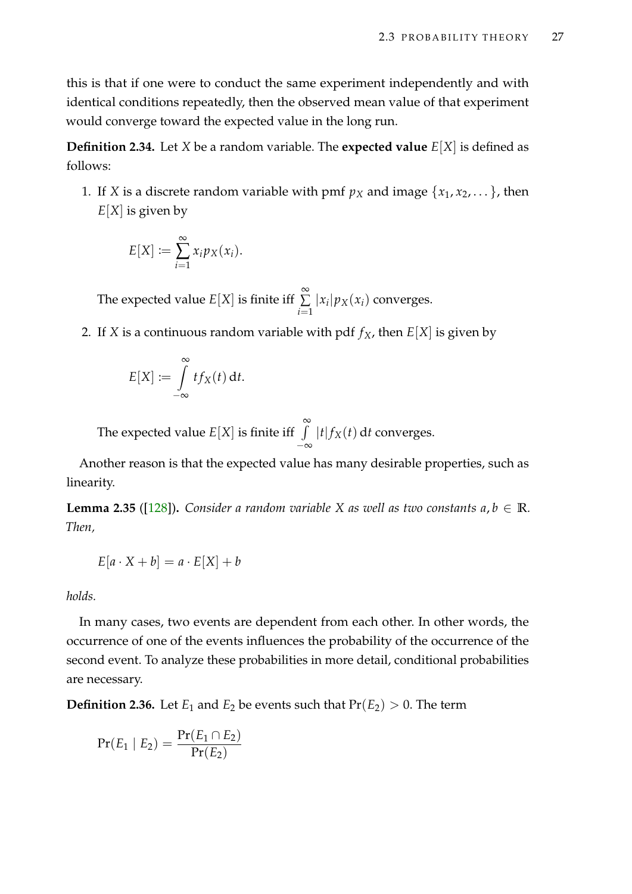this is that if one were to conduct the same experiment independently and with identical conditions repeatedly, then the observed mean value of that experiment would converge toward the expected value in the long run.

**Definition 2.34.** Let $X$ be a random variable. The **expected value** $E[X]$ is defined as follows:

1. If $X$ is a discrete random variable with pmf $p_X$ and image $\{x_1, x_2, \dots\}$, then $E[X]$ is given by

$$E[X] := \sum_{i=1}^{\infty} x_i p_X(x_i).$$

   The expected value $E[X]$ is finite iff $\sum_{i=1}^{\infty} |x_i| p_X(x_i)$ converges.

2. If $X$ is a continuous random variable with pdf $f_X$, then $E[X]$ is given by

$$E[X] := \int_{-\infty}^{\infty} t f_X(t) \, \mathrm{d}t.$$

   The expected value $E[X]$ is finite iff $\int_{-\infty}^{\infty} |t| f_X(t) \, \mathrm{d}t$ converges.

Another reason is that the expected value has many desirable properties, such as linearity.

**Lemma 2.35** ([128])**.** *Consider a random variable $X$ as well as two constants $a, b \in \mathbb{R}$. Then,*

$$E[a \cdot X + b] = a \cdot E[X] + b$$

*holds.*

In many cases, two events are dependent from each other. In other words, the occurrence of one of the events influences the probability of the occurrence of the second event. To analyze these probabilities in more detail, conditional probabilities are necessary.

**Definition 2.36.** Let $E_1$ and $E_2$ be events such that $\Pr(E_2) > 0$. The term

$$\Pr(E_1 \mid E_2) = \frac{\Pr(E_1 \cap E_2)}{\Pr(E_2)}$$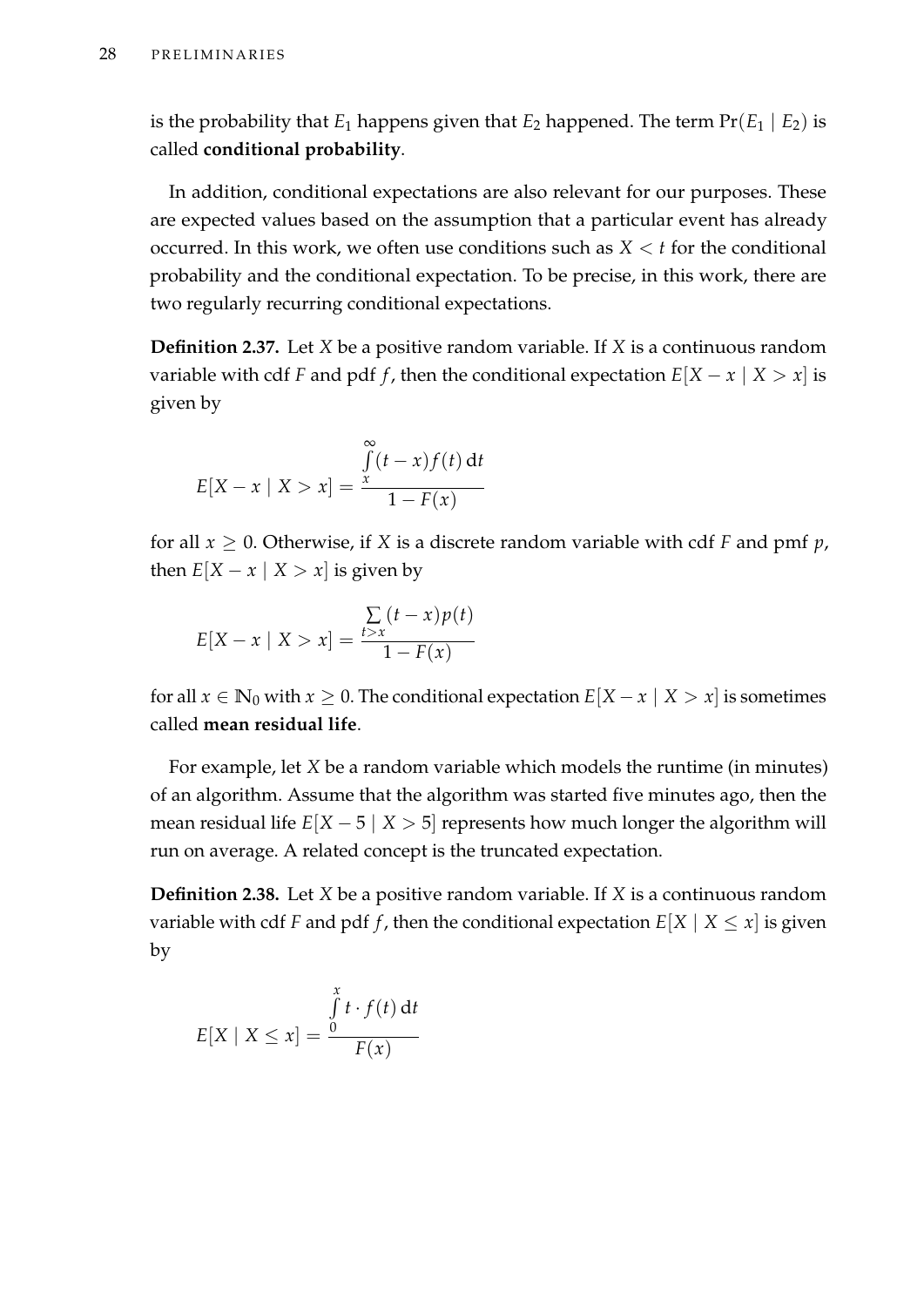is the probability that $E_1$ happens given that $E_2$ happened. The term $\Pr(E_1 \mid E_2)$ is called **conditional probability**.

In addition, conditional expectations are also relevant for our purposes. These are expected values based on the assumption that a particular event has already occurred. In this work, we often use conditions such as $X < t$ for the conditional probability and the conditional expectation. To be precise, in this work, there are two regularly recurring conditional expectations.

**Definition 2.37.** Let $X$ be a positive random variable. If $X$ is a continuous random variable with cdf $F$ and pdf $f$, then the conditional expectation $E[X - x \mid X > x]$ is given by

$$E[X - x \mid X > x] = \frac{\int\limits_{x}^{\infty} (t - x) f(t) \, \mathrm{d}t}{1 - F(x)}$$

for all $x \geq 0$. Otherwise, if $X$ is a discrete random variable with cdf $F$ and pmf $p$, then $E[X - x \mid X > x]$ is given by

$$E[X - x \mid X > x] = \frac{\sum\limits_{t > x} (t - x) p(t)}{1 - F(x)}$$

for all $x \in \mathbb{N}_0$ with $x \geq 0$. The conditional expectation $E[X - x \mid X > x]$ is sometimes called **mean residual life**.

For example, let $X$ be a random variable which models the runtime (in minutes) of an algorithm. Assume that the algorithm was started five minutes ago, then the mean residual life $E[X - 5 \mid X > 5]$ represents how much longer the algorithm will run on average. A related concept is the truncated expectation.

**Definition 2.38.** Let $X$ be a positive random variable. If $X$ is a continuous random variable with cdf $F$ and pdf $f$, then the conditional expectation $E[X \mid X \leq x]$ is given by

$$E[X \mid X \leq x] = \frac{\int\limits_{0}^{x} t \cdot f(t) \, \mathrm{d}t}{F(x)}$$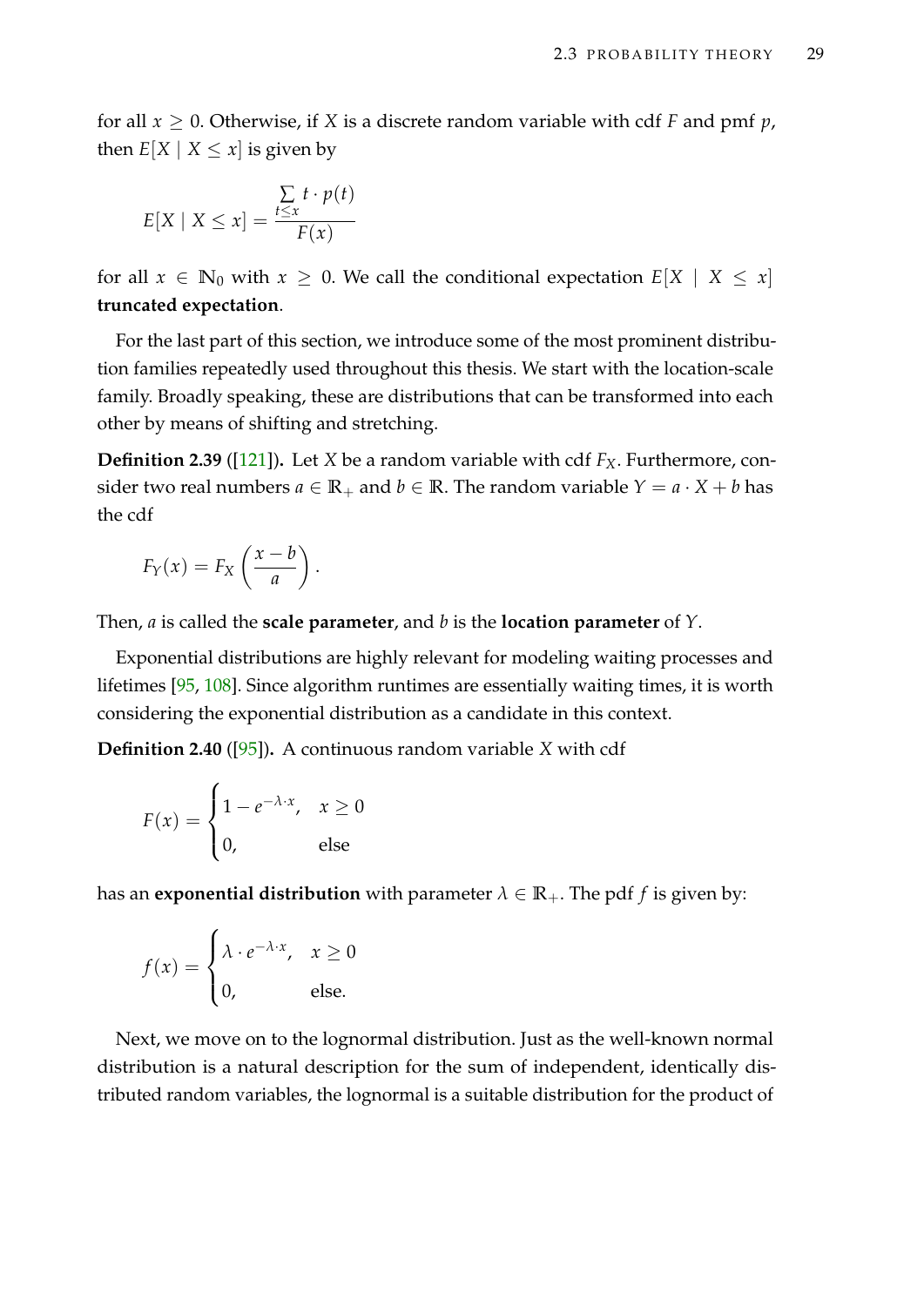for all $x \geq 0$. Otherwise, if $X$ is a discrete random variable with cdf $F$ and pmf $p$, then $E[X \mid X \leq x]$ is given by

$$E[X \mid X \leq x] = \frac{\sum_{t \leq x} t \cdot p(t)}{F(x)}$$

for all $x \in \mathbb{N}_0$ with $x \geq 0$. We call the conditional expectation $E[X \mid X \leq x]$ **truncated expectation**.

For the last part of this section, we introduce some of the most prominent distribution families repeatedly used throughout this thesis. We start with the location-scale family. Broadly speaking, these are distributions that can be transformed into each other by means of shifting and stretching.

**Definition 2.39** ([121])**.** Let $X$ be a random variable with cdf $F_X$. Furthermore, consider two real numbers $a \in \mathbb{R}_+$ and $b \in \mathbb{R}$. The random variable $Y = a \cdot X + b$ has the cdf

$$F_Y(x) = F_X\left(\frac{x-b}{a}\right).$$

Then, $a$ is called the **scale parameter**, and $b$ is the **location parameter** of $Y$.

Exponential distributions are highly relevant for modeling waiting processes and lifetimes [95, 108]. Since algorithm runtimes are essentially waiting times, it is worth considering the exponential distribution as a candidate in this context.

**Definition 2.40** ([95])**.** A continuous random variable $X$ with cdf

$$F(x) = \begin{cases} 1 - e^{-\lambda \cdot x}, & x \geq 0 \\ 0, & \text{else} \end{cases}$$

has an **exponential distribution** with parameter $\lambda \in \mathbb{R}_+$. The pdf $f$ is given by:

$$f(x) = \begin{cases} \lambda \cdot e^{-\lambda \cdot x}, & x \geq 0 \\ 0, & \text{else.} \end{cases}$$

Next, we move on to the lognormal distribution. Just as the well-known normal distribution is a natural description for the sum of independent, identically distributed random variables, the lognormal is a suitable distribution for the product of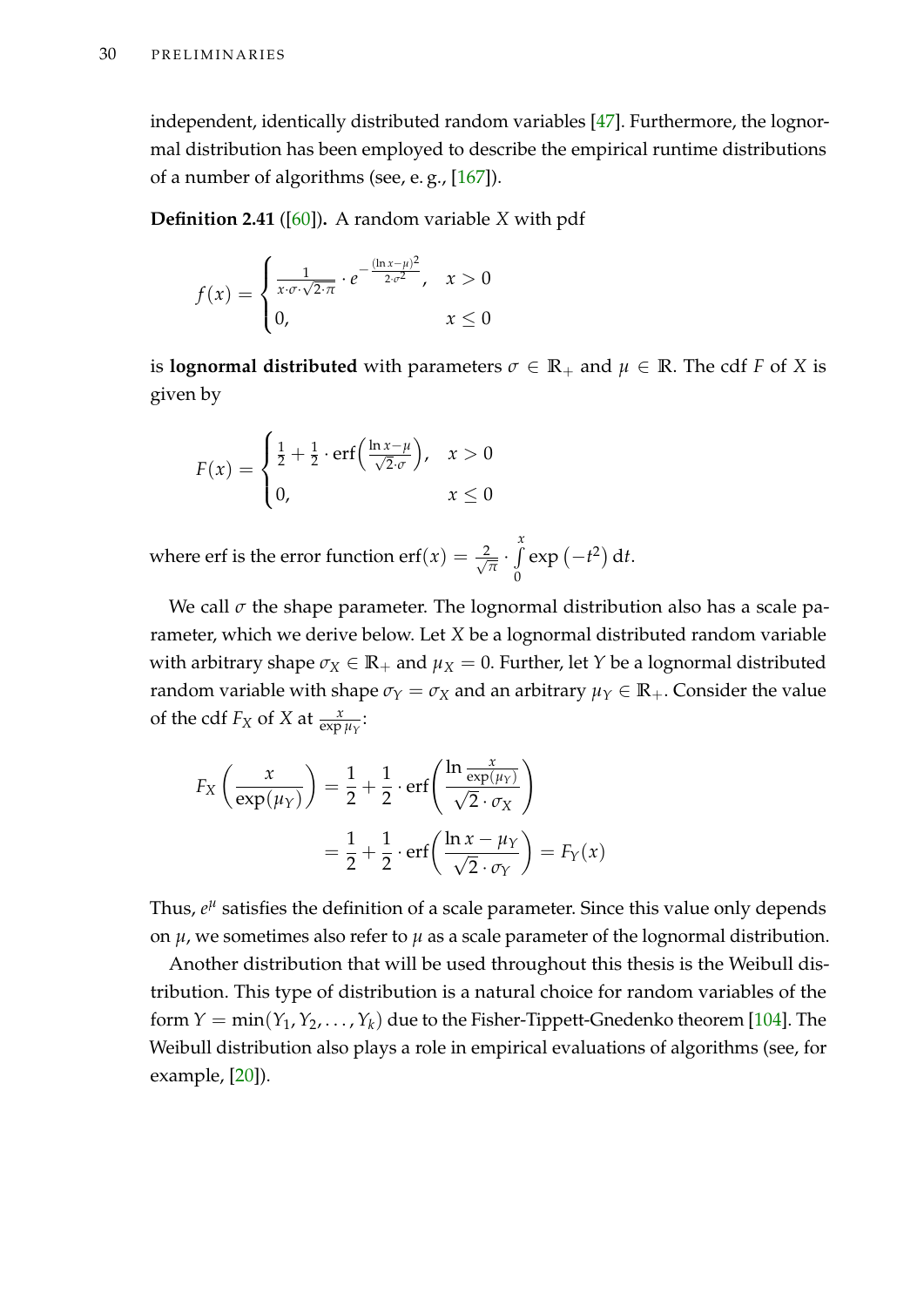independent, identically distributed random variables [47]. Furthermore, the lognormal distribution has been employed to describe the empirical runtime distributions of a number of algorithms (see, e. g., [167]).

**Definition 2.41** ([60])**.** A random variable $X$ with pdf

$$f(x) = \begin{cases} \frac{1}{x \cdot \sigma \cdot \sqrt{2 \cdot \pi}} \cdot e^{-\frac{(\ln x - \mu)^2}{2 \cdot \sigma^2}}, & x > 0 \\ 0, & x \leq 0 \end{cases}$$

is **lognormal distributed** with parameters $\sigma \in \mathbb{R}_+$ and $\mu \in \mathbb{R}$. The cdf $F$ of $X$ is given by

$$F(x) = \begin{cases} \frac{1}{2} + \frac{1}{2} \cdot \operatorname{erf}\Big(\frac{\ln x - \mu}{\sqrt{2} \cdot \sigma}\Big), & x > 0 \\ 0, & x \leq 0 \end{cases}$$

where erf is the error function $\operatorname{erf}(x) = \frac{2}{\sqrt{\pi}} \cdot \int\limits_0^x \exp\left(-t^2\right) \mathrm{d}t$.

We call $\sigma$ the shape parameter. The lognormal distribution also has a scale parameter, which we derive below. Let $X$ be a lognormal distributed random variable with arbitrary shape $\sigma_X \in \mathbb{R}_+$ and $\mu_X = 0$. Further, let $Y$ be a lognormal distributed random variable with shape $\sigma_Y = \sigma_X$ and an arbitrary $\mu_Y \in \mathbb{R}_+$. Consider the value of the cdf $F_X$ of $X$ at $\frac{x}{\exp \mu_Y}$:

$$\begin{aligned} F_X\left(\frac{x}{\exp(\mu_Y)}\right) &= \frac{1}{2} + \frac{1}{2} \cdot \operatorname{erf}\left(\frac{\ln \frac{x}{\exp(\mu_Y)}}{\sqrt{2} \cdot \sigma_X}\right) \\ &= \frac{1}{2} + \frac{1}{2} \cdot \operatorname{erf}\left(\frac{\ln x - \mu_Y}{\sqrt{2} \cdot \sigma_Y}\right) = F_Y(x) \end{aligned}$$

Thus, $e^\mu$ satisfies the definition of a scale parameter. Since this value only depends on $\mu$, we sometimes also refer to $\mu$ as a scale parameter of the lognormal distribution.

Another distribution that will be used throughout this thesis is the Weibull distribution. This type of distribution is a natural choice for random variables of the form $Y = \min(Y_1, Y_2, \ldots, Y_k)$ due to the Fisher-Tippett-Gnedenko theorem [104]. The Weibull distribution also plays a role in empirical evaluations of algorithms (see, for example, [20]).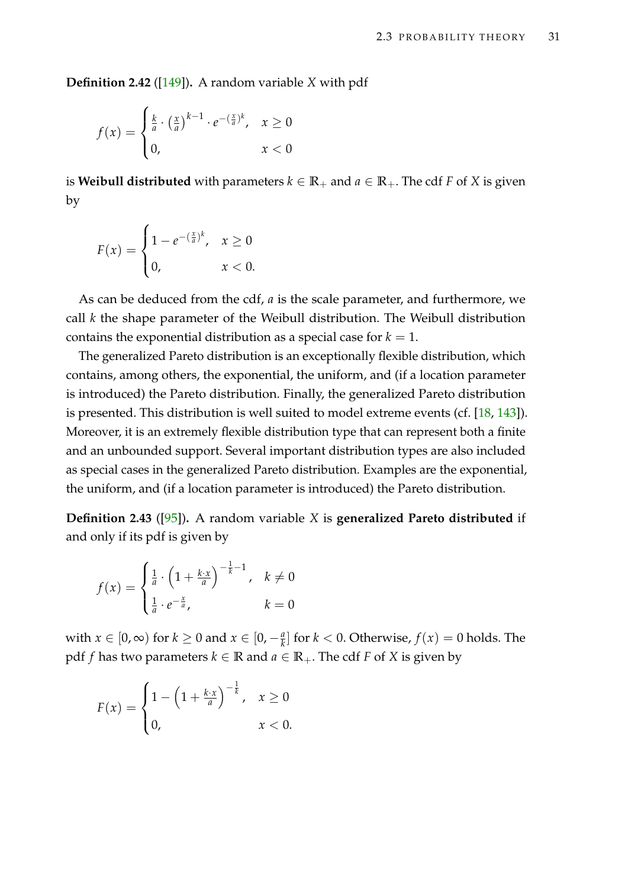**Definition 2.42** ([149])**.** A random variable $X$ with pdf

$$f(x) = \begin{cases} \frac{k}{a} \cdot \left(\frac{x}{a}\right)^{k-1} \cdot e^{-\left(\frac{x}{a}\right)^k}, & x \geq 0 \\ 0, & x < 0 \end{cases}$$

is **Weibull distributed** with parameters $k \in \mathbb{R}_+$ and $a \in \mathbb{R}_+$. The cdf $F$ of $X$ is given by

$$F(x) = \begin{cases} 1 - e^{-\left(\frac{x}{a}\right)^k}, & x \geq 0 \\ 0, & x < 0. \end{cases}$$

As can be deduced from the cdf, $a$ is the scale parameter, and furthermore, we call $k$ the shape parameter of the Weibull distribution. The Weibull distribution contains the exponential distribution as a special case for $k = 1$.

The generalized Pareto distribution is an exceptionally flexible distribution, which contains, among others, the exponential, the uniform, and (if a location parameter is introduced) the Pareto distribution. Finally, the generalized Pareto distribution is presented. This distribution is well suited to model extreme events (cf. [18, 143]). Moreover, it is an extremely flexible distribution type that can represent both a finite and an unbounded support. Several important distribution types are also included as special cases in the generalized Pareto distribution. Examples are the exponential, the uniform, and (if a location parameter is introduced) the Pareto distribution.

**Definition 2.43** ([95])**.** A random variable $X$ is **generalized Pareto distributed** if and only if its pdf is given by

$$f(x) = \begin{cases} \frac{1}{a} \cdot \left(1 + \frac{k \cdot x}{a}\right)^{-\frac{1}{k}-1}, & k \neq 0 \\ \frac{1}{a} \cdot e^{-\frac{x}{a}}, & k = 0 \end{cases}$$

with $x \in [0, \infty)$ for $k \geq 0$ and $x \in [0, -\frac{a}{k}]$ for $k < 0$. Otherwise, $f(x) = 0$ holds. The pdf $f$ has two parameters $k \in \mathbb{R}$ and $a \in \mathbb{R}_+$. The cdf $F$ of $X$ is given by

$$F(x) = \begin{cases} 1 - \left(1 + \frac{k \cdot x}{a}\right)^{-\frac{1}{k}}, & x \geq 0 \\ 0, & x < 0. \end{cases}$$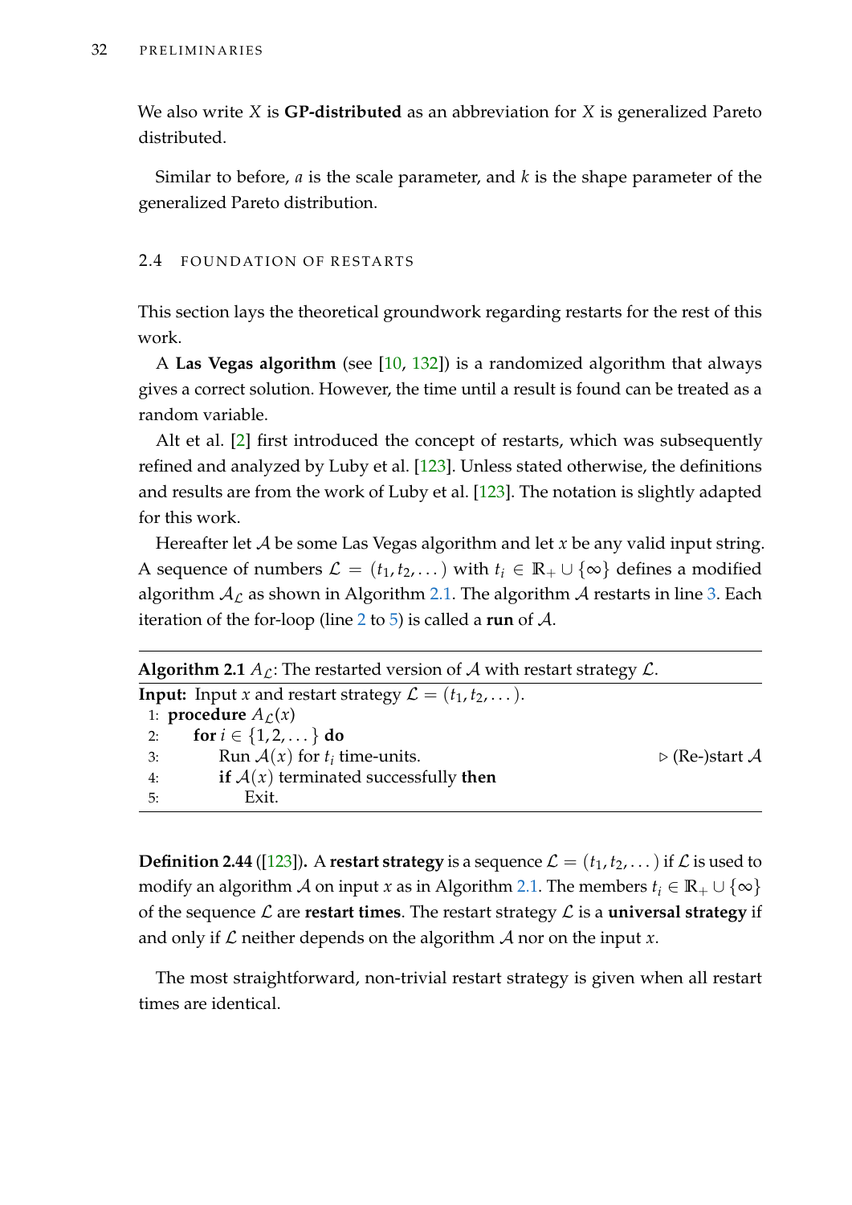We also write $X$ is **GP-distributed** as an abbreviation for $X$ is generalized Pareto distributed.

Similar to before, $a$ is the scale parameter, and $k$ is the shape parameter of the generalized Pareto distribution.

## 2.4 FOUNDATION OF RESTARTS

This section lays the theoretical groundwork regarding restarts for the rest of this work.

A **Las Vegas algorithm** (see [10, 132]) is a randomized algorithm that always gives a correct solution. However, the time until a result is found can be treated as a random variable.

Alt et al. [2] first introduced the concept of restarts, which was subsequently refined and analyzed by Luby et al. [123]. Unless stated otherwise, the definitions and results are from the work of Luby et al. [123]. The notation is slightly adapted for this work.

Hereafter let $\mathcal{A}$ be some Las Vegas algorithm and let $x$ be any valid input string. A sequence of numbers $\mathcal{L} = (t_1, t_2, \dots)$ with $t_i \in \mathbb{R}_+ \cup \{\infty\}$ defines a modified algorithm $\mathcal{A}_\mathcal{L}$ as shown in Algorithm 2.1. The algorithm $\mathcal{A}$ restarts in line 3. Each iteration of the for-loop (line 2 to 5) is called a **run** of $\mathcal{A}$.

**Algorithm 2.1** $A_\mathcal{L}$: The restarted version of $\mathcal{A}$ with restart strategy $\mathcal{L}$.

**Input:** Input $x$ and restart strategy $\mathcal{L} = (t_1, t_2, \dots)$.

```
1: procedure A_L(x)
2:     for i ∈ {1, 2, ...} do
3:         Run A(x) for t_i time-units.                ▷ (Re-)start A
4:         if A(x) terminated successfully then
5:             Exit.
```

**Definition 2.44** ([123])**.** A **restart strategy** is a sequence $\mathcal{L} = (t_1, t_2, \dots)$ if $\mathcal{L}$ is used to modify an algorithm $\mathcal{A}$ on input $x$ as in Algorithm 2.1. The members $t_i \in \mathbb{R}_+ \cup \{\infty\}$ of the sequence $\mathcal{L}$ are **restart times**. The restart strategy $\mathcal{L}$ is a **universal strategy** if and only if $\mathcal{L}$ neither depends on the algorithm $\mathcal{A}$ nor on the input $x$.

The most straightforward, non-trivial restart strategy is given when all restart times are identical.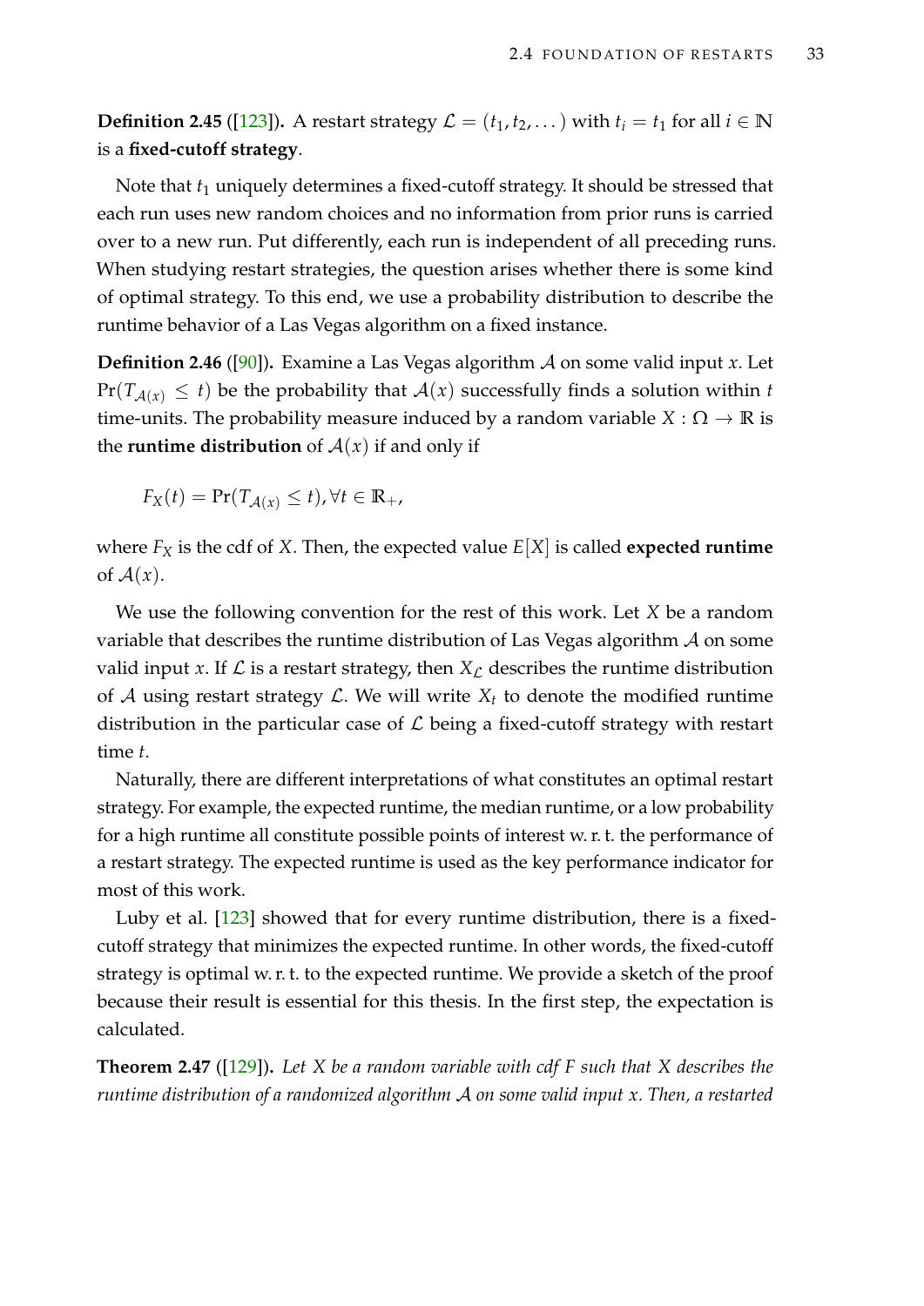**Definition 2.45** ([123])**.** A restart strategy $\mathcal{L} = (t_1, t_2, \dots)$ with $t_i = t_1$ for all $i \in \mathbb{N}$ is a **fixed-cutoff strategy**.

Note that $t_1$ uniquely determines a fixed-cutoff strategy. It should be stressed that each run uses new random choices and no information from prior runs is carried over to a new run. Put differently, each run is independent of all preceding runs. When studying restart strategies, the question arises whether there is some kind of optimal strategy. To this end, we use a probability distribution to describe the runtime behavior of a Las Vegas algorithm on a fixed instance.

**Definition 2.46** ([90])**.** Examine a Las Vegas algorithm $\mathcal{A}$ on some valid input $x$. Let $\Pr(T_{\mathcal{A}(x)} \leq t)$ be the probability that $\mathcal{A}(x)$ successfully finds a solution within $t$ time-units. The probability measure induced by a random variable $X : \Omega \to \mathbb{R}$ is the **runtime distribution** of $\mathcal{A}(x)$ if and only if

$$F_X(t) = \Pr(T_{\mathcal{A}(x)} \leq t), \forall t \in \mathbb{R}_+,$$

where $F_X$ is the cdf of $X$. Then, the expected value $E[X]$ is called **expected runtime** of $\mathcal{A}(x)$.

We use the following convention for the rest of this work. Let $X$ be a random variable that describes the runtime distribution of Las Vegas algorithm $\mathcal{A}$ on some valid input $x$. If $\mathcal{L}$ is a restart strategy, then $X_\mathcal{L}$ describes the runtime distribution of $\mathcal{A}$ using restart strategy $\mathcal{L}$. We will write $X_t$ to denote the modified runtime distribution in the particular case of $\mathcal{L}$ being a fixed-cutoff strategy with restart time $t$.

Naturally, there are different interpretations of what constitutes an optimal restart strategy. For example, the expected runtime, the median runtime, or a low probability for a high runtime all constitute possible points of interest w. r. t. the performance of a restart strategy. The expected runtime is used as the key performance indicator for most of this work.

Luby et al. [123] showed that for every runtime distribution, there is a fixed-cutoff strategy that minimizes the expected runtime. In other words, the fixed-cutoff strategy is optimal w. r. t. to the expected runtime. We provide a sketch of the proof because their result is essential for this thesis. In the first step, the expectation is calculated.

**Theorem 2.47** ([129])**.** *Let $X$ be a random variable with cdf $F$ such that $X$ describes the runtime distribution of a randomized algorithm $\mathcal{A}$ on some valid input $x$. Then, a restarted*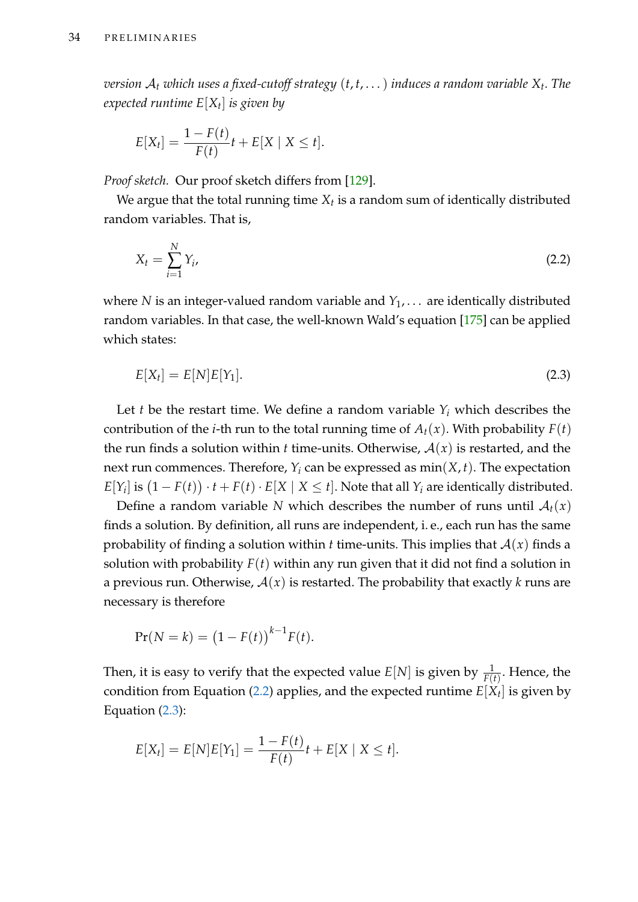*version $\mathcal{A}_t$ which uses a fixed-cutoff strategy $(t, t, \dots)$ induces a random variable $X_t$. The expected runtime $E[X_t]$ is given by*

$$E[X_t] = \frac{1 - F(t)}{F(t)} t + E[X \mid X \leq t].$$

*Proof sketch.* Our proof sketch differs from [129].

We argue that the total running time $X_t$ is a random sum of identically distributed random variables. That is,

$$X_t = \sum_{i=1}^{N} Y_i, \tag{2.2}$$

where $N$ is an integer-valued random variable and $Y_1, \dots$ are identically distributed random variables. In that case, the well-known Wald's equation [175] can be applied which states:

$$E[X_t] = E[N]E[Y_1]. \tag{2.3}$$

Let $t$ be the restart time. We define a random variable $Y_i$ which describes the contribution of the $i$-th run to the total running time of $A_t(x)$. With probability $F(t)$ the run finds a solution within $t$ time-units. Otherwise, $\mathcal{A}(x)$ is restarted, and the next run commences. Therefore, $Y_i$ can be expressed as $\min(X, t)$. The expectation $E[Y_i]$ is $\big(1 - F(t)\big) \cdot t + F(t) \cdot E[X \mid X \leq t]$. Note that all $Y_i$ are identically distributed.

Define a random variable $N$ which describes the number of runs until $\mathcal{A}_t(x)$ finds a solution. By definition, all runs are independent, i.e., each run has the same probability of finding a solution within $t$ time-units. This implies that $\mathcal{A}(x)$ finds a solution with probability $F(t)$ within any run given that it did not find a solution in a previous run. Otherwise, $\mathcal{A}(x)$ is restarted. The probability that exactly $k$ runs are necessary is therefore

$$\Pr(N = k) = \big(1 - F(t)\big)^{k-1} F(t).$$

Then, it is easy to verify that the expected value $E[N]$ is given by $\frac{1}{F(t)}$. Hence, the condition from Equation (2.2) applies, and the expected runtime $E[X_t]$ is given by Equation (2.3):

$$E[X_t] = E[N]E[Y_1] = \frac{1 - F(t)}{F(t)} t + E[X \mid X \leq t].$$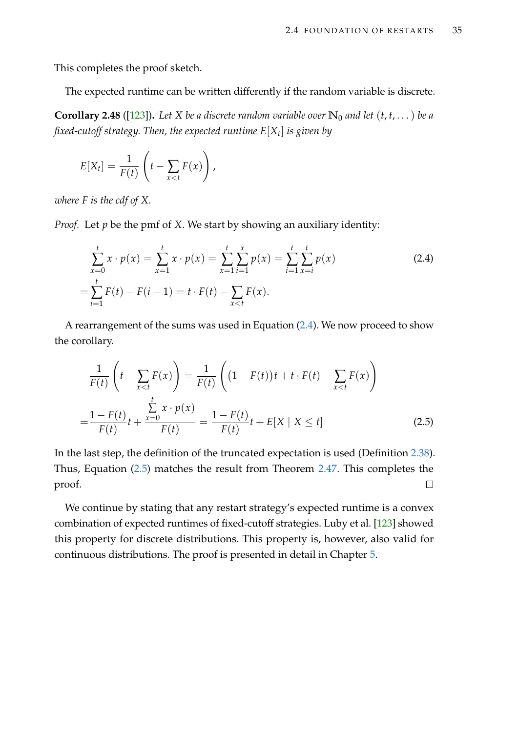This completes the proof sketch.

The expected runtime can be written differently if the random variable is discrete.

**Corollary 2.48** ([123])**.** *Let $X$ be a discrete random variable over $\mathbb{N}_0$ and let $(t, t, \dots)$ be a fixed-cutoff strategy. Then, the expected runtime $E[X_t]$ is given by*

$$E[X_t] = \frac{1}{F(t)} \left( t - \sum_{x<t} F(x) \right),$$

*where $F$ is the cdf of $X$.*

*Proof.* Let $p$ be the pmf of $X$. We start by showing an auxiliary identity:

$$\begin{aligned}
&\sum_{x=0}^{t} x \cdot p(x) = \sum_{x=1}^{t} x \cdot p(x) = \sum_{x=1}^{t} \sum_{i=1}^{x} p(x) = \sum_{i=1}^{t} \sum_{x=i}^{t} p(x) \\
=&\sum_{i=1}^{t} F(t) - F(i-1) = t \cdot F(t) - \sum_{x<t} F(x).
\end{aligned} \tag{2.4}$$

A rearrangement of the sums was used in Equation (2.4). We now proceed to show the corollary.

$$\begin{aligned}
&\frac{1}{F(t)} \left( t - \sum_{x<t} F(x) \right) = \frac{1}{F(t)} \left( (1 - F(t))t + t \cdot F(t) - \sum_{x<t} F(x) \right) \\
=&\frac{1 - F(t)}{F(t)} t + \frac{\sum\limits_{x=0}^{t} x \cdot p(x)}{F(t)} = \frac{1 - F(t)}{F(t)} t + E[X \mid X \leq t]
\end{aligned} \tag{2.5}$$

In the last step, the definition of the truncated expectation is used (Definition 2.38). Thus, Equation (2.5) matches the result from Theorem 2.47. This completes the proof. □

We continue by stating that any restart strategy's expected runtime is a convex combination of expected runtimes of fixed-cutoff strategies. Luby et al. [123] showed this property for discrete distributions. This property is, however, also valid for continuous distributions. The proof is presented in detail in Chapter 5.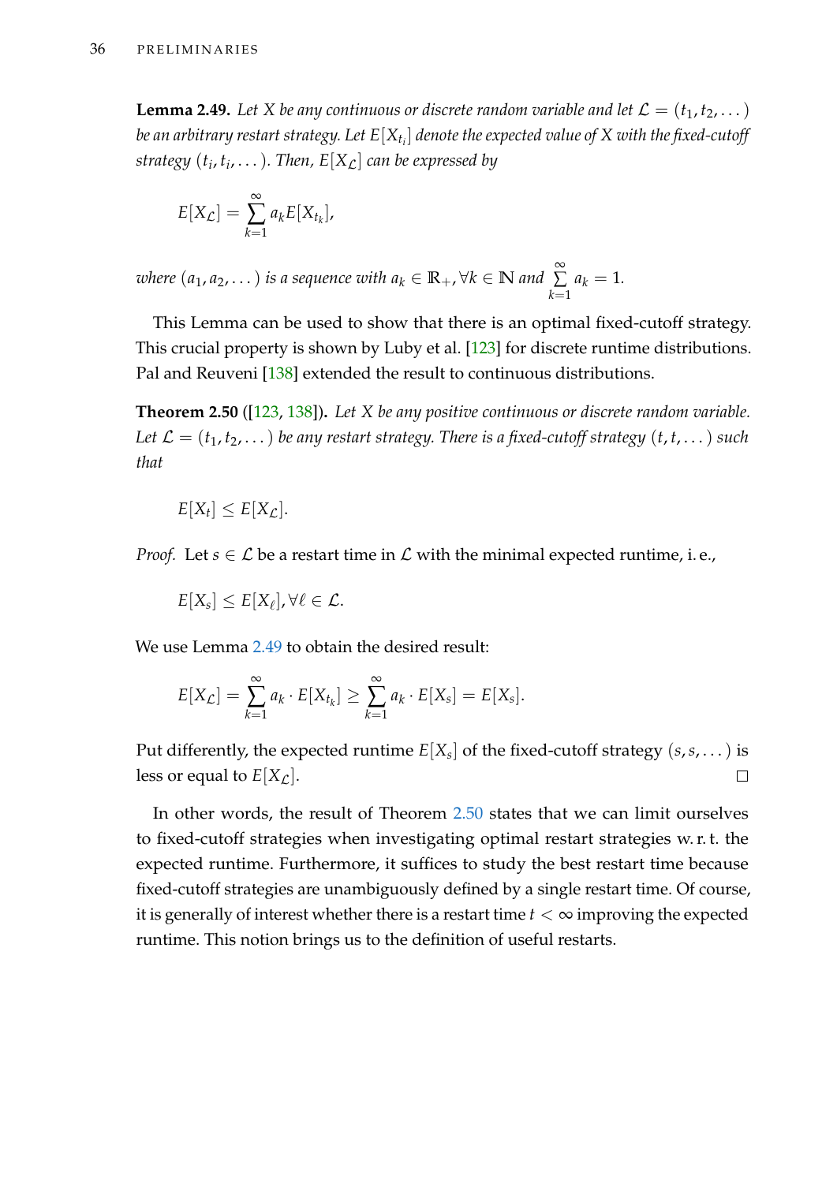**Lemma 2.49.** *Let $X$ be any continuous or discrete random variable and let $\mathcal{L} = (t_1, t_2, \dots)$ be an arbitrary restart strategy. Let $E[X_{t_i}]$ denote the expected value of $X$ with the fixed-cutoff strategy $(t_i, t_i, \dots)$. Then, $E[X_{\mathcal{L}}]$ can be expressed by*

$$E[X_{\mathcal{L}}] = \sum_{k=1}^{\infty} a_k E[X_{t_k}],$$

*where $(a_1, a_2, \dots)$ is a sequence with $a_k \in \mathbb{R}_+, \forall k \in \mathbb{N}$ and $\sum_{k=1}^{\infty} a_k = 1$.*

This Lemma can be used to show that there is an optimal fixed-cutoff strategy. This crucial property is shown by Luby et al. [123] for discrete runtime distributions. Pal and Reuveni [138] extended the result to continuous distributions.

**Theorem 2.50** ([123, 138])**.** *Let $X$ be any positive continuous or discrete random variable. Let $\mathcal{L} = (t_1, t_2, \dots)$ be any restart strategy. There is a fixed-cutoff strategy $(t, t, \dots)$ such that*

$$E[X_t] \leq E[X_{\mathcal{L}}].$$

*Proof.* Let $s \in \mathcal{L}$ be a restart time in $\mathcal{L}$ with the minimal expected runtime, i. e.,

$$E[X_s] \leq E[X_\ell], \forall \ell \in \mathcal{L}.$$

We use Lemma 2.49 to obtain the desired result:

$$E[X_{\mathcal{L}}] = \sum_{k=1}^{\infty} a_k \cdot E[X_{t_k}] \geq \sum_{k=1}^{\infty} a_k \cdot E[X_s] = E[X_s].$$

Put differently, the expected runtime $E[X_s]$ of the fixed-cutoff strategy $(s, s, \dots)$ is less or equal to $E[X_{\mathcal{L}}]$. □

In other words, the result of Theorem 2.50 states that we can limit ourselves to fixed-cutoff strategies when investigating optimal restart strategies w. r. t. the expected runtime. Furthermore, it suffices to study the best restart time because fixed-cutoff strategies are unambiguously defined by a single restart time. Of course, it is generally of interest whether there is a restart time $t < \infty$ improving the expected runtime. This notion brings us to the definition of useful restarts.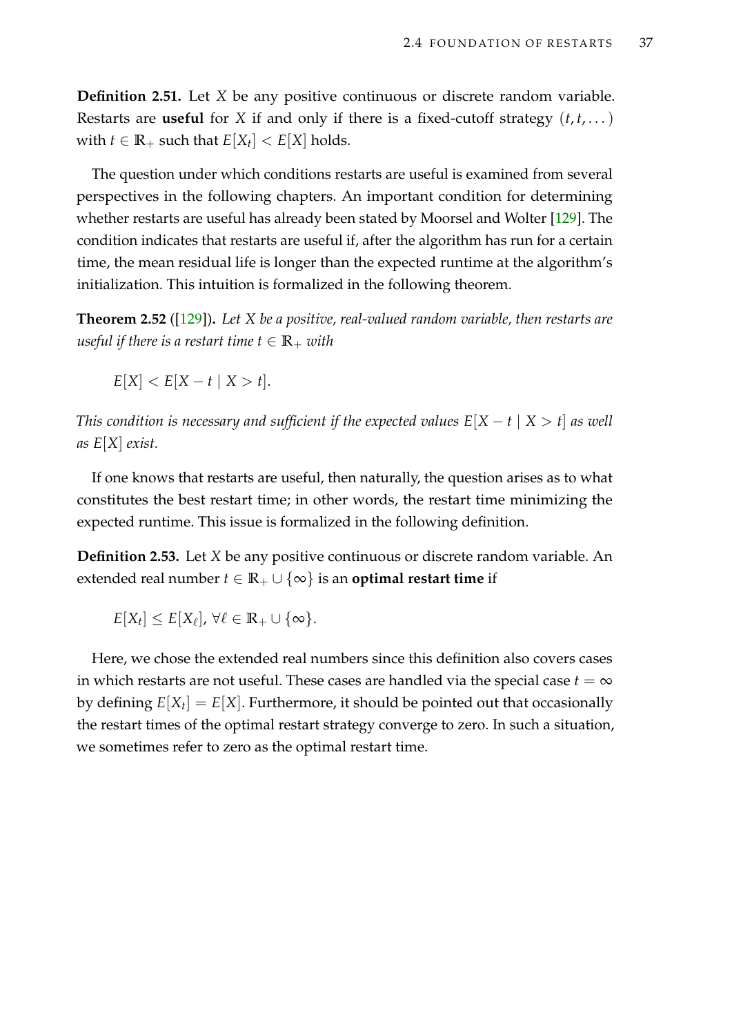**Definition 2.51.** Let $X$ be any positive continuous or discrete random variable. Restarts are **useful** for $X$ if and only if there is a fixed-cutoff strategy $(t, t, \dots)$ with $t \in \mathbb{R}_+$ such that $E[X_t] < E[X]$ holds.

The question under which conditions restarts are useful is examined from several perspectives in the following chapters. An important condition for determining whether restarts are useful has already been stated by Moorsel and Wolter [129]. The condition indicates that restarts are useful if, after the algorithm has run for a certain time, the mean residual life is longer than the expected runtime at the algorithm's initialization. This intuition is formalized in the following theorem.

**Theorem 2.52** ([129])**.** *Let $X$ be a positive, real-valued random variable, then restarts are useful if there is a restart time $t \in \mathbb{R}_+$ with*

$$E[X] < E[X - t \mid X > t].$$

*This condition is necessary and sufficient if the expected values $E[X - t \mid X > t]$ as well as $E[X]$ exist.*

If one knows that restarts are useful, then naturally, the question arises as to what constitutes the best restart time; in other words, the restart time minimizing the expected runtime. This issue is formalized in the following definition.

**Definition 2.53.** Let $X$ be any positive continuous or discrete random variable. An extended real number $t \in \mathbb{R}_+ \cup \{\infty\}$ is an **optimal restart time** if

$$E[X_t] \leq E[X_\ell],\ \forall \ell \in \mathbb{R}_+ \cup \{\infty\}.$$

Here, we chose the extended real numbers since this definition also covers cases in which restarts are not useful. These cases are handled via the special case $t = \infty$ by defining $E[X_t] = E[X]$. Furthermore, it should be pointed out that occasionally the restart times of the optimal restart strategy converge to zero. In such a situation, we sometimes refer to zero as the optimal restart time.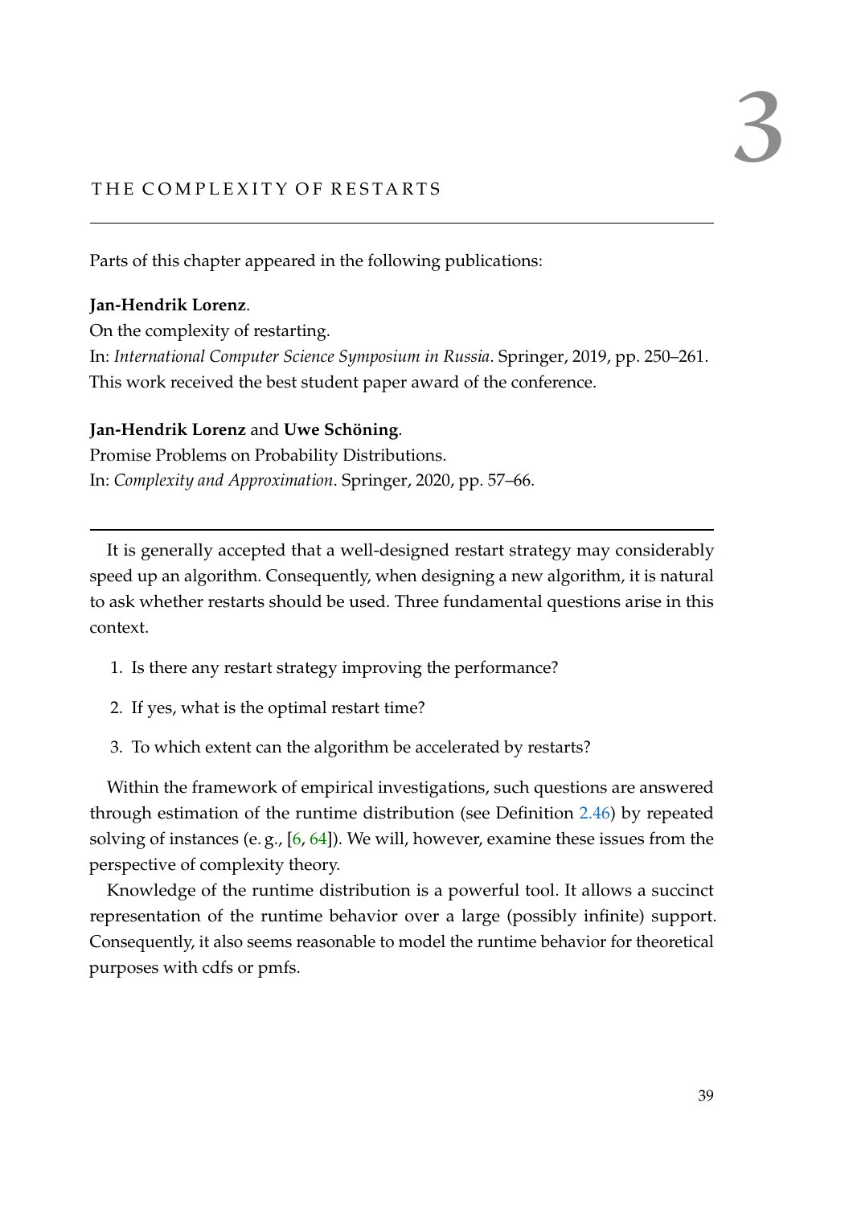# 3 THE COMPLEXITY OF RESTARTS

Parts of this chapter appeared in the following publications:

**Jan-Hendrik Lorenz**.
On the complexity of restarting.
In: *International Computer Science Symposium in Russia*. Springer, 2019, pp. 250–261.
This work received the best student paper award of the conference.

**Jan-Hendrik Lorenz** and **Uwe Schöning**.
Promise Problems on Probability Distributions.
In: *Complexity and Approximation*. Springer, 2020, pp. 57–66.

---

It is generally accepted that a well-designed restart strategy may considerably speed up an algorithm. Consequently, when designing a new algorithm, it is natural to ask whether restarts should be used. Three fundamental questions arise in this context.

1. Is there any restart strategy improving the performance?
2. If yes, what is the optimal restart time?
3. To which extent can the algorithm be accelerated by restarts?

Within the framework of empirical investigations, such questions are answered through estimation of the runtime distribution (see Definition 2.46) by repeated solving of instances (e. g., [6, 64]). We will, however, examine these issues from the perspective of complexity theory.

Knowledge of the runtime distribution is a powerful tool. It allows a succinct representation of the runtime behavior over a large (possibly infinite) support. Consequently, it also seems reasonable to model the runtime behavior for theoretical purposes with cdfs or pmfs.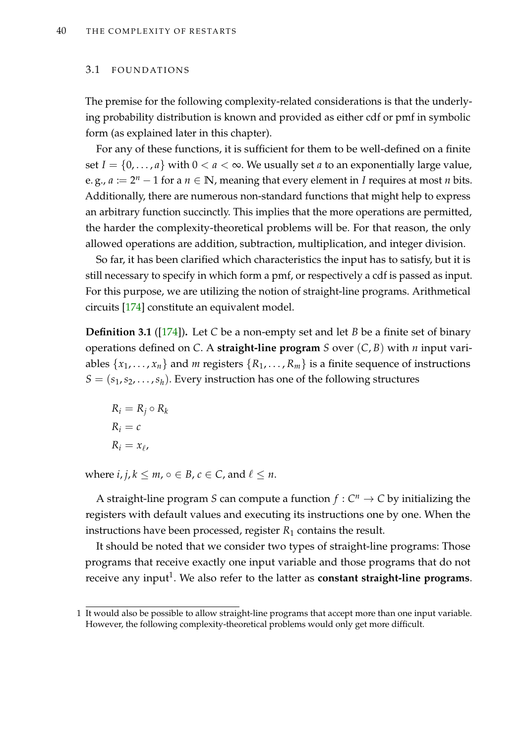## 3.1 FOUNDATIONS

The premise for the following complexity-related considerations is that the underlying probability distribution is known and provided as either cdf or pmf in symbolic form (as explained later in this chapter).

For any of these functions, it is sufficient for them to be well-defined on a finite set $I = \{0, \ldots, a\}$ with $0 < a < \infty$. We usually set $a$ to an exponentially large value, e. g., $a := 2^n - 1$ for a $n \in \mathbb{N}$, meaning that every element in $I$ requires at most $n$ bits. Additionally, there are numerous non-standard functions that might help to express an arbitrary function succinctly. This implies that the more operations are permitted, the harder the complexity-theoretical problems will be. For that reason, the only allowed operations are addition, subtraction, multiplication, and integer division.

So far, it has been clarified which characteristics the input has to satisfy, but it is still necessary to specify in which form a pmf, or respectively a cdf is passed as input. For this purpose, we are utilizing the notion of straight-line programs. Arithmetical circuits [174] constitute an equivalent model.

**Definition 3.1** ([174])**.** *Let $C$ be a non-empty set and let $B$ be a finite set of binary operations defined on $C$. A* **straight-line program** *$S$ over $(C, B)$ with $n$ input variables $\{x_1, \ldots, x_n\}$ and $m$ registers $\{R_1, \ldots, R_m\}$ is a finite sequence of instructions $S = (s_1, s_2, \ldots, s_h)$. Every instruction has one of the following structures*

$$R_i = R_j \circ R_k$$
$$R_i = c$$
$$R_i = x_\ell,$$

*where $i, j, k \leq m$, $\circ \in B$, $c \in C$, and $\ell \leq n$.*

A straight-line program $S$ can compute a function $f : C^n \to C$ by initializing the registers with default values and executing its instructions one by one. When the instructions have been processed, register $R_1$ contains the result.

It should be noted that we consider two types of straight-line programs: Those programs that receive exactly one input variable and those programs that do not receive any input[1]. We also refer to the latter as **constant straight-line programs**.

1 It would also be possible to allow straight-line programs that accept more than one input variable. However, the following complexity-theoretical problems would only get more difficult.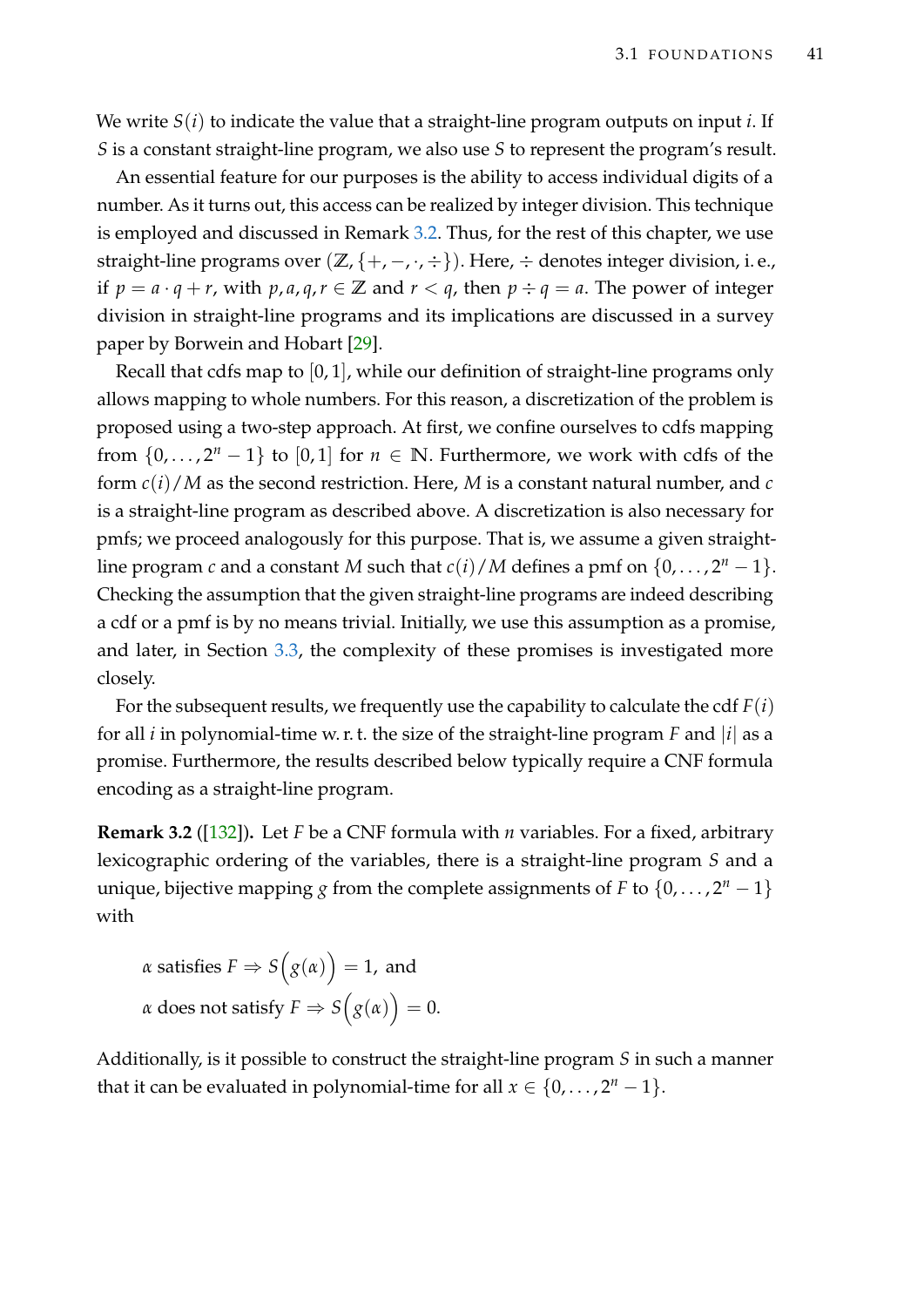We write $S(i)$ to indicate the value that a straight-line program outputs on input $i$. If $S$ is a constant straight-line program, we also use $S$ to represent the program's result.

An essential feature for our purposes is the ability to access individual digits of a number. As it turns out, this access can be realized by integer division. This technique is employed and discussed in Remark 3.2. Thus, for the rest of this chapter, we use straight-line programs over $(\mathbb{Z}, \{+, -, \cdot, \div\})$. Here, $\div$ denotes integer division, i. e., if $p = a \cdot q + r$, with $p, a, q, r \in \mathbb{Z}$ and $r < q$, then $p \div q = a$. The power of integer division in straight-line programs and its implications are discussed in a survey paper by Borwein and Hobart [29].

Recall that cdfs map to $[0, 1]$, while our definition of straight-line programs only allows mapping to whole numbers. For this reason, a discretization of the problem is proposed using a two-step approach. At first, we confine ourselves to cdfs mapping from $\{0, \ldots, 2^n - 1\}$ to $[0, 1]$ for $n \in \mathbb{N}$. Furthermore, we work with cdfs of the form $c(i)/M$ as the second restriction. Here, $M$ is a constant natural number, and $c$ is a straight-line program as described above. A discretization is also necessary for pmfs; we proceed analogously for this purpose. That is, we assume a given straight-line program $c$ and a constant $M$ such that $c(i)/M$ defines a pmf on $\{0, \ldots, 2^n - 1\}$. Checking the assumption that the given straight-line programs are indeed describing a cdf or a pmf is by no means trivial. Initially, we use this assumption as a promise, and later, in Section 3.3, the complexity of these promises is investigated more closely.

For the subsequent results, we frequently use the capability to calculate the cdf $F(i)$ for all $i$ in polynomial-time w. r. t. the size of the straight-line program $F$ and $|i|$ as a promise. Furthermore, the results described below typically require a CNF formula encoding as a straight-line program.

**Remark 3.2** ([132])**.** Let $F$ be a CNF formula with $n$ variables. For a fixed, arbitrary lexicographic ordering of the variables, there is a straight-line program $S$ and a unique, bijective mapping $g$ from the complete assignments of $F$ to $\{0, \ldots, 2^n - 1\}$ with

$$\alpha \text{ satisfies } F \Rightarrow S\Big(g(\alpha)\Big) = 1, \text{ and}$$
$$\alpha \text{ does not satisfy } F \Rightarrow S\Big(g(\alpha)\Big) = 0.$$

Additionally, is it possible to construct the straight-line program $S$ in such a manner that it can be evaluated in polynomial-time for all $x \in \{0, \ldots, 2^n - 1\}$.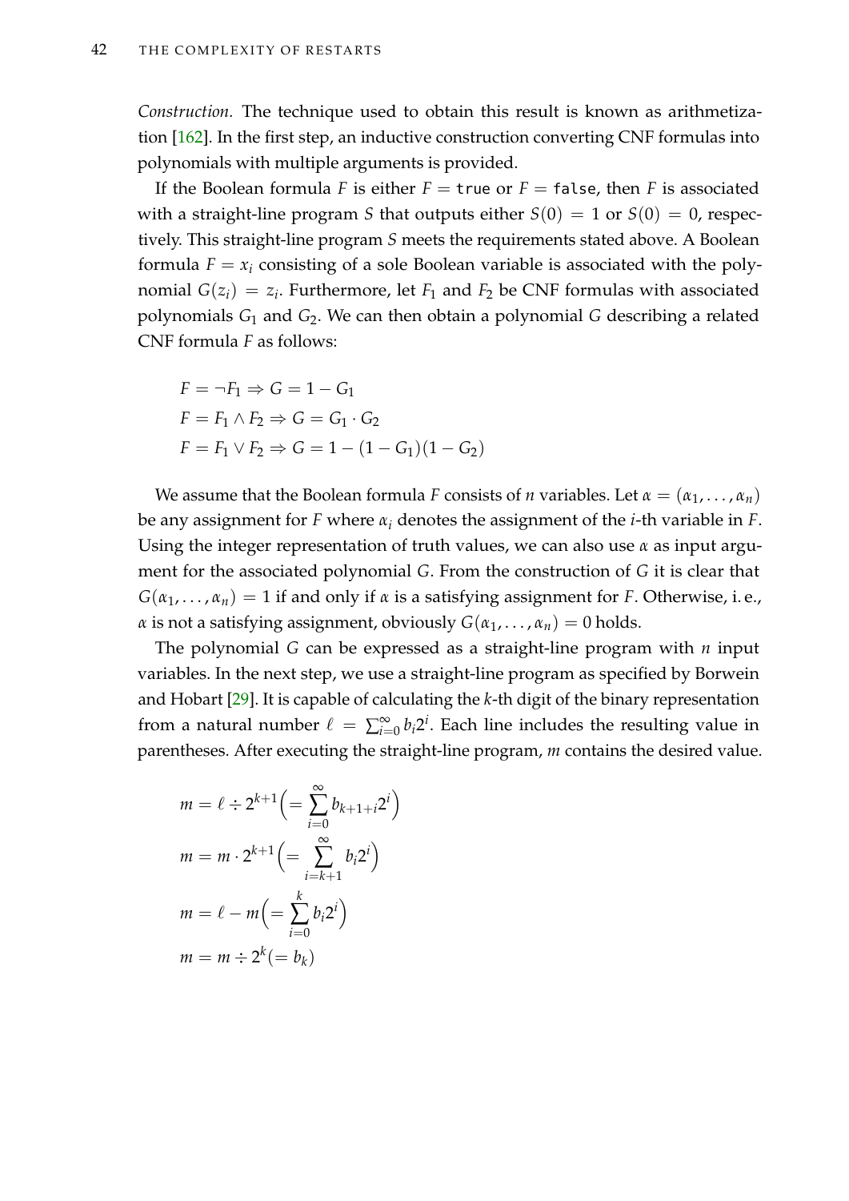*Construction.* The technique used to obtain this result is known as arithmetization [162]. In the first step, an inductive construction converting CNF formulas into polynomials with multiple arguments is provided.

If the Boolean formula $F$ is either $F = \texttt{true}$ or $F = \texttt{false}$, then $F$ is associated with a straight-line program $S$ that outputs either $S(0) = 1$ or $S(0) = 0$, respectively. This straight-line program $S$ meets the requirements stated above. A Boolean formula $F = x_i$ consisting of a sole Boolean variable is associated with the polynomial $G(z_i) = z_i$. Furthermore, let $F_1$ and $F_2$ be CNF formulas with associated polynomials $G_1$ and $G_2$. We can then obtain a polynomial $G$ describing a related CNF formula $F$ as follows:

$$
\begin{aligned}
&F = \neg F_1 \Rightarrow G = 1 - G_1 \\
&F = F_1 \wedge F_2 \Rightarrow G = G_1 \cdot G_2 \\
&F = F_1 \vee F_2 \Rightarrow G = 1 - (1 - G_1)(1 - G_2)
\end{aligned}
$$

We assume that the Boolean formula $F$ consists of $n$ variables. Let $\alpha = (\alpha_1, \ldots, \alpha_n)$ be any assignment for $F$ where $\alpha_i$ denotes the assignment of the $i$-th variable in $F$. Using the integer representation of truth values, we can also use $\alpha$ as input argument for the associated polynomial $G$. From the construction of $G$ it is clear that $G(\alpha_1, \ldots, \alpha_n) = 1$ if and only if $\alpha$ is a satisfying assignment for $F$. Otherwise, i. e., $\alpha$ is not a satisfying assignment, obviously $G(\alpha_1, \ldots, \alpha_n) = 0$ holds.

The polynomial $G$ can be expressed as a straight-line program with $n$ input variables. In the next step, we use a straight-line program as specified by Borwein and Hobart [29]. It is capable of calculating the $k$-th digit of the binary representation from a natural number $\ell = \sum_{i=0}^{\infty} b_i 2^i$. Each line includes the resulting value in parentheses. After executing the straight-line program, $m$ contains the desired value.

$$
\begin{aligned}
&m = \ell \div 2^{k+1} \Big( = \sum_{i=0}^{\infty} b_{k+1+i} 2^i \Big) \\
&m = m \cdot 2^{k+1} \Big( = \sum_{i=k+1}^{\infty} b_i 2^i \Big) \\
&m = \ell - m \Big( = \sum_{i=0}^{k} b_i 2^i \Big) \\
&m = m \div 2^k (= b_k)
\end{aligned}
$$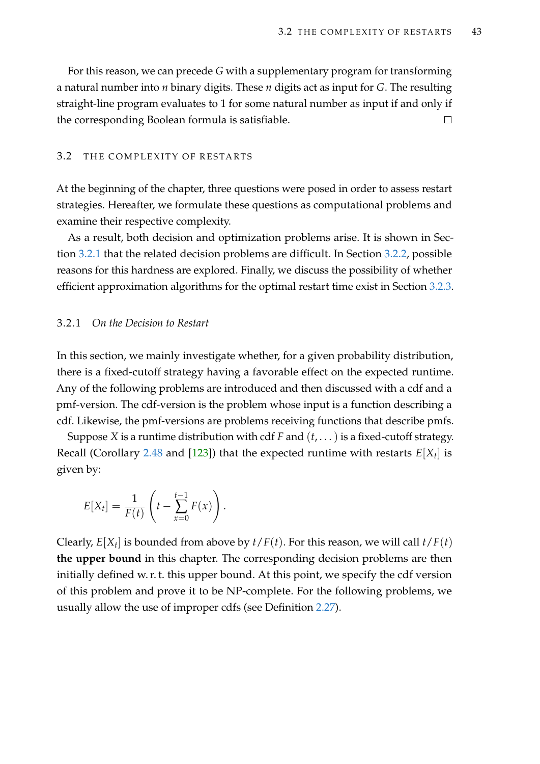For this reason, we can precede $G$ with a supplementary program for transforming a natural number into $n$ binary digits. These $n$ digits act as input for $G$. The resulting straight-line program evaluates to 1 for some natural number as input if and only if the corresponding Boolean formula is satisfiable. □

## 3.2 THE COMPLEXITY OF RESTARTS

At the beginning of the chapter, three questions were posed in order to assess restart strategies. Hereafter, we formulate these questions as computational problems and examine their respective complexity.

As a result, both decision and optimization problems arise. It is shown in Section 3.2.1 that the related decision problems are difficult. In Section 3.2.2, possible reasons for this hardness are explored. Finally, we discuss the possibility of whether efficient approximation algorithms for the optimal restart time exist in Section 3.2.3.

### 3.2.1 *On the Decision to Restart*

In this section, we mainly investigate whether, for a given probability distribution, there is a fixed-cutoff strategy having a favorable effect on the expected runtime. Any of the following problems are introduced and then discussed with a cdf and a pmf-version. The cdf-version is the problem whose input is a function describing a cdf. Likewise, the pmf-versions are problems receiving functions that describe pmfs.

Suppose $X$ is a runtime distribution with cdf $F$ and $(t, \dots)$ is a fixed-cutoff strategy. Recall (Corollary 2.48 and [123]) that the expected runtime with restarts $E[X_t]$ is given by:

$$E[X_t] = \frac{1}{F(t)} \left( t - \sum_{x=0}^{t-1} F(x) \right).$$

Clearly, $E[X_t]$ is bounded from above by $t/F(t)$. For this reason, we will call $t/F(t)$ **the upper bound** in this chapter. The corresponding decision problems are then initially defined w. r. t. this upper bound. At this point, we specify the cdf version of this problem and prove it to be NP-complete. For the following problems, we usually allow the use of improper cdfs (see Definition 2.27).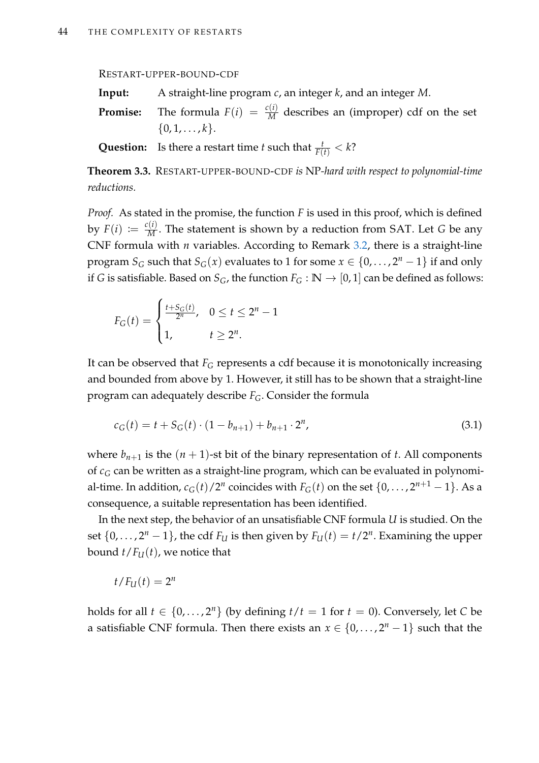RESTART-UPPER-BOUND-CDF

**Input:** A straight-line program $c$, an integer $k$, and an integer $M$.

**Promise:** The formula $F(i) = \frac{c(i)}{M}$ describes an (improper) cdf on the set $\{0, 1, \ldots, k\}$.

**Question:** Is there a restart time $t$ such that $\frac{t}{F(t)} < k$?

**Theorem 3.3.** RESTART-UPPER-BOUND-CDF *is* NP*-hard with respect to polynomial-time reductions.*

*Proof.* As stated in the promise, the function $F$ is used in this proof, which is defined by $F(i) := \frac{c(i)}{M}$. The statement is shown by a reduction from SAT. Let $G$ be any CNF formula with $n$ variables. According to Remark 3.2, there is a straight-line program $S_G$ such that $S_G(x)$ evaluates to 1 for some $x \in \{0, \ldots, 2^n - 1\}$ if and only if $G$ is satisfiable. Based on $S_G$, the function $F_G : \mathbb{N} \to [0, 1]$ can be defined as follows:

$$F_G(t) = \begin{cases} \frac{t + S_G(t)}{2^n}, & 0 \leq t \leq 2^n - 1 \\ 1, & t \geq 2^n. \end{cases}$$

It can be observed that $F_G$ represents a cdf because it is monotonically increasing and bounded from above by 1. However, it still has to be shown that a straight-line program can adequately describe $F_G$. Consider the formula

$$c_G(t) = t + S_G(t) \cdot (1 - b_{n+1}) + b_{n+1} \cdot 2^n, \tag{3.1}$$

where $b_{n+1}$ is the $(n+1)$-st bit of the binary representation of $t$. All components of $c_G$ can be written as a straight-line program, which can be evaluated in polynomial-time. In addition, $c_G(t)/2^n$ coincides with $F_G(t)$ on the set $\{0, \ldots, 2^{n+1} - 1\}$. As a consequence, a suitable representation has been identified.

In the next step, the behavior of an unsatisfiable CNF formula $U$ is studied. On the set $\{0, \ldots, 2^n - 1\}$, the cdf $F_U$ is then given by $F_U(t) = t/2^n$. Examining the upper bound $t/F_U(t)$, we notice that

$$t/F_U(t) = 2^n$$

holds for all $t \in \{0, \ldots, 2^n\}$ (by defining $t/t = 1$ for $t = 0$). Conversely, let $C$ be a satisfiable CNF formula. Then there exists an $x \in \{0, \ldots, 2^n - 1\}$ such that the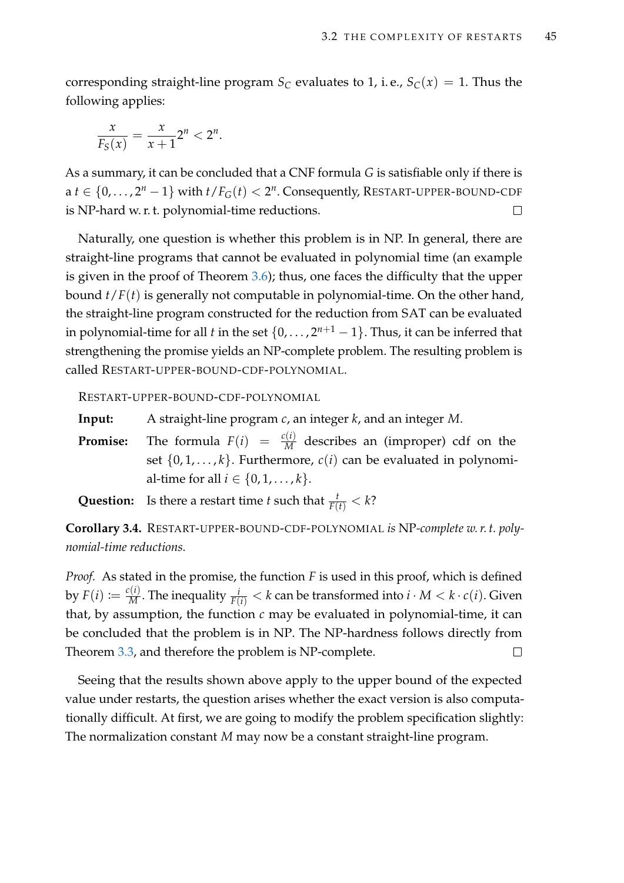corresponding straight-line program $S_C$ evaluates to 1, i. e., $S_C(x) = 1$. Thus the following applies:

$$\frac{x}{F_S(x)} = \frac{x}{x+1}2^n < 2^n.$$

As a summary, it can be concluded that a CNF formula $G$ is satisfiable only if there is a $t \in \{0, \dots, 2^n - 1\}$ with $t/F_G(t) < 2^n$. Consequently, RESTART-UPPER-BOUND-CDF is NP-hard w. r. t. polynomial-time reductions. □

Naturally, one question is whether this problem is in NP. In general, there are straight-line programs that cannot be evaluated in polynomial time (an example is given in the proof of Theorem 3.6); thus, one faces the difficulty that the upper bound $t/F(t)$ is generally not computable in polynomial-time. On the other hand, the straight-line program constructed for the reduction from SAT can be evaluated in polynomial-time for all $t$ in the set $\{0, \dots, 2^{n+1} - 1\}$. Thus, it can be inferred that strengthening the promise yields an NP-complete problem. The resulting problem is called RESTART-UPPER-BOUND-CDF-POLYNOMIAL.

RESTART-UPPER-BOUND-CDF-POLYNOMIAL

**Input:** A straight-line program $c$, an integer $k$, and an integer $M$.

**Promise:** The formula $F(i) = \frac{c(i)}{M}$ describes an (improper) cdf on the set $\{0, 1, \dots, k\}$. Furthermore, $c(i)$ can be evaluated in polynomial-time for all $i \in \{0, 1, \dots, k\}$.

**Question:** Is there a restart time $t$ such that $\frac{t}{F(t)} < k$?

**Corollary 3.4.** RESTART-UPPER-BOUND-CDF-POLYNOMIAL *is* NP*-complete w. r. t. polynomial-time reductions.*

*Proof.* As stated in the promise, the function $F$ is used in this proof, which is defined by $F(i) := \frac{c(i)}{M}$. The inequality $\frac{i}{F(i)} < k$ can be transformed into $i \cdot M < k \cdot c(i)$. Given that, by assumption, the function $c$ may be evaluated in polynomial-time, it can be concluded that the problem is in NP. The NP-hardness follows directly from Theorem 3.3, and therefore the problem is NP-complete. □

Seeing that the results shown above apply to the upper bound of the expected value under restarts, the question arises whether the exact version is also computationally difficult. At first, we are going to modify the problem specification slightly: The normalization constant $M$ may now be a constant straight-line program.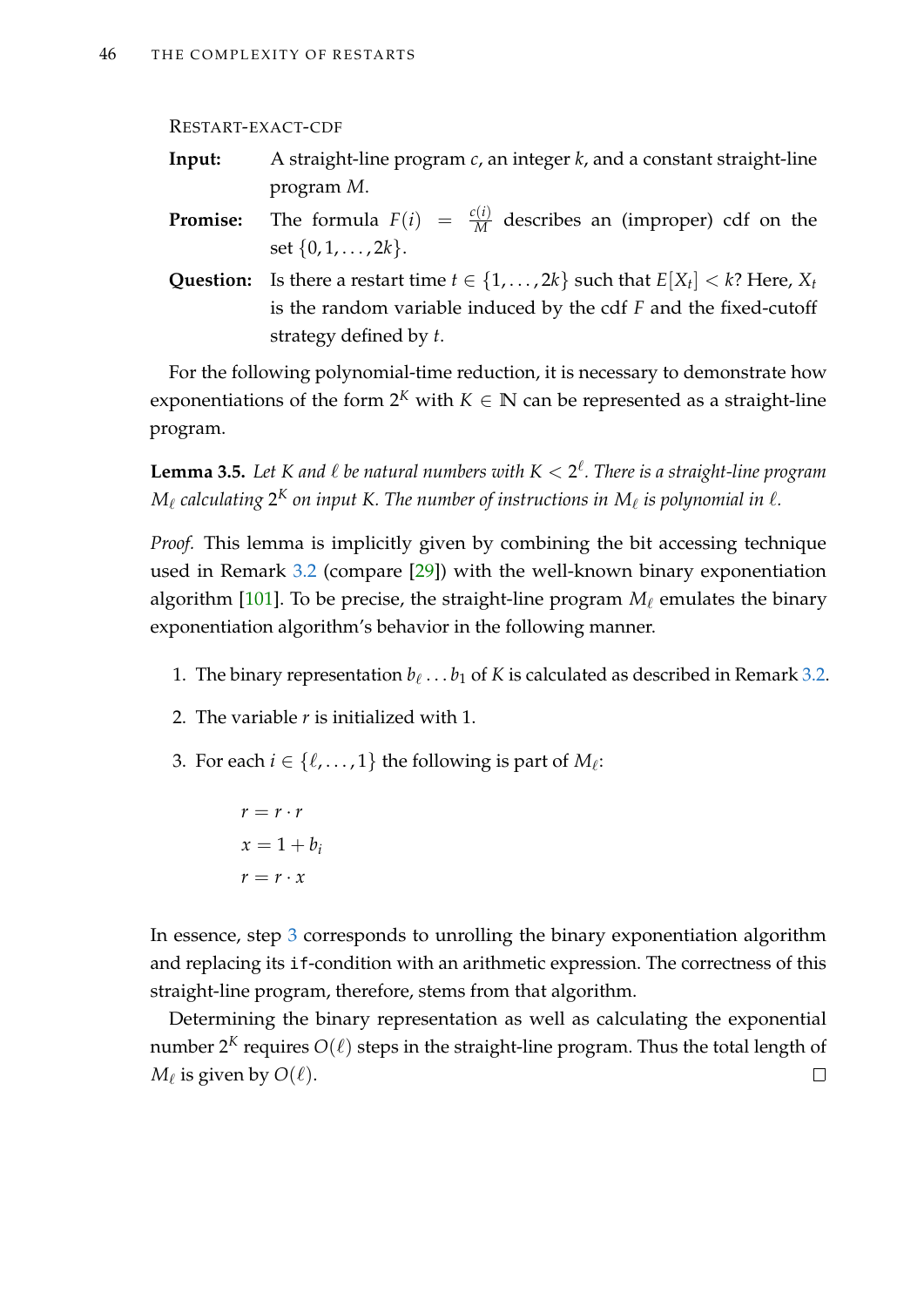Restart-exact-cdf

**Input:** A straight-line program $c$, an integer $k$, and a constant straight-line program $M$.

**Promise:** The formula $F(i) = \frac{c(i)}{M}$ describes an (improper) cdf on the set $\{0, 1, \dots, 2k\}$.

**Question:** Is there a restart time $t \in \{1, \dots, 2k\}$ such that $E[X_t] < k$? Here, $X_t$ is the random variable induced by the cdf $F$ and the fixed-cutoff strategy defined by $t$.

For the following polynomial-time reduction, it is necessary to demonstrate how exponentiations of the form $2^K$ with $K \in \mathbb{N}$ can be represented as a straight-line program.

**Lemma 3.5.** *Let $K$ and $\ell$ be natural numbers with $K < 2^\ell$. There is a straight-line program $M_\ell$ calculating $2^K$ on input $K$. The number of instructions in $M_\ell$ is polynomial in $\ell$.*

*Proof.* This lemma is implicitly given by combining the bit accessing technique used in Remark 3.2 (compare [29]) with the well-known binary exponentiation algorithm [101]. To be precise, the straight-line program $M_\ell$ emulates the binary exponentiation algorithm's behavior in the following manner.

1. The binary representation $b_\ell \dots b_1$ of $K$ is calculated as described in Remark 3.2.
2. The variable $r$ is initialized with 1.
3. For each $i \in \{\ell, \dots, 1\}$ the following is part of $M_\ell$:

$$r = r \cdot r$$
$$x = 1 + b_i$$
$$r = r \cdot x$$

In essence, step 3 corresponds to unrolling the binary exponentiation algorithm and replacing its `if`-condition with an arithmetic expression. The correctness of this straight-line program, therefore, stems from that algorithm.

Determining the binary representation as well as calculating the exponential number $2^K$ requires $O(\ell)$ steps in the straight-line program. Thus the total length of $M_\ell$ is given by $O(\ell)$. ☐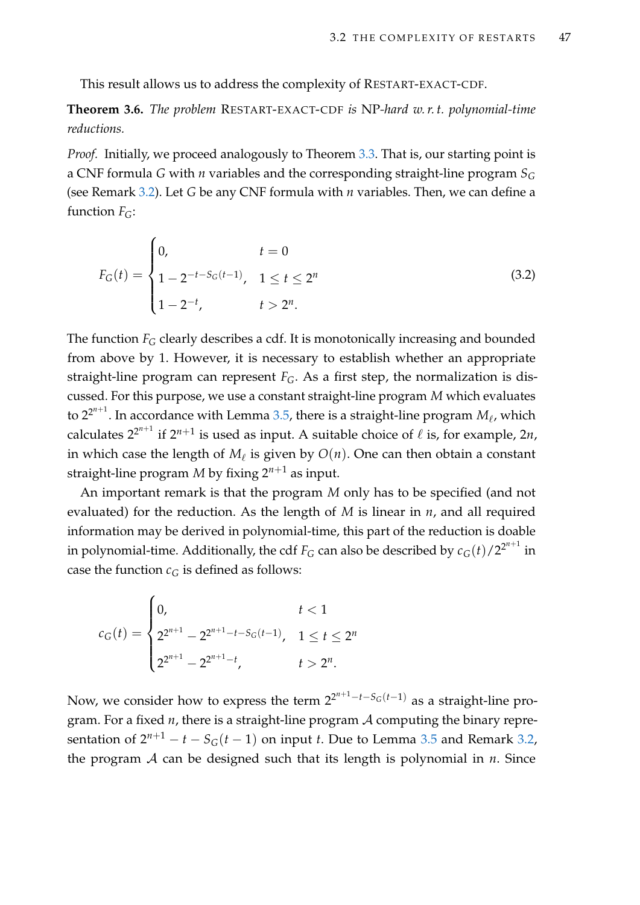This result allows us to address the complexity of RESTART-EXACT-CDF.

**Theorem 3.6.** *The problem* RESTART-EXACT-CDF *is* NP*-hard w. r. t. polynomial-time reductions.*

*Proof.* Initially, we proceed analogously to Theorem 3.3. That is, our starting point is a CNF formula $G$ with $n$ variables and the corresponding straight-line program $S_G$ (see Remark 3.2). Let $G$ be any CNF formula with $n$ variables. Then, we can define a function $F_G$:

$$F_G(t) = \begin{cases} 0, & t = 0 \\ 1 - 2^{-t - S_G(t-1)}, & 1 \leq t \leq 2^n \\ 1 - 2^{-t}, & t > 2^n. \end{cases} \tag{3.2}$$

The function $F_G$ clearly describes a cdf. It is monotonically increasing and bounded from above by 1. However, it is necessary to establish whether an appropriate straight-line program can represent $F_G$. As a first step, the normalization is discussed. For this purpose, we use a constant straight-line program $M$ which evaluates to $2^{2^{n+1}}$. In accordance with Lemma 3.5, there is a straight-line program $M_\ell$, which calculates $2^{2^{n+1}}$ if $2^{n+1}$ is used as input. A suitable choice of $\ell$ is, for example, $2n$, in which case the length of $M_\ell$ is given by $O(n)$. One can then obtain a constant straight-line program $M$ by fixing $2^{n+1}$ as input.

An important remark is that the program $M$ only has to be specified (and not evaluated) for the reduction. As the length of $M$ is linear in $n$, and all required information may be derived in polynomial-time, this part of the reduction is doable in polynomial-time. Additionally, the cdf $F_G$ can also be described by $c_G(t)/2^{2^{n+1}}$ in case the function $c_G$ is defined as follows:

$$c_G(t) = \begin{cases} 0, & t < 1 \\ 2^{2^{n+1}} - 2^{2^{n+1} - t - S_G(t-1)}, & 1 \leq t \leq 2^n \\ 2^{2^{n+1}} - 2^{2^{n+1} - t}, & t > 2^n. \end{cases}$$

Now, we consider how to express the term $2^{2^{n+1} - t - S_G(t-1)}$ as a straight-line program. For a fixed $n$, there is a straight-line program $\mathcal{A}$ computing the binary representation of $2^{n+1} - t - S_G(t-1)$ on input $t$. Due to Lemma 3.5 and Remark 3.2, the program $\mathcal{A}$ can be designed such that its length is polynomial in $n$. Since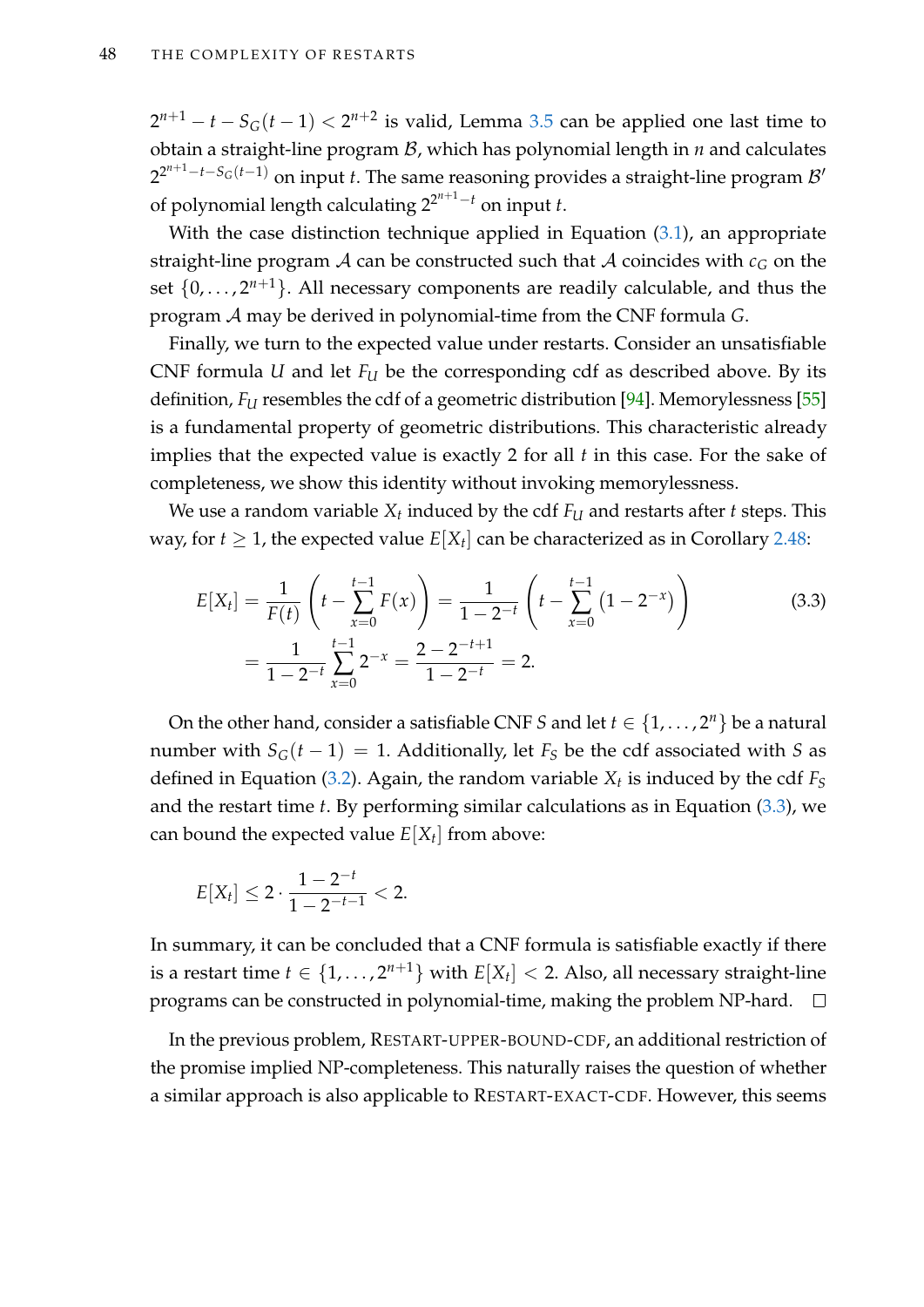$2^{n+1} - t - S_G(t-1) < 2^{n+2}$ is valid, Lemma 3.5 can be applied one last time to obtain a straight-line program $\mathcal{B}$, which has polynomial length in $n$ and calculates $2^{2^{n+1}-t-S_G(t-1)}$ on input $t$. The same reasoning provides a straight-line program $\mathcal{B}'$ of polynomial length calculating $2^{2^{n+1}-t}$ on input $t$.

With the case distinction technique applied in Equation (3.1), an appropriate straight-line program $\mathcal{A}$ can be constructed such that $\mathcal{A}$ coincides with $c_G$ on the set $\{0, \ldots, 2^{n+1}\}$. All necessary components are readily calculable, and thus the program $\mathcal{A}$ may be derived in polynomial-time from the CNF formula $G$.

Finally, we turn to the expected value under restarts. Consider an unsatisfiable CNF formula $U$ and let $F_U$ be the corresponding cdf as described above. By its definition, $F_U$ resembles the cdf of a geometric distribution [94]. Memorylessness [55] is a fundamental property of geometric distributions. This characteristic already implies that the expected value is exactly 2 for all $t$ in this case. For the sake of completeness, we show this identity without invoking memorylessness.

We use a random variable $X_t$ induced by the cdf $F_U$ and restarts after $t$ steps. This way, for $t \geq 1$, the expected value $E[X_t]$ can be characterized as in Corollary 2.48:

$$
\begin{aligned}
E[X_t] &= \frac{1}{F(t)} \left( t - \sum_{x=0}^{t-1} F(x) \right) = \frac{1}{1 - 2^{-t}} \left( t - \sum_{x=0}^{t-1} \left(1 - 2^{-x}\right) \right) \\
&= \frac{1}{1 - 2^{-t}} \sum_{x=0}^{t-1} 2^{-x} = \frac{2 - 2^{-t+1}}{1 - 2^{-t}} = 2.
\end{aligned} \tag{3.3}
$$

On the other hand, consider a satisfiable CNF $S$ and let $t \in \{1, \ldots, 2^n\}$ be a natural number with $S_G(t-1) = 1$. Additionally, let $F_S$ be the cdf associated with $S$ as defined in Equation (3.2). Again, the random variable $X_t$ is induced by the cdf $F_S$ and the restart time $t$. By performing similar calculations as in Equation (3.3), we can bound the expected value $E[X_t]$ from above:

$$
E[X_t] \leq 2 \cdot \frac{1 - 2^{-t}}{1 - 2^{-t-1}} < 2.
$$

In summary, it can be concluded that a CNF formula is satisfiable exactly if there is a restart time $t \in \{1, \ldots, 2^{n+1}\}$ with $E[X_t] < 2$. Also, all necessary straight-line programs can be constructed in polynomial-time, making the problem NP-hard. □

In the previous problem, RESTART-UPPER-BOUND-CDF, an additional restriction of the promise implied NP-completeness. This naturally raises the question of whether a similar approach is also applicable to RESTART-EXACT-CDF. However, this seems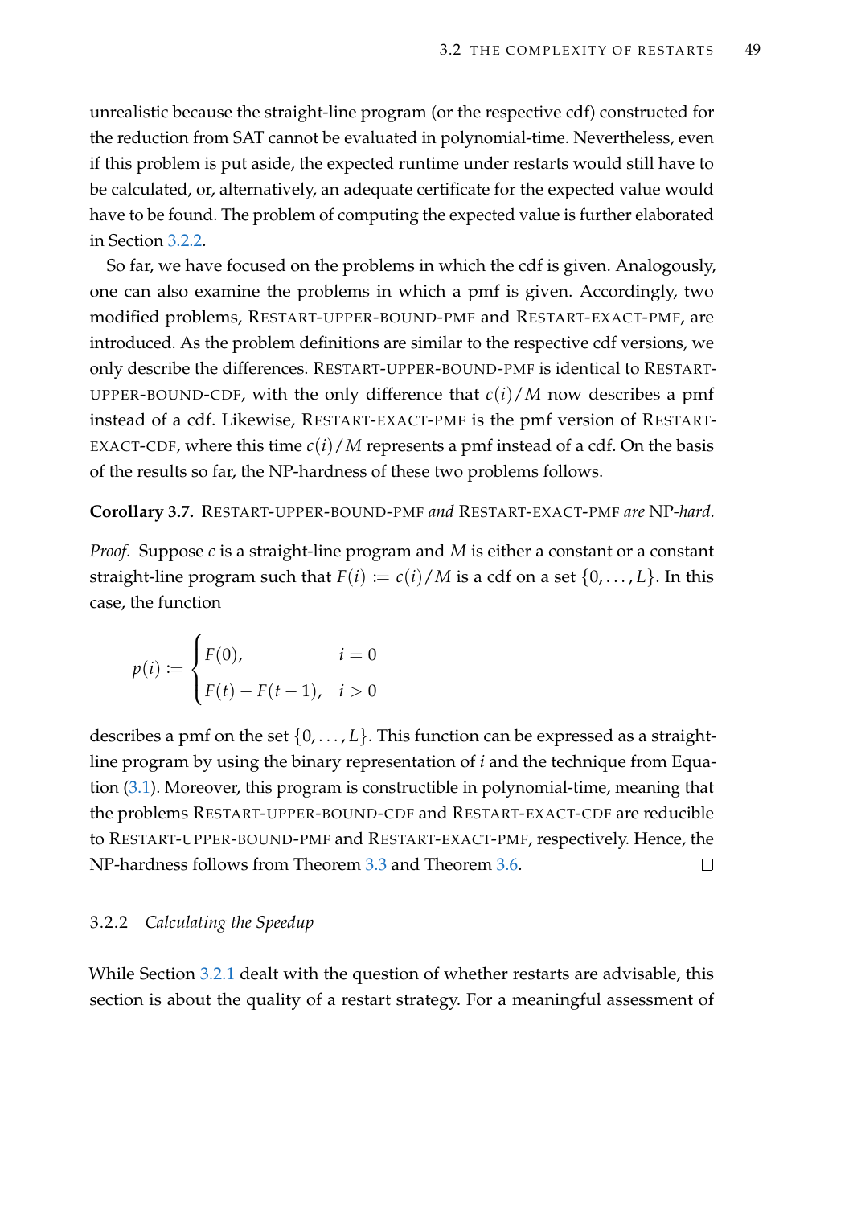unrealistic because the straight-line program (or the respective cdf) constructed for the reduction from SAT cannot be evaluated in polynomial-time. Nevertheless, even if this problem is put aside, the expected runtime under restarts would still have to be calculated, or, alternatively, an adequate certificate for the expected value would have to be found. The problem of computing the expected value is further elaborated in Section 3.2.2.

So far, we have focused on the problems in which the cdf is given. Analogously, one can also examine the problems in which a pmf is given. Accordingly, two modified problems, RESTART-UPPER-BOUND-PMF and RESTART-EXACT-PMF, are introduced. As the problem definitions are similar to the respective cdf versions, we only describe the differences. RESTART-UPPER-BOUND-PMF is identical to RESTART-UPPER-BOUND-CDF, with the only difference that $c(i)/M$ now describes a pmf instead of a cdf. Likewise, RESTART-EXACT-PMF is the pmf version of RESTART-EXACT-CDF, where this time $c(i)/M$ represents a pmf instead of a cdf. On the basis of the results so far, the NP-hardness of these two problems follows.

**Corollary 3.7.** RESTART-UPPER-BOUND-PMF *and* RESTART-EXACT-PMF *are* NP*-hard.*

*Proof.* Suppose $c$ is a straight-line program and $M$ is either a constant or a constant straight-line program such that $F(i) := c(i)/M$ is a cdf on a set $\{0, \ldots, L\}$. In this case, the function

$$p(i) := \begin{cases} F(0), & i = 0 \\ F(t) - F(t-1), & i > 0 \end{cases}$$

describes a pmf on the set $\{0, \ldots, L\}$. This function can be expressed as a straight-line program by using the binary representation of $i$ and the technique from Equation (3.1). Moreover, this program is constructible in polynomial-time, meaning that the problems RESTART-UPPER-BOUND-CDF and RESTART-EXACT-CDF are reducible to RESTART-UPPER-BOUND-PMF and RESTART-EXACT-PMF, respectively. Hence, the NP-hardness follows from Theorem 3.3 and Theorem 3.6. □

### 3.2.2 *Calculating the Speedup*

While Section 3.2.1 dealt with the question of whether restarts are advisable, this section is about the quality of a restart strategy. For a meaningful assessment of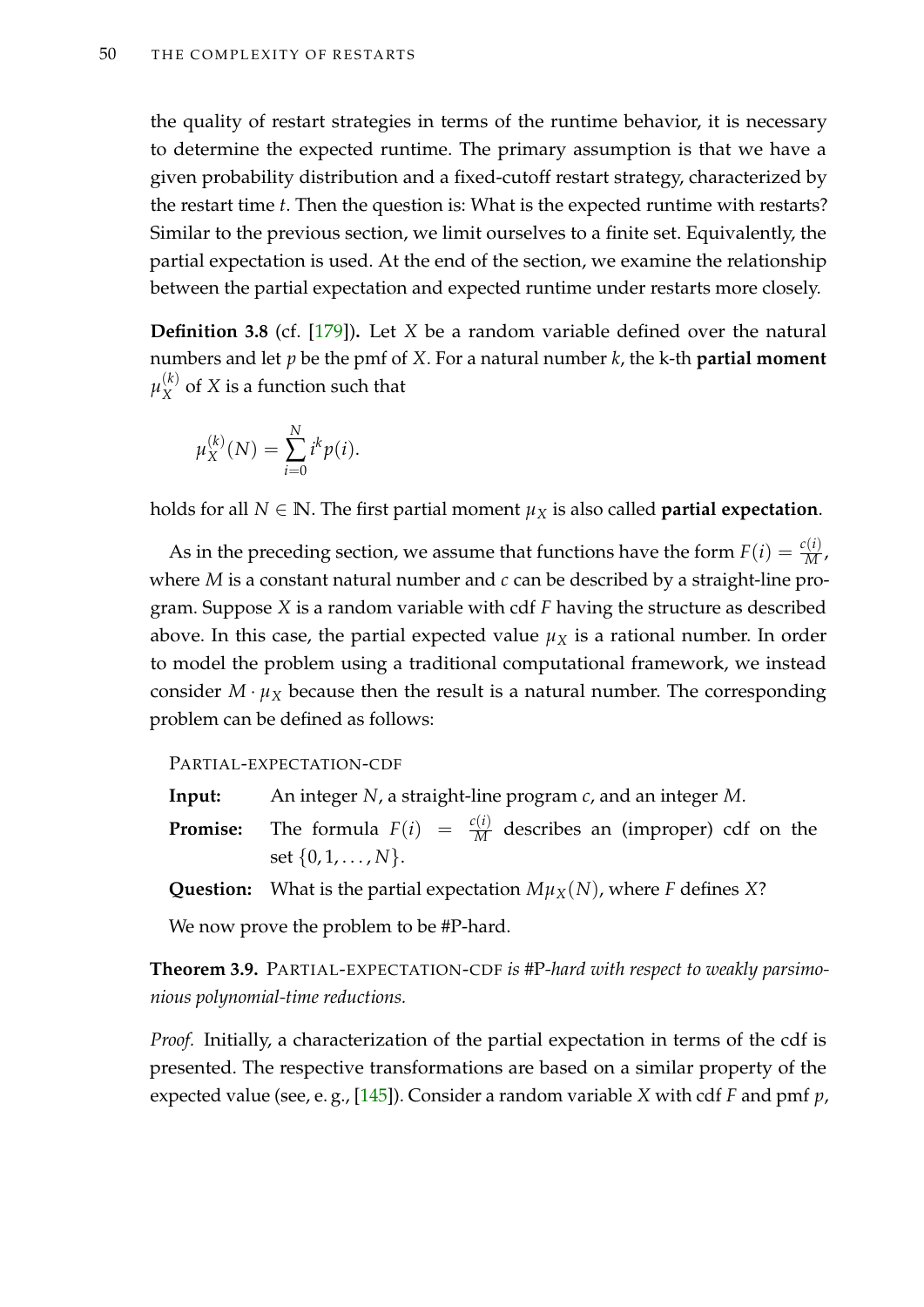the quality of restart strategies in terms of the runtime behavior, it is necessary to determine the expected runtime. The primary assumption is that we have a given probability distribution and a fixed-cutoff restart strategy, characterized by the restart time $t$. Then the question is: What is the expected runtime with restarts? Similar to the previous section, we limit ourselves to a finite set. Equivalently, the partial expectation is used. At the end of the section, we examine the relationship between the partial expectation and expected runtime under restarts more closely.

**Definition 3.8** (cf. [179])**.** Let $X$ be a random variable defined over the natural numbers and let $p$ be the pmf of $X$. For a natural number $k$, the k-th **partial moment** $\mu_X^{(k)}$ of $X$ is a function such that

$$\mu_X^{(k)}(N) = \sum_{i=0}^{N} i^k p(i).$$

holds for all $N \in \mathbb{N}$. The first partial moment $\mu_X$ is also called **partial expectation**.

As in the preceding section, we assume that functions have the form $F(i) = \frac{c(i)}{M}$, where $M$ is a constant natural number and $c$ can be described by a straight-line program. Suppose $X$ is a random variable with cdf $F$ having the structure as described above. In this case, the partial expected value $\mu_X$ is a rational number. In order to model the problem using a traditional computational framework, we instead consider $M \cdot \mu_X$ because then the result is a natural number. The corresponding problem can be defined as follows:

PARTIAL-EXPECTATION-CDF

**Input:** An integer $N$, a straight-line program $c$, and an integer $M$.

**Promise:** The formula $F(i) = \frac{c(i)}{M}$ describes an (improper) cdf on the set $\{0, 1, \dots, N\}$.

**Question:** What is the partial expectation $M\mu_X(N)$, where $F$ defines $X$?

We now prove the problem to be #P-hard.

**Theorem 3.9.** PARTIAL-EXPECTATION-CDF *is* #P*-hard with respect to weakly parsimonious polynomial-time reductions.*

*Proof.* Initially, a characterization of the partial expectation in terms of the cdf is presented. The respective transformations are based on a similar property of the expected value (see, e. g., [145]). Consider a random variable $X$ with cdf $F$ and pmf $p$,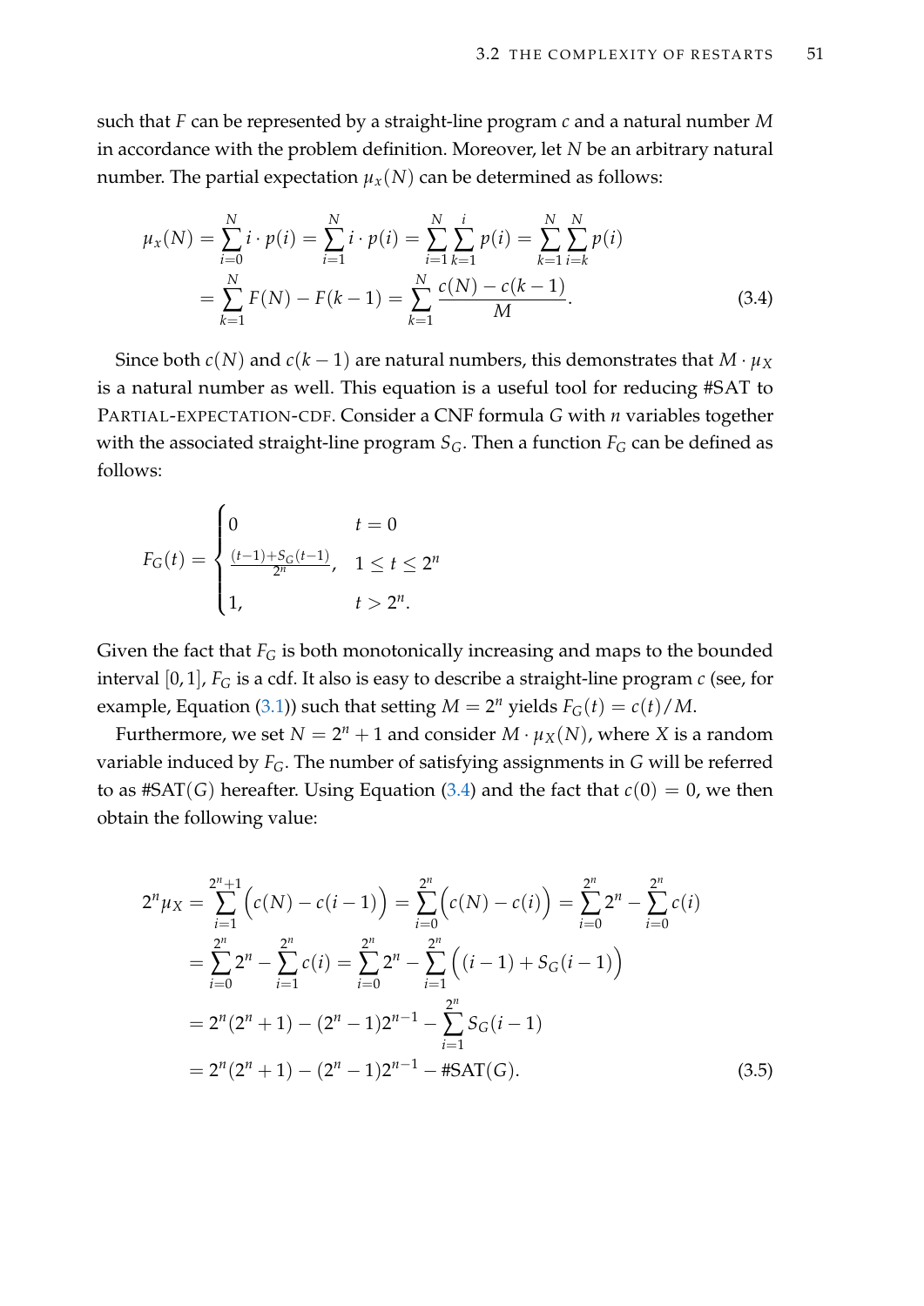such that $F$ can be represented by a straight-line program $c$ and a natural number $M$ in accordance with the problem definition. Moreover, let $N$ be an arbitrary natural number. The partial expectation $\mu_x(N)$ can be determined as follows:

$$
\begin{aligned}
\mu_x(N) &= \sum_{i=0}^{N} i \cdot p(i) = \sum_{i=1}^{N} i \cdot p(i) = \sum_{i=1}^{N} \sum_{k=1}^{i} p(i) = \sum_{k=1}^{N} \sum_{i=k}^{N} p(i) \\
&= \sum_{k=1}^{N} F(N) - F(k-1) = \sum_{k=1}^{N} \frac{c(N) - c(k-1)}{M}.
\end{aligned} \tag{3.4}
$$

Since both $c(N)$ and $c(k-1)$ are natural numbers, this demonstrates that $M \cdot \mu_X$ is a natural number as well. This equation is a useful tool for reducing #SAT to PARTIAL-EXPECTATION-CDF. Consider a CNF formula $G$ with $n$ variables together with the associated straight-line program $S_G$. Then a function $F_G$ can be defined as follows:

$$
F_G(t) = \begin{cases} 0 & t = 0 \\ \frac{(t-1)+S_G(t-1)}{2^n}, & 1 \leq t \leq 2^n \\ 1, & t > 2^n. \end{cases}
$$

Given the fact that $F_G$ is both monotonically increasing and maps to the bounded interval $[0,1]$, $F_G$ is a cdf. It also is easy to describe a straight-line program $c$ (see, for example, Equation (3.1)) such that setting $M = 2^n$ yields $F_G(t) = c(t)/M$.

Furthermore, we set $N = 2^n + 1$ and consider $M \cdot \mu_X(N)$, where $X$ is a random variable induced by $F_G$. The number of satisfying assignments in $G$ will be referred to as #SAT$(G)$ hereafter. Using Equation (3.4) and the fact that $c(0) = 0$, we then obtain the following value:

$$
\begin{aligned}
2^n \mu_X &= \sum_{i=1}^{2^n+1} \Big( c(N) - c(i-1) \Big) = \sum_{i=0}^{2^n} \Big( c(N) - c(i) \Big) = \sum_{i=0}^{2^n} 2^n - \sum_{i=0}^{2^n} c(i) \\
&= \sum_{i=0}^{2^n} 2^n - \sum_{i=1}^{2^n} c(i) = \sum_{i=0}^{2^n} 2^n - \sum_{i=1}^{2^n} \Big( (i-1) + S_G(i-1) \Big) \\
&= 2^n(2^n+1) - (2^n-1)2^{n-1} - \sum_{i=1}^{2^n} S_G(i-1) \\
&= 2^n(2^n+1) - (2^n-1)2^{n-1} - \#\text{SAT}(G).
\end{aligned} \tag{3.5}
$$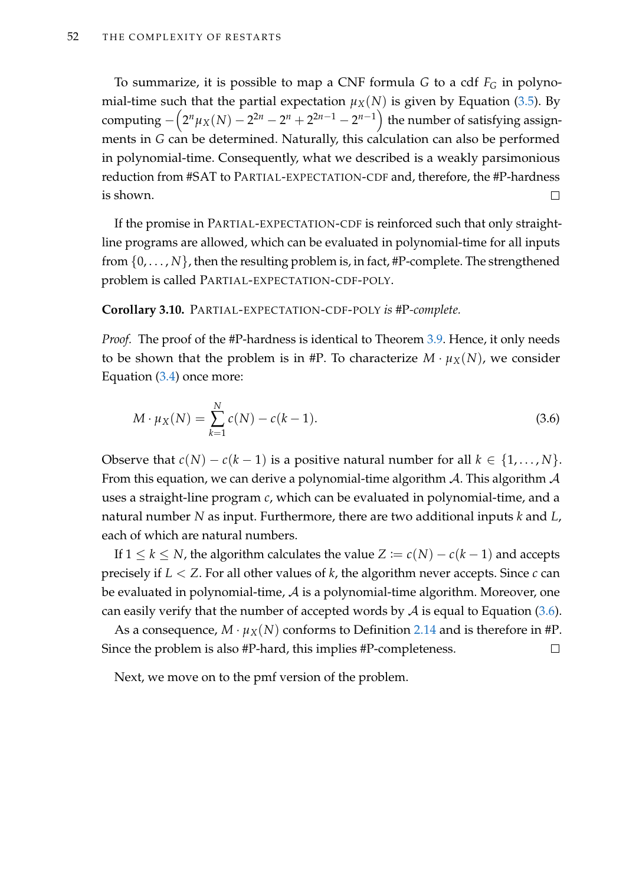To summarize, it is possible to map a CNF formula $G$ to a cdf $F_G$ in polynomial-time such that the partial expectation $\mu_X(N)$ is given by Equation (3.5). By computing $-\left(2^n \mu_X(N) - 2^{2n} - 2^n + 2^{2n-1} - 2^{n-1}\right)$ the number of satisfying assignments in $G$ can be determined. Naturally, this calculation can also be performed in polynomial-time. Consequently, what we described is a weakly parsimonious reduction from #SAT to PARTIAL-EXPECTATION-CDF and, therefore, the #P-hardness is shown. ☐

If the promise in PARTIAL-EXPECTATION-CDF is reinforced such that only straight-line programs are allowed, which can be evaluated in polynomial-time for all inputs from $\{0, \ldots, N\}$, then the resulting problem is, in fact, #P-complete. The strengthened problem is called PARTIAL-EXPECTATION-CDF-POLY.

**Corollary 3.10.** PARTIAL-EXPECTATION-CDF-POLY *is* #P*-complete.*

*Proof.* The proof of the #P-hardness is identical to Theorem 3.9. Hence, it only needs to be shown that the problem is in #P. To characterize $M \cdot \mu_X(N)$, we consider Equation (3.4) once more:

$$M \cdot \mu_X(N) = \sum_{k=1}^{N} c(N) - c(k-1). \tag{3.6}$$

Observe that $c(N) - c(k-1)$ is a positive natural number for all $k \in \{1, \ldots, N\}$. From this equation, we can derive a polynomial-time algorithm $\mathcal{A}$. This algorithm $\mathcal{A}$ uses a straight-line program $c$, which can be evaluated in polynomial-time, and a natural number $N$ as input. Furthermore, there are two additional inputs $k$ and $L$, each of which are natural numbers.

If $1 \leq k \leq N$, the algorithm calculates the value $Z := c(N) - c(k-1)$ and accepts precisely if $L < Z$. For all other values of $k$, the algorithm never accepts. Since $c$ can be evaluated in polynomial-time, $\mathcal{A}$ is a polynomial-time algorithm. Moreover, one can easily verify that the number of accepted words by $\mathcal{A}$ is equal to Equation (3.6).

As a consequence, $M \cdot \mu_X(N)$ conforms to Definition 2.14 and is therefore in #P. Since the problem is also #P-hard, this implies #P-completeness. ☐

Next, we move on to the pmf version of the problem.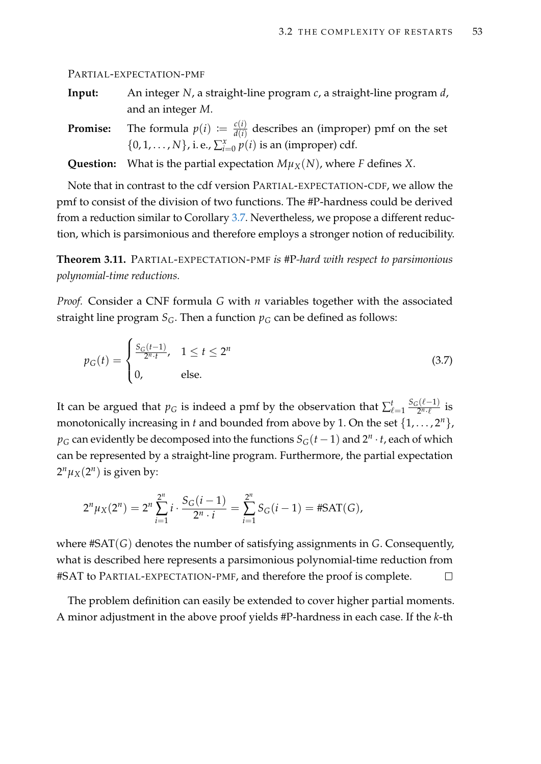PARTIAL-EXPECTATION-PMF

**Input:** An integer $N$, a straight-line program $c$, a straight-line program $d$, and an integer $M$.

**Promise:** The formula $p(i) := \frac{c(i)}{d(i)}$ describes an (improper) pmf on the set $\{0, 1, \ldots, N\}$, i. e., $\sum_{i=0}^{x} p(i)$ is an (improper) cdf.

**Question:** What is the partial expectation $M\mu_X(N)$, where $F$ defines $X$.

Note that in contrast to the cdf version PARTIAL-EXPECTATION-CDF, we allow the pmf to consist of the division of two functions. The #P-hardness could be derived from a reduction similar to Corollary 3.7. Nevertheless, we propose a different reduction, which is parsimonious and therefore employs a stronger notion of reducibility.

**Theorem 3.11.** PARTIAL-EXPECTATION-PMF *is #P-hard with respect to parsimonious polynomial-time reductions.*

*Proof.* Consider a CNF formula $G$ with $n$ variables together with the associated straight line program $S_G$. Then a function $p_G$ can be defined as follows:

$$p_G(t) = \begin{cases} \frac{S_G(t-1)}{2^n \cdot t}, & 1 \leq t \leq 2^n \\ 0, & \text{else.} \end{cases} \tag{3.7}$$

It can be argued that $p_G$ is indeed a pmf by the observation that $\sum_{\ell=1}^{t} \frac{S_G(\ell-1)}{2^n \cdot \ell}$ is monotonically increasing in $t$ and bounded from above by 1. On the set $\{1, \ldots, 2^n\}$, $p_G$ can evidently be decomposed into the functions $S_G(t-1)$ and $2^n \cdot t$, each of which can be represented by a straight-line program. Furthermore, the partial expectation $2^n \mu_X(2^n)$ is given by:

$$2^n \mu_X(2^n) = 2^n \sum_{i=1}^{2^n} i \cdot \frac{S_G(i-1)}{2^n \cdot i} = \sum_{i=1}^{2^n} S_G(i-1) = \#\text{SAT}(G),$$

where #SAT$(G)$ denotes the number of satisfying assignments in $G$. Consequently, what is described here represents a parsimonious polynomial-time reduction from #SAT to PARTIAL-EXPECTATION-PMF, and therefore the proof is complete. $\square$

The problem definition can easily be extended to cover higher partial moments. A minor adjustment in the above proof yields #P-hardness in each case. If the $k$-th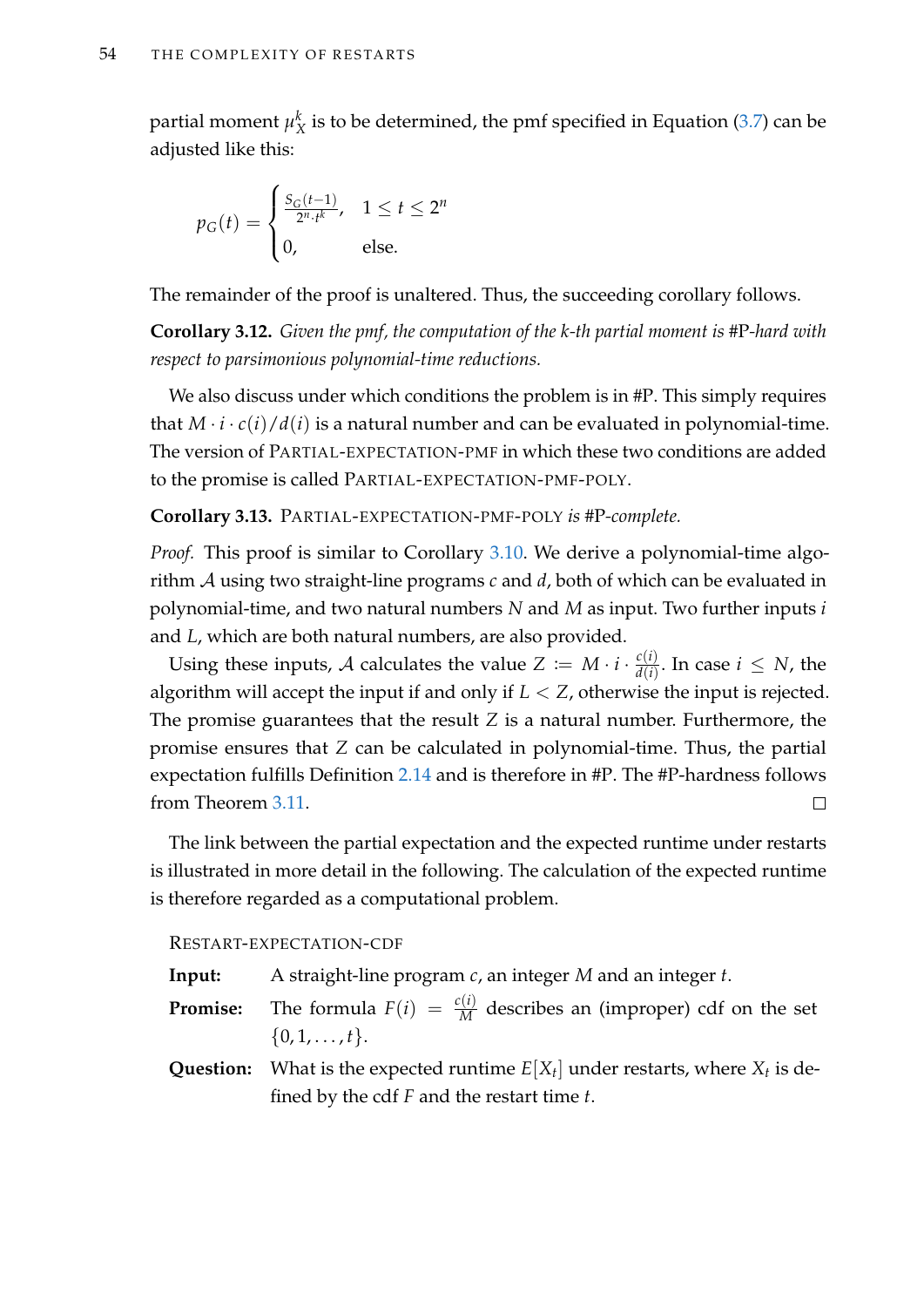partial moment $\mu_X^k$ is to be determined, the pmf specified in Equation (3.7) can be adjusted like this:

$$p_G(t) = \begin{cases} \frac{S_G(t-1)}{2^n \cdot t^k}, & 1 \leq t \leq 2^n \\ 0, & \text{else.} \end{cases}$$

The remainder of the proof is unaltered. Thus, the succeeding corollary follows.

**Corollary 3.12.** *Given the pmf, the computation of the k-th partial moment is* #P*-hard with respect to parsimonious polynomial-time reductions.*

We also discuss under which conditions the problem is in #P. This simply requires that $M \cdot i \cdot c(i)/d(i)$ is a natural number and can be evaluated in polynomial-time. The version of PARTIAL-EXPECTATION-PMF in which these two conditions are added to the promise is called PARTIAL-EXPECTATION-PMF-POLY.

**Corollary 3.13.** PARTIAL-EXPECTATION-PMF-POLY *is* #P*-complete.*

*Proof.* This proof is similar to Corollary 3.10. We derive a polynomial-time algorithm $\mathcal{A}$ using two straight-line programs $c$ and $d$, both of which can be evaluated in polynomial-time, and two natural numbers $N$ and $M$ as input. Two further inputs $i$ and $L$, which are both natural numbers, are also provided.

Using these inputs, $\mathcal{A}$ calculates the value $Z := M \cdot i \cdot \frac{c(i)}{d(i)}$. In case $i \leq N$, the algorithm will accept the input if and only if $L < Z$, otherwise the input is rejected. The promise guarantees that the result $Z$ is a natural number. Furthermore, the promise ensures that $Z$ can be calculated in polynomial-time. Thus, the partial expectation fulfills Definition 2.14 and is therefore in #P. The #P-hardness follows from Theorem 3.11. □

The link between the partial expectation and the expected runtime under restarts is illustrated in more detail in the following. The calculation of the expected runtime is therefore regarded as a computational problem.

RESTART-EXPECTATION-CDF

**Input:** A straight-line program $c$, an integer $M$ and an integer $t$.

**Promise:** The formula $F(i) = \frac{c(i)}{M}$ describes an (improper) cdf on the set $\{0, 1, \ldots, t\}$.

**Question:** What is the expected runtime $E[X_t]$ under restarts, where $X_t$ is defined by the cdf $F$ and the restart time $t$.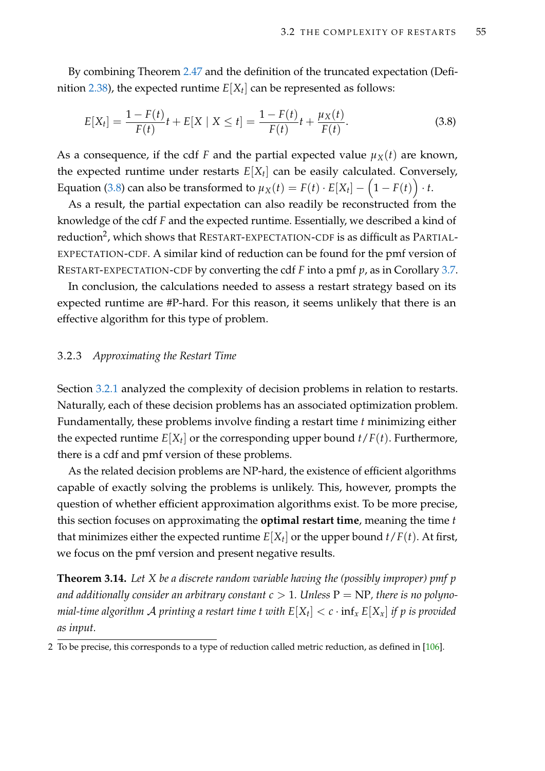By combining Theorem 2.47 and the definition of the truncated expectation (Definition 2.38), the expected runtime $E[X_t]$ can be represented as follows:

$$E[X_t] = \frac{1 - F(t)}{F(t)} t + E[X \mid X \leq t] = \frac{1 - F(t)}{F(t)} t + \frac{\mu_X(t)}{F(t)}. \tag{3.8}$$

As a consequence, if the cdf $F$ and the partial expected value $\mu_X(t)$ are known, the expected runtime under restarts $E[X_t]$ can be easily calculated. Conversely, Equation (3.8) can also be transformed to $\mu_X(t) = F(t) \cdot E[X_t] - \Big(1 - F(t)\Big) \cdot t$.

As a result, the partial expectation can also readily be reconstructed from the knowledge of the cdf $F$ and the expected runtime. Essentially, we described a kind of reduction[2], which shows that RESTART-EXPECTATION-CDF is as difficult as PARTIAL-EXPECTATION-CDF. A similar kind of reduction can be found for the pmf version of RESTART-EXPECTATION-CDF by converting the cdf $F$ into a pmf $p$, as in Corollary 3.7.

In conclusion, the calculations needed to assess a restart strategy based on its expected runtime are #P-hard. For this reason, it seems unlikely that there is an effective algorithm for this type of problem.

### 3.2.3 *Approximating the Restart Time*

Section 3.2.1 analyzed the complexity of decision problems in relation to restarts. Naturally, each of these decision problems has an associated optimization problem. Fundamentally, these problems involve finding a restart time $t$ minimizing either the expected runtime $E[X_t]$ or the corresponding upper bound $t/F(t)$. Furthermore, there is a cdf and pmf version of these problems.

As the related decision problems are NP-hard, the existence of efficient algorithms capable of exactly solving the problems is unlikely. This, however, prompts the question of whether efficient approximation algorithms exist. To be more precise, this section focuses on approximating the **optimal restart time**, meaning the time $t$ that minimizes either the expected runtime $E[X_t]$ or the upper bound $t/F(t)$. At first, we focus on the pmf version and present negative results.

**Theorem 3.14.** *Let $X$ be a discrete random variable having the (possibly improper) pmf $p$ and additionally consider an arbitrary constant $c > 1$. Unless $\mathrm{P} = \mathrm{NP}$, there is no polynomial-time algorithm $\mathcal{A}$ printing a restart time $t$ with $E[X_t] < c \cdot \inf_x E[X_x]$ if $p$ is provided as input.*

[2] To be precise, this corresponds to a type of reduction called metric reduction, as defined in [106].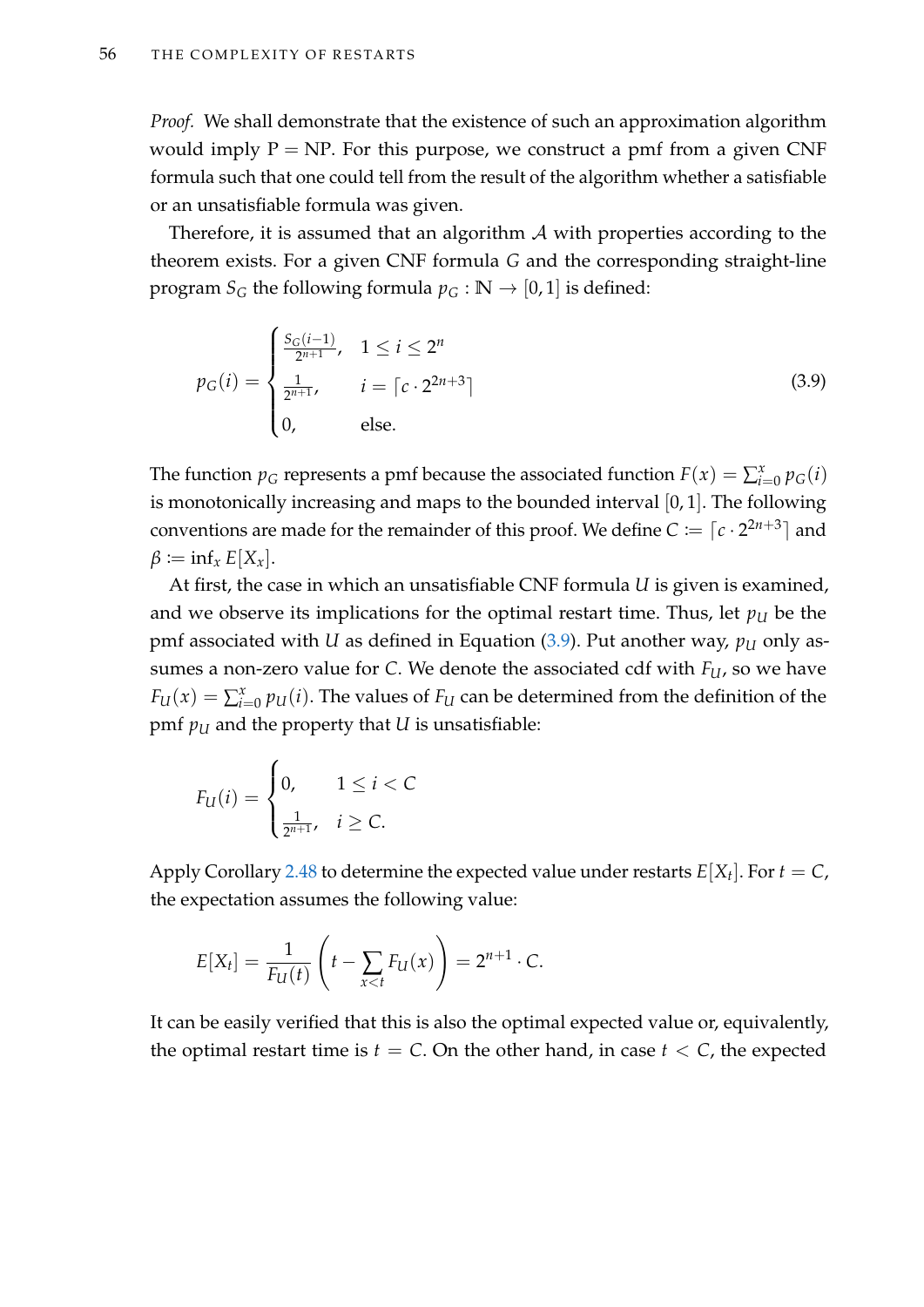*Proof.* We shall demonstrate that the existence of such an approximation algorithm would imply P = NP. For this purpose, we construct a pmf from a given CNF formula such that one could tell from the result of the algorithm whether a satisfiable or an unsatisfiable formula was given.

Therefore, it is assumed that an algorithm $\mathcal{A}$ with properties according to the theorem exists. For a given CNF formula $G$ and the corresponding straight-line program $S_G$ the following formula $p_G : \mathbb{N} \to [0,1]$ is defined:

$$p_G(i) = \begin{cases} \frac{S_G(i-1)}{2^{n+1}}, & 1 \leq i \leq 2^n \\ \frac{1}{2^{n+1}}, & i = \lceil c \cdot 2^{2n+3} \rceil \\ 0, & \text{else.} \end{cases} \tag{3.9}$$

The function $p_G$ represents a pmf because the associated function $F(x) = \sum_{i=0}^{x} p_G(i)$ is monotonically increasing and maps to the bounded interval $[0,1]$. The following conventions are made for the remainder of this proof. We define $C := \lceil c \cdot 2^{2n+3} \rceil$ and $\beta := \inf_x E[X_x]$.

At first, the case in which an unsatisfiable CNF formula $U$ is given is examined, and we observe its implications for the optimal restart time. Thus, let $p_U$ be the pmf associated with $U$ as defined in Equation (3.9). Put another way, $p_U$ only assumes a non-zero value for $C$. We denote the associated cdf with $F_U$, so we have $F_U(x) = \sum_{i=0}^{x} p_U(i)$. The values of $F_U$ can be determined from the definition of the pmf $p_U$ and the property that $U$ is unsatisfiable:

$$F_U(i) = \begin{cases} 0, & 1 \leq i < C \\ \frac{1}{2^{n+1}}, & i \geq C. \end{cases}$$

Apply Corollary 2.48 to determine the expected value under restarts $E[X_t]$. For $t = C$, the expectation assumes the following value:

$$E[X_t] = \frac{1}{F_U(t)} \left( t - \sum_{x<t} F_U(x) \right) = 2^{n+1} \cdot C.$$

It can be easily verified that this is also the optimal expected value or, equivalently, the optimal restart time is $t = C$. On the other hand, in case $t < C$, the expected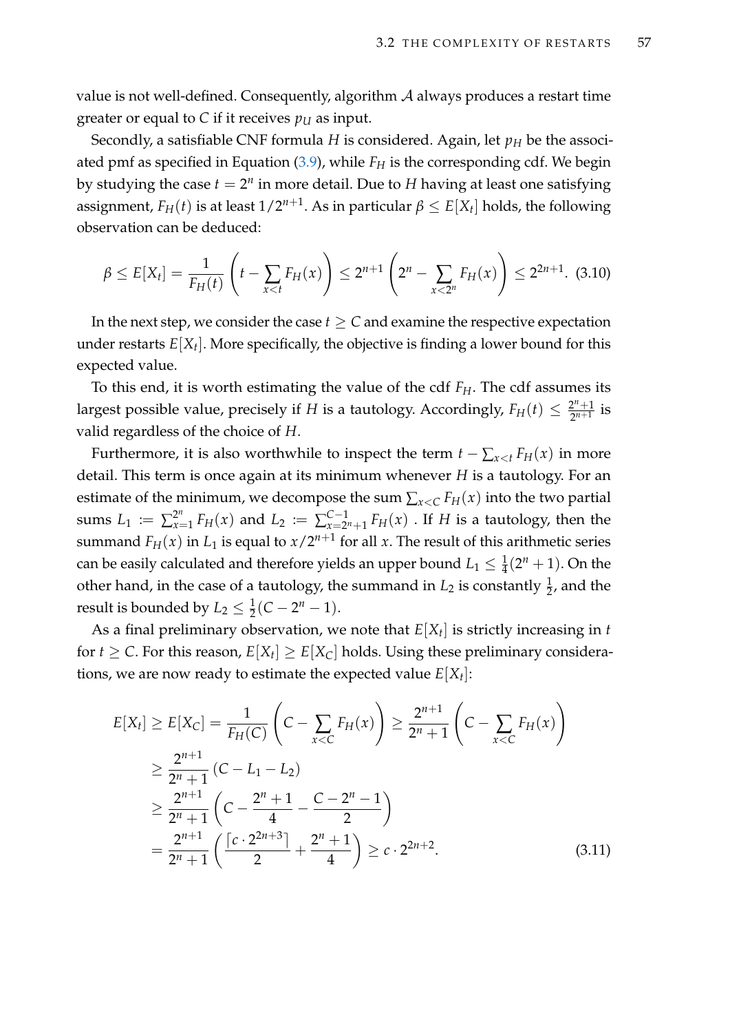value is not well-defined. Consequently, algorithm $\mathcal{A}$ always produces a restart time greater or equal to $C$ if it receives $p_U$ as input.

Secondly, a satisfiable CNF formula $H$ is considered. Again, let $p_H$ be the associated pmf as specified in Equation (3.9), while $F_H$ is the corresponding cdf. We begin by studying the case $t = 2^n$ in more detail. Due to $H$ having at least one satisfying assignment, $F_H(t)$ is at least $1/2^{n+1}$. As in particular $\beta \leq E[X_t]$ holds, the following observation can be deduced:

$$\beta \leq E[X_t] = \frac{1}{F_H(t)} \left( t - \sum_{x<t} F_H(x) \right) \leq 2^{n+1} \left( 2^n - \sum_{x<2^n} F_H(x) \right) \leq 2^{2n+1}. \quad (3.10)$$

In the next step, we consider the case $t \geq C$ and examine the respective expectation under restarts $E[X_t]$. More specifically, the objective is finding a lower bound for this expected value.

To this end, it is worth estimating the value of the cdf $F_H$. The cdf assumes its largest possible value, precisely if $H$ is a tautology. Accordingly, $F_H(t) \leq \frac{2^n+1}{2^{n+1}}$ is valid regardless of the choice of $H$.

Furthermore, it is also worthwhile to inspect the term $t - \sum_{x<t} F_H(x)$ in more detail. This term is once again at its minimum whenever $H$ is a tautology. For an estimate of the minimum, we decompose the sum $\sum_{x<C} F_H(x)$ into the two partial sums $L_1 := \sum_{x=1}^{2^n} F_H(x)$ and $L_2 := \sum_{x=2^n+1}^{C-1} F_H(x)$ . If $H$ is a tautology, then the summand $F_H(x)$ in $L_1$ is equal to $x/2^{n+1}$ for all $x$. The result of this arithmetic series can be easily calculated and therefore yields an upper bound $L_1 \leq \frac{1}{4}(2^n + 1)$. On the other hand, in the case of a tautology, the summand in $L_2$ is constantly $\frac{1}{2}$, and the result is bounded by $L_2 \leq \frac{1}{2}(C - 2^n - 1)$.

As a final preliminary observation, we note that $E[X_t]$ is strictly increasing in $t$ for $t \geq C$. For this reason, $E[X_t] \geq E[X_C]$ holds. Using these preliminary considerations, we are now ready to estimate the expected value $E[X_t]$:

$$\begin{aligned}
E[X_t] \geq E[X_C] &= \frac{1}{F_H(C)} \left( C - \sum_{x<C} F_H(x) \right) \geq \frac{2^{n+1}}{2^n + 1} \left( C - \sum_{x<C} F_H(x) \right) \\
&\geq \frac{2^{n+1}}{2^n + 1} \left( C - L_1 - L_2 \right) \\
&\geq \frac{2^{n+1}}{2^n + 1} \left( C - \frac{2^n + 1}{4} - \frac{C - 2^n - 1}{2} \right) \\
&= \frac{2^{n+1}}{2^n + 1} \left( \frac{\lceil c \cdot 2^{2n+3} \rceil}{2} + \frac{2^n + 1}{4} \right) \geq c \cdot 2^{2n+2}. \quad (3.11)
\end{aligned}$$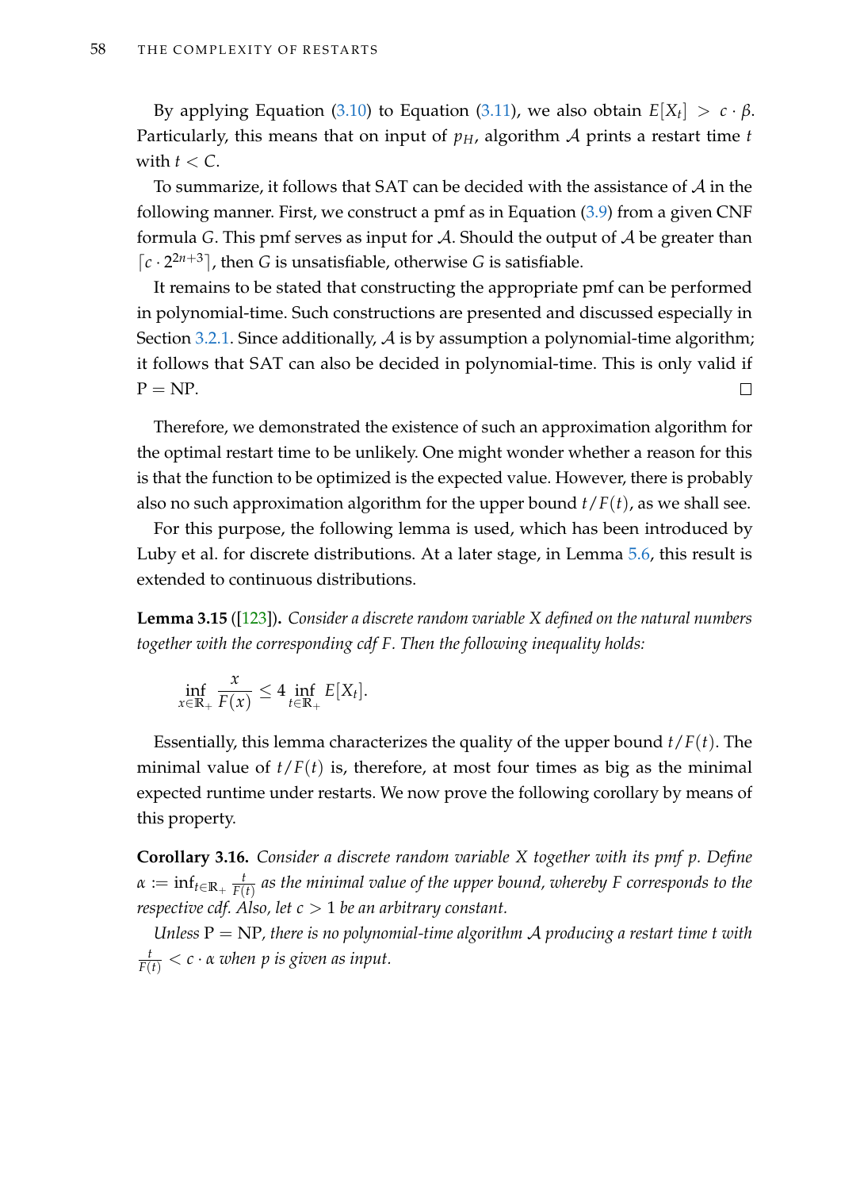By applying Equation (3.10) to Equation (3.11), we also obtain $E[X_t] > c \cdot \beta$. Particularly, this means that on input of $p_H$, algorithm $\mathcal{A}$ prints a restart time $t$ with $t < C$.

To summarize, it follows that SAT can be decided with the assistance of $\mathcal{A}$ in the following manner. First, we construct a pmf as in Equation (3.9) from a given CNF formula $G$. This pmf serves as input for $\mathcal{A}$. Should the output of $\mathcal{A}$ be greater than $\lceil c \cdot 2^{2n+3} \rceil$, then $G$ is unsatisfiable, otherwise $G$ is satisfiable.

It remains to be stated that constructing the appropriate pmf can be performed in polynomial-time. Such constructions are presented and discussed especially in Section 3.2.1. Since additionally, $\mathcal{A}$ is by assumption a polynomial-time algorithm; it follows that SAT can also be decided in polynomial-time. This is only valid if $\mathrm{P} = \mathrm{NP}$. □

Therefore, we demonstrated the existence of such an approximation algorithm for the optimal restart time to be unlikely. One might wonder whether a reason for this is that the function to be optimized is the expected value. However, there is probably also no such approximation algorithm for the upper bound $t/F(t)$, as we shall see.

For this purpose, the following lemma is used, which has been introduced by Luby et al. for discrete distributions. At a later stage, in Lemma 5.6, this result is extended to continuous distributions.

**Lemma 3.15** ([123]). *Consider a discrete random variable $X$ defined on the natural numbers together with the corresponding cdf $F$. Then the following inequality holds:*

$$\inf_{x \in \mathbb{R}_+} \frac{x}{F(x)} \leq 4 \inf_{t \in \mathbb{R}_+} E[X_t].$$

Essentially, this lemma characterizes the quality of the upper bound $t/F(t)$. The minimal value of $t/F(t)$ is, therefore, at most four times as big as the minimal expected runtime under restarts. We now prove the following corollary by means of this property.

**Corollary 3.16.** *Consider a discrete random variable $X$ together with its pmf $p$. Define $\alpha := \inf_{t \in \mathbb{R}_+} \frac{t}{F(t)}$ as the minimal value of the upper bound, whereby $F$ corresponds to the respective cdf. Also, let $c > 1$ be an arbitrary constant.*

*Unless $\mathrm{P} = \mathrm{NP}$, there is no polynomial-time algorithm $\mathcal{A}$ producing a restart time $t$ with $\frac{t}{F(t)} < c \cdot \alpha$ when $p$ is given as input.*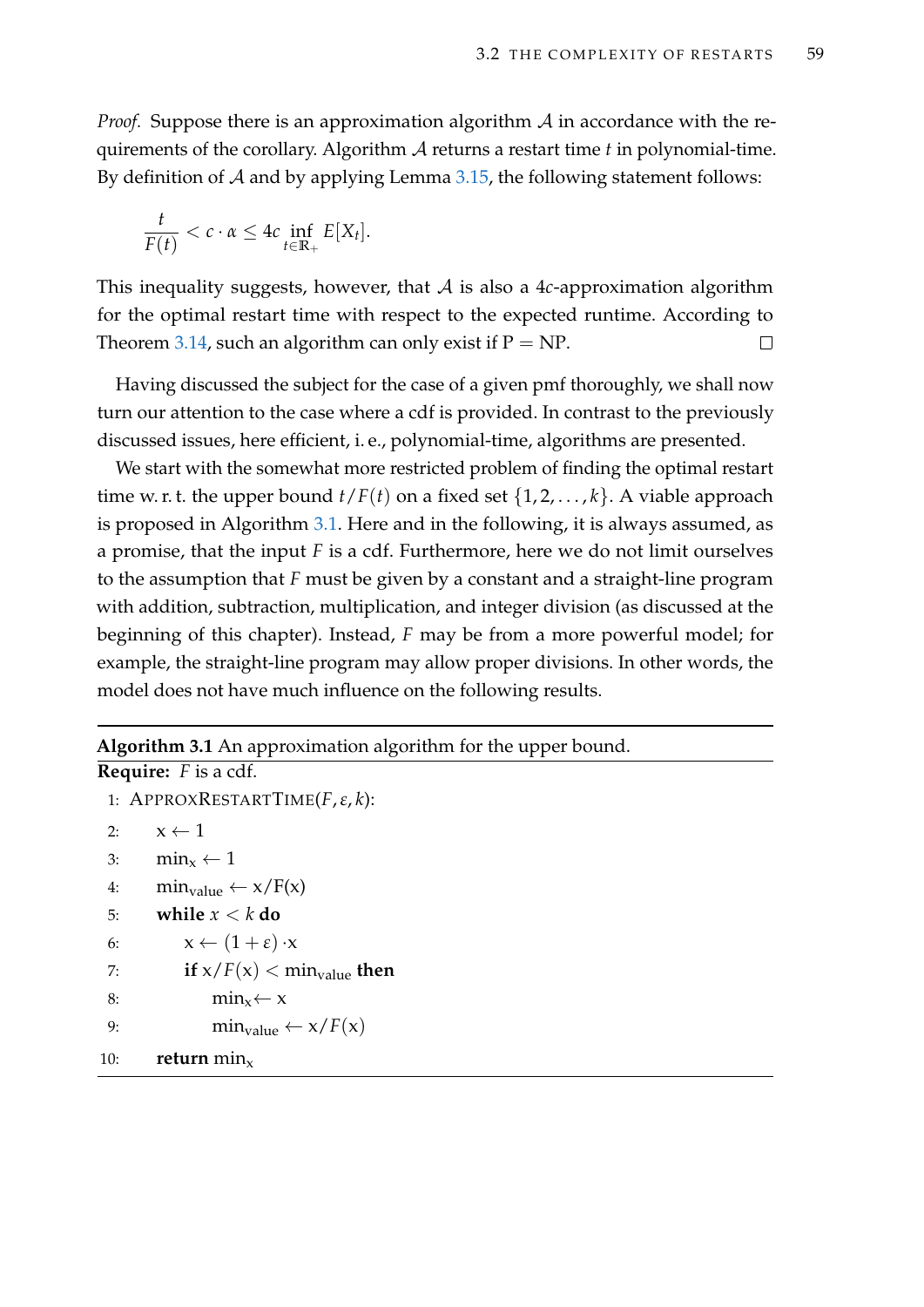*Proof.* Suppose there is an approximation algorithm $\mathcal{A}$ in accordance with the requirements of the corollary. Algorithm $\mathcal{A}$ returns a restart time $t$ in polynomial-time. By definition of $\mathcal{A}$ and by applying Lemma 3.15, the following statement follows:

$$\frac{t}{F(t)} < c \cdot \alpha \leq 4c \inf_{t \in \mathbb{R}_+} E[X_t].$$

This inequality suggests, however, that $\mathcal{A}$ is also a $4c$-approximation algorithm for the optimal restart time with respect to the expected runtime. According to Theorem 3.14, such an algorithm can only exist if P = NP. □

Having discussed the subject for the case of a given pmf thoroughly, we shall now turn our attention to the case where a cdf is provided. In contrast to the previously discussed issues, here efficient, i. e., polynomial-time, algorithms are presented.

We start with the somewhat more restricted problem of finding the optimal restart time w. r. t. the upper bound $t/F(t)$ on a fixed set $\{1, 2, \ldots, k\}$. A viable approach is proposed in Algorithm 3.1. Here and in the following, it is always assumed, as a promise, that the input $F$ is a cdf. Furthermore, here we do not limit ourselves to the assumption that $F$ must be given by a constant and a straight-line program with addition, subtraction, multiplication, and integer division (as discussed at the beginning of this chapter). Instead, $F$ may be from a more powerful model; for example, the straight-line program may allow proper divisions. In other words, the model does not have much influence on the following results.

**Algorithm 3.1** An approximation algorithm for the upper bound.

**Require:** $F$ is a cdf.

```
1: APPROXRESTARTTIME(F, ε, k):
2:     x ← 1
3:     min_x ← 1
4:     min_value ← x/F(x)
5:     while x < k do
6:         x ← (1 + ε) · x
7:         if x/F(x) < min_value then
8:             min_x ← x
9:             min_value ← x/F(x)
10:    return min_x
```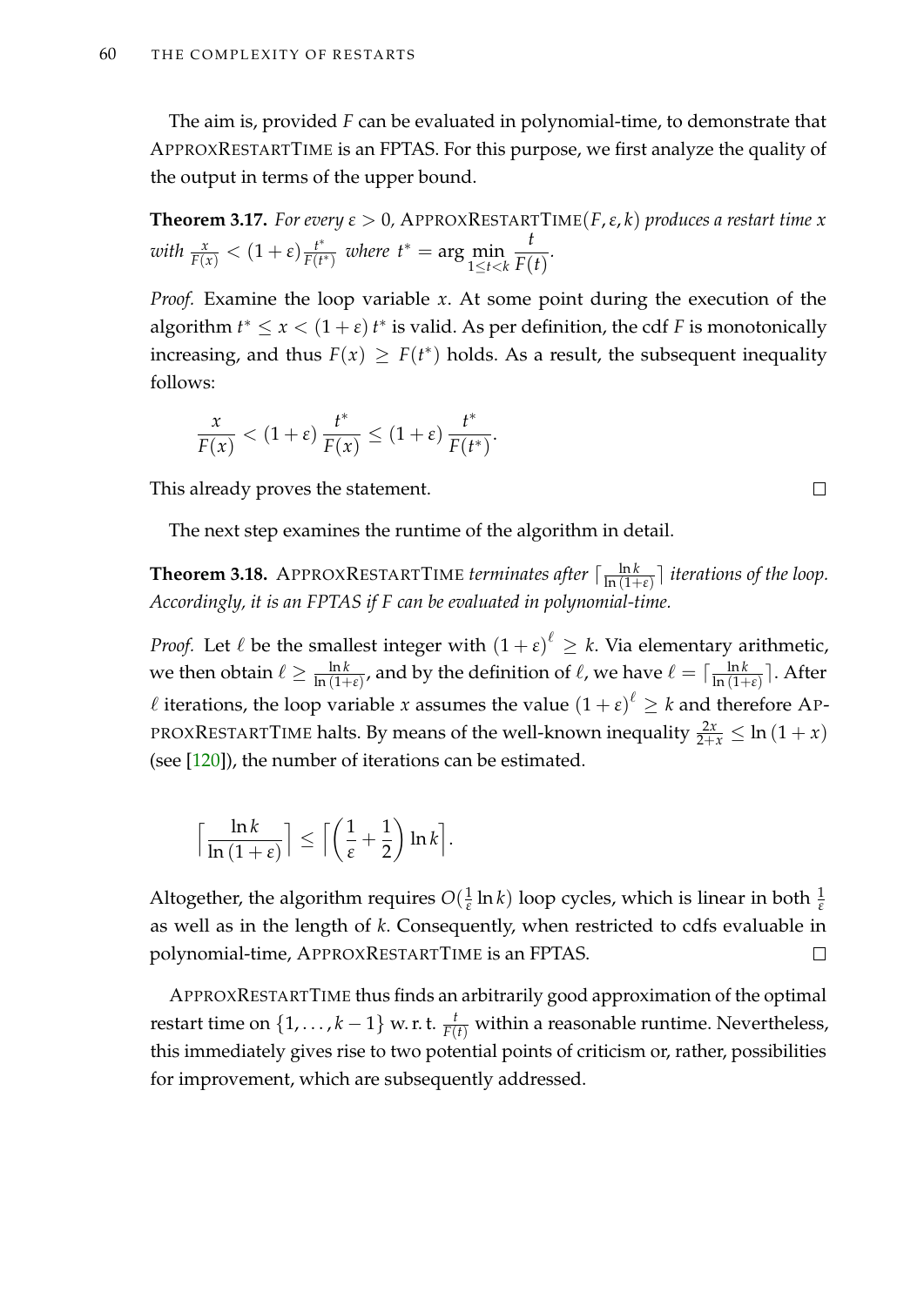The aim is, provided $F$ can be evaluated in polynomial-time, to demonstrate that ApproxRestartTime is an FPTAS. For this purpose, we first analyze the quality of the output in terms of the upper bound.

**Theorem 3.17.** *For every $\varepsilon > 0$, ApproxRestartTime$(F, \varepsilon, k)$ produces a restart time $x$ with $\frac{x}{F(x)} < (1+\varepsilon)\frac{t^*}{F(t^*)}$ where $t^* = \arg\min\limits_{1 \le t < k} \dfrac{t}{F(t)}$.*

*Proof.* Examine the loop variable $x$. At some point during the execution of the algorithm $t^* \le x < (1+\varepsilon)\,t^*$ is valid. As per definition, the cdf $F$ is monotonically increasing, and thus $F(x) \ge F(t^*)$ holds. As a result, the subsequent inequality follows:

$$\frac{x}{F(x)} < (1+\varepsilon)\,\frac{t^*}{F(x)} \le (1+\varepsilon)\,\frac{t^*}{F(t^*)}.$$

This already proves the statement. □

The next step examines the runtime of the algorithm in detail.

**Theorem 3.18.** ApproxRestartTime *terminates after $\lceil \frac{\ln k}{\ln(1+\varepsilon)} \rceil$ iterations of the loop. Accordingly, it is an FPTAS if $F$ can be evaluated in polynomial-time.*

*Proof.* Let $\ell$ be the smallest integer with $(1+\varepsilon)^{\ell} \ge k$. Via elementary arithmetic, we then obtain $\ell \ge \frac{\ln k}{\ln(1+\varepsilon)}$, and by the definition of $\ell$, we have $\ell = \lceil \frac{\ln k}{\ln(1+\varepsilon)} \rceil$. After $\ell$ iterations, the loop variable $x$ assumes the value $(1+\varepsilon)^{\ell} \ge k$ and therefore ApproxRestartTime halts. By means of the well-known inequality $\frac{2x}{2+x} \le \ln(1+x)$ (see [120]), the number of iterations can be estimated.

$$\left\lceil \frac{\ln k}{\ln(1+\varepsilon)} \right\rceil \le \left\lceil \left(\frac{1}{\varepsilon} + \frac{1}{2}\right) \ln k \right\rceil.$$

Altogether, the algorithm requires $O(\frac{1}{\varepsilon} \ln k)$ loop cycles, which is linear in both $\frac{1}{\varepsilon}$ as well as in the length of $k$. Consequently, when restricted to cdfs evaluable in polynomial-time, ApproxRestartTime is an FPTAS. □

ApproxRestartTime thus finds an arbitrarily good approximation of the optimal restart time on $\{1, \ldots, k-1\}$ w. r. t. $\frac{t}{F(t)}$ within a reasonable runtime. Nevertheless, this immediately gives rise to two potential points of criticism or, rather, possibilities for improvement, which are subsequently addressed.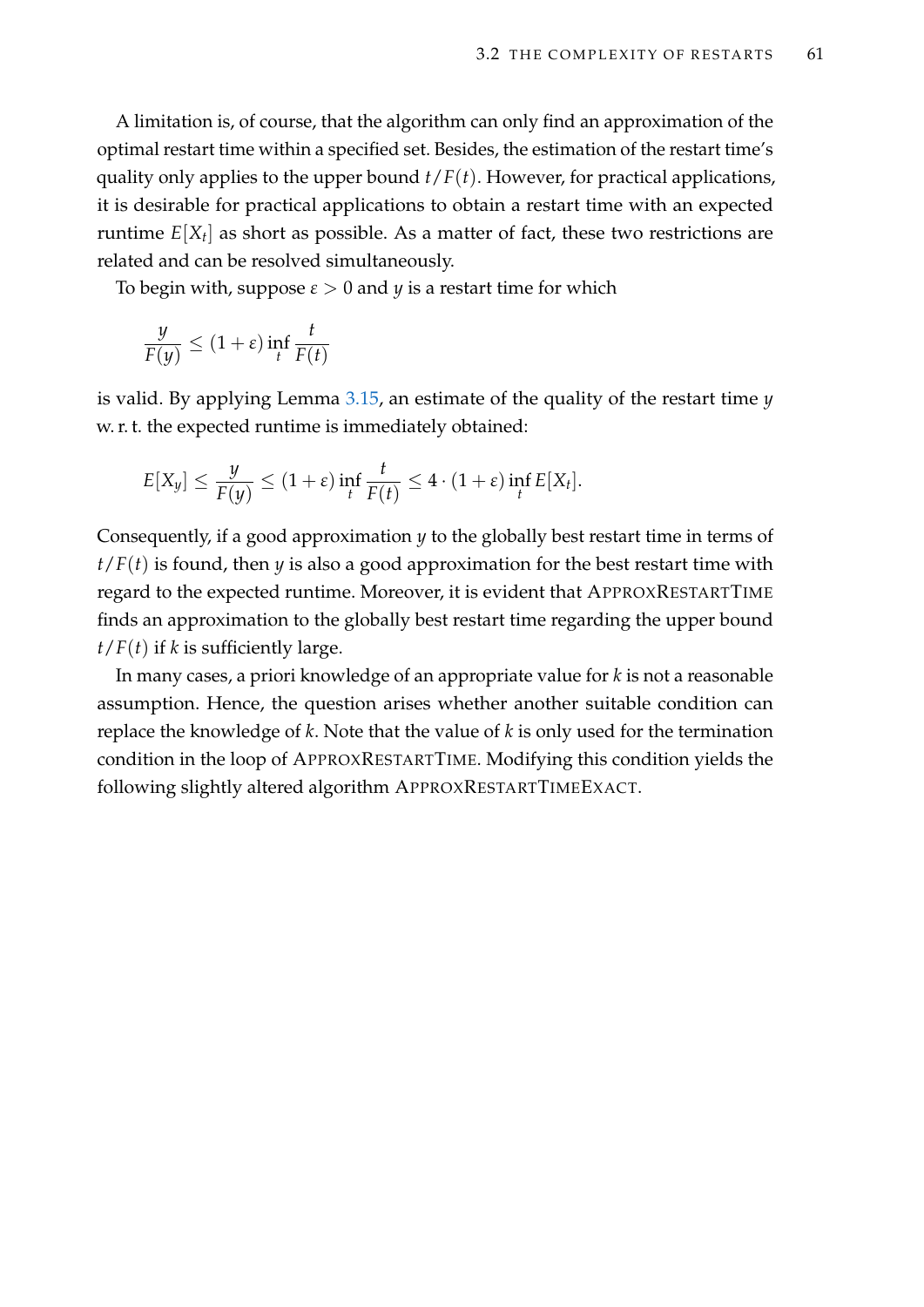A limitation is, of course, that the algorithm can only find an approximation of the optimal restart time within a specified set. Besides, the estimation of the restart time's quality only applies to the upper bound $t/F(t)$. However, for practical applications, it is desirable for practical applications to obtain a restart time with an expected runtime $E[X_t]$ as short as possible. As a matter of fact, these two restrictions are related and can be resolved simultaneously.

To begin with, suppose $\varepsilon > 0$ and $y$ is a restart time for which

$$\frac{y}{F(y)} \leq (1 + \varepsilon) \inf_t \frac{t}{F(t)}$$

is valid. By applying Lemma 3.15, an estimate of the quality of the restart time $y$ w. r. t. the expected runtime is immediately obtained:

$$E[X_y] \leq \frac{y}{F(y)} \leq (1 + \varepsilon) \inf_t \frac{t}{F(t)} \leq 4 \cdot (1 + \varepsilon) \inf_t E[X_t].$$

Consequently, if a good approximation $y$ to the globally best restart time in terms of $t/F(t)$ is found, then $y$ is also a good approximation for the best restart time with regard to the expected runtime. Moreover, it is evident that ApproxRestartTime finds an approximation to the globally best restart time regarding the upper bound $t/F(t)$ if $k$ is sufficiently large.

In many cases, a priori knowledge of an appropriate value for $k$ is not a reasonable assumption. Hence, the question arises whether another suitable condition can replace the knowledge of $k$. Note that the value of $k$ is only used for the termination condition in the loop of ApproxRestartTime. Modifying this condition yields the following slightly altered algorithm ApproxRestartTimeExact.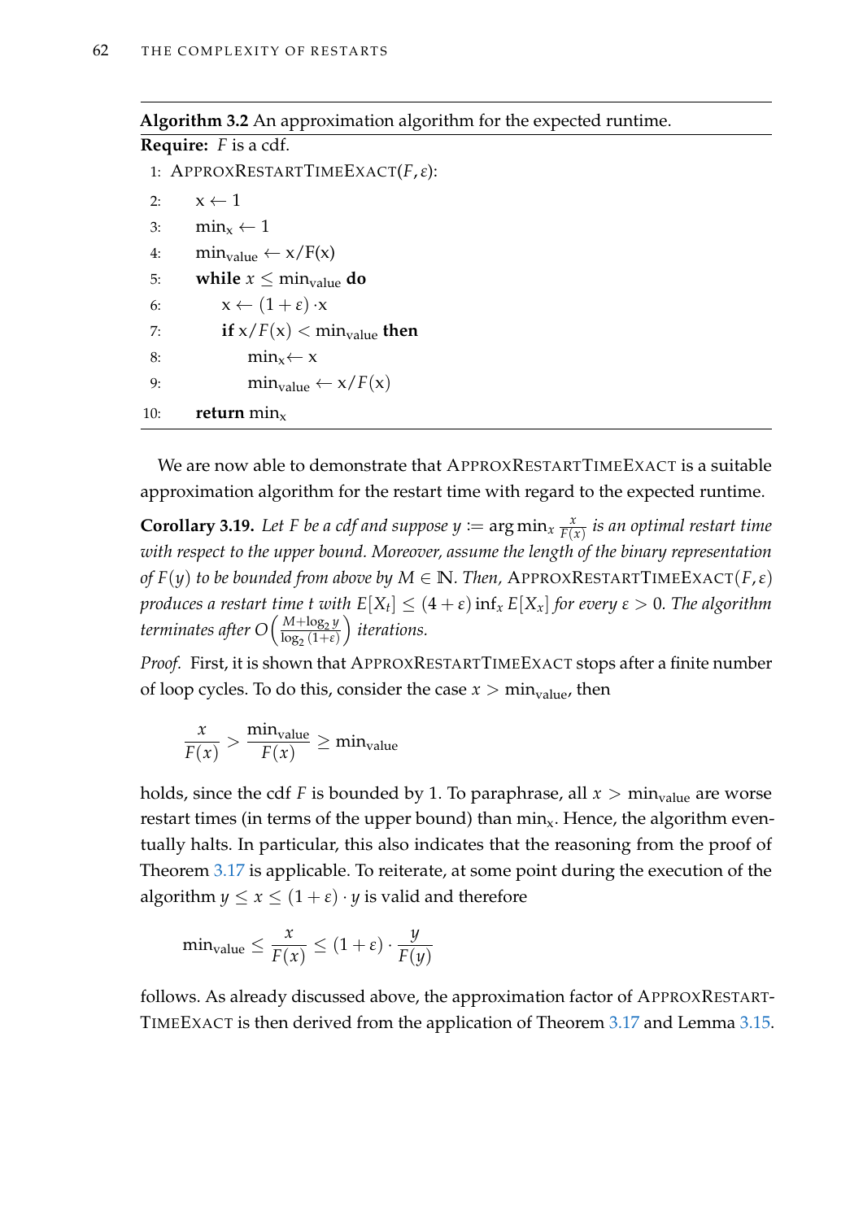**Algorithm 3.2** An approximation algorithm for the expected runtime.

```
Require: F is a cdf.
 1: APPROXRESTARTTIMEEXACT(F, ε):
 2:     x ← 1
 3:     min_x ← 1
 4:     min_value ← x/F(x)
 5:     while x ≤ min_value do
 6:         x ← (1 + ε) · x
 7:         if x/F(x) < min_value then
 8:             min_x ← x
 9:             min_value ← x/F(x)
10:     return min_x
```

We are now able to demonstrate that ApproxRestartTimeExact is a suitable approximation algorithm for the restart time with regard to the expected runtime.

**Corollary 3.19.** *Let $F$ be a cdf and suppose $y := \arg\min_x \frac{x}{F(x)}$ is an optimal restart time with respect to the upper bound. Moreover, assume the length of the binary representation of $F(y)$ to be bounded from above by $M \in \mathbb{N}$. Then,* ApproxRestartTimeExact$(F, \varepsilon)$ *produces a restart time $t$ with $E[X_t] \leq (4 + \varepsilon) \inf_x E[X_x]$ for every $\varepsilon > 0$. The algorithm terminates after $O\left(\frac{M + \log_2 y}{\log_2(1+\varepsilon)}\right)$ iterations.*

*Proof.* First, it is shown that ApproxRestartTimeExact stops after a finite number of loop cycles. To do this, consider the case $x > \min_{\text{value}}$, then

$$\frac{x}{F(x)} > \frac{\min_{\text{value}}}{F(x)} \geq \min_{\text{value}}$$

holds, since the cdf $F$ is bounded by 1. To paraphrase, all $x > \min_{\text{value}}$ are worse restart times (in terms of the upper bound) than $\min_{\text{x}}$. Hence, the algorithm eventually halts. In particular, this also indicates that the reasoning from the proof of Theorem 3.17 is applicable. To reiterate, at some point during the execution of the algorithm $y \leq x \leq (1 + \varepsilon) \cdot y$ is valid and therefore

$$\min_{\text{value}} \leq \frac{x}{F(x)} \leq (1 + \varepsilon) \cdot \frac{y}{F(y)}$$

follows. As already discussed above, the approximation factor of ApproxRestartTimeExact is then derived from the application of Theorem 3.17 and Lemma 3.15.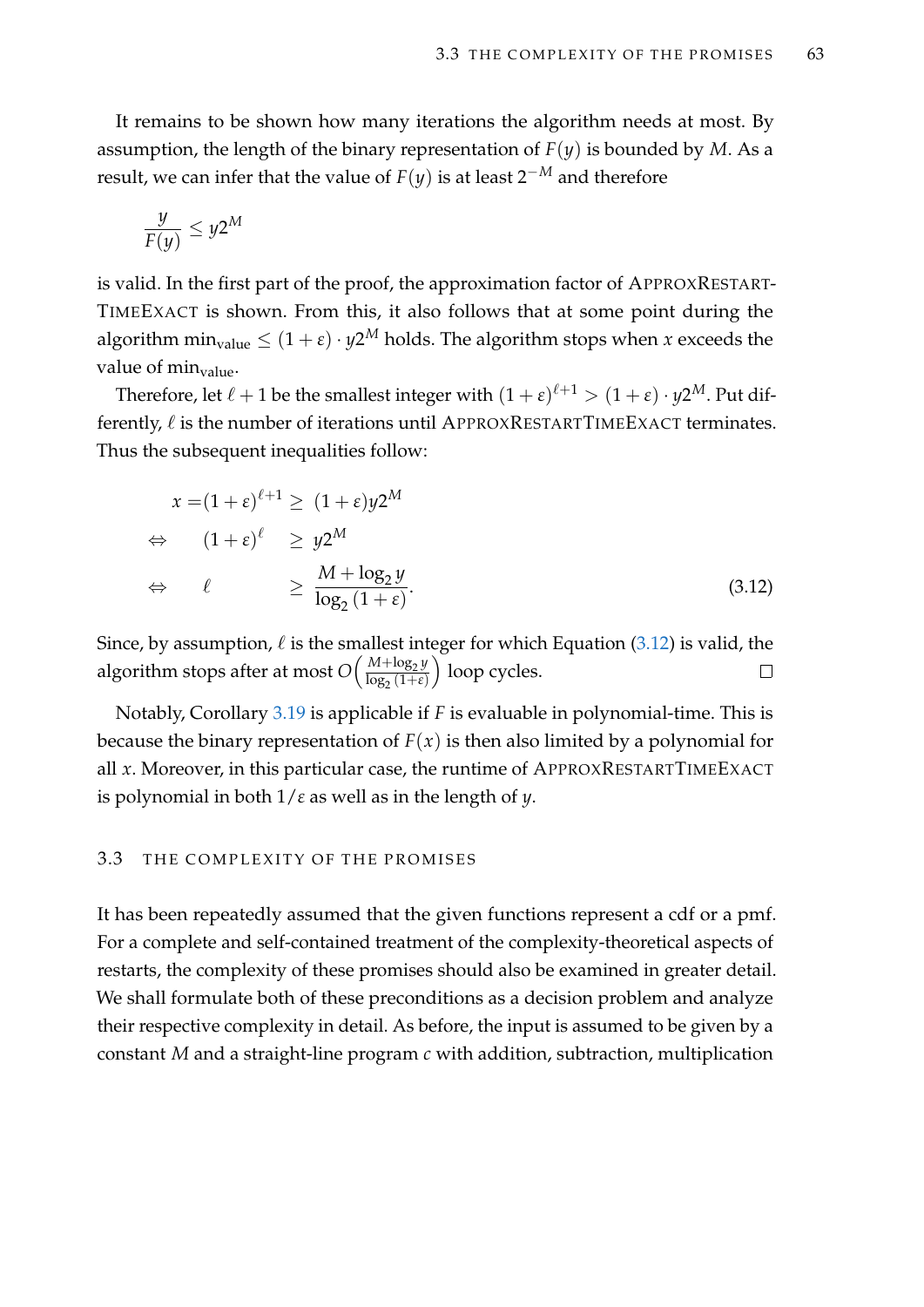It remains to be shown how many iterations the algorithm needs at most. By assumption, the length of the binary representation of $F(y)$ is bounded by $M$. As a result, we can infer that the value of $F(y)$ is at least $2^{-M}$ and therefore

$$\frac{y}{F(y)} \leq y2^M$$

is valid. In the first part of the proof, the approximation factor of ApproxRestartTimeExact is shown. From this, it also follows that at some point during the algorithm $\min_{\text{value}} \leq (1+\varepsilon) \cdot y2^M$ holds. The algorithm stops when $x$ exceeds the value of $\min_{\text{value}}$.

Therefore, let $\ell + 1$ be the smallest integer with $(1+\varepsilon)^{\ell+1} > (1+\varepsilon) \cdot y2^M$. Put differently, $\ell$ is the number of iterations until ApproxRestartTimeExact terminates. Thus the subsequent inequalities follow:

$$\begin{aligned}
x = (1+\varepsilon)^{\ell+1} &\geq (1+\varepsilon)y2^M \\
\Leftrightarrow \quad (1+\varepsilon)^{\ell} &\geq y2^M \\
\Leftrightarrow \quad \ell &\geq \frac{M + \log_2 y}{\log_2(1+\varepsilon)}.
\end{aligned} \tag{3.12}$$

Since, by assumption, $\ell$ is the smallest integer for which Equation (3.12) is valid, the algorithm stops after at most $O\left(\frac{M+\log_2 y}{\log_2(1+\varepsilon)}\right)$ loop cycles. □

Notably, Corollary 3.19 is applicable if $F$ is evaluable in polynomial-time. This is because the binary representation of $F(x)$ is then also limited by a polynomial for all $x$. Moreover, in this particular case, the runtime of ApproxRestartTimeExact is polynomial in both $1/\varepsilon$ as well as in the length of $y$.

## 3.3 The Complexity of the Promises

It has been repeatedly assumed that the given functions represent a cdf or a pmf. For a complete and self-contained treatment of the complexity-theoretical aspects of restarts, the complexity of these promises should also be examined in greater detail. We shall formulate both of these preconditions as a decision problem and analyze their respective complexity in detail. As before, the input is assumed to be given by a constant $M$ and a straight-line program $c$ with addition, subtraction, multiplication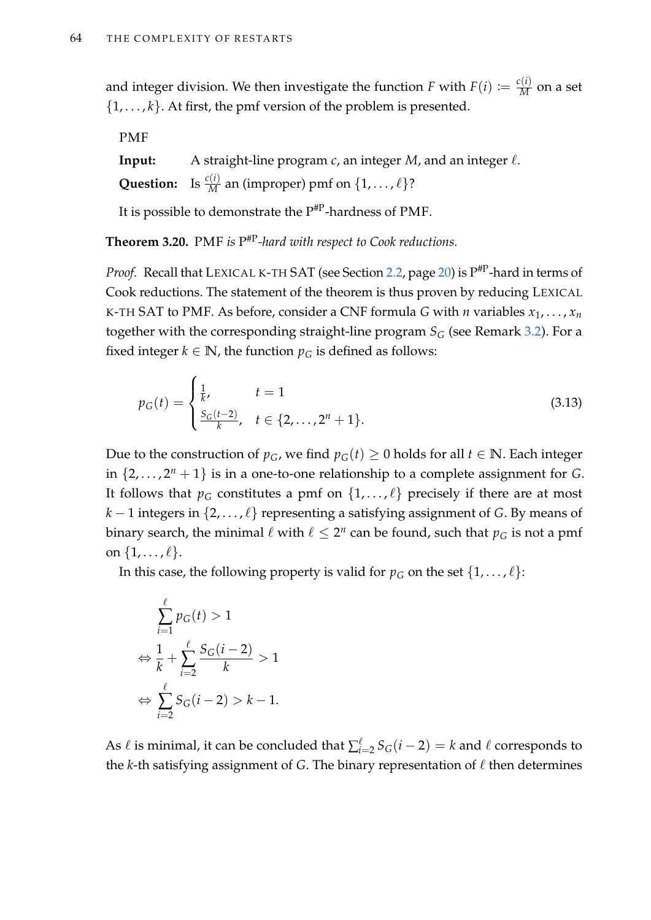and integer division. We then investigate the function $F$ with $F(i) := \frac{c(i)}{M}$ on a set $\{1, \dots, k\}$. At first, the pmf version of the problem is presented.

PMF

**Input:** A straight-line program $c$, an integer $M$, and an integer $\ell$.

**Question:** Is $\frac{c(i)}{M}$ an (improper) pmf on $\{1, \dots, \ell\}$?

It is possible to demonstrate the $\mathrm{P}^{\#\mathrm{P}}$-hardness of PMF.

**Theorem 3.20.** PMF *is* $\mathrm{P}^{\#\mathrm{P}}$*-hard with respect to Cook reductions.*

*Proof.* Recall that LEXICAL K-TH SAT (see Section 2.2, page 20) is $\mathrm{P}^{\#\mathrm{P}}$-hard in terms of Cook reductions. The statement of the theorem is thus proven by reducing LEXICAL K-TH SAT to PMF. As before, consider a CNF formula $G$ with $n$ variables $x_1, \dots, x_n$ together with the corresponding straight-line program $S_G$ (see Remark 3.2). For a fixed integer $k \in \mathbb{N}$, the function $p_G$ is defined as follows:

$$p_G(t) = \begin{cases} \frac{1}{k}, & t = 1 \\ \frac{S_G(t-2)}{k}, & t \in \{2, \dots, 2^n + 1\}. \end{cases} \tag{3.13}$$

Due to the construction of $p_G$, we find $p_G(t) \geq 0$ holds for all $t \in \mathbb{N}$. Each integer in $\{2, \dots, 2^n + 1\}$ is in a one-to-one relationship to a complete assignment for $G$. It follows that $p_G$ constitutes a pmf on $\{1, \dots, \ell\}$ precisely if there are at most $k - 1$ integers in $\{2, \dots, \ell\}$ representing a satisfying assignment of $G$. By means of binary search, the minimal $\ell$ with $\ell \leq 2^n$ can be found, such that $p_G$ is not a pmf on $\{1, \dots, \ell\}$.

In this case, the following property is valid for $p_G$ on the set $\{1, \dots, \ell\}$:

$$\begin{aligned} &\sum_{i=1}^{\ell} p_G(t) > 1 \\ \Leftrightarrow\ &\frac{1}{k} + \sum_{i=2}^{\ell} \frac{S_G(i-2)}{k} > 1 \\ \Leftrightarrow\ &\sum_{i=2}^{\ell} S_G(i-2) > k - 1. \end{aligned}$$

As $\ell$ is minimal, it can be concluded that $\sum_{i=2}^{\ell} S_G(i-2) = k$ and $\ell$ corresponds to the $k$-th satisfying assignment of $G$. The binary representation of $\ell$ then determines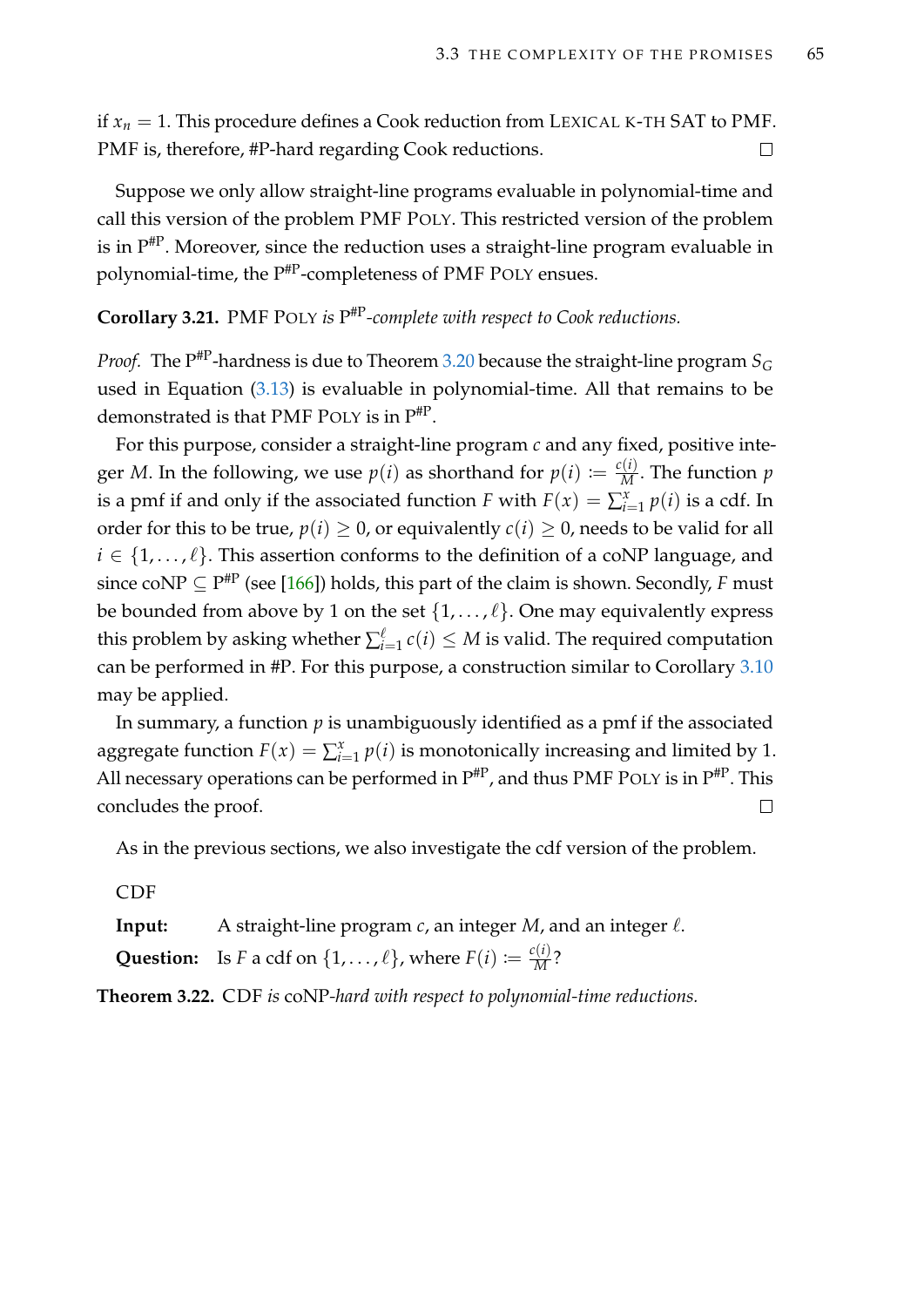if $x_n = 1$. This procedure defines a Cook reduction from LEXICAL K-TH SAT to PMF. PMF is, therefore, #P-hard regarding Cook reductions. □

Suppose we only allow straight-line programs evaluable in polynomial-time and call this version of the problem PMF POLY. This restricted version of the problem is in $\mathrm{P}^{\#\mathrm{P}}$. Moreover, since the reduction uses a straight-line program evaluable in polynomial-time, the $\mathrm{P}^{\#\mathrm{P}}$-completeness of PMF POLY ensues.

**Corollary 3.21.** PMF POLY *is* $\mathrm{P}^{\#\mathrm{P}}$*-complete with respect to Cook reductions.*

*Proof.* The $\mathrm{P}^{\#\mathrm{P}}$-hardness is due to Theorem 3.20 because the straight-line program $S_G$ used in Equation (3.13) is evaluable in polynomial-time. All that remains to be demonstrated is that PMF POLY is in $\mathrm{P}^{\#\mathrm{P}}$.

For this purpose, consider a straight-line program $c$ and any fixed, positive integer $M$. In the following, we use $p(i)$ as shorthand for $p(i) := \frac{c(i)}{M}$. The function $p$ is a pmf if and only if the associated function $F$ with $F(x) = \sum_{i=1}^{x} p(i)$ is a cdf. In order for this to be true, $p(i) \geq 0$, or equivalently $c(i) \geq 0$, needs to be valid for all $i \in \{1, \dots, \ell\}$. This assertion conforms to the definition of a coNP language, and since $\mathrm{coNP} \subseteq \mathrm{P}^{\#\mathrm{P}}$ (see [166]) holds, this part of the claim is shown. Secondly, $F$ must be bounded from above by 1 on the set $\{1, \dots, \ell\}$. One may equivalently express this problem by asking whether $\sum_{i=1}^{\ell} c(i) \leq M$ is valid. The required computation can be performed in #P. For this purpose, a construction similar to Corollary 3.10 may be applied.

In summary, a function $p$ is unambiguously identified as a pmf if the associated aggregate function $F(x) = \sum_{i=1}^{x} p(i)$ is monotonically increasing and limited by 1. All necessary operations can be performed in $\mathrm{P}^{\#\mathrm{P}}$, and thus PMF POLY is in $\mathrm{P}^{\#\mathrm{P}}$. This concludes the proof. □

As in the previous sections, we also investigate the cdf version of the problem.

CDF

**Input:** A straight-line program $c$, an integer $M$, and an integer $\ell$.

**Question:** Is $F$ a cdf on $\{1, \dots, \ell\}$, where $F(i) := \frac{c(i)}{M}$?

**Theorem 3.22.** CDF *is* coNP*-hard with respect to polynomial-time reductions.*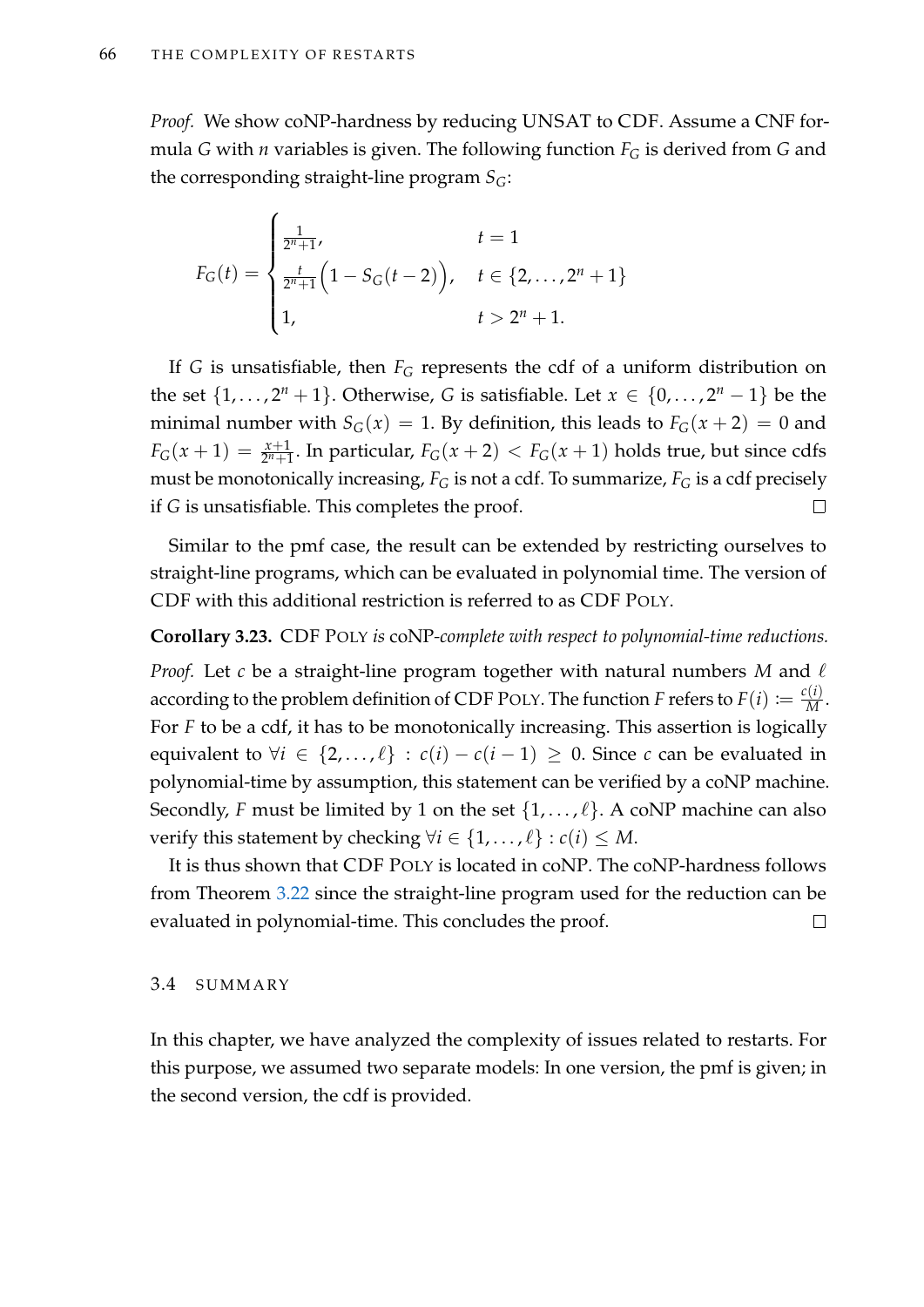*Proof.* We show coNP-hardness by reducing UNSAT to CDF. Assume a CNF formula $G$ with $n$ variables is given. The following function $F_G$ is derived from $G$ and the corresponding straight-line program $S_G$:

$$F_G(t) = \begin{cases} \frac{1}{2^n+1}, & t = 1 \\ \frac{t}{2^n+1}\Big(1 - S_G(t-2)\Big), & t \in \{2, \ldots, 2^n+1\} \\ 1, & t > 2^n+1. \end{cases}$$

If $G$ is unsatisfiable, then $F_G$ represents the cdf of a uniform distribution on the set $\{1, \ldots, 2^n+1\}$. Otherwise, $G$ is satisfiable. Let $x \in \{0, \ldots, 2^n-1\}$ be the minimal number with $S_G(x) = 1$. By definition, this leads to $F_G(x+2) = 0$ and $F_G(x+1) = \frac{x+1}{2^n+1}$. In particular, $F_G(x+2) < F_G(x+1)$ holds true, but since cdfs must be monotonically increasing, $F_G$ is not a cdf. To summarize, $F_G$ is a cdf precisely if $G$ is unsatisfiable. This completes the proof. □

Similar to the pmf case, the result can be extended by restricting ourselves to straight-line programs, which can be evaluated in polynomial time. The version of CDF with this additional restriction is referred to as CDF POLY.

**Corollary 3.23.** *CDF POLY is coNP-complete with respect to polynomial-time reductions.*

*Proof.* Let $c$ be a straight-line program together with natural numbers $M$ and $\ell$ according to the problem definition of CDF POLY. The function $F$ refers to $F(i) := \frac{c(i)}{M}$. For $F$ to be a cdf, it has to be monotonically increasing. This assertion is logically equivalent to $\forall i \in \{2, \ldots, \ell\} : c(i) - c(i-1) \geq 0$. Since $c$ can be evaluated in polynomial-time by assumption, this statement can be verified by a coNP machine. Secondly, $F$ must be limited by 1 on the set $\{1, \ldots, \ell\}$. A coNP machine can also verify this statement by checking $\forall i \in \{1, \ldots, \ell\} : c(i) \leq M$.

It is thus shown that CDF POLY is located in coNP. The coNP-hardness follows from Theorem 3.22 since the straight-line program used for the reduction can be evaluated in polynomial-time. This concludes the proof. □

## 3.4 SUMMARY

In this chapter, we have analyzed the complexity of issues related to restarts. For this purpose, we assumed two separate models: In one version, the pmf is given; in the second version, the cdf is provided.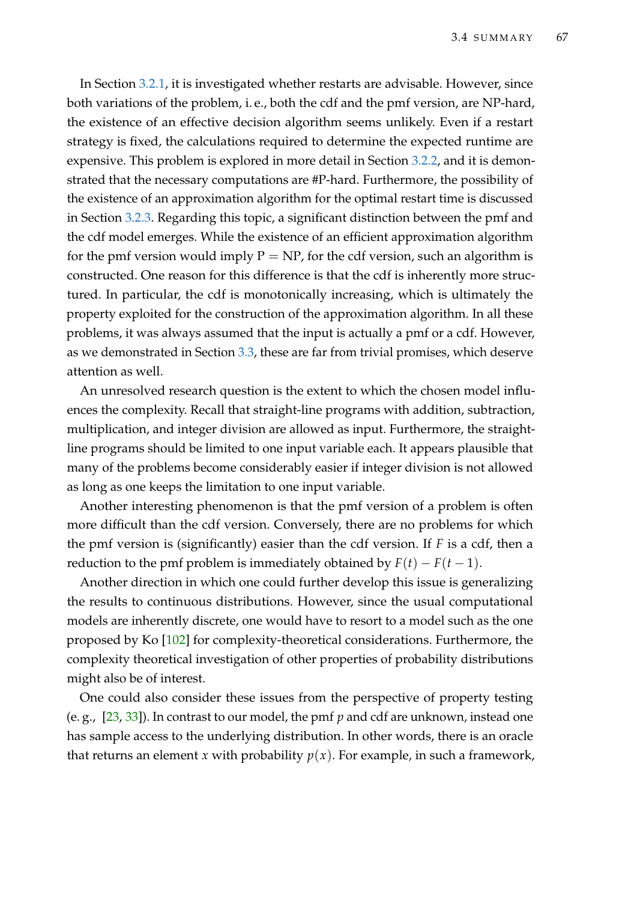In Section 3.2.1, it is investigated whether restarts are advisable. However, since both variations of the problem, i. e., both the cdf and the pmf version, are NP-hard, the existence of an effective decision algorithm seems unlikely. Even if a restart strategy is fixed, the calculations required to determine the expected runtime are expensive. This problem is explored in more detail in Section 3.2.2, and it is demonstrated that the necessary computations are #P-hard. Furthermore, the possibility of the existence of an approximation algorithm for the optimal restart time is discussed in Section 3.2.3. Regarding this topic, a significant distinction between the pmf and the cdf model emerges. While the existence of an efficient approximation algorithm for the pmf version would imply $\mathrm{P} = \mathrm{NP}$, for the cdf version, such an algorithm is constructed. One reason for this difference is that the cdf is inherently more structured. In particular, the cdf is monotonically increasing, which is ultimately the property exploited for the construction of the approximation algorithm. In all these problems, it was always assumed that the input is actually a pmf or a cdf. However, as we demonstrated in Section 3.3, these are far from trivial promises, which deserve attention as well.

An unresolved research question is the extent to which the chosen model influences the complexity. Recall that straight-line programs with addition, subtraction, multiplication, and integer division are allowed as input. Furthermore, the straight-line programs should be limited to one input variable each. It appears plausible that many of the problems become considerably easier if integer division is not allowed as long as one keeps the limitation to one input variable.

Another interesting phenomenon is that the pmf version of a problem is often more difficult than the cdf version. Conversely, there are no problems for which the pmf version is (significantly) easier than the cdf version. If $F$ is a cdf, then a reduction to the pmf problem is immediately obtained by $F(t) - F(t-1)$.

Another direction in which one could further develop this issue is generalizing the results to continuous distributions. However, since the usual computational models are inherently discrete, one would have to resort to a model such as the one proposed by Ko [102] for complexity-theoretical considerations. Furthermore, the complexity theoretical investigation of other properties of probability distributions might also be of interest.

One could also consider these issues from the perspective of property testing (e. g., [23, 33]). In contrast to our model, the pmf $p$ and cdf are unknown, instead one has sample access to the underlying distribution. In other words, there is an oracle that returns an element $x$ with probability $p(x)$. For example, in such a framework,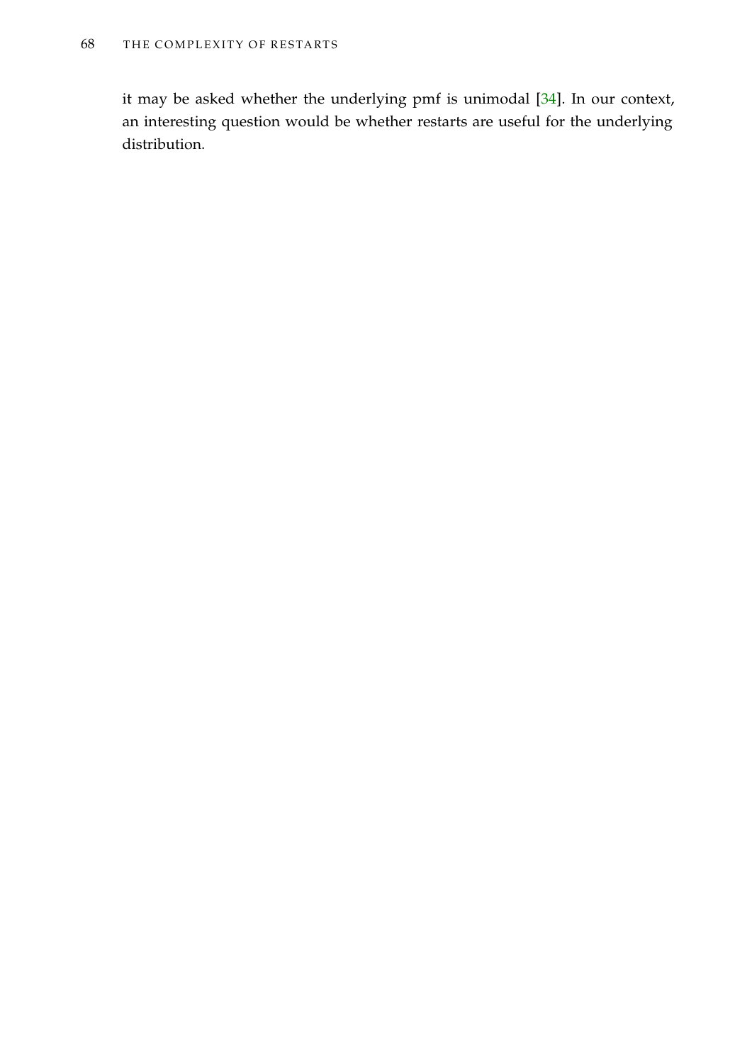it may be asked whether the underlying pmf is unimodal [34]. In our context, an interesting question would be whether restarts are useful for the underlying distribution.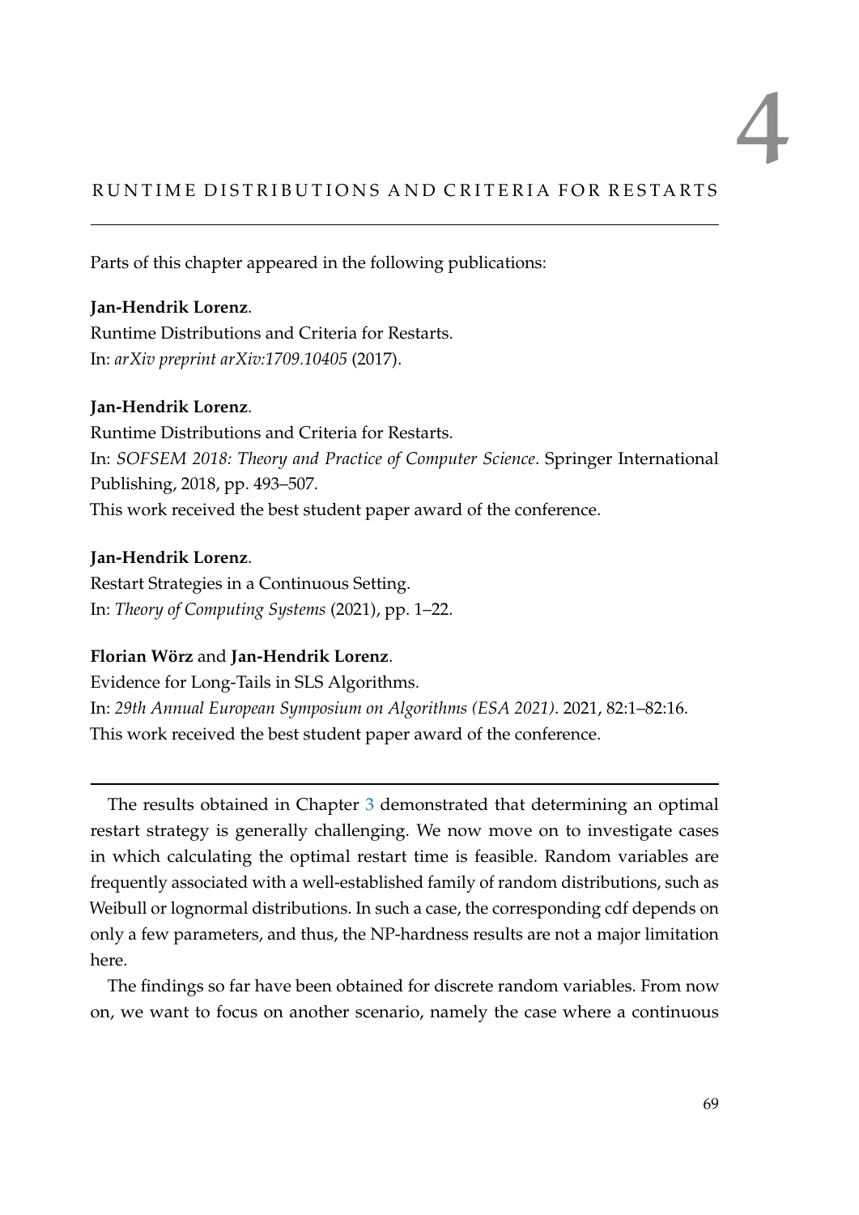# 4 RUNTIME DISTRIBUTIONS AND CRITERIA FOR RESTARTS

Parts of this chapter appeared in the following publications:

**Jan-Hendrik Lorenz**.
Runtime Distributions and Criteria for Restarts.
In: *arXiv preprint arXiv:1709.10405* (2017).

**Jan-Hendrik Lorenz**.
Runtime Distributions and Criteria for Restarts.
In: *SOFSEM 2018: Theory and Practice of Computer Science*. Springer International Publishing, 2018, pp. 493–507.
This work received the best student paper award of the conference.

**Jan-Hendrik Lorenz**.
Restart Strategies in a Continuous Setting.
In: *Theory of Computing Systems* (2021), pp. 1–22.

**Florian Wörz** and **Jan-Hendrik Lorenz**.
Evidence for Long-Tails in SLS Algorithms.
In: *29th Annual European Symposium on Algorithms (ESA 2021)*. 2021, 82:1–82:16.
This work received the best student paper award of the conference.

---

The results obtained in Chapter 3 demonstrated that determining an optimal restart strategy is generally challenging. We now move on to investigate cases in which calculating the optimal restart time is feasible. Random variables are frequently associated with a well-established family of random distributions, such as Weibull or lognormal distributions. In such a case, the corresponding cdf depends on only a few parameters, and thus, the NP-hardness results are not a major limitation here.

The findings so far have been obtained for discrete random variables. From now on, we want to focus on another scenario, namely the case where a continuous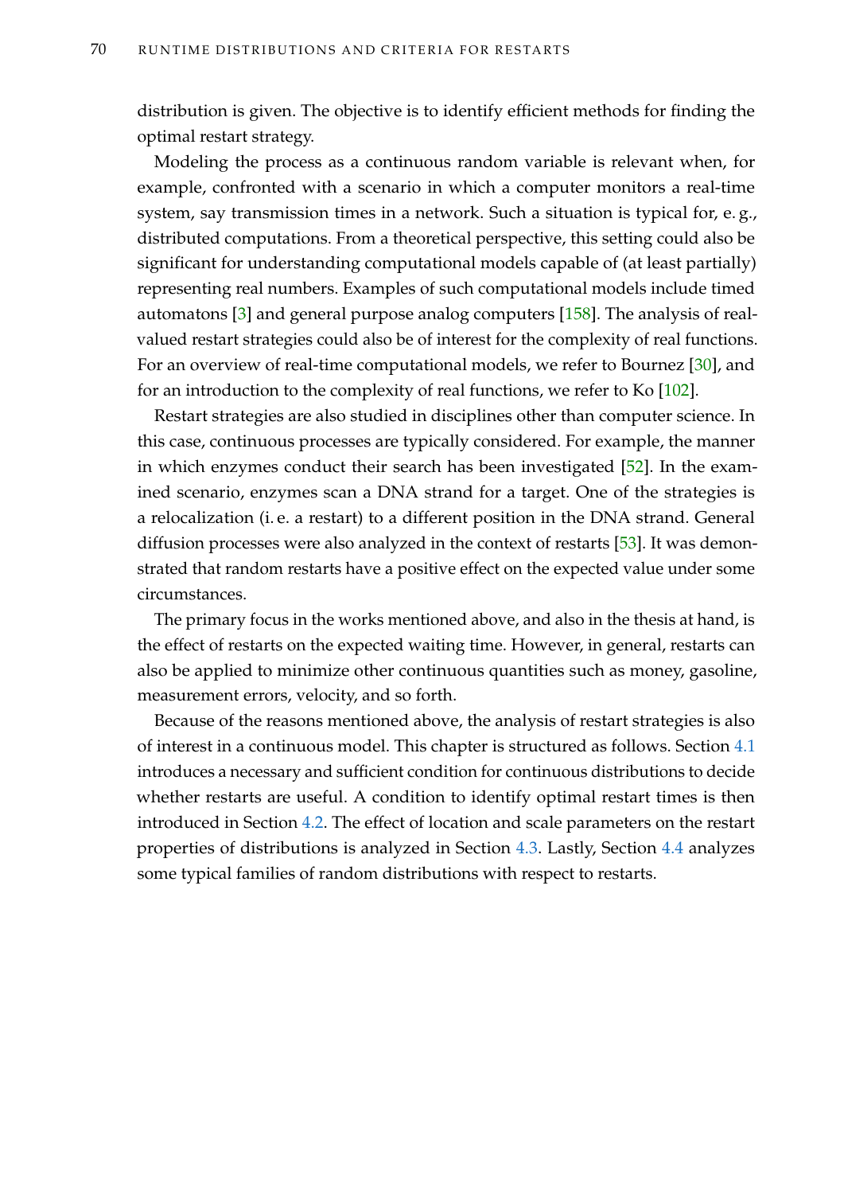distribution is given. The objective is to identify efficient methods for finding the optimal restart strategy.

Modeling the process as a continuous random variable is relevant when, for example, confronted with a scenario in which a computer monitors a real-time system, say transmission times in a network. Such a situation is typical for, e. g., distributed computations. From a theoretical perspective, this setting could also be significant for understanding computational models capable of (at least partially) representing real numbers. Examples of such computational models include timed automatons [3] and general purpose analog computers [158]. The analysis of real-valued restart strategies could also be of interest for the complexity of real functions. For an overview of real-time computational models, we refer to Bournez [30], and for an introduction to the complexity of real functions, we refer to Ko [102].

Restart strategies are also studied in disciplines other than computer science. In this case, continuous processes are typically considered. For example, the manner in which enzymes conduct their search has been investigated [52]. In the examined scenario, enzymes scan a DNA strand for a target. One of the strategies is a relocalization (i. e. a restart) to a different position in the DNA strand. General diffusion processes were also analyzed in the context of restarts [53]. It was demonstrated that random restarts have a positive effect on the expected value under some circumstances.

The primary focus in the works mentioned above, and also in the thesis at hand, is the effect of restarts on the expected waiting time. However, in general, restarts can also be applied to minimize other continuous quantities such as money, gasoline, measurement errors, velocity, and so forth.

Because of the reasons mentioned above, the analysis of restart strategies is also of interest in a continuous model. This chapter is structured as follows. Section 4.1 introduces a necessary and sufficient condition for continuous distributions to decide whether restarts are useful. A condition to identify optimal restart times is then introduced in Section 4.2. The effect of location and scale parameters on the restart properties of distributions is analyzed in Section 4.3. Lastly, Section 4.4 analyzes some typical families of random distributions with respect to restarts.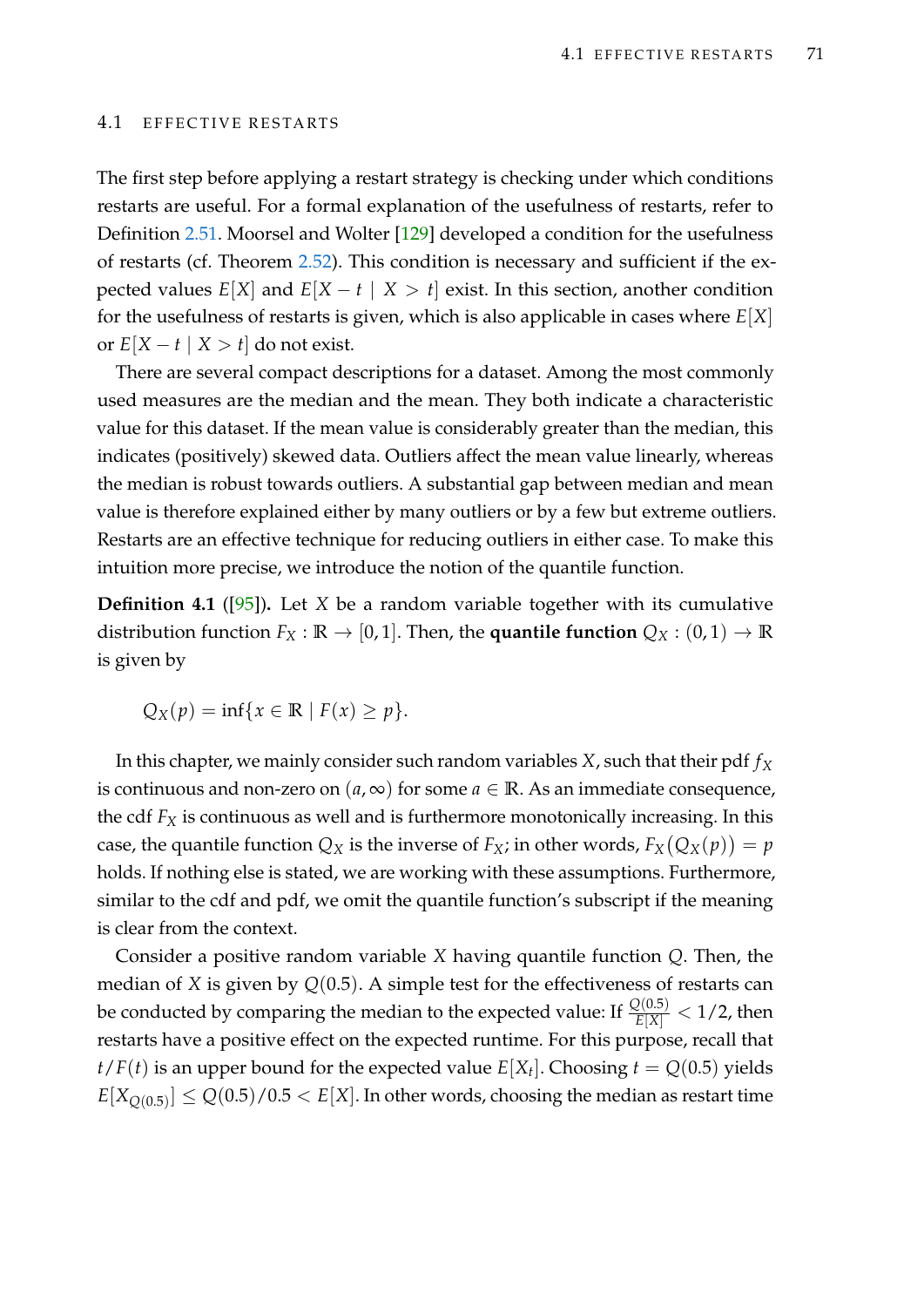## 4.1 EFFECTIVE RESTARTS

The first step before applying a restart strategy is checking under which conditions restarts are useful. For a formal explanation of the usefulness of restarts, refer to Definition 2.51. Moorsel and Wolter [129] developed a condition for the usefulness of restarts (cf. Theorem 2.52). This condition is necessary and sufficient if the expected values $E[X]$ and $E[X - t \mid X > t]$ exist. In this section, another condition for the usefulness of restarts is given, which is also applicable in cases where $E[X]$ or $E[X - t \mid X > t]$ do not exist.

There are several compact descriptions for a dataset. Among the most commonly used measures are the median and the mean. They both indicate a characteristic value for this dataset. If the mean value is considerably greater than the median, this indicates (positively) skewed data. Outliers affect the mean value linearly, whereas the median is robust towards outliers. A substantial gap between median and mean value is therefore explained either by many outliers or by a few but extreme outliers. Restarts are an effective technique for reducing outliers in either case. To make this intuition more precise, we introduce the notion of the quantile function.

**Definition 4.1** ([95])**.** Let $X$ be a random variable together with its cumulative distribution function $F_X : \mathbb{R} \to [0, 1]$. Then, the **quantile function** $Q_X : (0, 1) \to \mathbb{R}$ is given by

$$Q_X(p) = \inf\{x \in \mathbb{R} \mid F(x) \geq p\}.$$

In this chapter, we mainly consider such random variables $X$, such that their pdf $f_X$ is continuous and non-zero on $(a, \infty)$ for some $a \in \mathbb{R}$. As an immediate consequence, the cdf $F_X$ is continuous as well and is furthermore monotonically increasing. In this case, the quantile function $Q_X$ is the inverse of $F_X$; in other words, $F_X\big(Q_X(p)\big) = p$ holds. If nothing else is stated, we are working with these assumptions. Furthermore, similar to the cdf and pdf, we omit the quantile function's subscript if the meaning is clear from the context.

Consider a positive random variable $X$ having quantile function $Q$. Then, the median of $X$ is given by $Q(0.5)$. A simple test for the effectiveness of restarts can be conducted by comparing the median to the expected value: If $\frac{Q(0.5)}{E[X]} < 1/2$, then restarts have a positive effect on the expected runtime. For this purpose, recall that $t/F(t)$ is an upper bound for the expected value $E[X_t]$. Choosing $t = Q(0.5)$ yields $E[X_{Q(0.5)}] \leq Q(0.5)/0.5 < E[X]$. In other words, choosing the median as restart time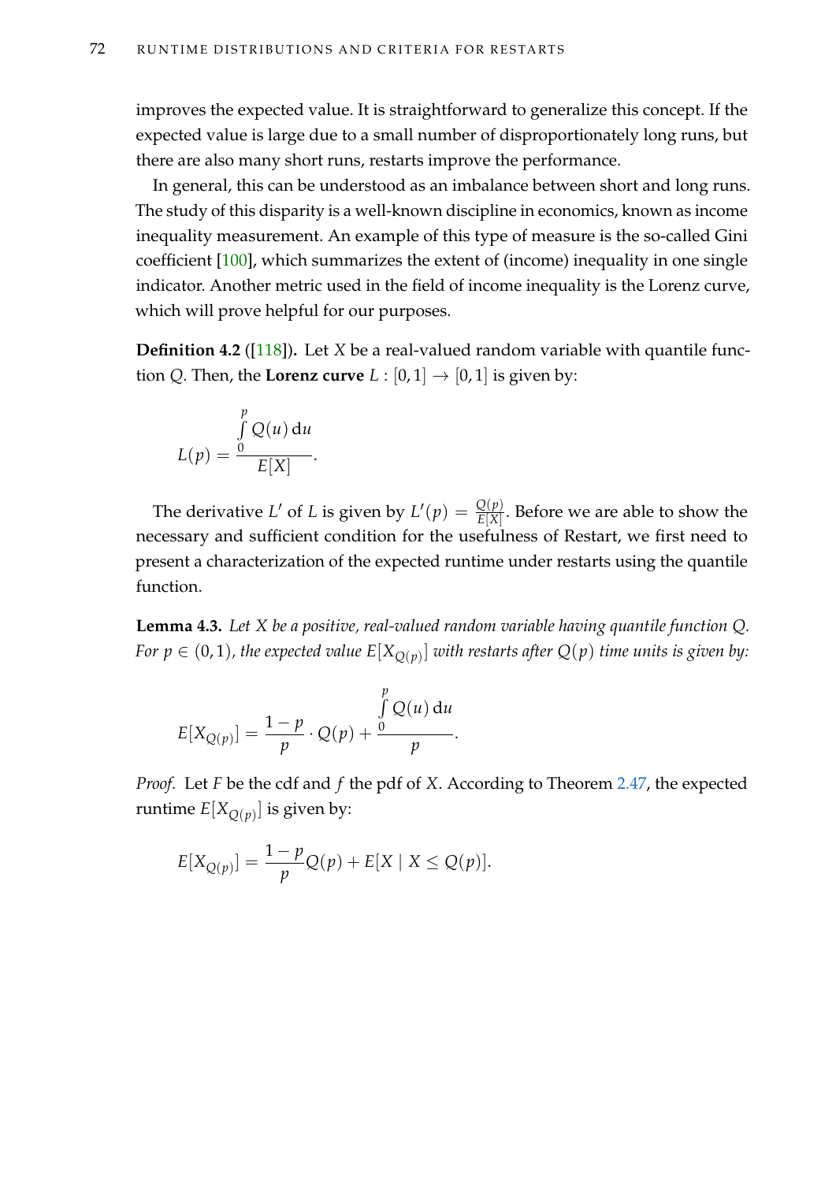improves the expected value. It is straightforward to generalize this concept. If the expected value is large due to a small number of disproportionately long runs, but there are also many short runs, restarts improve the performance.

In general, this can be understood as an imbalance between short and long runs. The study of this disparity is a well-known discipline in economics, known as income inequality measurement. An example of this type of measure is the so-called Gini coefficient [100], which summarizes the extent of (income) inequality in one single indicator. Another metric used in the field of income inequality is the Lorenz curve, which will prove helpful for our purposes.

**Definition 4.2** ([118])**.** Let $X$ be a real-valued random variable with quantile function $Q$. Then, the **Lorenz curve** $L : [0,1] \to [0,1]$ is given by:

$$L(p) = \frac{\int_0^p Q(u)\,\mathrm{d}u}{E[X]}.$$

The derivative $L'$ of $L$ is given by $L'(p) = \frac{Q(p)}{E[X]}$. Before we are able to show the necessary and sufficient condition for the usefulness of Restart, we first need to present a characterization of the expected runtime under restarts using the quantile function.

**Lemma 4.3.** *Let $X$ be a positive, real-valued random variable having quantile function $Q$. For $p \in (0,1)$, the expected value $E[X_{Q(p)}]$ with restarts after $Q(p)$ time units is given by:*

$$E[X_{Q(p)}] = \frac{1-p}{p} \cdot Q(p) + \frac{\int_0^p Q(u)\,\mathrm{d}u}{p}.$$

*Proof.* Let $F$ be the cdf and $f$ the pdf of $X$. According to Theorem 2.47, the expected runtime $E[X_{Q(p)}]$ is given by:

$$E[X_{Q(p)}] = \frac{1-p}{p} Q(p) + E[X \mid X \leq Q(p)].$$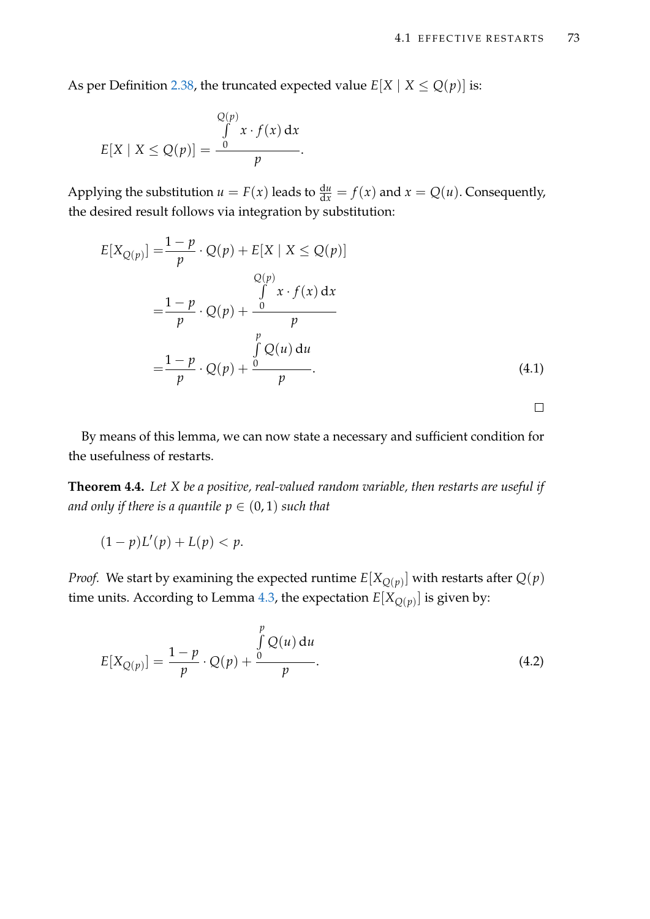As per Definition 2.38, the truncated expected value $E[X \mid X \leq Q(p)]$ is:

$$E[X \mid X \leq Q(p)] = \frac{\int\limits_{0}^{Q(p)} x \cdot f(x) \, dx}{p}.$$

Applying the substitution $u = F(x)$ leads to $\frac{du}{dx} = f(x)$ and $x = Q(u)$. Consequently, the desired result follows via integration by substitution:

$$\begin{aligned}
E[X_{Q(p)}] &= \frac{1-p}{p} \cdot Q(p) + E[X \mid X \leq Q(p)] \\
&= \frac{1-p}{p} \cdot Q(p) + \frac{\int\limits_{0}^{Q(p)} x \cdot f(x) \, dx}{p} \\
&= \frac{1-p}{p} \cdot Q(p) + \frac{\int\limits_{0}^{p} Q(u) \, du}{p}. \qquad (4.1)
\end{aligned}$$

□

By means of this lemma, we can now state a necessary and sufficient condition for the usefulness of restarts.

**Theorem 4.4.** *Let $X$ be a positive, real-valued random variable, then restarts are useful if and only if there is a quantile $p \in (0, 1)$ such that*

$$(1-p)L'(p) + L(p) < p.$$

*Proof.* We start by examining the expected runtime $E[X_{Q(p)}]$ with restarts after $Q(p)$ time units. According to Lemma 4.3, the expectation $E[X_{Q(p)}]$ is given by:

$$E[X_{Q(p)}] = \frac{1-p}{p} \cdot Q(p) + \frac{\int\limits_{0}^{p} Q(u) \, du}{p}. \qquad (4.2)$$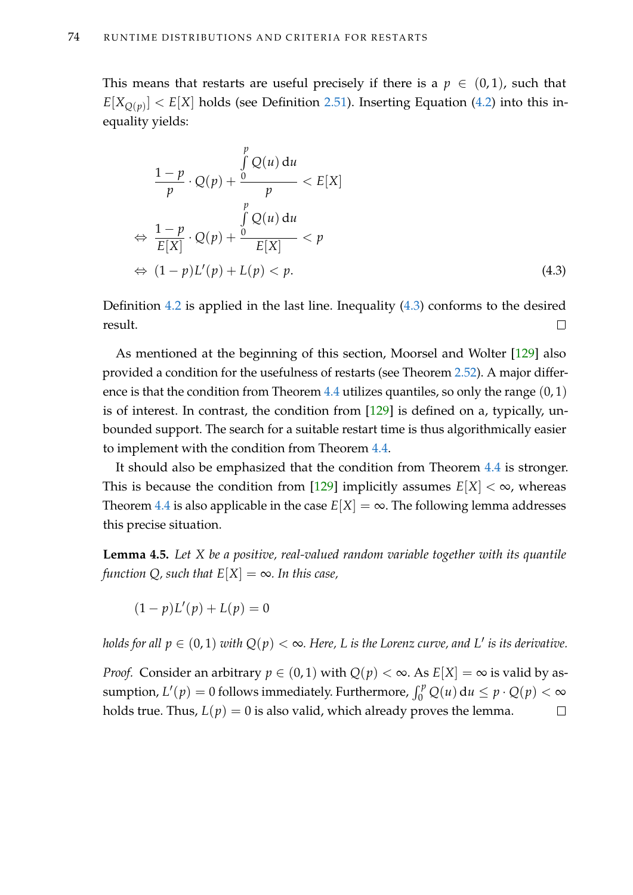This means that restarts are useful precisely if there is a $p \in (0,1)$, such that $E[X_{Q(p)}] < E[X]$ holds (see Definition 2.51). Inserting Equation (4.2) into this inequality yields:

$$
\begin{aligned}
& \frac{1-p}{p} \cdot Q(p) + \frac{\int_0^p Q(u)\,\mathrm{d}u}{p} < E[X] \\
\Leftrightarrow\ & \frac{1-p}{E[X]} \cdot Q(p) + \frac{\int_0^p Q(u)\,\mathrm{d}u}{E[X]} < p \\
\Leftrightarrow\ & (1-p)L'(p) + L(p) < p. \qquad (4.3)
\end{aligned}
$$

Definition 4.2 is applied in the last line. Inequality (4.3) conforms to the desired result. □

As mentioned at the beginning of this section, Moorsel and Wolter [129] also provided a condition for the usefulness of restarts (see Theorem 2.52). A major difference is that the condition from Theorem 4.4 utilizes quantiles, so only the range $(0,1)$ is of interest. In contrast, the condition from [129] is defined on a, typically, unbounded support. The search for a suitable restart time is thus algorithmically easier to implement with the condition from Theorem 4.4.

It should also be emphasized that the condition from Theorem 4.4 is stronger. This is because the condition from [129] implicitly assumes $E[X] < \infty$, whereas Theorem 4.4 is also applicable in the case $E[X] = \infty$. The following lemma addresses this precise situation.

**Lemma 4.5.** *Let $X$ be a positive, real-valued random variable together with its quantile function $Q$, such that $E[X] = \infty$. In this case,*

$$(1-p)L'(p) + L(p) = 0$$

*holds for all $p \in (0,1)$ with $Q(p) < \infty$. Here, $L$ is the Lorenz curve, and $L'$ is its derivative.*

*Proof.* Consider an arbitrary $p \in (0,1)$ with $Q(p) < \infty$. As $E[X] = \infty$ is valid by assumption, $L'(p) = 0$ follows immediately. Furthermore, $\int_0^p Q(u)\,\mathrm{d}u \leq p \cdot Q(p) < \infty$ holds true. Thus, $L(p) = 0$ is also valid, which already proves the lemma. □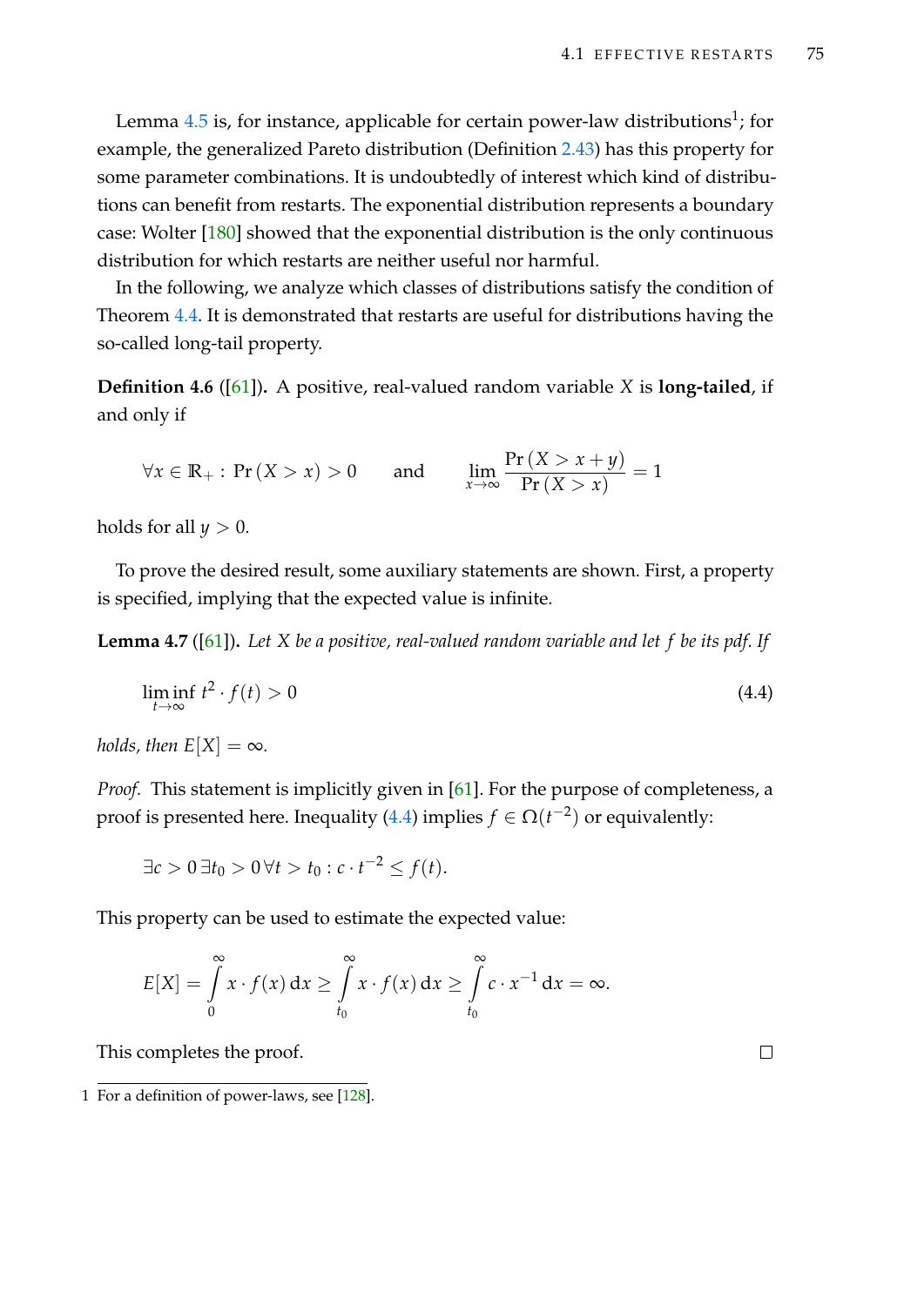Lemma 4.5 is, for instance, applicable for certain power-law distributions[1]; for example, the generalized Pareto distribution (Definition 2.43) has this property for some parameter combinations. It is undoubtedly of interest which kind of distributions can benefit from restarts. The exponential distribution represents a boundary case: Wolter [180] showed that the exponential distribution is the only continuous distribution for which restarts are neither useful nor harmful.

In the following, we analyze which classes of distributions satisfy the condition of Theorem 4.4. It is demonstrated that restarts are useful for distributions having the so-called long-tail property.

**Definition 4.6** ([61])**.** A positive, real-valued random variable $X$ is **long-tailed**, if and only if

$$\forall x \in \mathbb{R}_+ : \Pr(X > x) > 0 \qquad \text{and} \qquad \lim_{x \to \infty} \frac{\Pr(X > x + y)}{\Pr(X > x)} = 1$$

holds for all $y > 0$.

To prove the desired result, some auxiliary statements are shown. First, a property is specified, implying that the expected value is infinite.

**Lemma 4.7** ([61])**.** *Let $X$ be a positive, real-valued random variable and let $f$ be its pdf. If*

$$\liminf_{t \to \infty} t^2 \cdot f(t) > 0 \tag{4.4}$$

*holds, then $E[X] = \infty$.*

*Proof.* This statement is implicitly given in [61]. For the purpose of completeness, a proof is presented here. Inequality (4.4) implies $f \in \Omega(t^{-2})$ or equivalently:

$$\exists c > 0 \, \exists t_0 > 0 \, \forall t > t_0 : c \cdot t^{-2} \leq f(t).$$

This property can be used to estimate the expected value:

$$E[X] = \int_0^\infty x \cdot f(x) \, \mathrm{d}x \geq \int_{t_0}^\infty x \cdot f(x) \, \mathrm{d}x \geq \int_{t_0}^\infty c \cdot x^{-1} \, \mathrm{d}x = \infty.$$

This completes the proof. □

[1] For a definition of power-laws, see [128].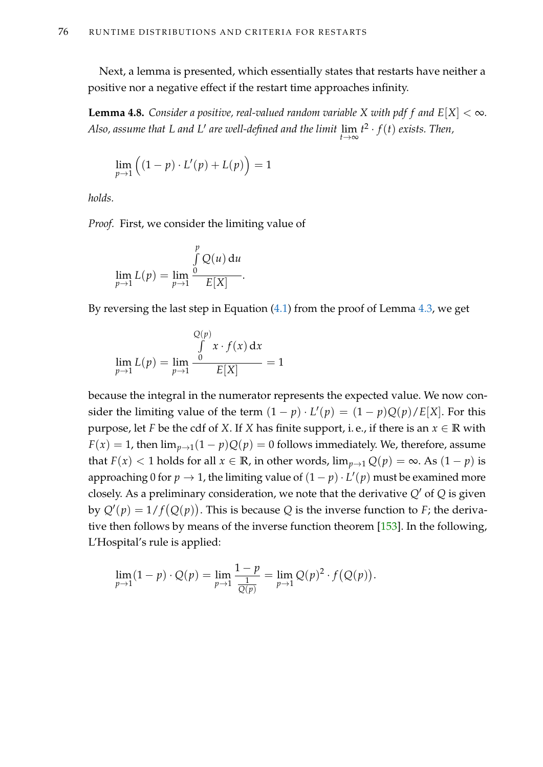Next, a lemma is presented, which essentially states that restarts have neither a positive nor a negative effect if the restart time approaches infinity.

**Lemma 4.8.** *Consider a positive, real-valued random variable $X$ with pdf $f$ and $E[X] < \infty$. Also, assume that $L$ and $L'$ are well-defined and the limit $\lim_{t\to\infty} t^2 \cdot f(t)$ exists. Then,*

$$\lim_{p\to 1}\Big((1-p)\cdot L'(p) + L(p)\Big) = 1$$

*holds.*

*Proof.* First, we consider the limiting value of

$$\lim_{p\to 1} L(p) = \lim_{p\to 1} \frac{\int\limits_0^p Q(u)\,\mathrm{d}u}{E[X]}.$$

By reversing the last step in Equation (4.1) from the proof of Lemma 4.3, we get

$$\lim_{p\to 1} L(p) = \lim_{p\to 1} \frac{\int\limits_0^{Q(p)} x\cdot f(x)\,\mathrm{d}x}{E[X]} = 1$$

because the integral in the numerator represents the expected value. We now consider the limiting value of the term $(1-p)\cdot L'(p) = (1-p)Q(p)/E[X]$. For this purpose, let $F$ be the cdf of $X$. If $X$ has finite support, i. e., if there is an $x \in \mathbb{R}$ with $F(x) = 1$, then $\lim_{p\to 1}(1-p)Q(p) = 0$ follows immediately. We, therefore, assume that $F(x) < 1$ holds for all $x \in \mathbb{R}$, in other words, $\lim_{p\to 1} Q(p) = \infty$. As $(1-p)$ is approaching 0 for $p \to 1$, the limiting value of $(1-p)\cdot L'(p)$ must be examined more closely. As a preliminary consideration, we note that the derivative $Q'$ of $Q$ is given by $Q'(p) = 1/f\big(Q(p)\big)$. This is because $Q$ is the inverse function to $F$; the derivative then follows by means of the inverse function theorem [153]. In the following, L'Hospital's rule is applied:

$$\lim_{p\to 1}(1-p)\cdot Q(p) = \lim_{p\to 1}\frac{1-p}{\frac{1}{Q(p)}} = \lim_{p\to 1} Q(p)^2 \cdot f\big(Q(p)\big).$$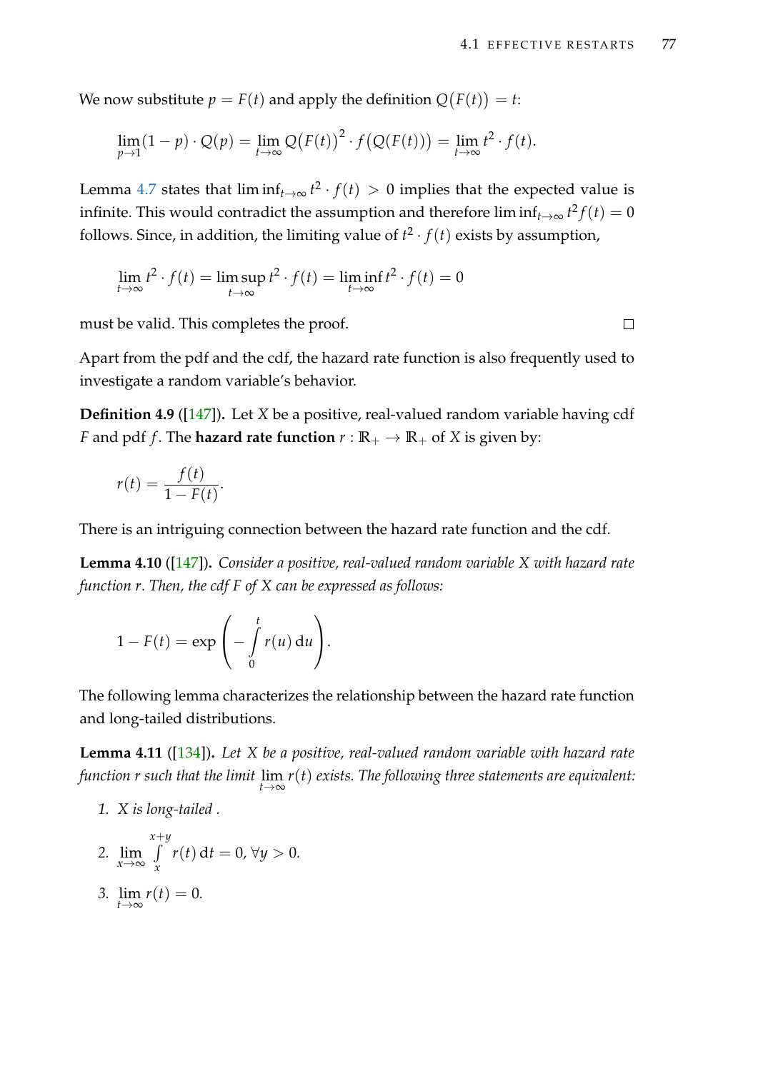We now substitute $p = F(t)$ and apply the definition $Q\big(F(t)\big) = t$:

$$\lim_{p \to 1} (1 - p) \cdot Q(p) = \lim_{t \to \infty} Q\big(F(t)\big)^2 \cdot f\big(Q(F(t))\big) = \lim_{t \to \infty} t^2 \cdot f(t).$$

Lemma 4.7 states that $\liminf_{t \to \infty} t^2 \cdot f(t) > 0$ implies that the expected value is infinite. This would contradict the assumption and therefore $\liminf_{t \to \infty} t^2 f(t) = 0$ follows. Since, in addition, the limiting value of $t^2 \cdot f(t)$ exists by assumption,

$$\lim_{t \to \infty} t^2 \cdot f(t) = \limsup_{t \to \infty} t^2 \cdot f(t) = \liminf_{t \to \infty} t^2 \cdot f(t) = 0$$

must be valid. This completes the proof. □

Apart from the pdf and the cdf, the hazard rate function is also frequently used to investigate a random variable's behavior.

**Definition 4.9** ([147])**.** Let $X$ be a positive, real-valued random variable having cdf $F$ and pdf $f$. The **hazard rate function** $r : \mathbb{R}_+ \to \mathbb{R}_+$ of $X$ is given by:

$$r(t) = \frac{f(t)}{1 - F(t)}.$$

There is an intriguing connection between the hazard rate function and the cdf.

**Lemma 4.10** ([147])**.** *Consider a positive, real-valued random variable $X$ with hazard rate function $r$. Then, the cdf $F$ of $X$ can be expressed as follows:*

$$1 - F(t) = \exp\left( - \int_0^t r(u) \, \mathrm{d}u \right).$$

The following lemma characterizes the relationship between the hazard rate function and long-tailed distributions.

**Lemma 4.11** ([134])**.** *Let $X$ be a positive, real-valued random variable with hazard rate function $r$ such that the limit $\lim_{t \to \infty} r(t)$ exists. The following three statements are equivalent:*

1. *$X$ is long-tailed .*
2. $\lim_{x \to \infty} \int_x^{x+y} r(t) \, \mathrm{d}t = 0, \; \forall y > 0.$
3. $\lim_{t \to \infty} r(t) = 0.$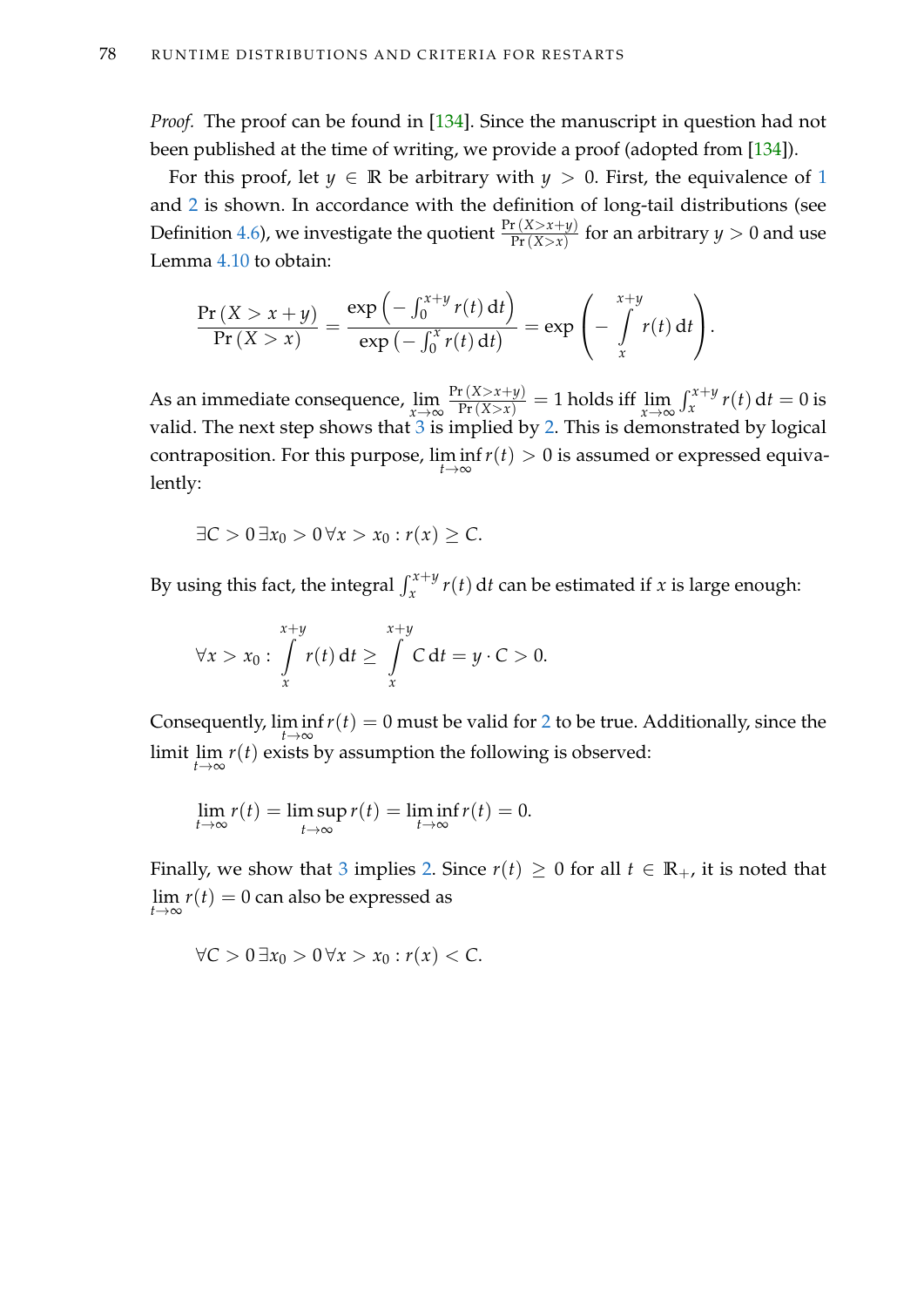*Proof.* The proof can be found in [134]. Since the manuscript in question had not been published at the time of writing, we provide a proof (adopted from [134]).

For this proof, let $y \in \mathbb{R}$ be arbitrary with $y > 0$. First, the equivalence of 1 and 2 is shown. In accordance with the definition of long-tail distributions (see Definition 4.6), we investigate the quotient $\frac{\Pr(X > x+y)}{\Pr(X > x)}$ for an arbitrary $y > 0$ and use Lemma 4.10 to obtain:

$$\frac{\Pr(X > x+y)}{\Pr(X > x)} = \frac{\exp\left(-\int_0^{x+y} r(t)\,\mathrm{d}t\right)}{\exp\left(-\int_0^{x} r(t)\,\mathrm{d}t\right)} = \exp\left(-\int\limits_x^{x+y} r(t)\,\mathrm{d}t\right).$$

As an immediate consequence, $\lim\limits_{x\to\infty} \frac{\Pr(X > x+y)}{\Pr(X > x)} = 1$ holds iff $\lim\limits_{x\to\infty} \int_x^{x+y} r(t)\,\mathrm{d}t = 0$ is valid. The next step shows that 3 is implied by 2. This is demonstrated by logical contraposition. For this purpose, $\liminf\limits_{t\to\infty} r(t) > 0$ is assumed or expressed equivalently:

$$\exists C > 0\, \exists x_0 > 0\, \forall x > x_0 : r(x) \geq C.$$

By using this fact, the integral $\int_x^{x+y} r(t)\,\mathrm{d}t$ can be estimated if $x$ is large enough:

$$\forall x > x_0 : \int\limits_x^{x+y} r(t)\,\mathrm{d}t \geq \int\limits_x^{x+y} C\,\mathrm{d}t = y \cdot C > 0.$$

Consequently, $\liminf\limits_{t\to\infty} r(t) = 0$ must be valid for 2 to be true. Additionally, since the limit $\lim\limits_{t\to\infty} r(t)$ exists by assumption the following is observed:

$$\lim_{t\to\infty} r(t) = \limsup_{t\to\infty} r(t) = \liminf_{t\to\infty} r(t) = 0.$$

Finally, we show that 3 implies 2. Since $r(t) \geq 0$ for all $t \in \mathbb{R}_+$, it is noted that $\lim\limits_{t\to\infty} r(t) = 0$ can also be expressed as

$$\forall C > 0\, \exists x_0 > 0\, \forall x > x_0 : r(x) < C.$$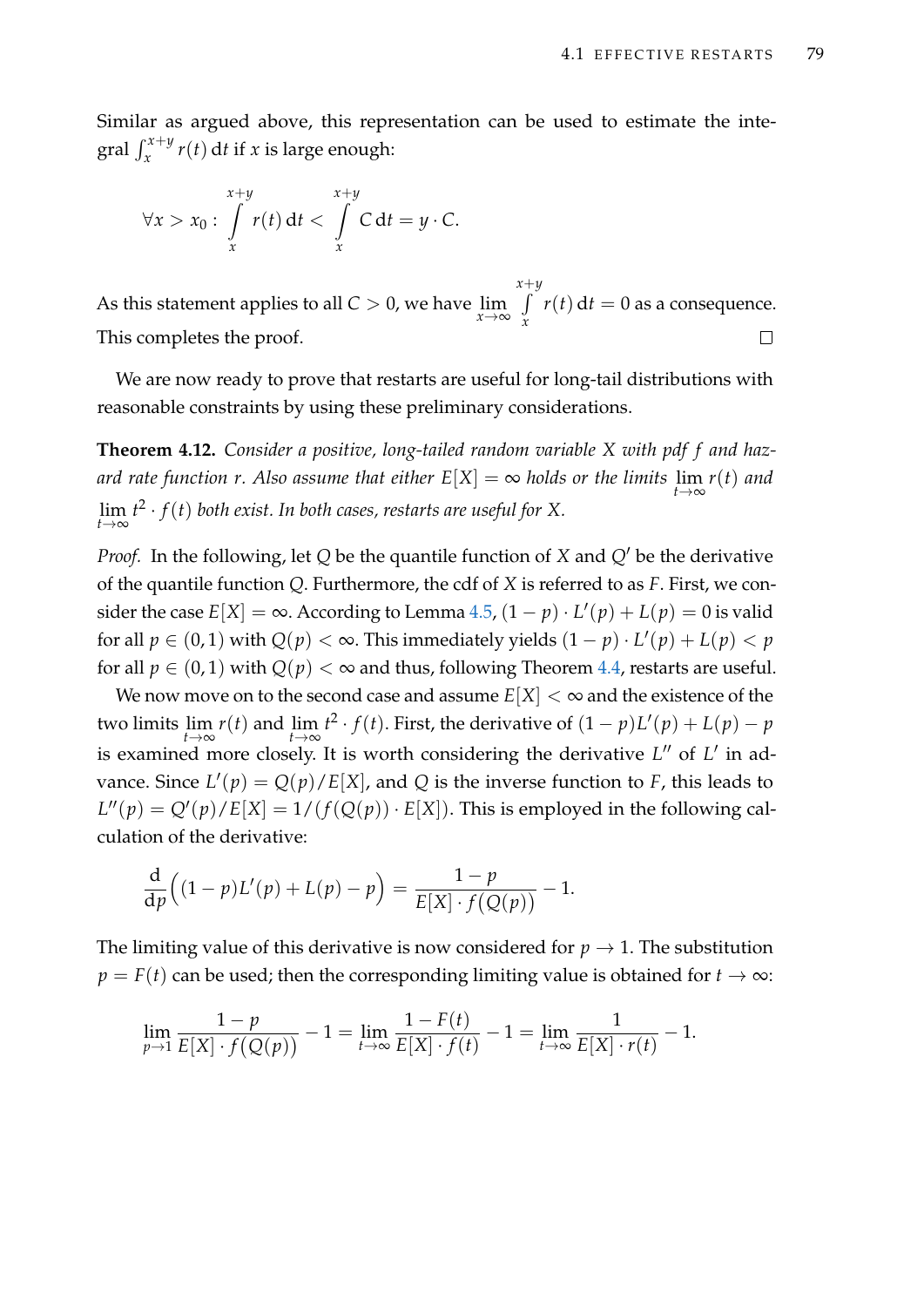Similar as argued above, this representation can be used to estimate the integral $\int_x^{x+y} r(t)\,\mathrm{d}t$ if $x$ is large enough:

$$\forall x > x_0 : \int\limits_x^{x+y} r(t)\,\mathrm{d}t < \int\limits_x^{x+y} C\,\mathrm{d}t = y \cdot C.$$

As this statement applies to all $C > 0$, we have $\lim\limits_{x\to\infty} \int\limits_x^{x+y} r(t)\,\mathrm{d}t = 0$ as a consequence. This completes the proof. $\square$

We are now ready to prove that restarts are useful for long-tail distributions with reasonable constraints by using these preliminary considerations.

**Theorem 4.12.** *Consider a positive, long-tailed random variable $X$ with pdf $f$ and hazard rate function $r$. Also assume that either $E[X] = \infty$ holds or the limits $\lim\limits_{t\to\infty} r(t)$ and $\lim\limits_{t\to\infty} t^2 \cdot f(t)$ both exist. In both cases, restarts are useful for $X$.*

*Proof.* In the following, let $Q$ be the quantile function of $X$ and $Q'$ be the derivative of the quantile function $Q$. Furthermore, the cdf of $X$ is referred to as $F$. First, we consider the case $E[X] = \infty$. According to Lemma 4.5, $(1-p) \cdot L'(p) + L(p) = 0$ is valid for all $p \in (0,1)$ with $Q(p) < \infty$. This immediately yields $(1-p) \cdot L'(p) + L(p) < p$ for all $p \in (0,1)$ with $Q(p) < \infty$ and thus, following Theorem 4.4, restarts are useful.

We now move on to the second case and assume $E[X] < \infty$ and the existence of the two limits $\lim\limits_{t\to\infty} r(t)$ and $\lim\limits_{t\to\infty} t^2 \cdot f(t)$. First, the derivative of $(1-p)L'(p) + L(p) - p$ is examined more closely. It is worth considering the derivative $L''$ of $L'$ in advance. Since $L'(p) = Q(p)/E[X]$, and $Q$ is the inverse function to $F$, this leads to $L''(p) = Q'(p)/E[X] = 1/(f(Q(p)) \cdot E[X])$. This is employed in the following calculation of the derivative:

$$\frac{\mathrm{d}}{\mathrm{d}p}\Big((1-p)L'(p) + L(p) - p\Big) = \frac{1-p}{E[X] \cdot f\big(Q(p)\big)} - 1.$$

The limiting value of this derivative is now considered for $p \to 1$. The substitution $p = F(t)$ can be used; then the corresponding limiting value is obtained for $t \to \infty$:

$$\lim_{p\to 1} \frac{1-p}{E[X] \cdot f\big(Q(p)\big)} - 1 = \lim_{t\to\infty} \frac{1-F(t)}{E[X] \cdot f(t)} - 1 = \lim_{t\to\infty} \frac{1}{E[X] \cdot r(t)} - 1.$$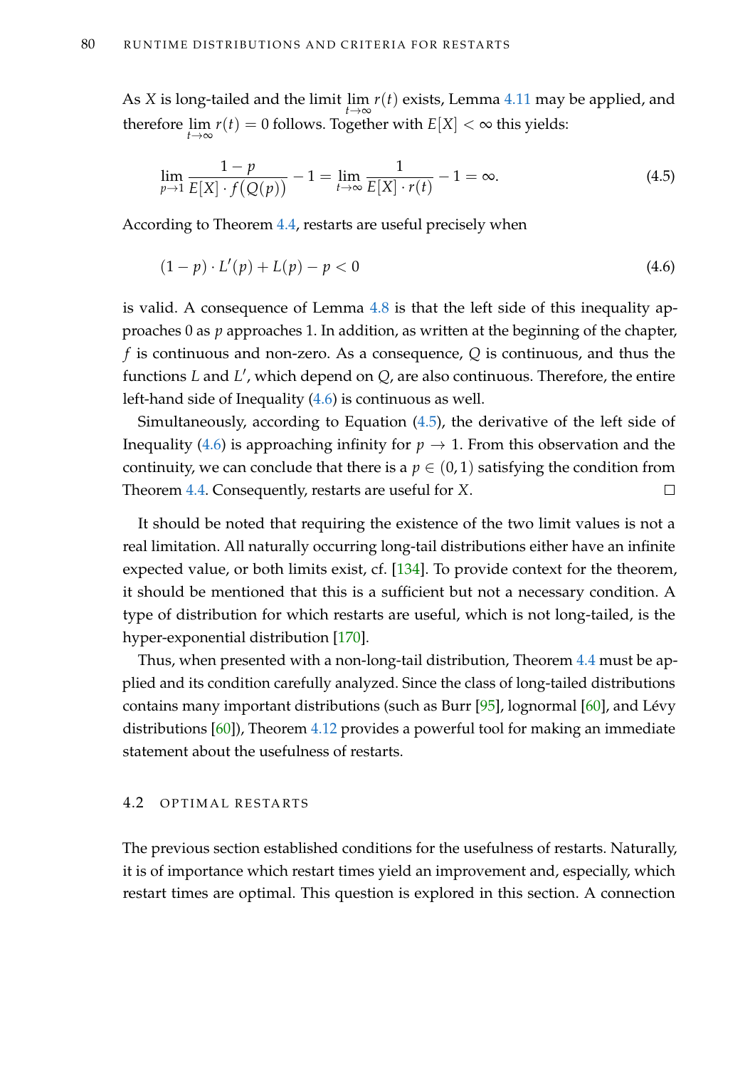As $X$ is long-tailed and the limit $\lim_{t\to\infty} r(t)$ exists, Lemma 4.11 may be applied, and therefore $\lim_{t\to\infty} r(t) = 0$ follows. Together with $E[X] < \infty$ this yields:

$$\lim_{p\to 1} \frac{1-p}{E[X] \cdot f\big(Q(p)\big)} - 1 = \lim_{t\to\infty} \frac{1}{E[X] \cdot r(t)} - 1 = \infty. \tag{4.5}$$

According to Theorem 4.4, restarts are useful precisely when

$$(1-p) \cdot L'(p) + L(p) - p < 0 \tag{4.6}$$

is valid. A consequence of Lemma 4.8 is that the left side of this inequality approaches 0 as $p$ approaches 1. In addition, as written at the beginning of the chapter, $f$ is continuous and non-zero. As a consequence, $Q$ is continuous, and thus the functions $L$ and $L'$, which depend on $Q$, are also continuous. Therefore, the entire left-hand side of Inequality (4.6) is continuous as well.

Simultaneously, according to Equation (4.5), the derivative of the left side of Inequality (4.6) is approaching infinity for $p \to 1$. From this observation and the continuity, we can conclude that there is a $p \in (0, 1)$ satisfying the condition from Theorem 4.4. Consequently, restarts are useful for $X$. □

It should be noted that requiring the existence of the two limit values is not a real limitation. All naturally occurring long-tail distributions either have an infinite expected value, or both limits exist, cf. [134]. To provide context for the theorem, it should be mentioned that this is a sufficient but not a necessary condition. A type of distribution for which restarts are useful, which is not long-tailed, is the hyper-exponential distribution [170].

Thus, when presented with a non-long-tail distribution, Theorem 4.4 must be applied and its condition carefully analyzed. Since the class of long-tailed distributions contains many important distributions (such as Burr [95], lognormal [60], and Lévy distributions [60]), Theorem 4.12 provides a powerful tool for making an immediate statement about the usefulness of restarts.

## 4.2 OPTIMAL RESTARTS

The previous section established conditions for the usefulness of restarts. Naturally, it is of importance which restart times yield an improvement and, especially, which restart times are optimal. This question is explored in this section. A connection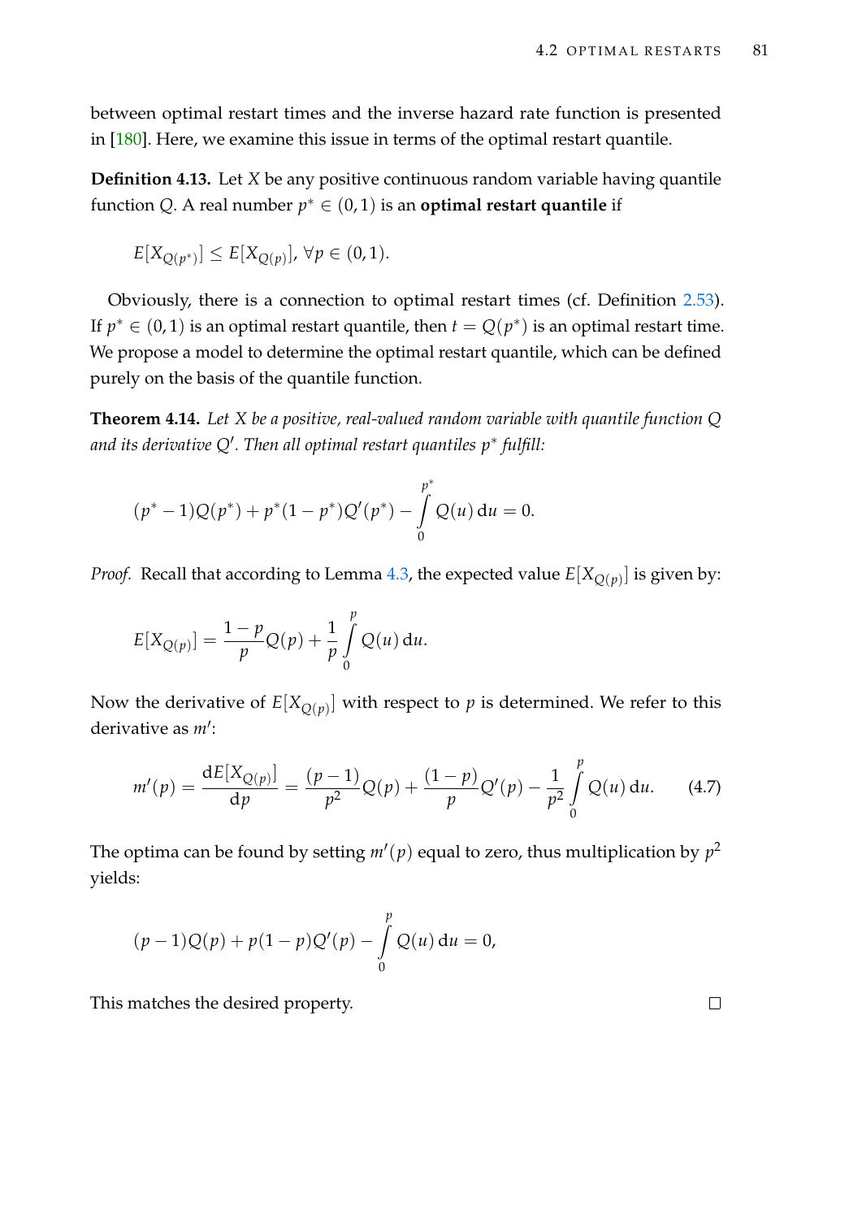between optimal restart times and the inverse hazard rate function is presented in [180]. Here, we examine this issue in terms of the optimal restart quantile.

**Definition 4.13.** Let $X$ be any positive continuous random variable having quantile function $Q$. A real number $p^* \in (0,1)$ is an **optimal restart quantile** if

$$E[X_{Q(p^*)}] \leq E[X_{Q(p)}],\ \forall p \in (0,1).$$

Obviously, there is a connection to optimal restart times (cf. Definition 2.53). If $p^* \in (0,1)$ is an optimal restart quantile, then $t = Q(p^*)$ is an optimal restart time. We propose a model to determine the optimal restart quantile, which can be defined purely on the basis of the quantile function.

**Theorem 4.14.** *Let $X$ be a positive, real-valued random variable with quantile function $Q$ and its derivative $Q'$. Then all optimal restart quantiles $p^*$ fulfill:*

$$(p^* - 1)Q(p^*) + p^*(1-p^*)Q'(p^*) - \int_0^{p^*} Q(u)\,\mathrm{d}u = 0.$$

*Proof.* Recall that according to Lemma 4.3, the expected value $E[X_{Q(p)}]$ is given by:

$$E[X_{Q(p)}] = \frac{1-p}{p}Q(p) + \frac{1}{p}\int_0^{p} Q(u)\,\mathrm{d}u.$$

Now the derivative of $E[X_{Q(p)}]$ with respect to $p$ is determined. We refer to this derivative as $m'$:

$$m'(p) = \frac{\mathrm{d}E[X_{Q(p)}]}{\mathrm{d}p} = \frac{(p-1)}{p^2}Q(p) + \frac{(1-p)}{p}Q'(p) - \frac{1}{p^2}\int_0^{p} Q(u)\,\mathrm{d}u. \tag{4.7}$$

The optima can be found by setting $m'(p)$ equal to zero, thus multiplication by $p^2$ yields:

$$(p-1)Q(p) + p(1-p)Q'(p) - \int_0^{p} Q(u)\,\mathrm{d}u = 0,$$

This matches the desired property. □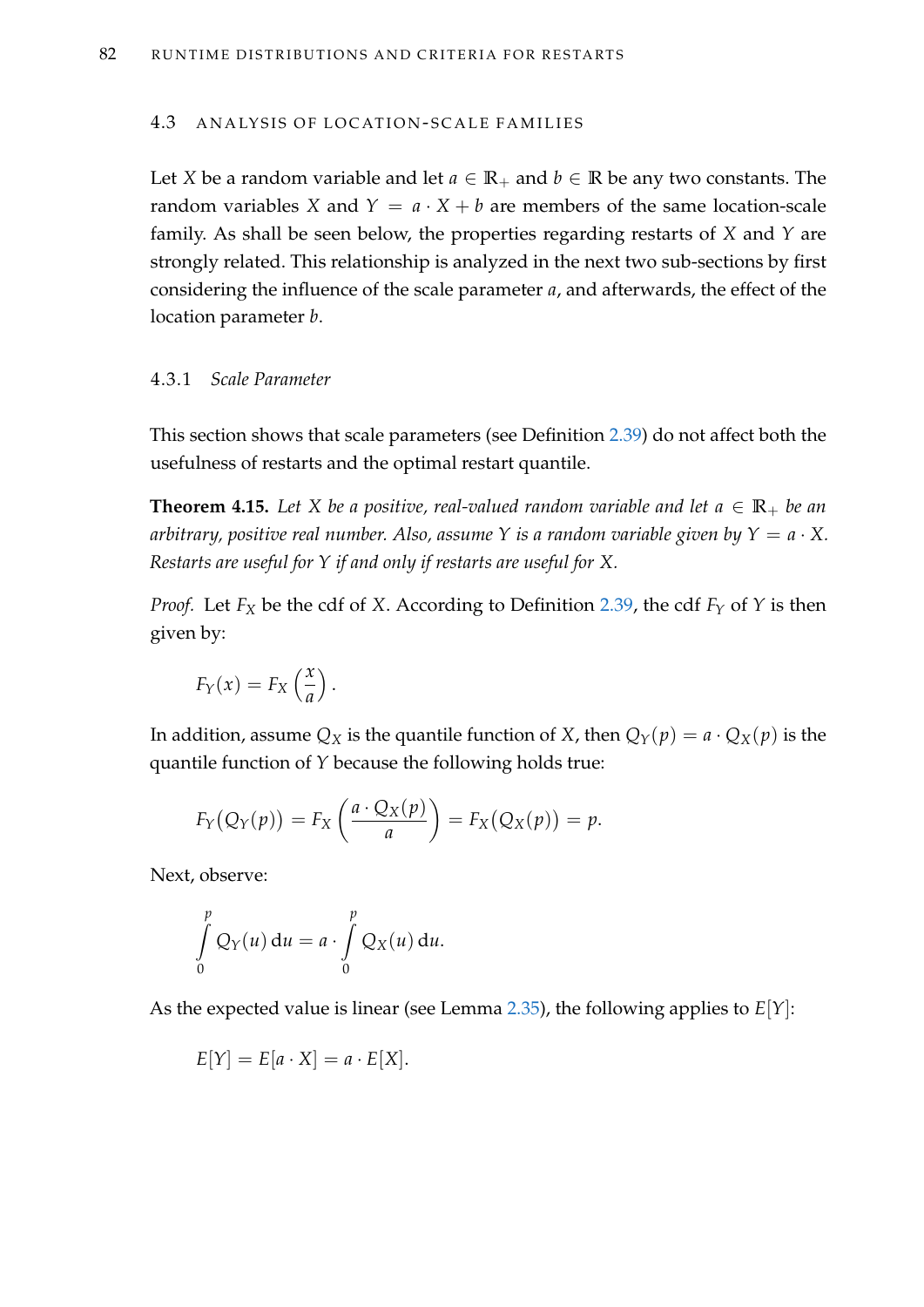## 4.3 Analysis of Location-Scale Families

Let $X$ be a random variable and let $a \in \mathbb{R}_+$ and $b \in \mathbb{R}$ be any two constants. The random variables $X$ and $Y = a \cdot X + b$ are members of the same location-scale family. As shall be seen below, the properties regarding restarts of $X$ and $Y$ are strongly related. This relationship is analyzed in the next two sub-sections by first considering the influence of the scale parameter $a$, and afterwards, the effect of the location parameter $b$.

### 4.3.1 *Scale Parameter*

This section shows that scale parameters (see Definition 2.39) do not affect both the usefulness of restarts and the optimal restart quantile.

**Theorem 4.15.** *Let $X$ be a positive, real-valued random variable and let $a \in \mathbb{R}_+$ be an arbitrary, positive real number. Also, assume $Y$ is a random variable given by $Y = a \cdot X$. Restarts are useful for $Y$ if and only if restarts are useful for $X$.*

*Proof.* Let $F_X$ be the cdf of $X$. According to Definition 2.39, the cdf $F_Y$ of $Y$ is then given by:

$$F_Y(x) = F_X\left(\frac{x}{a}\right).$$

In addition, assume $Q_X$ is the quantile function of $X$, then $Q_Y(p) = a \cdot Q_X(p)$ is the quantile function of $Y$ because the following holds true:

$$F_Y\big(Q_Y(p)\big) = F_X\left(\frac{a \cdot Q_X(p)}{a}\right) = F_X\big(Q_X(p)\big) = p.$$

Next, observe:

$$\int_0^p Q_Y(u)\,\mathrm{d}u = a \cdot \int_0^p Q_X(u)\,\mathrm{d}u.$$

As the expected value is linear (see Lemma 2.35), the following applies to $E[Y]$:

$$E[Y] = E[a \cdot X] = a \cdot E[X].$$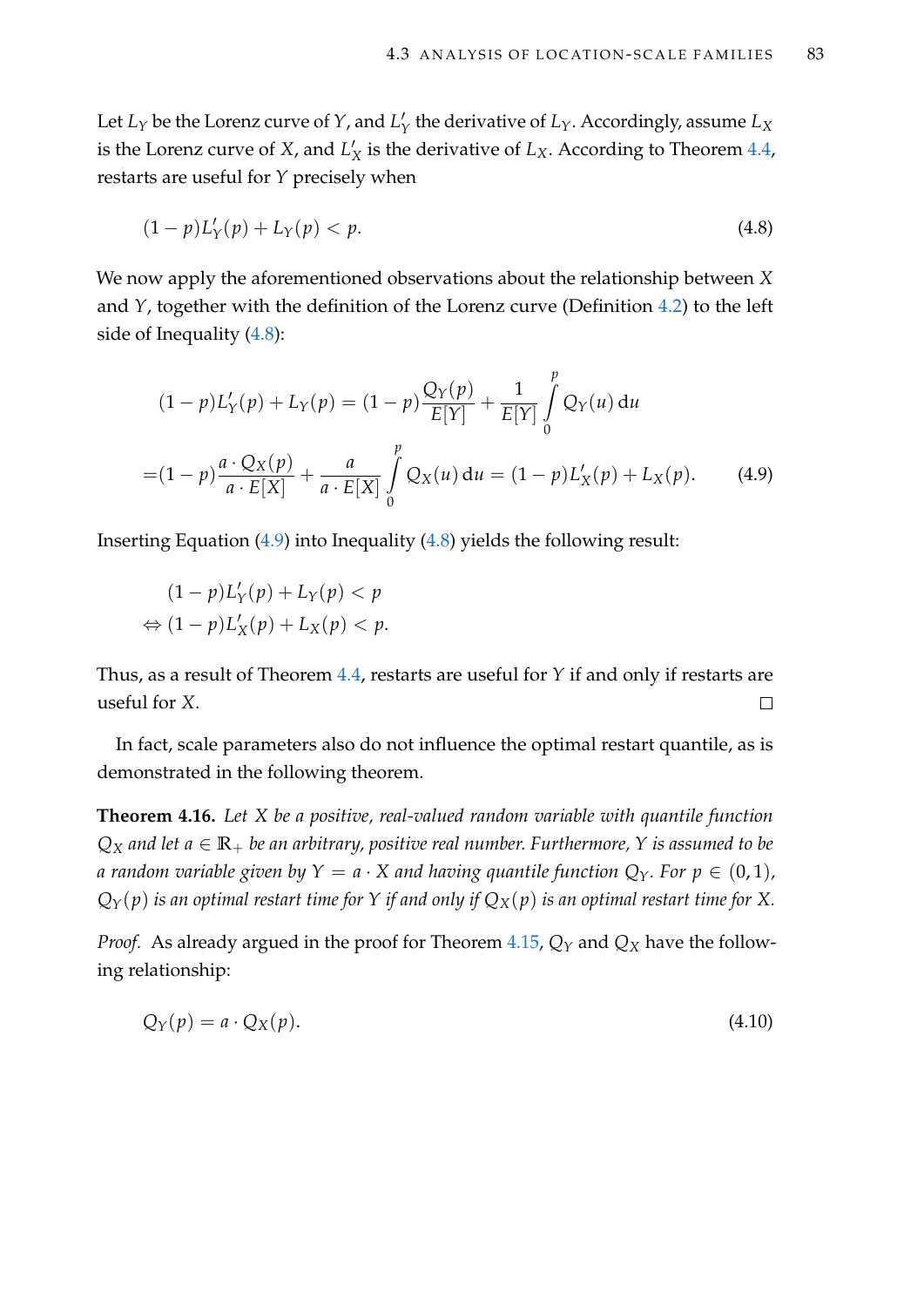Let $L_Y$ be the Lorenz curve of $Y$, and $L'_Y$ the derivative of $L_Y$. Accordingly, assume $L_X$ is the Lorenz curve of $X$, and $L'_X$ is the derivative of $L_X$. According to Theorem 4.4, restarts are useful for $Y$ precisely when

$$(1-p)L'_Y(p) + L_Y(p) < p. \tag{4.8}$$

We now apply the aforementioned observations about the relationship between $X$ and $Y$, together with the definition of the Lorenz curve (Definition 4.2) to the left side of Inequality (4.8):

$$\begin{aligned}
(1-p)L'_Y(p) + L_Y(p) &= (1-p)\frac{Q_Y(p)}{E[Y]} + \frac{1}{E[Y]}\int_0^p Q_Y(u)\,\mathrm{d}u \\
=&(1-p)\frac{a \cdot Q_X(p)}{a \cdot E[X]} + \frac{a}{a \cdot E[X]}\int_0^p Q_X(u)\,\mathrm{d}u = (1-p)L'_X(p) + L_X(p).
\end{aligned} \tag{4.9}$$

Inserting Equation (4.9) into Inequality (4.8) yields the following result:

$$\begin{aligned}
&(1-p)L'_Y(p) + L_Y(p) < p \\
\Leftrightarrow\ &(1-p)L'_X(p) + L_X(p) < p.
\end{aligned}$$

Thus, as a result of Theorem 4.4, restarts are useful for $Y$ if and only if restarts are useful for $X$. □

In fact, scale parameters also do not influence the optimal restart quantile, as is demonstrated in the following theorem.

**Theorem 4.16.** *Let $X$ be a positive, real-valued random variable with quantile function $Q_X$ and let $a \in \mathbb{R}_+$ be an arbitrary, positive real number. Furthermore, $Y$ is assumed to be a random variable given by $Y = a \cdot X$ and having quantile function $Q_Y$. For $p \in (0,1)$, $Q_Y(p)$ is an optimal restart time for $Y$ if and only if $Q_X(p)$ is an optimal restart time for $X$.*

*Proof.* As already argued in the proof for Theorem 4.15, $Q_Y$ and $Q_X$ have the following relationship:

$$Q_Y(p) = a \cdot Q_X(p). \tag{4.10}$$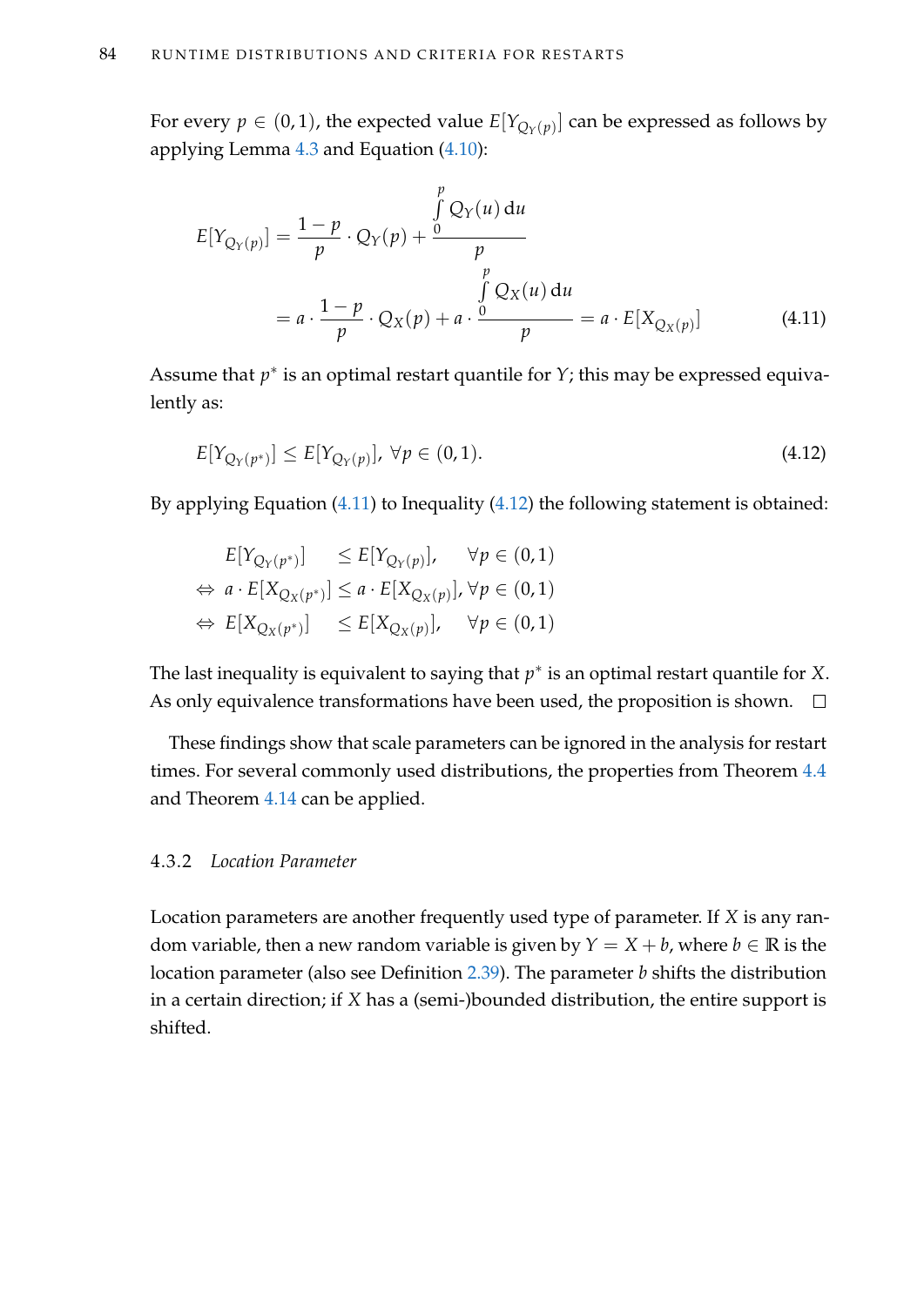For every $p \in (0,1)$, the expected value $E[Y_{Q_Y(p)}]$ can be expressed as follows by applying Lemma 4.3 and Equation (4.10):

$$
\begin{aligned}
E[Y_{Q_Y(p)}] &= \frac{1-p}{p} \cdot Q_Y(p) + \frac{\int_0^p Q_Y(u)\,\mathrm{d}u}{p} \\
&= a \cdot \frac{1-p}{p} \cdot Q_X(p) + a \cdot \frac{\int_0^p Q_X(u)\,\mathrm{d}u}{p} = a \cdot E[X_{Q_X(p)}]
\end{aligned}
\tag{4.11}
$$

Assume that $p^*$ is an optimal restart quantile for $Y$; this may be expressed equivalently as:

$$
E[Y_{Q_Y(p^*)}] \leq E[Y_{Q_Y(p)}],\ \forall p \in (0,1). \tag{4.12}
$$

By applying Equation (4.11) to Inequality (4.12) the following statement is obtained:

$$
\begin{aligned}
& E[Y_{Q_Y(p^*)}] \leq E[Y_{Q_Y(p)}], \quad \forall p \in (0,1) \\
\Leftrightarrow\ & a \cdot E[X_{Q_X(p^*)}] \leq a \cdot E[X_{Q_X(p)}], \forall p \in (0,1) \\
\Leftrightarrow\ & E[X_{Q_X(p^*)}] \leq E[X_{Q_X(p)}], \quad \forall p \in (0,1)
\end{aligned}
$$

The last inequality is equivalent to saying that $p^*$ is an optimal restart quantile for $X$. As only equivalence transformations have been used, the proposition is shown. □

These findings show that scale parameters can be ignored in the analysis for restart times. For several commonly used distributions, the properties from Theorem 4.4 and Theorem 4.14 can be applied.

### 4.3.2 *Location Parameter*

Location parameters are another frequently used type of parameter. If $X$ is any random variable, then a new random variable is given by $Y = X + b$, where $b \in \mathbb{R}$ is the location parameter (also see Definition 2.39). The parameter $b$ shifts the distribution in a certain direction; if $X$ has a (semi-)bounded distribution, the entire support is shifted.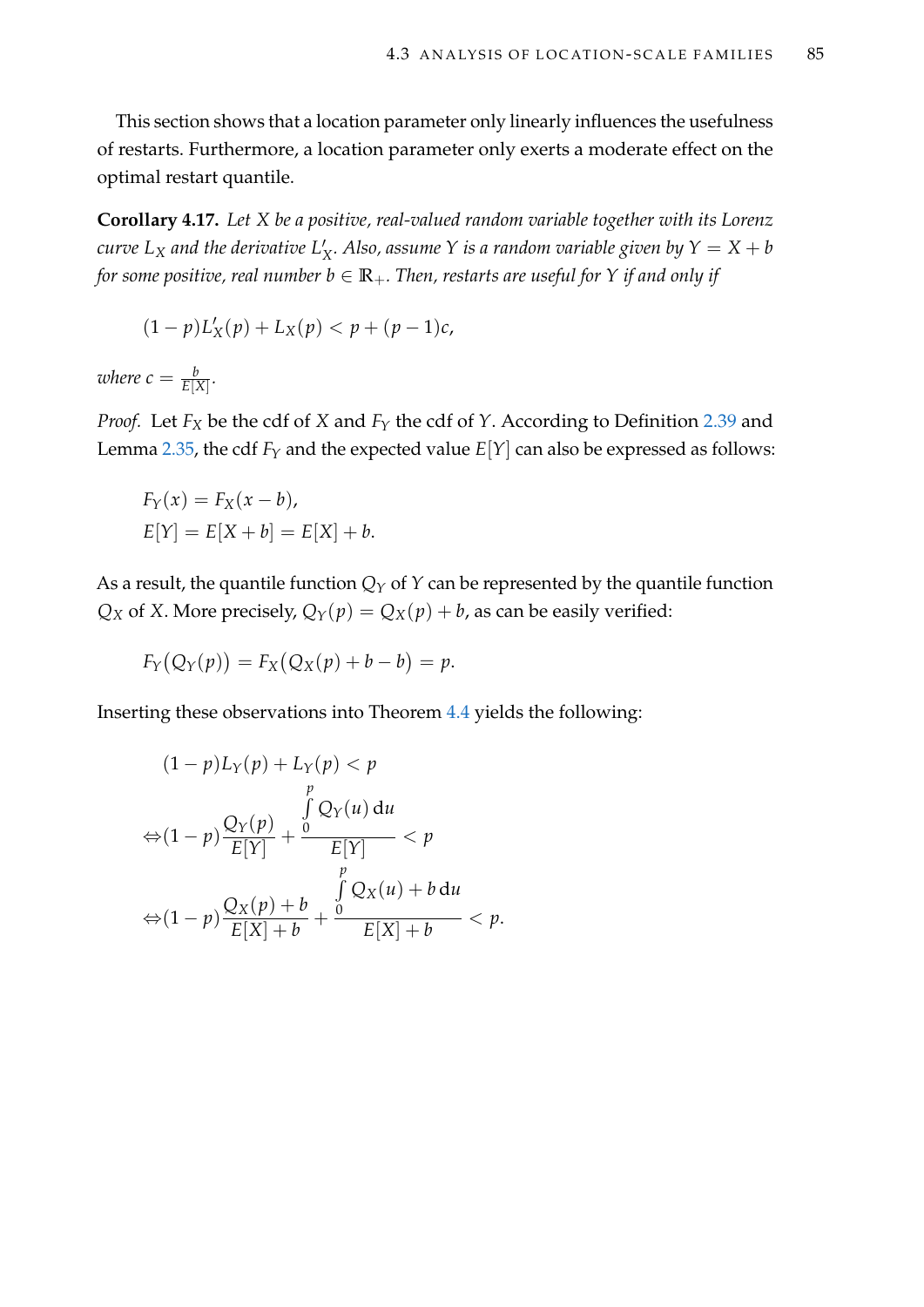This section shows that a location parameter only linearly influences the usefulness of restarts. Furthermore, a location parameter only exerts a moderate effect on the optimal restart quantile.

**Corollary 4.17.** *Let $X$ be a positive, real-valued random variable together with its Lorenz curve $L_X$ and the derivative $L'_X$. Also, assume $Y$ is a random variable given by $Y = X + b$ for some positive, real number $b \in \mathbb{R}_+$. Then, restarts are useful for $Y$ if and only if*

$$(1-p)L'_X(p) + L_X(p) < p + (p-1)c,$$

*where $c = \frac{b}{E[X]}$.*

*Proof.* Let $F_X$ be the cdf of $X$ and $F_Y$ the cdf of $Y$. According to Definition 2.39 and Lemma 2.35, the cdf $F_Y$ and the expected value $E[Y]$ can also be expressed as follows:

$$F_Y(x) = F_X(x-b),$$
$$E[Y] = E[X+b] = E[X] + b.$$

As a result, the quantile function $Q_Y$ of $Y$ can be represented by the quantile function $Q_X$ of $X$. More precisely, $Q_Y(p) = Q_X(p) + b$, as can be easily verified:

$$F_Y(Q_Y(p)) = F_X(Q_X(p) + b - b) = p.$$

Inserting these observations into Theorem 4.4 yields the following:

$$(1-p)L_Y(p) + L_Y(p) < p$$

$$\Leftrightarrow (1-p)\frac{Q_Y(p)}{E[Y]} + \frac{\int_0^p Q_Y(u)\,\mathrm{d}u}{E[Y]} < p$$

$$\Leftrightarrow (1-p)\frac{Q_X(p)+b}{E[X]+b} + \frac{\int_0^p Q_X(u) + b\,\mathrm{d}u}{E[X]+b} < p.$$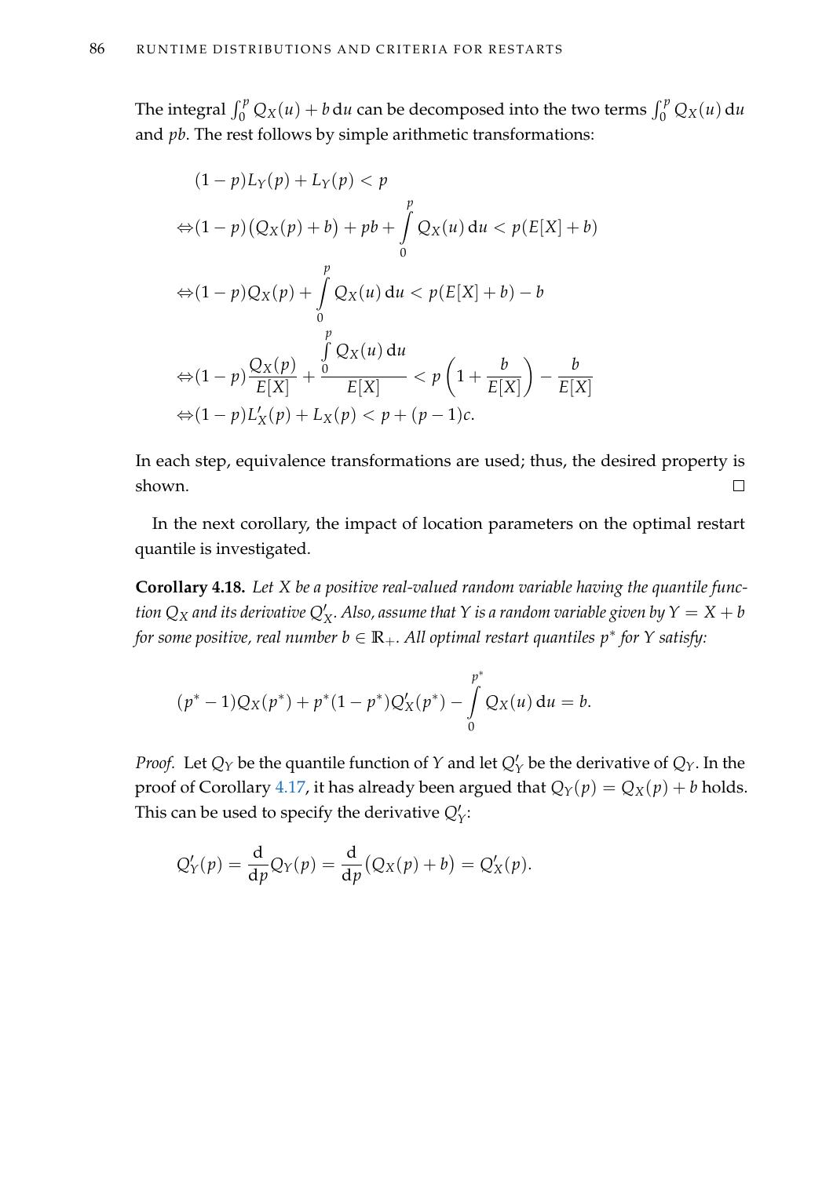The integral $\int_0^p Q_X(u) + b \, \mathrm{d}u$ can be decomposed into the two terms $\int_0^p Q_X(u) \, \mathrm{d}u$ and $pb$. The rest follows by simple arithmetic transformations:

$$
\begin{aligned}
& (1-p)L_Y(p) + L_Y(p) < p \\
\Leftrightarrow & (1-p)\big(Q_X(p) + b\big) + pb + \int_0^p Q_X(u) \, \mathrm{d}u < p(E[X] + b) \\
\Leftrightarrow & (1-p)Q_X(p) + \int_0^p Q_X(u) \, \mathrm{d}u < p(E[X] + b) - b \\
\Leftrightarrow & (1-p)\frac{Q_X(p)}{E[X]} + \frac{\int_0^p Q_X(u) \, \mathrm{d}u}{E[X]} < p\left(1 + \frac{b}{E[X]}\right) - \frac{b}{E[X]} \\
\Leftrightarrow & (1-p)L'_X(p) + L_X(p) < p + (p-1)c.
\end{aligned}
$$

In each step, equivalence transformations are used; thus, the desired property is shown. □

In the next corollary, the impact of location parameters on the optimal restart quantile is investigated.

**Corollary 4.18.** *Let $X$ be a positive real-valued random variable having the quantile function $Q_X$ and its derivative $Q'_X$. Also, assume that $Y$ is a random variable given by $Y = X + b$ for some positive, real number $b \in \mathbb{R}_+$. All optimal restart quantiles $p^*$ for $Y$ satisfy:*

$$
(p^* - 1)Q_X(p^*) + p^*(1 - p^*)Q'_X(p^*) - \int_0^{p^*} Q_X(u) \, \mathrm{d}u = b.
$$

*Proof.* Let $Q_Y$ be the quantile function of $Y$ and let $Q'_Y$ be the derivative of $Q_Y$. In the proof of Corollary 4.17, it has already been argued that $Q_Y(p) = Q_X(p) + b$ holds. This can be used to specify the derivative $Q'_Y$:

$$
Q'_Y(p) = \frac{\mathrm{d}}{\mathrm{d}p} Q_Y(p) = \frac{\mathrm{d}}{\mathrm{d}p}\big(Q_X(p) + b\big) = Q'_X(p).
$$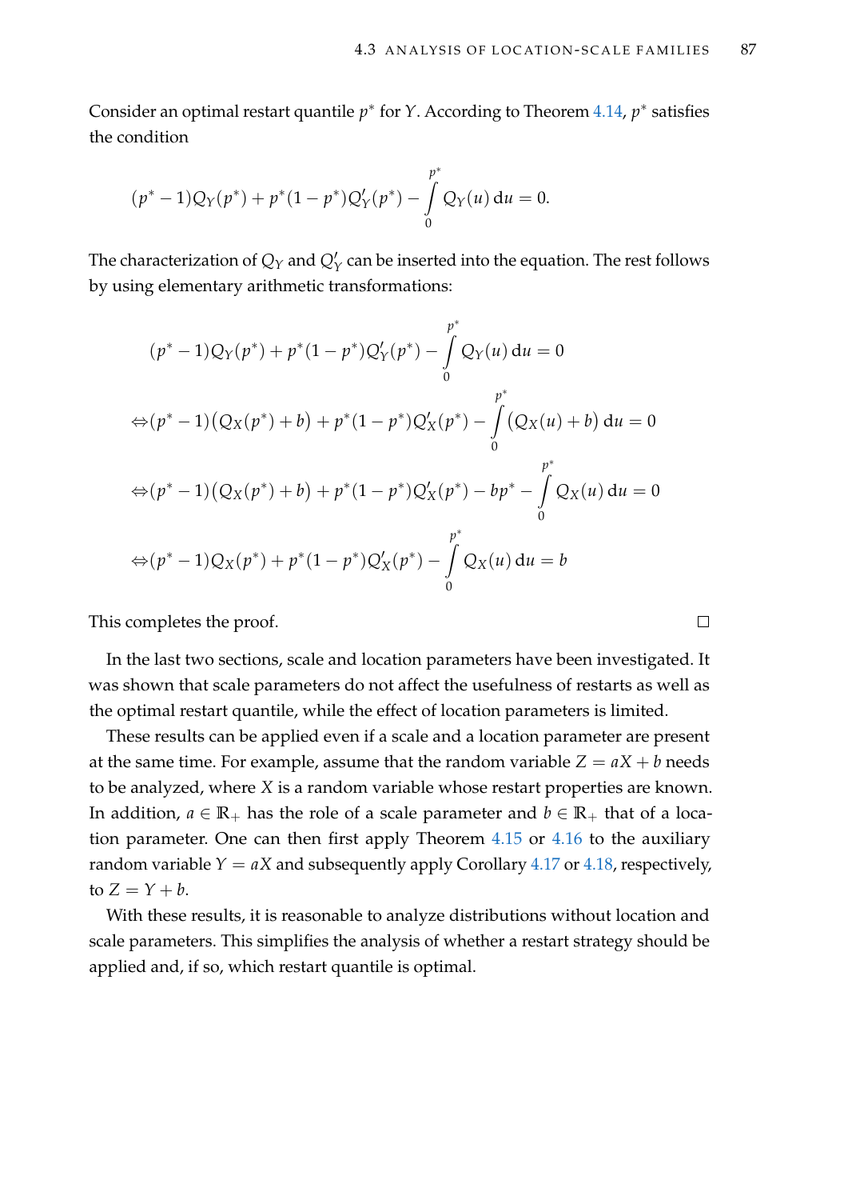Consider an optimal restart quantile $p^*$ for $Y$. According to Theorem 4.14, $p^*$ satisfies the condition

$$(p^* - 1)Q_Y(p^*) + p^*(1 - p^*)Q'_Y(p^*) - \int_0^{p^*} Q_Y(u)\,\mathrm{d}u = 0.$$

The characterization of $Q_Y$ and $Q'_Y$ can be inserted into the equation. The rest follows by using elementary arithmetic transformations:

$$
\begin{aligned}
&(p^* - 1)Q_Y(p^*) + p^*(1 - p^*)Q'_Y(p^*) - \int_0^{p^*} Q_Y(u)\,\mathrm{d}u = 0 \\
\Leftrightarrow &(p^* - 1)\big(Q_X(p^*) + b\big) + p^*(1 - p^*)Q'_X(p^*) - \int_0^{p^*} \big(Q_X(u) + b\big)\,\mathrm{d}u = 0 \\
\Leftrightarrow &(p^* - 1)\big(Q_X(p^*) + b\big) + p^*(1 - p^*)Q'_X(p^*) - bp^* - \int_0^{p^*} Q_X(u)\,\mathrm{d}u = 0 \\
\Leftrightarrow &(p^* - 1)Q_X(p^*) + p^*(1 - p^*)Q'_X(p^*) - \int_0^{p^*} Q_X(u)\,\mathrm{d}u = b
\end{aligned}
$$

This completes the proof. □

In the last two sections, scale and location parameters have been investigated. It was shown that scale parameters do not affect the usefulness of restarts as well as the optimal restart quantile, while the effect of location parameters is limited.

These results can be applied even if a scale and a location parameter are present at the same time. For example, assume that the random variable $Z = aX + b$ needs to be analyzed, where $X$ is a random variable whose restart properties are known. In addition, $a \in \mathbb{R}_+$ has the role of a scale parameter and $b \in \mathbb{R}_+$ that of a location parameter. One can then first apply Theorem 4.15 or 4.16 to the auxiliary random variable $Y = aX$ and subsequently apply Corollary 4.17 or 4.18, respectively, to $Z = Y + b$.

With these results, it is reasonable to analyze distributions without location and scale parameters. This simplifies the analysis of whether a restart strategy should be applied and, if so, which restart quantile is optimal.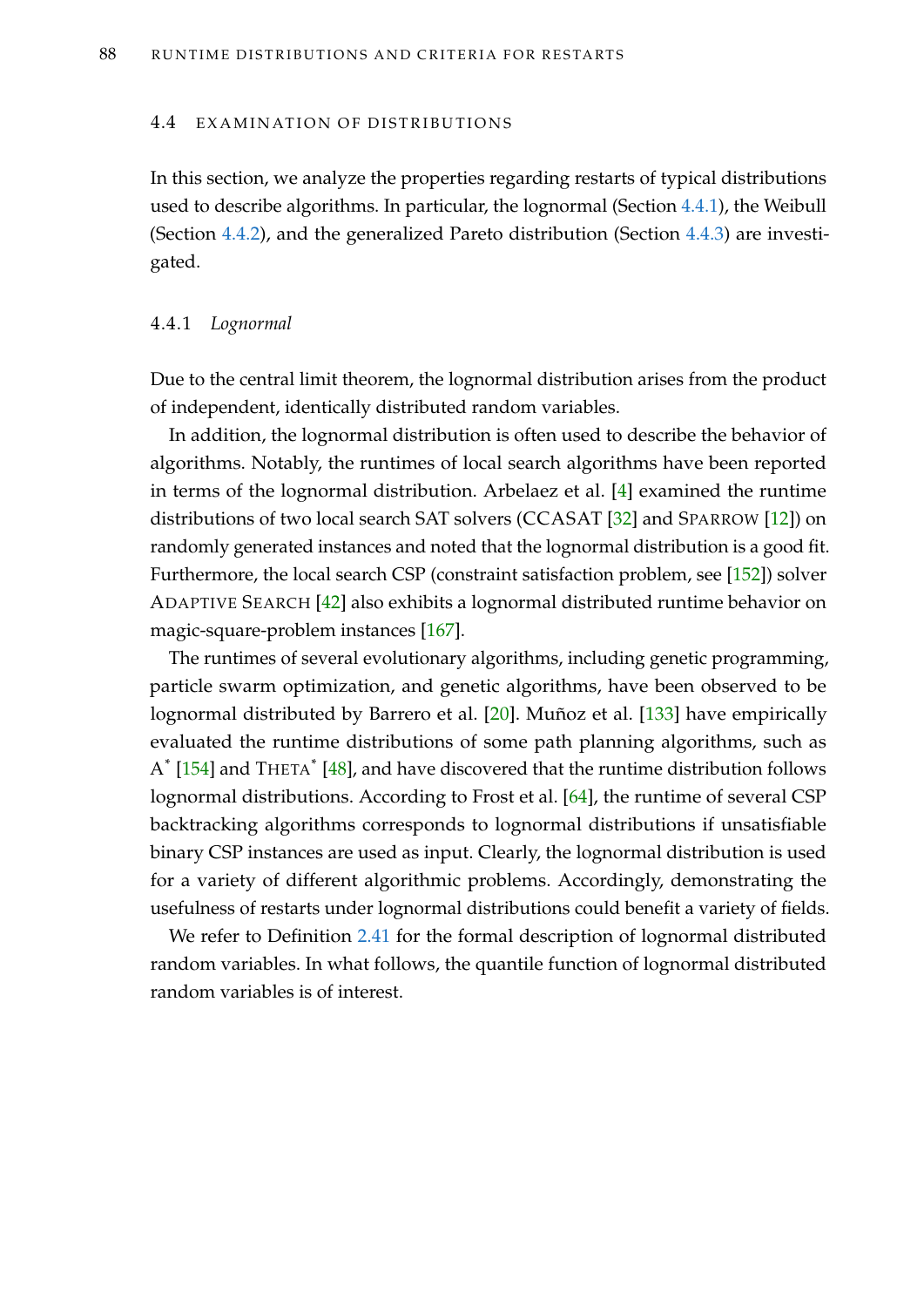## 4.4 EXAMINATION OF DISTRIBUTIONS

In this section, we analyze the properties regarding restarts of typical distributions used to describe algorithms. In particular, the lognormal (Section 4.4.1), the Weibull (Section 4.4.2), and the generalized Pareto distribution (Section 4.4.3) are investigated.

### 4.4.1 *Lognormal*

Due to the central limit theorem, the lognormal distribution arises from the product of independent, identically distributed random variables.

In addition, the lognormal distribution is often used to describe the behavior of algorithms. Notably, the runtimes of local search algorithms have been reported in terms of the lognormal distribution. Arbelaez et al. [4] examined the runtime distributions of two local search SAT solvers (CCASAT [32] and SPARROW [12]) on randomly generated instances and noted that the lognormal distribution is a good fit. Furthermore, the local search CSP (constraint satisfaction problem, see [152]) solver ADAPTIVE SEARCH [42] also exhibits a lognormal distributed runtime behavior on magic-square-problem instances [167].

The runtimes of several evolutionary algorithms, including genetic programming, particle swarm optimization, and genetic algorithms, have been observed to be lognormal distributed by Barrero et al. [20]. Muñoz et al. [133] have empirically evaluated the runtime distributions of some path planning algorithms, such as A* [154] and THETA* [48], and have discovered that the runtime distribution follows lognormal distributions. According to Frost et al. [64], the runtime of several CSP backtracking algorithms corresponds to lognormal distributions if unsatisfiable binary CSP instances are used as input. Clearly, the lognormal distribution is used for a variety of different algorithmic problems. Accordingly, demonstrating the usefulness of restarts under lognormal distributions could benefit a variety of fields.

We refer to Definition 2.41 for the formal description of lognormal distributed random variables. In what follows, the quantile function of lognormal distributed random variables is of interest.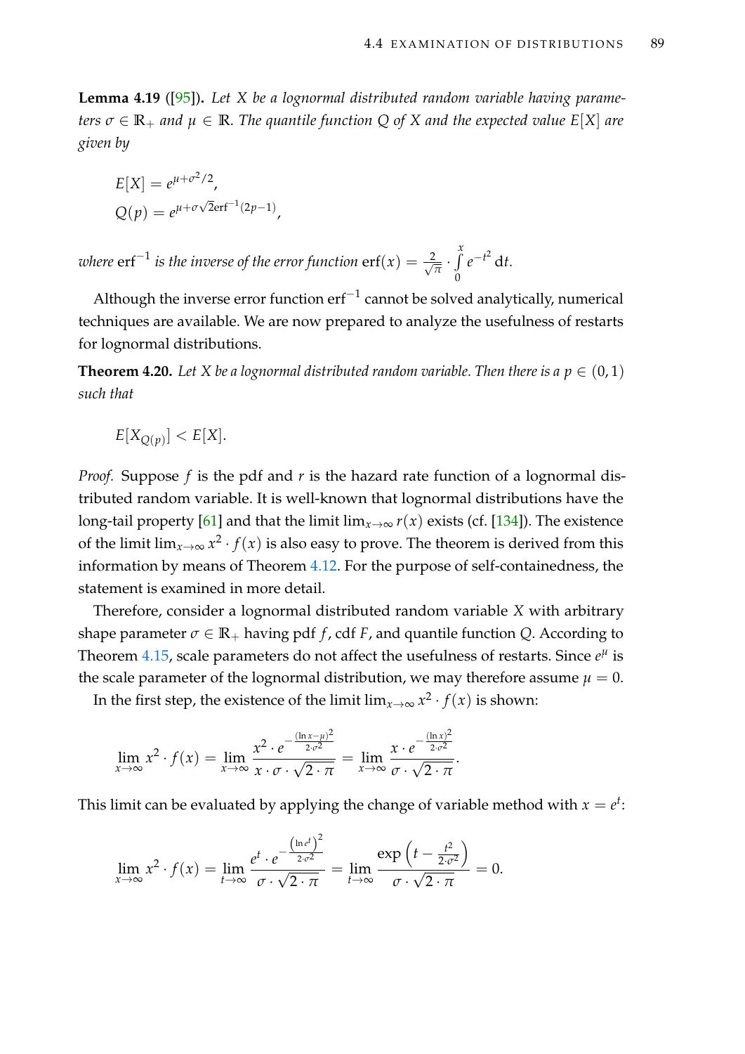**Lemma 4.19** ([95]). *Let $X$ be a lognormal distributed random variable having parameters $\sigma \in \mathbb{R}_+$ and $\mu \in \mathbb{R}$. The quantile function $Q$ of $X$ and the expected value $E[X]$ are given by*

$$E[X] = e^{\mu + \sigma^2/2},$$
$$Q(p) = e^{\mu + \sigma\sqrt{2}\mathrm{erf}^{-1}(2p-1)},$$

*where $\mathrm{erf}^{-1}$ is the inverse of the error function $\mathrm{erf}(x) = \frac{2}{\sqrt{\pi}} \cdot \int_0^x e^{-t^2}\,\mathrm{d}t$.*

Although the inverse error function $\mathrm{erf}^{-1}$ cannot be solved analytically, numerical techniques are available. We are now prepared to analyze the usefulness of restarts for lognormal distributions.

**Theorem 4.20.** *Let $X$ be a lognormal distributed random variable. Then there is a $p \in (0,1)$ such that*

$$E[X_{Q(p)}] < E[X].$$

*Proof.* Suppose $f$ is the pdf and $r$ is the hazard rate function of a lognormal distributed random variable. It is well-known that lognormal distributions have the long-tail property [61] and that the limit $\lim_{x\to\infty} r(x)$ exists (cf. [134]). The existence of the limit $\lim_{x\to\infty} x^2 \cdot f(x)$ is also easy to prove. The theorem is derived from this information by means of Theorem 4.12. For the purpose of self-containedness, the statement is examined in more detail.

Therefore, consider a lognormal distributed random variable $X$ with arbitrary shape parameter $\sigma \in \mathbb{R}_+$ having pdf $f$, cdf $F$, and quantile function $Q$. According to Theorem 4.15, scale parameters do not affect the usefulness of restarts. Since $e^\mu$ is the scale parameter of the lognormal distribution, we may therefore assume $\mu = 0$.

In the first step, the existence of the limit $\lim_{x\to\infty} x^2 \cdot f(x)$ is shown:

$$\lim_{x\to\infty} x^2 \cdot f(x) = \lim_{x\to\infty} \frac{x^2 \cdot e^{-\frac{(\ln x - \mu)^2}{2\cdot\sigma^2}}}{x \cdot \sigma \cdot \sqrt{2\cdot\pi}} = \lim_{x\to\infty} \frac{x \cdot e^{-\frac{(\ln x)^2}{2\cdot\sigma^2}}}{\sigma \cdot \sqrt{2\cdot\pi}}.$$

This limit can be evaluated by applying the change of variable method with $x = e^t$:

$$\lim_{x\to\infty} x^2 \cdot f(x) = \lim_{t\to\infty} \frac{e^t \cdot e^{-\frac{\left(\ln e^t\right)^2}{2\cdot\sigma^2}}}{\sigma \cdot \sqrt{2\cdot\pi}} = \lim_{t\to\infty} \frac{\exp\left(t - \frac{t^2}{2\cdot\sigma^2}\right)}{\sigma \cdot \sqrt{2\cdot\pi}} = 0.$$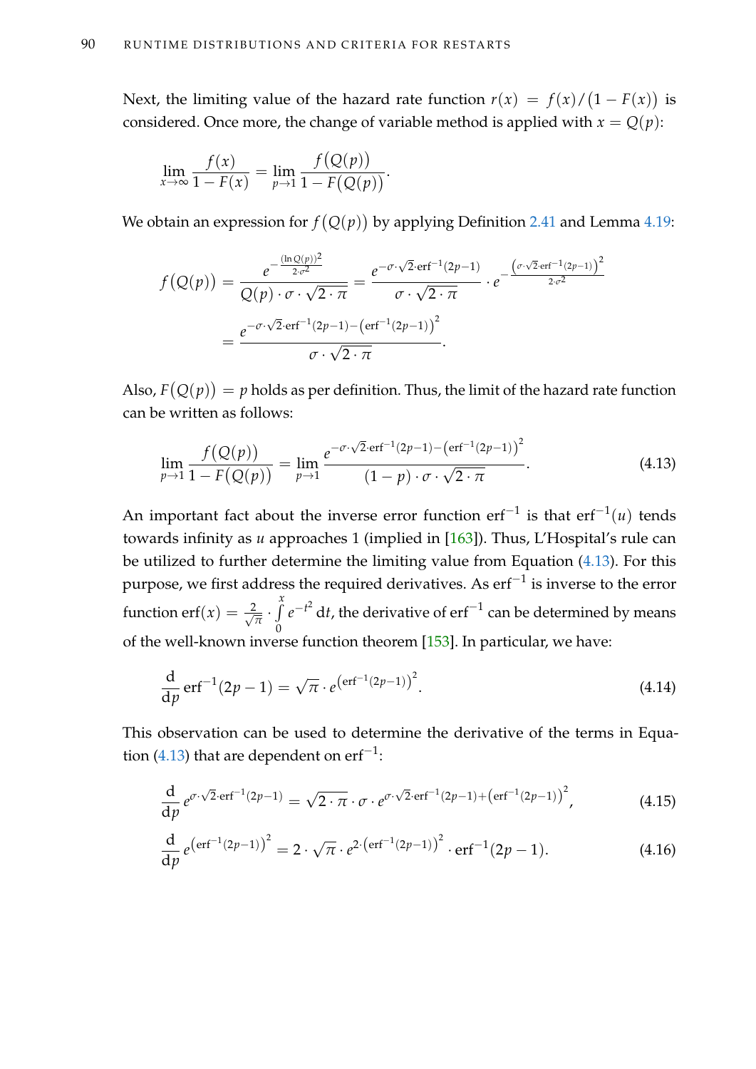Next, the limiting value of the hazard rate function $r(x) = f(x)/\big(1 - F(x)\big)$ is considered. Once more, the change of variable method is applied with $x = Q(p)$:

$$\lim_{x \to \infty} \frac{f(x)}{1 - F(x)} = \lim_{p \to 1} \frac{f\big(Q(p)\big)}{1 - F\big(Q(p)\big)}.$$

We obtain an expression for $f\big(Q(p)\big)$ by applying Definition 2.41 and Lemma 4.19:

$$\begin{aligned} f\big(Q(p)\big) &= \frac{e^{-\frac{(\ln Q(p))^2}{2 \cdot \sigma^2}}}{Q(p) \cdot \sigma \cdot \sqrt{2 \cdot \pi}} = \frac{e^{-\sigma \cdot \sqrt{2} \cdot \operatorname{erf}^{-1}(2p-1)}}{\sigma \cdot \sqrt{2 \cdot \pi}} \cdot e^{-\frac{\left(\sigma \cdot \sqrt{2} \cdot \operatorname{erf}^{-1}(2p-1)\right)^2}{2 \cdot \sigma^2}} \\ &= \frac{e^{-\sigma \cdot \sqrt{2} \cdot \operatorname{erf}^{-1}(2p-1) - \left(\operatorname{erf}^{-1}(2p-1)\right)^2}}{\sigma \cdot \sqrt{2 \cdot \pi}}. \end{aligned}$$

Also, $F\big(Q(p)\big) = p$ holds as per definition. Thus, the limit of the hazard rate function can be written as follows:

$$\lim_{p \to 1} \frac{f\big(Q(p)\big)}{1 - F\big(Q(p)\big)} = \lim_{p \to 1} \frac{e^{-\sigma \cdot \sqrt{2} \cdot \operatorname{erf}^{-1}(2p-1) - \left(\operatorname{erf}^{-1}(2p-1)\right)^2}}{(1-p) \cdot \sigma \cdot \sqrt{2 \cdot \pi}}. \tag{4.13}$$

An important fact about the inverse error function $\operatorname{erf}^{-1}$ is that $\operatorname{erf}^{-1}(u)$ tends towards infinity as $u$ approaches 1 (implied in [163]). Thus, L'Hospital's rule can be utilized to further determine the limiting value from Equation (4.13). For this purpose, we first address the required derivatives. As $\operatorname{erf}^{-1}$ is inverse to the error function $\operatorname{erf}(x) = \frac{2}{\sqrt{\pi}} \cdot \int_0^x e^{-t^2} \, \mathrm{d}t$, the derivative of $\operatorname{erf}^{-1}$ can be determined by means of the well-known inverse function theorem [153]. In particular, we have:

$$\frac{\mathrm{d}}{\mathrm{d}p} \operatorname{erf}^{-1}(2p-1) = \sqrt{\pi} \cdot e^{\left(\operatorname{erf}^{-1}(2p-1)\right)^2}. \tag{4.14}$$

This observation can be used to determine the derivative of the terms in Equation (4.13) that are dependent on $\operatorname{erf}^{-1}$:

$$\frac{\mathrm{d}}{\mathrm{d}p} e^{\sigma \cdot \sqrt{2} \cdot \operatorname{erf}^{-1}(2p-1)} = \sqrt{2 \cdot \pi} \cdot \sigma \cdot e^{\sigma \cdot \sqrt{2} \cdot \operatorname{erf}^{-1}(2p-1) + \left(\operatorname{erf}^{-1}(2p-1)\right)^2}, \tag{4.15}$$

$$\frac{\mathrm{d}}{\mathrm{d}p} e^{\left(\operatorname{erf}^{-1}(2p-1)\right)^2} = 2 \cdot \sqrt{\pi} \cdot e^{2 \cdot \left(\operatorname{erf}^{-1}(2p-1)\right)^2} \cdot \operatorname{erf}^{-1}(2p-1). \tag{4.16}$$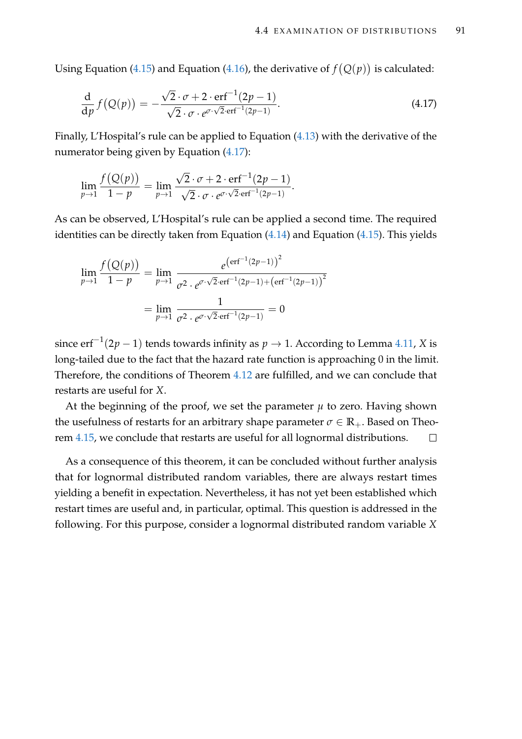Using Equation (4.15) and Equation (4.16), the derivative of $f(Q(p))$ is calculated:

$$\frac{\mathrm{d}}{\mathrm{d}p} f(Q(p)) = -\frac{\sqrt{2} \cdot \sigma + 2 \cdot \mathrm{erf}^{-1}(2p-1)}{\sqrt{2} \cdot \sigma \cdot e^{\sigma \cdot \sqrt{2} \cdot \mathrm{erf}^{-1}(2p-1)}}. \tag{4.17}$$

Finally, L'Hospital's rule can be applied to Equation (4.13) with the derivative of the numerator being given by Equation (4.17):

$$\lim_{p \to 1} \frac{f(Q(p))}{1-p} = \lim_{p \to 1} \frac{\sqrt{2} \cdot \sigma + 2 \cdot \mathrm{erf}^{-1}(2p-1)}{\sqrt{2} \cdot \sigma \cdot e^{\sigma \cdot \sqrt{2} \cdot \mathrm{erf}^{-1}(2p-1)}}.$$

As can be observed, L'Hospital's rule can be applied a second time. The required identities can be directly taken from Equation (4.14) and Equation (4.15). This yields

$$\begin{aligned}
\lim_{p \to 1} \frac{f(Q(p))}{1-p} &= \lim_{p \to 1} \frac{e^{\left(\mathrm{erf}^{-1}(2p-1)\right)^2}}{\sigma^2 \cdot e^{\sigma \cdot \sqrt{2} \cdot \mathrm{erf}^{-1}(2p-1) + \left(\mathrm{erf}^{-1}(2p-1)\right)^2}} \\
&= \lim_{p \to 1} \frac{1}{\sigma^2 \cdot e^{\sigma \cdot \sqrt{2} \cdot \mathrm{erf}^{-1}(2p-1)}} = 0
\end{aligned}$$

since $\mathrm{erf}^{-1}(2p-1)$ tends towards infinity as $p \to 1$. According to Lemma 4.11, $X$ is long-tailed due to the fact that the hazard rate function is approaching 0 in the limit. Therefore, the conditions of Theorem 4.12 are fulfilled, and we can conclude that restarts are useful for $X$.

At the beginning of the proof, we set the parameter $\mu$ to zero. Having shown the usefulness of restarts for an arbitrary shape parameter $\sigma \in \mathbb{R}_+$. Based on Theorem 4.15, we conclude that restarts are useful for all lognormal distributions. $\square$

As a consequence of this theorem, it can be concluded without further analysis that for lognormal distributed random variables, there are always restart times yielding a benefit in expectation. Nevertheless, it has not yet been established which restart times are useful and, in particular, optimal. This question is addressed in the following. For this purpose, consider a lognormal distributed random variable $X$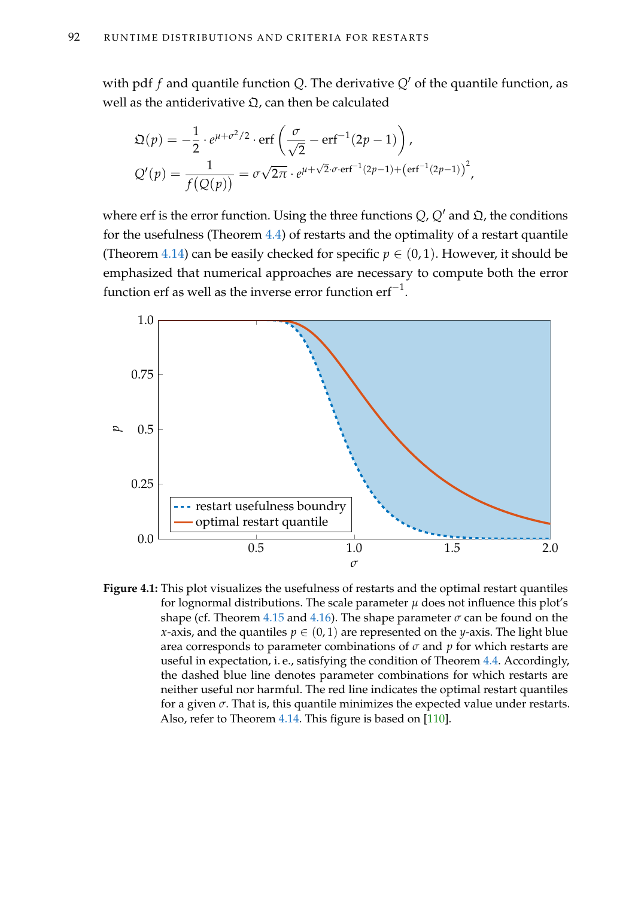with pdf $f$ and quantile function $Q$. The derivative $Q'$ of the quantile function, as well as the antiderivative $\mathfrak{Q}$, can then be calculated

$$\mathfrak{Q}(p) = -\frac{1}{2} \cdot e^{\mu+\sigma^2/2} \cdot \operatorname{erf}\left(\frac{\sigma}{\sqrt{2}} - \operatorname{erf}^{-1}(2p-1)\right),$$

$$Q'(p) = \frac{1}{f(Q(p))} = \sigma\sqrt{2\pi} \cdot e^{\mu+\sqrt{2}\cdot\sigma\cdot\operatorname{erf}^{-1}(2p-1)+\left(\operatorname{erf}^{-1}(2p-1)\right)^2},$$

where erf is the error function. Using the three functions $Q$, $Q'$ and $\mathfrak{Q}$, the conditions for the usefulness (Theorem 4.4) of restarts and the optimality of a restart quantile (Theorem 4.14) can be easily checked for specific $p \in (0,1)$. However, it should be emphasized that numerical approaches are necessary to compute both the error function erf as well as the inverse error function $\operatorname{erf}^{-1}$.

**Figure 4.1:** This plot visualizes the usefulness of restarts and the optimal restart quantiles for lognormal distributions. The scale parameter $\mu$ does not influence this plot's shape (cf. Theorem 4.15 and 4.16). The shape parameter $\sigma$ can be found on the $x$-axis, and the quantiles $p \in (0,1)$ are represented on the $y$-axis. The light blue area corresponds to parameter combinations of $\sigma$ and $p$ for which restarts are useful in expectation, i. e., satisfying the condition of Theorem 4.4. Accordingly, the dashed blue line denotes parameter combinations for which restarts are neither useful nor harmful. The red line indicates the optimal restart quantiles for a given $\sigma$. That is, this quantile minimizes the expected value under restarts. Also, refer to Theorem 4.14. This figure is based on [110].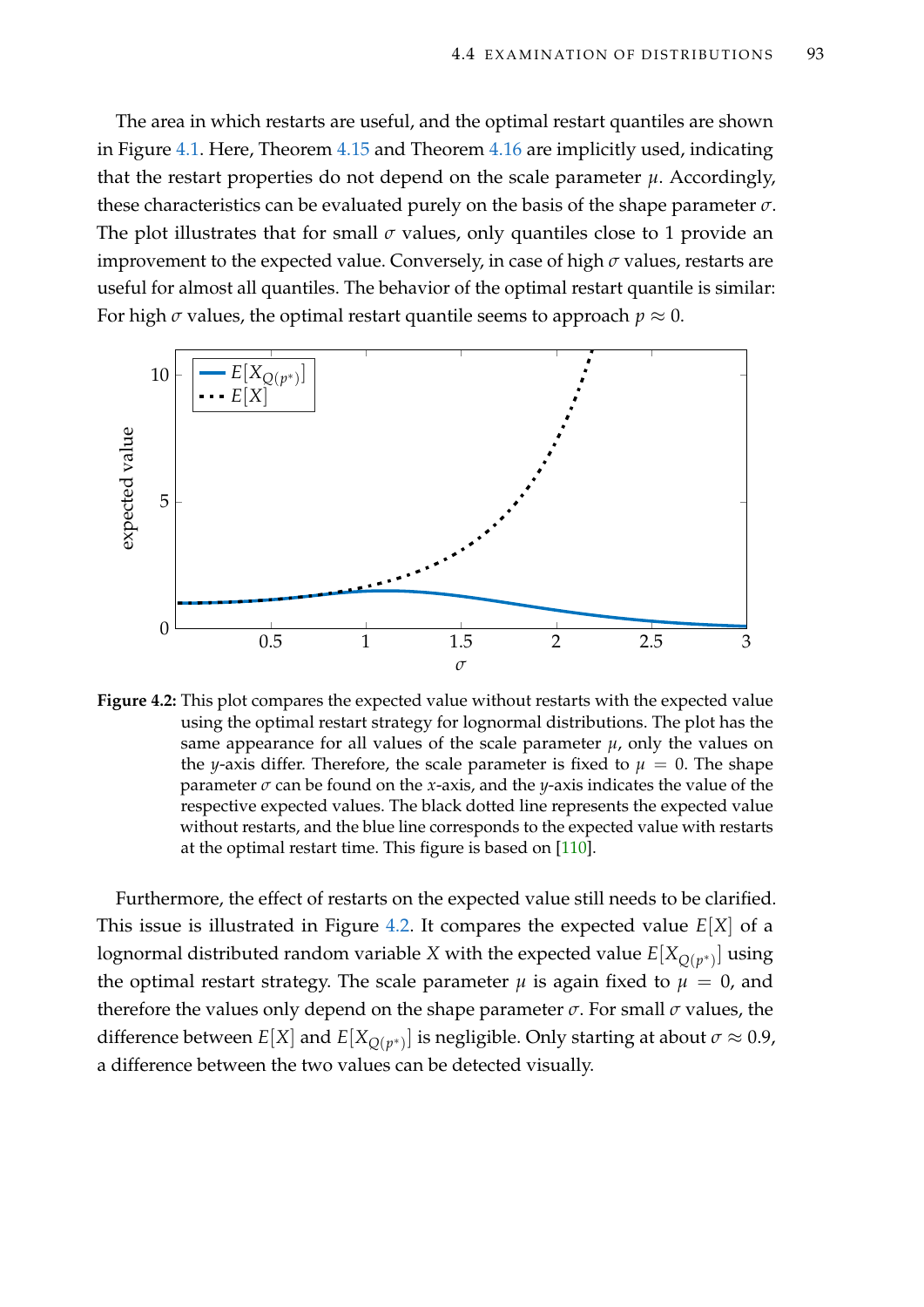The area in which restarts are useful, and the optimal restart quantiles are shown in Figure 4.1. Here, Theorem 4.15 and Theorem 4.16 are implicitly used, indicating that the restart properties do not depend on the scale parameter $\mu$. Accordingly, these characteristics can be evaluated purely on the basis of the shape parameter $\sigma$. The plot illustrates that for small $\sigma$ values, only quantiles close to 1 provide an improvement to the expected value. Conversely, in case of high $\sigma$ values, restarts are useful for almost all quantiles. The behavior of the optimal restart quantile is similar: For high $\sigma$ values, the optimal restart quantile seems to approach $p \approx 0$.

**Figure 4.2:** This plot compares the expected value without restarts with the expected value using the optimal restart strategy for lognormal distributions. The plot has the same appearance for all values of the scale parameter $\mu$, only the values on the $y$-axis differ. Therefore, the scale parameter is fixed to $\mu = 0$. The shape parameter $\sigma$ can be found on the $x$-axis, and the $y$-axis indicates the value of the respective expected values. The black dotted line represents the expected value without restarts, and the blue line corresponds to the expected value with restarts at the optimal restart time. This figure is based on [110].

Furthermore, the effect of restarts on the expected value still needs to be clarified. This issue is illustrated in Figure 4.2. It compares the expected value $E[X]$ of a lognormal distributed random variable $X$ with the expected value $E[X_{Q(p^*)}]$ using the optimal restart strategy. The scale parameter $\mu$ is again fixed to $\mu = 0$, and therefore the values only depend on the shape parameter $\sigma$. For small $\sigma$ values, the difference between $E[X]$ and $E[X_{Q(p^*)}]$ is negligible. Only starting at about $\sigma \approx 0.9$, a difference between the two values can be detected visually.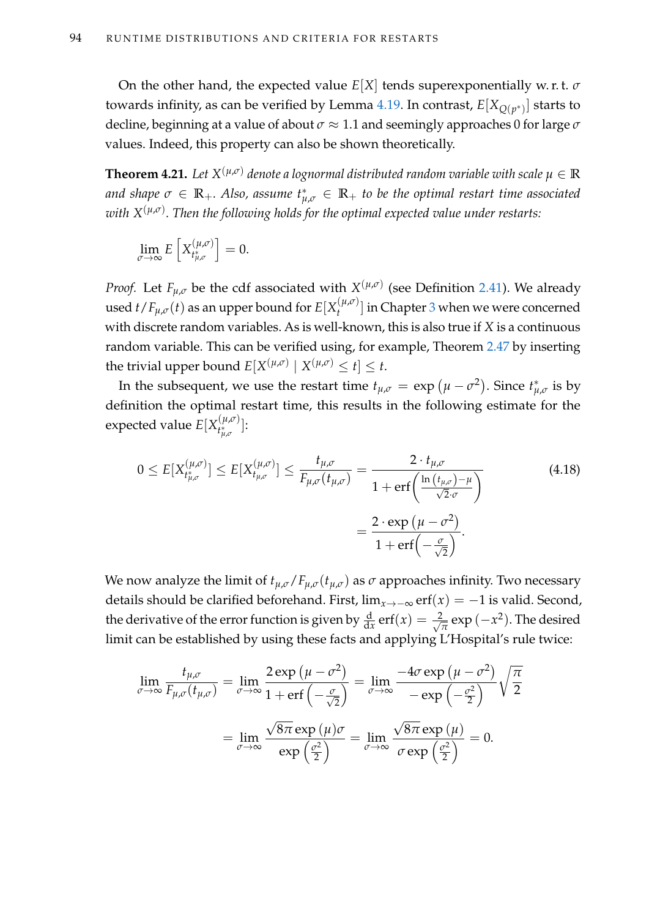On the other hand, the expected value $E[X]$ tends superexponentially w. r. t. $\sigma$ towards infinity, as can be verified by Lemma 4.19. In contrast, $E[X_{Q(p^*)}]$ starts to decline, beginning at a value of about $\sigma \approx 1.1$ and seemingly approaches 0 for large $\sigma$ values. Indeed, this property can also be shown theoretically.

**Theorem 4.21.** *Let $X^{(\mu,\sigma)}$ denote a lognormal distributed random variable with scale $\mu \in \mathbb{R}$ and shape $\sigma \in \mathbb{R}_+$. Also, assume $t^*_{\mu,\sigma} \in \mathbb{R}_+$ to be the optimal restart time associated with $X^{(\mu,\sigma)}$. Then the following holds for the optimal expected value under restarts:*

$$\lim_{\sigma \to \infty} E\left[X^{(\mu,\sigma)}_{t^*_{\mu,\sigma}}\right] = 0.$$

*Proof.* Let $F_{\mu,\sigma}$ be the cdf associated with $X^{(\mu,\sigma)}$ (see Definition 2.41). We already used $t/F_{\mu,\sigma}(t)$ as an upper bound for $E[X^{(\mu,\sigma)}_t]$ in Chapter 3 when we were concerned with discrete random variables. As is well-known, this is also true if $X$ is a continuous random variable. This can be verified using, for example, Theorem 2.47 by inserting the trivial upper bound $E[X^{(\mu,\sigma)} \mid X^{(\mu,\sigma)} \leq t] \leq t$.

In the subsequent, we use the restart time $t_{\mu,\sigma} = \exp\left(\mu - \sigma^2\right)$. Since $t^*_{\mu,\sigma}$ is by definition the optimal restart time, this results in the following estimate for the expected value $E[X^{(\mu,\sigma)}_{t^*_{\mu,\sigma}}]$:

$$0 \leq E[X^{(\mu,\sigma)}_{t^*_{\mu,\sigma}}] \leq E[X^{(\mu,\sigma)}_{t_{\mu,\sigma}}] \leq \frac{t_{\mu,\sigma}}{F_{\mu,\sigma}(t_{\mu,\sigma})} = \frac{2 \cdot t_{\mu,\sigma}}{1 + \operatorname{erf}\left(\frac{\ln\left(t_{\mu,\sigma}\right) - \mu}{\sqrt{2} \cdot \sigma}\right)} = \frac{2 \cdot \exp\left(\mu - \sigma^2\right)}{1 + \operatorname{erf}\left(-\frac{\sigma}{\sqrt{2}}\right)}. \tag{4.18}$$

We now analyze the limit of $t_{\mu,\sigma}/F_{\mu,\sigma}(t_{\mu,\sigma})$ as $\sigma$ approaches infinity. Two necessary details should be clarified beforehand. First, $\lim_{x \to -\infty} \operatorname{erf}(x) = -1$ is valid. Second, the derivative of the error function is given by $\frac{\mathrm{d}}{\mathrm{d}x} \operatorname{erf}(x) = \frac{2}{\sqrt{\pi}} \exp\left(-x^2\right)$. The desired limit can be established by using these facts and applying L'Hospital's rule twice:

$$\lim_{\sigma \to \infty} \frac{t_{\mu,\sigma}}{F_{\mu,\sigma}(t_{\mu,\sigma})} = \lim_{\sigma \to \infty} \frac{2 \exp\left(\mu - \sigma^2\right)}{1 + \operatorname{erf}\left(-\frac{\sigma}{\sqrt{2}}\right)} = \lim_{\sigma \to \infty} \frac{-4\sigma \exp\left(\mu - \sigma^2\right)}{-\exp\left(-\frac{\sigma^2}{2}\right)} \sqrt{\frac{\pi}{2}}$$

$$= \lim_{\sigma \to \infty} \frac{\sqrt{8\pi} \exp\left(\mu\right) \sigma}{\exp\left(\frac{\sigma^2}{2}\right)} = \lim_{\sigma \to \infty} \frac{\sqrt{8\pi} \exp\left(\mu\right)}{\sigma \exp\left(\frac{\sigma^2}{2}\right)} = 0.$$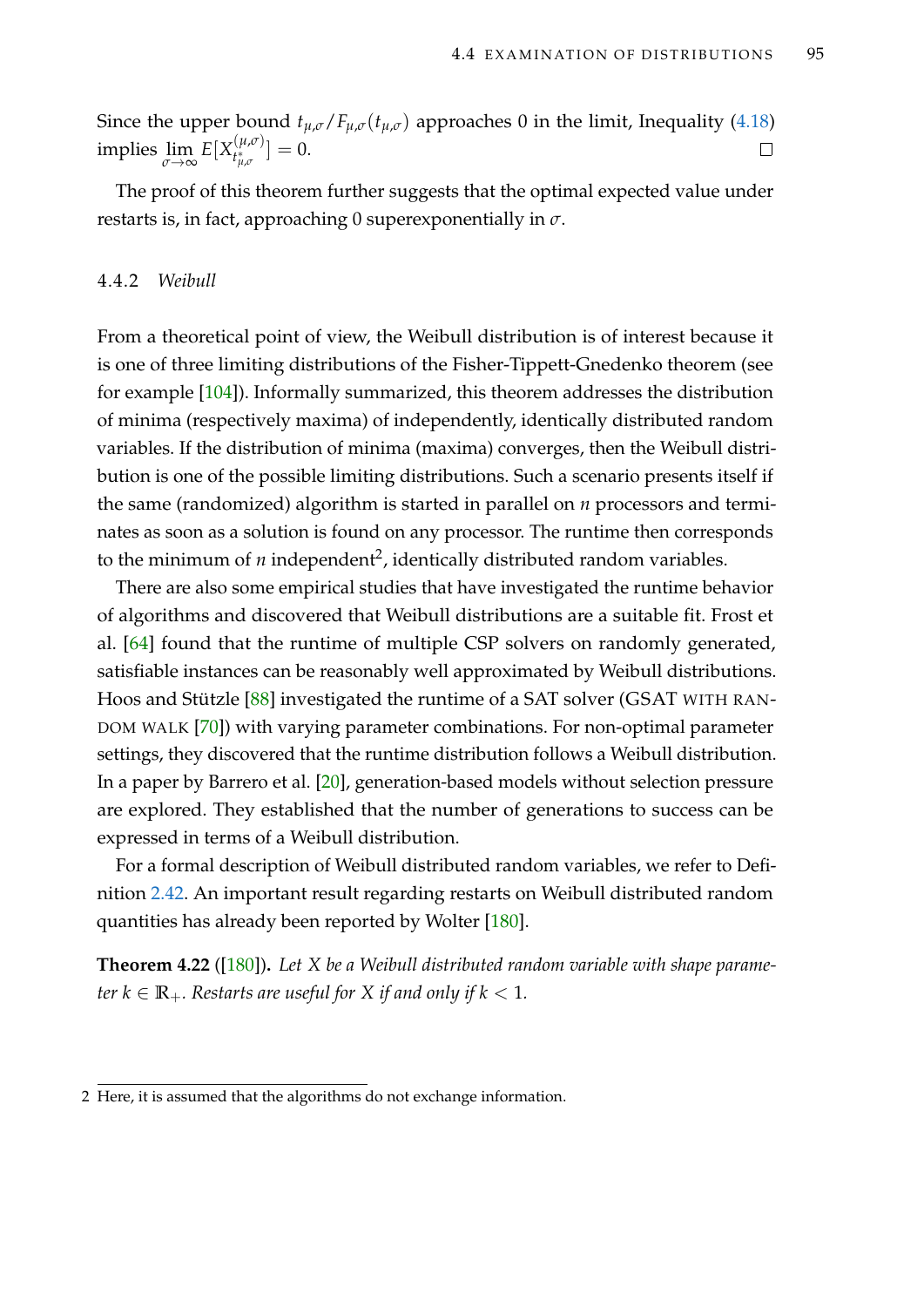Since the upper bound $t_{\mu,\sigma}/F_{\mu,\sigma}(t_{\mu,\sigma})$ approaches 0 in the limit, Inequality (4.18) implies $\lim_{\sigma\to\infty} E[X^{(\mu,\sigma)}_{t^*_{\mu,\sigma}}] = 0$. □

The proof of this theorem further suggests that the optimal expected value under restarts is, in fact, approaching 0 superexponentially in $\sigma$.

### 4.4.2 *Weibull*

From a theoretical point of view, the Weibull distribution is of interest because it is one of three limiting distributions of the Fisher-Tippett-Gnedenko theorem (see for example [104]). Informally summarized, this theorem addresses the distribution of minima (respectively maxima) of independently, identically distributed random variables. If the distribution of minima (maxima) converges, then the Weibull distribution is one of the possible limiting distributions. Such a scenario presents itself if the same (randomized) algorithm is started in parallel on $n$ processors and terminates as soon as a solution is found on any processor. The runtime then corresponds to the minimum of $n$ independent[2], identically distributed random variables.

There are also some empirical studies that have investigated the runtime behavior of algorithms and discovered that Weibull distributions are a suitable fit. Frost et al. [64] found that the runtime of multiple CSP solvers on randomly generated, satisfiable instances can be reasonably well approximated by Weibull distributions. Hoos and Stützle [88] investigated the runtime of a SAT solver (GSAT WITH RANDOM WALK [70]) with varying parameter combinations. For non-optimal parameter settings, they discovered that the runtime distribution follows a Weibull distribution. In a paper by Barrero et al. [20], generation-based models without selection pressure are explored. They established that the number of generations to success can be expressed in terms of a Weibull distribution.

For a formal description of Weibull distributed random variables, we refer to Definition 2.42. An important result regarding restarts on Weibull distributed random quantities has already been reported by Wolter [180].

**Theorem 4.22** ([180])**.** *Let $X$ be a Weibull distributed random variable with shape parameter $k \in \mathbb{R}_+$. Restarts are useful for $X$ if and only if $k < 1$.*

2 Here, it is assumed that the algorithms do not exchange information.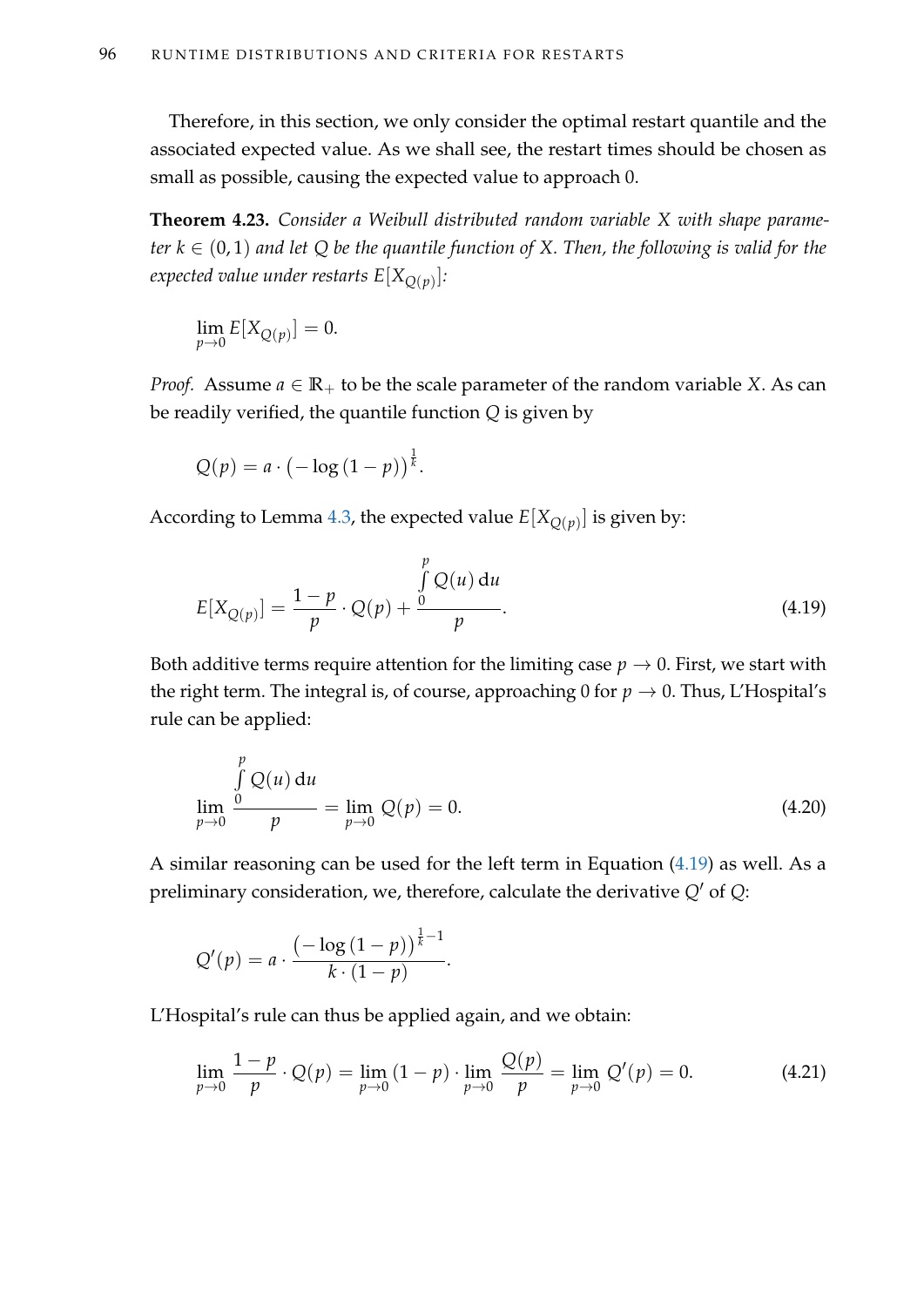Therefore, in this section, we only consider the optimal restart quantile and the associated expected value. As we shall see, the restart times should be chosen as small as possible, causing the expected value to approach 0.

**Theorem 4.23.** *Consider a Weibull distributed random variable $X$ with shape parameter $k \in (0, 1)$ and let $Q$ be the quantile function of $X$. Then, the following is valid for the expected value under restarts $E[X_{Q(p)}]$:*

$$\lim_{p \to 0} E[X_{Q(p)}] = 0.$$

*Proof.* Assume $a \in \mathbb{R}_+$ to be the scale parameter of the random variable $X$. As can be readily verified, the quantile function $Q$ is given by

$$Q(p) = a \cdot \left(-\log\left(1-p\right)\right)^{\frac{1}{k}}.$$

According to Lemma 4.3, the expected value $E[X_{Q(p)}]$ is given by:

$$E[X_{Q(p)}] = \frac{1-p}{p} \cdot Q(p) + \frac{\int\limits_0^p Q(u)\,\mathrm{d}u}{p}. \tag{4.19}$$

Both additive terms require attention for the limiting case $p \to 0$. First, we start with the right term. The integral is, of course, approaching 0 for $p \to 0$. Thus, L'Hospital's rule can be applied:

$$\lim_{p \to 0} \frac{\int\limits_0^p Q(u)\,\mathrm{d}u}{p} = \lim_{p \to 0} Q(p) = 0. \tag{4.20}$$

A similar reasoning can be used for the left term in Equation (4.19) as well. As a preliminary consideration, we, therefore, calculate the derivative $Q'$ of $Q$:

$$Q'(p) = a \cdot \frac{\left(-\log\left(1-p\right)\right)^{\frac{1}{k}-1}}{k \cdot (1-p)}.$$

L'Hospital's rule can thus be applied again, and we obtain:

$$\lim_{p \to 0} \frac{1-p}{p} \cdot Q(p) = \lim_{p \to 0} (1-p) \cdot \lim_{p \to 0} \frac{Q(p)}{p} = \lim_{p \to 0} Q'(p) = 0. \tag{4.21}$$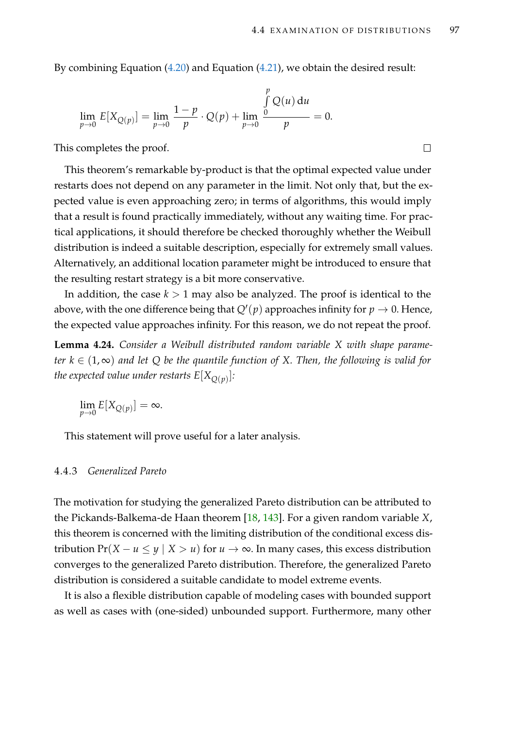By combining Equation (4.20) and Equation (4.21), we obtain the desired result:

$$\lim_{p \to 0} E[X_{Q(p)}] = \lim_{p \to 0} \frac{1-p}{p} \cdot Q(p) + \lim_{p \to 0} \frac{\int_0^p Q(u)\,\mathrm{d}u}{p} = 0.$$

This completes the proof. $\square$

This theorem's remarkable by-product is that the optimal expected value under restarts does not depend on any parameter in the limit. Not only that, but the expected value is even approaching zero; in terms of algorithms, this would imply that a result is found practically immediately, without any waiting time. For practical applications, it should therefore be checked thoroughly whether the Weibull distribution is indeed a suitable description, especially for extremely small values. Alternatively, an additional location parameter might be introduced to ensure that the resulting restart strategy is a bit more conservative.

In addition, the case $k > 1$ may also be analyzed. The proof is identical to the above, with the one difference being that $Q'(p)$ approaches infinity for $p \to 0$. Hence, the expected value approaches infinity. For this reason, we do not repeat the proof.

**Lemma 4.24.** *Consider a Weibull distributed random variable $X$ with shape parameter $k \in (1, \infty)$ and let $Q$ be the quantile function of $X$. Then, the following is valid for the expected value under restarts $E[X_{Q(p)}]$:*

$$\lim_{p \to 0} E[X_{Q(p)}] = \infty.$$

This statement will prove useful for a later analysis.

### 4.4.3 *Generalized Pareto*

The motivation for studying the generalized Pareto distribution can be attributed to the Pickands-Balkema-de Haan theorem [18, 143]. For a given random variable $X$, this theorem is concerned with the limiting distribution of the conditional excess distribution $\Pr(X - u \leq y \mid X > u)$ for $u \to \infty$. In many cases, this excess distribution converges to the generalized Pareto distribution. Therefore, the generalized Pareto distribution is considered a suitable candidate to model extreme events.

It is also a flexible distribution capable of modeling cases with bounded support as well as cases with (one-sided) unbounded support. Furthermore, many other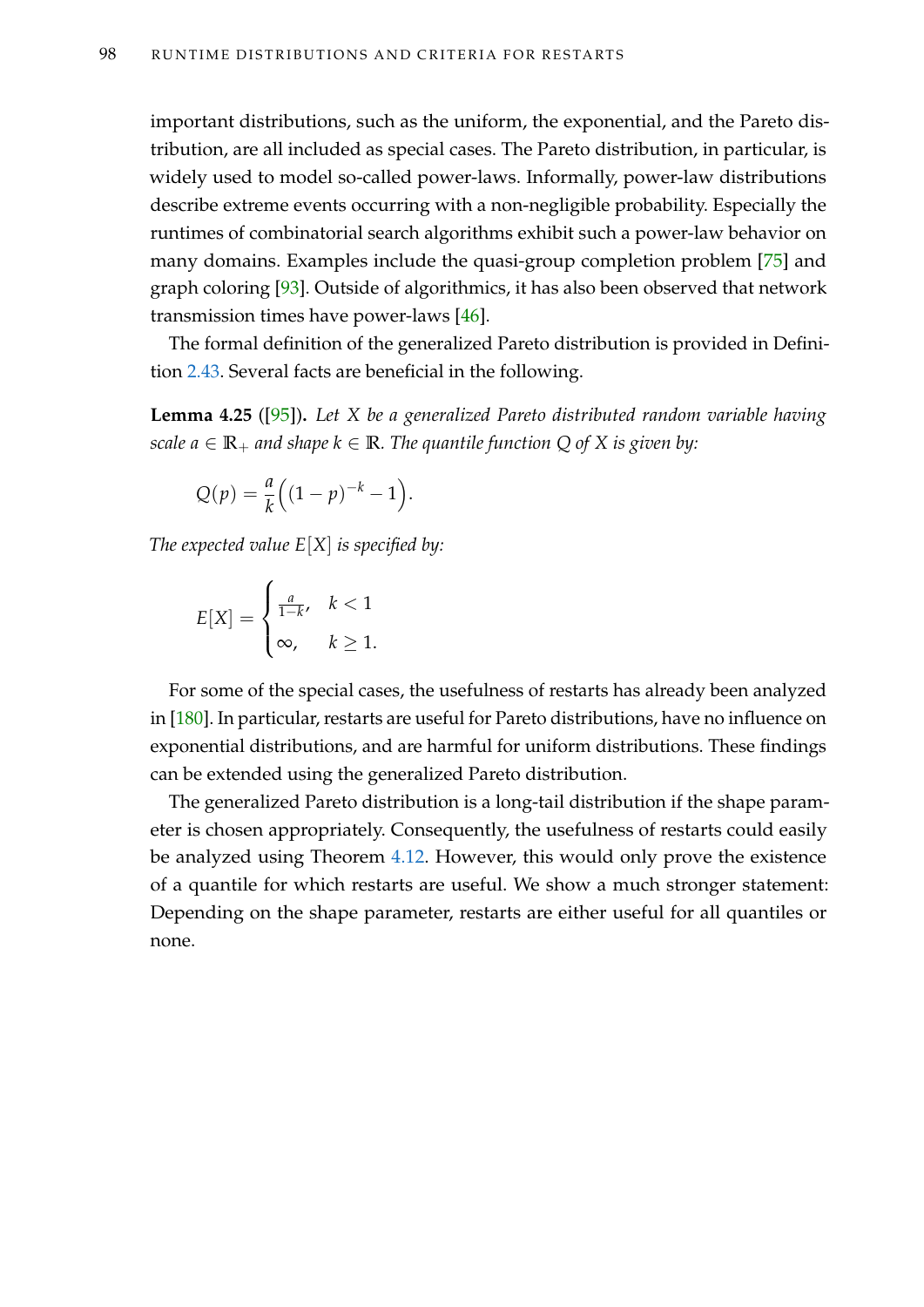important distributions, such as the uniform, the exponential, and the Pareto distribution, are all included as special cases. The Pareto distribution, in particular, is widely used to model so-called power-laws. Informally, power-law distributions describe extreme events occurring with a non-negligible probability. Especially the runtimes of combinatorial search algorithms exhibit such a power-law behavior on many domains. Examples include the quasi-group completion problem [75] and graph coloring [93]. Outside of algorithmics, it has also been observed that network transmission times have power-laws [46].

The formal definition of the generalized Pareto distribution is provided in Definition 2.43. Several facts are beneficial in the following.

**Lemma 4.25** ([95])**.** *Let $X$ be a generalized Pareto distributed random variable having scale $a \in \mathbb{R}_+$ and shape $k \in \mathbb{R}$. The quantile function $Q$ of $X$ is given by:*

$$Q(p) = \frac{a}{k}\Big((1-p)^{-k} - 1\Big).$$

*The expected value $E[X]$ is specified by:*

$$E[X] = \begin{cases} \frac{a}{1-k}, & k < 1 \\ \infty, & k \geq 1. \end{cases}$$

For some of the special cases, the usefulness of restarts has already been analyzed in [180]. In particular, restarts are useful for Pareto distributions, have no influence on exponential distributions, and are harmful for uniform distributions. These findings can be extended using the generalized Pareto distribution.

The generalized Pareto distribution is a long-tail distribution if the shape parameter is chosen appropriately. Consequently, the usefulness of restarts could easily be analyzed using Theorem 4.12. However, this would only prove the existence of a quantile for which restarts are useful. We show a much stronger statement: Depending on the shape parameter, restarts are either useful for all quantiles or none.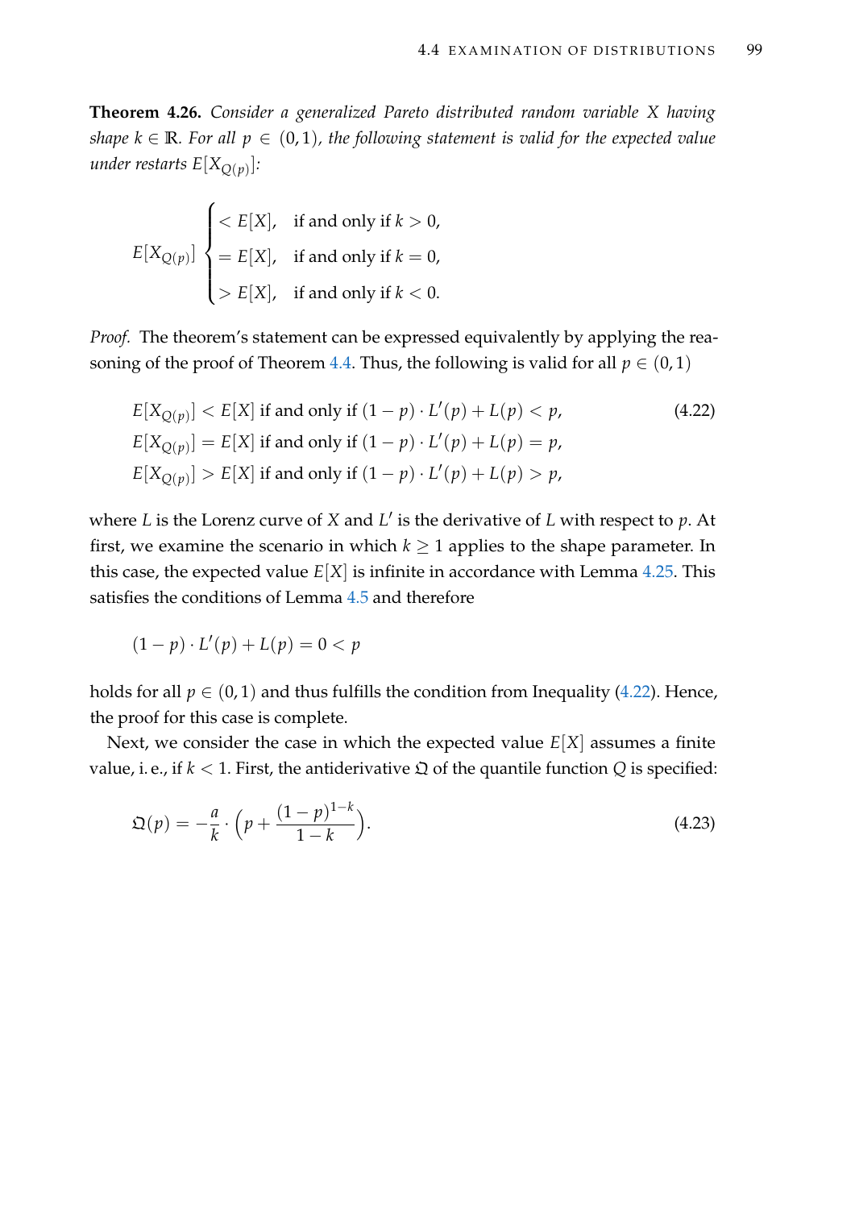**Theorem 4.26.** *Consider a generalized Pareto distributed random variable $X$ having shape $k \in \mathbb{R}$. For all $p \in (0,1)$, the following statement is valid for the expected value under restarts $E[X_{Q(p)}]$:*

$$E[X_{Q(p)}] \begin{cases} < E[X], & \text{if and only if } k > 0, \\ = E[X], & \text{if and only if } k = 0, \\ > E[X], & \text{if and only if } k < 0. \end{cases}$$

*Proof.* The theorem's statement can be expressed equivalently by applying the reasoning of the proof of Theorem 4.4. Thus, the following is valid for all $p \in (0,1)$

$$\begin{aligned} &E[X_{Q(p)}] < E[X] \text{ if and only if } (1-p) \cdot L'(p) + L(p) < p, \qquad (4.22) \\ &E[X_{Q(p)}] = E[X] \text{ if and only if } (1-p) \cdot L'(p) + L(p) = p, \\ &E[X_{Q(p)}] > E[X] \text{ if and only if } (1-p) \cdot L'(p) + L(p) > p, \end{aligned}$$

where $L$ is the Lorenz curve of $X$ and $L'$ is the derivative of $L$ with respect to $p$. At first, we examine the scenario in which $k \geq 1$ applies to the shape parameter. In this case, the expected value $E[X]$ is infinite in accordance with Lemma 4.25. This satisfies the conditions of Lemma 4.5 and therefore

$$(1-p) \cdot L'(p) + L(p) = 0 < p$$

holds for all $p \in (0,1)$ and thus fulfills the condition from Inequality (4.22). Hence, the proof for this case is complete.

Next, we consider the case in which the expected value $E[X]$ assumes a finite value, i. e., if $k < 1$. First, the antiderivative $\mathfrak{Q}$ of the quantile function $Q$ is specified:

$$\mathfrak{Q}(p) = -\frac{a}{k} \cdot \left(p + \frac{(1-p)^{1-k}}{1-k}\right). \qquad (4.23)$$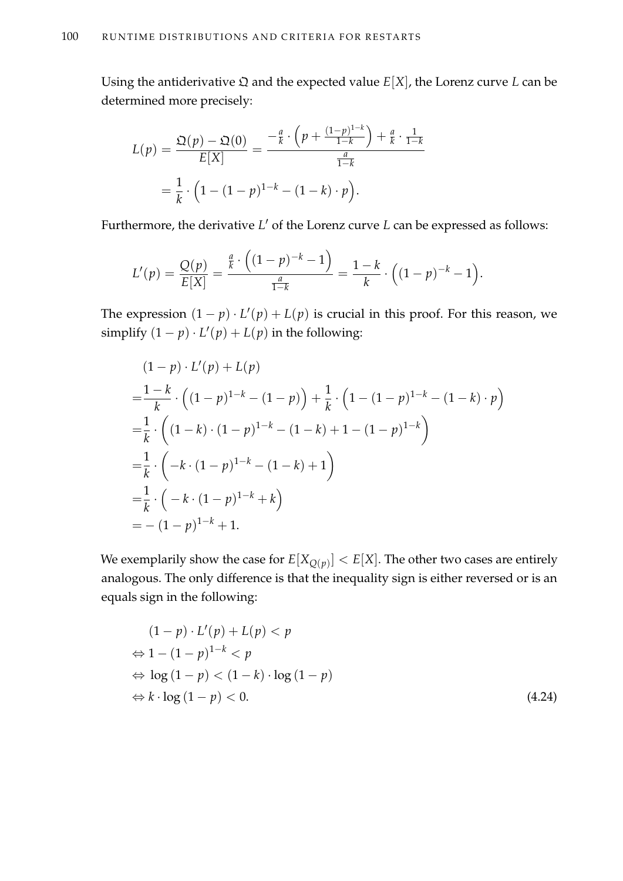Using the antiderivative $\mathfrak{Q}$ and the expected value $E[X]$, the Lorenz curve $L$ can be determined more precisely:

$$
\begin{aligned}
L(p) &= \frac{\mathfrak{Q}(p) - \mathfrak{Q}(0)}{E[X]} = \frac{-\frac{a}{k} \cdot \left(p + \frac{(1-p)^{1-k}}{1-k}\right) + \frac{a}{k} \cdot \frac{1}{1-k}}{\frac{a}{1-k}} \\
&= \frac{1}{k} \cdot \left(1 - (1-p)^{1-k} - (1-k) \cdot p\right).
\end{aligned}
$$

Furthermore, the derivative $L'$ of the Lorenz curve $L$ can be expressed as follows:

$$
L'(p) = \frac{Q(p)}{E[X]} = \frac{\frac{a}{k} \cdot \left((1-p)^{-k} - 1\right)}{\frac{a}{1-k}} = \frac{1-k}{k} \cdot \left((1-p)^{-k} - 1\right).
$$

The expression $(1-p) \cdot L'(p) + L(p)$ is crucial in this proof. For this reason, we simplify $(1-p) \cdot L'(p) + L(p)$ in the following:

$$
\begin{aligned}
&(1-p) \cdot L'(p) + L(p) \\
=&\frac{1-k}{k} \cdot \left((1-p)^{1-k} - (1-p)\right) + \frac{1}{k} \cdot \left(1 - (1-p)^{1-k} - (1-k) \cdot p\right) \\
=&\frac{1}{k} \cdot \left((1-k) \cdot (1-p)^{1-k} - (1-k) + 1 - (1-p)^{1-k}\right) \\
=&\frac{1}{k} \cdot \left(-k \cdot (1-p)^{1-k} - (1-k) + 1\right) \\
=&\frac{1}{k} \cdot \left(-k \cdot (1-p)^{1-k} + k\right) \\
=&-(1-p)^{1-k} + 1.
\end{aligned}
$$

We exemplarily show the case for $E[X_{Q(p)}] < E[X]$. The other two cases are entirely analogous. The only difference is that the inequality sign is either reversed or is an equals sign in the following:

$$
\begin{aligned}
&(1-p) \cdot L'(p) + L(p) < p \\
\Leftrightarrow\ & 1 - (1-p)^{1-k} < p \\
\Leftrightarrow\ & \log(1-p) < (1-k) \cdot \log(1-p) \\
\Leftrightarrow\ & k \cdot \log(1-p) < 0.
\end{aligned}
\tag{4.24}
$$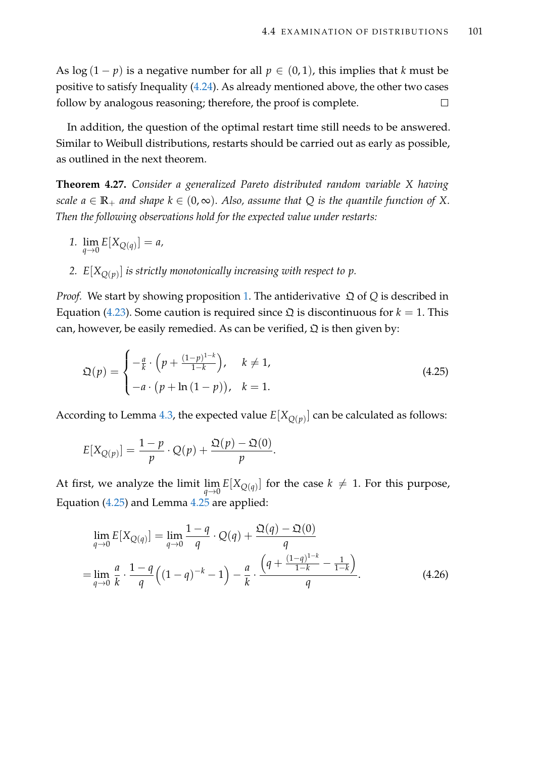As $\log(1-p)$ is a negative number for all $p \in (0,1)$, this implies that $k$ must be positive to satisfy Inequality (4.24). As already mentioned above, the other two cases follow by analogous reasoning; therefore, the proof is complete. $\square$

In addition, the question of the optimal restart time still needs to be answered. Similar to Weibull distributions, restarts should be carried out as early as possible, as outlined in the next theorem.

**Theorem 4.27.** *Consider a generalized Pareto distributed random variable $X$ having scale $a \in \mathbb{R}_+$ and shape $k \in (0, \infty)$. Also, assume that $Q$ is the quantile function of $X$. Then the following observations hold for the expected value under restarts:*

1. $\lim_{q \to 0} E[X_{Q(q)}] = a$,
2. $E[X_{Q(p)}]$ *is strictly monotonically increasing with respect to $p$.*

*Proof.* We start by showing proposition 1. The antiderivative $\mathfrak{Q}$ of $Q$ is described in Equation (4.23). Some caution is required since $\mathfrak{Q}$ is discontinuous for $k = 1$. This can, however, be easily remedied. As can be verified, $\mathfrak{Q}$ is then given by:

$$\mathfrak{Q}(p) = \begin{cases} -\frac{a}{k} \cdot \left(p + \frac{(1-p)^{1-k}}{1-k}\right), & k \neq 1, \\ -a \cdot \left(p + \ln(1-p)\right), & k = 1. \end{cases} \tag{4.25}$$

According to Lemma 4.3, the expected value $E[X_{Q(p)}]$ can be calculated as follows:

$$E[X_{Q(p)}] = \frac{1-p}{p} \cdot Q(p) + \frac{\mathfrak{Q}(p) - \mathfrak{Q}(0)}{p}.$$

At first, we analyze the limit $\lim_{q \to 0} E[X_{Q(q)}]$ for the case $k \neq 1$. For this purpose, Equation (4.25) and Lemma 4.25 are applied:

$$\begin{aligned} \lim_{q \to 0} E[X_{Q(q)}] &= \lim_{q \to 0} \frac{1-q}{q} \cdot Q(q) + \frac{\mathfrak{Q}(q) - \mathfrak{Q}(0)}{q} \\ &= \lim_{q \to 0} \frac{a}{k} \cdot \frac{1-q}{q}\left((1-q)^{-k} - 1\right) - \frac{a}{k} \cdot \frac{\left(q + \frac{(1-q)^{1-k}}{1-k} - \frac{1}{1-k}\right)}{q}. \end{aligned} \tag{4.26}$$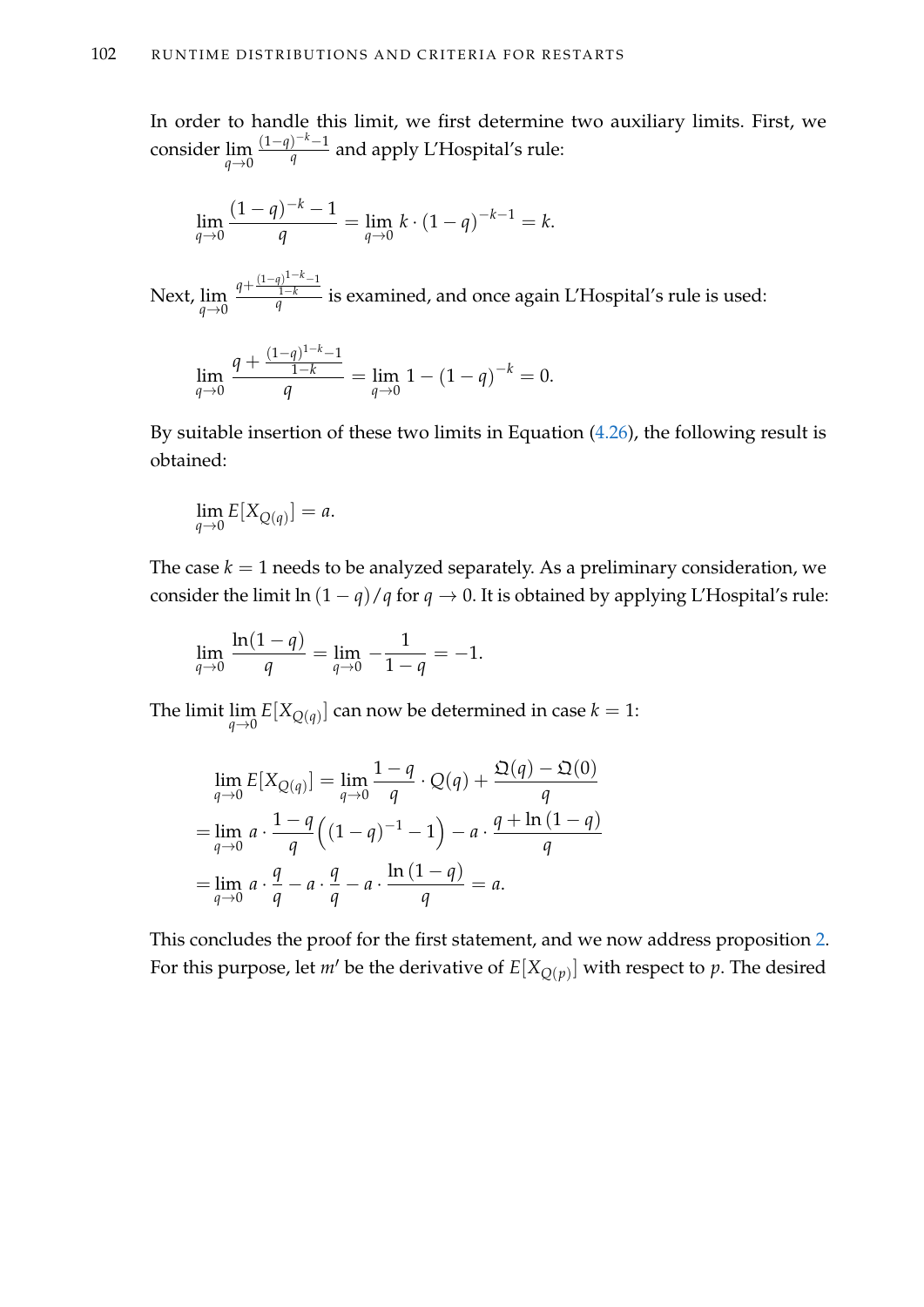In order to handle this limit, we first determine two auxiliary limits. First, we consider $\lim_{q\to 0} \frac{(1-q)^{-k}-1}{q}$ and apply L'Hospital's rule:

$$\lim_{q\to 0} \frac{(1-q)^{-k}-1}{q} = \lim_{q\to 0} k \cdot (1-q)^{-k-1} = k.$$

Next, $\lim_{q\to 0} \frac{q+\frac{(1-q)^{1-k}-1}{1-k}}{q}$ is examined, and once again L'Hospital's rule is used:

$$\lim_{q\to 0} \frac{q+\frac{(1-q)^{1-k}-1}{1-k}}{q} = \lim_{q\to 0} 1-(1-q)^{-k} = 0.$$

By suitable insertion of these two limits in Equation (4.26), the following result is obtained:

$$\lim_{q\to 0} E[X_{Q(q)}] = a.$$

The case $k=1$ needs to be analyzed separately. As a preliminary consideration, we consider the limit $\ln(1-q)/q$ for $q \to 0$. It is obtained by applying L'Hospital's rule:

$$\lim_{q\to 0} \frac{\ln(1-q)}{q} = \lim_{q\to 0} -\frac{1}{1-q} = -1.$$

The limit $\lim_{q\to 0} E[X_{Q(q)}]$ can now be determined in case $k=1$:

$$\begin{aligned}
&\lim_{q\to 0} E[X_{Q(q)}] = \lim_{q\to 0} \frac{1-q}{q} \cdot Q(q) + \frac{\mathfrak{Q}(q)-\mathfrak{Q}(0)}{q} \\
&= \lim_{q\to 0} a \cdot \frac{1-q}{q}\Big((1-q)^{-1}-1\Big) - a \cdot \frac{q+\ln(1-q)}{q} \\
&= \lim_{q\to 0} a \cdot \frac{q}{q} - a \cdot \frac{q}{q} - a \cdot \frac{\ln(1-q)}{q} = a.
\end{aligned}$$

This concludes the proof for the first statement, and we now address proposition 2. For this purpose, let $m'$ be the derivative of $E[X_{Q(p)}]$ with respect to $p$. The desired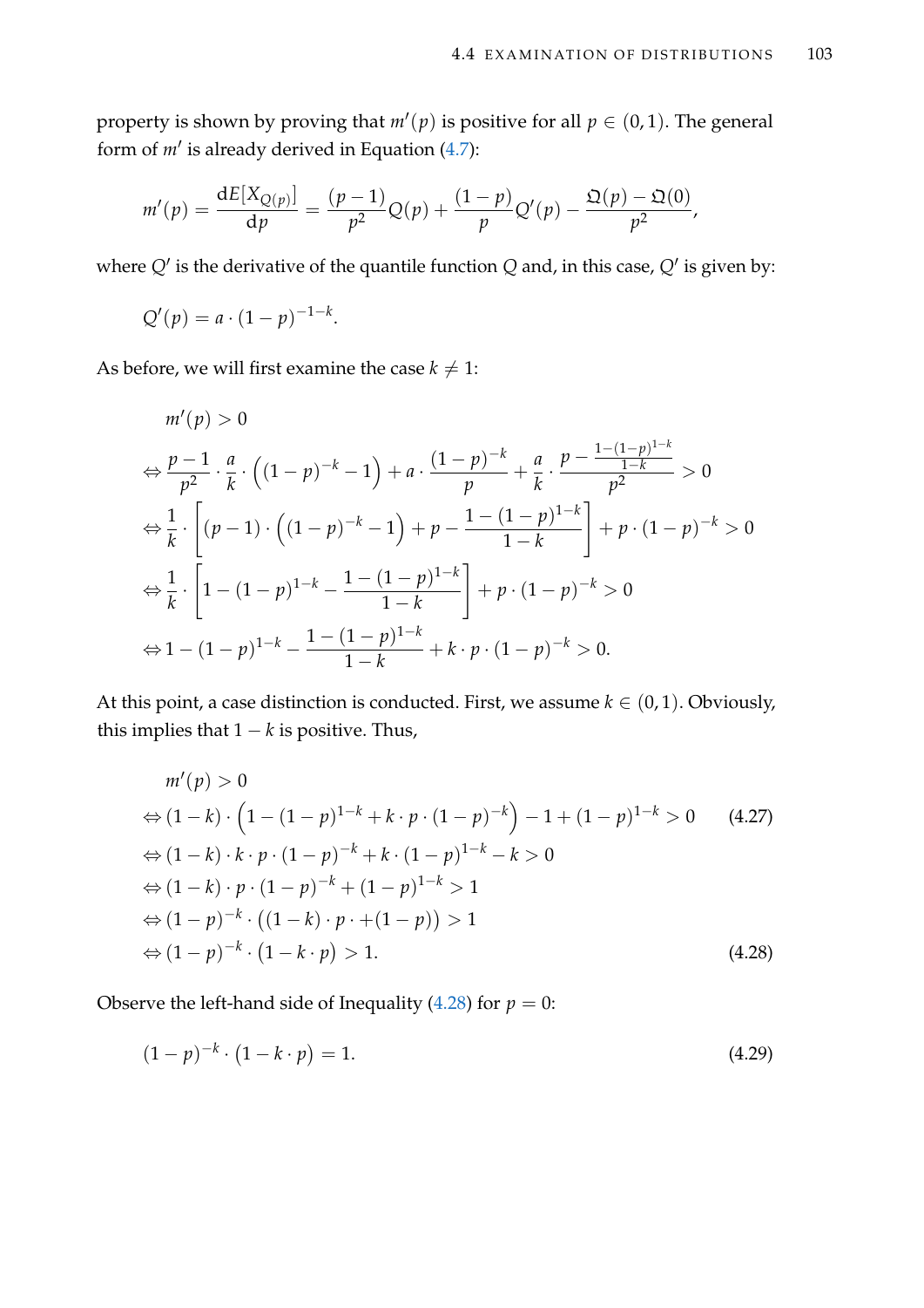property is shown by proving that $m'(p)$ is positive for all $p \in (0,1)$. The general form of $m'$ is already derived in Equation (4.7):

$$m'(p) = \frac{\mathrm{d}E[X_{Q(p)}]}{\mathrm{d}p} = \frac{(p-1)}{p^2}Q(p) + \frac{(1-p)}{p}Q'(p) - \frac{\mathfrak{Q}(p) - \mathfrak{Q}(0)}{p^2},$$

where $Q'$ is the derivative of the quantile function $Q$ and, in this case, $Q'$ is given by:

$$Q'(p) = a \cdot (1-p)^{-1-k}.$$

As before, we will first examine the case $k \neq 1$:

$$\begin{aligned}
& m'(p) > 0 \\
\Leftrightarrow & \frac{p-1}{p^2} \cdot \frac{a}{k} \cdot \Big((1-p)^{-k} - 1\Big) + a \cdot \frac{(1-p)^{-k}}{p} + \frac{a}{k} \cdot \frac{p - \frac{1-(1-p)^{1-k}}{1-k}}{p^2} > 0 \\
\Leftrightarrow & \frac{1}{k} \cdot \left[(p-1) \cdot \Big((1-p)^{-k} - 1\Big) + p - \frac{1-(1-p)^{1-k}}{1-k}\right] + p \cdot (1-p)^{-k} > 0 \\
\Leftrightarrow & \frac{1}{k} \cdot \left[1 - (1-p)^{1-k} - \frac{1-(1-p)^{1-k}}{1-k}\right] + p \cdot (1-p)^{-k} > 0 \\
\Leftrightarrow & 1 - (1-p)^{1-k} - \frac{1-(1-p)^{1-k}}{1-k} + k \cdot p \cdot (1-p)^{-k} > 0.
\end{aligned}$$

At this point, a case distinction is conducted. First, we assume $k \in (0,1)$. Obviously, this implies that $1-k$ is positive. Thus,

$$\begin{aligned}
& m'(p) > 0 \\
\Leftrightarrow & (1-k) \cdot \Big(1 - (1-p)^{1-k} + k \cdot p \cdot (1-p)^{-k}\Big) - 1 + (1-p)^{1-k} > 0 \qquad (4.27) \\
\Leftrightarrow & (1-k) \cdot k \cdot p \cdot (1-p)^{-k} + k \cdot (1-p)^{1-k} - k > 0 \\
\Leftrightarrow & (1-k) \cdot p \cdot (1-p)^{-k} + (1-p)^{1-k} > 1 \\
\Leftrightarrow & (1-p)^{-k} \cdot \big((1-k) \cdot p \cdot + (1-p)\big) > 1 \\
\Leftrightarrow & (1-p)^{-k} \cdot \big(1 - k \cdot p\big) > 1. \qquad (4.28)
\end{aligned}$$

Observe the left-hand side of Inequality (4.28) for $p = 0$:

$$(1-p)^{-k} \cdot \big(1 - k \cdot p\big) = 1. \qquad (4.29)$$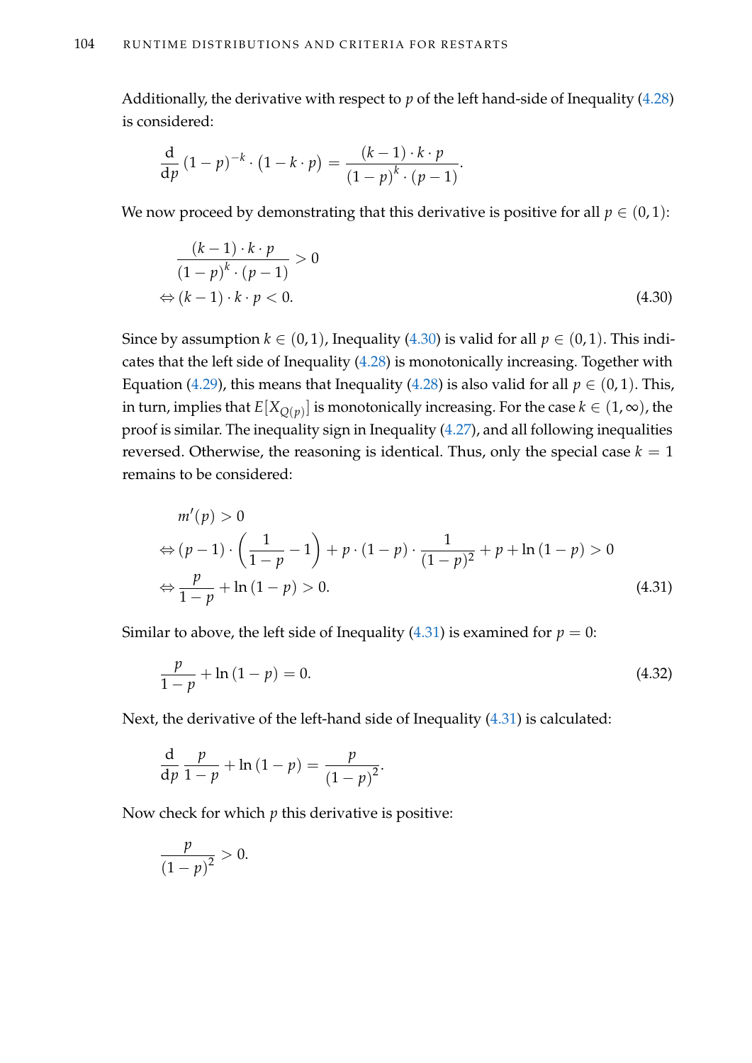Additionally, the derivative with respect to $p$ of the left hand-side of Inequality (4.28) is considered:

$$\frac{\mathrm{d}}{\mathrm{d}p}\,(1-p)^{-k}\cdot(1-k\cdot p) = \frac{(k-1)\cdot k\cdot p}{(1-p)^{k}\cdot(p-1)}.$$

We now proceed by demonstrating that this derivative is positive for all $p \in (0,1)$:

$$\begin{aligned}
&\frac{(k-1)\cdot k\cdot p}{(1-p)^{k}\cdot(p-1)} > 0\\
\Leftrightarrow\ &(k-1)\cdot k\cdot p < 0.
\end{aligned} \tag{4.30}$$

Since by assumption $k \in (0,1)$, Inequality (4.30) is valid for all $p \in (0,1)$. This indicates that the left side of Inequality (4.28) is monotonically increasing. Together with Equation (4.29), this means that Inequality (4.28) is also valid for all $p \in (0,1)$. This, in turn, implies that $E[X_{Q(p)}]$ is monotonically increasing. For the case $k \in (1,\infty)$, the proof is similar. The inequality sign in Inequality (4.27), and all following inequalities reversed. Otherwise, the reasoning is identical. Thus, only the special case $k = 1$ remains to be considered:

$$\begin{aligned}
&m'(p) > 0\\
\Leftrightarrow\ &(p-1)\cdot\left(\frac{1}{1-p}-1\right) + p\cdot(1-p)\cdot\frac{1}{(1-p)^2} + p + \ln(1-p) > 0\\
\Leftrightarrow\ &\frac{p}{1-p} + \ln(1-p) > 0.
\end{aligned} \tag{4.31}$$

Similar to above, the left side of Inequality (4.31) is examined for $p = 0$:

$$\frac{p}{1-p} + \ln(1-p) = 0. \tag{4.32}$$

Next, the derivative of the left-hand side of Inequality (4.31) is calculated:

$$\frac{\mathrm{d}}{\mathrm{d}p}\,\frac{p}{1-p} + \ln(1-p) = \frac{p}{(1-p)^2}.$$

Now check for which $p$ this derivative is positive:

$$\frac{p}{(1-p)^2} > 0.$$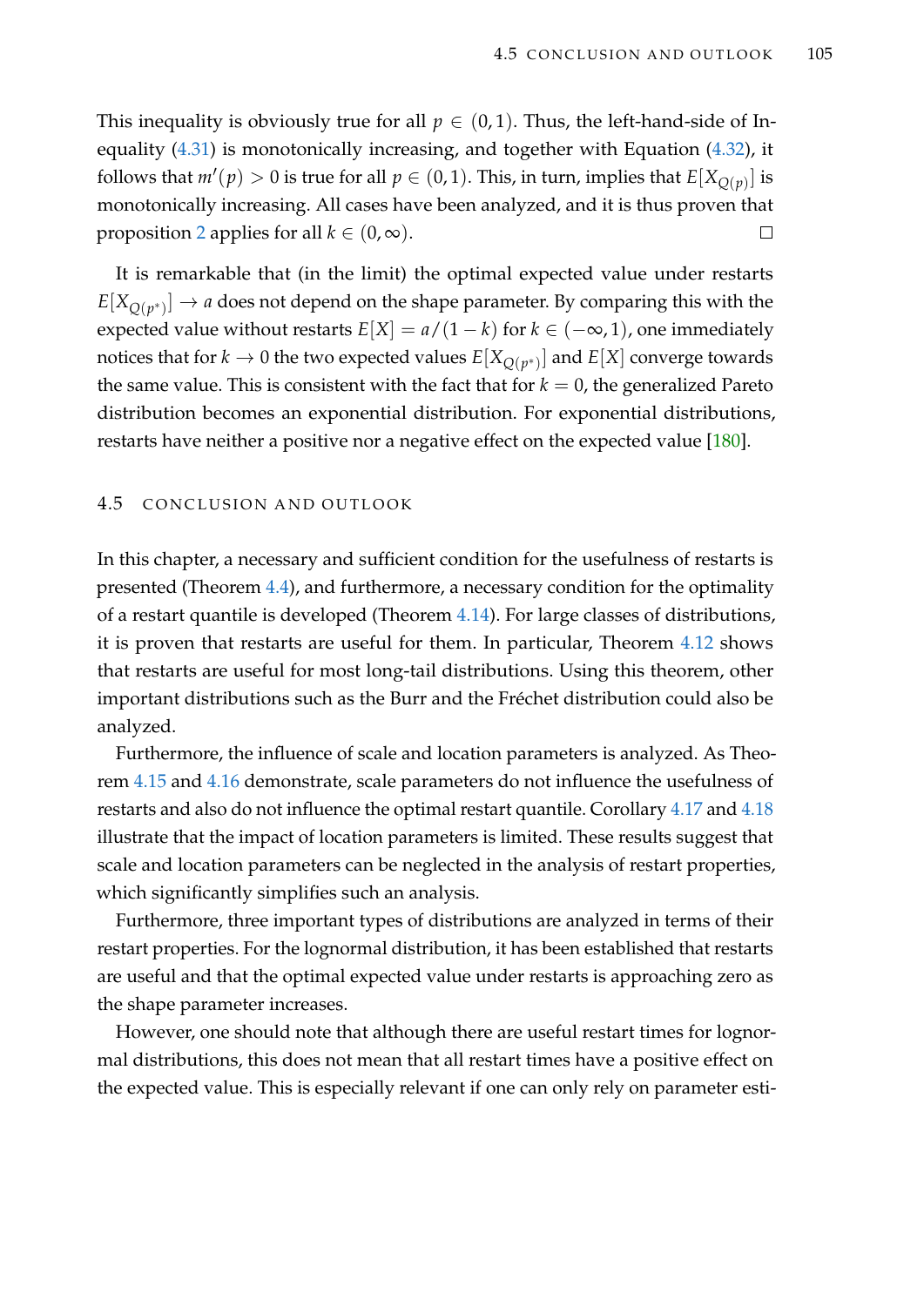This inequality is obviously true for all $p \in (0,1)$. Thus, the left-hand-side of Inequality (4.31) is monotonically increasing, and together with Equation (4.32), it follows that $m'(p) > 0$ is true for all $p \in (0,1)$. This, in turn, implies that $E[X_{Q(p)}]$ is monotonically increasing. All cases have been analyzed, and it is thus proven that proposition 2 applies for all $k \in (0, \infty)$. □

It is remarkable that (in the limit) the optimal expected value under restarts $E[X_{Q(p^*)}] \to a$ does not depend on the shape parameter. By comparing this with the expected value without restarts $E[X] = a/(1-k)$ for $k \in (-\infty, 1)$, one immediately notices that for $k \to 0$ the two expected values $E[X_{Q(p^*)}]$ and $E[X]$ converge towards the same value. This is consistent with the fact that for $k = 0$, the generalized Pareto distribution becomes an exponential distribution. For exponential distributions, restarts have neither a positive nor a negative effect on the expected value [180].

## 4.5 Conclusion and Outlook

In this chapter, a necessary and sufficient condition for the usefulness of restarts is presented (Theorem 4.4), and furthermore, a necessary condition for the optimality of a restart quantile is developed (Theorem 4.14). For large classes of distributions, it is proven that restarts are useful for them. In particular, Theorem 4.12 shows that restarts are useful for most long-tail distributions. Using this theorem, other important distributions such as the Burr and the Fréchet distribution could also be analyzed.

Furthermore, the influence of scale and location parameters is analyzed. As Theorem 4.15 and 4.16 demonstrate, scale parameters do not influence the usefulness of restarts and also do not influence the optimal restart quantile. Corollary 4.17 and 4.18 illustrate that the impact of location parameters is limited. These results suggest that scale and location parameters can be neglected in the analysis of restart properties, which significantly simplifies such an analysis.

Furthermore, three important types of distributions are analyzed in terms of their restart properties. For the lognormal distribution, it has been established that restarts are useful and that the optimal expected value under restarts is approaching zero as the shape parameter increases.

However, one should note that although there are useful restart times for lognormal distributions, this does not mean that all restart times have a positive effect on the expected value. This is especially relevant if one can only rely on parameter esti-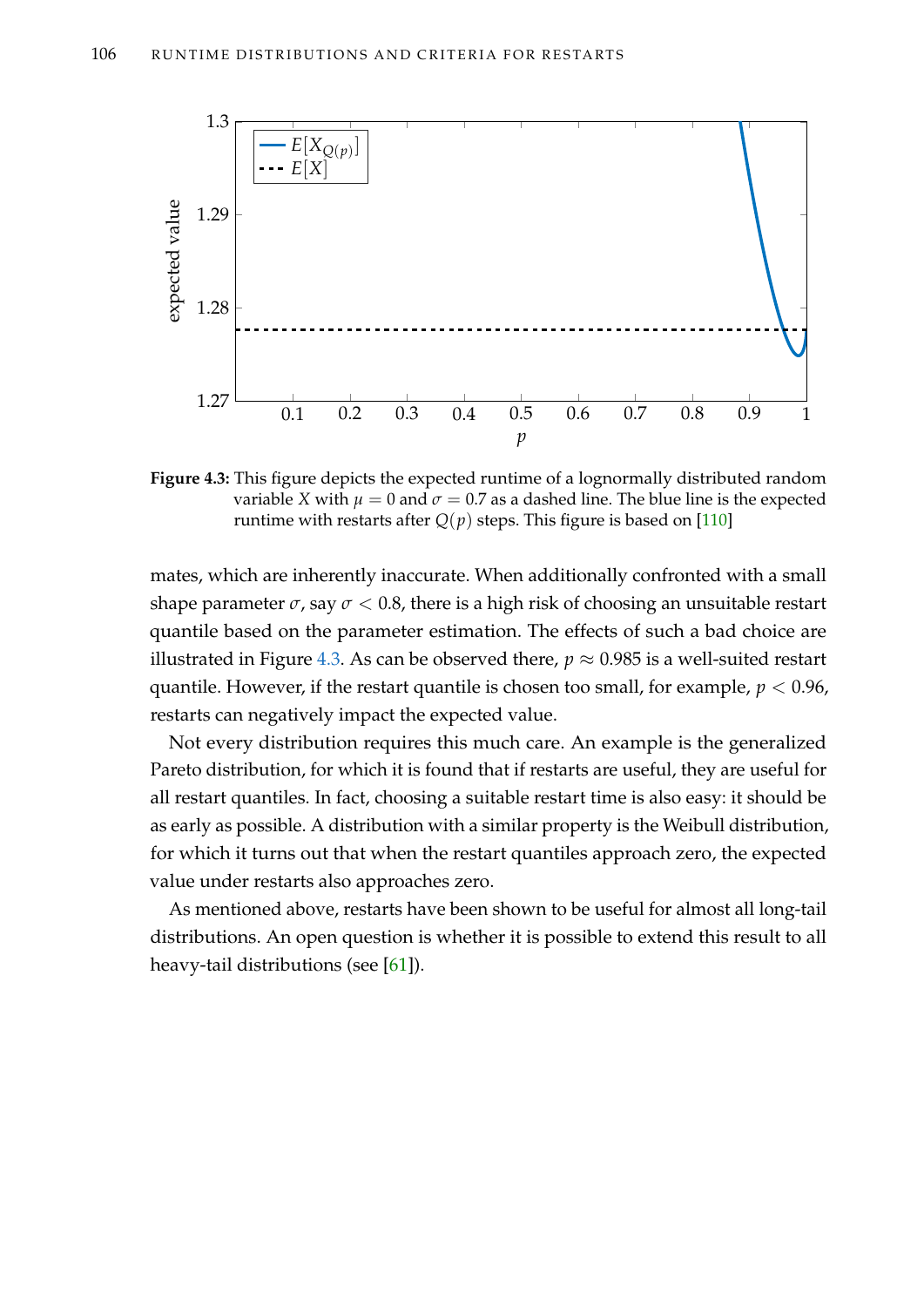**Figure 4.3:** This figure depicts the expected runtime of a lognormally distributed random variable $X$ with $\mu = 0$ and $\sigma = 0.7$ as a dashed line. The blue line is the expected runtime with restarts after $Q(p)$ steps. This figure is based on [110]

mates, which are inherently inaccurate. When additionally confronted with a small shape parameter $\sigma$, say $\sigma < 0.8$, there is a high risk of choosing an unsuitable restart quantile based on the parameter estimation. The effects of such a bad choice are illustrated in Figure 4.3. As can be observed there, $p \approx 0.985$ is a well-suited restart quantile. However, if the restart quantile is chosen too small, for example, $p < 0.96$, restarts can negatively impact the expected value.

Not every distribution requires this much care. An example is the generalized Pareto distribution, for which it is found that if restarts are useful, they are useful for all restart quantiles. In fact, choosing a suitable restart time is also easy: it should be as early as possible. A distribution with a similar property is the Weibull distribution, for which it turns out that when the restart quantiles approach zero, the expected value under restarts also approaches zero.

As mentioned above, restarts have been shown to be useful for almost all long-tail distributions. An open question is whether it is possible to extend this result to all heavy-tail distributions (see [61]).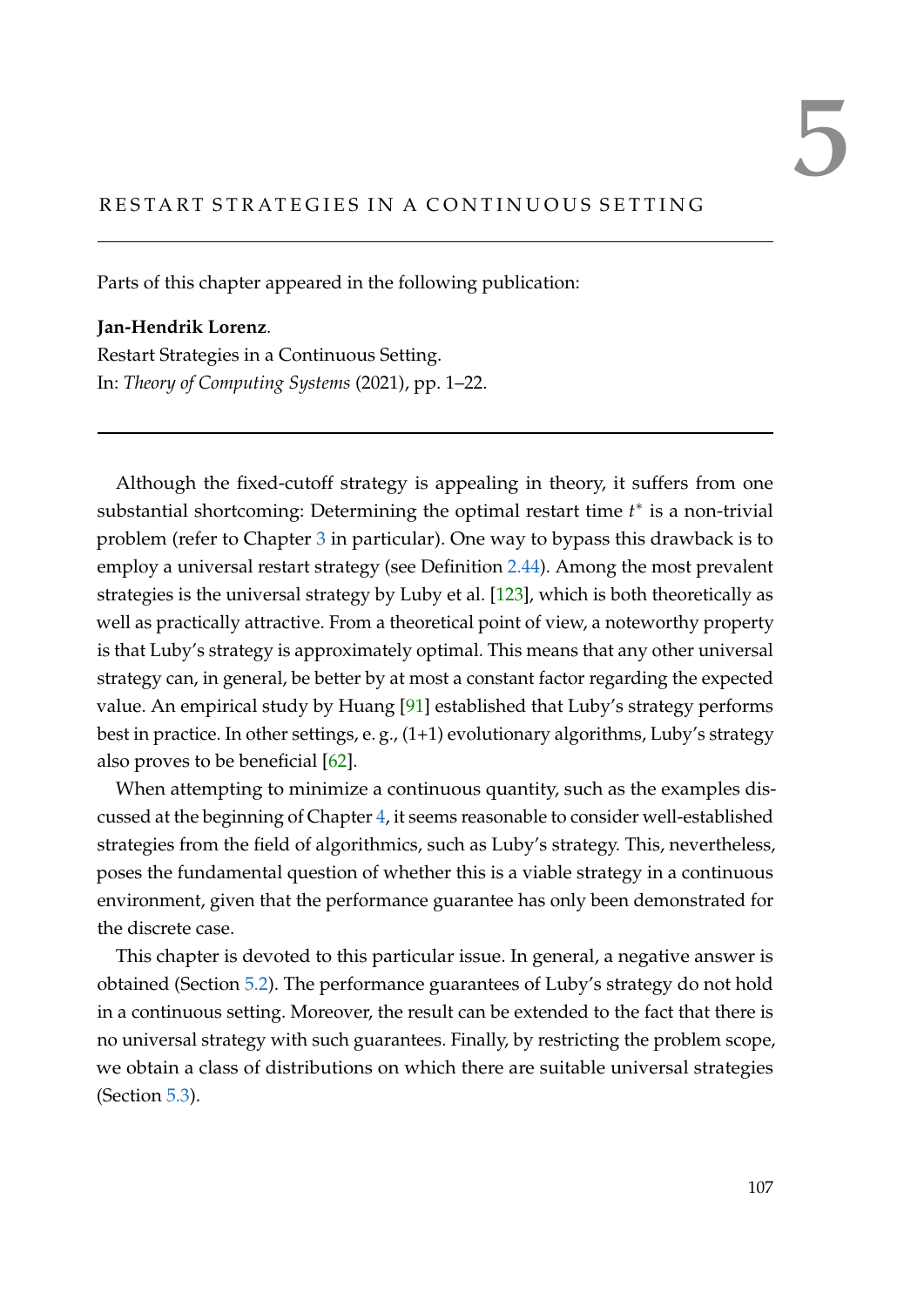# 5 RESTART STRATEGIES IN A CONTINUOUS SETTING

Parts of this chapter appeared in the following publication:

**Jan-Hendrik Lorenz**.
Restart Strategies in a Continuous Setting.
In: *Theory of Computing Systems* (2021), pp. 1–22.

---

Although the fixed-cutoff strategy is appealing in theory, it suffers from one substantial shortcoming: Determining the optimal restart time $t^*$ is a non-trivial problem (refer to Chapter 3 in particular). One way to bypass this drawback is to employ a universal restart strategy (see Definition 2.44). Among the most prevalent strategies is the universal strategy by Luby et al. [123], which is both theoretically as well as practically attractive. From a theoretical point of view, a noteworthy property is that Luby's strategy is approximately optimal. This means that any other universal strategy can, in general, be better by at most a constant factor regarding the expected value. An empirical study by Huang [91] established that Luby's strategy performs best in practice. In other settings, e. g., (1+1) evolutionary algorithms, Luby's strategy also proves to be beneficial [62].

When attempting to minimize a continuous quantity, such as the examples discussed at the beginning of Chapter 4, it seems reasonable to consider well-established strategies from the field of algorithmics, such as Luby's strategy. This, nevertheless, poses the fundamental question of whether this is a viable strategy in a continuous environment, given that the performance guarantee has only been demonstrated for the discrete case.

This chapter is devoted to this particular issue. In general, a negative answer is obtained (Section 5.2). The performance guarantees of Luby's strategy do not hold in a continuous setting. Moreover, the result can be extended to the fact that there is no universal strategy with such guarantees. Finally, by restricting the problem scope, we obtain a class of distributions on which there are suitable universal strategies (Section 5.3).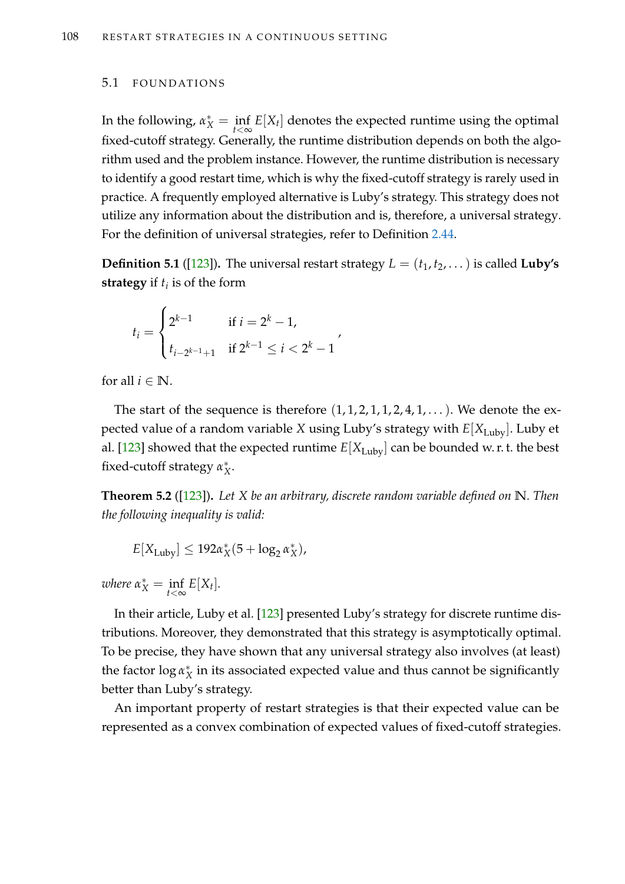## 5.1 FOUNDATIONS

In the following, $\alpha_X^* = \inf_{t<\infty} E[X_t]$ denotes the expected runtime using the optimal fixed-cutoff strategy. Generally, the runtime distribution depends on both the algorithm used and the problem instance. However, the runtime distribution is necessary to identify a good restart time, which is why the fixed-cutoff strategy is rarely used in practice. A frequently employed alternative is Luby's strategy. This strategy does not utilize any information about the distribution and is, therefore, a universal strategy. For the definition of universal strategies, refer to Definition 2.44.

**Definition 5.1** ([123])**.** The universal restart strategy $L = (t_1, t_2, \dots)$ is called **Luby's strategy** if $t_i$ is of the form

$$t_i = \begin{cases} 2^{k-1} & \text{if } i = 2^k - 1, \\ t_{i-2^{k-1}+1} & \text{if } 2^{k-1} \leq i < 2^k - 1 \end{cases},$$

for all $i \in \mathbb{N}$.

The start of the sequence is therefore $(1, 1, 2, 1, 1, 2, 4, 1, \dots)$. We denote the expected value of a random variable $X$ using Luby's strategy with $E[X_{\text{Luby}}]$. Luby et al. [123] showed that the expected runtime $E[X_{\text{Luby}}]$ can be bounded w. r. t. the best fixed-cutoff strategy $\alpha_X^*$.

**Theorem 5.2** ([123])**.** *Let $X$ be an arbitrary, discrete random variable defined on $\mathbb{N}$. Then the following inequality is valid:*

$$E[X_{\text{Luby}}] \leq 192\alpha_X^*(5 + \log_2 \alpha_X^*),$$

*where $\alpha_X^* = \inf_{t<\infty} E[X_t]$.*

In their article, Luby et al. [123] presented Luby's strategy for discrete runtime distributions. Moreover, they demonstrated that this strategy is asymptotically optimal. To be precise, they have shown that any universal strategy also involves (at least) the factor $\log \alpha_X^*$ in its associated expected value and thus cannot be significantly better than Luby's strategy.

An important property of restart strategies is that their expected value can be represented as a convex combination of expected values of fixed-cutoff strategies.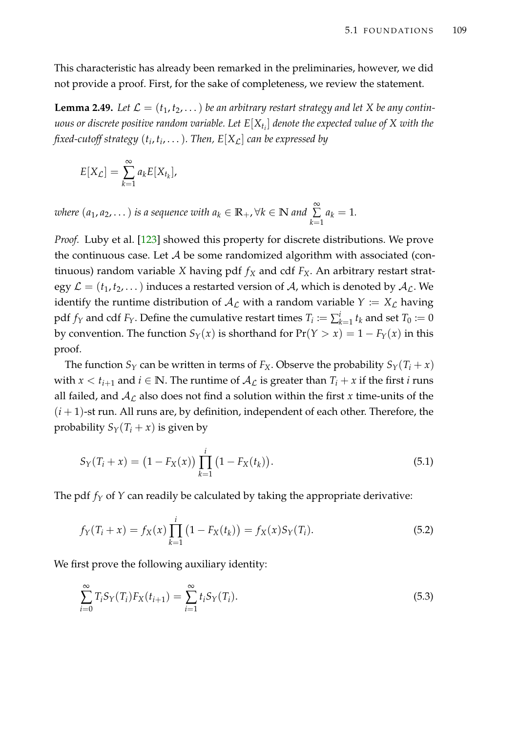This characteristic has already been remarked in the preliminaries, however, we did not provide a proof. First, for the sake of completeness, we review the statement.

**Lemma 2.49.** *Let $\mathcal{L} = (t_1, t_2, \dots)$ be an arbitrary restart strategy and let $X$ be any continuous or discrete positive random variable. Let $E[X_{t_i}]$ denote the expected value of $X$ with the fixed-cutoff strategy $(t_i, t_i, \dots)$. Then, $E[X_\mathcal{L}]$ can be expressed by*

$$E[X_\mathcal{L}] = \sum_{k=1}^{\infty} a_k E[X_{t_k}],$$

*where $(a_1, a_2, \dots)$ is a sequence with $a_k \in \mathbb{R}_+, \forall k \in \mathbb{N}$ and $\sum_{k=1}^{\infty} a_k = 1$.*

*Proof.* Luby et al. [123] showed this property for discrete distributions. We prove the continuous case. Let $\mathcal{A}$ be some randomized algorithm with associated (continuous) random variable $X$ having pdf $f_X$ and cdf $F_X$. An arbitrary restart strategy $\mathcal{L} = (t_1, t_2, \dots)$ induces a restarted version of $\mathcal{A}$, which is denoted by $\mathcal{A}_\mathcal{L}$. We identify the runtime distribution of $\mathcal{A}_\mathcal{L}$ with a random variable $Y := X_\mathcal{L}$ having pdf $f_Y$ and cdf $F_Y$. Define the cumulative restart times $T_i := \sum_{k=1}^{i} t_k$ and set $T_0 := 0$ by convention. The function $S_Y(x)$ is shorthand for $\Pr(Y > x) = 1 - F_Y(x)$ in this proof.

The function $S_Y$ can be written in terms of $F_X$. Observe the probability $S_Y(T_i + x)$ with $x < t_{i+1}$ and $i \in \mathbb{N}$. The runtime of $\mathcal{A}_\mathcal{L}$ is greater than $T_i + x$ if the first $i$ runs all failed, and $\mathcal{A}_\mathcal{L}$ also does not find a solution within the first $x$ time-units of the $(i+1)$-st run. All runs are, by definition, independent of each other. Therefore, the probability $S_Y(T_i + x)$ is given by

$$S_Y(T_i + x) = \big(1 - F_X(x)\big) \prod_{k=1}^{i} \big(1 - F_X(t_k)\big). \tag{5.1}$$

The pdf $f_Y$ of $Y$ can readily be calculated by taking the appropriate derivative:

$$f_Y(T_i + x) = f_X(x) \prod_{k=1}^{i} \big(1 - F_X(t_k)\big) = f_X(x) S_Y(T_i). \tag{5.2}$$

We first prove the following auxiliary identity:

$$\sum_{i=0}^{\infty} T_i S_Y(T_i) F_X(t_{i+1}) = \sum_{i=1}^{\infty} t_i S_Y(T_i). \tag{5.3}$$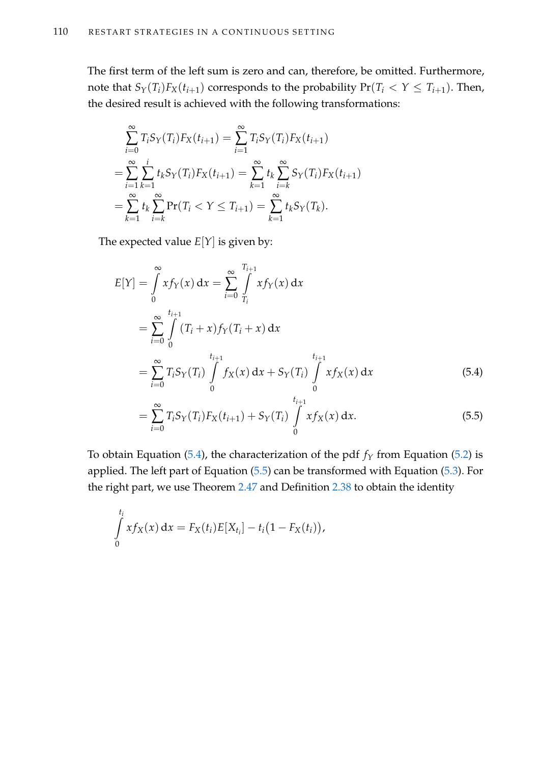The first term of the left sum is zero and can, therefore, be omitted. Furthermore, note that $S_Y(T_i)F_X(t_{i+1})$ corresponds to the probability $\Pr(T_i < Y \leq T_{i+1})$. Then, the desired result is achieved with the following transformations:

$$
\begin{aligned}
&\sum_{i=0}^{\infty} T_i S_Y(T_i) F_X(t_{i+1}) = \sum_{i=1}^{\infty} T_i S_Y(T_i) F_X(t_{i+1}) \\
&= \sum_{i=1}^{\infty} \sum_{k=1}^{i} t_k S_Y(T_i) F_X(t_{i+1}) = \sum_{k=1}^{\infty} t_k \sum_{i=k}^{\infty} S_Y(T_i) F_X(t_{i+1}) \\
&= \sum_{k=1}^{\infty} t_k \sum_{i=k}^{\infty} \Pr(T_i < Y \leq T_{i+1}) = \sum_{k=1}^{\infty} t_k S_Y(T_k).
\end{aligned}
$$

The expected value $E[Y]$ is given by:

$$
\begin{aligned}
E[Y] &= \int_0^{\infty} x f_Y(x)\,\mathrm{d}x = \sum_{i=0}^{\infty} \int_{T_i}^{T_{i+1}} x f_Y(x)\,\mathrm{d}x \\
&= \sum_{i=0}^{\infty} \int_0^{t_{i+1}} (T_i + x) f_Y(T_i + x)\,\mathrm{d}x \\
&= \sum_{i=0}^{\infty} T_i S_Y(T_i) \int_0^{t_{i+1}} f_X(x)\,\mathrm{d}x + S_Y(T_i) \int_0^{t_{i+1}} x f_X(x)\,\mathrm{d}x \qquad (5.4) \\
&= \sum_{i=0}^{\infty} T_i S_Y(T_i) F_X(t_{i+1}) + S_Y(T_i) \int_0^{t_{i+1}} x f_X(x)\,\mathrm{d}x. \qquad (5.5)
\end{aligned}
$$

To obtain Equation (5.4), the characterization of the pdf $f_Y$ from Equation (5.2) is applied. The left part of Equation (5.5) can be transformed with Equation (5.3). For the right part, we use Theorem 2.47 and Definition 2.38 to obtain the identity

$$
\int_0^{t_i} x f_X(x)\,\mathrm{d}x = F_X(t_i) E[X_{t_i}] - t_i\bigl(1 - F_X(t_i)\bigr),
$$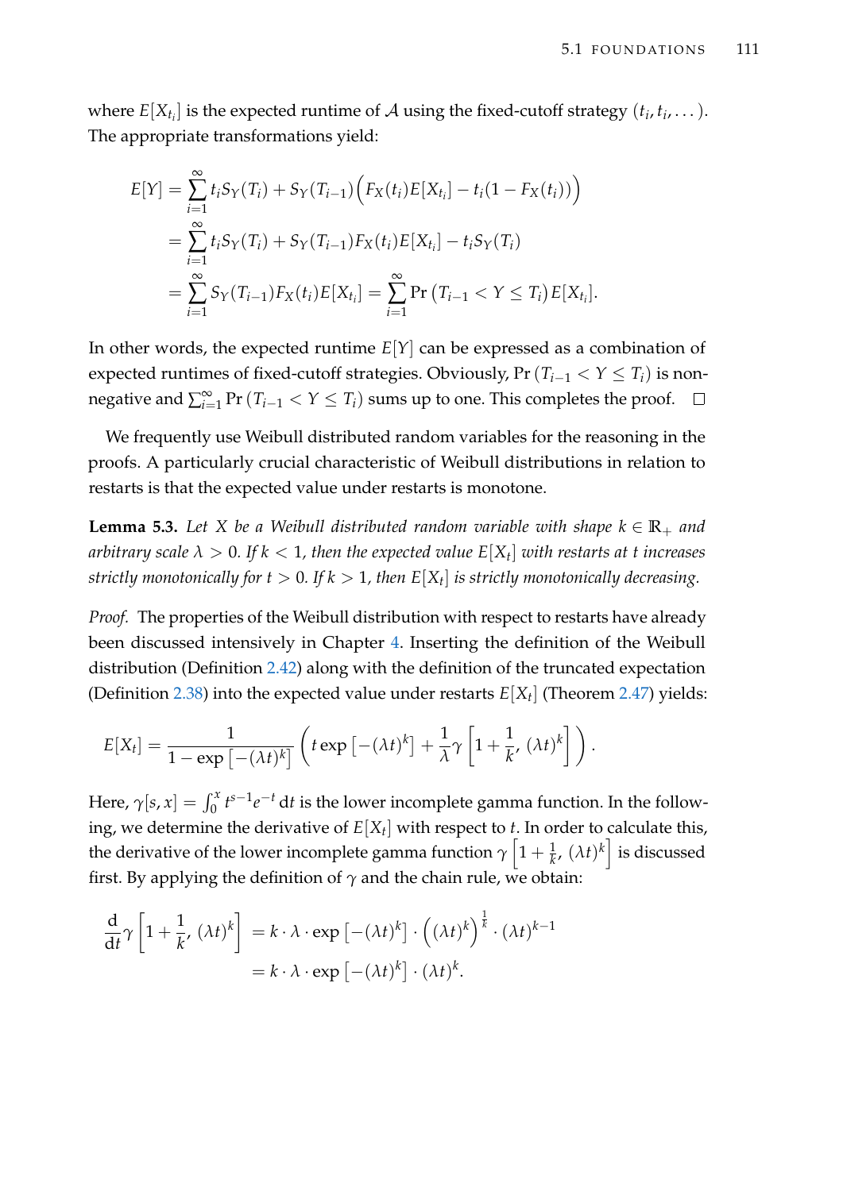where $E[X_{t_i}]$ is the expected runtime of $\mathcal{A}$ using the fixed-cutoff strategy $(t_i, t_i, \dots)$. The appropriate transformations yield:

$$
\begin{aligned}
E[Y] &= \sum_{i=1}^{\infty} t_i S_Y(T_i) + S_Y(T_{i-1}) \Big( F_X(t_i) E[X_{t_i}] - t_i(1 - F_X(t_i)) \Big) \\
&= \sum_{i=1}^{\infty} t_i S_Y(T_i) + S_Y(T_{i-1}) F_X(t_i) E[X_{t_i}] - t_i S_Y(T_i) \\
&= \sum_{i=1}^{\infty} S_Y(T_{i-1}) F_X(t_i) E[X_{t_i}] = \sum_{i=1}^{\infty} \Pr\left(T_{i-1} < Y \leq T_i\right) E[X_{t_i}].
\end{aligned}
$$

In other words, the expected runtime $E[Y]$ can be expressed as a combination of expected runtimes of fixed-cutoff strategies. Obviously, $\Pr\left(T_{i-1} < Y \leq T_i\right)$ is non-negative and $\sum_{i=1}^{\infty} \Pr\left(T_{i-1} < Y \leq T_i\right)$ sums up to one. This completes the proof. □

We frequently use Weibull distributed random variables for the reasoning in the proofs. A particularly crucial characteristic of Weibull distributions in relation to restarts is that the expected value under restarts is monotone.

**Lemma 5.3.** *Let $X$ be a Weibull distributed random variable with shape $k \in \mathbb{R}_+$ and arbitrary scale $\lambda > 0$. If $k < 1$, then the expected value $E[X_t]$ with restarts at $t$ increases strictly monotonically for $t > 0$. If $k > 1$, then $E[X_t]$ is strictly monotonically decreasing.*

*Proof.* The properties of the Weibull distribution with respect to restarts have already been discussed intensively in Chapter 4. Inserting the definition of the Weibull distribution (Definition 2.42) along with the definition of the truncated expectation (Definition 2.38) into the expected value under restarts $E[X_t]$ (Theorem 2.47) yields:

$$
E[X_t] = \frac{1}{1 - \exp\left[-(\lambda t)^k\right]} \left( t \exp\left[-(\lambda t)^k\right] + \frac{1}{\lambda} \gamma \left[1 + \frac{1}{k}, (\lambda t)^k\right] \right).
$$

Here, $\gamma[s, x] = \int_0^x t^{s-1} e^{-t} \, \mathrm{d}t$ is the lower incomplete gamma function. In the following, we determine the derivative of $E[X_t]$ with respect to $t$. In order to calculate this, the derivative of the lower incomplete gamma function $\gamma\left[1 + \frac{1}{k}, (\lambda t)^k\right]$ is discussed first. By applying the definition of $\gamma$ and the chain rule, we obtain:

$$
\begin{aligned}
\frac{\mathrm{d}}{\mathrm{d}t} \gamma \left[1 + \frac{1}{k}, (\lambda t)^k\right] &= k \cdot \lambda \cdot \exp\left[-(\lambda t)^k\right] \cdot \left((\lambda t)^k\right)^{\frac{1}{k}} \cdot (\lambda t)^{k-1} \\
&= k \cdot \lambda \cdot \exp\left[-(\lambda t)^k\right] \cdot (\lambda t)^k.
\end{aligned}
$$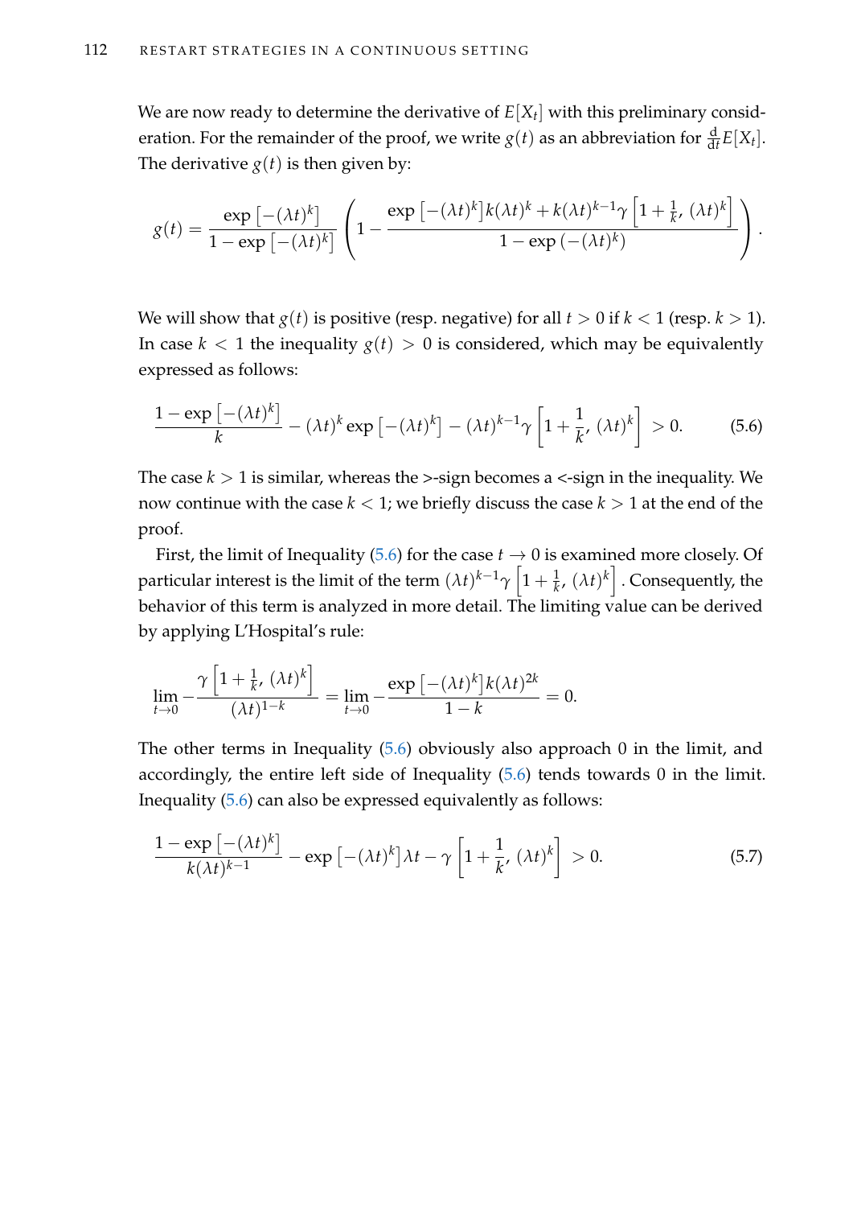We are now ready to determine the derivative of $E[X_t]$ with this preliminary consideration. For the remainder of the proof, we write $g(t)$ as an abbreviation for $\frac{\mathrm{d}}{\mathrm{d}t}E[X_t]$. The derivative $g(t)$ is then given by:

$$g(t) = \frac{\exp\left[-(\lambda t)^k\right]}{1-\exp\left[-(\lambda t)^k\right]}\left(1 - \frac{\exp\left[-(\lambda t)^k\right]k(\lambda t)^k + k(\lambda t)^{k-1}\gamma\left[1+\frac{1}{k}, (\lambda t)^k\right]}{1-\exp\left(-(\lambda t)^k\right)}\right).$$

We will show that $g(t)$ is positive (resp. negative) for all $t > 0$ if $k < 1$ (resp. $k > 1$). In case $k < 1$ the inequality $g(t) > 0$ is considered, which may be equivalently expressed as follows:

$$\frac{1-\exp\left[-(\lambda t)^k\right]}{k} - (\lambda t)^k \exp\left[-(\lambda t)^k\right] - (\lambda t)^{k-1}\gamma\left[1+\frac{1}{k}, (\lambda t)^k\right] > 0. \tag{5.6}$$

The case $k > 1$ is similar, whereas the $>$-sign becomes a $<$-sign in the inequality. We now continue with the case $k < 1$; we briefly discuss the case $k > 1$ at the end of the proof.

First, the limit of Inequality (5.6) for the case $t \to 0$ is examined more closely. Of particular interest is the limit of the term $(\lambda t)^{k-1}\gamma\left[1+\frac{1}{k}, (\lambda t)^k\right]$. Consequently, the behavior of this term is analyzed in more detail. The limiting value can be derived by applying L'Hospital's rule:

$$\lim_{t\to 0} -\frac{\gamma\left[1+\frac{1}{k}, (\lambda t)^k\right]}{(\lambda t)^{1-k}} = \lim_{t\to 0} -\frac{\exp\left[-(\lambda t)^k\right]k(\lambda t)^{2k}}{1-k} = 0.$$

The other terms in Inequality (5.6) obviously also approach 0 in the limit, and accordingly, the entire left side of Inequality (5.6) tends towards 0 in the limit. Inequality (5.6) can also be expressed equivalently as follows:

$$\frac{1-\exp\left[-(\lambda t)^k\right]}{k(\lambda t)^{k-1}} - \exp\left[-(\lambda t)^k\right]\lambda t - \gamma\left[1+\frac{1}{k}, (\lambda t)^k\right] > 0. \tag{5.7}$$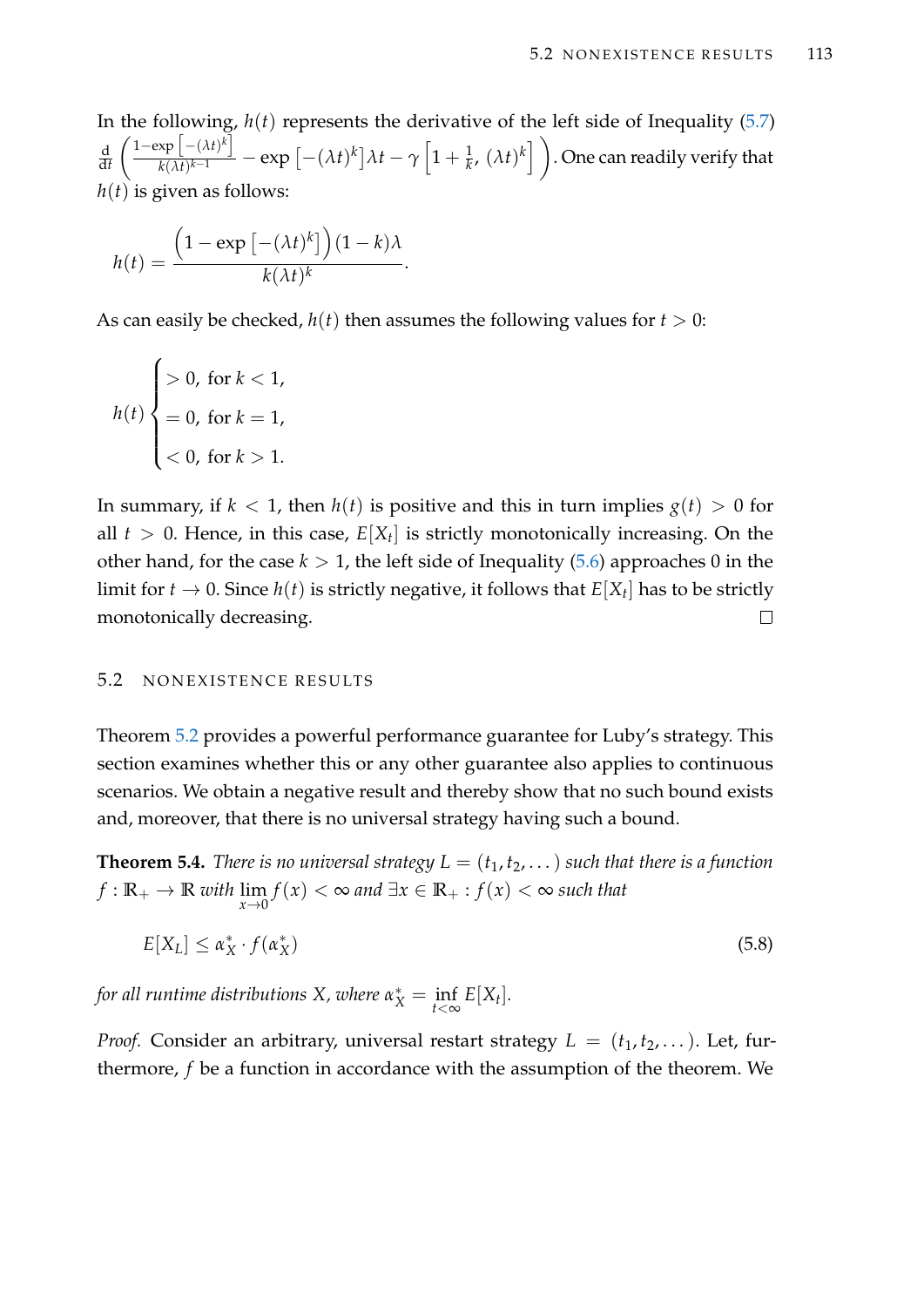In the following, $h(t)$ represents the derivative of the left side of Inequality (5.7) $\frac{\mathrm{d}}{\mathrm{d}t}\left(\frac{1-\exp\left[-(\lambda t)^k\right]}{k(\lambda t)^{k-1}} - \exp\left[-(\lambda t)^k\right]\lambda t - \gamma\left[1+\frac{1}{k}, (\lambda t)^k\right]\right)$. One can readily verify that $h(t)$ is given as follows:

$$h(t) = \frac{\left(1-\exp\left[-(\lambda t)^k\right]\right)(1-k)\lambda}{k(\lambda t)^k}.$$

As can easily be checked, $h(t)$ then assumes the following values for $t > 0$:

$$h(t)\begin{cases} > 0, \text{ for } k < 1, \\ = 0, \text{ for } k = 1, \\ < 0, \text{ for } k > 1. \end{cases}$$

In summary, if $k < 1$, then $h(t)$ is positive and this in turn implies $g(t) > 0$ for all $t > 0$. Hence, in this case, $E[X_t]$ is strictly monotonically increasing. On the other hand, for the case $k > 1$, the left side of Inequality (5.6) approaches 0 in the limit for $t \to 0$. Since $h(t)$ is strictly negative, it follows that $E[X_t]$ has to be strictly monotonically decreasing. □

## 5.2 NONEXISTENCE RESULTS

Theorem 5.2 provides a powerful performance guarantee for Luby's strategy. This section examines whether this or any other guarantee also applies to continuous scenarios. We obtain a negative result and thereby show that no such bound exists and, moreover, that there is no universal strategy having such a bound.

**Theorem 5.4.** *There is no universal strategy $L = (t_1, t_2, \dots)$ such that there is a function $f : \mathbb{R}_+ \to \mathbb{R}$ with $\lim_{x\to 0} f(x) < \infty$ and $\exists x \in \mathbb{R}_+ : f(x) < \infty$ such that*

$$E[X_L] \le \alpha_X^* \cdot f(\alpha_X^*) \tag{5.8}$$

*for all runtime distributions $X$, where $\alpha_X^* = \inf_{t<\infty} E[X_t]$.*

*Proof.* Consider an arbitrary, universal restart strategy $L = (t_1, t_2, \dots)$. Let, furthermore, $f$ be a function in accordance with the assumption of the theorem. We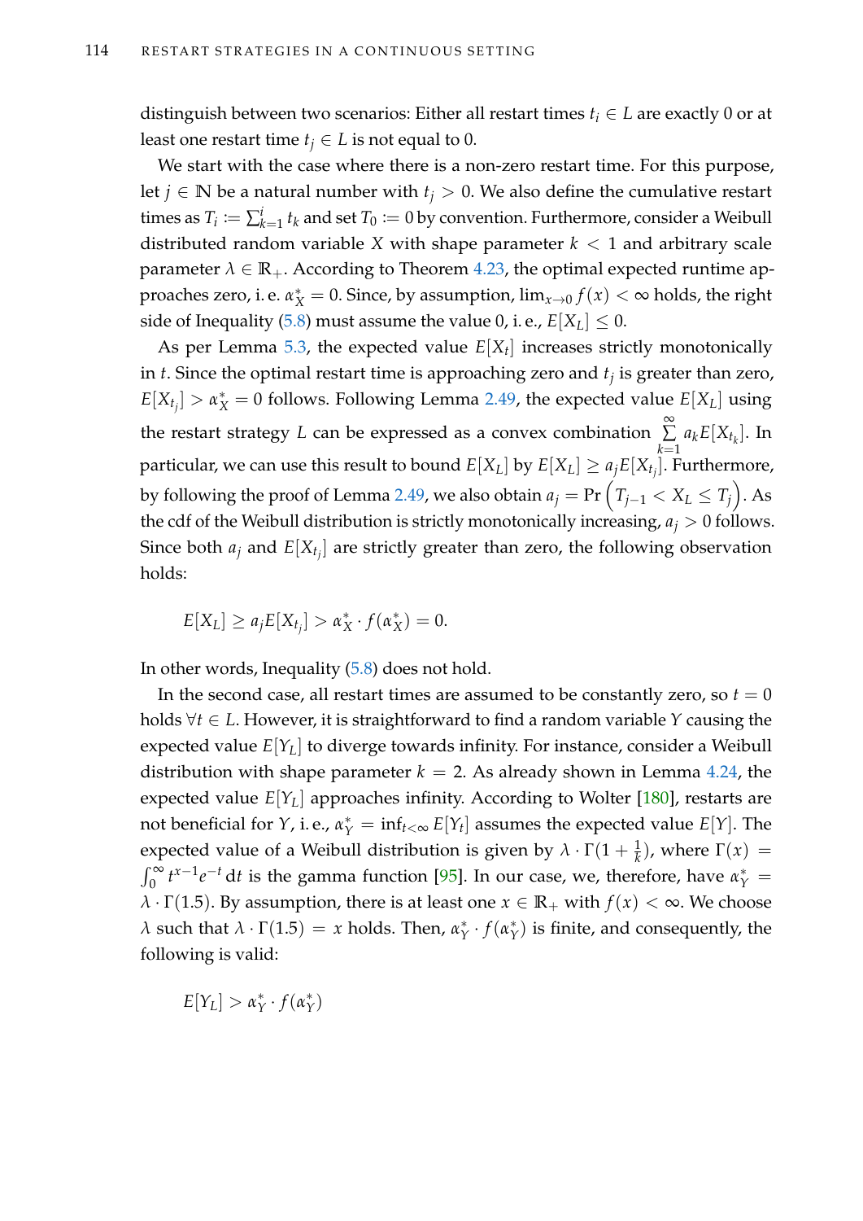distinguish between two scenarios: Either all restart times $t_i \in L$ are exactly 0 or at least one restart time $t_j \in L$ is not equal to 0.

We start with the case where there is a non-zero restart time. For this purpose, let $j \in \mathbb{N}$ be a natural number with $t_j > 0$. We also define the cumulative restart times as $T_i := \sum_{k=1}^{i} t_k$ and set $T_0 := 0$ by convention. Furthermore, consider a Weibull distributed random variable $X$ with shape parameter $k < 1$ and arbitrary scale parameter $\lambda \in \mathbb{R}_+$. According to Theorem 4.23, the optimal expected runtime approaches zero, i. e. $\alpha_X^* = 0$. Since, by assumption, $\lim_{x \to 0} f(x) < \infty$ holds, the right side of Inequality (5.8) must assume the value 0, i. e., $E[X_L] \leq 0$.

As per Lemma 5.3, the expected value $E[X_t]$ increases strictly monotonically in $t$. Since the optimal restart time is approaching zero and $t_j$ is greater than zero, $E[X_{t_j}] > \alpha_X^* = 0$ follows. Following Lemma 2.49, the expected value $E[X_L]$ using the restart strategy $L$ can be expressed as a convex combination $\sum_{k=1}^{\infty} a_k E[X_{t_k}]$. In particular, we can use this result to bound $E[X_L]$ by $E[X_L] \geq a_j E[X_{t_j}]$. Furthermore, by following the proof of Lemma 2.49, we also obtain $a_j = \Pr\left(T_{j-1} < X_L \leq T_j\right)$. As the cdf of the Weibull distribution is strictly monotonically increasing, $a_j > 0$ follows. Since both $a_j$ and $E[X_{t_j}]$ are strictly greater than zero, the following observation holds:

$$E[X_L] \geq a_j E[X_{t_j}] > \alpha_X^* \cdot f(\alpha_X^*) = 0.$$

In other words, Inequality (5.8) does not hold.

In the second case, all restart times are assumed to be constantly zero, so $t = 0$ holds $\forall t \in L$. However, it is straightforward to find a random variable $Y$ causing the expected value $E[Y_L]$ to diverge towards infinity. For instance, consider a Weibull distribution with shape parameter $k = 2$. As already shown in Lemma 4.24, the expected value $E[Y_L]$ approaches infinity. According to Wolter [180], restarts are not beneficial for $Y$, i. e., $\alpha_Y^* = \inf_{t<\infty} E[Y_t]$ assumes the expected value $E[Y]$. The expected value of a Weibull distribution is given by $\lambda \cdot \Gamma(1 + \frac{1}{k})$, where $\Gamma(x) = \int_0^\infty t^{x-1} e^{-t} \, dt$ is the gamma function [95]. In our case, we, therefore, have $\alpha_Y^* = \lambda \cdot \Gamma(1.5)$. By assumption, there is at least one $x \in \mathbb{R}_+$ with $f(x) < \infty$. We choose $\lambda$ such that $\lambda \cdot \Gamma(1.5) = x$ holds. Then, $\alpha_Y^* \cdot f(\alpha_Y^*)$ is finite, and consequently, the following is valid:

$$E[Y_L] > \alpha_Y^* \cdot f(\alpha_Y^*)$$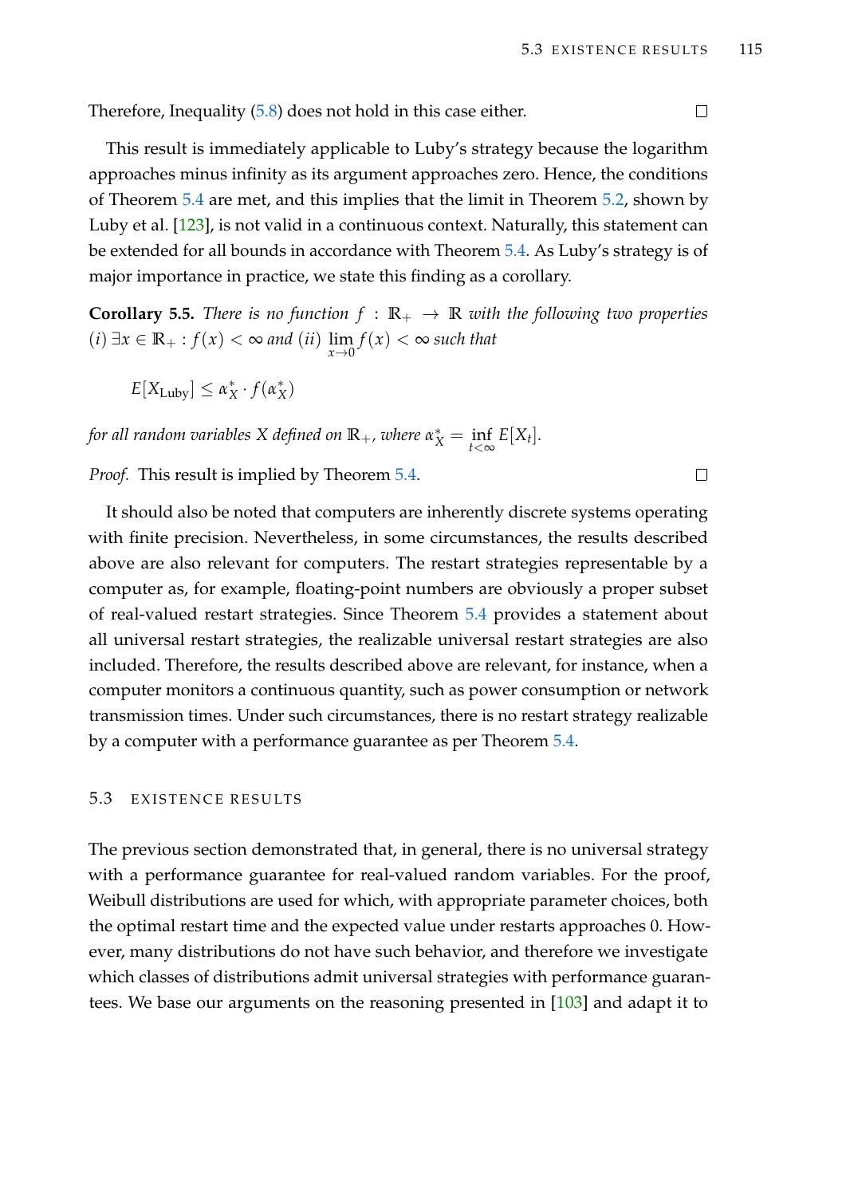Therefore, Inequality (5.8) does not hold in this case either. □

This result is immediately applicable to Luby's strategy because the logarithm approaches minus infinity as its argument approaches zero. Hence, the conditions of Theorem 5.4 are met, and this implies that the limit in Theorem 5.2, shown by Luby et al. [123], is not valid in a continuous context. Naturally, this statement can be extended for all bounds in accordance with Theorem 5.4. As Luby's strategy is of major importance in practice, we state this finding as a corollary.

**Corollary 5.5.** *There is no function $f : \mathbb{R}_+ \to \mathbb{R}$ with the following two properties (i) $\exists x \in \mathbb{R}_+ : f(x) < \infty$ and (ii) $\lim_{x \to 0} f(x) < \infty$ such that*

$$E[X_{\text{Luby}}] \leq \alpha_X^* \cdot f(\alpha_X^*)$$

*for all random variables $X$ defined on $\mathbb{R}_+$, where $\alpha_X^* = \inf_{t<\infty} E[X_t]$.*

*Proof.* This result is implied by Theorem 5.4. □

It should also be noted that computers are inherently discrete systems operating with finite precision. Nevertheless, in some circumstances, the results described above are also relevant for computers. The restart strategies representable by a computer as, for example, floating-point numbers are obviously a proper subset of real-valued restart strategies. Since Theorem 5.4 provides a statement about all universal restart strategies, the realizable universal restart strategies are also included. Therefore, the results described above are relevant, for instance, when a computer monitors a continuous quantity, such as power consumption or network transmission times. Under such circumstances, there is no restart strategy realizable by a computer with a performance guarantee as per Theorem 5.4.

## 5.3 Existence Results

The previous section demonstrated that, in general, there is no universal strategy with a performance guarantee for real-valued random variables. For the proof, Weibull distributions are used for which, with appropriate parameter choices, both the optimal restart time and the expected value under restarts approaches 0. However, many distributions do not have such behavior, and therefore we investigate which classes of distributions admit universal strategies with performance guarantees. We base our arguments on the reasoning presented in [103] and adapt it to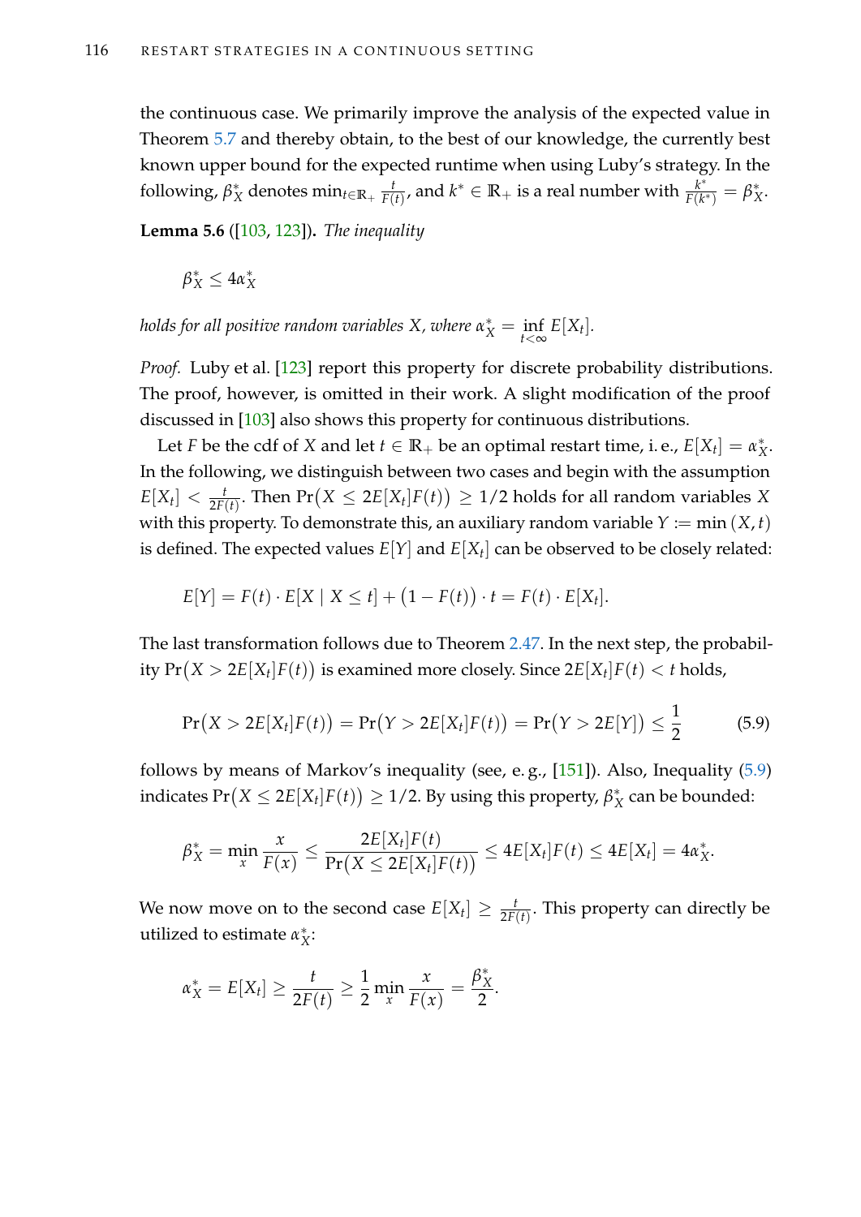the continuous case. We primarily improve the analysis of the expected value in Theorem 5.7 and thereby obtain, to the best of our knowledge, the currently best known upper bound for the expected runtime when using Luby's strategy. In the following, $\beta^*_X$ denotes $\min_{t\in\mathbb{R}_+} \frac{t}{F(t)}$, and $k^* \in \mathbb{R}_+$ is a real number with $\frac{k^*}{F(k^*)} = \beta^*_X$.

**Lemma 5.6** ([103, 123])**.** *The inequality*

$$\beta^*_X \leq 4\alpha^*_X$$

*holds for all positive random variables $X$, where $\alpha^*_X = \inf_{t<\infty} E[X_t]$.*

*Proof.* Luby et al. [123] report this property for discrete probability distributions. The proof, however, is omitted in their work. A slight modification of the proof discussed in [103] also shows this property for continuous distributions.

Let $F$ be the cdf of $X$ and let $t \in \mathbb{R}_+$ be an optimal restart time, i. e., $E[X_t] = \alpha^*_X$. In the following, we distinguish between two cases and begin with the assumption $E[X_t] < \frac{t}{2F(t)}$. Then $\Pr\big(X \leq 2E[X_t]F(t)\big) \geq 1/2$ holds for all random variables $X$ with this property. To demonstrate this, an auxiliary random variable $Y := \min(X, t)$ is defined. The expected values $E[Y]$ and $E[X_t]$ can be observed to be closely related:

$$E[Y] = F(t) \cdot E[X \mid X \leq t] + \big(1 - F(t)\big) \cdot t = F(t) \cdot E[X_t].$$

The last transformation follows due to Theorem 2.47. In the next step, the probability $\Pr\big(X > 2E[X_t]F(t)\big)$ is examined more closely. Since $2E[X_t]F(t) < t$ holds,

$$\Pr\big(X > 2E[X_t]F(t)\big) = \Pr\big(Y > 2E[X_t]F(t)\big) = \Pr\big(Y > 2E[Y]\big) \leq \frac{1}{2} \tag{5.9}$$

follows by means of Markov's inequality (see, e. g., [151]). Also, Inequality (5.9) indicates $\Pr\big(X \leq 2E[X_t]F(t)\big) \geq 1/2$. By using this property, $\beta^*_X$ can be bounded:

$$\beta^*_X = \min_x \frac{x}{F(x)} \leq \frac{2E[X_t]F(t)}{\Pr\big(X \leq 2E[X_t]F(t)\big)} \leq 4E[X_t]F(t) \leq 4E[X_t] = 4\alpha^*_X.$$

We now move on to the second case $E[X_t] \geq \frac{t}{2F(t)}$. This property can directly be utilized to estimate $\alpha^*_X$:

$$\alpha^*_X = E[X_t] \geq \frac{t}{2F(t)} \geq \frac{1}{2} \min_x \frac{x}{F(x)} = \frac{\beta^*_X}{2}.$$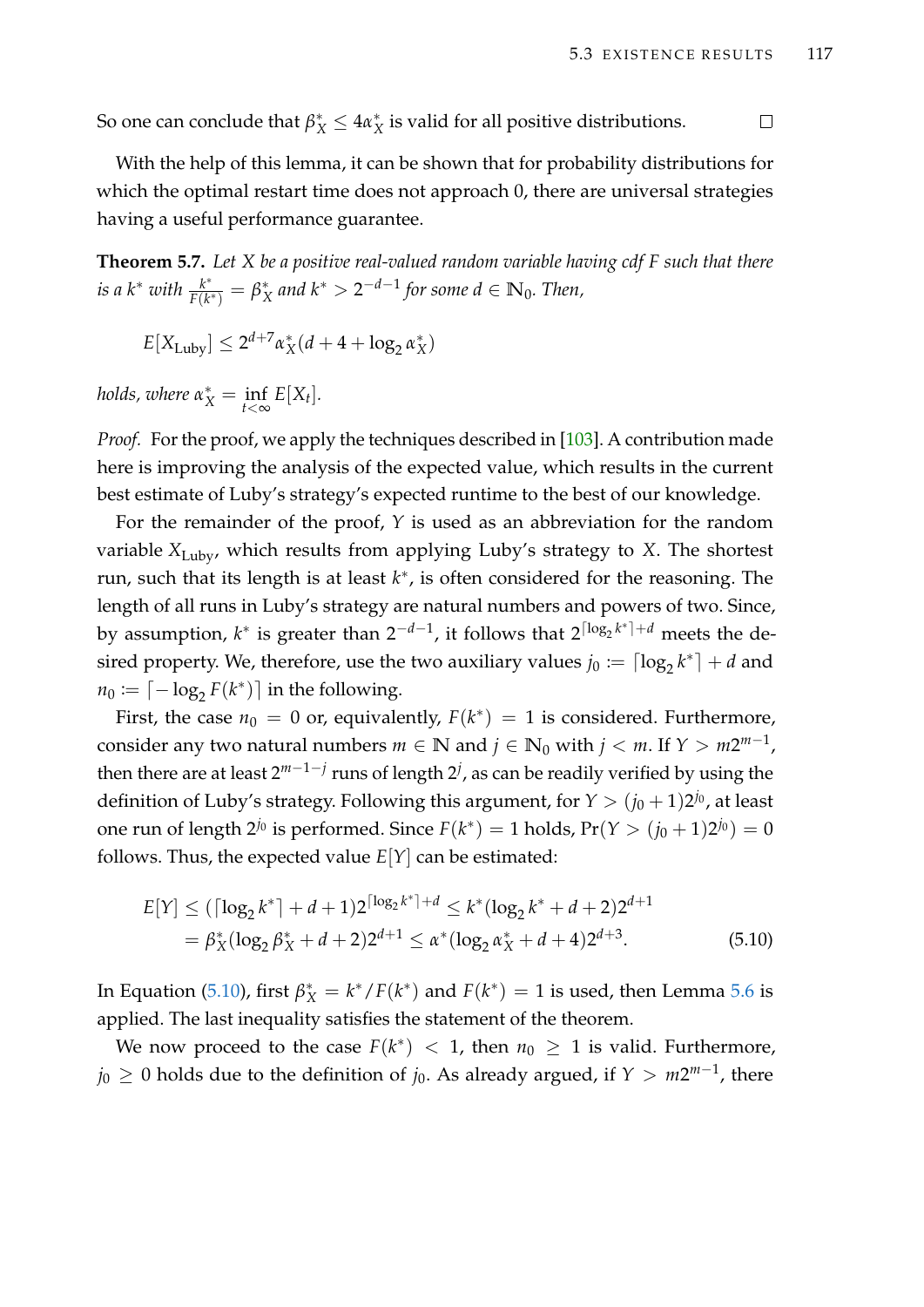So one can conclude that $\beta^*_X \leq 4\alpha^*_X$ is valid for all positive distributions. □

With the help of this lemma, it can be shown that for probability distributions for which the optimal restart time does not approach 0, there are universal strategies having a useful performance guarantee.

**Theorem 5.7.** *Let $X$ be a positive real-valued random variable having cdf $F$ such that there is a $k^*$ with $\frac{k^*}{F(k^*)} = \beta^*_X$ and $k^* > 2^{-d-1}$ for some $d \in \mathbb{N}_0$. Then,*

$$E[X_{\text{Luby}}] \leq 2^{d+7}\alpha^*_X(d + 4 + \log_2 \alpha^*_X)$$

*holds, where $\alpha^*_X = \inf_{t<\infty} E[X_t]$.*

*Proof.* For the proof, we apply the techniques described in [103]. A contribution made here is improving the analysis of the expected value, which results in the current best estimate of Luby's strategy's expected runtime to the best of our knowledge.

For the remainder of the proof, $Y$ is used as an abbreviation for the random variable $X_{\text{Luby}}$, which results from applying Luby's strategy to $X$. The shortest run, such that its length is at least $k^*$, is often considered for the reasoning. The length of all runs in Luby's strategy are natural numbers and powers of two. Since, by assumption, $k^*$ is greater than $2^{-d-1}$, it follows that $2^{\lceil \log_2 k^* \rceil + d}$ meets the desired property. We, therefore, use the two auxiliary values $j_0 := \lceil \log_2 k^* \rceil + d$ and $n_0 := \lceil -\log_2 F(k^*) \rceil$ in the following.

First, the case $n_0 = 0$ or, equivalently, $F(k^*) = 1$ is considered. Furthermore, consider any two natural numbers $m \in \mathbb{N}$ and $j \in \mathbb{N}_0$ with $j < m$. If $Y > m2^{m-1}$, then there are at least $2^{m-1-j}$ runs of length $2^j$, as can be readily verified by using the definition of Luby's strategy. Following this argument, for $Y > (j_0 + 1)2^{j_0}$, at least one run of length $2^{j_0}$ is performed. Since $F(k^*) = 1$ holds, $\Pr(Y > (j_0 + 1)2^{j_0}) = 0$ follows. Thus, the expected value $E[Y]$ can be estimated:

$$\begin{aligned} E[Y] &\leq (\lceil \log_2 k^* \rceil + d + 1)2^{\lceil \log_2 k^* \rceil + d} \leq k^*(\log_2 k^* + d + 2)2^{d+1} \\ &= \beta^*_X(\log_2 \beta^*_X + d + 2)2^{d+1} \leq \alpha^*(\log_2 \alpha^*_X + d + 4)2^{d+3}. \end{aligned} \tag{5.10}$$

In Equation (5.10), first $\beta^*_X = k^*/F(k^*)$ and $F(k^*) = 1$ is used, then Lemma 5.6 is applied. The last inequality satisfies the statement of the theorem.

We now proceed to the case $F(k^*) < 1$, then $n_0 \geq 1$ is valid. Furthermore, $j_0 \geq 0$ holds due to the definition of $j_0$. As already argued, if $Y > m2^{m-1}$, there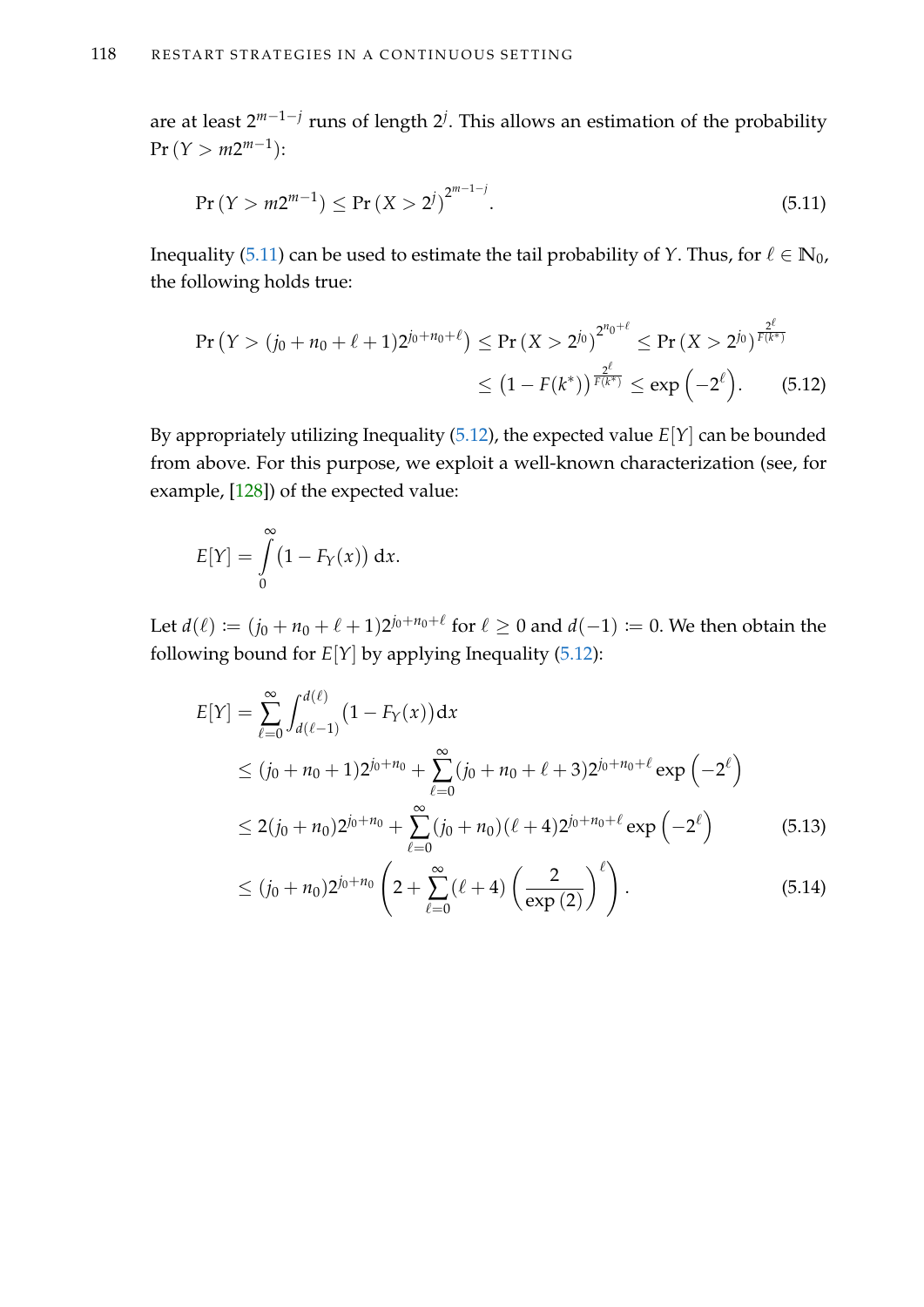are at least $2^{m-1-j}$ runs of length $2^j$. This allows an estimation of the probability $\Pr(Y > m2^{m-1})$:

$$\Pr(Y > m2^{m-1}) \le \Pr(X > 2^j)^{2^{m-1-j}}. \tag{5.11}$$

Inequality (5.11) can be used to estimate the tail probability of $Y$. Thus, for $\ell \in \mathbb{N}_0$, the following holds true:

$$\begin{aligned}
\Pr\left(Y > (j_0 + n_0 + \ell + 1)2^{j_0+n_0+\ell}\right) &\le \Pr(X > 2^{j_0})^{2^{n_0+\ell}} \le \Pr(X > 2^{j_0})^{\frac{2^\ell}{F(k^*)}} \\
&\le \left(1 - F(k^*)\right)^{\frac{2^\ell}{F(k^*)}} \le \exp\left(-2^\ell\right).
\end{aligned} \tag{5.12}$$

By appropriately utilizing Inequality (5.12), the expected value $E[Y]$ can be bounded from above. For this purpose, we exploit a well-known characterization (see, for example, [128]) of the expected value:

$$E[Y] = \int_0^\infty \left(1 - F_Y(x)\right) \mathrm{d}x.$$

Let $d(\ell) := (j_0 + n_0 + \ell + 1)2^{j_0+n_0+\ell}$ for $\ell \ge 0$ and $d(-1) := 0$. We then obtain the following bound for $E[Y]$ by applying Inequality (5.12):

$$\begin{aligned}
E[Y] &= \sum_{\ell=0}^{\infty} \int_{d(\ell-1)}^{d(\ell)} \left(1 - F_Y(x)\right) \mathrm{d}x \\
&\le (j_0 + n_0 + 1)2^{j_0+n_0} + \sum_{\ell=0}^{\infty} (j_0 + n_0 + \ell + 3)2^{j_0+n_0+\ell} \exp\left(-2^\ell\right) \\
&\le 2(j_0 + n_0)2^{j_0+n_0} + \sum_{\ell=0}^{\infty} (j_0 + n_0)(\ell + 4)2^{j_0+n_0+\ell} \exp\left(-2^\ell\right) && (5.13) \\
&\le (j_0 + n_0)2^{j_0+n_0} \left(2 + \sum_{\ell=0}^{\infty} (\ell + 4) \left(\frac{2}{\exp(2)}\right)^\ell\right). && (5.14)
\end{aligned}$$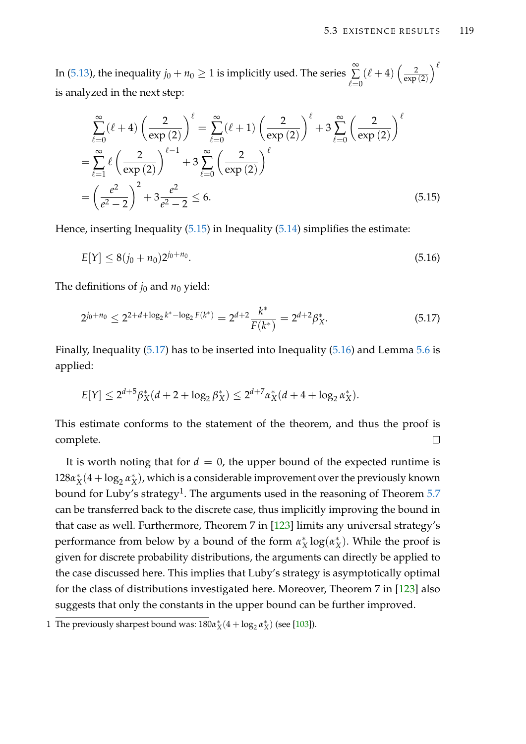In (5.13), the inequality $j_0 + n_0 \geq 1$ is implicitly used. The series $\sum_{\ell=0}^{\infty} (\ell+4) \left(\frac{2}{\exp(2)}\right)^{\ell}$ is analyzed in the next step:

$$
\begin{aligned}
\sum_{\ell=0}^{\infty} (\ell+4) \left(\frac{2}{\exp(2)}\right)^{\ell} &= \sum_{\ell=0}^{\infty} (\ell+1) \left(\frac{2}{\exp(2)}\right)^{\ell} + 3 \sum_{\ell=0}^{\infty} \left(\frac{2}{\exp(2)}\right)^{\ell} \\
&= \sum_{\ell=1}^{\infty} \ell \left(\frac{2}{\exp(2)}\right)^{\ell-1} + 3 \sum_{\ell=0}^{\infty} \left(\frac{2}{\exp(2)}\right)^{\ell} \\
&= \left(\frac{e^2}{e^2-2}\right)^2 + 3\frac{e^2}{e^2-2} \leq 6. 
\end{aligned} \tag{5.15}
$$

Hence, inserting Inequality (5.15) in Inequality (5.14) simplifies the estimate:

$$
E[Y] \leq 8(j_0 + n_0) 2^{j_0 + n_0}. \tag{5.16}
$$

The definitions of $j_0$ and $n_0$ yield:

$$
2^{j_0+n_0} \leq 2^{2+d+\log_2 k^* - \log_2 F(k^*)} = 2^{d+2} \frac{k^*}{F(k^*)} = 2^{d+2} \beta_X^*. \tag{5.17}
$$

Finally, Inequality (5.17) has to be inserted into Inequality (5.16) and Lemma 5.6 is applied:

$$
E[Y] \leq 2^{d+5} \beta_X^* (d + 2 + \log_2 \beta_X^*) \leq 2^{d+7} \alpha_X^* (d + 4 + \log_2 \alpha_X^*).
$$

This estimate conforms to the statement of the theorem, and thus the proof is complete. □

It is worth noting that for $d = 0$, the upper bound of the expected runtime is $128\alpha_X^*(4 + \log_2 \alpha_X^*)$, which is a considerable improvement over the previously known bound for Luby's strategy[1]. The arguments used in the reasoning of Theorem 5.7 can be transferred back to the discrete case, thus implicitly improving the bound in that case as well. Furthermore, Theorem 7 in [123] limits any universal strategy's performance from below by a bound of the form $\alpha_X^* \log(\alpha_X^*)$. While the proof is given for discrete probability distributions, the arguments can directly be applied to the case discussed here. This implies that Luby's strategy is asymptotically optimal for the class of distributions investigated here. Moreover, Theorem 7 in [123] also suggests that only the constants in the upper bound can be further improved.

1 The previously sharpest bound was: $180\alpha_X^*(4 + \log_2 \alpha_X^*)$ (see [103]).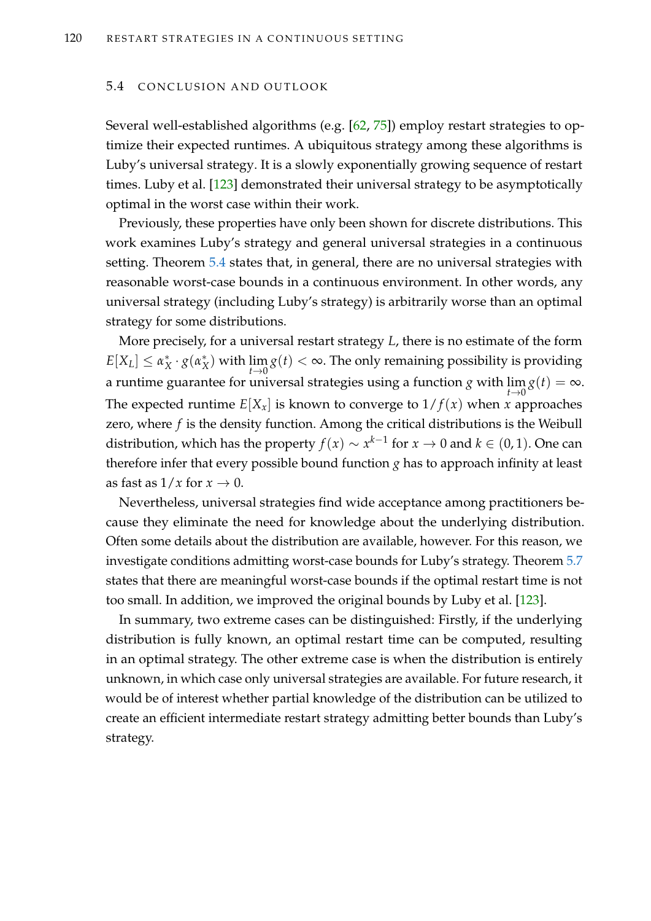## 5.4 CONCLUSION AND OUTLOOK

Several well-established algorithms (e.g. [62, 75]) employ restart strategies to optimize their expected runtimes. A ubiquitous strategy among these algorithms is Luby's universal strategy. It is a slowly exponentially growing sequence of restart times. Luby et al. [123] demonstrated their universal strategy to be asymptotically optimal in the worst case within their work.

Previously, these properties have only been shown for discrete distributions. This work examines Luby's strategy and general universal strategies in a continuous setting. Theorem 5.4 states that, in general, there are no universal strategies with reasonable worst-case bounds in a continuous environment. In other words, any universal strategy (including Luby's strategy) is arbitrarily worse than an optimal strategy for some distributions.

More precisely, for a universal restart strategy $L$, there is no estimate of the form $E[X_L] \leq \alpha_X^* \cdot g(\alpha_X^*)$ with $\lim_{t \to 0} g(t) < \infty$. The only remaining possibility is providing a runtime guarantee for universal strategies using a function $g$ with $\lim_{t \to 0} g(t) = \infty$. The expected runtime $E[X_x]$ is known to converge to $1/f(x)$ when $x$ approaches zero, where $f$ is the density function. Among the critical distributions is the Weibull distribution, which has the property $f(x) \sim x^{k-1}$ for $x \to 0$ and $k \in (0, 1)$. One can therefore infer that every possible bound function $g$ has to approach infinity at least as fast as $1/x$ for $x \to 0$.

Nevertheless, universal strategies find wide acceptance among practitioners because they eliminate the need for knowledge about the underlying distribution. Often some details about the distribution are available, however. For this reason, we investigate conditions admitting worst-case bounds for Luby's strategy. Theorem 5.7 states that there are meaningful worst-case bounds if the optimal restart time is not too small. In addition, we improved the original bounds by Luby et al. [123].

In summary, two extreme cases can be distinguished: Firstly, if the underlying distribution is fully known, an optimal restart time can be computed, resulting in an optimal strategy. The other extreme case is when the distribution is entirely unknown, in which case only universal strategies are available. For future research, it would be of interest whether partial knowledge of the distribution can be utilized to create an efficient intermediate restart strategy admitting better bounds than Luby's strategy.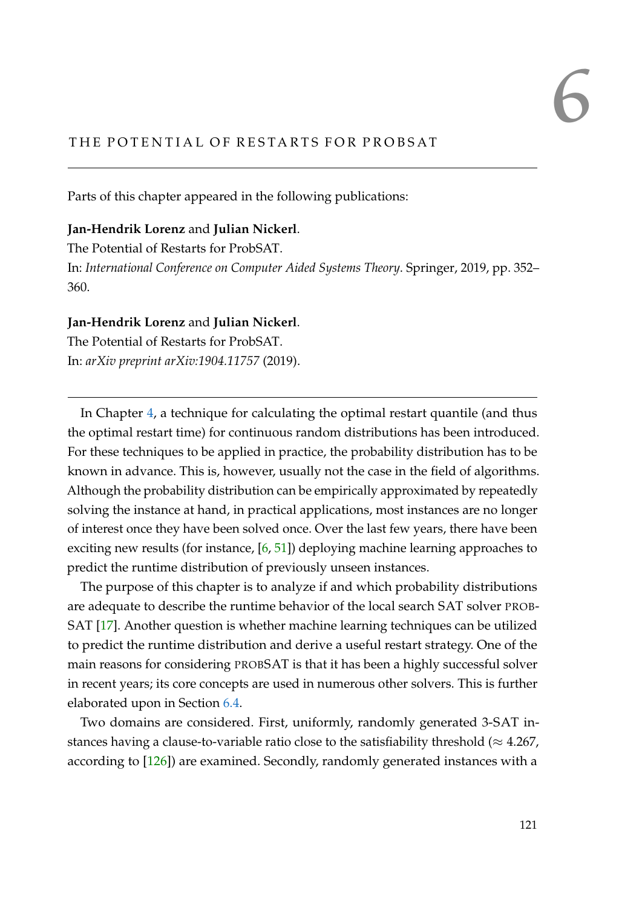# 6 THE POTENTIAL OF RESTARTS FOR PROBSAT

Parts of this chapter appeared in the following publications:

**Jan-Hendrik Lorenz** and **Julian Nickerl**.
The Potential of Restarts for ProbSAT.
In: *International Conference on Computer Aided Systems Theory*. Springer, 2019, pp. 352–360.

**Jan-Hendrik Lorenz** and **Julian Nickerl**.
The Potential of Restarts for ProbSAT.
In: *arXiv preprint arXiv:1904.11757* (2019).

---

In Chapter 4, a technique for calculating the optimal restart quantile (and thus the optimal restart time) for continuous random distributions has been introduced. For these techniques to be applied in practice, the probability distribution has to be known in advance. This is, however, usually not the case in the field of algorithms. Although the probability distribution can be empirically approximated by repeatedly solving the instance at hand, in practical applications, most instances are no longer of interest once they have been solved once. Over the last few years, there have been exciting new results (for instance, [6, 51]) deploying machine learning approaches to predict the runtime distribution of previously unseen instances.

The purpose of this chapter is to analyze if and which probability distributions are adequate to describe the runtime behavior of the local search SAT solver PROBSAT [17]. Another question is whether machine learning techniques can be utilized to predict the runtime distribution and derive a useful restart strategy. One of the main reasons for considering PROBSAT is that it has been a highly successful solver in recent years; its core concepts are used in numerous other solvers. This is further elaborated upon in Section 6.4.

Two domains are considered. First, uniformly, randomly generated 3-SAT instances having a clause-to-variable ratio close to the satisfiability threshold ($\approx 4.267$, according to [126]) are examined. Secondly, randomly generated instances with a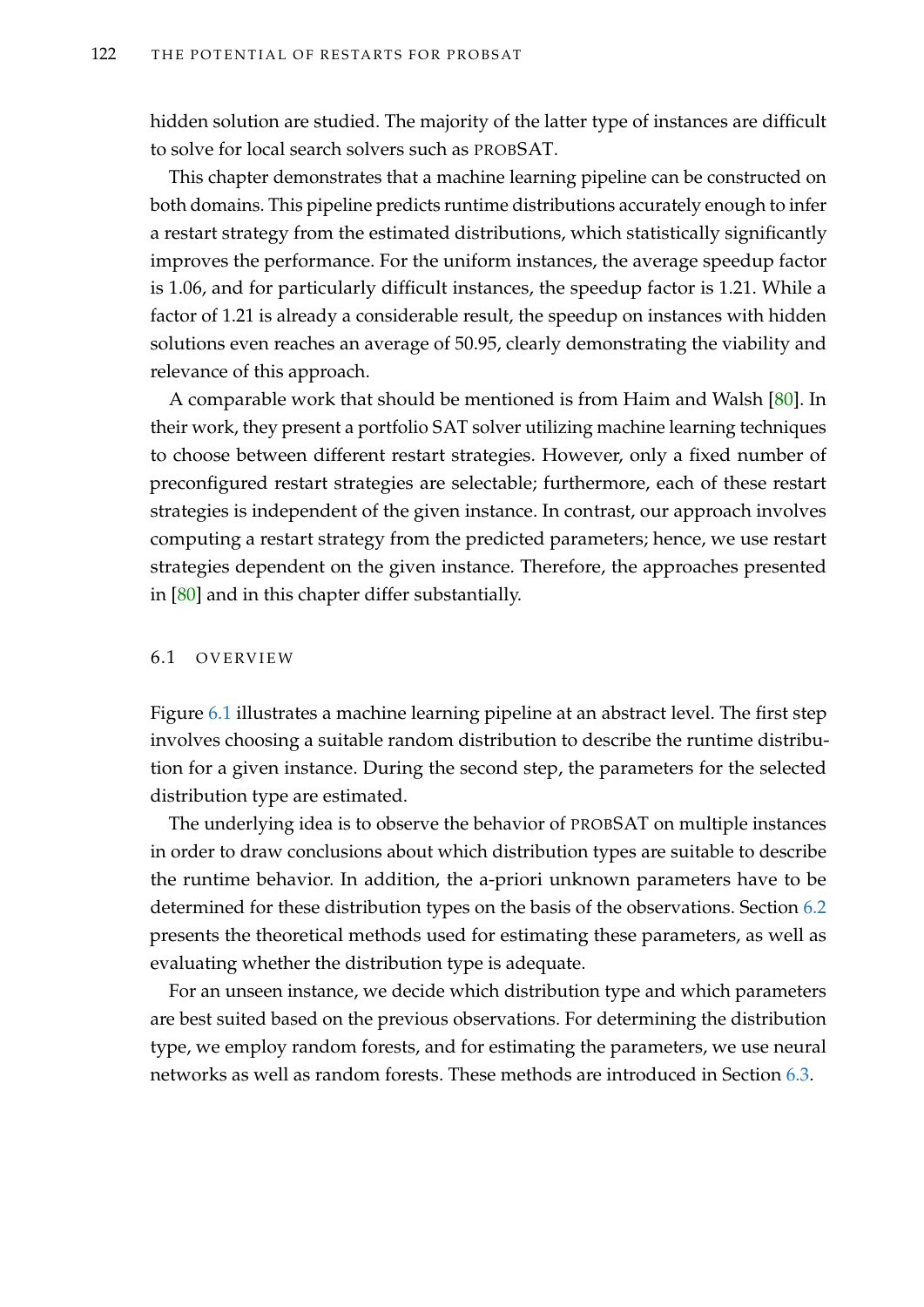hidden solution are studied. The majority of the latter type of instances are difficult to solve for local search solvers such as PROBSAT.

This chapter demonstrates that a machine learning pipeline can be constructed on both domains. This pipeline predicts runtime distributions accurately enough to infer a restart strategy from the estimated distributions, which statistically significantly improves the performance. For the uniform instances, the average speedup factor is 1.06, and for particularly difficult instances, the speedup factor is 1.21. While a factor of 1.21 is already a considerable result, the speedup on instances with hidden solutions even reaches an average of 50.95, clearly demonstrating the viability and relevance of this approach.

A comparable work that should be mentioned is from Haim and Walsh [80]. In their work, they present a portfolio SAT solver utilizing machine learning techniques to choose between different restart strategies. However, only a fixed number of preconfigured restart strategies are selectable; furthermore, each of these restart strategies is independent of the given instance. In contrast, our approach involves computing a restart strategy from the predicted parameters; hence, we use restart strategies dependent on the given instance. Therefore, the approaches presented in [80] and in this chapter differ substantially.

## 6.1 OVERVIEW

Figure 6.1 illustrates a machine learning pipeline at an abstract level. The first step involves choosing a suitable random distribution to describe the runtime distribution for a given instance. During the second step, the parameters for the selected distribution type are estimated.

The underlying idea is to observe the behavior of PROBSAT on multiple instances in order to draw conclusions about which distribution types are suitable to describe the runtime behavior. In addition, the a-priori unknown parameters have to be determined for these distribution types on the basis of the observations. Section 6.2 presents the theoretical methods used for estimating these parameters, as well as evaluating whether the distribution type is adequate.

For an unseen instance, we decide which distribution type and which parameters are best suited based on the previous observations. For determining the distribution type, we employ random forests, and for estimating the parameters, we use neural networks as well as random forests. These methods are introduced in Section 6.3.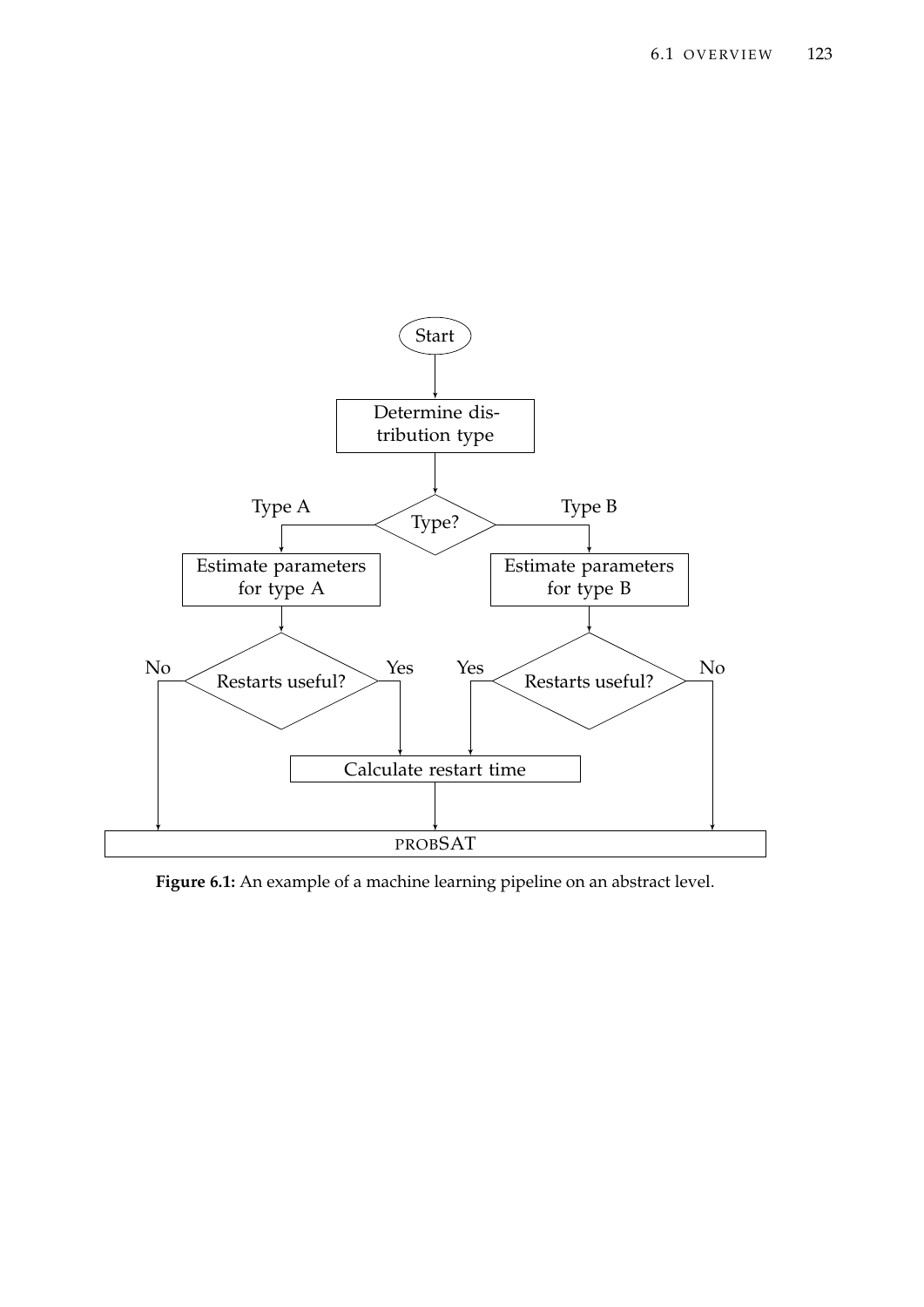Figure 6.1: An example of a machine learning pipeline on an abstract level.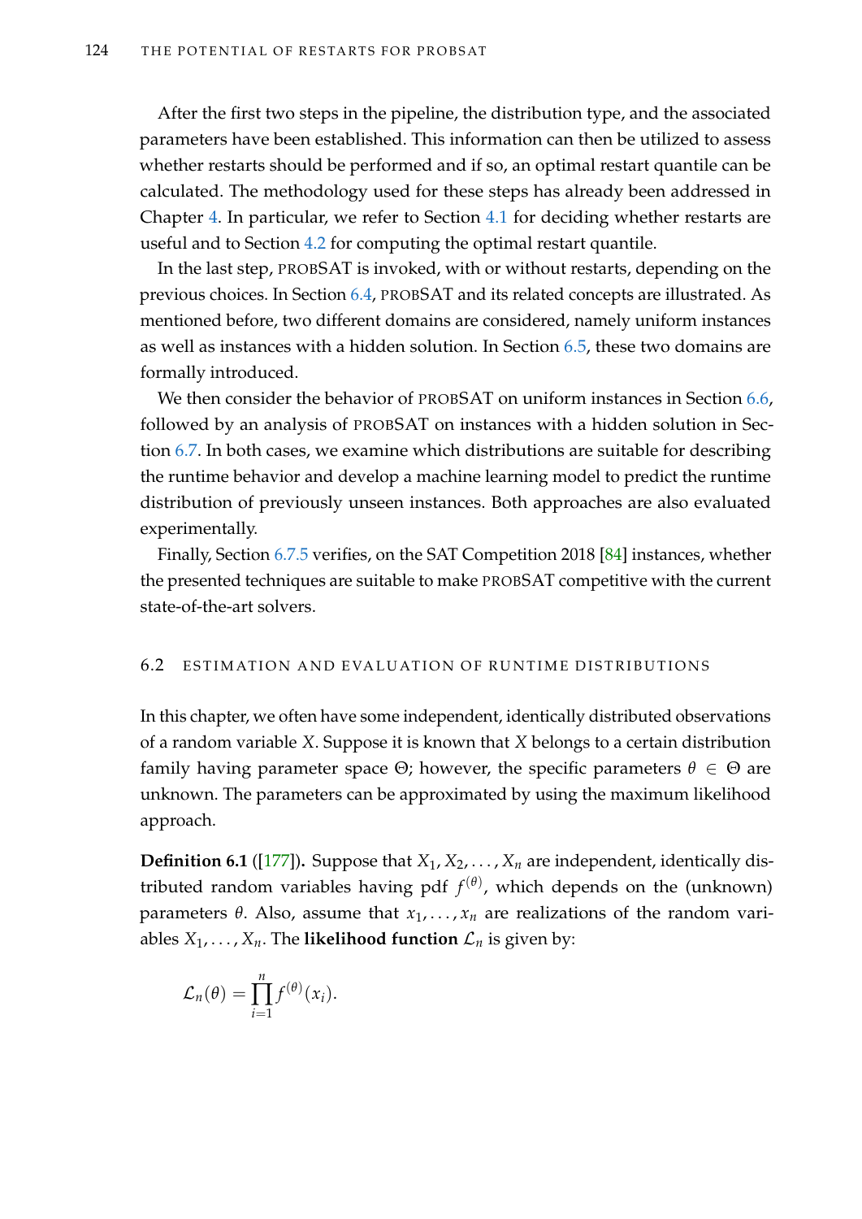After the first two steps in the pipeline, the distribution type, and the associated parameters have been established. This information can then be utilized to assess whether restarts should be performed and if so, an optimal restart quantile can be calculated. The methodology used for these steps has already been addressed in Chapter 4. In particular, we refer to Section 4.1 for deciding whether restarts are useful and to Section 4.2 for computing the optimal restart quantile.

In the last step, PROBSAT is invoked, with or without restarts, depending on the previous choices. In Section 6.4, PROBSAT and its related concepts are illustrated. As mentioned before, two different domains are considered, namely uniform instances as well as instances with a hidden solution. In Section 6.5, these two domains are formally introduced.

We then consider the behavior of PROBSAT on uniform instances in Section 6.6, followed by an analysis of PROBSAT on instances with a hidden solution in Section 6.7. In both cases, we examine which distributions are suitable for describing the runtime behavior and develop a machine learning model to predict the runtime distribution of previously unseen instances. Both approaches are also evaluated experimentally.

Finally, Section 6.7.5 verifies, on the SAT Competition 2018 [84] instances, whether the presented techniques are suitable to make PROBSAT competitive with the current state-of-the-art solvers.

## 6.2 ESTIMATION AND EVALUATION OF RUNTIME DISTRIBUTIONS

In this chapter, we often have some independent, identically distributed observations of a random variable $X$. Suppose it is known that $X$ belongs to a certain distribution family having parameter space $\Theta$; however, the specific parameters $\theta \in \Theta$ are unknown. The parameters can be approximated by using the maximum likelihood approach.

**Definition 6.1** ([177])**.** Suppose that $X_1, X_2, \ldots, X_n$ are independent, identically distributed random variables having pdf $f^{(\theta)}$, which depends on the (unknown) parameters $\theta$. Also, assume that $x_1, \ldots, x_n$ are realizations of the random variables $X_1, \ldots, X_n$. The **likelihood function** $\mathcal{L}_n$ is given by:

$$\mathcal{L}_n(\theta) = \prod_{i=1}^{n} f^{(\theta)}(x_i).$$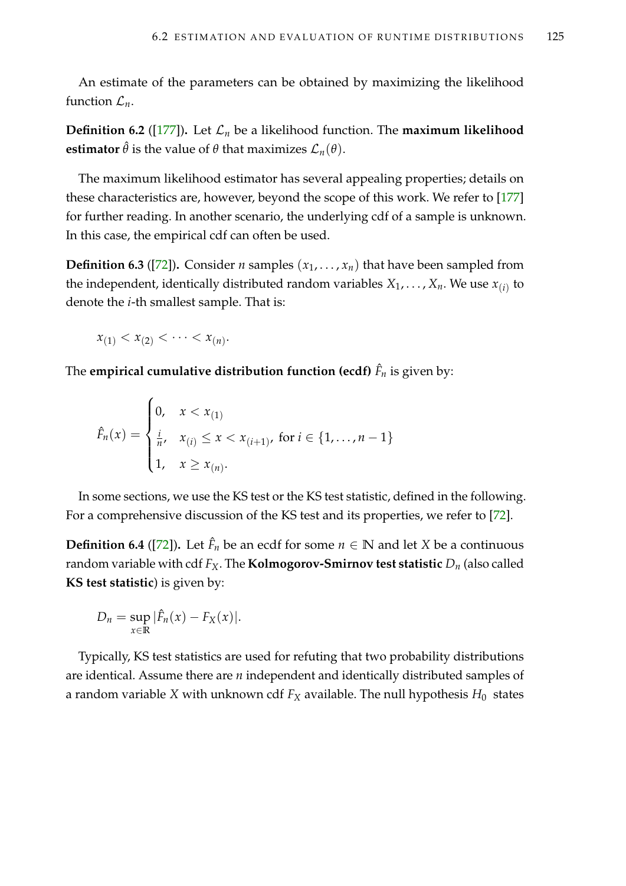An estimate of the parameters can be obtained by maximizing the likelihood function $\mathcal{L}_n$.

**Definition 6.2** ([177])**.** Let $\mathcal{L}_n$ be a likelihood function. The **maximum likelihood estimator** $\hat{\theta}$ is the value of $\theta$ that maximizes $\mathcal{L}_n(\theta)$.

The maximum likelihood estimator has several appealing properties; details on these characteristics are, however, beyond the scope of this work. We refer to [177] for further reading. In another scenario, the underlying cdf of a sample is unknown. In this case, the empirical cdf can often be used.

**Definition 6.3** ([72])**.** Consider $n$ samples $(x_1, \ldots, x_n)$ that have been sampled from the independent, identically distributed random variables $X_1, \ldots, X_n$. We use $x_{(i)}$ to denote the $i$-th smallest sample. That is:

$$x_{(1)} < x_{(2)} < \cdots < x_{(n)}.$$

The **empirical cumulative distribution function (ecdf)** $\hat{F}_n$ is given by:

$$\hat{F}_n(x) = \begin{cases} 0, & x < x_{(1)} \\ \frac{i}{n}, & x_{(i)} \leq x < x_{(i+1)}, \text{ for } i \in \{1, \ldots, n-1\} \\ 1, & x \geq x_{(n)}. \end{cases}$$

In some sections, we use the KS test or the KS test statistic, defined in the following. For a comprehensive discussion of the KS test and its properties, we refer to [72].

**Definition 6.4** ([72])**.** Let $\hat{F}_n$ be an ecdf for some $n \in \mathbb{N}$ and let $X$ be a continuous random variable with cdf $F_X$. The **Kolmogorov-Smirnov test statistic** $D_n$ (also called **KS test statistic**) is given by:

$$D_n = \sup_{x \in \mathbb{R}} |\hat{F}_n(x) - F_X(x)|.$$

Typically, KS test statistics are used for refuting that two probability distributions are identical. Assume there are $n$ independent and identically distributed samples of a random variable $X$ with unknown cdf $F_X$ available. The null hypothesis $H_0$ states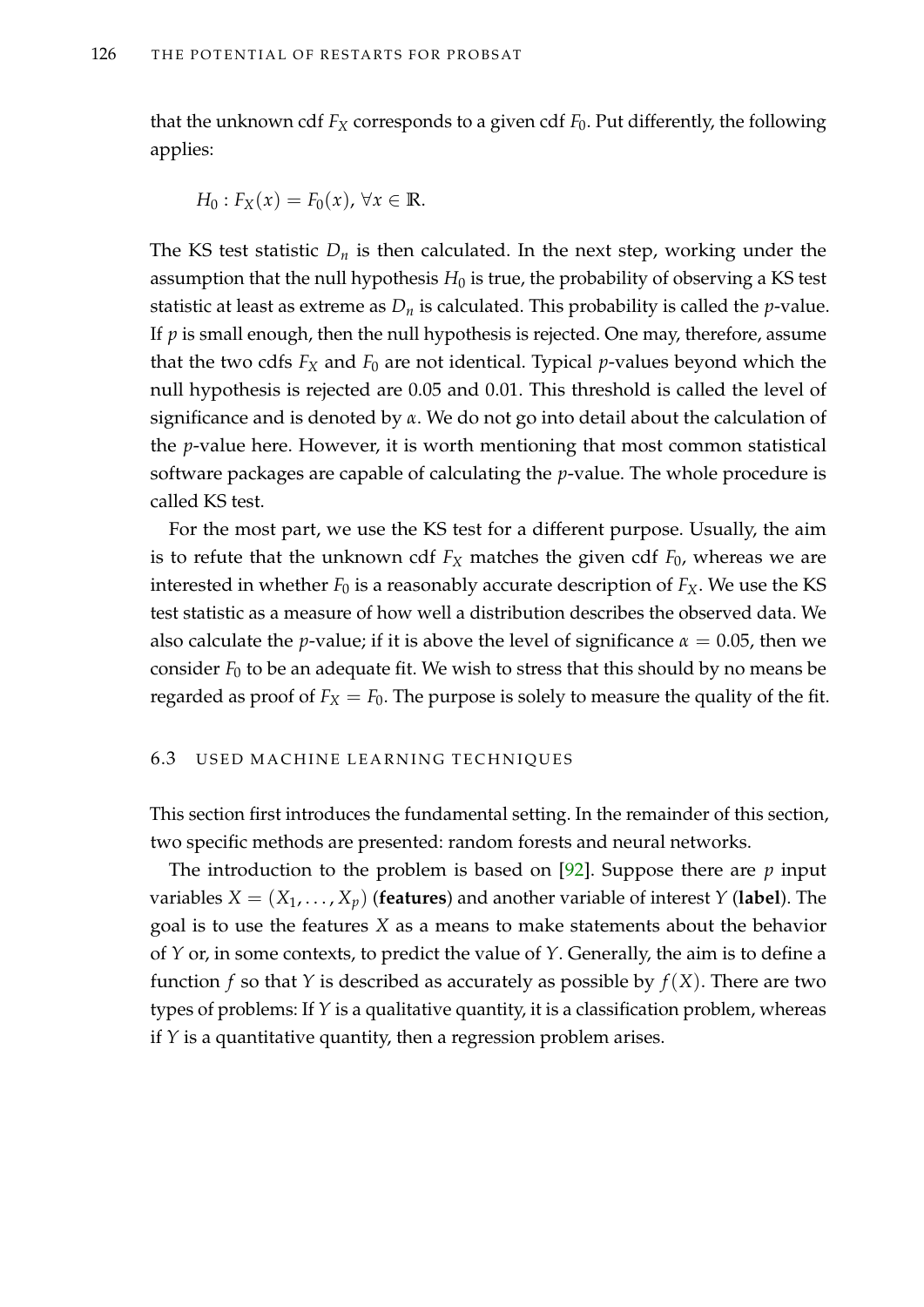that the unknown cdf $F_X$ corresponds to a given cdf $F_0$. Put differently, the following applies:

$$H_0 : F_X(x) = F_0(x), \ \forall x \in \mathbb{R}.$$

The KS test statistic $D_n$ is then calculated. In the next step, working under the assumption that the null hypothesis $H_0$ is true, the probability of observing a KS test statistic at least as extreme as $D_n$ is calculated. This probability is called the $p$-value. If $p$ is small enough, then the null hypothesis is rejected. One may, therefore, assume that the two cdfs $F_X$ and $F_0$ are not identical. Typical $p$-values beyond which the null hypothesis is rejected are 0.05 and 0.01. This threshold is called the level of significance and is denoted by $\alpha$. We do not go into detail about the calculation of the $p$-value here. However, it is worth mentioning that most common statistical software packages are capable of calculating the $p$-value. The whole procedure is called KS test.

For the most part, we use the KS test for a different purpose. Usually, the aim is to refute that the unknown cdf $F_X$ matches the given cdf $F_0$, whereas we are interested in whether $F_0$ is a reasonably accurate description of $F_X$. We use the KS test statistic as a measure of how well a distribution describes the observed data. We also calculate the $p$-value; if it is above the level of significance $\alpha = 0.05$, then we consider $F_0$ to be an adequate fit. We wish to stress that this should by no means be regarded as proof of $F_X = F_0$. The purpose is solely to measure the quality of the fit.

## 6.3 USED MACHINE LEARNING TECHNIQUES

This section first introduces the fundamental setting. In the remainder of this section, two specific methods are presented: random forests and neural networks.

The introduction to the problem is based on [92]. Suppose there are $p$ input variables $X = (X_1, \ldots, X_p)$ (**features**) and another variable of interest $Y$ (**label**). The goal is to use the features $X$ as a means to make statements about the behavior of $Y$ or, in some contexts, to predict the value of $Y$. Generally, the aim is to define a function $f$ so that $Y$ is described as accurately as possible by $f(X)$. There are two types of problems: If $Y$ is a qualitative quantity, it is a classification problem, whereas if $Y$ is a quantitative quantity, then a regression problem arises.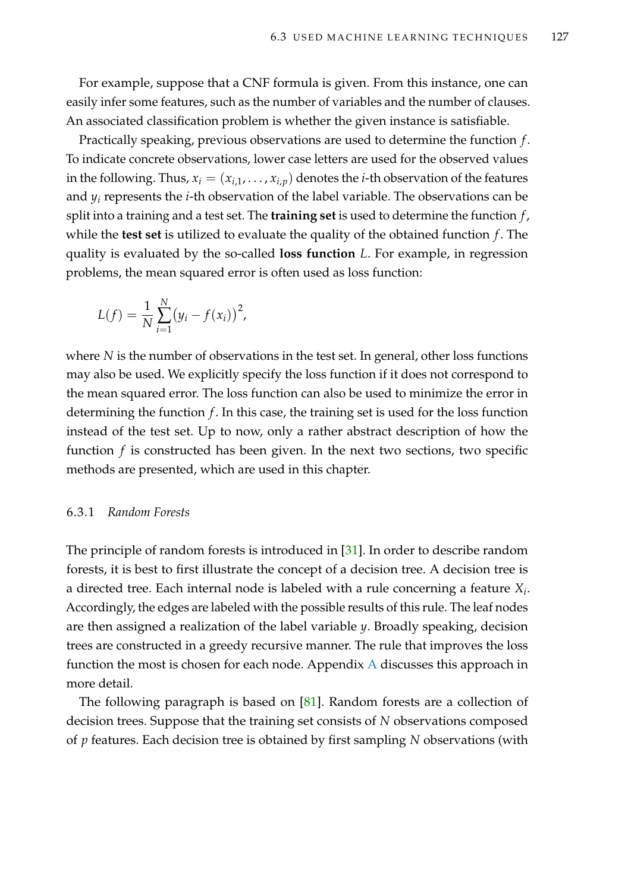For example, suppose that a CNF formula is given. From this instance, one can easily infer some features, such as the number of variables and the number of clauses. An associated classification problem is whether the given instance is satisfiable.

Practically speaking, previous observations are used to determine the function $f$. To indicate concrete observations, lower case letters are used for the observed values in the following. Thus, $x_i = (x_{i,1}, \ldots, x_{i,p})$ denotes the $i$-th observation of the features and $y_i$ represents the $i$-th observation of the label variable. The observations can be split into a training and a test set. The **training set** is used to determine the function $f$, while the **test set** is utilized to evaluate the quality of the obtained function $f$. The quality is evaluated by the so-called **loss function** $L$. For example, in regression problems, the mean squared error is often used as loss function:

$$L(f) = \frac{1}{N} \sum_{i=1}^{N} \big(y_i - f(x_i)\big)^2,$$

where $N$ is the number of observations in the test set. In general, other loss functions may also be used. We explicitly specify the loss function if it does not correspond to the mean squared error. The loss function can also be used to minimize the error in determining the function $f$. In this case, the training set is used for the loss function instead of the test set. Up to now, only a rather abstract description of how the function $f$ is constructed has been given. In the next two sections, two specific methods are presented, which are used in this chapter.

### 6.3.1 *Random Forests*

The principle of random forests is introduced in [31]. In order to describe random forests, it is best to first illustrate the concept of a decision tree. A decision tree is a directed tree. Each internal node is labeled with a rule concerning a feature $X_i$. Accordingly, the edges are labeled with the possible results of this rule. The leaf nodes are then assigned a realization of the label variable $y$. Broadly speaking, decision trees are constructed in a greedy recursive manner. The rule that improves the loss function the most is chosen for each node. Appendix A discusses this approach in more detail.

The following paragraph is based on [81]. Random forests are a collection of decision trees. Suppose that the training set consists of $N$ observations composed of $p$ features. Each decision tree is obtained by first sampling $N$ observations (with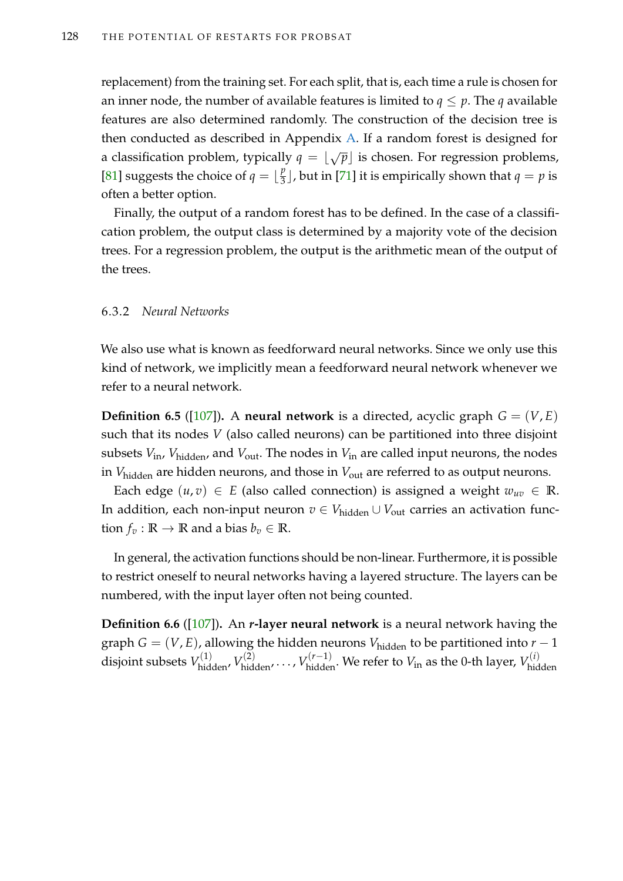replacement) from the training set. For each split, that is, each time a rule is chosen for an inner node, the number of available features is limited to $q \leq p$. The $q$ available features are also determined randomly. The construction of the decision tree is then conducted as described in Appendix A. If a random forest is designed for a classification problem, typically $q = \lfloor \sqrt{p} \rfloor$ is chosen. For regression problems, [81] suggests the choice of $q = \lfloor \frac{p}{3} \rfloor$, but in [71] it is empirically shown that $q = p$ is often a better option.

Finally, the output of a random forest has to be defined. In the case of a classification problem, the output class is determined by a majority vote of the decision trees. For a regression problem, the output is the arithmetic mean of the output of the trees.

### 6.3.2 *Neural Networks*

We also use what is known as feedforward neural networks. Since we only use this kind of network, we implicitly mean a feedforward neural network whenever we refer to a neural network.

**Definition 6.5** ([107])**.** A **neural network** is a directed, acyclic graph $G = (V, E)$ such that its nodes $V$ (also called neurons) can be partitioned into three disjoint subsets $V_{\text{in}}$, $V_{\text{hidden}}$, and $V_{\text{out}}$. The nodes in $V_{\text{in}}$ are called input neurons, the nodes in $V_{\text{hidden}}$ are hidden neurons, and those in $V_{\text{out}}$ are referred to as output neurons.

Each edge $(u, v) \in E$ (also called connection) is assigned a weight $w_{uv} \in \mathbb{R}$. In addition, each non-input neuron $v \in V_{\text{hidden}} \cup V_{\text{out}}$ carries an activation function $f_v : \mathbb{R} \to \mathbb{R}$ and a bias $b_v \in \mathbb{R}$.

In general, the activation functions should be non-linear. Furthermore, it is possible to restrict oneself to neural networks having a layered structure. The layers can be numbered, with the input layer often not being counted.

**Definition 6.6** ([107])**.** An ***r*-layer neural network** is a neural network having the graph $G = (V, E)$, allowing the hidden neurons $V_{\text{hidden}}$ to be partitioned into $r - 1$ disjoint subsets $V_{\text{hidden}}^{(1)}, V_{\text{hidden}}^{(2)}, \ldots, V_{\text{hidden}}^{(r-1)}$. We refer to $V_{\text{in}}$ as the 0-th layer, $V_{\text{hidden}}^{(i)}$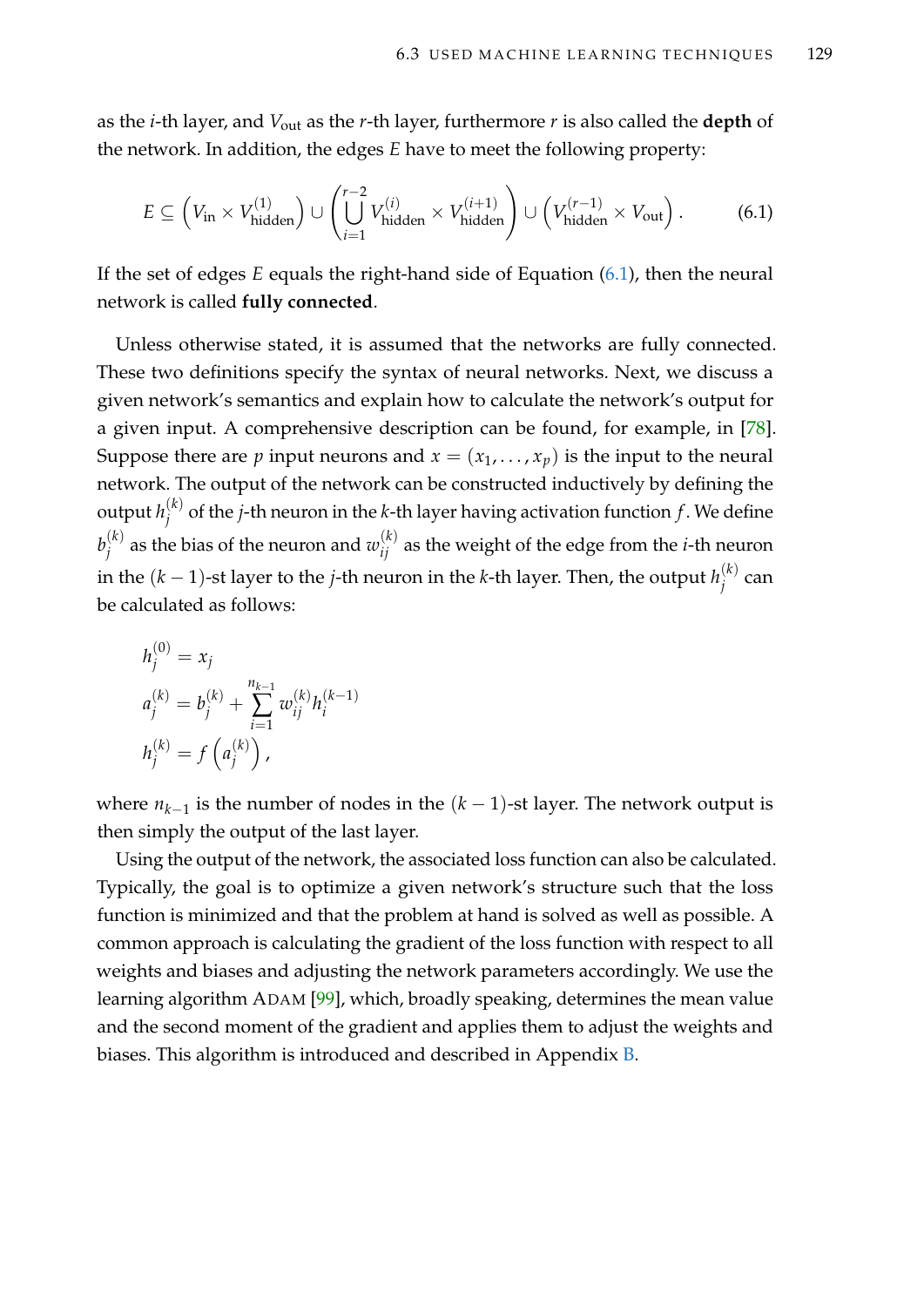as the $i$-th layer, and $V_{\text{out}}$ as the $r$-th layer, furthermore $r$ is also called the **depth** of the network. In addition, the edges $E$ have to meet the following property:

$$E \subseteq \left(V_{\text{in}} \times V_{\text{hidden}}^{(1)}\right) \cup \left(\bigcup_{i=1}^{r-2} V_{\text{hidden}}^{(i)} \times V_{\text{hidden}}^{(i+1)}\right) \cup \left(V_{\text{hidden}}^{(r-1)} \times V_{\text{out}}\right). \tag{6.1}$$

If the set of edges $E$ equals the right-hand side of Equation (6.1), then the neural network is called **fully connected**.

Unless otherwise stated, it is assumed that the networks are fully connected. These two definitions specify the syntax of neural networks. Next, we discuss a given network's semantics and explain how to calculate the network's output for a given input. A comprehensive description can be found, for example, in [78]. Suppose there are $p$ input neurons and $x = (x_1, \ldots, x_p)$ is the input to the neural network. The output of the network can be constructed inductively by defining the output $h_j^{(k)}$ of the $j$-th neuron in the $k$-th layer having activation function $f$. We define $b_j^{(k)}$ as the bias of the neuron and $w_{ij}^{(k)}$ as the weight of the edge from the $i$-th neuron in the $(k-1)$-st layer to the $j$-th neuron in the $k$-th layer. Then, the output $h_j^{(k)}$ can be calculated as follows:

$$\begin{aligned}
h_j^{(0)} &= x_j \\
a_j^{(k)} &= b_j^{(k)} + \sum_{i=1}^{n_{k-1}} w_{ij}^{(k)} h_i^{(k-1)} \\
h_j^{(k)} &= f\left(a_j^{(k)}\right),
\end{aligned}$$

where $n_{k-1}$ is the number of nodes in the $(k-1)$-st layer. The network output is then simply the output of the last layer.

Using the output of the network, the associated loss function can also be calculated. Typically, the goal is to optimize a given network's structure such that the loss function is minimized and that the problem at hand is solved as well as possible. A common approach is calculating the gradient of the loss function with respect to all weights and biases and adjusting the network parameters accordingly. We use the learning algorithm ADAM [99], which, broadly speaking, determines the mean value and the second moment of the gradient and applies them to adjust the weights and biases. This algorithm is introduced and described in Appendix B.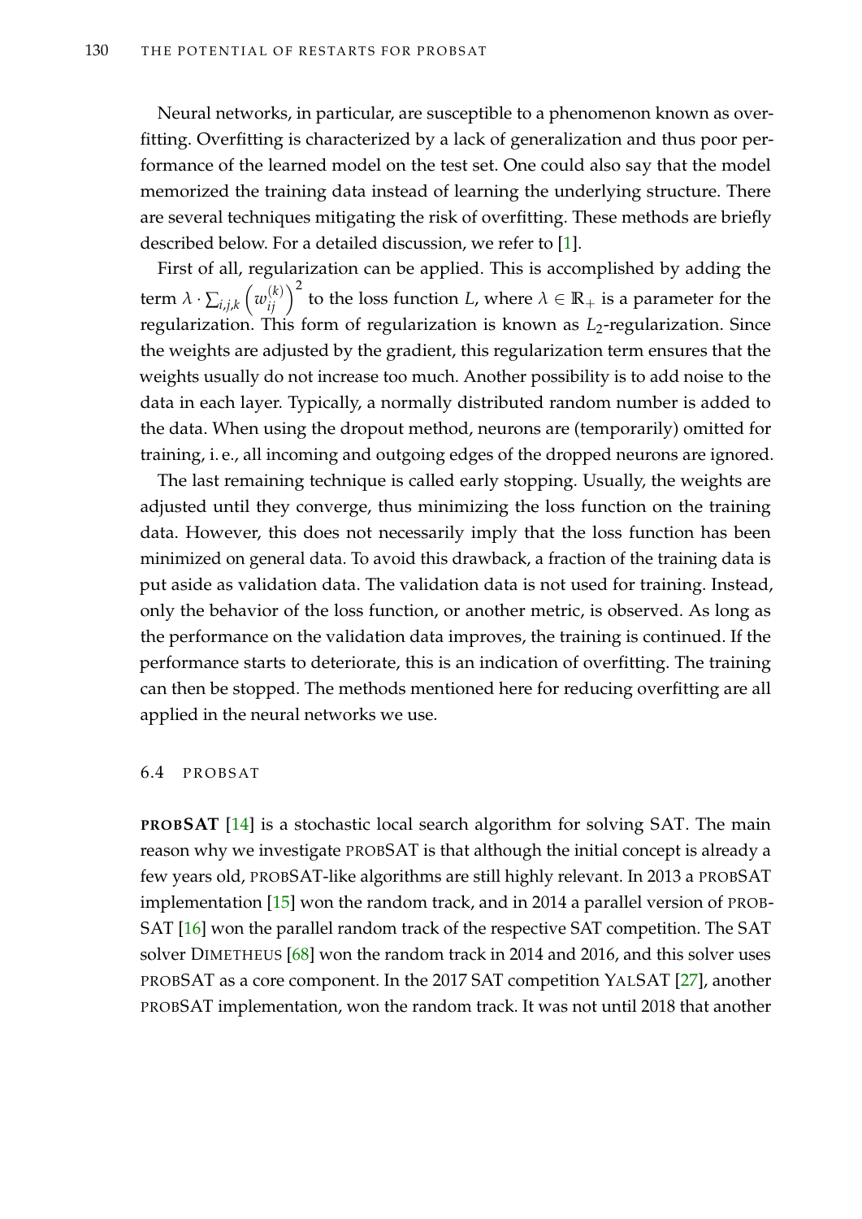Neural networks, in particular, are susceptible to a phenomenon known as overfitting. Overfitting is characterized by a lack of generalization and thus poor performance of the learned model on the test set. One could also say that the model memorized the training data instead of learning the underlying structure. There are several techniques mitigating the risk of overfitting. These methods are briefly described below. For a detailed discussion, we refer to [1].

First of all, regularization can be applied. This is accomplished by adding the term $\lambda \cdot \sum_{i,j,k} \left(w_{ij}^{(k)}\right)^2$ to the loss function $L$, where $\lambda \in \mathbb{R}_+$ is a parameter for the regularization. This form of regularization is known as $L_2$-regularization. Since the weights are adjusted by the gradient, this regularization term ensures that the weights usually do not increase too much. Another possibility is to add noise to the data in each layer. Typically, a normally distributed random number is added to the data. When using the dropout method, neurons are (temporarily) omitted for training, i. e., all incoming and outgoing edges of the dropped neurons are ignored.

The last remaining technique is called early stopping. Usually, the weights are adjusted until they converge, thus minimizing the loss function on the training data. However, this does not necessarily imply that the loss function has been minimized on general data. To avoid this drawback, a fraction of the training data is put aside as validation data. The validation data is not used for training. Instead, only the behavior of the loss function, or another metric, is observed. As long as the performance on the validation data improves, the training is continued. If the performance starts to deteriorate, this is an indication of overfitting. The training can then be stopped. The methods mentioned here for reducing overfitting are all applied in the neural networks we use.

## 6.4 PROBSAT

**PROBSAT** [14] is a stochastic local search algorithm for solving SAT. The main reason why we investigate PROBSAT is that although the initial concept is already a few years old, PROBSAT-like algorithms are still highly relevant. In 2013 a PROBSAT implementation [15] won the random track, and in 2014 a parallel version of PROBSAT [16] won the parallel random track of the respective SAT competition. The SAT solver DIMETHEUS [68] won the random track in 2014 and 2016, and this solver uses PROBSAT as a core component. In the 2017 SAT competition YALSAT [27], another PROBSAT implementation, won the random track. It was not until 2018 that another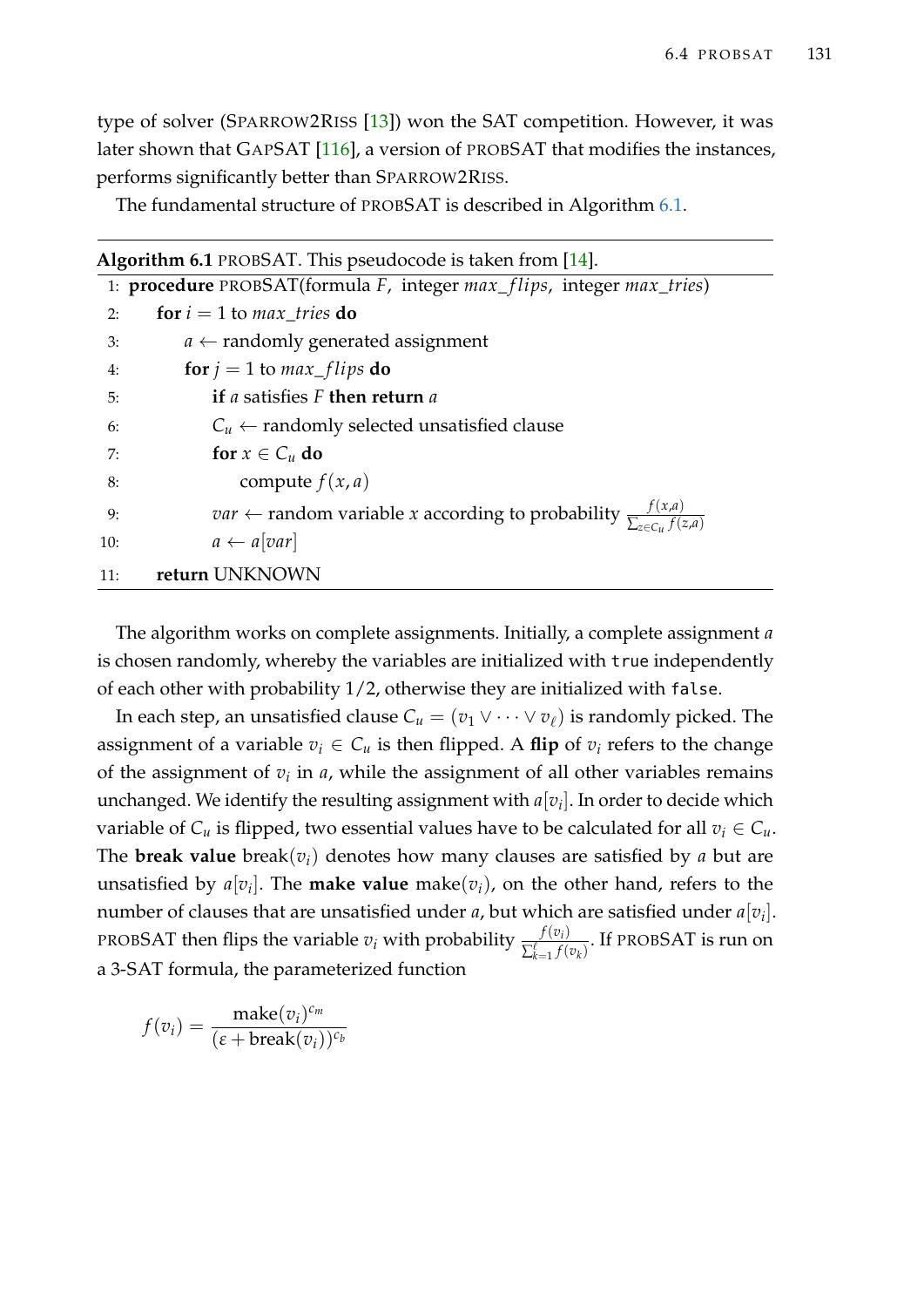type of solver (SPARROW2RISS [13]) won the SAT competition. However, it was later shown that GAPSAT [116], a version of PROBSAT that modifies the instances, performs significantly better than SPARROW2RISS.

The fundamental structure of PROBSAT is described in Algorithm 6.1.

**Algorithm 6.1** PROBSAT. This pseudocode is taken from [14].

```
 1: procedure PROBSAT(formula F, integer max_flips, integer max_tries)
 2:     for i = 1 to max_tries do
 3:         a ← randomly generated assignment
 4:         for j = 1 to max_flips do
 5:             if a satisfies F then return a
 6:             C_u ← randomly selected unsatisfied clause
 7:             for x ∈ C_u do
 8:                 compute f(x, a)
 9:             var ← random variable x according to probability f(x,a) / Σ_{z∈C_u} f(z,a)
10:             a ← a[var]
11:     return UNKNOWN
```

The algorithm works on complete assignments. Initially, a complete assignment $a$ is chosen randomly, whereby the variables are initialized with `true` independently of each other with probability $1/2$, otherwise they are initialized with `false`.

In each step, an unsatisfied clause $C_u = (v_1 \vee \cdots \vee v_\ell)$ is randomly picked. The assignment of a variable $v_i \in C_u$ is then flipped. A **flip** of $v_i$ refers to the change of the assignment of $v_i$ in $a$, while the assignment of all other variables remains unchanged. We identify the resulting assignment with $a[v_i]$. In order to decide which variable of $C_u$ is flipped, two essential values have to be calculated for all $v_i \in C_u$. The **break value** $\text{break}(v_i)$ denotes how many clauses are satisfied by $a$ but are unsatisfied by $a[v_i]$. The **make value** $\text{make}(v_i)$, on the other hand, refers to the number of clauses that are unsatisfied under $a$, but which are satisfied under $a[v_i]$. PROBSAT then flips the variable $v_i$ with probability $\frac{f(v_i)}{\sum_{k=1}^{\ell} f(v_k)}$. If PROBSAT is run on a 3-SAT formula, the parameterized function

$$f(v_i) = \frac{\text{make}(v_i)^{c_m}}{(\varepsilon + \text{break}(v_i))^{c_b}}$$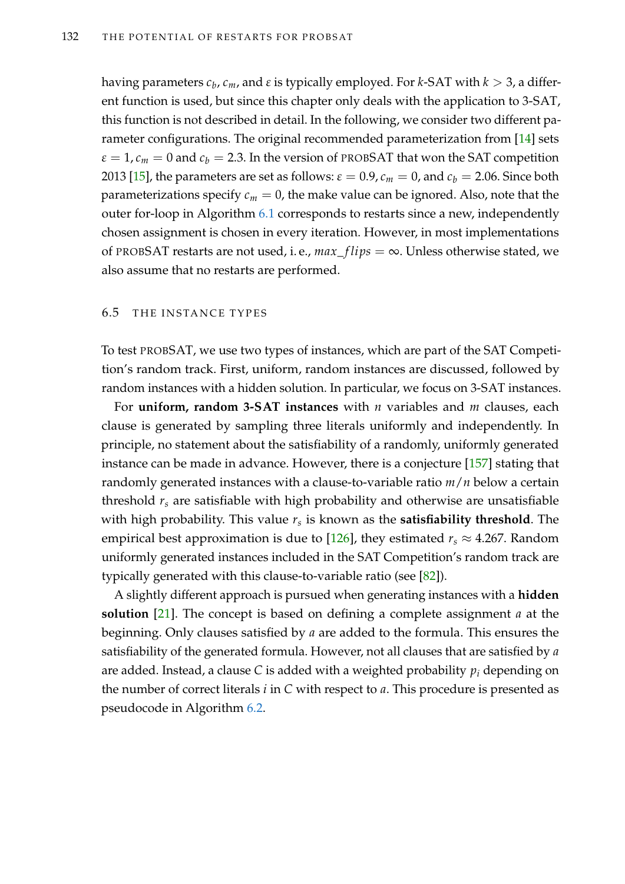having parameters $c_b$, $c_m$, and $\varepsilon$ is typically employed. For $k$-SAT with $k > 3$, a different function is used, but since this chapter only deals with the application to 3-SAT, this function is not described in detail. In the following, we consider two different parameter configurations. The original recommended parameterization from [14] sets $\varepsilon = 1, c_m = 0$ and $c_b = 2.3$. In the version of PROBSAT that won the SAT competition 2013 [15], the parameters are set as follows: $\varepsilon = 0.9, c_m = 0$, and $c_b = 2.06$. Since both parameterizations specify $c_m = 0$, the make value can be ignored. Also, note that the outer for-loop in Algorithm 6.1 corresponds to restarts since a new, independently chosen assignment is chosen in every iteration. However, in most implementations of PROBSAT restarts are not used, i. e., $max\_flips = \infty$. Unless otherwise stated, we also assume that no restarts are performed.

## 6.5 THE INSTANCE TYPES

To test PROBSAT, we use two types of instances, which are part of the SAT Competition's random track. First, uniform, random instances are discussed, followed by random instances with a hidden solution. In particular, we focus on 3-SAT instances.

For **uniform, random 3-SAT instances** with $n$ variables and $m$ clauses, each clause is generated by sampling three literals uniformly and independently. In principle, no statement about the satisfiability of a randomly, uniformly generated instance can be made in advance. However, there is a conjecture [157] stating that randomly generated instances with a clause-to-variable ratio $m/n$ below a certain threshold $r_s$ are satisfiable with high probability and otherwise are unsatisfiable with high probability. This value $r_s$ is known as the **satisfiability threshold**. The empirical best approximation is due to [126], they estimated $r_s \approx 4.267$. Random uniformly generated instances included in the SAT Competition's random track are typically generated with this clause-to-variable ratio (see [82]).

A slightly different approach is pursued when generating instances with a **hidden solution** [21]. The concept is based on defining a complete assignment $a$ at the beginning. Only clauses satisfied by $a$ are added to the formula. This ensures the satisfiability of the generated formula. However, not all clauses that are satisfied by $a$ are added. Instead, a clause $C$ is added with a weighted probability $p_i$ depending on the number of correct literals $i$ in $C$ with respect to $a$. This procedure is presented as pseudocode in Algorithm 6.2.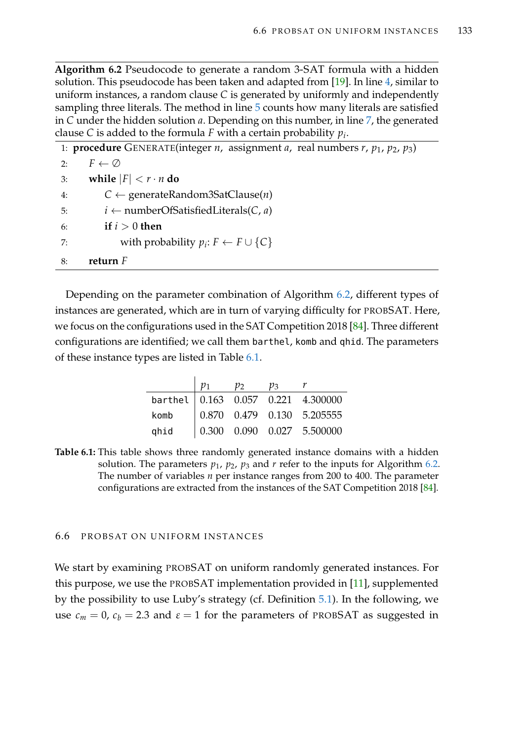**Algorithm 6.2** Pseudocode to generate a random 3-SAT formula with a hidden solution. This pseudocode has been taken and adapted from [19]. In line 4, similar to uniform instances, a random clause $C$ is generated by uniformly and independently sampling three literals. The method in line 5 counts how many literals are satisfied in $C$ under the hidden solution $a$. Depending on this number, in line 7, the generated clause $C$ is added to the formula $F$ with a certain probability $p_i$.

```
1: procedure GENERATE(integer n, assignment a, real numbers r, p1, p2, p3)
2:     F ← ∅
3:     while |F| < r · n do
4:         C ← generateRandom3SatClause(n)
5:         i ← numberOfSatisfiedLiterals(C, a)
6:         if i > 0 then
7:             with probability p_i: F ← F ∪ {C}
8:     return F
```

Depending on the parameter combination of Algorithm 6.2, different types of instances are generated, which are in turn of varying difficulty for PROBSAT. Here, we focus on the configurations used in the SAT Competition 2018 [84]. Three different configurations are identified; we call them `barthel`, `komb` and `qhid`. The parameters of these instance types are listed in Table 6.1.

| | $p_1$ | $p_2$ | $p_3$ | $r$ |
|---|---|---|---|---|
| `barthel` | 0.163 | 0.057 | 0.221 | 4.300000 |
| `komb` | 0.870 | 0.479 | 0.130 | 5.205555 |
| `qhid` | 0.300 | 0.090 | 0.027 | 5.500000 |

**Table 6.1:** This table shows three randomly generated instance domains with a hidden solution. The parameters $p_1$, $p_2$, $p_3$ and $r$ refer to the inputs for Algorithm 6.2. The number of variables $n$ per instance ranges from 200 to 400. The parameter configurations are extracted from the instances of the SAT Competition 2018 [84].

## 6.6 PROBSAT ON UNIFORM INSTANCES

We start by examining PROBSAT on uniform randomly generated instances. For this purpose, we use the PROBSAT implementation provided in [11], supplemented by the possibility to use Luby's strategy (cf. Definition 5.1). In the following, we use $c_m = 0$, $c_b = 2.3$ and $\varepsilon = 1$ for the parameters of PROBSAT as suggested in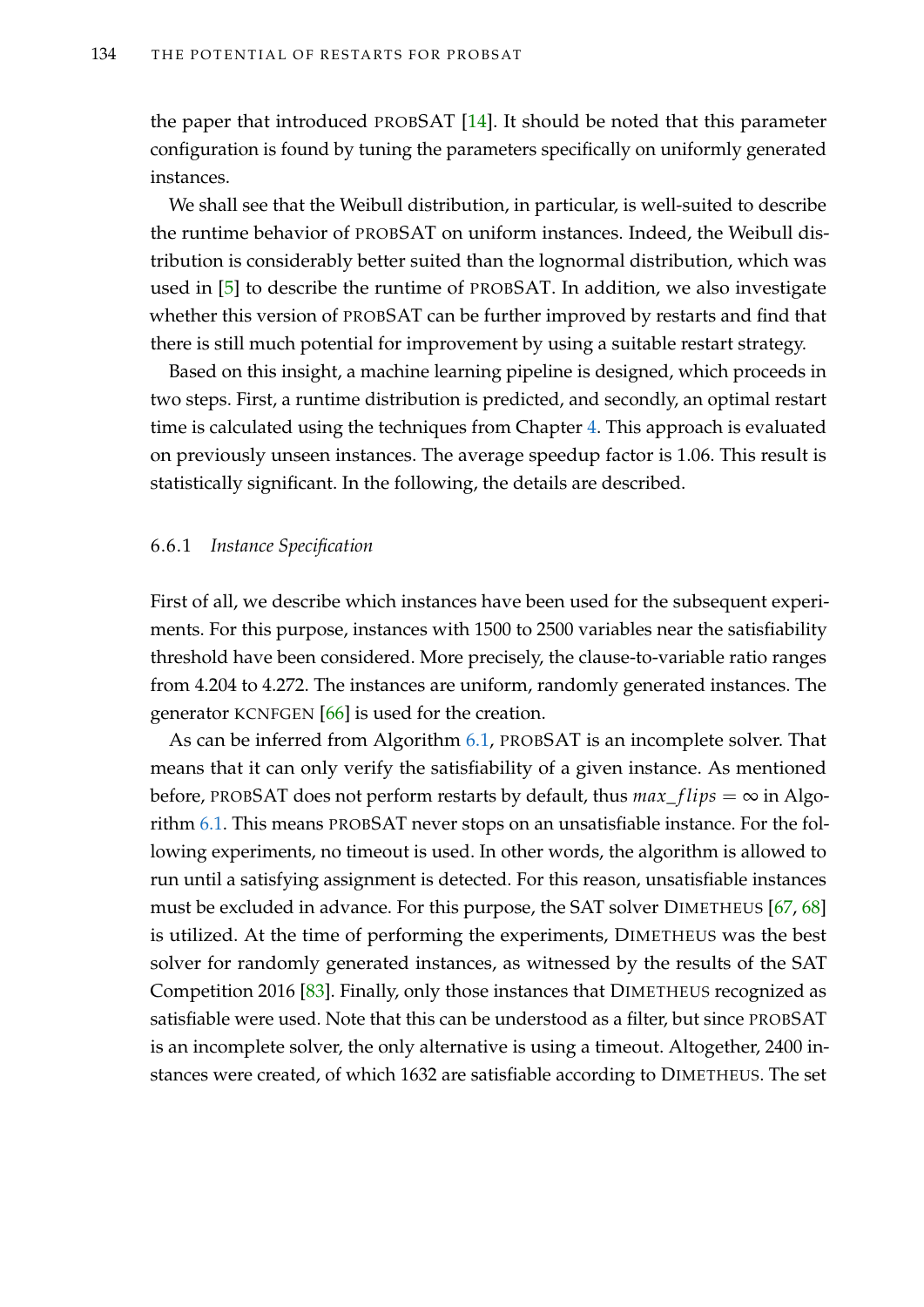the paper that introduced probSAT [14]. It should be noted that this parameter configuration is found by tuning the parameters specifically on uniformly generated instances.

We shall see that the Weibull distribution, in particular, is well-suited to describe the runtime behavior of probSAT on uniform instances. Indeed, the Weibull distribution is considerably better suited than the lognormal distribution, which was used in [5] to describe the runtime of probSAT. In addition, we also investigate whether this version of probSAT can be further improved by restarts and find that there is still much potential for improvement by using a suitable restart strategy.

Based on this insight, a machine learning pipeline is designed, which proceeds in two steps. First, a runtime distribution is predicted, and secondly, an optimal restart time is calculated using the techniques from Chapter 4. This approach is evaluated on previously unseen instances. The average speedup factor is 1.06. This result is statistically significant. In the following, the details are described.

### 6.6.1 *Instance Specification*

First of all, we describe which instances have been used for the subsequent experiments. For this purpose, instances with 1500 to 2500 variables near the satisfiability threshold have been considered. More precisely, the clause-to-variable ratio ranges from 4.204 to 4.272. The instances are uniform, randomly generated instances. The generator kcnfgen [66] is used for the creation.

As can be inferred from Algorithm 6.1, probSAT is an incomplete solver. That means that it can only verify the satisfiability of a given instance. As mentioned before, probSAT does not perform restarts by default, thus $max\_flips = \infty$ in Algorithm 6.1. This means probSAT never stops on an unsatisfiable instance. For the following experiments, no timeout is used. In other words, the algorithm is allowed to run until a satisfying assignment is detected. For this reason, unsatisfiable instances must be excluded in advance. For this purpose, the SAT solver Dimetheus [67, 68] is utilized. At the time of performing the experiments, Dimetheus was the best solver for randomly generated instances, as witnessed by the results of the SAT Competition 2016 [83]. Finally, only those instances that Dimetheus recognized as satisfiable were used. Note that this can be understood as a filter, but since probSAT is an incomplete solver, the only alternative is using a timeout. Altogether, 2400 instances were created, of which 1632 are satisfiable according to Dimetheus. The set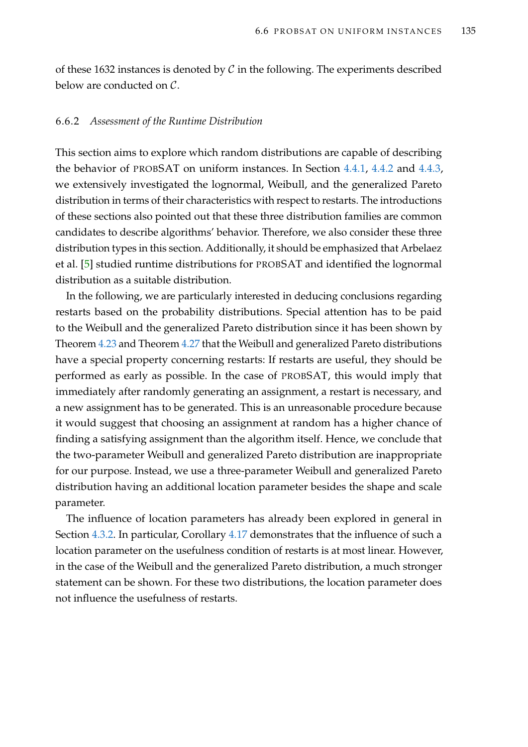of these 1632 instances is denoted by $\mathcal{C}$ in the following. The experiments described below are conducted on $\mathcal{C}$.

### 6.6.2 *Assessment of the Runtime Distribution*

This section aims to explore which random distributions are capable of describing the behavior of PROBSAT on uniform instances. In Section 4.4.1, 4.4.2 and 4.4.3, we extensively investigated the lognormal, Weibull, and the generalized Pareto distribution in terms of their characteristics with respect to restarts. The introductions of these sections also pointed out that these three distribution families are common candidates to describe algorithms' behavior. Therefore, we also consider these three distribution types in this section. Additionally, it should be emphasized that Arbelaez et al. [5] studied runtime distributions for PROBSAT and identified the lognormal distribution as a suitable distribution.

In the following, we are particularly interested in deducing conclusions regarding restarts based on the probability distributions. Special attention has to be paid to the Weibull and the generalized Pareto distribution since it has been shown by Theorem 4.23 and Theorem 4.27 that the Weibull and generalized Pareto distributions have a special property concerning restarts: If restarts are useful, they should be performed as early as possible. In the case of PROBSAT, this would imply that immediately after randomly generating an assignment, a restart is necessary, and a new assignment has to be generated. This is an unreasonable procedure because it would suggest that choosing an assignment at random has a higher chance of finding a satisfying assignment than the algorithm itself. Hence, we conclude that the two-parameter Weibull and generalized Pareto distribution are inappropriate for our purpose. Instead, we use a three-parameter Weibull and generalized Pareto distribution having an additional location parameter besides the shape and scale parameter.

The influence of location parameters has already been explored in general in Section 4.3.2. In particular, Corollary 4.17 demonstrates that the influence of such a location parameter on the usefulness condition of restarts is at most linear. However, in the case of the Weibull and the generalized Pareto distribution, a much stronger statement can be shown. For these two distributions, the location parameter does not influence the usefulness of restarts.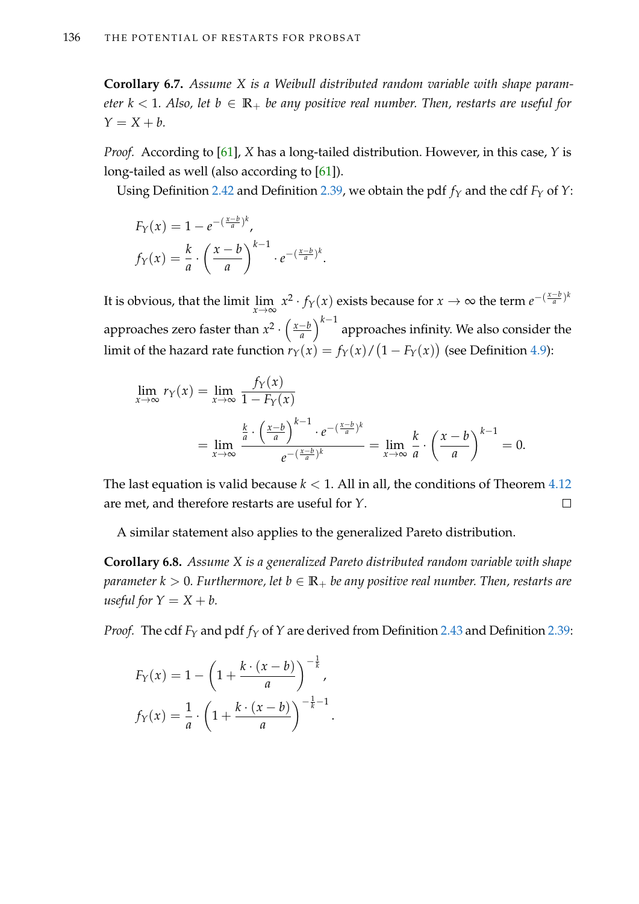**Corollary 6.7.** *Assume $X$ is a Weibull distributed random variable with shape parameter $k < 1$. Also, let $b \in \mathbb{R}_+$ be any positive real number. Then, restarts are useful for $Y = X + b$.*

*Proof.* According to [61], $X$ has a long-tailed distribution. However, in this case, $Y$ is long-tailed as well (also according to [61]).

Using Definition 2.42 and Definition 2.39, we obtain the pdf $f_Y$ and the cdf $F_Y$ of $Y$:

$$F_Y(x) = 1 - e^{-\left(\frac{x-b}{a}\right)^k},$$
$$f_Y(x) = \frac{k}{a} \cdot \left(\frac{x-b}{a}\right)^{k-1} \cdot e^{-\left(\frac{x-b}{a}\right)^k}.$$

It is obvious, that the limit $\lim_{x\to\infty} x^2 \cdot f_Y(x)$ exists because for $x \to \infty$ the term $e^{-\left(\frac{x-b}{a}\right)^k}$ approaches zero faster than $x^2 \cdot \left(\frac{x-b}{a}\right)^{k-1}$ approaches infinity. We also consider the limit of the hazard rate function $r_Y(x) = f_Y(x)/\left(1 - F_Y(x)\right)$ (see Definition 4.9):

$$\lim_{x\to\infty} r_Y(x) = \lim_{x\to\infty} \frac{f_Y(x)}{1 - F_Y(x)}$$
$$= \lim_{x\to\infty} \frac{\frac{k}{a} \cdot \left(\frac{x-b}{a}\right)^{k-1} \cdot e^{-\left(\frac{x-b}{a}\right)^k}}{e^{-\left(\frac{x-b}{a}\right)^k}} = \lim_{x\to\infty} \frac{k}{a} \cdot \left(\frac{x-b}{a}\right)^{k-1} = 0.$$

The last equation is valid because $k < 1$. All in all, the conditions of Theorem 4.12 are met, and therefore restarts are useful for $Y$. □

A similar statement also applies to the generalized Pareto distribution.

**Corollary 6.8.** *Assume $X$ is a generalized Pareto distributed random variable with shape parameter $k > 0$. Furthermore, let $b \in \mathbb{R}_+$ be any positive real number. Then, restarts are useful for $Y = X + b$.*

*Proof.* The cdf $F_Y$ and pdf $f_Y$ of $Y$ are derived from Definition 2.43 and Definition 2.39:

$$F_Y(x) = 1 - \left(1 + \frac{k \cdot (x-b)}{a}\right)^{-\frac{1}{k}},$$
$$f_Y(x) = \frac{1}{a} \cdot \left(1 + \frac{k \cdot (x-b)}{a}\right)^{-\frac{1}{k}-1}.$$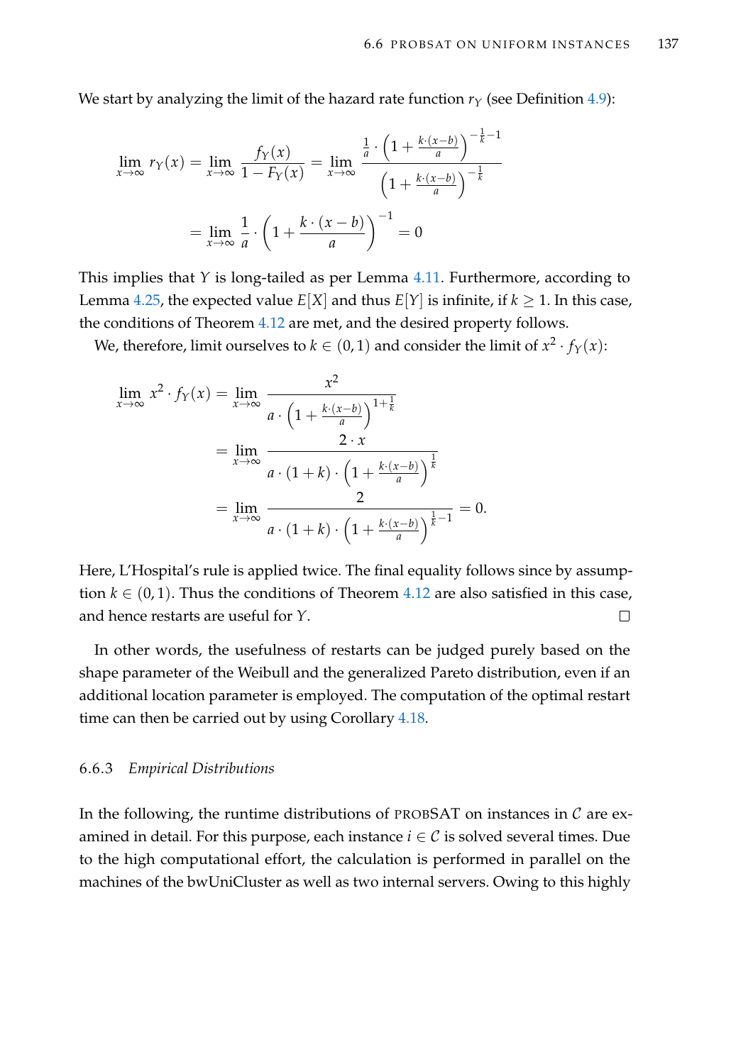We start by analyzing the limit of the hazard rate function $r_Y$ (see Definition 4.9):

$$\lim_{x\to\infty} r_Y(x) = \lim_{x\to\infty} \frac{f_Y(x)}{1-F_Y(x)} = \lim_{x\to\infty} \frac{\frac{1}{a}\cdot\left(1+\frac{k\cdot(x-b)}{a}\right)^{-\frac{1}{k}-1}}{\left(1+\frac{k\cdot(x-b)}{a}\right)^{-\frac{1}{k}}}$$

$$= \lim_{x\to\infty} \frac{1}{a}\cdot\left(1+\frac{k\cdot(x-b)}{a}\right)^{-1} = 0$$

This implies that $Y$ is long-tailed as per Lemma 4.11. Furthermore, according to Lemma 4.25, the expected value $E[X]$ and thus $E[Y]$ is infinite, if $k \geq 1$. In this case, the conditions of Theorem 4.12 are met, and the desired property follows.

We, therefore, limit ourselves to $k \in (0,1)$ and consider the limit of $x^2 \cdot f_Y(x)$:

$$\lim_{x\to\infty} x^2 \cdot f_Y(x) = \lim_{x\to\infty} \frac{x^2}{a\cdot\left(1+\frac{k\cdot(x-b)}{a}\right)^{1+\frac{1}{k}}}$$

$$= \lim_{x\to\infty} \frac{2\cdot x}{a\cdot(1+k)\cdot\left(1+\frac{k\cdot(x-b)}{a}\right)^{\frac{1}{k}}}$$

$$= \lim_{x\to\infty} \frac{2}{a\cdot(1+k)\cdot\left(1+\frac{k\cdot(x-b)}{a}\right)^{\frac{1}{k}-1}} = 0.$$

Here, L'Hospital's rule is applied twice. The final equality follows since by assumption $k \in (0,1)$. Thus the conditions of Theorem 4.12 are also satisfied in this case, and hence restarts are useful for $Y$. □

In other words, the usefulness of restarts can be judged purely based on the shape parameter of the Weibull and the generalized Pareto distribution, even if an additional location parameter is employed. The computation of the optimal restart time can then be carried out by using Corollary 4.18.

### 6.6.3 *Empirical Distributions*

In the following, the runtime distributions of PROBSAT on instances in $\mathcal{C}$ are examined in detail. For this purpose, each instance $i \in \mathcal{C}$ is solved several times. Due to the high computational effort, the calculation is performed in parallel on the machines of the bwUniCluster as well as two internal servers. Owing to this highly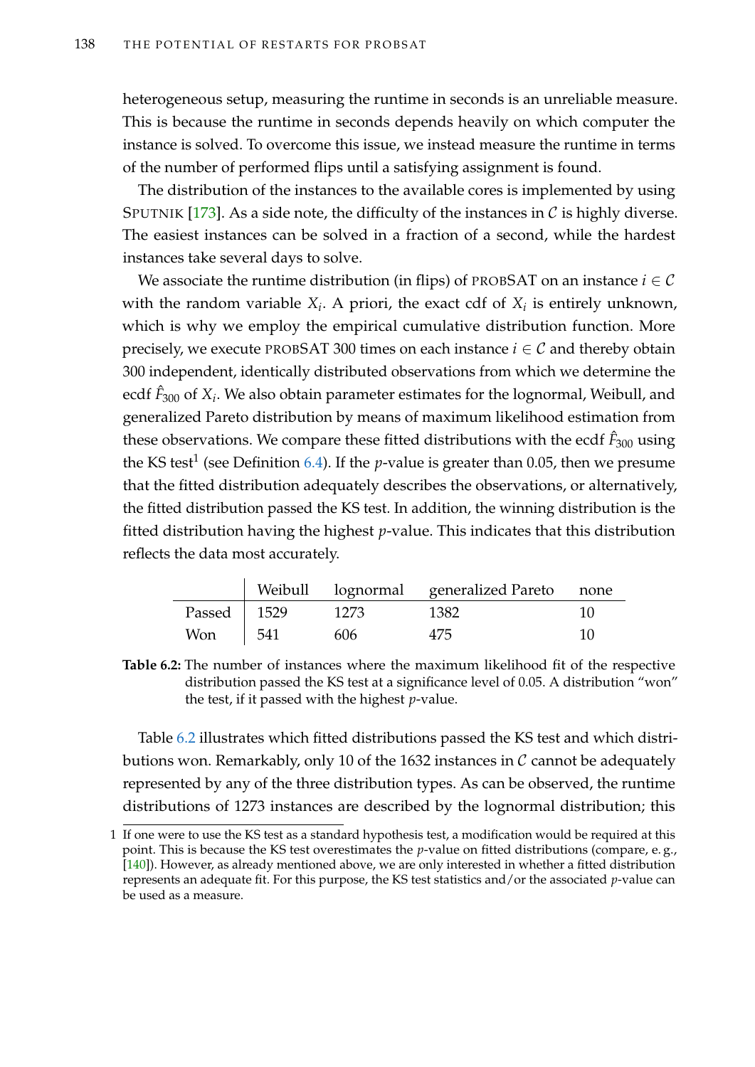heterogeneous setup, measuring the runtime in seconds is an unreliable measure. This is because the runtime in seconds depends heavily on which computer the instance is solved. To overcome this issue, we instead measure the runtime in terms of the number of performed flips until a satisfying assignment is found.

The distribution of the instances to the available cores is implemented by using SPUTNIK [173]. As a side note, the difficulty of the instances in $\mathcal{C}$ is highly diverse. The easiest instances can be solved in a fraction of a second, while the hardest instances take several days to solve.

We associate the runtime distribution (in flips) of PROBSAT on an instance $i \in \mathcal{C}$ with the random variable $X_i$. A priori, the exact cdf of $X_i$ is entirely unknown, which is why we employ the empirical cumulative distribution function. More precisely, we execute PROBSAT 300 times on each instance $i \in \mathcal{C}$ and thereby obtain 300 independent, identically distributed observations from which we determine the ecdf $\hat{F}_{300}$ of $X_i$. We also obtain parameter estimates for the lognormal, Weibull, and generalized Pareto distribution by means of maximum likelihood estimation from these observations. We compare these fitted distributions with the ecdf $\hat{F}_{300}$ using the KS test[1] (see Definition 6.4). If the $p$-value is greater than 0.05, then we presume that the fitted distribution adequately describes the observations, or alternatively, the fitted distribution passed the KS test. In addition, the winning distribution is the fitted distribution having the highest $p$-value. This indicates that this distribution reflects the data most accurately.

| | Weibull | lognormal | generalized Pareto | none |
|---|---|---|---|---|
| Passed | 1529 | 1273 | 1382 | 10 |
| Won | 541 | 606 | 475 | 10 |

**Table 6.2:** The number of instances where the maximum likelihood fit of the respective distribution passed the KS test at a significance level of 0.05. A distribution "won" the test, if it passed with the highest $p$-value.

Table 6.2 illustrates which fitted distributions passed the KS test and which distributions won. Remarkably, only 10 of the 1632 instances in $\mathcal{C}$ cannot be adequately represented by any of the three distribution types. As can be observed, the runtime distributions of 1273 instances are described by the lognormal distribution; this

1 If one were to use the KS test as a standard hypothesis test, a modification would be required at this point. This is because the KS test overestimates the $p$-value on fitted distributions (compare, e. g., [140]). However, as already mentioned above, we are only interested in whether a fitted distribution represents an adequate fit. For this purpose, the KS test statistics and/or the associated $p$-value can be used as a measure.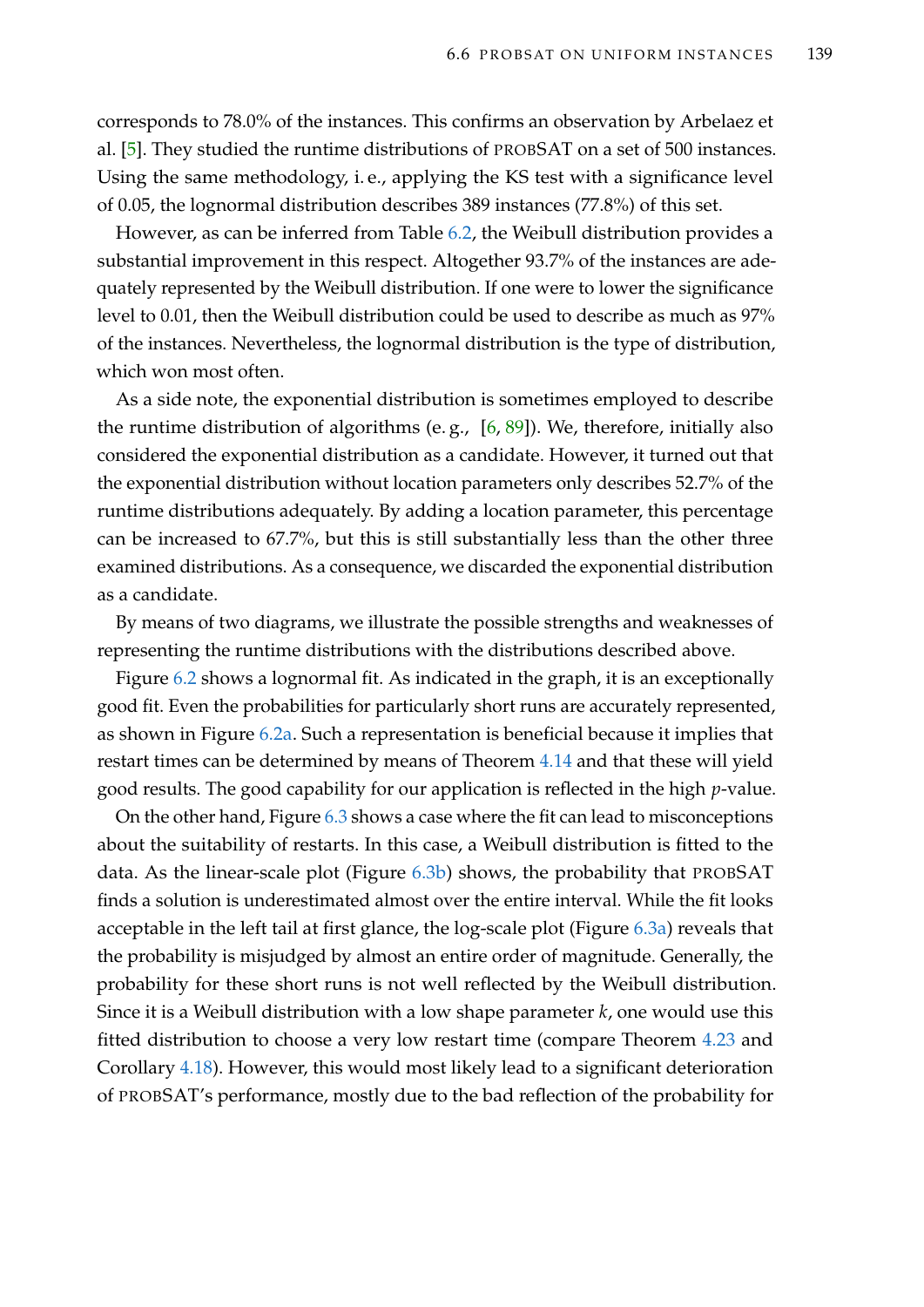corresponds to 78.0% of the instances. This confirms an observation by Arbelaez et al. [5]. They studied the runtime distributions of PROBSAT on a set of 500 instances. Using the same methodology, i. e., applying the KS test with a significance level of 0.05, the lognormal distribution describes 389 instances (77.8%) of this set.

However, as can be inferred from Table 6.2, the Weibull distribution provides a substantial improvement in this respect. Altogether 93.7% of the instances are adequately represented by the Weibull distribution. If one were to lower the significance level to 0.01, then the Weibull distribution could be used to describe as much as 97% of the instances. Nevertheless, the lognormal distribution is the type of distribution, which won most often.

As a side note, the exponential distribution is sometimes employed to describe the runtime distribution of algorithms (e. g., [6, 89]). We, therefore, initially also considered the exponential distribution as a candidate. However, it turned out that the exponential distribution without location parameters only describes 52.7% of the runtime distributions adequately. By adding a location parameter, this percentage can be increased to 67.7%, but this is still substantially less than the other three examined distributions. As a consequence, we discarded the exponential distribution as a candidate.

By means of two diagrams, we illustrate the possible strengths and weaknesses of representing the runtime distributions with the distributions described above.

Figure 6.2 shows a lognormal fit. As indicated in the graph, it is an exceptionally good fit. Even the probabilities for particularly short runs are accurately represented, as shown in Figure 6.2a. Such a representation is beneficial because it implies that restart times can be determined by means of Theorem 4.14 and that these will yield good results. The good capability for our application is reflected in the high $p$-value.

On the other hand, Figure 6.3 shows a case where the fit can lead to misconceptions about the suitability of restarts. In this case, a Weibull distribution is fitted to the data. As the linear-scale plot (Figure 6.3b) shows, the probability that PROBSAT finds a solution is underestimated almost over the entire interval. While the fit looks acceptable in the left tail at first glance, the log-scale plot (Figure 6.3a) reveals that the probability is misjudged by almost an entire order of magnitude. Generally, the probability for these short runs is not well reflected by the Weibull distribution. Since it is a Weibull distribution with a low shape parameter $k$, one would use this fitted distribution to choose a very low restart time (compare Theorem 4.23 and Corollary 4.18). However, this would most likely lead to a significant deterioration of PROBSAT's performance, mostly due to the bad reflection of the probability for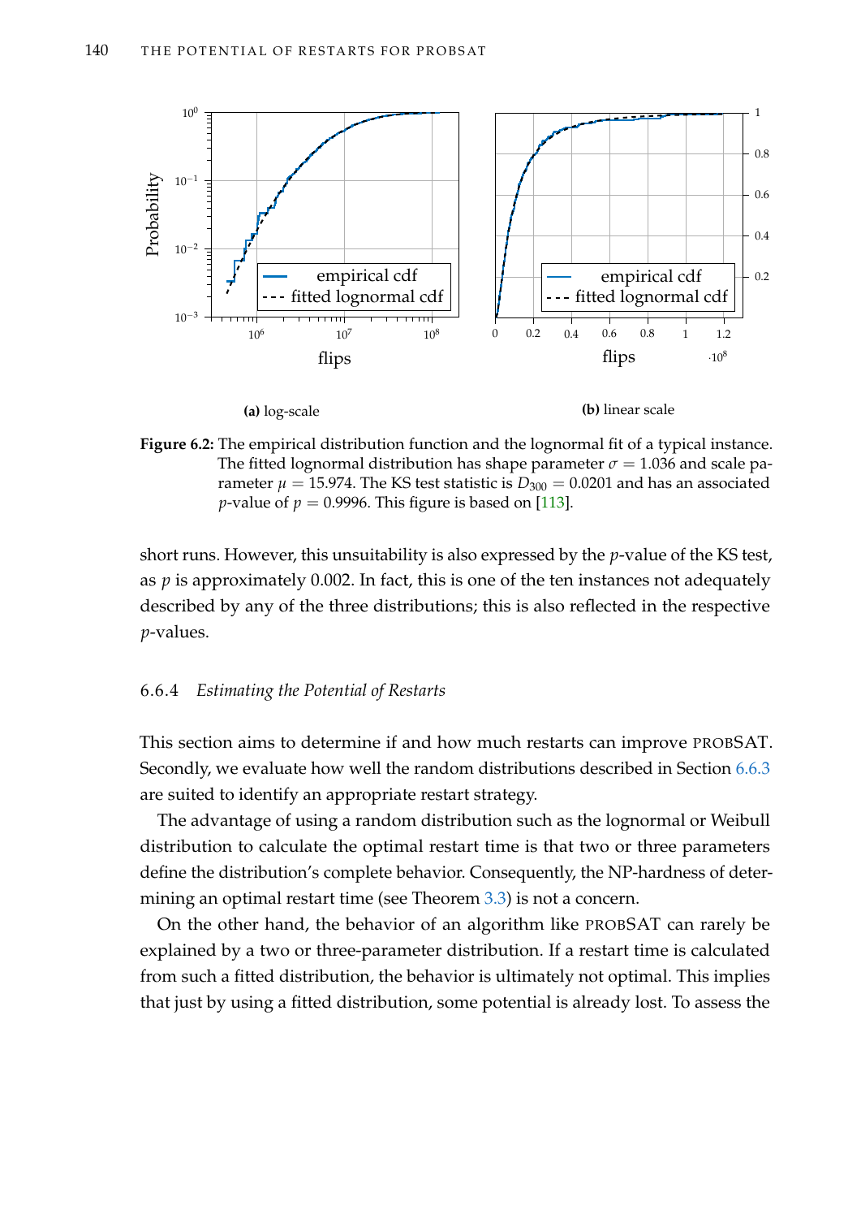**(a)** log-scale

**(b)** linear scale

**Figure 6.2:** The empirical distribution function and the lognormal fit of a typical instance. The fitted lognormal distribution has shape parameter $\sigma = 1.036$ and scale parameter $\mu = 15.974$. The KS test statistic is $D_{300} = 0.0201$ and has an associated $p$-value of $p = 0.9996$. This figure is based on [113].

short runs. However, this unsuitability is also expressed by the $p$-value of the KS test, as $p$ is approximately 0.002. In fact, this is one of the ten instances not adequately described by any of the three distributions; this is also reflected in the respective $p$-values.

### 6.6.4 *Estimating the Potential of Restarts*

This section aims to determine if and how much restarts can improve PROBSAT. Secondly, we evaluate how well the random distributions described in Section 6.6.3 are suited to identify an appropriate restart strategy.

The advantage of using a random distribution such as the lognormal or Weibull distribution to calculate the optimal restart time is that two or three parameters define the distribution's complete behavior. Consequently, the NP-hardness of determining an optimal restart time (see Theorem 3.3) is not a concern.

On the other hand, the behavior of an algorithm like PROBSAT can rarely be explained by a two or three-parameter distribution. If a restart time is calculated from such a fitted distribution, the behavior is ultimately not optimal. This implies that just by using a fitted distribution, some potential is already lost. To assess the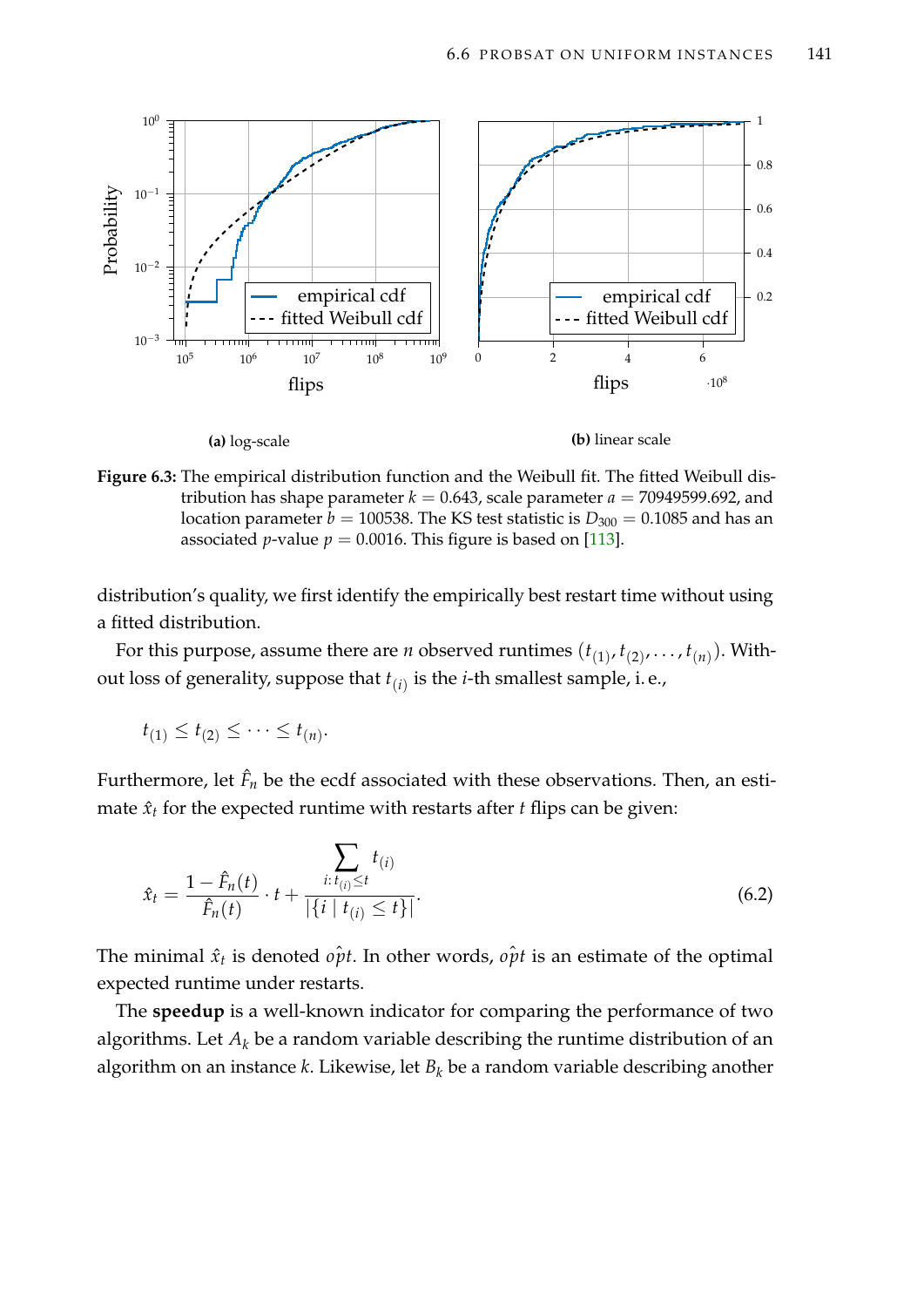(a) log-scale

(b) linear scale

**Figure 6.3:** The empirical distribution function and the Weibull fit. The fitted Weibull distribution has shape parameter $k = 0.643$, scale parameter $a = 70949599.692$, and location parameter $b = 100538$. The KS test statistic is $D_{300} = 0.1085$ and has an associated $p$-value $p = 0.0016$. This figure is based on [113].

distribution's quality, we first identify the empirically best restart time without using a fitted distribution.

For this purpose, assume there are $n$ observed runtimes $(t_{(1)}, t_{(2)}, \ldots, t_{(n)})$. Without loss of generality, suppose that $t_{(i)}$ is the $i$-th smallest sample, i. e.,

$$t_{(1)} \leq t_{(2)} \leq \cdots \leq t_{(n)}.$$

Furthermore, let $\hat{F}_n$ be the ecdf associated with these observations. Then, an estimate $\hat{x}_t$ for the expected runtime with restarts after $t$ flips can be given:

$$\hat{x}_t = \frac{1 - \hat{F}_n(t)}{\hat{F}_n(t)} \cdot t + \frac{\sum\limits_{i:\, t_{(i)} \leq t} t_{(i)}}{\left|\{i \mid t_{(i)} \leq t\}\right|}. \tag{6.2}$$

The minimal $\hat{x}_t$ is denoted $\hat{opt}$. In other words, $\hat{opt}$ is an estimate of the optimal expected runtime under restarts.

The **speedup** is a well-known indicator for comparing the performance of two algorithms. Let $A_k$ be a random variable describing the runtime distribution of an algorithm on an instance $k$. Likewise, let $B_k$ be a random variable describing another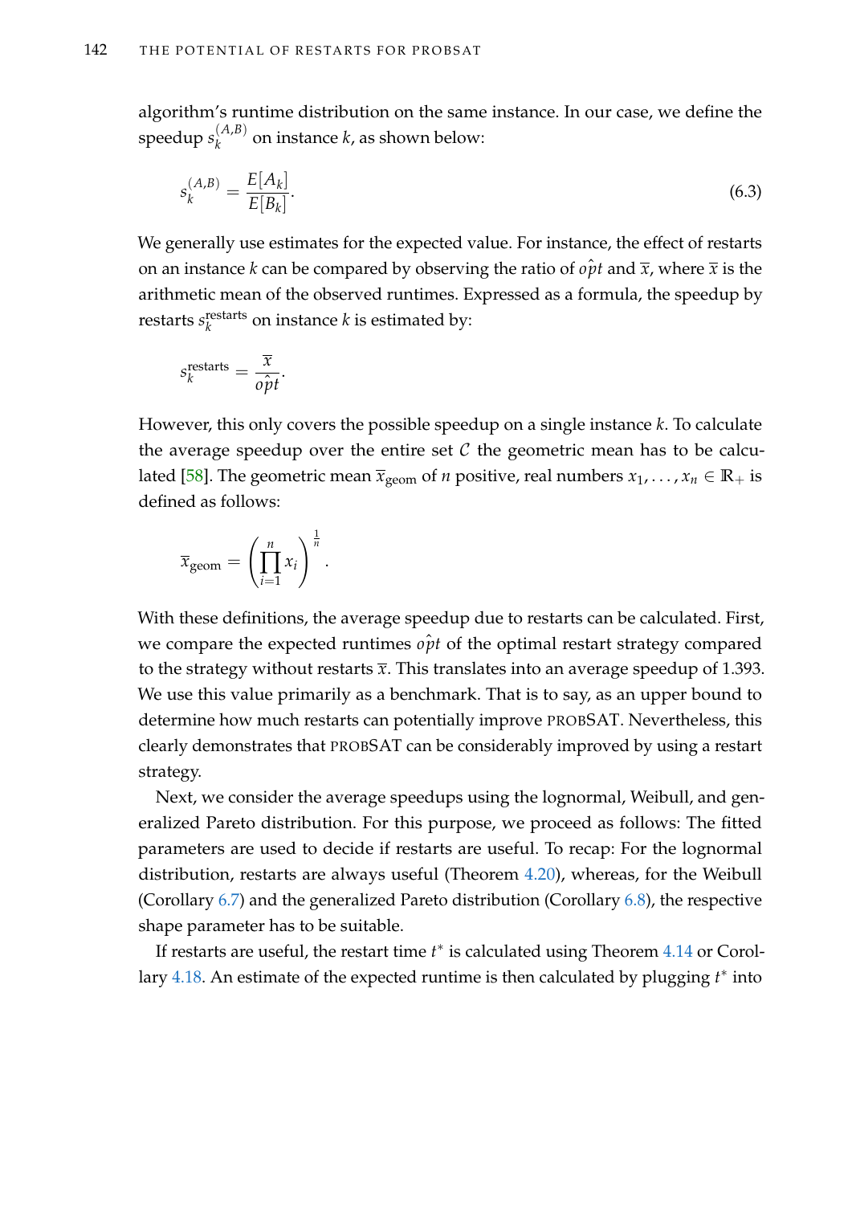algorithm's runtime distribution on the same instance. In our case, we define the speedup $s_k^{(A,B)}$ on instance $k$, as shown below:

$$s_k^{(A,B)} = \frac{E[A_k]}{E[B_k]}. \tag{6.3}$$

We generally use estimates for the expected value. For instance, the effect of restarts on an instance $k$ can be compared by observing the ratio of $\hat{opt}$ and $\overline{x}$, where $\overline{x}$ is the arithmetic mean of the observed runtimes. Expressed as a formula, the speedup by restarts $s_k^{\text{restarts}}$ on instance $k$ is estimated by:

$$s_k^{\text{restarts}} = \frac{\overline{x}}{\hat{opt}}.$$

However, this only covers the possible speedup on a single instance $k$. To calculate the average speedup over the entire set $\mathcal{C}$ the geometric mean has to be calculated [58]. The geometric mean $\overline{x}_{\text{geom}}$ of $n$ positive, real numbers $x_1, \ldots, x_n \in \mathbb{R}_+$ is defined as follows:

$$\overline{x}_{\text{geom}} = \left( \prod_{i=1}^{n} x_i \right)^{\frac{1}{n}}.$$

With these definitions, the average speedup due to restarts can be calculated. First, we compare the expected runtimes $\hat{opt}$ of the optimal restart strategy compared to the strategy without restarts $\overline{x}$. This translates into an average speedup of 1.393. We use this value primarily as a benchmark. That is to say, as an upper bound to determine how much restarts can potentially improve PROBSAT. Nevertheless, this clearly demonstrates that PROBSAT can be considerably improved by using a restart strategy.

Next, we consider the average speedups using the lognormal, Weibull, and generalized Pareto distribution. For this purpose, we proceed as follows: The fitted parameters are used to decide if restarts are useful. To recap: For the lognormal distribution, restarts are always useful (Theorem 4.20), whereas, for the Weibull (Corollary 6.7) and the generalized Pareto distribution (Corollary 6.8), the respective shape parameter has to be suitable.

If restarts are useful, the restart time $t^*$ is calculated using Theorem 4.14 or Corollary 4.18. An estimate of the expected runtime is then calculated by plugging $t^*$ into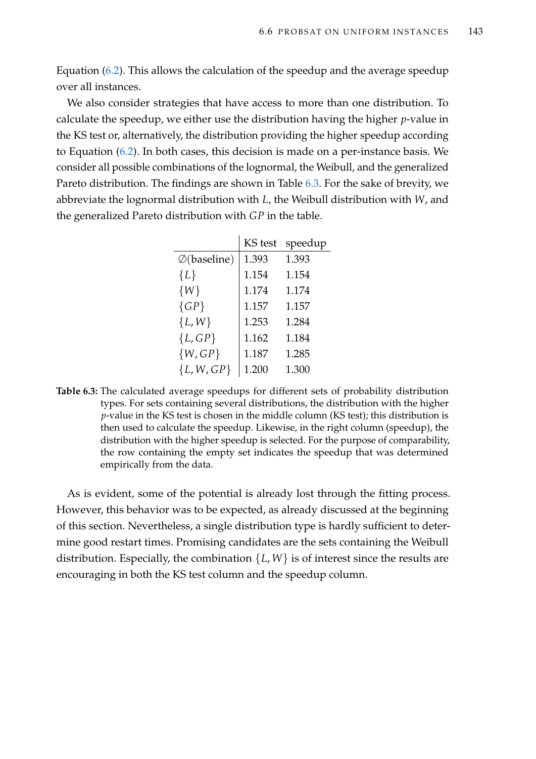Equation (6.2). This allows the calculation of the speedup and the average speedup over all instances.

We also consider strategies that have access to more than one distribution. To calculate the speedup, we either use the distribution having the higher $p$-value in the KS test or, alternatively, the distribution providing the higher speedup according to Equation (6.2). In both cases, this decision is made on a per-instance basis. We consider all possible combinations of the lognormal, the Weibull, and the generalized Pareto distribution. The findings are shown in Table 6.3. For the sake of brevity, we abbreviate the lognormal distribution with $L$, the Weibull distribution with $W$, and the generalized Pareto distribution with $GP$ in the table.

| | KS test | speedup |
|---|---|---|
| $\emptyset$(baseline) | 1.393 | 1.393 |
| $\{L\}$ | 1.154 | 1.154 |
| $\{W\}$ | 1.174 | 1.174 |
| $\{GP\}$ | 1.157 | 1.157 |
| $\{L, W\}$ | 1.253 | 1.284 |
| $\{L, GP\}$ | 1.162 | 1.184 |
| $\{W, GP\}$ | 1.187 | 1.285 |
| $\{L, W, GP\}$ | 1.200 | 1.300 |

**Table 6.3:** The calculated average speedups for different sets of probability distribution types. For sets containing several distributions, the distribution with the higher $p$-value in the KS test is chosen in the middle column (KS test); this distribution is then used to calculate the speedup. Likewise, in the right column (speedup), the distribution with the higher speedup is selected. For the purpose of comparability, the row containing the empty set indicates the speedup that was determined empirically from the data.

As is evident, some of the potential is already lost through the fitting process. However, this behavior was to be expected, as already discussed at the beginning of this section. Nevertheless, a single distribution type is hardly sufficient to determine good restart times. Promising candidates are the sets containing the Weibull distribution. Especially, the combination $\{L, W\}$ is of interest since the results are encouraging in both the KS test column and the speedup column.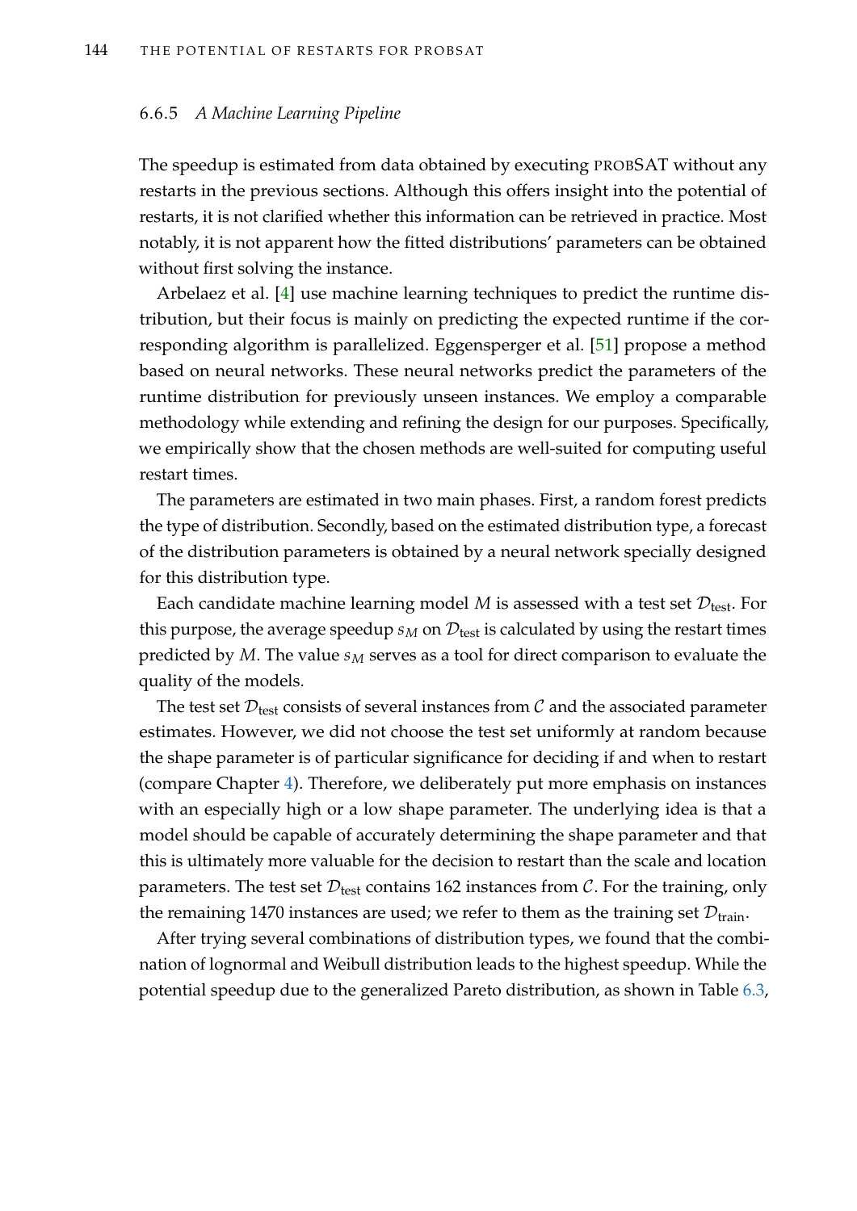### 6.6.5 *A Machine Learning Pipeline*

The speedup is estimated from data obtained by executing PROBSAT without any restarts in the previous sections. Although this offers insight into the potential of restarts, it is not clarified whether this information can be retrieved in practice. Most notably, it is not apparent how the fitted distributions' parameters can be obtained without first solving the instance.

Arbelaez et al. [4] use machine learning techniques to predict the runtime distribution, but their focus is mainly on predicting the expected runtime if the corresponding algorithm is parallelized. Eggensperger et al. [51] propose a method based on neural networks. These neural networks predict the parameters of the runtime distribution for previously unseen instances. We employ a comparable methodology while extending and refining the design for our purposes. Specifically, we empirically show that the chosen methods are well-suited for computing useful restart times.

The parameters are estimated in two main phases. First, a random forest predicts the type of distribution. Secondly, based on the estimated distribution type, a forecast of the distribution parameters is obtained by a neural network specially designed for this distribution type.

Each candidate machine learning model $M$ is assessed with a test set $\mathcal{D}_{\text{test}}$. For this purpose, the average speedup $s_M$ on $\mathcal{D}_{\text{test}}$ is calculated by using the restart times predicted by $M$. The value $s_M$ serves as a tool for direct comparison to evaluate the quality of the models.

The test set $\mathcal{D}_{\text{test}}$ consists of several instances from $\mathcal{C}$ and the associated parameter estimates. However, we did not choose the test set uniformly at random because the shape parameter is of particular significance for deciding if and when to restart (compare Chapter 4). Therefore, we deliberately put more emphasis on instances with an especially high or a low shape parameter. The underlying idea is that a model should be capable of accurately determining the shape parameter and that this is ultimately more valuable for the decision to restart than the scale and location parameters. The test set $\mathcal{D}_{\text{test}}$ contains 162 instances from $\mathcal{C}$. For the training, only the remaining 1470 instances are used; we refer to them as the training set $\mathcal{D}_{\text{train}}$.

After trying several combinations of distribution types, we found that the combination of lognormal and Weibull distribution leads to the highest speedup. While the potential speedup due to the generalized Pareto distribution, as shown in Table 6.3,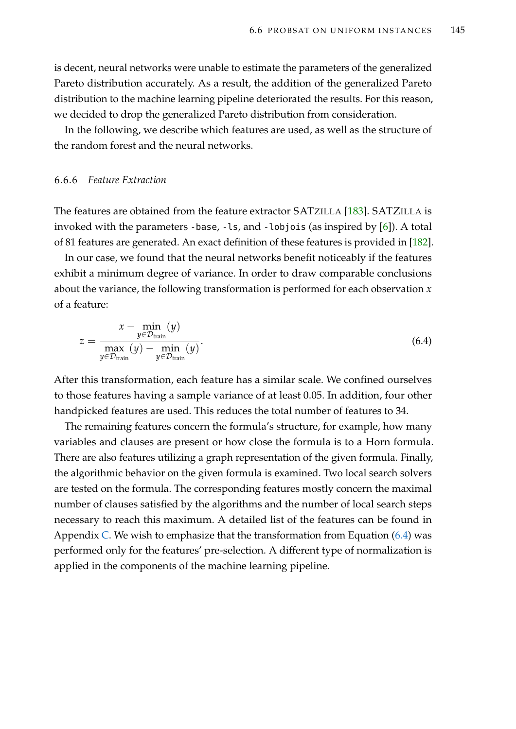is decent, neural networks were unable to estimate the parameters of the generalized Pareto distribution accurately. As a result, the addition of the generalized Pareto distribution to the machine learning pipeline deteriorated the results. For this reason, we decided to drop the generalized Pareto distribution from consideration.

In the following, we describe which features are used, as well as the structure of the random forest and the neural networks.

### 6.6.6 *Feature Extraction*

The features are obtained from the feature extractor SATZILLA [183]. SATZILLA is invoked with the parameters `-base`, `-ls`, and `-lobjois` (as inspired by [6]). A total of 81 features are generated. An exact definition of these features is provided in [182].

In our case, we found that the neural networks benefit noticeably if the features exhibit a minimum degree of variance. In order to draw comparable conclusions about the variance, the following transformation is performed for each observation $x$ of a feature:

$$z = \frac{x - \min\limits_{y \in \mathcal{D}_{\text{train}}} (y)}{\max\limits_{y \in \mathcal{D}_{\text{train}}} (y) - \min\limits_{y \in \mathcal{D}_{\text{train}}} (y)}. \tag{6.4}$$

After this transformation, each feature has a similar scale. We confined ourselves to those features having a sample variance of at least 0.05. In addition, four other handpicked features are used. This reduces the total number of features to 34.

The remaining features concern the formula's structure, for example, how many variables and clauses are present or how close the formula is to a Horn formula. There are also features utilizing a graph representation of the given formula. Finally, the algorithmic behavior on the given formula is examined. Two local search solvers are tested on the formula. The corresponding features mostly concern the maximal number of clauses satisfied by the algorithms and the number of local search steps necessary to reach this maximum. A detailed list of the features can be found in Appendix C. We wish to emphasize that the transformation from Equation (6.4) was performed only for the features' pre-selection. A different type of normalization is applied in the components of the machine learning pipeline.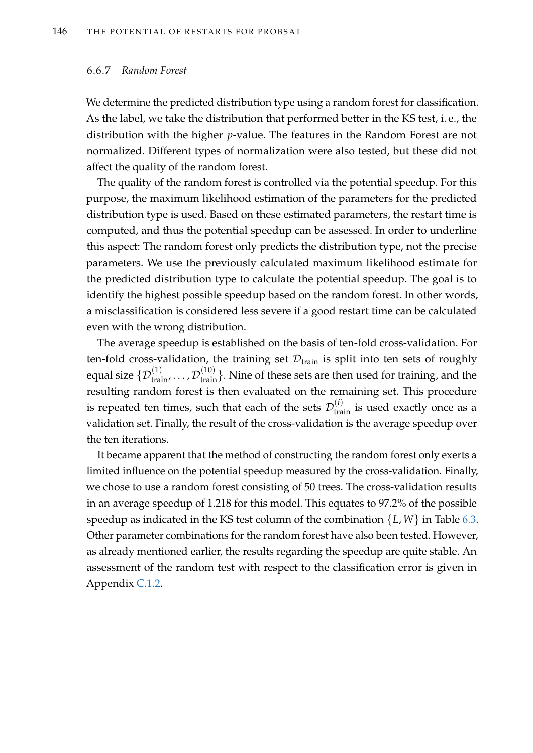### 6.6.7 *Random Forest*

We determine the predicted distribution type using a random forest for classification. As the label, we take the distribution that performed better in the KS test, i. e., the distribution with the higher $p$-value. The features in the Random Forest are not normalized. Different types of normalization were also tested, but these did not affect the quality of the random forest.

The quality of the random forest is controlled via the potential speedup. For this purpose, the maximum likelihood estimation of the parameters for the predicted distribution type is used. Based on these estimated parameters, the restart time is computed, and thus the potential speedup can be assessed. In order to underline this aspect: The random forest only predicts the distribution type, not the precise parameters. We use the previously calculated maximum likelihood estimate for the predicted distribution type to calculate the potential speedup. The goal is to identify the highest possible speedup based on the random forest. In other words, a misclassification is considered less severe if a good restart time can be calculated even with the wrong distribution.

The average speedup is established on the basis of ten-fold cross-validation. For ten-fold cross-validation, the training set $\mathcal{D}_{\text{train}}$ is split into ten sets of roughly equal size $\{\mathcal{D}_{\text{train}}^{(1)}, \ldots, \mathcal{D}_{\text{train}}^{(10)}\}$. Nine of these sets are then used for training, and the resulting random forest is then evaluated on the remaining set. This procedure is repeated ten times, such that each of the sets $\mathcal{D}_{\text{train}}^{(i)}$ is used exactly once as a validation set. Finally, the result of the cross-validation is the average speedup over the ten iterations.

It became apparent that the method of constructing the random forest only exerts a limited influence on the potential speedup measured by the cross-validation. Finally, we chose to use a random forest consisting of 50 trees. The cross-validation results in an average speedup of 1.218 for this model. This equates to 97.2% of the possible speedup as indicated in the KS test column of the combination $\{L, W\}$ in Table 6.3. Other parameter combinations for the random forest have also been tested. However, as already mentioned earlier, the results regarding the speedup are quite stable. An assessment of the random test with respect to the classification error is given in Appendix C.1.2.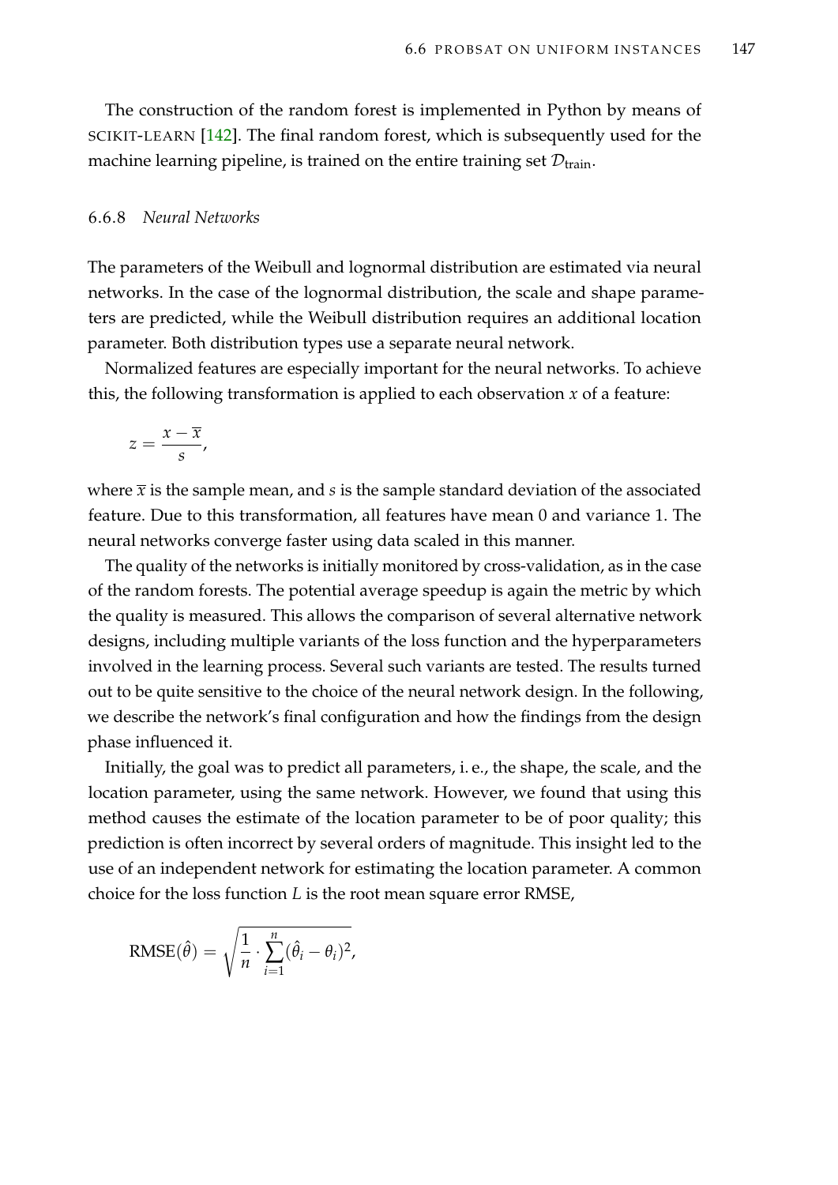The construction of the random forest is implemented in Python by means of SCIKIT-LEARN [142]. The final random forest, which is subsequently used for the machine learning pipeline, is trained on the entire training set $\mathcal{D}_{\text{train}}$.

### 6.6.8 *Neural Networks*

The parameters of the Weibull and lognormal distribution are estimated via neural networks. In the case of the lognormal distribution, the scale and shape parameters are predicted, while the Weibull distribution requires an additional location parameter. Both distribution types use a separate neural network.

Normalized features are especially important for the neural networks. To achieve this, the following transformation is applied to each observation $x$ of a feature:

$$z = \frac{x - \overline{x}}{s},$$

where $\overline{x}$ is the sample mean, and $s$ is the sample standard deviation of the associated feature. Due to this transformation, all features have mean 0 and variance 1. The neural networks converge faster using data scaled in this manner.

The quality of the networks is initially monitored by cross-validation, as in the case of the random forests. The potential average speedup is again the metric by which the quality is measured. This allows the comparison of several alternative network designs, including multiple variants of the loss function and the hyperparameters involved in the learning process. Several such variants are tested. The results turned out to be quite sensitive to the choice of the neural network design. In the following, we describe the network's final configuration and how the findings from the design phase influenced it.

Initially, the goal was to predict all parameters, i. e., the shape, the scale, and the location parameter, using the same network. However, we found that using this method causes the estimate of the location parameter to be of poor quality; this prediction is often incorrect by several orders of magnitude. This insight led to the use of an independent network for estimating the location parameter. A common choice for the loss function $L$ is the root mean square error RMSE,

$$\text{RMSE}(\hat{\theta}) = \sqrt{\frac{1}{n} \cdot \sum_{i=1}^{n} (\hat{\theta}_i - \theta_i)^2},$$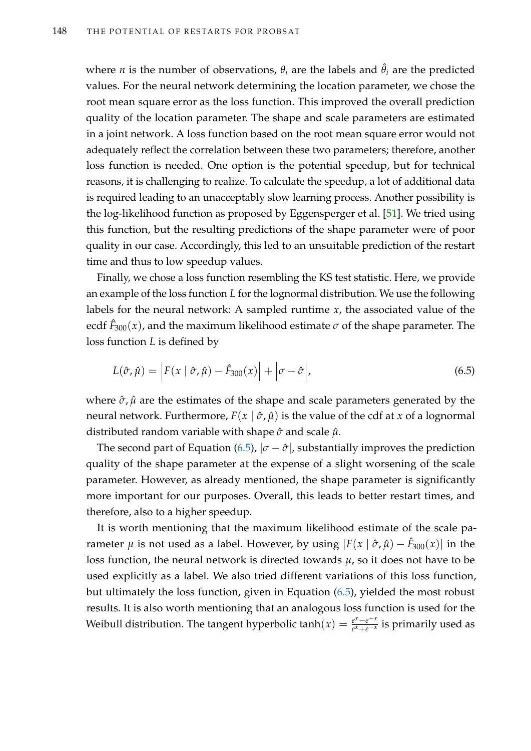where $n$ is the number of observations, $\theta_i$ are the labels and $\hat{\theta}_i$ are the predicted values. For the neural network determining the location parameter, we chose the root mean square error as the loss function. This improved the overall prediction quality of the location parameter. The shape and scale parameters are estimated in a joint network. A loss function based on the root mean square error would not adequately reflect the correlation between these two parameters; therefore, another loss function is needed. One option is the potential speedup, but for technical reasons, it is challenging to realize. To calculate the speedup, a lot of additional data is required leading to an unacceptably slow learning process. Another possibility is the log-likelihood function as proposed by Eggensperger et al. [51]. We tried using this function, but the resulting predictions of the shape parameter were of poor quality in our case. Accordingly, this led to an unsuitable prediction of the restart time and thus to low speedup values.

Finally, we chose a loss function resembling the KS test statistic. Here, we provide an example of the loss function $L$ for the lognormal distribution. We use the following labels for the neural network: A sampled runtime $x$, the associated value of the ecdf $\hat{F}_{300}(x)$, and the maximum likelihood estimate $\sigma$ of the shape parameter. The loss function $L$ is defined by

$$L(\hat{\sigma}, \hat{\mu}) = \left| F(x \mid \hat{\sigma}, \hat{\mu}) - \hat{F}_{300}(x) \right| + \left| \sigma - \hat{\sigma} \right|, \tag{6.5}$$

where $\hat{\sigma}, \hat{\mu}$ are the estimates of the shape and scale parameters generated by the neural network. Furthermore, $F(x \mid \hat{\sigma}, \hat{\mu})$ is the value of the cdf at $x$ of a lognormal distributed random variable with shape $\hat{\sigma}$ and scale $\hat{\mu}$.

The second part of Equation (6.5), $|\sigma - \hat{\sigma}|$, substantially improves the prediction quality of the shape parameter at the expense of a slight worsening of the scale parameter. However, as already mentioned, the shape parameter is significantly more important for our purposes. Overall, this leads to better restart times, and therefore, also to a higher speedup.

It is worth mentioning that the maximum likelihood estimate of the scale parameter $\mu$ is not used as a label. However, by using $|F(x \mid \hat{\sigma}, \hat{\mu}) - \hat{F}_{300}(x)|$ in the loss function, the neural network is directed towards $\mu$, so it does not have to be used explicitly as a label. We also tried different variations of this loss function, but ultimately the loss function, given in Equation (6.5), yielded the most robust results. It is also worth mentioning that an analogous loss function is used for the Weibull distribution. The tangent hyperbolic $\tanh(x) = \frac{e^x - e^{-x}}{e^x + e^{-x}}$ is primarily used as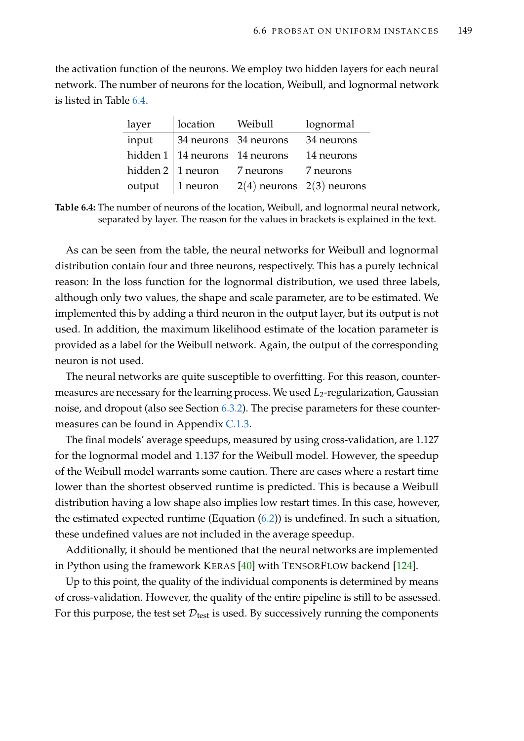the activation function of the neurons. We employ two hidden layers for each neural network. The number of neurons for the location, Weibull, and lognormal network is listed in Table 6.4.

| layer | location | Weibull | lognormal |
|---|---|---|---|
| input | 34 neurons | 34 neurons | 34 neurons |
| hidden 1 | 14 neurons | 14 neurons | 14 neurons |
| hidden 2 | 1 neuron | 7 neurons | 7 neurons |
| output | 1 neuron | $2(4)$ neurons | $2(3)$ neurons |

**Table 6.4:** The number of neurons of the location, Weibull, and lognormal neural network, separated by layer. The reason for the values in brackets is explained in the text.

As can be seen from the table, the neural networks for Weibull and lognormal distribution contain four and three neurons, respectively. This has a purely technical reason: In the loss function for the lognormal distribution, we used three labels, although only two values, the shape and scale parameter, are to be estimated. We implemented this by adding a third neuron in the output layer, but its output is not used. In addition, the maximum likelihood estimate of the location parameter is provided as a label for the Weibull network. Again, the output of the corresponding neuron is not used.

The neural networks are quite susceptible to overfitting. For this reason, countermeasures are necessary for the learning process. We used $L_2$-regularization, Gaussian noise, and dropout (also see Section 6.3.2). The precise parameters for these countermeasures can be found in Appendix C.1.3.

The final models' average speedups, measured by using cross-validation, are 1.127 for the lognormal model and 1.137 for the Weibull model. However, the speedup of the Weibull model warrants some caution. There are cases where a restart time lower than the shortest observed runtime is predicted. This is because a Weibull distribution having a low shape also implies low restart times. In this case, however, the estimated expected runtime (Equation (6.2)) is undefined. In such a situation, these undefined values are not included in the average speedup.

Additionally, it should be mentioned that the neural networks are implemented in Python using the framework KERAS [40] with TENSORFLOW backend [124].

Up to this point, the quality of the individual components is determined by means of cross-validation. However, the quality of the entire pipeline is still to be assessed. For this purpose, the test set $\mathcal{D}_{\text{test}}$ is used. By successively running the components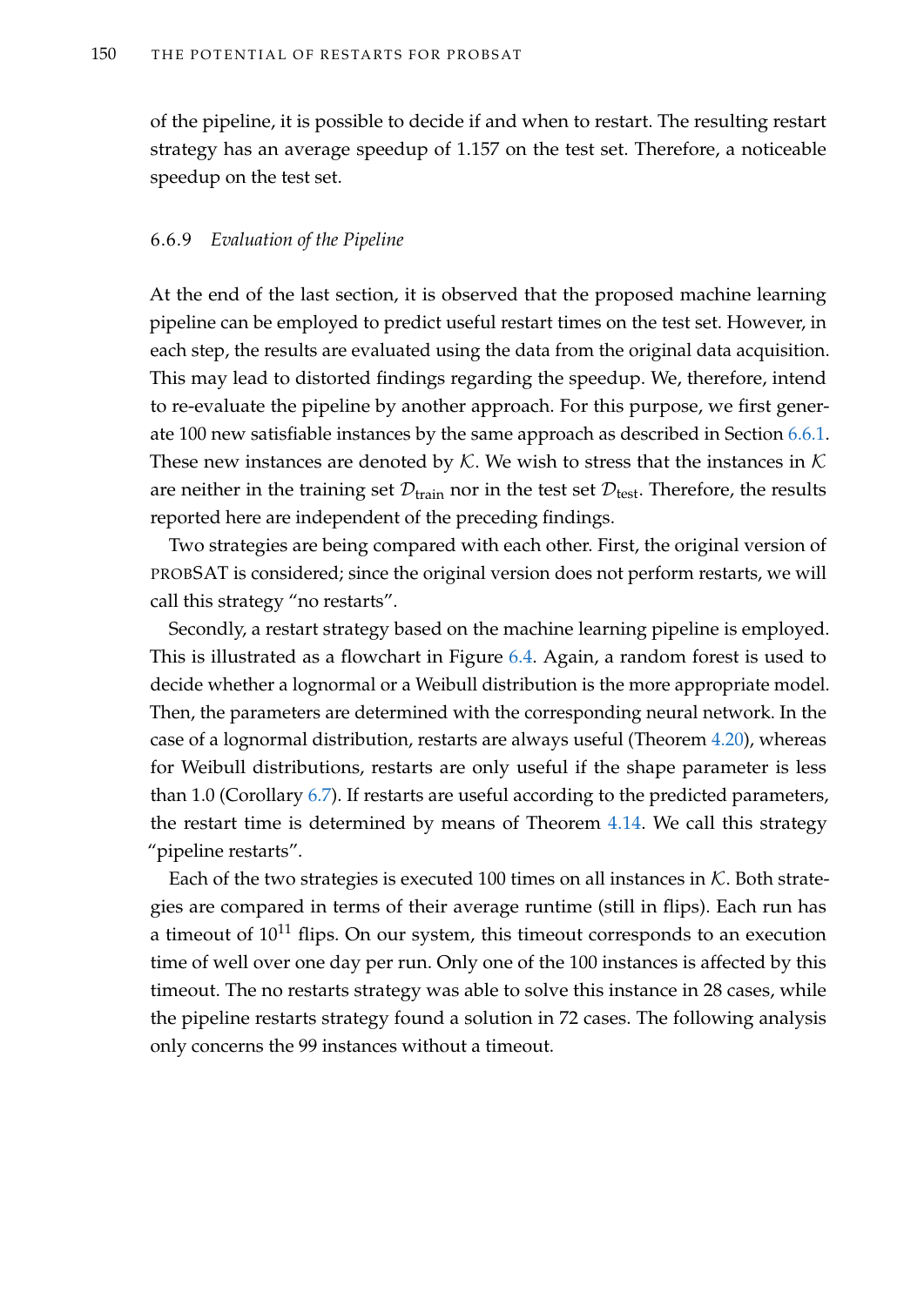of the pipeline, it is possible to decide if and when to restart. The resulting restart strategy has an average speedup of 1.157 on the test set. Therefore, a noticeable speedup on the test set.

### 6.6.9 *Evaluation of the Pipeline*

At the end of the last section, it is observed that the proposed machine learning pipeline can be employed to predict useful restart times on the test set. However, in each step, the results are evaluated using the data from the original data acquisition. This may lead to distorted findings regarding the speedup. We, therefore, intend to re-evaluate the pipeline by another approach. For this purpose, we first generate 100 new satisfiable instances by the same approach as described in Section 6.6.1. These new instances are denoted by $\mathcal{K}$. We wish to stress that the instances in $\mathcal{K}$ are neither in the training set $\mathcal{D}_{\text{train}}$ nor in the test set $\mathcal{D}_{\text{test}}$. Therefore, the results reported here are independent of the preceding findings.

Two strategies are being compared with each other. First, the original version of PROBSAT is considered; since the original version does not perform restarts, we will call this strategy "no restarts".

Secondly, a restart strategy based on the machine learning pipeline is employed. This is illustrated as a flowchart in Figure 6.4. Again, a random forest is used to decide whether a lognormal or a Weibull distribution is the more appropriate model. Then, the parameters are determined with the corresponding neural network. In the case of a lognormal distribution, restarts are always useful (Theorem 4.20), whereas for Weibull distributions, restarts are only useful if the shape parameter is less than 1.0 (Corollary 6.7). If restarts are useful according to the predicted parameters, the restart time is determined by means of Theorem 4.14. We call this strategy "pipeline restarts".

Each of the two strategies is executed 100 times on all instances in $\mathcal{K}$. Both strategies are compared in terms of their average runtime (still in flips). Each run has a timeout of $10^{11}$ flips. On our system, this timeout corresponds to an execution time of well over one day per run. Only one of the 100 instances is affected by this timeout. The no restarts strategy was able to solve this instance in 28 cases, while the pipeline restarts strategy found a solution in 72 cases. The following analysis only concerns the 99 instances without a timeout.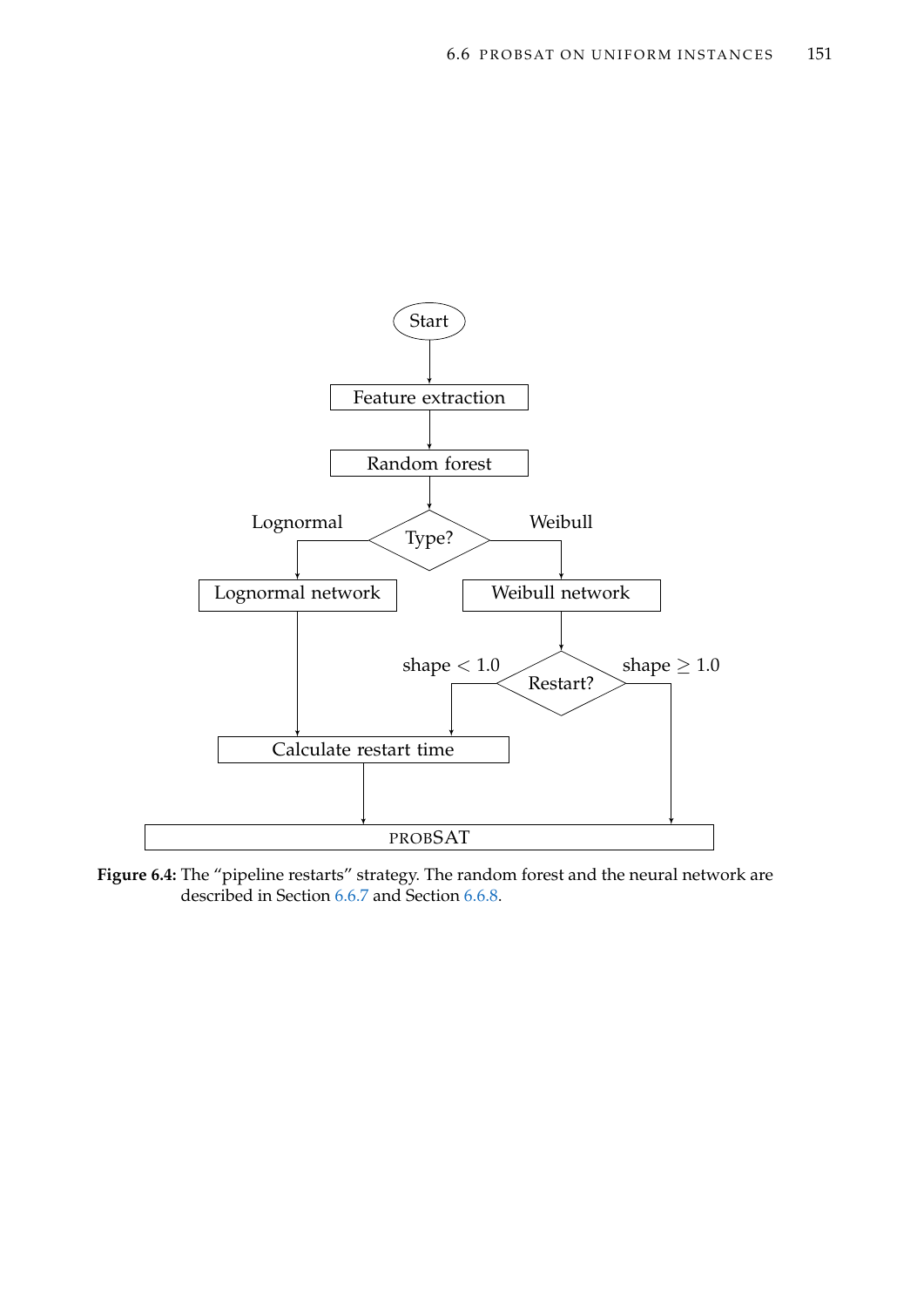Start

Feature extraction

Random forest

Type? — Lognormal / Weibull

Lognormal network

Weibull network

Restart? — shape $< 1.0$ / shape $\geq 1.0$

Calculate restart time

probSAT

**Figure 6.4:** The "pipeline restarts" strategy. The random forest and the neural network are described in Section 6.6.7 and Section 6.6.8.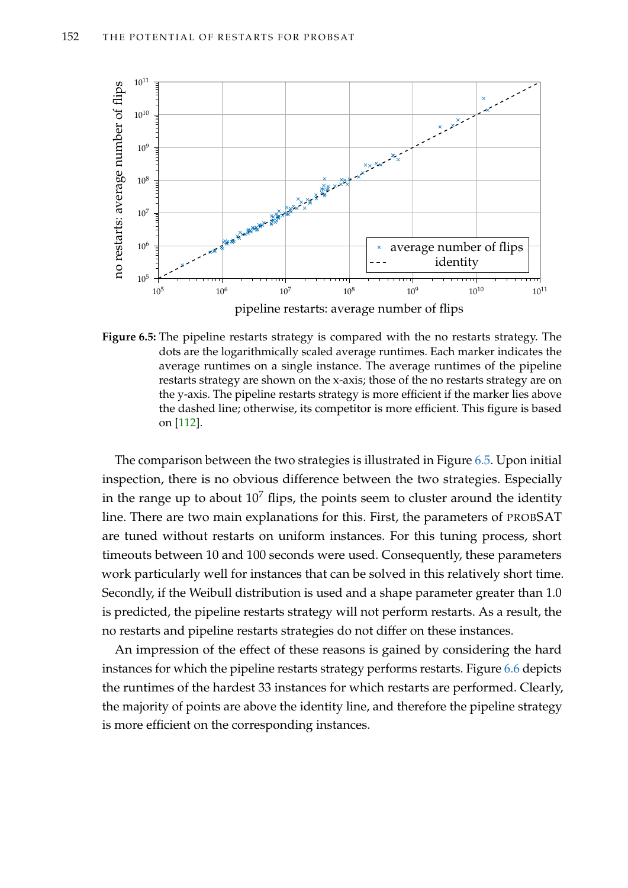**Figure 6.5:** The pipeline restarts strategy is compared with the no restarts strategy. The dots are the logarithmically scaled average runtimes. Each marker indicates the average runtimes on a single instance. The average runtimes of the pipeline restarts strategy are shown on the x-axis; those of the no restarts strategy are on the y-axis. The pipeline restarts strategy is more efficient if the marker lies above the dashed line; otherwise, its competitor is more efficient. This figure is based on [112].

The comparison between the two strategies is illustrated in Figure 6.5. Upon initial inspection, there is no obvious difference between the two strategies. Especially in the range up to about $10^7$ flips, the points seem to cluster around the identity line. There are two main explanations for this. First, the parameters of PROBSAT are tuned without restarts on uniform instances. For this tuning process, short timeouts between 10 and 100 seconds were used. Consequently, these parameters work particularly well for instances that can be solved in this relatively short time. Secondly, if the Weibull distribution is used and a shape parameter greater than 1.0 is predicted, the pipeline restarts strategy will not perform restarts. As a result, the no restarts and pipeline restarts strategies do not differ on these instances.

An impression of the effect of these reasons is gained by considering the hard instances for which the pipeline restarts strategy performs restarts. Figure 6.6 depicts the runtimes of the hardest 33 instances for which restarts are performed. Clearly, the majority of points are above the identity line, and therefore the pipeline strategy is more efficient on the corresponding instances.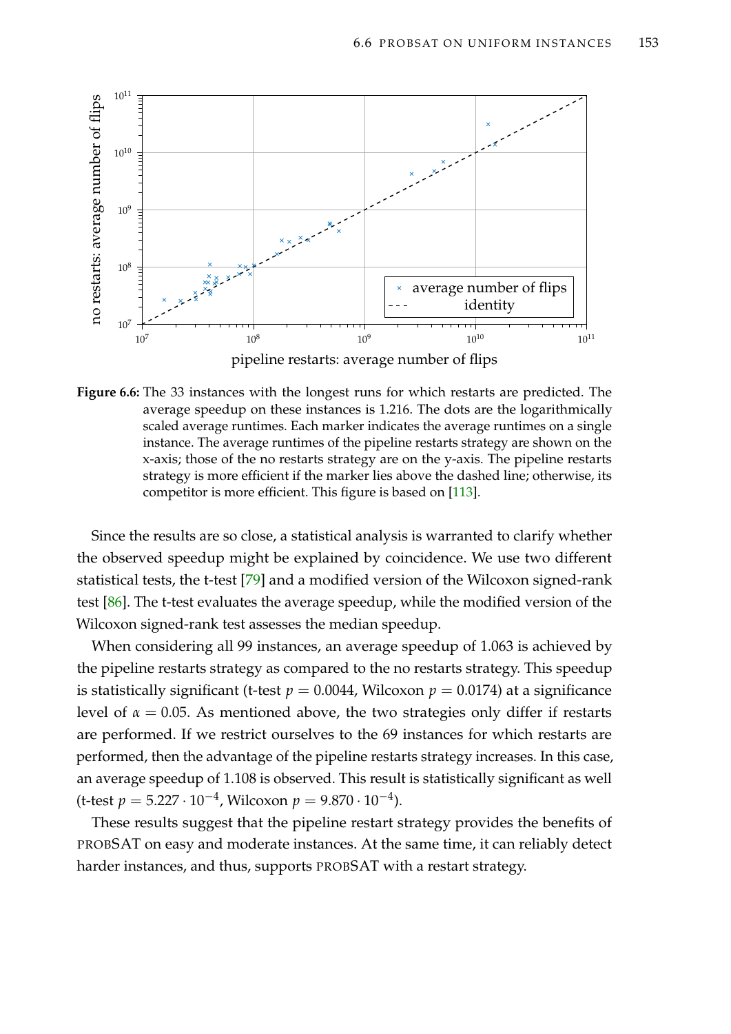**Figure 6.6:** The 33 instances with the longest runs for which restarts are predicted. The average speedup on these instances is 1.216. The dots are the logarithmically scaled average runtimes. Each marker indicates the average runtimes on a single instance. The average runtimes of the pipeline restarts strategy are shown on the x-axis; those of the no restarts strategy are on the y-axis. The pipeline restarts strategy is more efficient if the marker lies above the dashed line; otherwise, its competitor is more efficient. This figure is based on [113].

Since the results are so close, a statistical analysis is warranted to clarify whether the observed speedup might be explained by coincidence. We use two different statistical tests, the t-test [79] and a modified version of the Wilcoxon signed-rank test [86]. The t-test evaluates the average speedup, while the modified version of the Wilcoxon signed-rank test assesses the median speedup.

When considering all 99 instances, an average speedup of 1.063 is achieved by the pipeline restarts strategy as compared to the no restarts strategy. This speedup is statistically significant (t-test $p = 0.0044$, Wilcoxon $p = 0.0174$) at a significance level of $\alpha = 0.05$. As mentioned above, the two strategies only differ if restarts are performed. If we restrict ourselves to the 69 instances for which restarts are performed, then the advantage of the pipeline restarts strategy increases. In this case, an average speedup of 1.108 is observed. This result is statistically significant as well (t-test $p = 5.227 \cdot 10^{-4}$, Wilcoxon $p = 9.870 \cdot 10^{-4}$).

These results suggest that the pipeline restart strategy provides the benefits of PROBSAT on easy and moderate instances. At the same time, it can reliably detect harder instances, and thus, supports PROBSAT with a restart strategy.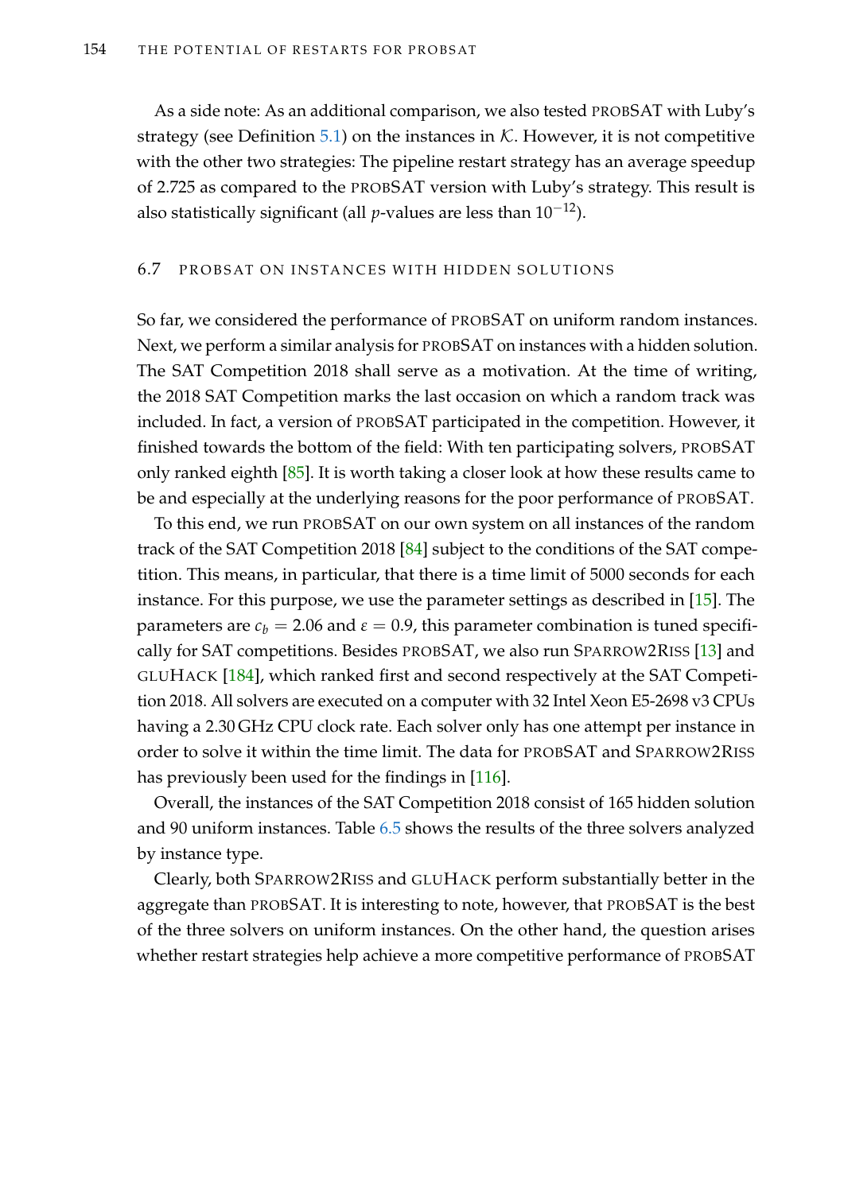As a side note: As an additional comparison, we also tested PROBSAT with Luby's strategy (see Definition 5.1) on the instances in $\mathcal{K}$. However, it is not competitive with the other two strategies: The pipeline restart strategy has an average speedup of 2.725 as compared to the PROBSAT version with Luby's strategy. This result is also statistically significant (all $p$-values are less than $10^{-12}$).

## 6.7 PROBSAT ON INSTANCES WITH HIDDEN SOLUTIONS

So far, we considered the performance of PROBSAT on uniform random instances. Next, we perform a similar analysis for PROBSAT on instances with a hidden solution. The SAT Competition 2018 shall serve as a motivation. At the time of writing, the 2018 SAT Competition marks the last occasion on which a random track was included. In fact, a version of PROBSAT participated in the competition. However, it finished towards the bottom of the field: With ten participating solvers, PROBSAT only ranked eighth [85]. It is worth taking a closer look at how these results came to be and especially at the underlying reasons for the poor performance of PROBSAT.

To this end, we run PROBSAT on our own system on all instances of the random track of the SAT Competition 2018 [84] subject to the conditions of the SAT competition. This means, in particular, that there is a time limit of 5000 seconds for each instance. For this purpose, we use the parameter settings as described in [15]. The parameters are $c_b = 2.06$ and $\varepsilon = 0.9$, this parameter combination is tuned specifically for SAT competitions. Besides PROBSAT, we also run SPARROW2RISS [13] and GLUHACK [184], which ranked first and second respectively at the SAT Competition 2018. All solvers are executed on a computer with 32 Intel Xeon E5-2698 v3 CPUs having a 2.30 GHz CPU clock rate. Each solver only has one attempt per instance in order to solve it within the time limit. The data for PROBSAT and SPARROW2RISS has previously been used for the findings in [116].

Overall, the instances of the SAT Competition 2018 consist of 165 hidden solution and 90 uniform instances. Table 6.5 shows the results of the three solvers analyzed by instance type.

Clearly, both SPARROW2RISS and GLUHACK perform substantially better in the aggregate than PROBSAT. It is interesting to note, however, that PROBSAT is the best of the three solvers on uniform instances. On the other hand, the question arises whether restart strategies help achieve a more competitive performance of PROBSAT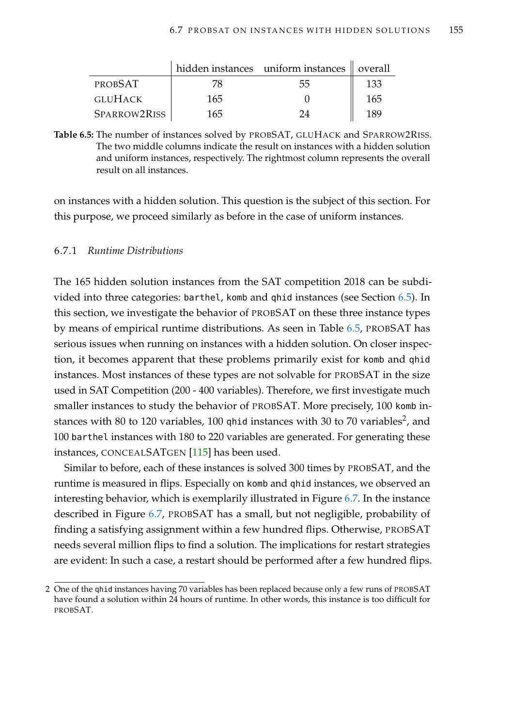|  | hidden instances | uniform instances | overall |
|---|---|---|---|
| PROBSAT | 78 | 55 | 133 |
| GLUHACK | 165 | 0 | 165 |
| SPARROW2RISS | 165 | 24 | 189 |

**Table 6.5:** The number of instances solved by PROBSAT, GLUHACK and SPARROW2RISS. The two middle columns indicate the result on instances with a hidden solution and uniform instances, respectively. The rightmost column represents the overall result on all instances.

on instances with a hidden solution. This question is the subject of this section. For this purpose, we proceed similarly as before in the case of uniform instances.

### 6.7.1 *Runtime Distributions*

The 165 hidden solution instances from the SAT competition 2018 can be subdivided into three categories: `barthel`, `komb` and `qhid` instances (see Section 6.5). In this section, we investigate the behavior of PROBSAT on these three instance types by means of empirical runtime distributions. As seen in Table 6.5, PROBSAT has serious issues when running on instances with a hidden solution. On closer inspection, it becomes apparent that these problems primarily exist for `komb` and `qhid` instances. Most instances of these types are not solvable for PROBSAT in the size used in SAT Competition (200 - 400 variables). Therefore, we first investigate much smaller instances to study the behavior of PROBSAT. More precisely, 100 `komb` instances with 80 to 120 variables, 100 `qhid` instances with 30 to 70 variables[2], and 100 `barthel` instances with 180 to 220 variables are generated. For generating these instances, CONCEALSATGEN [115] has been used.

Similar to before, each of these instances is solved 300 times by PROBSAT, and the runtime is measured in flips. Especially on `komb` and `qhid` instances, we observed an interesting behavior, which is exemplarily illustrated in Figure 6.7. In the instance described in Figure 6.7, PROBSAT has a small, but not negligible, probability of finding a satisfying assignment within a few hundred flips. Otherwise, PROBSAT needs several million flips to find a solution. The implications for restart strategies are evident: In such a case, a restart should be performed after a few hundred flips.

2 One of the `qhid` instances having 70 variables has been replaced because only a few runs of PROBSAT have found a solution within 24 hours of runtime. In other words, this instance is too difficult for PROBSAT.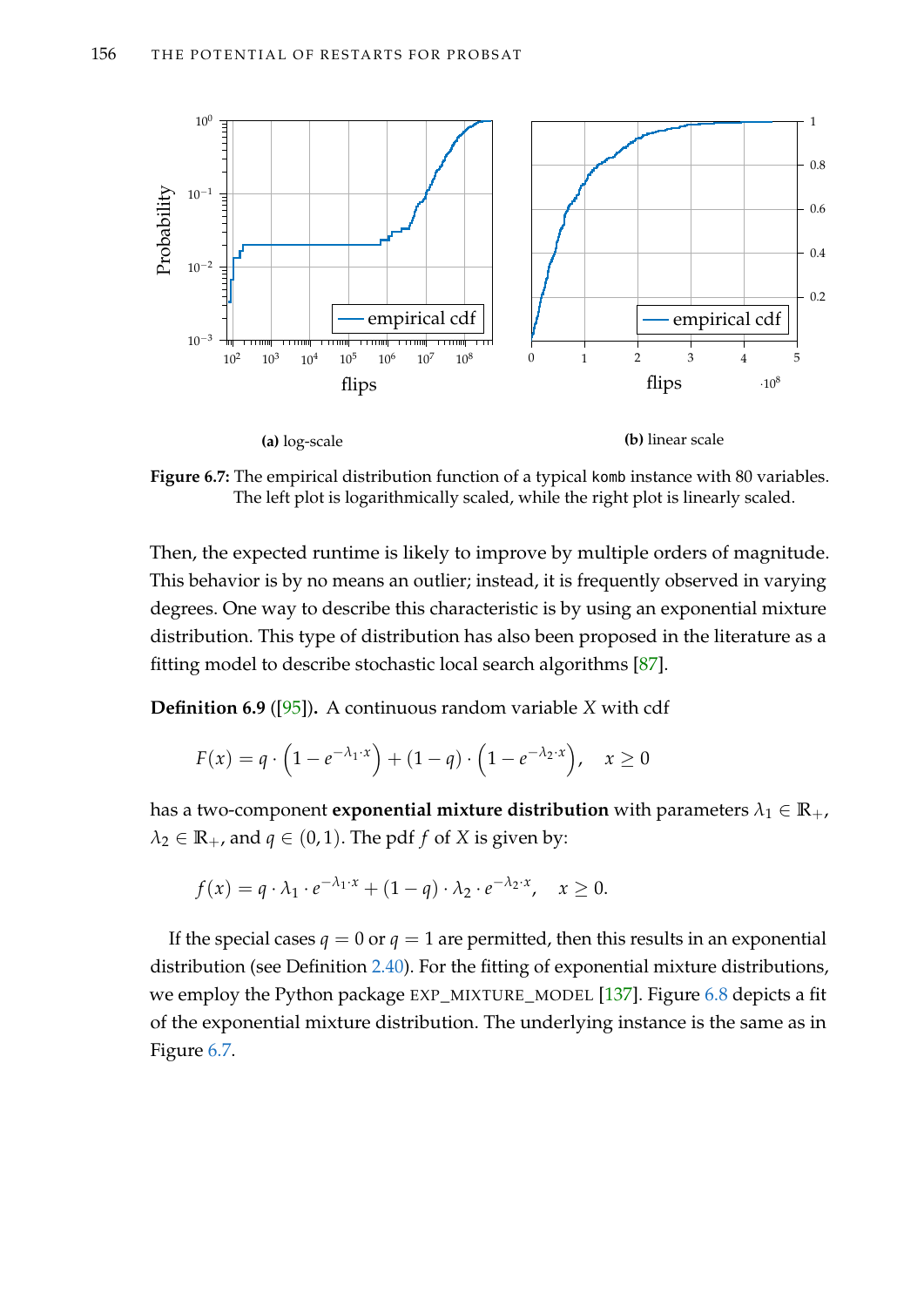(a) log-scale

(b) linear scale

**Figure 6.7:** The empirical distribution function of a typical `komb` instance with 80 variables. The left plot is logarithmically scaled, while the right plot is linearly scaled.

Then, the expected runtime is likely to improve by multiple orders of magnitude. This behavior is by no means an outlier; instead, it is frequently observed in varying degrees. One way to describe this characteristic is by using an exponential mixture distribution. This type of distribution has also been proposed in the literature as a fitting model to describe stochastic local search algorithms [87].

**Definition 6.9** ([95])**.** A continuous random variable $X$ with cdf

$$F(x) = q \cdot \left(1 - e^{-\lambda_1 \cdot x}\right) + (1 - q) \cdot \left(1 - e^{-\lambda_2 \cdot x}\right), \quad x \geq 0$$

has a two-component **exponential mixture distribution** with parameters $\lambda_1 \in \mathbb{R}_+$, $\lambda_2 \in \mathbb{R}_+$, and $q \in (0, 1)$. The pdf $f$ of $X$ is given by:

$$f(x) = q \cdot \lambda_1 \cdot e^{-\lambda_1 \cdot x} + (1 - q) \cdot \lambda_2 \cdot e^{-\lambda_2 \cdot x}, \quad x \geq 0.$$

If the special cases $q = 0$ or $q = 1$ are permitted, then this results in an exponential distribution (see Definition 2.40). For the fitting of exponential mixture distributions, we employ the Python package EXP_MIXTURE_MODEL [137]. Figure 6.8 depicts a fit of the exponential mixture distribution. The underlying instance is the same as in Figure 6.7.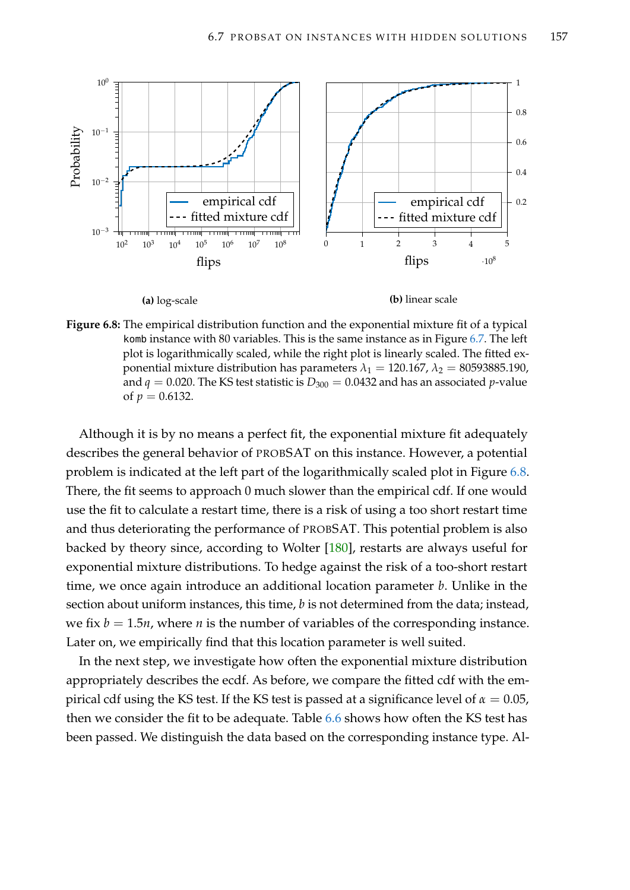(a) log-scale

(b) linear scale

**Figure 6.8:** The empirical distribution function and the exponential mixture fit of a typical `komb` instance with 80 variables. This is the same instance as in Figure 6.7. The left plot is logarithmically scaled, while the right plot is linearly scaled. The fitted exponential mixture distribution has parameters $\lambda_1 = 120.167$, $\lambda_2 = 80593885.190$, and $q = 0.020$. The KS test statistic is $D_{300} = 0.0432$ and has an associated $p$-value of $p = 0.6132$.

Although it is by no means a perfect fit, the exponential mixture fit adequately describes the general behavior of PROBSAT on this instance. However, a potential problem is indicated at the left part of the logarithmically scaled plot in Figure 6.8. There, the fit seems to approach 0 much slower than the empirical cdf. If one would use the fit to calculate a restart time, there is a risk of using a too short restart time and thus deteriorating the performance of PROBSAT. This potential problem is also backed by theory since, according to Wolter [180], restarts are always useful for exponential mixture distributions. To hedge against the risk of a too-short restart time, we once again introduce an additional location parameter $b$. Unlike in the section about uniform instances, this time, $b$ is not determined from the data; instead, we fix $b = 1.5n$, where $n$ is the number of variables of the corresponding instance. Later on, we empirically find that this location parameter is well suited.

In the next step, we investigate how often the exponential mixture distribution appropriately describes the ecdf. As before, we compare the fitted cdf with the empirical cdf using the KS test. If the KS test is passed at a significance level of $\alpha = 0.05$, then we consider the fit to be adequate. Table 6.6 shows how often the KS test has been passed. We distinguish the data based on the corresponding instance type. Al-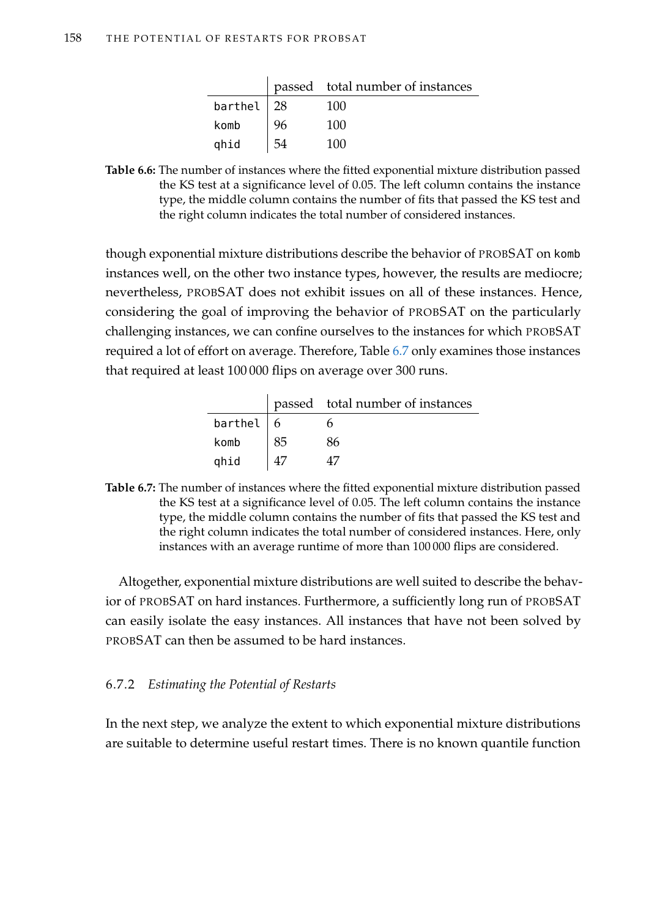| | passed | total number of instances |
|---|---|---|
| barthel | 28 | 100 |
| komb | 96 | 100 |
| qhid | 54 | 100 |

**Table 6.6:** The number of instances where the fitted exponential mixture distribution passed the KS test at a significance level of 0.05. The left column contains the instance type, the middle column contains the number of fits that passed the KS test and the right column indicates the total number of considered instances.

though exponential mixture distributions describe the behavior of PROBSAT on komb instances well, on the other two instance types, however, the results are mediocre; nevertheless, PROBSAT does not exhibit issues on all of these instances. Hence, considering the goal of improving the behavior of PROBSAT on the particularly challenging instances, we can confine ourselves to the instances for which PROBSAT required a lot of effort on average. Therefore, Table 6.7 only examines those instances that required at least 100 000 flips on average over 300 runs.

| | passed | total number of instances |
|---|---|---|
| barthel | 6 | 6 |
| komb | 85 | 86 |
| qhid | 47 | 47 |

**Table 6.7:** The number of instances where the fitted exponential mixture distribution passed the KS test at a significance level of 0.05. The left column contains the instance type, the middle column contains the number of fits that passed the KS test and the right column indicates the total number of considered instances. Here, only instances with an average runtime of more than 100 000 flips are considered.

Altogether, exponential mixture distributions are well suited to describe the behavior of PROBSAT on hard instances. Furthermore, a sufficiently long run of PROBSAT can easily isolate the easy instances. All instances that have not been solved by PROBSAT can then be assumed to be hard instances.

### 6.7.2 *Estimating the Potential of Restarts*

In the next step, we analyze the extent to which exponential mixture distributions are suitable to determine useful restart times. There is no known quantile function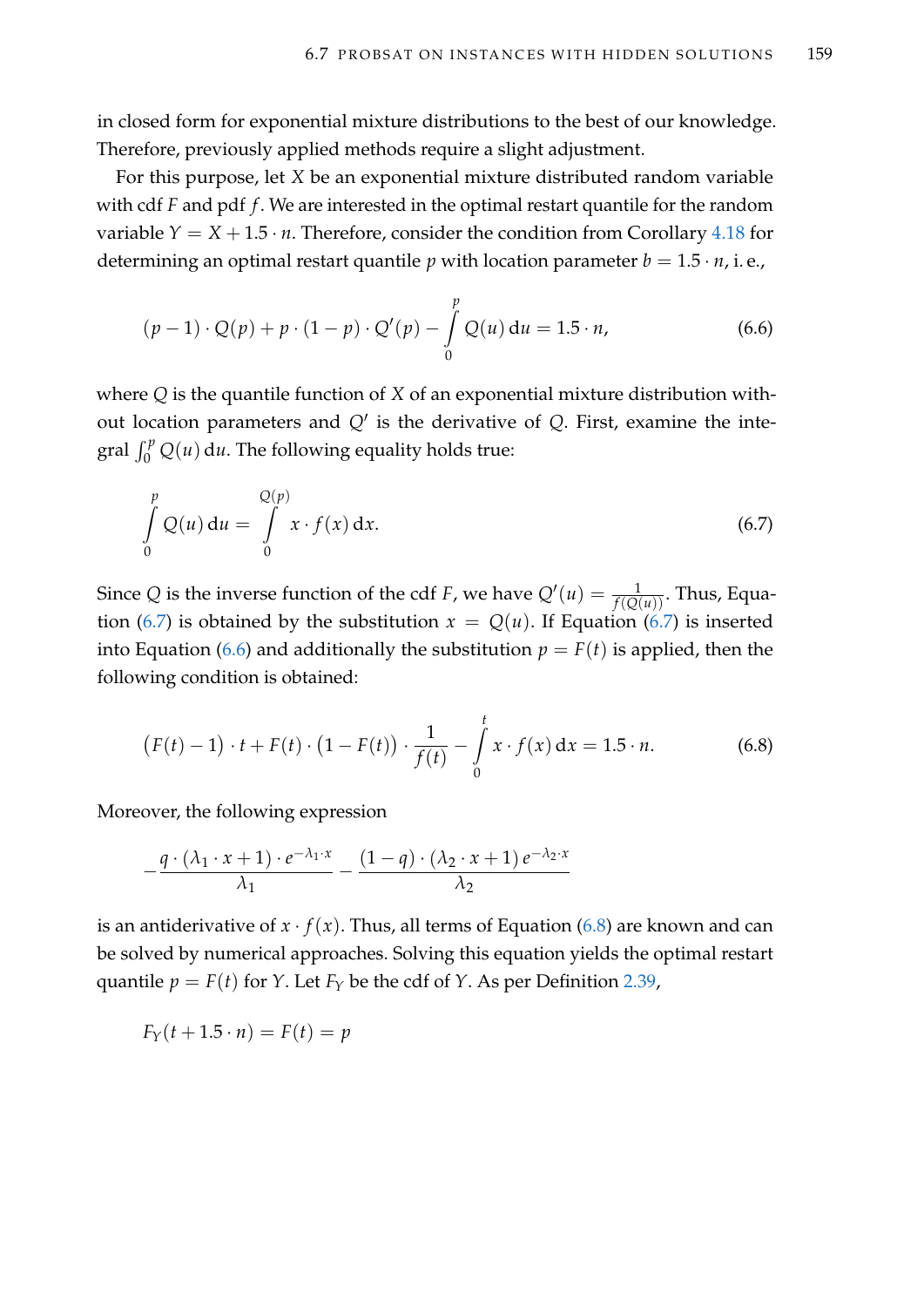in closed form for exponential mixture distributions to the best of our knowledge. Therefore, previously applied methods require a slight adjustment.

For this purpose, let $X$ be an exponential mixture distributed random variable with cdf $F$ and pdf $f$. We are interested in the optimal restart quantile for the random variable $Y = X + 1.5 \cdot n$. Therefore, consider the condition from Corollary 4.18 for determining an optimal restart quantile $p$ with location parameter $b = 1.5 \cdot n$, i. e.,

$$(p-1) \cdot Q(p) + p \cdot (1-p) \cdot Q'(p) - \int_0^p Q(u)\, \mathrm{d}u = 1.5 \cdot n, \tag{6.6}$$

where $Q$ is the quantile function of $X$ of an exponential mixture distribution without location parameters and $Q'$ is the derivative of $Q$. First, examine the integral $\int_0^p Q(u)\, \mathrm{d}u$. The following equality holds true:

$$\int_0^p Q(u)\, \mathrm{d}u = \int_0^{Q(p)} x \cdot f(x)\, \mathrm{d}x. \tag{6.7}$$

Since $Q$ is the inverse function of the cdf $F$, we have $Q'(u) = \frac{1}{f(Q(u))}$. Thus, Equation (6.7) is obtained by the substitution $x = Q(u)$. If Equation (6.7) is inserted into Equation (6.6) and additionally the substitution $p = F(t)$ is applied, then the following condition is obtained:

$$\big(F(t) - 1\big) \cdot t + F(t) \cdot \big(1 - F(t)\big) \cdot \frac{1}{f(t)} - \int_0^t x \cdot f(x)\, \mathrm{d}x = 1.5 \cdot n. \tag{6.8}$$

Moreover, the following expression

$$-\frac{q \cdot (\lambda_1 \cdot x + 1) \cdot e^{-\lambda_1 \cdot x}}{\lambda_1} - \frac{(1-q) \cdot (\lambda_2 \cdot x + 1)\, e^{-\lambda_2 \cdot x}}{\lambda_2}$$

is an antiderivative of $x \cdot f(x)$. Thus, all terms of Equation (6.8) are known and can be solved by numerical approaches. Solving this equation yields the optimal restart quantile $p = F(t)$ for $Y$. Let $F_Y$ be the cdf of $Y$. As per Definition 2.39,

$$F_Y(t + 1.5 \cdot n) = F(t) = p$$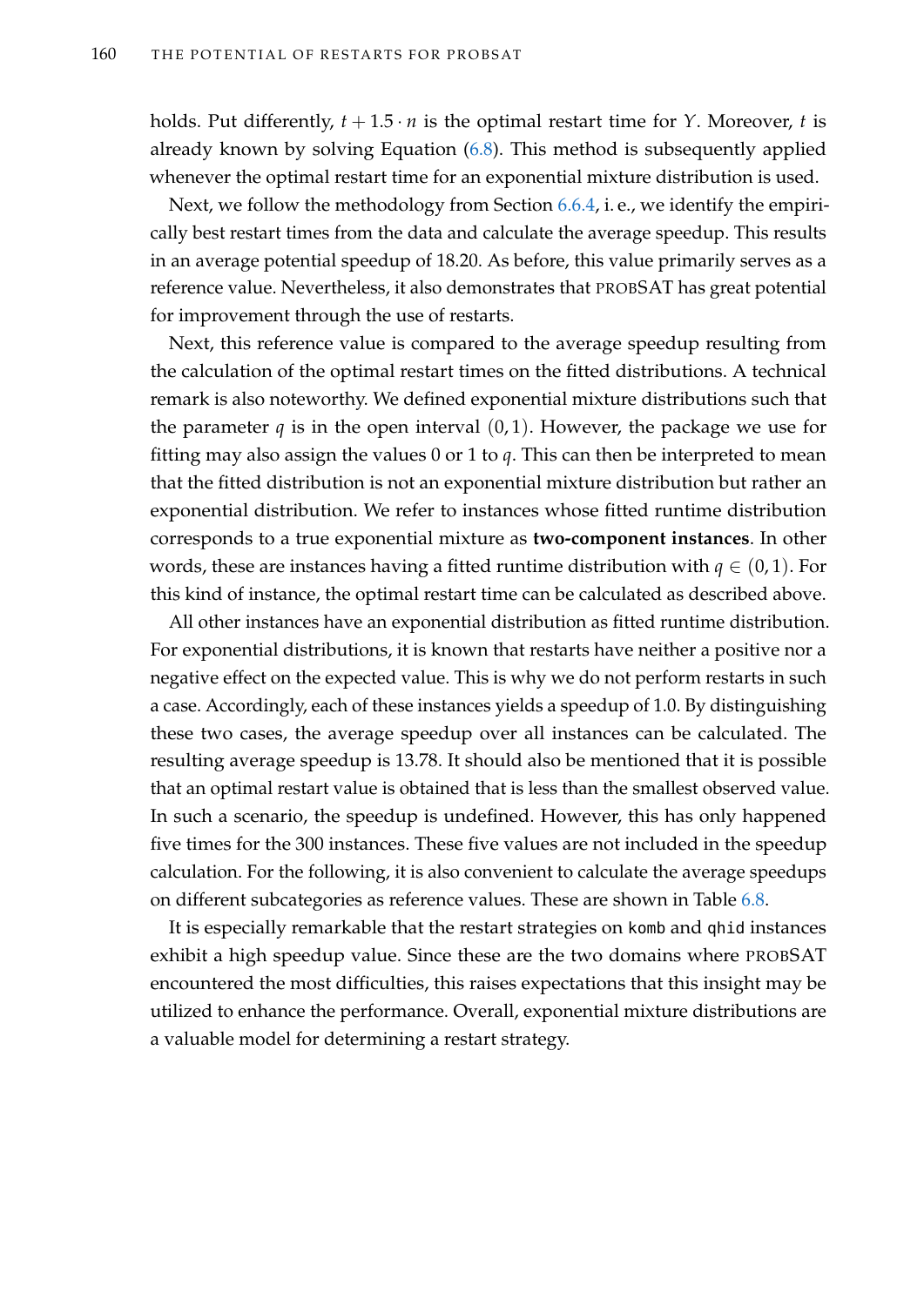holds. Put differently, $t + 1.5 \cdot n$ is the optimal restart time for $Y$. Moreover, $t$ is already known by solving Equation (6.8). This method is subsequently applied whenever the optimal restart time for an exponential mixture distribution is used.

Next, we follow the methodology from Section 6.6.4, i. e., we identify the empirically best restart times from the data and calculate the average speedup. This results in an average potential speedup of 18.20. As before, this value primarily serves as a reference value. Nevertheless, it also demonstrates that PROBSAT has great potential for improvement through the use of restarts.

Next, this reference value is compared to the average speedup resulting from the calculation of the optimal restart times on the fitted distributions. A technical remark is also noteworthy. We defined exponential mixture distributions such that the parameter $q$ is in the open interval $(0, 1)$. However, the package we use for fitting may also assign the values 0 or 1 to $q$. This can then be interpreted to mean that the fitted distribution is not an exponential mixture distribution but rather an exponential distribution. We refer to instances whose fitted runtime distribution corresponds to a true exponential mixture as **two-component instances**. In other words, these are instances having a fitted runtime distribution with $q \in (0, 1)$. For this kind of instance, the optimal restart time can be calculated as described above.

All other instances have an exponential distribution as fitted runtime distribution. For exponential distributions, it is known that restarts have neither a positive nor a negative effect on the expected value. This is why we do not perform restarts in such a case. Accordingly, each of these instances yields a speedup of 1.0. By distinguishing these two cases, the average speedup over all instances can be calculated. The resulting average speedup is 13.78. It should also be mentioned that it is possible that an optimal restart value is obtained that is less than the smallest observed value. In such a scenario, the speedup is undefined. However, this has only happened five times for the 300 instances. These five values are not included in the speedup calculation. For the following, it is also convenient to calculate the average speedups on different subcategories as reference values. These are shown in Table 6.8.

It is especially remarkable that the restart strategies on `komb` and `qhid` instances exhibit a high speedup value. Since these are the two domains where PROBSAT encountered the most difficulties, this raises expectations that this insight may be utilized to enhance the performance. Overall, exponential mixture distributions are a valuable model for determining a restart strategy.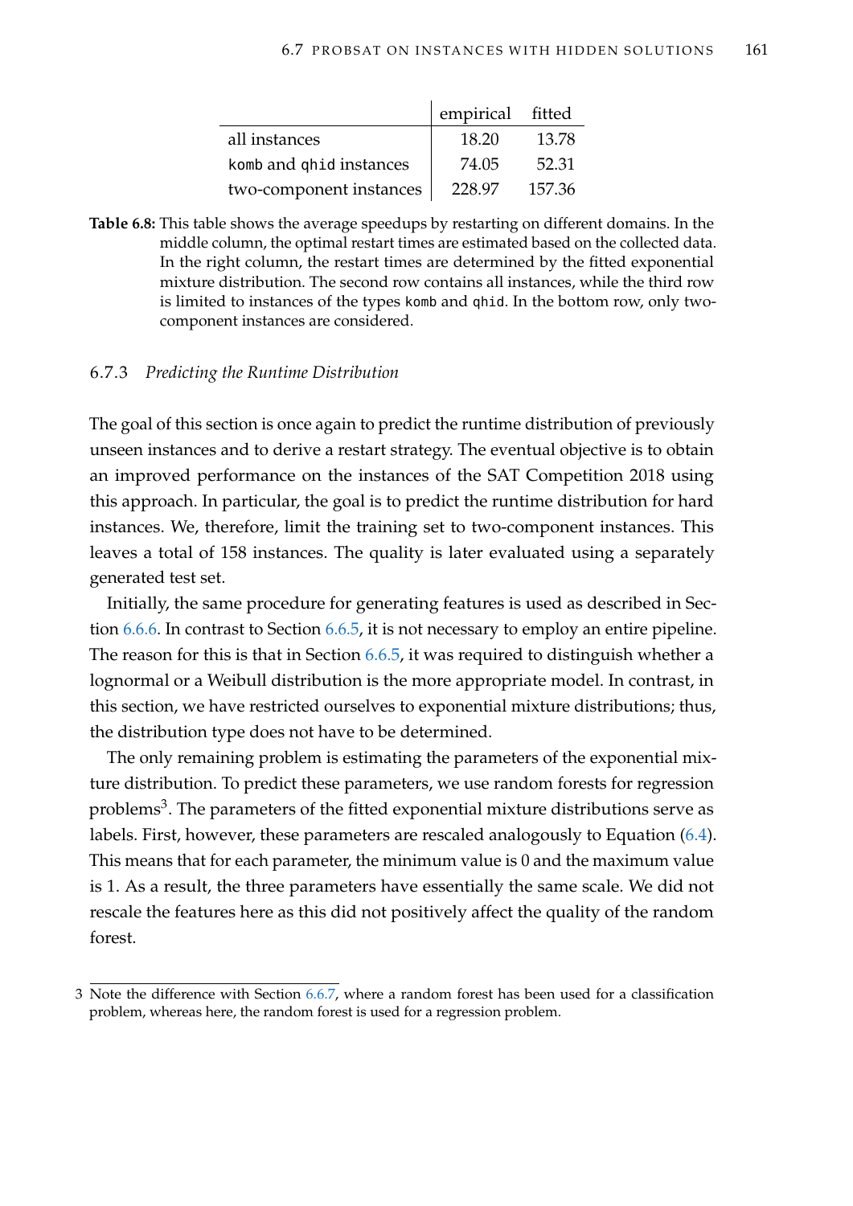| | empirical | fitted |
|---|---|---|
| all instances | 18.20 | 13.78 |
| `komb` and `qhid` instances | 74.05 | 52.31 |
| two-component instances | 228.97 | 157.36 |

**Table 6.8:** This table shows the average speedups by restarting on different domains. In the middle column, the optimal restart times are estimated based on the collected data. In the right column, the restart times are determined by the fitted exponential mixture distribution. The second row contains all instances, while the third row is limited to instances of the types `komb` and `qhid`. In the bottom row, only two-component instances are considered.

### 6.7.3 *Predicting the Runtime Distribution*

The goal of this section is once again to predict the runtime distribution of previously unseen instances and to derive a restart strategy. The eventual objective is to obtain an improved performance on the instances of the SAT Competition 2018 using this approach. In particular, the goal is to predict the runtime distribution for hard instances. We, therefore, limit the training set to two-component instances. This leaves a total of 158 instances. The quality is later evaluated using a separately generated test set.

Initially, the same procedure for generating features is used as described in Section 6.6.6. In contrast to Section 6.6.5, it is not necessary to employ an entire pipeline. The reason for this is that in Section 6.6.5, it was required to distinguish whether a lognormal or a Weibull distribution is the more appropriate model. In contrast, in this section, we have restricted ourselves to exponential mixture distributions; thus, the distribution type does not have to be determined.

The only remaining problem is estimating the parameters of the exponential mixture distribution. To predict these parameters, we use random forests for regression problems[3]. The parameters of the fitted exponential mixture distributions serve as labels. First, however, these parameters are rescaled analogously to Equation (6.4). This means that for each parameter, the minimum value is 0 and the maximum value is 1. As a result, the three parameters have essentially the same scale. We did not rescale the features here as this did not positively affect the quality of the random forest.

3 Note the difference with Section 6.6.7, where a random forest has been used for a classification problem, whereas here, the random forest is used for a regression problem.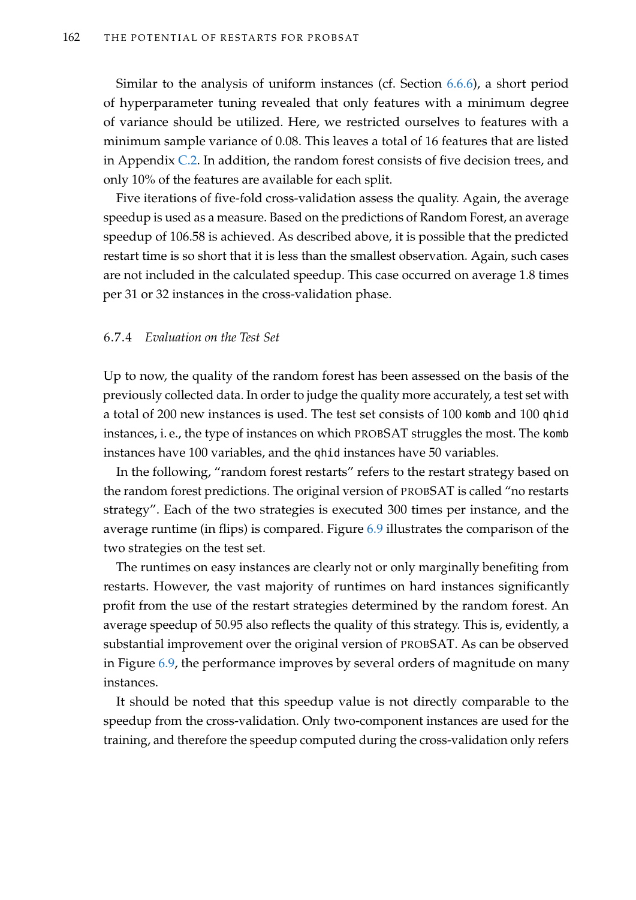Similar to the analysis of uniform instances (cf. Section 6.6.6), a short period of hyperparameter tuning revealed that only features with a minimum degree of variance should be utilized. Here, we restricted ourselves to features with a minimum sample variance of 0.08. This leaves a total of 16 features that are listed in Appendix C.2. In addition, the random forest consists of five decision trees, and only 10% of the features are available for each split.

Five iterations of five-fold cross-validation assess the quality. Again, the average speedup is used as a measure. Based on the predictions of Random Forest, an average speedup of 106.58 is achieved. As described above, it is possible that the predicted restart time is so short that it is less than the smallest observation. Again, such cases are not included in the calculated speedup. This case occurred on average 1.8 times per 31 or 32 instances in the cross-validation phase.

### 6.7.4 *Evaluation on the Test Set*

Up to now, the quality of the random forest has been assessed on the basis of the previously collected data. In order to judge the quality more accurately, a test set with a total of 200 new instances is used. The test set consists of 100 `komb` and 100 `qhid` instances, i. e., the type of instances on which PROBSAT struggles the most. The `komb` instances have 100 variables, and the `qhid` instances have 50 variables.

In the following, "random forest restarts" refers to the restart strategy based on the random forest predictions. The original version of PROBSAT is called "no restarts strategy". Each of the two strategies is executed 300 times per instance, and the average runtime (in flips) is compared. Figure 6.9 illustrates the comparison of the two strategies on the test set.

The runtimes on easy instances are clearly not or only marginally benefiting from restarts. However, the vast majority of runtimes on hard instances significantly profit from the use of the restart strategies determined by the random forest. An average speedup of 50.95 also reflects the quality of this strategy. This is, evidently, a substantial improvement over the original version of PROBSAT. As can be observed in Figure 6.9, the performance improves by several orders of magnitude on many instances.

It should be noted that this speedup value is not directly comparable to the speedup from the cross-validation. Only two-component instances are used for the training, and therefore the speedup computed during the cross-validation only refers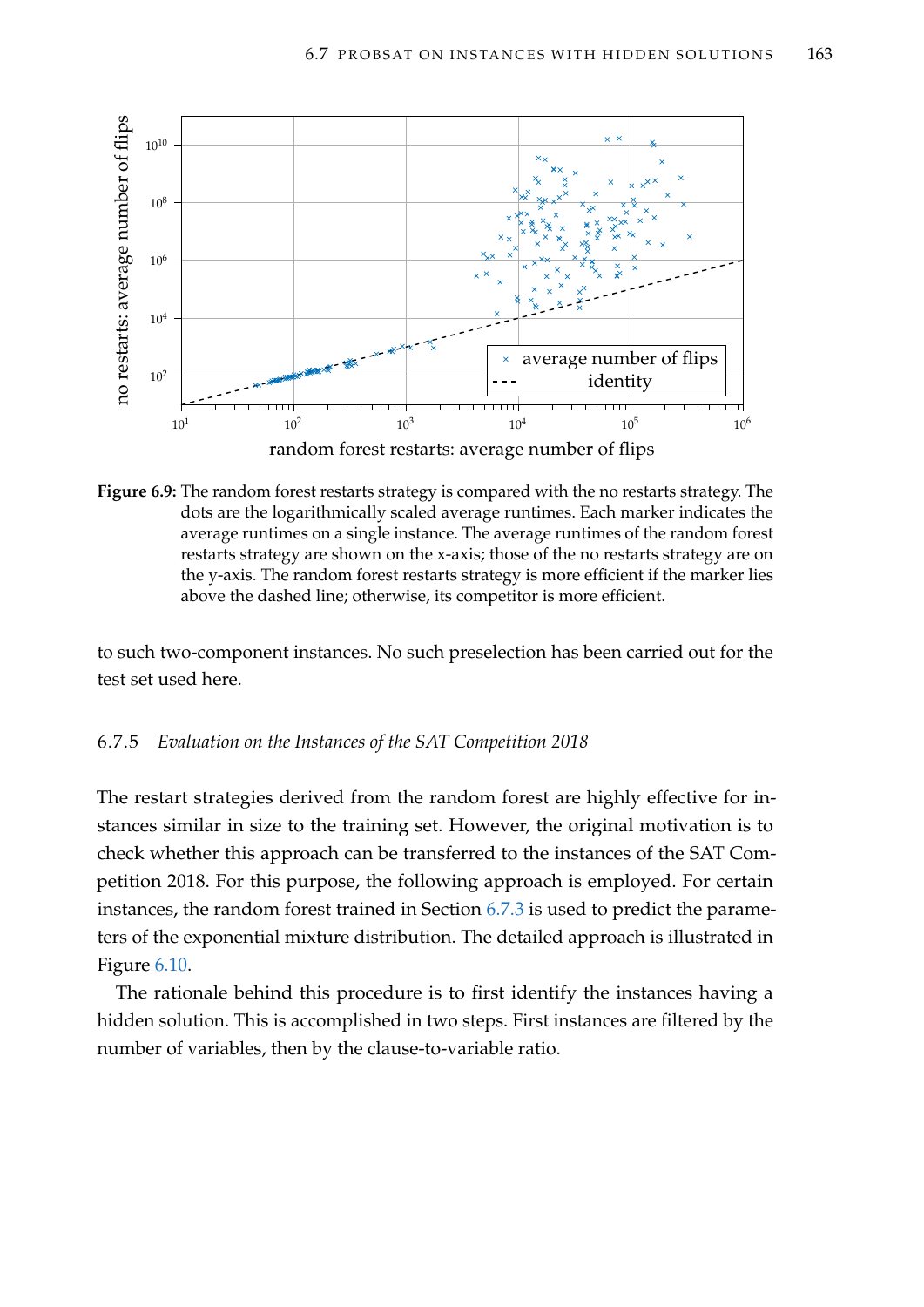**Figure 6.9:** The random forest restarts strategy is compared with the no restarts strategy. The dots are the logarithmically scaled average runtimes. Each marker indicates the average runtimes on a single instance. The average runtimes of the random forest restarts strategy are shown on the x-axis; those of the no restarts strategy are on the y-axis. The random forest restarts strategy is more efficient if the marker lies above the dashed line; otherwise, its competitor is more efficient.

to such two-component instances. No such preselection has been carried out for the test set used here.

### 6.7.5 *Evaluation on the Instances of the SAT Competition 2018*

The restart strategies derived from the random forest are highly effective for instances similar in size to the training set. However, the original motivation is to check whether this approach can be transferred to the instances of the SAT Competition 2018. For this purpose, the following approach is employed. For certain instances, the random forest trained in Section 6.7.3 is used to predict the parameters of the exponential mixture distribution. The detailed approach is illustrated in Figure 6.10.

The rationale behind this procedure is to first identify the instances having a hidden solution. This is accomplished in two steps. First instances are filtered by the number of variables, then by the clause-to-variable ratio.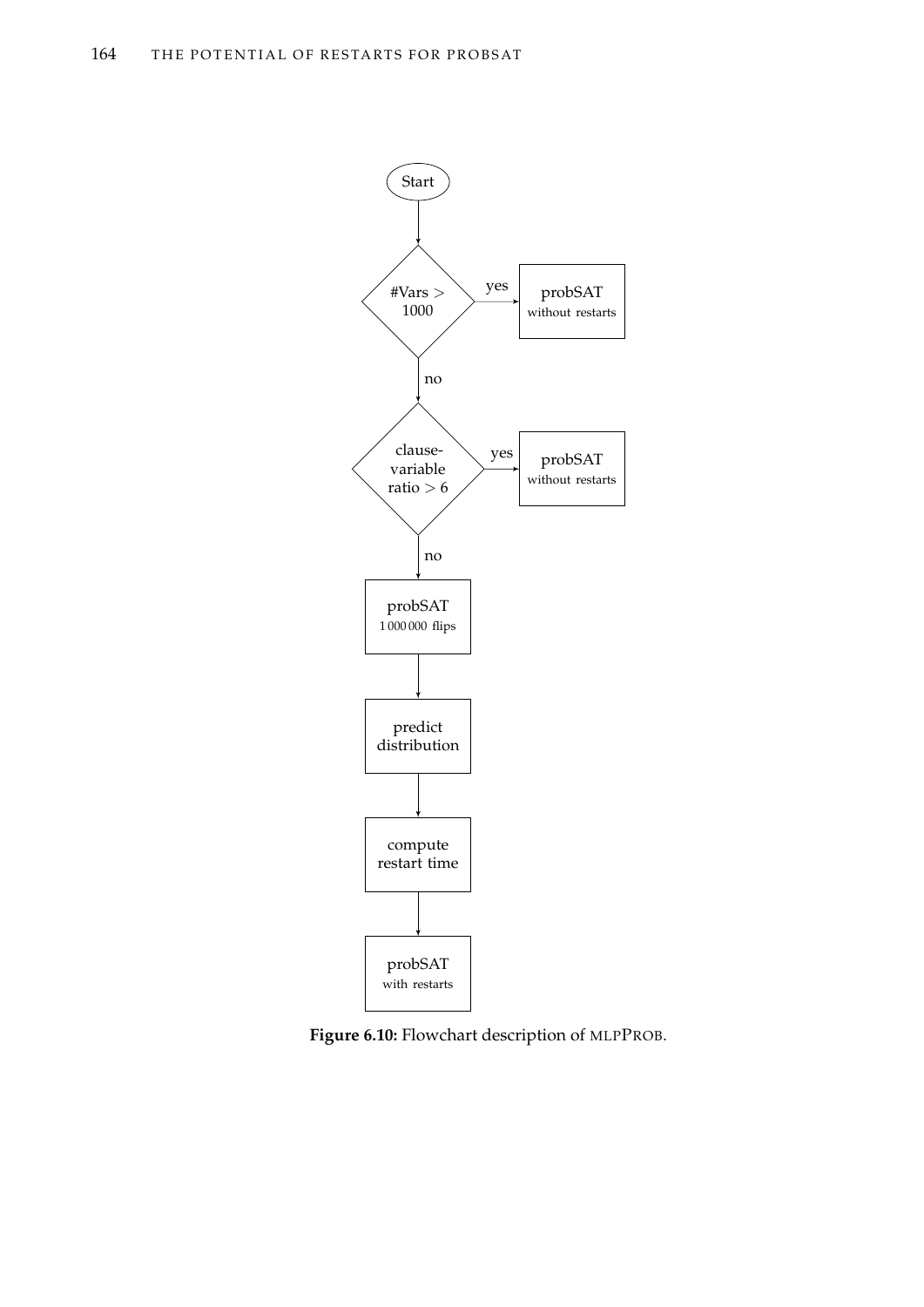Start

#Vars > 1000 — yes → probSAT without restarts

no ↓

clause-variable ratio > 6 — yes → probSAT without restarts

no ↓

probSAT 1 000 000 flips

↓

predict distribution

↓

compute restart time

↓

probSAT with restarts

**Figure 6.10:** Flowchart description of MLPPROB.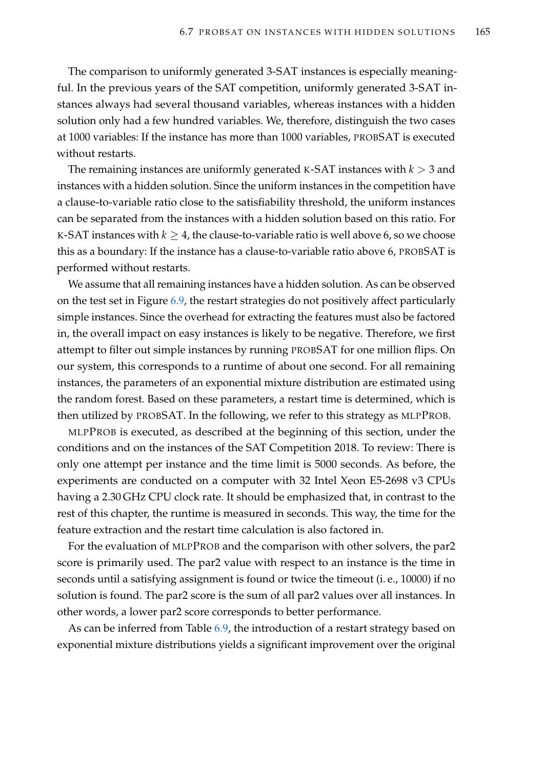The comparison to uniformly generated 3-SAT instances is especially meaningful. In the previous years of the SAT competition, uniformly generated 3-SAT instances always had several thousand variables, whereas instances with a hidden solution only had a few hundred variables. We, therefore, distinguish the two cases at 1000 variables: If the instance has more than 1000 variables, PROBSAT is executed without restarts.

The remaining instances are uniformly generated K-SAT instances with $k > 3$ and instances with a hidden solution. Since the uniform instances in the competition have a clause-to-variable ratio close to the satisfiability threshold, the uniform instances can be separated from the instances with a hidden solution based on this ratio. For K-SAT instances with $k \geq 4$, the clause-to-variable ratio is well above 6, so we choose this as a boundary: If the instance has a clause-to-variable ratio above 6, PROBSAT is performed without restarts.

We assume that all remaining instances have a hidden solution. As can be observed on the test set in Figure 6.9, the restart strategies do not positively affect particularly simple instances. Since the overhead for extracting the features must also be factored in, the overall impact on easy instances is likely to be negative. Therefore, we first attempt to filter out simple instances by running PROBSAT for one million flips. On our system, this corresponds to a runtime of about one second. For all remaining instances, the parameters of an exponential mixture distribution are estimated using the random forest. Based on these parameters, a restart time is determined, which is then utilized by PROBSAT. In the following, we refer to this strategy as MLPPROB.

MLPPROB is executed, as described at the beginning of this section, under the conditions and on the instances of the SAT Competition 2018. To review: There is only one attempt per instance and the time limit is 5000 seconds. As before, the experiments are conducted on a computer with 32 Intel Xeon E5-2698 v3 CPUs having a 2.30 GHz CPU clock rate. It should be emphasized that, in contrast to the rest of this chapter, the runtime is measured in seconds. This way, the time for the feature extraction and the restart time calculation is also factored in.

For the evaluation of MLPPROB and the comparison with other solvers, the par2 score is primarily used. The par2 value with respect to an instance is the time in seconds until a satisfying assignment is found or twice the timeout (i. e., 10000) if no solution is found. The par2 score is the sum of all par2 values over all instances. In other words, a lower par2 score corresponds to better performance.

As can be inferred from Table 6.9, the introduction of a restart strategy based on exponential mixture distributions yields a significant improvement over the original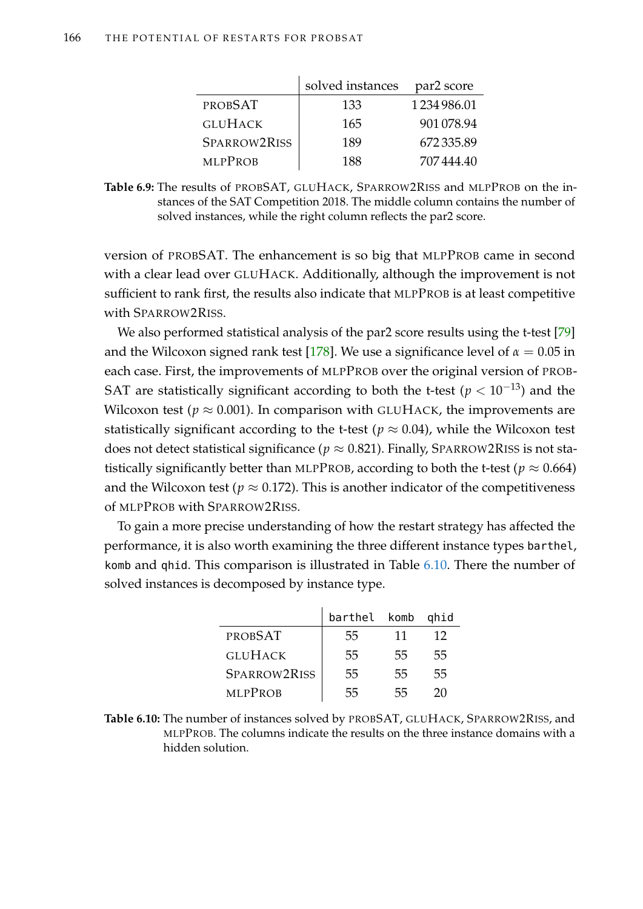| | solved instances | par2 score |
|---|---|---|
| PROBSAT | 133 | 1 234 986.01 |
| GLUHACK | 165 | 901 078.94 |
| SPARROW2RISS | 189 | 672 335.89 |
| MLPPROB | 188 | 707 444.40 |

**Table 6.9:** The results of PROBSAT, GLUHACK, SPARROW2RISS and MLPPROB on the instances of the SAT Competition 2018. The middle column contains the number of solved instances, while the right column reflects the par2 score.

version of PROBSAT. The enhancement is so big that MLPPROB came in second with a clear lead over GLUHACK. Additionally, although the improvement is not sufficient to rank first, the results also indicate that MLPPROB is at least competitive with SPARROW2RISS.

We also performed statistical analysis of the par2 score results using the t-test [79] and the Wilcoxon signed rank test [178]. We use a significance level of $\alpha = 0.05$ in each case. First, the improvements of MLPPROB over the original version of PROBSAT are statistically significant according to both the t-test ($p < 10^{-13}$) and the Wilcoxon test ($p \approx 0.001$). In comparison with GLUHACK, the improvements are statistically significant according to the t-test ($p \approx 0.04$), while the Wilcoxon test does not detect statistical significance ($p \approx 0.821$). Finally, SPARROW2RISS is not statistically significantly better than MLPPROB, according to both the t-test ($p \approx 0.664$) and the Wilcoxon test ($p \approx 0.172$). This is another indicator of the competitiveness of MLPPROB with SPARROW2RISS.

To gain a more precise understanding of how the restart strategy has affected the performance, it is also worth examining the three different instance types `barthel`, `komb` and `qhid`. This comparison is illustrated in Table 6.10. There the number of solved instances is decomposed by instance type.

| | `barthel` | `komb` | `qhid` |
|---|---|---|---|
| PROBSAT | 55 | 11 | 12 |
| GLUHACK | 55 | 55 | 55 |
| SPARROW2RISS | 55 | 55 | 55 |
| MLPPROB | 55 | 55 | 20 |

**Table 6.10:** The number of instances solved by PROBSAT, GLUHACK, SPARROW2RISS, and MLPPROB. The columns indicate the results on the three instance domains with a hidden solution.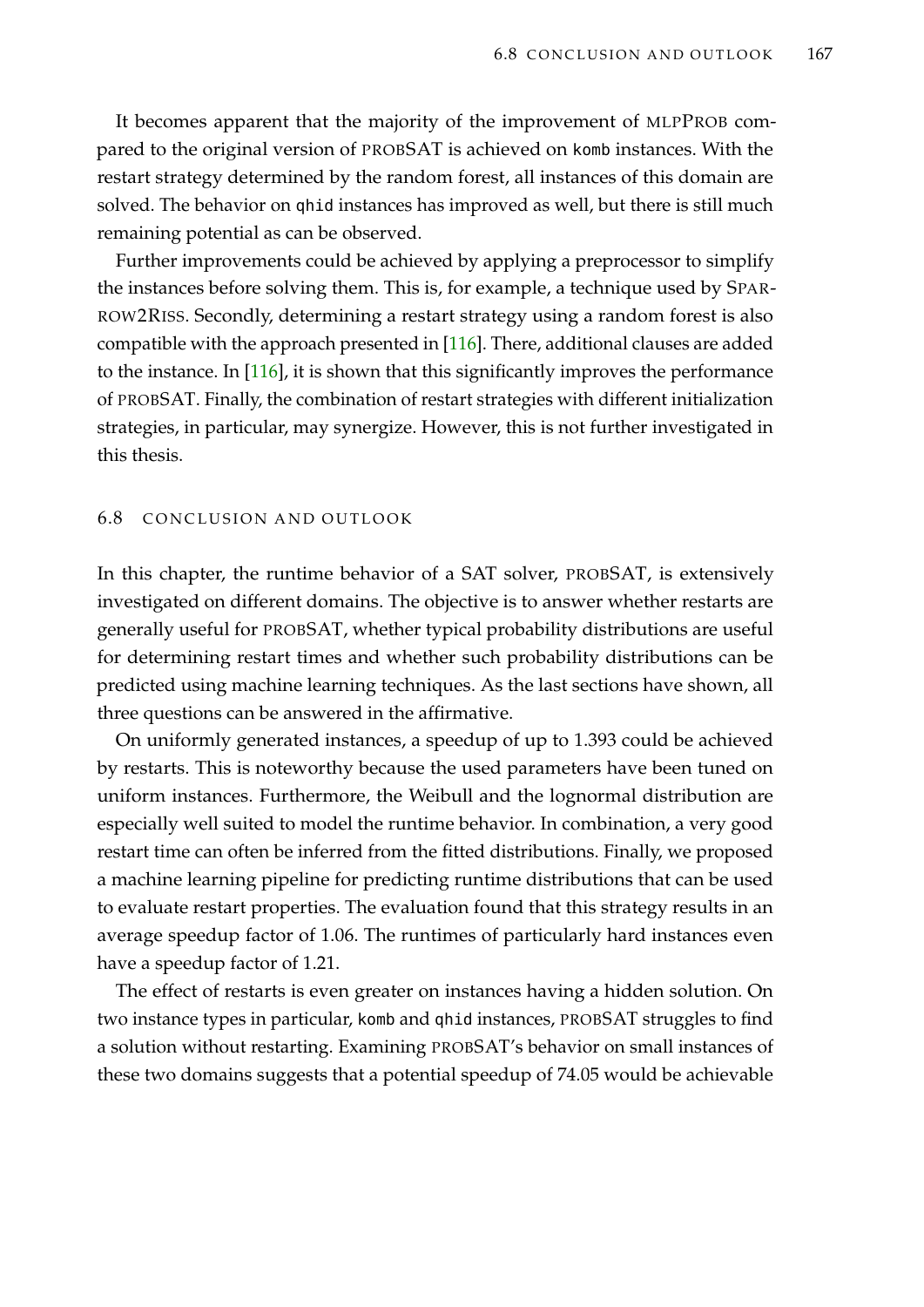It becomes apparent that the majority of the improvement of MLPPROB compared to the original version of PROBSAT is achieved on `komb` instances. With the restart strategy determined by the random forest, all instances of this domain are solved. The behavior on `qhid` instances has improved as well, but there is still much remaining potential as can be observed.

Further improvements could be achieved by applying a preprocessor to simplify the instances before solving them. This is, for example, a technique used by SPARROW2RISS. Secondly, determining a restart strategy using a random forest is also compatible with the approach presented in [116]. There, additional clauses are added to the instance. In [116], it is shown that this significantly improves the performance of PROBSAT. Finally, the combination of restart strategies with different initialization strategies, in particular, may synergize. However, this is not further investigated in this thesis.

## 6.8 CONCLUSION AND OUTLOOK

In this chapter, the runtime behavior of a SAT solver, PROBSAT, is extensively investigated on different domains. The objective is to answer whether restarts are generally useful for PROBSAT, whether typical probability distributions are useful for determining restart times and whether such probability distributions can be predicted using machine learning techniques. As the last sections have shown, all three questions can be answered in the affirmative.

On uniformly generated instances, a speedup of up to 1.393 could be achieved by restarts. This is noteworthy because the used parameters have been tuned on uniform instances. Furthermore, the Weibull and the lognormal distribution are especially well suited to model the runtime behavior. In combination, a very good restart time can often be inferred from the fitted distributions. Finally, we proposed a machine learning pipeline for predicting runtime distributions that can be used to evaluate restart properties. The evaluation found that this strategy results in an average speedup factor of 1.06. The runtimes of particularly hard instances even have a speedup factor of 1.21.

The effect of restarts is even greater on instances having a hidden solution. On two instance types in particular, `komb` and `qhid` instances, PROBSAT struggles to find a solution without restarting. Examining PROBSAT's behavior on small instances of these two domains suggests that a potential speedup of 74.05 would be achievable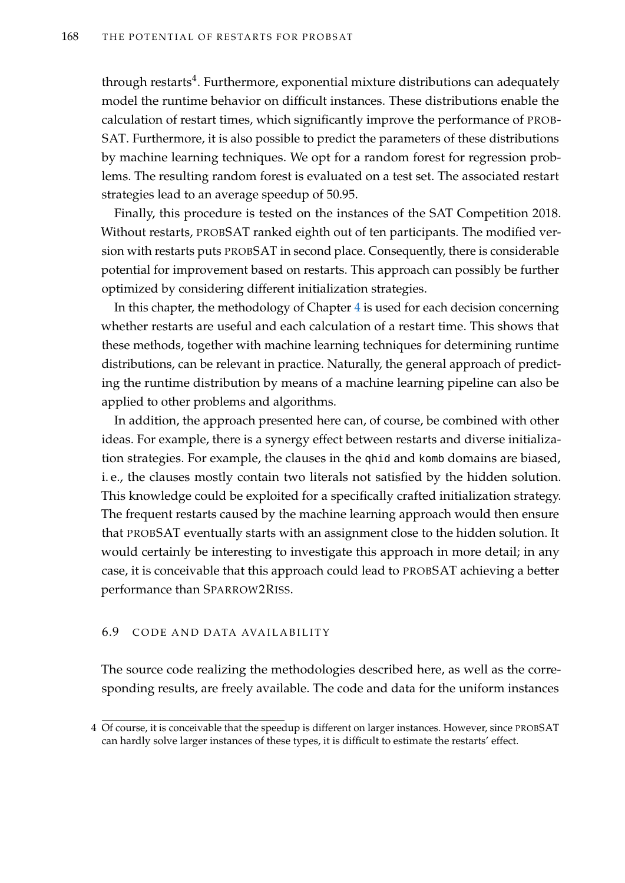through restarts[4]. Furthermore, exponential mixture distributions can adequately model the runtime behavior on difficult instances. These distributions enable the calculation of restart times, which significantly improve the performance of PROBSAT. Furthermore, it is also possible to predict the parameters of these distributions by machine learning techniques. We opt for a random forest for regression problems. The resulting random forest is evaluated on a test set. The associated restart strategies lead to an average speedup of 50.95.

Finally, this procedure is tested on the instances of the SAT Competition 2018. Without restarts, PROBSAT ranked eighth out of ten participants. The modified version with restarts puts PROBSAT in second place. Consequently, there is considerable potential for improvement based on restarts. This approach can possibly be further optimized by considering different initialization strategies.

In this chapter, the methodology of Chapter 4 is used for each decision concerning whether restarts are useful and each calculation of a restart time. This shows that these methods, together with machine learning techniques for determining runtime distributions, can be relevant in practice. Naturally, the general approach of predicting the runtime distribution by means of a machine learning pipeline can also be applied to other problems and algorithms.

In addition, the approach presented here can, of course, be combined with other ideas. For example, there is a synergy effect between restarts and diverse initialization strategies. For example, the clauses in the `qhid` and `komb` domains are biased, i. e., the clauses mostly contain two literals not satisfied by the hidden solution. This knowledge could be exploited for a specifically crafted initialization strategy. The frequent restarts caused by the machine learning approach would then ensure that PROBSAT eventually starts with an assignment close to the hidden solution. It would certainly be interesting to investigate this approach in more detail; in any case, it is conceivable that this approach could lead to PROBSAT achieving a better performance than SPARROW2RISS.

## 6.9 CODE AND DATA AVAILABILITY

The source code realizing the methodologies described here, as well as the corresponding results, are freely available. The code and data for the uniform instances

[4] Of course, it is conceivable that the speedup is different on larger instances. However, since PROBSAT can hardly solve larger instances of these types, it is difficult to estimate the restarts' effect.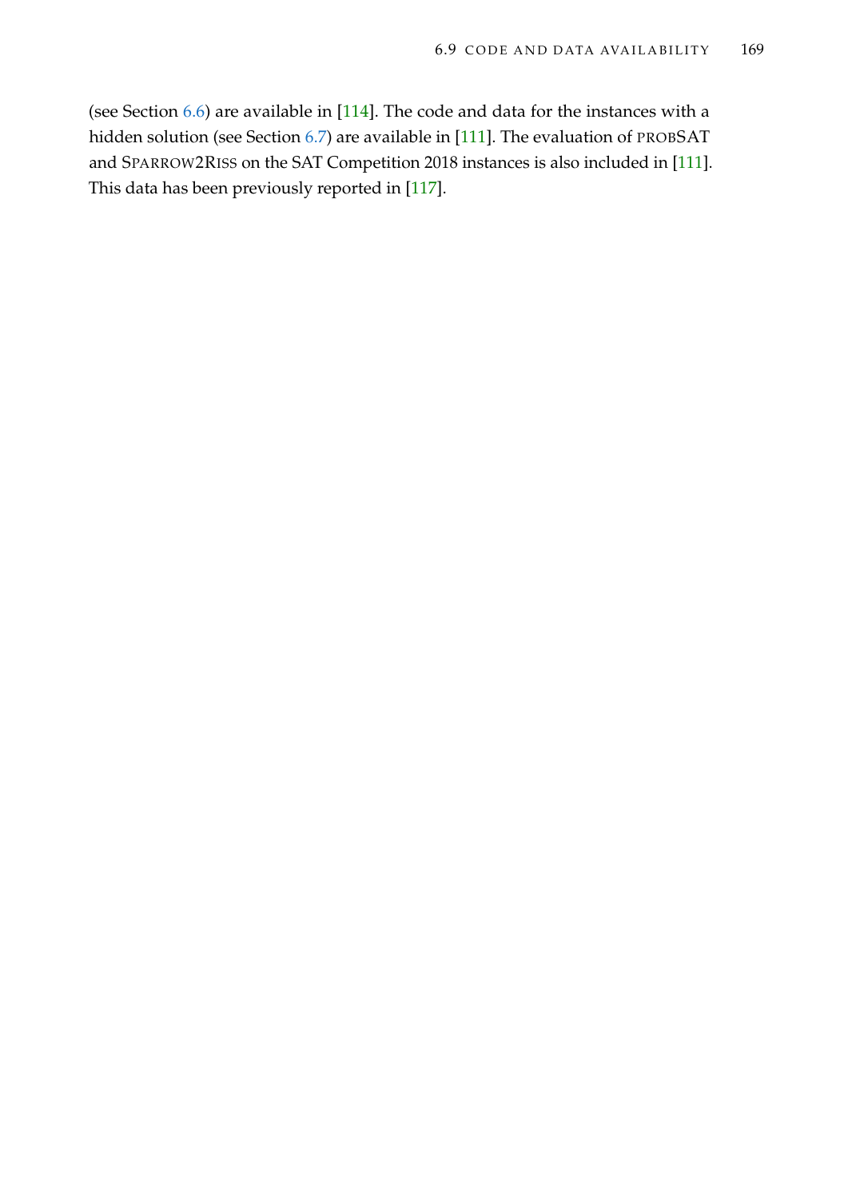(see Section 6.6) are available in [114]. The code and data for the instances with a hidden solution (see Section 6.7) are available in [111]. The evaluation of probSAT and Sparrow2Riss on the SAT Competition 2018 instances is also included in [111]. This data has been previously reported in [117].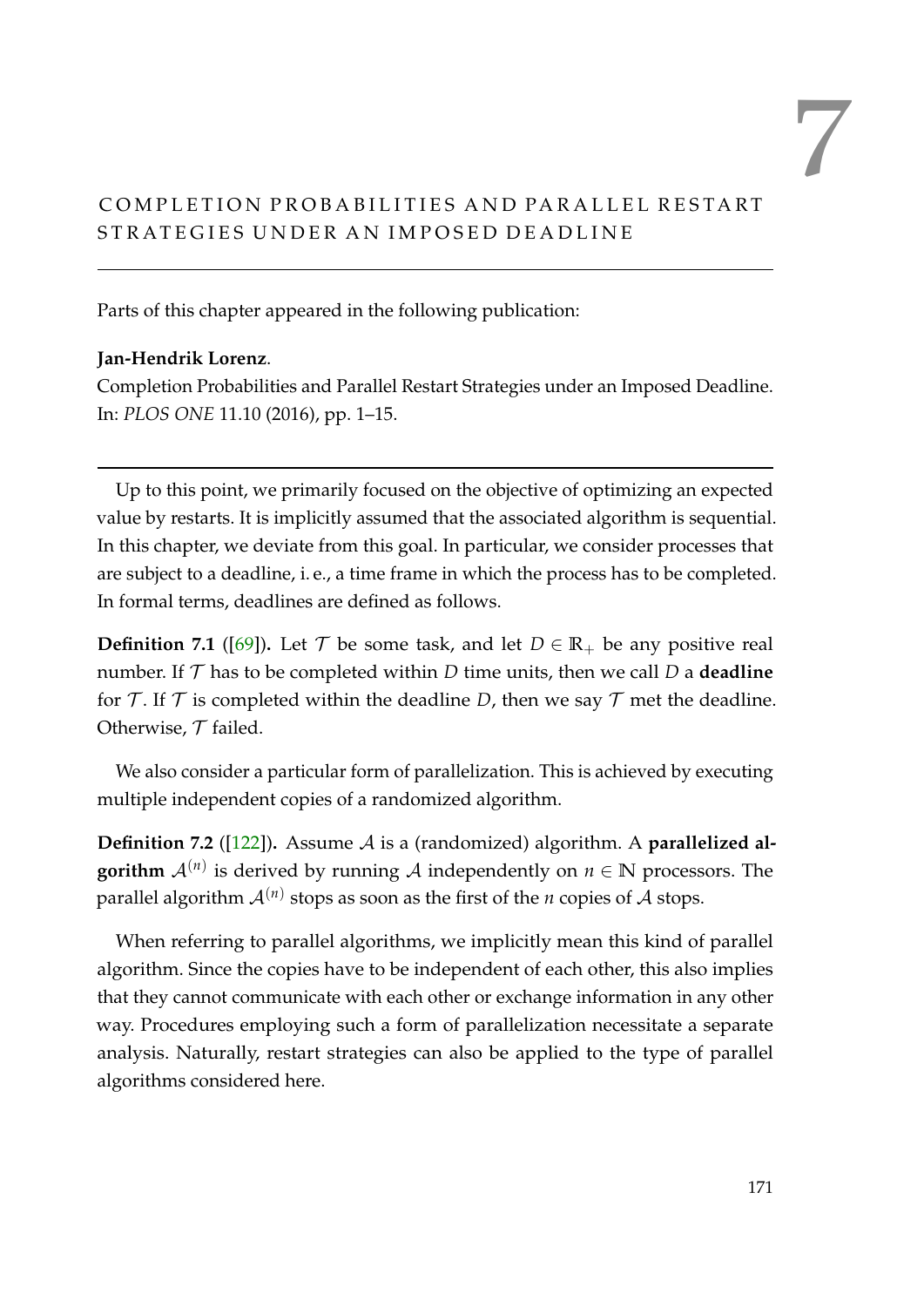# 7 COMPLETION PROBABILITIES AND PARALLEL RESTART STRATEGIES UNDER AN IMPOSED DEADLINE

Parts of this chapter appeared in the following publication:

**Jan-Hendrik Lorenz**.
Completion Probabilities and Parallel Restart Strategies under an Imposed Deadline. In: *PLOS ONE* 11.10 (2016), pp. 1–15.

---

Up to this point, we primarily focused on the objective of optimizing an expected value by restarts. It is implicitly assumed that the associated algorithm is sequential. In this chapter, we deviate from this goal. In particular, we consider processes that are subject to a deadline, i. e., a time frame in which the process has to be completed. In formal terms, deadlines are defined as follows.

**Definition 7.1** ([69])**.** Let $\mathcal{T}$ be some task, and let $D \in \mathbb{R}_+$ be any positive real number. If $\mathcal{T}$ has to be completed within $D$ time units, then we call $D$ a **deadline** for $\mathcal{T}$. If $\mathcal{T}$ is completed within the deadline $D$, then we say $\mathcal{T}$ met the deadline. Otherwise, $\mathcal{T}$ failed.

We also consider a particular form of parallelization. This is achieved by executing multiple independent copies of a randomized algorithm.

**Definition 7.2** ([122])**.** Assume $\mathcal{A}$ is a (randomized) algorithm. A **parallelized algorithm** $\mathcal{A}^{(n)}$ is derived by running $\mathcal{A}$ independently on $n \in \mathbb{N}$ processors. The parallel algorithm $\mathcal{A}^{(n)}$ stops as soon as the first of the $n$ copies of $\mathcal{A}$ stops.

When referring to parallel algorithms, we implicitly mean this kind of parallel algorithm. Since the copies have to be independent of each other, this also implies that they cannot communicate with each other or exchange information in any other way. Procedures employing such a form of parallelization necessitate a separate analysis. Naturally, restart strategies can also be applied to the type of parallel algorithms considered here.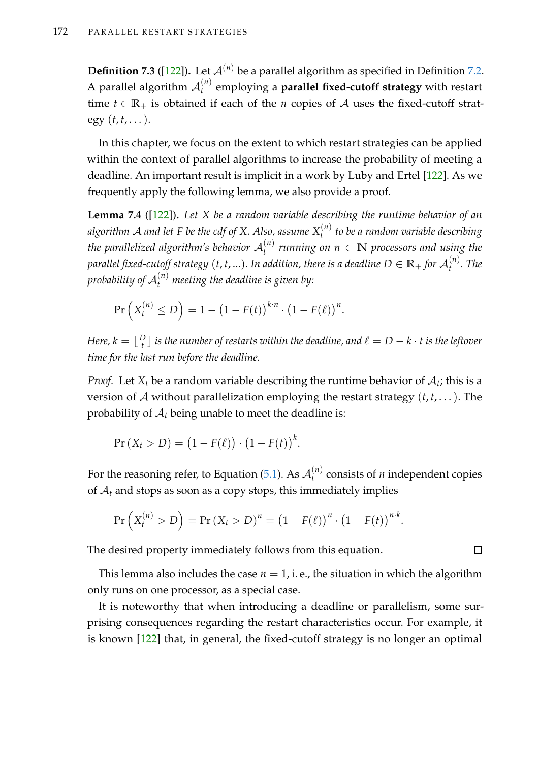**Definition 7.3** ([122])**.** Let $\mathcal{A}^{(n)}$ be a parallel algorithm as specified in Definition 7.2. A parallel algorithm $\mathcal{A}_t^{(n)}$ employing a **parallel fixed-cutoff strategy** with restart time $t \in \mathbb{R}_+$ is obtained if each of the $n$ copies of $\mathcal{A}$ uses the fixed-cutoff strategy $(t, t, \dots)$.

In this chapter, we focus on the extent to which restart strategies can be applied within the context of parallel algorithms to increase the probability of meeting a deadline. An important result is implicit in a work by Luby and Ertel [122]. As we frequently apply the following lemma, we also provide a proof.

**Lemma 7.4** ([122])**.** *Let $X$ be a random variable describing the runtime behavior of an algorithm $\mathcal{A}$ and let $F$ be the cdf of $X$. Also, assume $X_t^{(n)}$ to be a random variable describing the parallelized algorithm's behavior $\mathcal{A}_t^{(n)}$ running on $n \in \mathbb{N}$ processors and using the parallel fixed-cutoff strategy $(t, t, ...)$. In addition, there is a deadline $D \in \mathbb{R}_+$ for $\mathcal{A}_t^{(n)}$. The probability of $\mathcal{A}_t^{(n)}$ meeting the deadline is given by:*

$$\Pr\left(X_t^{(n)} \leq D\right) = 1 - \left(1 - F(t)\right)^{k \cdot n} \cdot \left(1 - F(\ell)\right)^n.$$

*Here, $k = \lfloor \frac{D}{t} \rfloor$ is the number of restarts within the deadline, and $\ell = D - k \cdot t$ is the leftover time for the last run before the deadline.*

*Proof.* Let $X_t$ be a random variable describing the runtime behavior of $\mathcal{A}_t$; this is a version of $\mathcal{A}$ without parallelization employing the restart strategy $(t, t, \dots)$. The probability of $\mathcal{A}_t$ being unable to meet the deadline is:

$$\Pr\left(X_t > D\right) = \left(1 - F(\ell)\right) \cdot \left(1 - F(t)\right)^k.$$

For the reasoning refer, to Equation (5.1). As $\mathcal{A}_t^{(n)}$ consists of $n$ independent copies of $\mathcal{A}_t$ and stops as soon as a copy stops, this immediately implies

$$\Pr\left(X_t^{(n)} > D\right) = \Pr\left(X_t > D\right)^n = \left(1 - F(\ell)\right)^n \cdot \left(1 - F(t)\right)^{n \cdot k}.$$

The desired property immediately follows from this equation. ∎

This lemma also includes the case $n = 1$, i. e., the situation in which the algorithm only runs on one processor, as a special case.

It is noteworthy that when introducing a deadline or parallelism, some surprising consequences regarding the restart characteristics occur. For example, it is known [122] that, in general, the fixed-cutoff strategy is no longer an optimal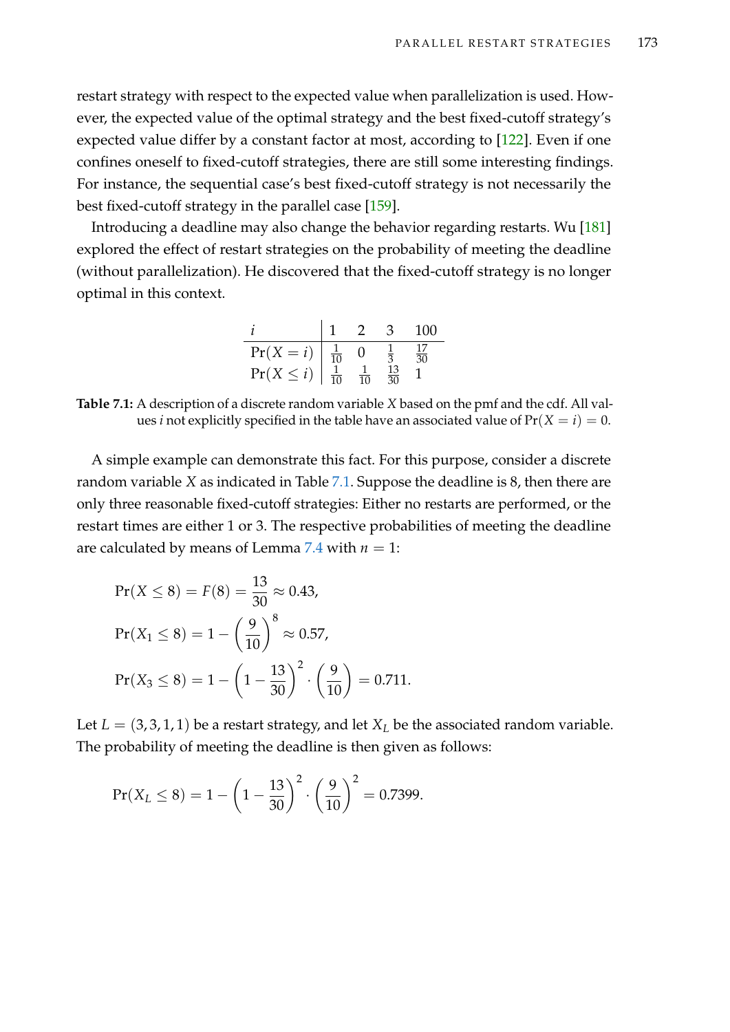restart strategy with respect to the expected value when parallelization is used. However, the expected value of the optimal strategy and the best fixed-cutoff strategy's expected value differ by a constant factor at most, according to [122]. Even if one confines oneself to fixed-cutoff strategies, there are still some interesting findings. For instance, the sequential case's best fixed-cutoff strategy is not necessarily the best fixed-cutoff strategy in the parallel case [159].

Introducing a deadline may also change the behavior regarding restarts. Wu [181] explored the effect of restart strategies on the probability of meeting the deadline (without parallelization). He discovered that the fixed-cutoff strategy is no longer optimal in this context.

| $i$ | 1 | 2 | 3 | 100 |
|---|---|---|---|---|
| $\Pr(X = i)$ | $\frac{1}{10}$ | 0 | $\frac{1}{3}$ | $\frac{17}{30}$ |
| $\Pr(X \leq i)$ | $\frac{1}{10}$ | $\frac{1}{10}$ | $\frac{13}{30}$ | 1 |

**Table 7.1:** A description of a discrete random variable $X$ based on the pmf and the cdf. All values $i$ not explicitly specified in the table have an associated value of $\Pr(X = i) = 0$.

A simple example can demonstrate this fact. For this purpose, consider a discrete random variable $X$ as indicated in Table 7.1. Suppose the deadline is 8, then there are only three reasonable fixed-cutoff strategies: Either no restarts are performed, or the restart times are either 1 or 3. The respective probabilities of meeting the deadline are calculated by means of Lemma 7.4 with $n = 1$:

$$\Pr(X \leq 8) = F(8) = \frac{13}{30} \approx 0.43,$$

$$\Pr(X_1 \leq 8) = 1 - \left(\frac{9}{10}\right)^8 \approx 0.57,$$

$$\Pr(X_3 \leq 8) = 1 - \left(1 - \frac{13}{30}\right)^2 \cdot \left(\frac{9}{10}\right) = 0.711.$$

Let $L = (3, 3, 1, 1)$ be a restart strategy, and let $X_L$ be the associated random variable. The probability of meeting the deadline is then given as follows:

$$\Pr(X_L \leq 8) = 1 - \left(1 - \frac{13}{30}\right)^2 \cdot \left(\frac{9}{10}\right)^2 = 0.7399.$$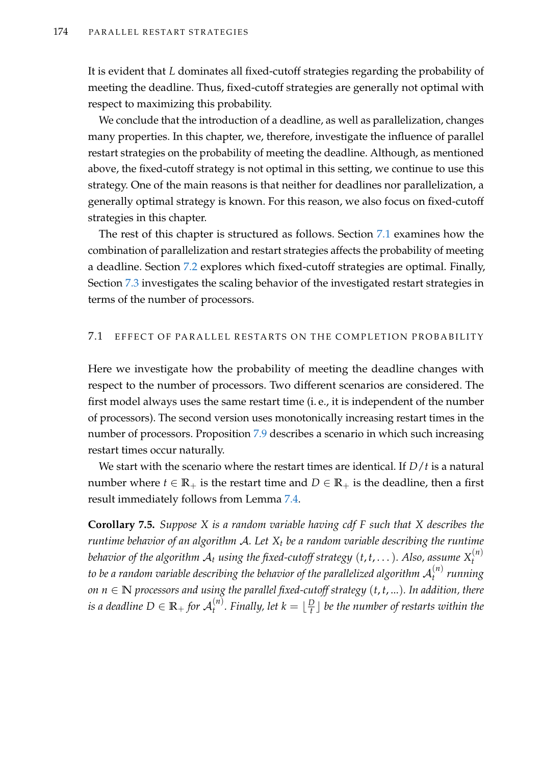It is evident that $L$ dominates all fixed-cutoff strategies regarding the probability of meeting the deadline. Thus, fixed-cutoff strategies are generally not optimal with respect to maximizing this probability.

We conclude that the introduction of a deadline, as well as parallelization, changes many properties. In this chapter, we, therefore, investigate the influence of parallel restart strategies on the probability of meeting the deadline. Although, as mentioned above, the fixed-cutoff strategy is not optimal in this setting, we continue to use this strategy. One of the main reasons is that neither for deadlines nor parallelization, a generally optimal strategy is known. For this reason, we also focus on fixed-cutoff strategies in this chapter.

The rest of this chapter is structured as follows. Section 7.1 examines how the combination of parallelization and restart strategies affects the probability of meeting a deadline. Section 7.2 explores which fixed-cutoff strategies are optimal. Finally, Section 7.3 investigates the scaling behavior of the investigated restart strategies in terms of the number of processors.

## 7.1 Effect of Parallel Restarts on the Completion Probability

Here we investigate how the probability of meeting the deadline changes with respect to the number of processors. Two different scenarios are considered. The first model always uses the same restart time (i. e., it is independent of the number of processors). The second version uses monotonically increasing restart times in the number of processors. Proposition 7.9 describes a scenario in which such increasing restart times occur naturally.

We start with the scenario where the restart times are identical. If $D/t$ is a natural number where $t \in \mathbb{R}_+$ is the restart time and $D \in \mathbb{R}_+$ is the deadline, then a first result immediately follows from Lemma 7.4.

**Corollary 7.5.** *Suppose $X$ is a random variable having cdf $F$ such that $X$ describes the runtime behavior of an algorithm $\mathcal{A}$. Let $X_t$ be a random variable describing the runtime behavior of the algorithm $\mathcal{A}_t$ using the fixed-cutoff strategy $(t, t, \dots)$. Also, assume $X_t^{(n)}$ to be a random variable describing the behavior of the parallelized algorithm $\mathcal{A}_t^{(n)}$ running on $n \in \mathbb{N}$ processors and using the parallel fixed-cutoff strategy $(t, t, \ldots)$. In addition, there is a deadline $D \in \mathbb{R}_+$ for $\mathcal{A}_t^{(n)}$. Finally, let $k = \lfloor \frac{D}{t} \rfloor$ be the number of restarts within the*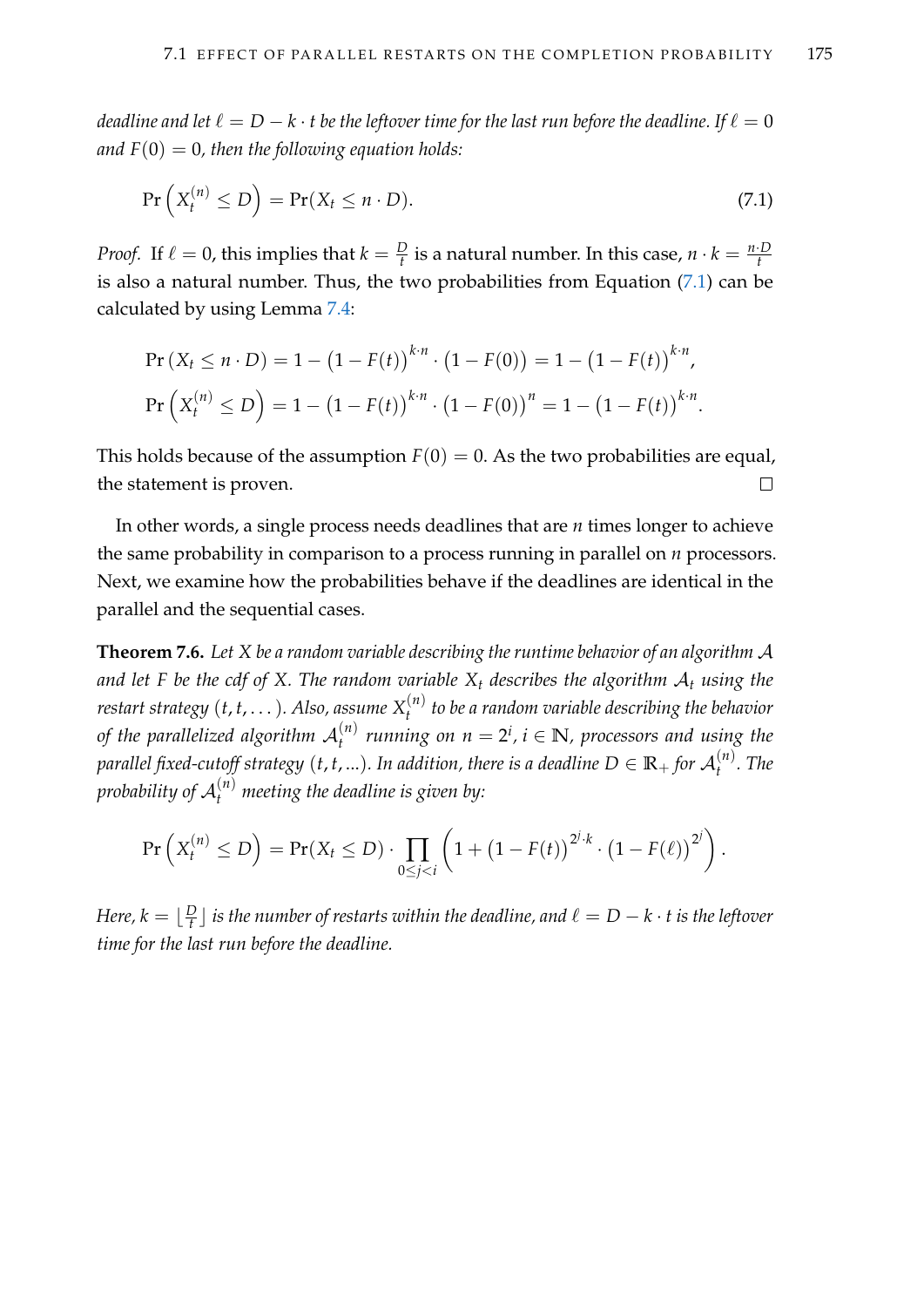*deadline and let $\ell = D - k \cdot t$ be the leftover time for the last run before the deadline. If $\ell = 0$ and $F(0) = 0$, then the following equation holds:*

$$\Pr\left(X_t^{(n)} \leq D\right) = \Pr(X_t \leq n \cdot D). \tag{7.1}$$

*Proof.* If $\ell = 0$, this implies that $k = \frac{D}{t}$ is a natural number. In this case, $n \cdot k = \frac{n \cdot D}{t}$ is also a natural number. Thus, the two probabilities from Equation (7.1) can be calculated by using Lemma 7.4:

$$\Pr\left(X_t \leq n \cdot D\right) = 1 - \left(1 - F(t)\right)^{k \cdot n} \cdot \left(1 - F(0)\right) = 1 - \left(1 - F(t)\right)^{k \cdot n},$$

$$\Pr\left(X_t^{(n)} \leq D\right) = 1 - \left(1 - F(t)\right)^{k \cdot n} \cdot \left(1 - F(0)\right)^{n} = 1 - \left(1 - F(t)\right)^{k \cdot n}.$$

This holds because of the assumption $F(0) = 0$. As the two probabilities are equal, the statement is proven. □

In other words, a single process needs deadlines that are $n$ times longer to achieve the same probability in comparison to a process running in parallel on $n$ processors. Next, we examine how the probabilities behave if the deadlines are identical in the parallel and the sequential cases.

**Theorem 7.6.** *Let $X$ be a random variable describing the runtime behavior of an algorithm $\mathcal{A}$ and let $F$ be the cdf of $X$. The random variable $X_t$ describes the algorithm $\mathcal{A}_t$ using the restart strategy $(t, t, \dots)$. Also, assume $X_t^{(n)}$ to be a random variable describing the behavior of the parallelized algorithm $\mathcal{A}_t^{(n)}$ running on $n = 2^i$, $i \in \mathbb{N}$, processors and using the parallel fixed-cutoff strategy $(t, t, ...)$. In addition, there is a deadline $D \in \mathbb{R}_+$ for $\mathcal{A}_t^{(n)}$. The probability of $\mathcal{A}_t^{(n)}$ meeting the deadline is given by:*

$$\Pr\left(X_t^{(n)} \leq D\right) = \Pr(X_t \leq D) \cdot \prod_{0 \leq j < i} \left(1 + \left(1 - F(t)\right)^{2^j \cdot k} \cdot \left(1 - F(\ell)\right)^{2^j}\right).$$

*Here, $k = \lfloor \frac{D}{t} \rfloor$ is the number of restarts within the deadline, and $\ell = D - k \cdot t$ is the leftover time for the last run before the deadline.*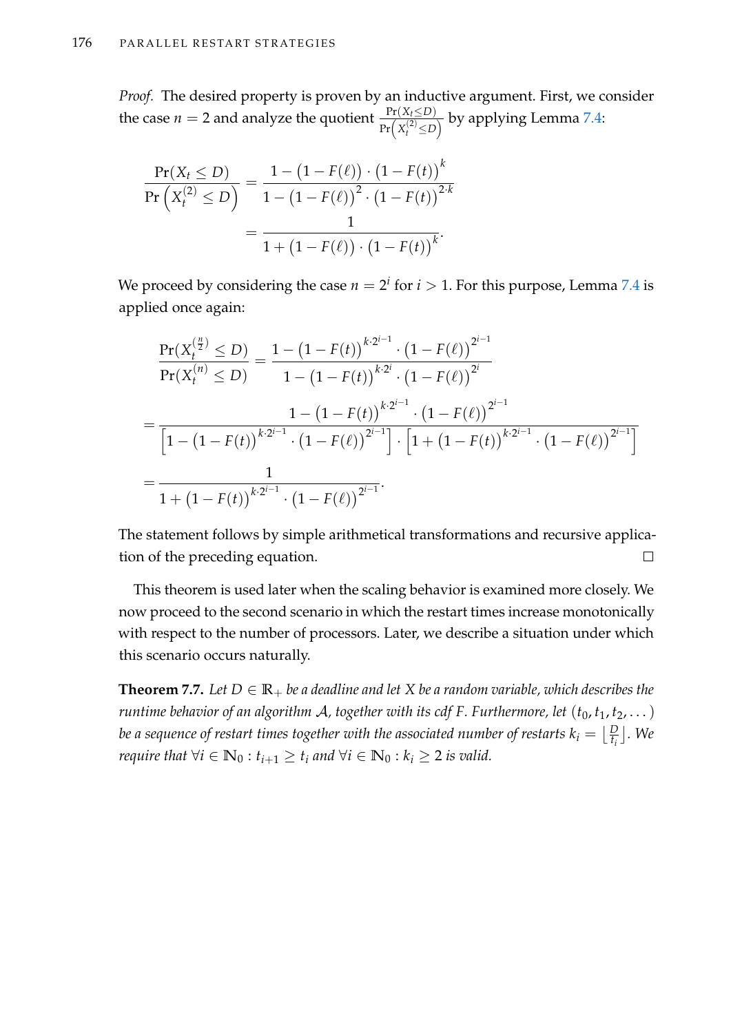*Proof.* The desired property is proven by an inductive argument. First, we consider the case $n = 2$ and analyze the quotient $\frac{\Pr(X_t \leq D)}{\Pr\left(X_t^{(2)} \leq D\right)}$ by applying Lemma 7.4:

$$\begin{aligned}
\frac{\Pr(X_t \leq D)}{\Pr\left(X_t^{(2)} \leq D\right)} &= \frac{1 - \left(1 - F(\ell)\right) \cdot \left(1 - F(t)\right)^k}{1 - \left(1 - F(\ell)\right)^2 \cdot \left(1 - F(t)\right)^{2 \cdot k}} \\
&= \frac{1}{1 + \left(1 - F(\ell)\right) \cdot \left(1 - F(t)\right)^k}.
\end{aligned}$$

We proceed by considering the case $n = 2^i$ for $i > 1$. For this purpose, Lemma 7.4 is applied once again:

$$\begin{aligned}
&\frac{\Pr(X_t^{(\frac{n}{2})} \leq D)}{\Pr(X_t^{(n)} \leq D)} = \frac{1 - \left(1 - F(t)\right)^{k \cdot 2^{i-1}} \cdot \left(1 - F(\ell)\right)^{2^{i-1}}}{1 - \left(1 - F(t)\right)^{k \cdot 2^i} \cdot \left(1 - F(\ell)\right)^{2^i}} \\
&= \frac{1 - \left(1 - F(t)\right)^{k \cdot 2^{i-1}} \cdot \left(1 - F(\ell)\right)^{2^{i-1}}}{\left[1 - \left(1 - F(t)\right)^{k \cdot 2^{i-1}} \cdot \left(1 - F(\ell)\right)^{2^{i-1}}\right] \cdot \left[1 + \left(1 - F(t)\right)^{k \cdot 2^{i-1}} \cdot \left(1 - F(\ell)\right)^{2^{i-1}}\right]} \\
&= \frac{1}{1 + \left(1 - F(t)\right)^{k \cdot 2^{i-1}} \cdot \left(1 - F(\ell)\right)^{2^{i-1}}}.
\end{aligned}$$

The statement follows by simple arithmetical transformations and recursive application of the preceding equation. $\square$

This theorem is used later when the scaling behavior is examined more closely. We now proceed to the second scenario in which the restart times increase monotonically with respect to the number of processors. Later, we describe a situation under which this scenario occurs naturally.

**Theorem 7.7.** *Let $D \in \mathbb{R}_+$ be a deadline and let $X$ be a random variable, which describes the runtime behavior of an algorithm $\mathcal{A}$, together with its cdf $F$. Furthermore, let $(t_0, t_1, t_2, \dots)$ be a sequence of restart times together with the associated number of restarts $k_i = \lfloor \frac{D}{t_i} \rfloor$. We require that $\forall i \in \mathbb{N}_0 : t_{i+1} \geq t_i$ and $\forall i \in \mathbb{N}_0 : k_i \geq 2$ is valid.*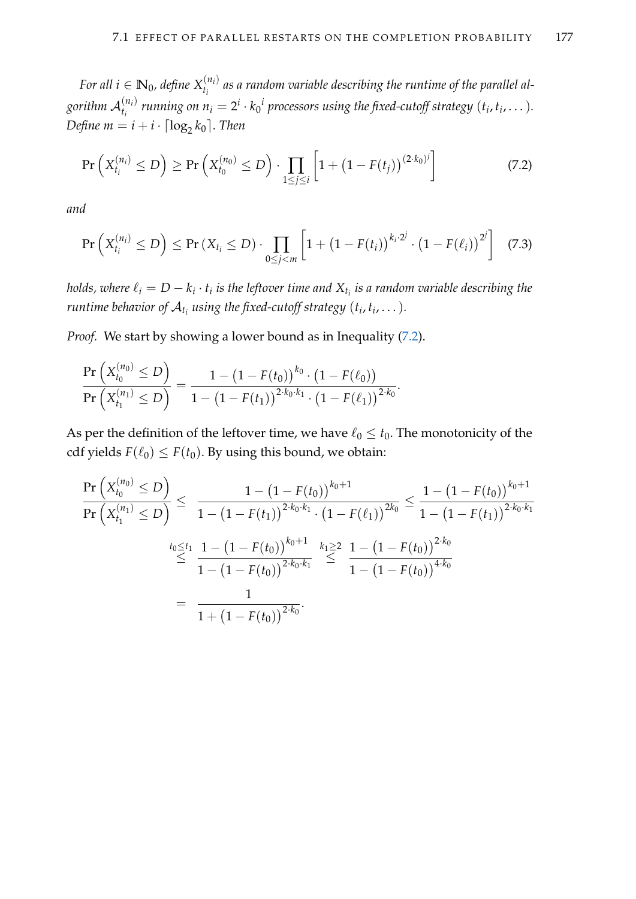*For all $i \in \mathbb{N}_0$, define $X_{t_i}^{(n_i)}$ as a random variable describing the runtime of the parallel algorithm $\mathcal{A}_{t_i}^{(n_i)}$ running on $n_i = 2^i \cdot {k_0}^i$ processors using the fixed-cutoff strategy $(t_i, t_i, \dots)$. Define $m = i + i \cdot \lceil \log_2 k_0 \rceil$. Then*

$$\Pr\left(X_{t_i}^{(n_i)} \leq D\right) \geq \Pr\left(X_{t_0}^{(n_0)} \leq D\right) \cdot \prod_{1 \leq j \leq i} \left[1 + \left(1 - F(t_j)\right)^{(2 \cdot k_0)^j}\right] \tag{7.2}$$

*and*

$$\Pr\left(X_{t_i}^{(n_i)} \leq D\right) \leq \Pr\left(X_{t_i} \leq D\right) \cdot \prod_{0 \leq j < m} \left[1 + \left(1 - F(t_i)\right)^{k_i \cdot 2^j} \cdot \left(1 - F(\ell_i)\right)^{2^j}\right] \tag{7.3}$$

*holds, where $\ell_i = D - k_i \cdot t_i$ is the leftover time and $X_{t_i}$ is a random variable describing the runtime behavior of $\mathcal{A}_{t_i}$ using the fixed-cutoff strategy $(t_i, t_i, \dots)$.*

*Proof.* We start by showing a lower bound as in Inequality (7.2).

$$\frac{\Pr\left(X_{t_0}^{(n_0)} \leq D\right)}{\Pr\left(X_{t_1}^{(n_1)} \leq D\right)} = \frac{1 - \left(1 - F(t_0)\right)^{k_0} \cdot \left(1 - F(\ell_0)\right)}{1 - \left(1 - F(t_1)\right)^{2 \cdot k_0 \cdot k_1} \cdot \left(1 - F(\ell_1)\right)^{2 \cdot k_0}}.$$

As per the definition of the leftover time, we have $\ell_0 \leq t_0$. The monotonicity of the cdf yields $F(\ell_0) \leq F(t_0)$. By using this bound, we obtain:

$$\begin{aligned}
\frac{\Pr\left(X_{t_0}^{(n_0)} \leq D\right)}{\Pr\left(X_{t_1}^{(n_1)} \leq D\right)} &\leq \frac{1 - \left(1 - F(t_0)\right)^{k_0+1}}{1 - \left(1 - F(t_1)\right)^{2 \cdot k_0 \cdot k_1} \cdot \left(1 - F(\ell_1)\right)^{2k_0}} \leq \frac{1 - \left(1 - F(t_0)\right)^{k_0+1}}{1 - \left(1 - F(t_1)\right)^{2 \cdot k_0 \cdot k_1}} \\
&\overset{t_0 \leq t_1}{\leq} \frac{1 - \left(1 - F(t_0)\right)^{k_0+1}}{1 - \left(1 - F(t_0)\right)^{2 \cdot k_0 \cdot k_1}} \overset{k_1 \geq 2}{\leq} \frac{1 - \left(1 - F(t_0)\right)^{2 \cdot k_0}}{1 - \left(1 - F(t_0)\right)^{4 \cdot k_0}} \\
&= \frac{1}{1 + \left(1 - F(t_0)\right)^{2 \cdot k_0}}.
\end{aligned}$$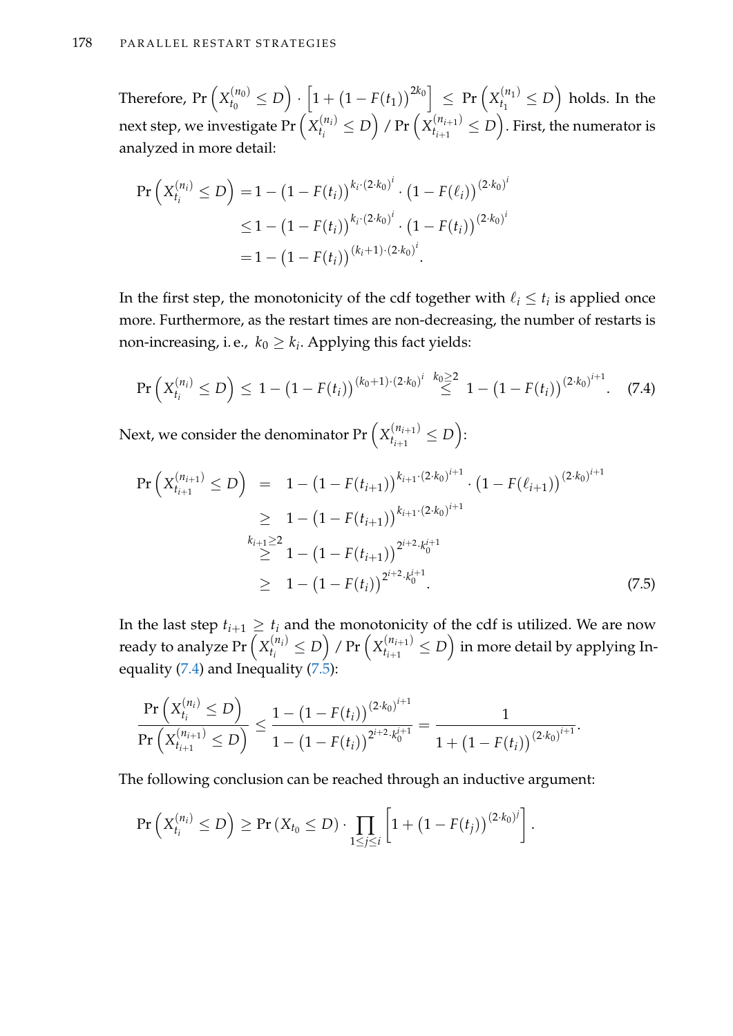Therefore, $\Pr\left(X_{t_0}^{(n_0)} \leq D\right) \cdot \left[1 + \left(1 - F(t_1)\right)^{2k_0}\right] \leq \Pr\left(X_{t_1}^{(n_1)} \leq D\right)$ holds. In the next step, we investigate $\Pr\left(X_{t_i}^{(n_i)} \leq D\right) / \Pr\left(X_{t_{i+1}}^{(n_{i+1})} \leq D\right)$. First, the numerator is analyzed in more detail:

$$
\begin{aligned}
\Pr\left(X_{t_i}^{(n_i)} \leq D\right) &= 1 - \left(1 - F(t_i)\right)^{k_i \cdot (2 \cdot k_0)^i} \cdot \left(1 - F(\ell_i)\right)^{(2 \cdot k_0)^i} \\
&\leq 1 - \left(1 - F(t_i)\right)^{k_i \cdot (2 \cdot k_0)^i} \cdot \left(1 - F(t_i)\right)^{(2 \cdot k_0)^i} \\
&= 1 - \left(1 - F(t_i)\right)^{(k_i + 1) \cdot (2 \cdot k_0)^i}.
\end{aligned}
$$

In the first step, the monotonicity of the cdf together with $\ell_i \leq t_i$ is applied once more. Furthermore, as the restart times are non-decreasing, the number of restarts is non-increasing, i. e., $k_0 \geq k_i$. Applying this fact yields:

$$
\Pr\left(X_{t_i}^{(n_i)} \leq D\right) \leq 1 - \left(1 - F(t_i)\right)^{(k_0 + 1) \cdot (2 \cdot k_0)^i} \overset{k_0 \geq 2}{\leq} 1 - \left(1 - F(t_i)\right)^{(2 \cdot k_0)^{i+1}}. \tag{7.4}
$$

Next, we consider the denominator $\Pr\left(X_{t_{i+1}}^{(n_{i+1})} \leq D\right)$:

$$
\begin{aligned}
\Pr\left(X_{t_{i+1}}^{(n_{i+1})} \leq D\right) &= 1 - \left(1 - F(t_{i+1})\right)^{k_{i+1} \cdot (2 \cdot k_0)^{i+1}} \cdot \left(1 - F(\ell_{i+1})\right)^{(2 \cdot k_0)^{i+1}} \\
&\geq 1 - \left(1 - F(t_{i+1})\right)^{k_{i+1} \cdot (2 \cdot k_0)^{i+1}} \\
&\overset{k_{i+1} \geq 2}{\geq} 1 - \left(1 - F(t_{i+1})\right)^{2^{i+2} \cdot k_0^{i+1}} \\
&\geq 1 - \left(1 - F(t_i)\right)^{2^{i+2} \cdot k_0^{i+1}}.
\end{aligned} \tag{7.5}
$$

In the last step $t_{i+1} \geq t_i$ and the monotonicity of the cdf is utilized. We are now ready to analyze $\Pr\left(X_{t_i}^{(n_i)} \leq D\right) / \Pr\left(X_{t_{i+1}}^{(n_{i+1})} \leq D\right)$ in more detail by applying Inequality (7.4) and Inequality (7.5):

$$
\frac{\Pr\left(X_{t_i}^{(n_i)} \leq D\right)}{\Pr\left(X_{t_{i+1}}^{(n_{i+1})} \leq D\right)} \leq \frac{1 - \left(1 - F(t_i)\right)^{(2 \cdot k_0)^{i+1}}}{1 - \left(1 - F(t_i)\right)^{2^{i+2} \cdot k_0^{i+1}}} = \frac{1}{1 + \left(1 - F(t_i)\right)^{(2 \cdot k_0)^{i+1}}}.
$$

The following conclusion can be reached through an inductive argument:

$$
\Pr\left(X_{t_i}^{(n_i)} \leq D\right) \geq \Pr\left(X_{t_0} \leq D\right) \cdot \prod_{1 \leq j \leq i} \left[1 + \left(1 - F(t_j)\right)^{(2 \cdot k_0)^j}\right].
$$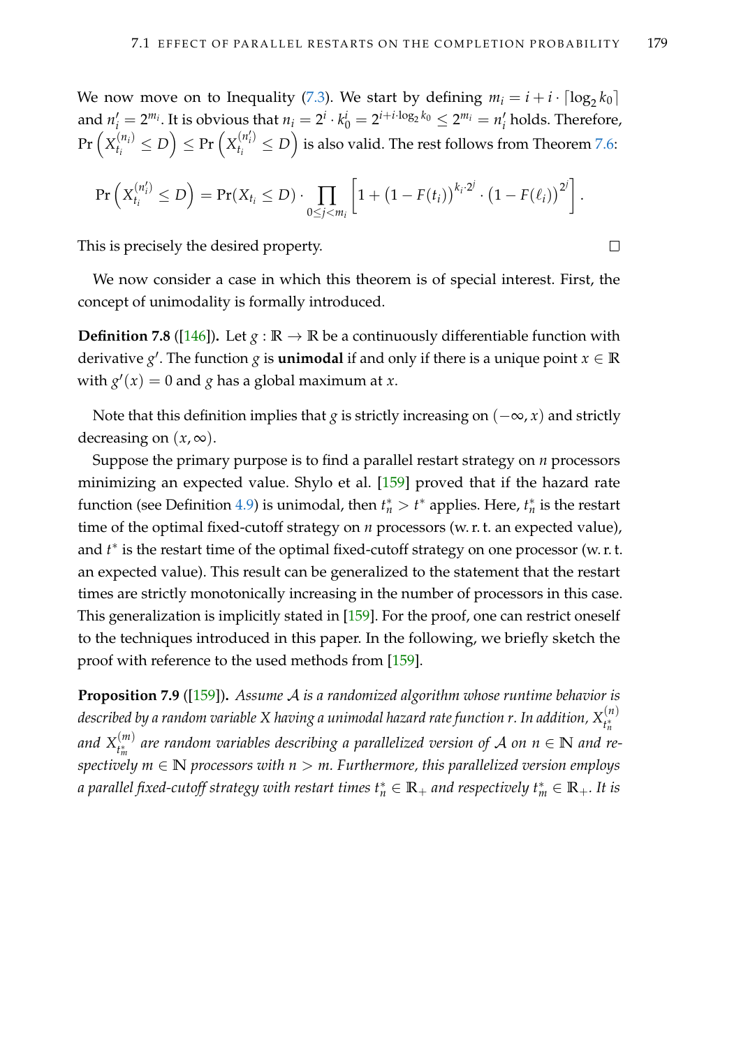We now move on to Inequality (7.3). We start by defining $m_i = i + i \cdot \lceil \log_2 k_0 \rceil$ and $n'_i = 2^{m_i}$. It is obvious that $n_i = 2^i \cdot k_0^i = 2^{i + i \cdot \log_2 k_0} \leq 2^{m_i} = n'_i$ holds. Therefore, $\Pr\left(X_{t_i}^{(n_i)} \leq D\right) \leq \Pr\left(X_{t_i}^{(n'_i)} \leq D\right)$ is also valid. The rest follows from Theorem 7.6:

$$\Pr\left(X_{t_i}^{(n'_i)} \leq D\right) = \Pr(X_{t_i} \leq D) \cdot \prod_{0 \leq j < m_i} \left[1 + \left(1 - F(t_i)\right)^{k_i \cdot 2^j} \cdot \left(1 - F(\ell_i)\right)^{2^j}\right].$$

This is precisely the desired property. □

We now consider a case in which this theorem is of special interest. First, the concept of unimodality is formally introduced.

**Definition 7.8** ([146])**.** Let $g : \mathbb{R} \to \mathbb{R}$ be a continuously differentiable function with derivative $g'$. The function $g$ is **unimodal** if and only if there is a unique point $x \in \mathbb{R}$ with $g'(x) = 0$ and $g$ has a global maximum at $x$.

Note that this definition implies that $g$ is strictly increasing on $(-\infty, x)$ and strictly decreasing on $(x, \infty)$.

Suppose the primary purpose is to find a parallel restart strategy on $n$ processors minimizing an expected value. Shylo et al. [159] proved that if the hazard rate function (see Definition 4.9) is unimodal, then $t_n^* > t^*$ applies. Here, $t_n^*$ is the restart time of the optimal fixed-cutoff strategy on $n$ processors (w. r. t. an expected value), and $t^*$ is the restart time of the optimal fixed-cutoff strategy on one processor (w. r. t. an expected value). This result can be generalized to the statement that the restart times are strictly monotonically increasing in the number of processors in this case. This generalization is implicitly stated in [159]. For the proof, one can restrict oneself to the techniques introduced in this paper. In the following, we briefly sketch the proof with reference to the used methods from [159].

**Proposition 7.9** ([159])**.** *Assume $\mathcal{A}$ is a randomized algorithm whose runtime behavior is described by a random variable $X$ having a unimodal hazard rate function $r$. In addition, $X_{t_n^*}^{(n)}$ and $X_{t_m^*}^{(m)}$ are random variables describing a parallelized version of $\mathcal{A}$ on $n \in \mathbb{N}$ and respectively $m \in \mathbb{N}$ processors with $n > m$. Furthermore, this parallelized version employs a parallel fixed-cutoff strategy with restart times $t_n^* \in \mathbb{R}_+$ and respectively $t_m^* \in \mathbb{R}_+$. It is*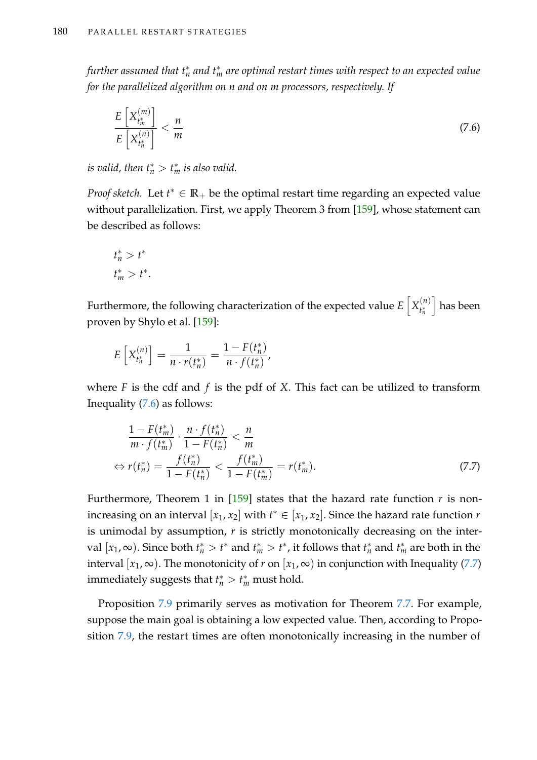*further assumed that $t_n^*$ and $t_m^*$ are optimal restart times with respect to an expected value for the parallelized algorithm on n and on m processors, respectively. If*

$$\frac{E\left[X_{t_m^*}^{(m)}\right]}{E\left[X_{t_n^*}^{(n)}\right]} < \frac{n}{m} \tag{7.6}$$

*is valid, then $t_n^* > t_m^*$ is also valid.*

*Proof sketch.* Let $t^* \in \mathbb{R}_+$ be the optimal restart time regarding an expected value without parallelization. First, we apply Theorem 3 from [159], whose statement can be described as follows:

$$t_n^* > t^*$$
$$t_m^* > t^*.$$

Furthermore, the following characterization of the expected value $E\left[X_{t_n^*}^{(n)}\right]$ has been proven by Shylo et al. [159]:

$$E\left[X_{t_n^*}^{(n)}\right] = \frac{1}{n \cdot r(t_n^*)} = \frac{1 - F(t_n^*)}{n \cdot f(t_n^*)},$$

where $F$ is the cdf and $f$ is the pdf of $X$. This fact can be utilized to transform Inequality (7.6) as follows:

$$\begin{aligned}
&\frac{1 - F(t_m^*)}{m \cdot f(t_m^*)} \cdot \frac{n \cdot f(t_n^*)}{1 - F(t_n^*)} < \frac{n}{m} \\
\Leftrightarrow\ & r(t_n^*) = \frac{f(t_n^*)}{1 - F(t_n^*)} < \frac{f(t_m^*)}{1 - F(t_m^*)} = r(t_m^*).
\end{aligned} \tag{7.7}$$

Furthermore, Theorem 1 in [159] states that the hazard rate function $r$ is non-increasing on an interval $[x_1, x_2]$ with $t^* \in [x_1, x_2]$. Since the hazard rate function $r$ is unimodal by assumption, $r$ is strictly monotonically decreasing on the interval $[x_1, \infty)$. Since both $t_n^* > t^*$ and $t_m^* > t^*$, it follows that $t_n^*$ and $t_m^*$ are both in the interval $[x_1, \infty)$. The monotonicity of $r$ on $[x_1, \infty)$ in conjunction with Inequality (7.7) immediately suggests that $t_n^* > t_m^*$ must hold.

Proposition 7.9 primarily serves as motivation for Theorem 7.7. For example, suppose the main goal is obtaining a low expected value. Then, according to Proposition 7.9, the restart times are often monotonically increasing in the number of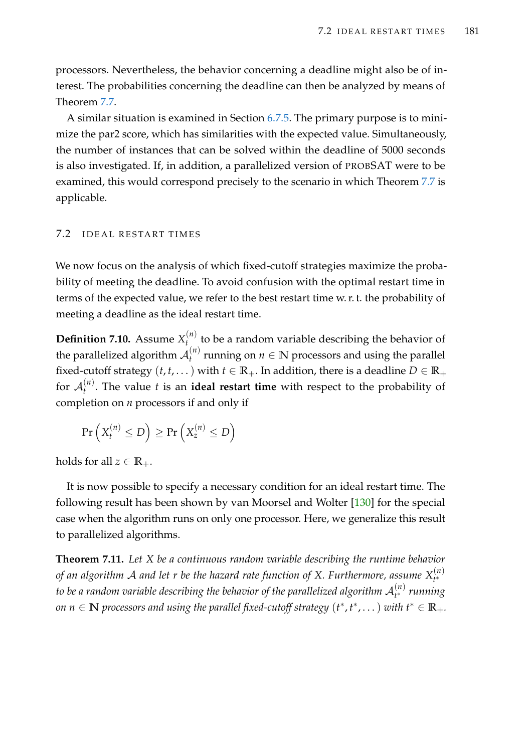processors. Nevertheless, the behavior concerning a deadline might also be of interest. The probabilities concerning the deadline can then be analyzed by means of Theorem 7.7.

A similar situation is examined in Section 6.7.5. The primary purpose is to minimize the par2 score, which has similarities with the expected value. Simultaneously, the number of instances that can be solved within the deadline of 5000 seconds is also investigated. If, in addition, a parallelized version of PROBSAT were to be examined, this would correspond precisely to the scenario in which Theorem 7.7 is applicable.

## 7.2 IDEAL RESTART TIMES

We now focus on the analysis of which fixed-cutoff strategies maximize the probability of meeting the deadline. To avoid confusion with the optimal restart time in terms of the expected value, we refer to the best restart time w. r. t. the probability of meeting a deadline as the ideal restart time.

**Definition 7.10.** Assume $X_t^{(n)}$ to be a random variable describing the behavior of the parallelized algorithm $\mathcal{A}_t^{(n)}$ running on $n \in \mathbb{N}$ processors and using the parallel fixed-cutoff strategy $(t, t, \dots)$ with $t \in \mathbb{R}_+$. In addition, there is a deadline $D \in \mathbb{R}_+$ for $\mathcal{A}_t^{(n)}$. The value $t$ is an **ideal restart time** with respect to the probability of completion on $n$ processors if and only if

$$\Pr\left(X_t^{(n)} \leq D\right) \geq \Pr\left(X_z^{(n)} \leq D\right)$$

holds for all $z \in \mathbb{R}_+$.

It is now possible to specify a necessary condition for an ideal restart time. The following result has been shown by van Moorsel and Wolter [130] for the special case when the algorithm runs on only one processor. Here, we generalize this result to parallelized algorithms.

**Theorem 7.11.** *Let $X$ be a continuous random variable describing the runtime behavior of an algorithm $\mathcal{A}$ and let $r$ be the hazard rate function of $X$. Furthermore, assume $X_{t^*}^{(n)}$ to be a random variable describing the behavior of the parallelized algorithm $\mathcal{A}_{t^*}^{(n)}$ running on $n \in \mathbb{N}$ processors and using the parallel fixed-cutoff strategy $(t^*, t^*, \dots)$ with $t^* \in \mathbb{R}_+$.*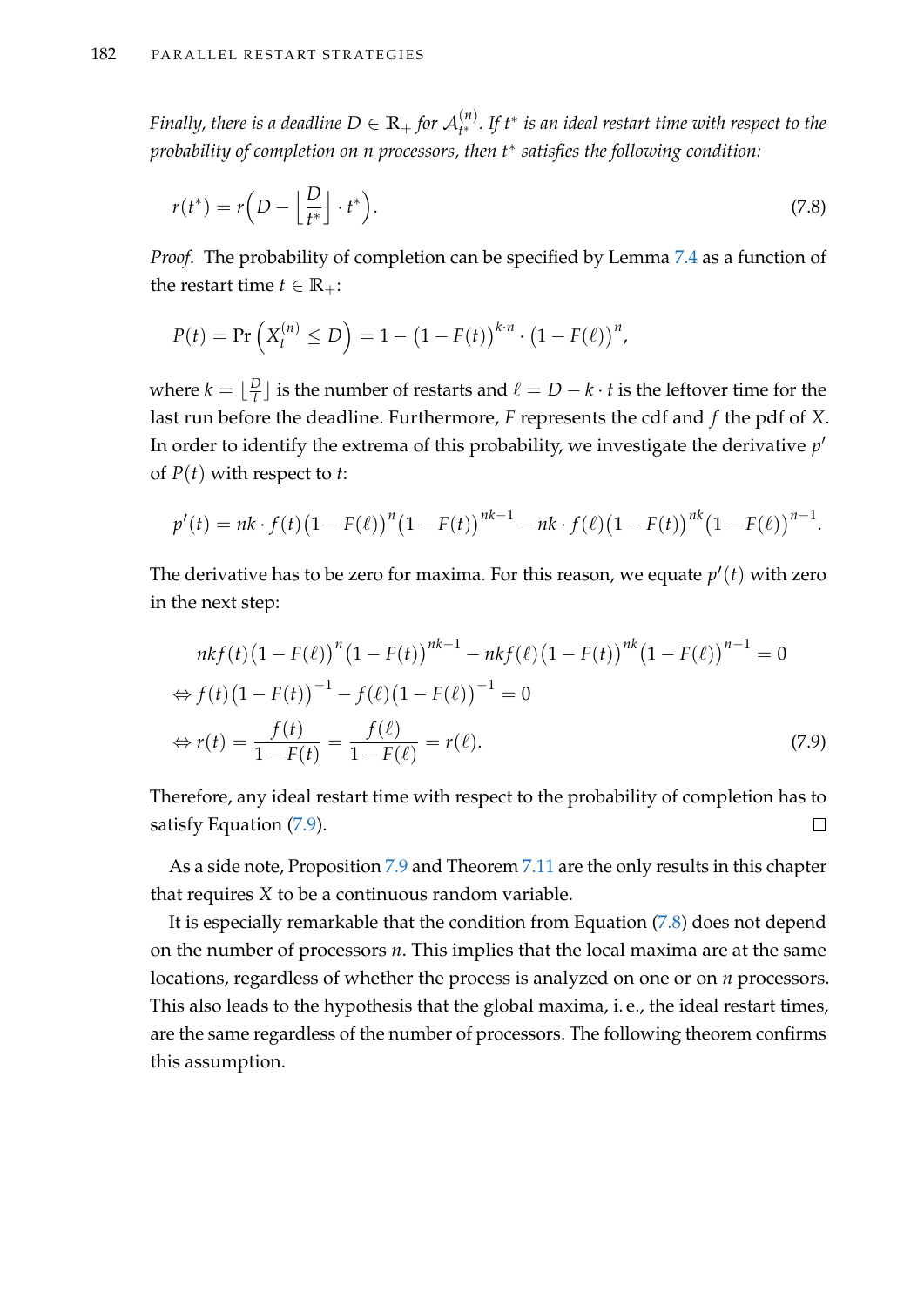*Finally, there is a deadline $D \in \mathbb{R}_+$ for $\mathcal{A}_{t^*}^{(n)}$. If $t^*$ is an ideal restart time with respect to the probability of completion on $n$ processors, then $t^*$ satisfies the following condition:*

$$r(t^*) = r\Big(D - \Big\lfloor \frac{D}{t^*} \Big\rfloor \cdot t^*\Big). \tag{7.8}$$

*Proof.* The probability of completion can be specified by Lemma 7.4 as a function of the restart time $t \in \mathbb{R}_+$:

$$P(t) = \Pr\left(X_t^{(n)} \le D\right) = 1 - \big(1 - F(t)\big)^{k \cdot n} \cdot \big(1 - F(\ell)\big)^n,$$

where $k = \lfloor \frac{D}{t} \rfloor$ is the number of restarts and $\ell = D - k \cdot t$ is the leftover time for the last run before the deadline. Furthermore, $F$ represents the cdf and $f$ the pdf of $X$. In order to identify the extrema of this probability, we investigate the derivative $p'$ of $P(t)$ with respect to $t$:

$$p'(t) = nk \cdot f(t)\big(1 - F(\ell)\big)^n \big(1 - F(t)\big)^{nk-1} - nk \cdot f(\ell)\big(1 - F(t)\big)^{nk}\big(1 - F(\ell)\big)^{n-1}.$$

The derivative has to be zero for maxima. For this reason, we equate $p'(t)$ with zero in the next step:

$$\begin{aligned}
&nkf(t)\big(1 - F(\ell)\big)^n \big(1 - F(t)\big)^{nk-1} - nkf(\ell)\big(1 - F(t)\big)^{nk}\big(1 - F(\ell)\big)^{n-1} = 0 \\
\Leftrightarrow\ & f(t)\big(1 - F(t)\big)^{-1} - f(\ell)\big(1 - F(\ell)\big)^{-1} = 0 \\
\Leftrightarrow\ & r(t) = \frac{f(t)}{1 - F(t)} = \frac{f(\ell)}{1 - F(\ell)} = r(\ell).
\end{aligned} \tag{7.9}$$

Therefore, any ideal restart time with respect to the probability of completion has to satisfy Equation (7.9). □

As a side note, Proposition 7.9 and Theorem 7.11 are the only results in this chapter that requires $X$ to be a continuous random variable.

It is especially remarkable that the condition from Equation (7.8) does not depend on the number of processors $n$. This implies that the local maxima are at the same locations, regardless of whether the process is analyzed on one or on $n$ processors. This also leads to the hypothesis that the global maxima, i. e., the ideal restart times, are the same regardless of the number of processors. The following theorem confirms this assumption.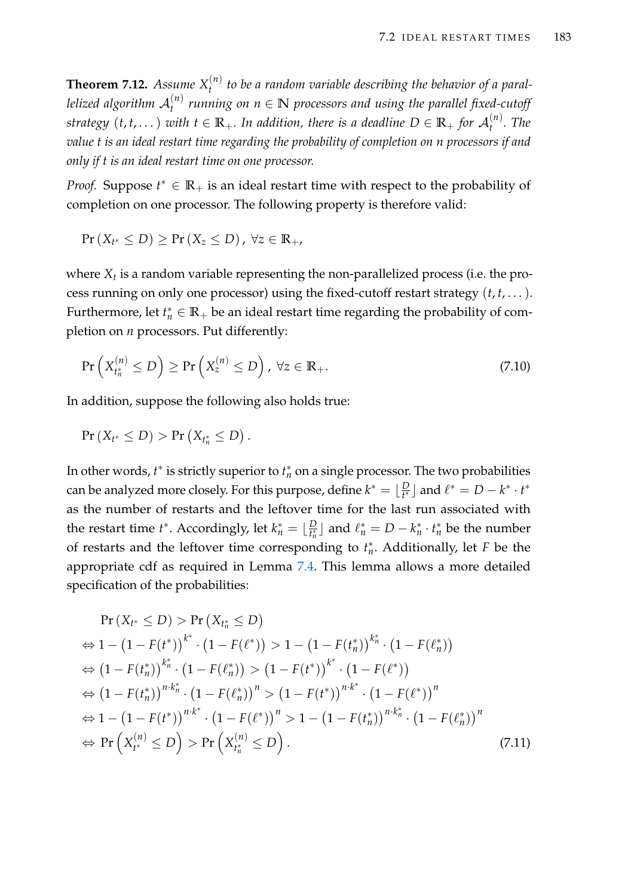**Theorem 7.12.** *Assume $X_t^{(n)}$ to be a random variable describing the behavior of a parallelized algorithm $\mathcal{A}_t^{(n)}$ running on $n \in \mathbb{N}$ processors and using the parallel fixed-cutoff strategy $(t, t, \dots)$ with $t \in \mathbb{R}_+$. In addition, there is a deadline $D \in \mathbb{R}_+$ for $\mathcal{A}_t^{(n)}$. The value $t$ is an ideal restart time regarding the probability of completion on $n$ processors if and only if $t$ is an ideal restart time on one processor.*

*Proof.* Suppose $t^* \in \mathbb{R}_+$ is an ideal restart time with respect to the probability of completion on one processor. The following property is therefore valid:

$$\Pr(X_{t^*} \leq D) \geq \Pr(X_z \leq D), \; \forall z \in \mathbb{R}_+,$$

where $X_t$ is a random variable representing the non-parallelized process (i.e. the process running on only one processor) using the fixed-cutoff restart strategy $(t, t, \dots)$. Furthermore, let $t_n^* \in \mathbb{R}_+$ be an ideal restart time regarding the probability of completion on $n$ processors. Put differently:

$$\Pr\left(X_{t_n^*}^{(n)} \leq D\right) \geq \Pr\left(X_z^{(n)} \leq D\right), \; \forall z \in \mathbb{R}_+. \tag{7.10}$$

In addition, suppose the following also holds true:

$$\Pr(X_{t^*} \leq D) > \Pr\left(X_{t_n^*} \leq D\right).$$

In other words, $t^*$ is strictly superior to $t_n^*$ on a single processor. The two probabilities can be analyzed more closely. For this purpose, define $k^* = \lfloor \frac{D}{t^*} \rfloor$ and $\ell^* = D - k^* \cdot t^*$ as the number of restarts and the leftover time for the last run associated with the restart time $t^*$. Accordingly, let $k_n^* = \lfloor \frac{D}{t_n^*} \rfloor$ and $\ell_n^* = D - k_n^* \cdot t_n^*$ be the number of restarts and the leftover time corresponding to $t_n^*$. Additionally, let $F$ be the appropriate cdf as required in Lemma 7.4. This lemma allows a more detailed specification of the probabilities:

$$\begin{aligned}
&\Pr(X_{t^*} \leq D) > \Pr\left(X_{t_n^*} \leq D\right) \\
\Leftrightarrow\; & 1 - \left(1 - F(t^*)\right)^{k^*} \cdot \left(1 - F(\ell^*)\right) > 1 - \left(1 - F(t_n^*)\right)^{k_n^*} \cdot \left(1 - F(\ell_n^*)\right) \\
\Leftrightarrow\; & \left(1 - F(t_n^*)\right)^{k_n^*} \cdot \left(1 - F(\ell_n^*)\right) > \left(1 - F(t^*)\right)^{k^*} \cdot \left(1 - F(\ell^*)\right) \\
\Leftrightarrow\; & \left(1 - F(t_n^*)\right)^{n \cdot k_n^*} \cdot \left(1 - F(\ell_n^*)\right)^n > \left(1 - F(t^*)\right)^{n \cdot k^*} \cdot \left(1 - F(\ell^*)\right)^n \\
\Leftrightarrow\; & 1 - \left(1 - F(t^*)\right)^{n \cdot k^*} \cdot \left(1 - F(\ell^*)\right)^n > 1 - \left(1 - F(t_n^*)\right)^{n \cdot k_n^*} \cdot \left(1 - F(\ell_n^*)\right)^n \\
\Leftrightarrow\; & \Pr\left(X_{t^*}^{(n)} \leq D\right) > \Pr\left(X_{t_n^*}^{(n)} \leq D\right).
\end{aligned} \tag{7.11}$$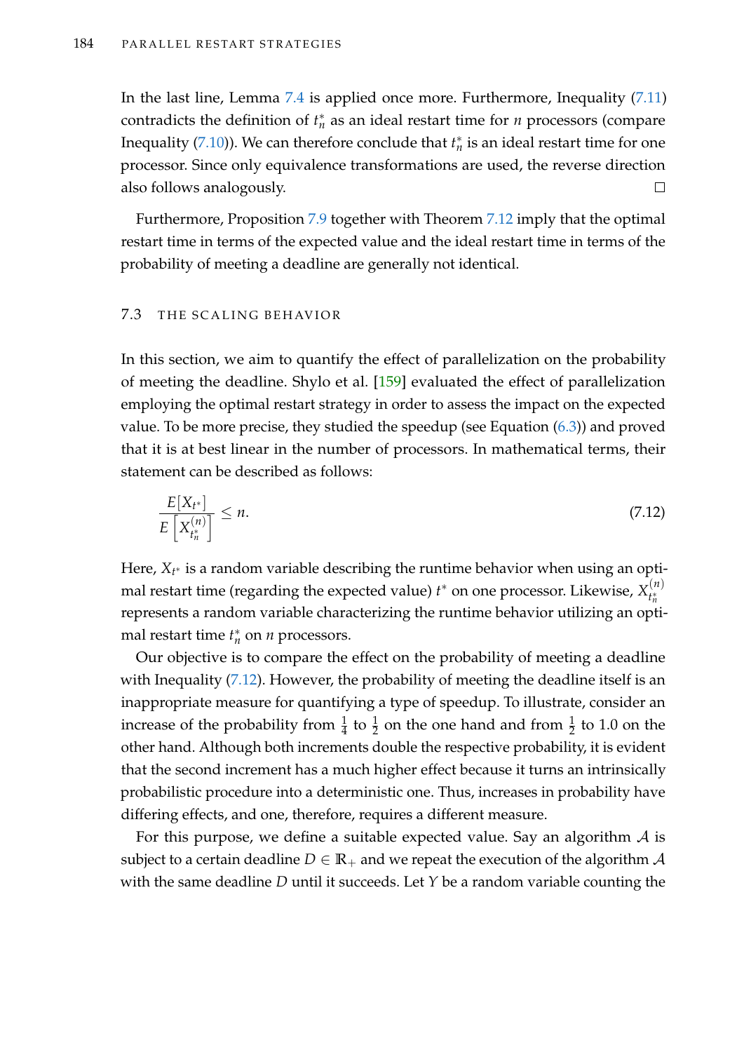In the last line, Lemma 7.4 is applied once more. Furthermore, Inequality (7.11) contradicts the definition of $t_n^*$ as an ideal restart time for $n$ processors (compare Inequality (7.10)). We can therefore conclude that $t_n^*$ is an ideal restart time for one processor. Since only equivalence transformations are used, the reverse direction also follows analogously. □

Furthermore, Proposition 7.9 together with Theorem 7.12 imply that the optimal restart time in terms of the expected value and the ideal restart time in terms of the probability of meeting a deadline are generally not identical.

## 7.3 THE SCALING BEHAVIOR

In this section, we aim to quantify the effect of parallelization on the probability of meeting the deadline. Shylo et al. [159] evaluated the effect of parallelization employing the optimal restart strategy in order to assess the impact on the expected value. To be more precise, they studied the speedup (see Equation (6.3)) and proved that it is at best linear in the number of processors. In mathematical terms, their statement can be described as follows:

$$\frac{E[X_{t^*}]}{E\left[X_{t_n^*}^{(n)}\right]} \leq n. \tag{7.12}$$

Here, $X_{t^*}$ is a random variable describing the runtime behavior when using an optimal restart time (regarding the expected value) $t^*$ on one processor. Likewise, $X_{t_n^*}^{(n)}$ represents a random variable characterizing the runtime behavior utilizing an optimal restart time $t_n^*$ on $n$ processors.

Our objective is to compare the effect on the probability of meeting a deadline with Inequality (7.12). However, the probability of meeting the deadline itself is an inappropriate measure for quantifying a type of speedup. To illustrate, consider an increase of the probability from $\frac{1}{4}$ to $\frac{1}{2}$ on the one hand and from $\frac{1}{2}$ to 1.0 on the other hand. Although both increments double the respective probability, it is evident that the second increment has a much higher effect because it turns an intrinsically probabilistic procedure into a deterministic one. Thus, increases in probability have differing effects, and one, therefore, requires a different measure.

For this purpose, we define a suitable expected value. Say an algorithm $\mathcal{A}$ is subject to a certain deadline $D \in \mathbb{R}_+$ and we repeat the execution of the algorithm $\mathcal{A}$ with the same deadline $D$ until it succeeds. Let $Y$ be a random variable counting the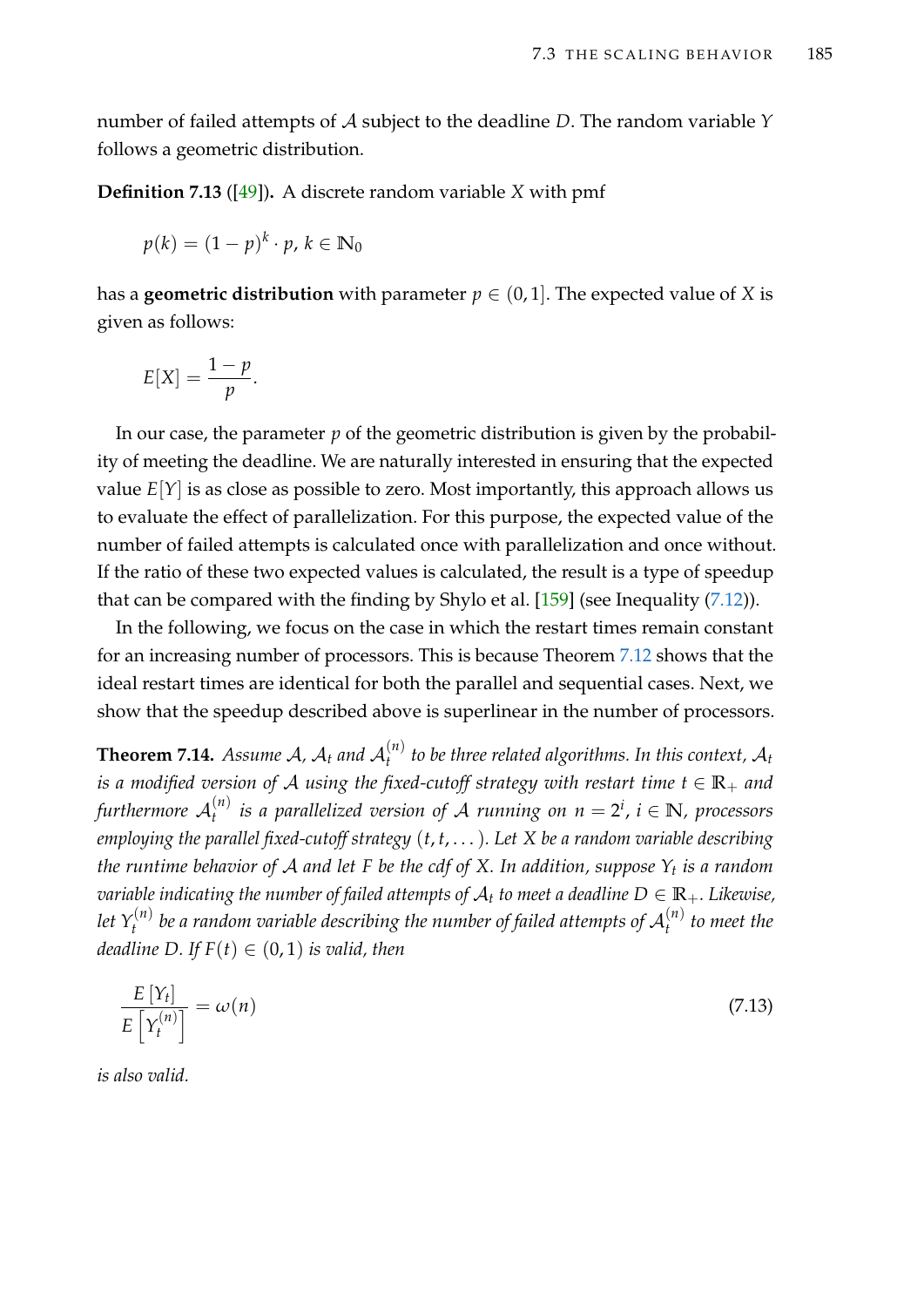number of failed attempts of $\mathcal{A}$ subject to the deadline $D$. The random variable $Y$ follows a geometric distribution.

**Definition 7.13** ([49])**.** A discrete random variable $X$ with pmf

$$p(k) = (1-p)^k \cdot p,\ k \in \mathbb{N}_0$$

has a **geometric distribution** with parameter $p \in (0,1]$. The expected value of $X$ is given as follows:

$$E[X] = \frac{1-p}{p}.$$

In our case, the parameter $p$ of the geometric distribution is given by the probability of meeting the deadline. We are naturally interested in ensuring that the expected value $E[Y]$ is as close as possible to zero. Most importantly, this approach allows us to evaluate the effect of parallelization. For this purpose, the expected value of the number of failed attempts is calculated once with parallelization and once without. If the ratio of these two expected values is calculated, the result is a type of speedup that can be compared with the finding by Shylo et al. [159] (see Inequality (7.12)).

In the following, we focus on the case in which the restart times remain constant for an increasing number of processors. This is because Theorem 7.12 shows that the ideal restart times are identical for both the parallel and sequential cases. Next, we show that the speedup described above is superlinear in the number of processors.

**Theorem 7.14.** *Assume $\mathcal{A}$, $\mathcal{A}_t$ and $\mathcal{A}_t^{(n)}$ to be three related algorithms. In this context, $\mathcal{A}_t$ is a modified version of $\mathcal{A}$ using the fixed-cutoff strategy with restart time $t \in \mathbb{R}_+$ and furthermore $\mathcal{A}_t^{(n)}$ is a parallelized version of $\mathcal{A}$ running on $n = 2^i$, $i \in \mathbb{N}$, processors employing the parallel fixed-cutoff strategy $(t, t, \dots)$. Let $X$ be a random variable describing the runtime behavior of $\mathcal{A}$ and let $F$ be the cdf of $X$. In addition, suppose $Y_t$ is a random variable indicating the number of failed attempts of $\mathcal{A}_t$ to meet a deadline $D \in \mathbb{R}_+$. Likewise, let $Y_t^{(n)}$ be a random variable describing the number of failed attempts of $\mathcal{A}_t^{(n)}$ to meet the deadline $D$. If $F(t) \in (0,1)$ is valid, then*

$$\frac{E\left[Y_t\right]}{E\left[Y_t^{(n)}\right]} = \omega(n) \tag{7.13}$$

*is also valid.*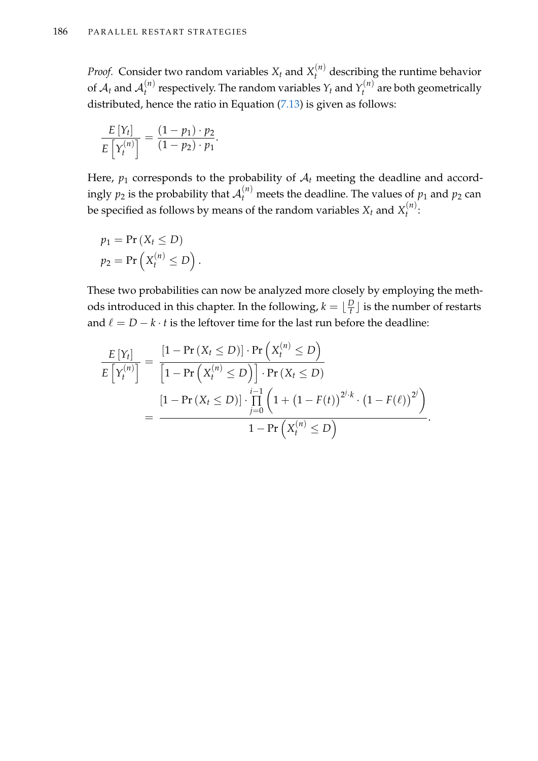*Proof.* Consider two random variables $X_t$ and $X_t^{(n)}$ describing the runtime behavior of $\mathcal{A}_t$ and $\mathcal{A}_t^{(n)}$ respectively. The random variables $Y_t$ and $Y_t^{(n)}$ are both geometrically distributed, hence the ratio in Equation (7.13) is given as follows:

$$\frac{E\left[Y_t\right]}{E\left[Y_t^{(n)}\right]} = \frac{(1-p_1)\cdot p_2}{(1-p_2)\cdot p_1}.$$

Here, $p_1$ corresponds to the probability of $\mathcal{A}_t$ meeting the deadline and accordingly $p_2$ is the probability that $\mathcal{A}_t^{(n)}$ meets the deadline. The values of $p_1$ and $p_2$ can be specified as follows by means of the random variables $X_t$ and $X_t^{(n)}$:

$$p_1 = \Pr\left(X_t \leq D\right)$$
$$p_2 = \Pr\left(X_t^{(n)} \leq D\right).$$

These two probabilities can now be analyzed more closely by employing the methods introduced in this chapter. In the following, $k = \lfloor \frac{D}{t} \rfloor$ is the number of restarts and $\ell = D - k \cdot t$ is the leftover time for the last run before the deadline:

$$\begin{aligned}
\frac{E\left[Y_t\right]}{E\left[Y_t^{(n)}\right]} &= \frac{\left[1-\Pr\left(X_t \leq D\right)\right]\cdot \Pr\left(X_t^{(n)} \leq D\right)}{\left[1-\Pr\left(X_t^{(n)} \leq D\right)\right]\cdot \Pr\left(X_t \leq D\right)} \\
&= \frac{\left[1-\Pr\left(X_t \leq D\right)\right]\cdot \prod_{j=0}^{i-1}\left(1+\left(1-F(t)\right)^{2^j\cdot k}\cdot\left(1-F(\ell)\right)^{2^j}\right)}{1-\Pr\left(X_t^{(n)} \leq D\right)}.
\end{aligned}$$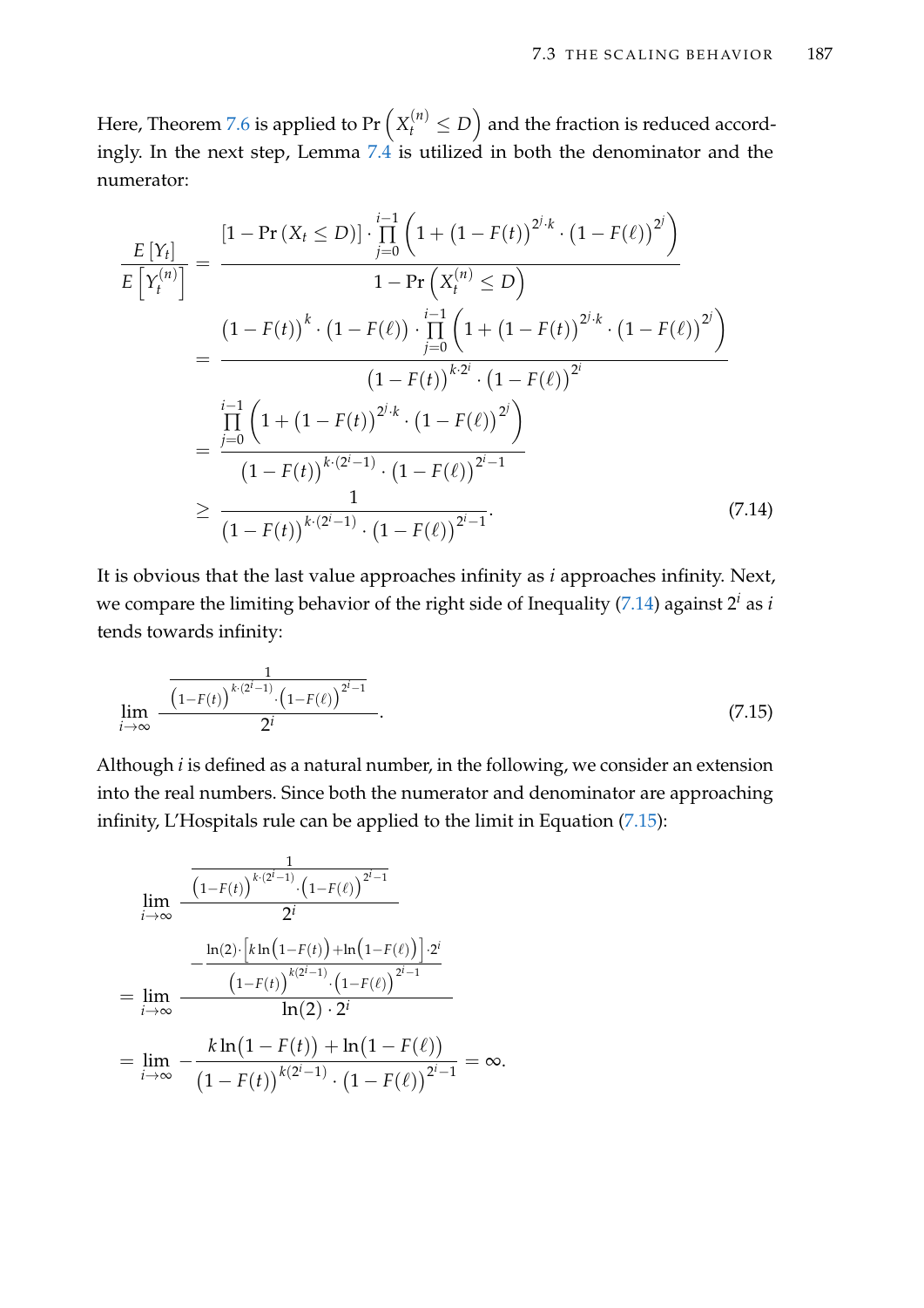Here, Theorem 7.6 is applied to $\Pr\left(X_t^{(n)} \leq D\right)$ and the fraction is reduced accordingly. In the next step, Lemma 7.4 is utilized in both the denominator and the numerator:

$$
\begin{aligned}
\frac{E\left[Y_t\right]}{E\left[Y_t^{(n)}\right]} &= \frac{\left[1 - \Pr\left(X_t \leq D\right)\right] \cdot \prod_{j=0}^{i-1}\left(1 + \left(1 - F(t)\right)^{2^j \cdot k} \cdot \left(1 - F(\ell)\right)^{2^j}\right)}{1 - \Pr\left(X_t^{(n)} \leq D\right)} \\
&= \frac{\left(1 - F(t)\right)^k \cdot \left(1 - F(\ell)\right) \cdot \prod_{j=0}^{i-1}\left(1 + \left(1 - F(t)\right)^{2^j \cdot k} \cdot \left(1 - F(\ell)\right)^{2^j}\right)}{\left(1 - F(t)\right)^{k \cdot 2^i} \cdot \left(1 - F(\ell)\right)^{2^i}} \\
&= \frac{\prod_{j=0}^{i-1}\left(1 + \left(1 - F(t)\right)^{2^j \cdot k} \cdot \left(1 - F(\ell)\right)^{2^j}\right)}{\left(1 - F(t)\right)^{k \cdot (2^i - 1)} \cdot \left(1 - F(\ell)\right)^{2^i - 1}} \\
&\geq \frac{1}{\left(1 - F(t)\right)^{k \cdot (2^i - 1)} \cdot \left(1 - F(\ell)\right)^{2^i - 1}}.
\end{aligned} \tag{7.14}
$$

It is obvious that the last value approaches infinity as $i$ approaches infinity. Next, we compare the limiting behavior of the right side of Inequality (7.14) against $2^i$ as $i$ tends towards infinity:

$$
\lim_{i \to \infty} \frac{\frac{1}{\left(1 - F(t)\right)^{k \cdot (2^i - 1)} \cdot \left(1 - F(\ell)\right)^{2^i - 1}}}{2^i}. \tag{7.15}
$$

Although $i$ is defined as a natural number, in the following, we consider an extension into the real numbers. Since both the numerator and denominator are approaching infinity, L'Hospitals rule can be applied to the limit in Equation (7.15):

$$
\begin{aligned}
&\lim_{i \to \infty} \frac{\frac{1}{\left(1 - F(t)\right)^{k \cdot (2^i - 1)} \cdot \left(1 - F(\ell)\right)^{2^i - 1}}}{2^i} \\
&= \lim_{i \to \infty} \frac{-\frac{\ln(2) \cdot \left[k \ln\left(1 - F(t)\right) + \ln\left(1 - F(\ell)\right)\right] \cdot 2^i}{\left(1 - F(t)\right)^{k(2^i - 1)} \cdot \left(1 - F(\ell)\right)^{2^i - 1}}}{\ln(2) \cdot 2^i} \\
&= \lim_{i \to \infty} -\frac{k \ln\left(1 - F(t)\right) + \ln\left(1 - F(\ell)\right)}{\left(1 - F(t)\right)^{k(2^i - 1)} \cdot \left(1 - F(\ell)\right)^{2^i - 1}} = \infty.
\end{aligned}
$$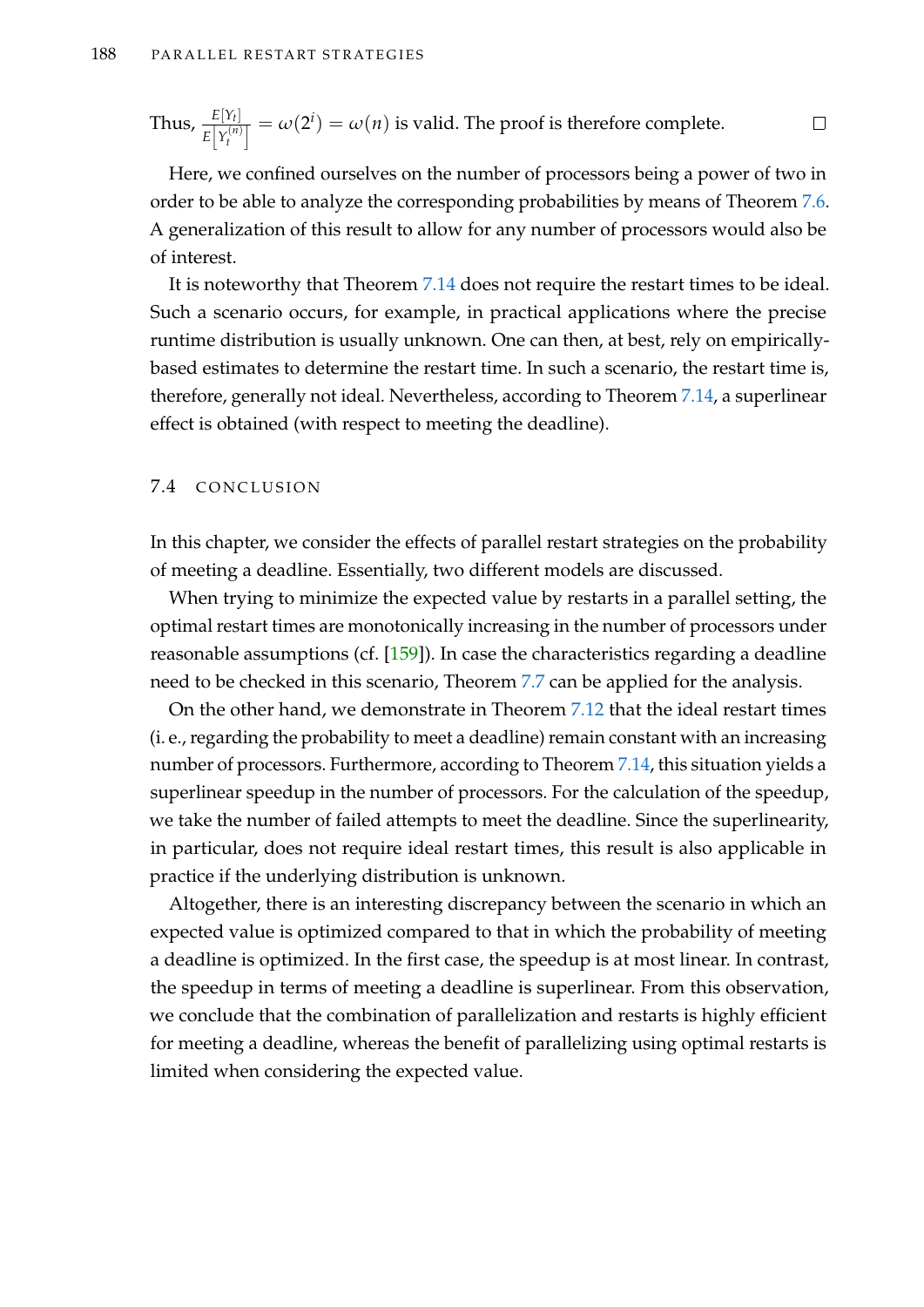Thus, $\frac{E[Y_t]}{E\left[Y_t^{(n)}\right]} = \omega(2^i) = \omega(n)$ is valid. The proof is therefore complete. □

Here, we confined ourselves on the number of processors being a power of two in order to be able to analyze the corresponding probabilities by means of Theorem 7.6. A generalization of this result to allow for any number of processors would also be of interest.

It is noteworthy that Theorem 7.14 does not require the restart times to be ideal. Such a scenario occurs, for example, in practical applications where the precise runtime distribution is usually unknown. One can then, at best, rely on empirically-based estimates to determine the restart time. In such a scenario, the restart time is, therefore, generally not ideal. Nevertheless, according to Theorem 7.14, a superlinear effect is obtained (with respect to meeting the deadline).

## 7.4 CONCLUSION

In this chapter, we consider the effects of parallel restart strategies on the probability of meeting a deadline. Essentially, two different models are discussed.

When trying to minimize the expected value by restarts in a parallel setting, the optimal restart times are monotonically increasing in the number of processors under reasonable assumptions (cf. [159]). In case the characteristics regarding a deadline need to be checked in this scenario, Theorem 7.7 can be applied for the analysis.

On the other hand, we demonstrate in Theorem 7.12 that the ideal restart times (i. e., regarding the probability to meet a deadline) remain constant with an increasing number of processors. Furthermore, according to Theorem 7.14, this situation yields a superlinear speedup in the number of processors. For the calculation of the speedup, we take the number of failed attempts to meet the deadline. Since the superlinearity, in particular, does not require ideal restart times, this result is also applicable in practice if the underlying distribution is unknown.

Altogether, there is an interesting discrepancy between the scenario in which an expected value is optimized compared to that in which the probability of meeting a deadline is optimized. In the first case, the speedup is at most linear. In contrast, the speedup in terms of meeting a deadline is superlinear. From this observation, we conclude that the combination of parallelization and restarts is highly efficient for meeting a deadline, whereas the benefit of parallelizing using optimal restarts is limited when considering the expected value.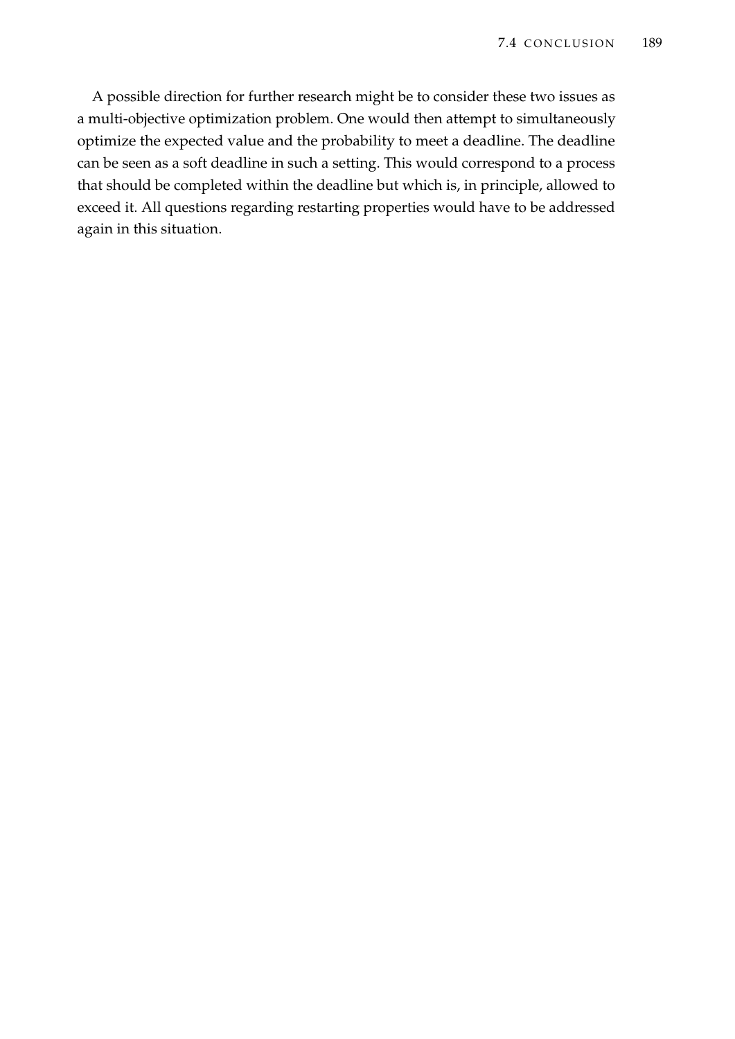A possible direction for further research might be to consider these two issues as a multi-objective optimization problem. One would then attempt to simultaneously optimize the expected value and the probability to meet a deadline. The deadline can be seen as a soft deadline in such a setting. This would correspond to a process that should be completed within the deadline but which is, in principle, allowed to exceed it. All questions regarding restarting properties would have to be addressed again in this situation.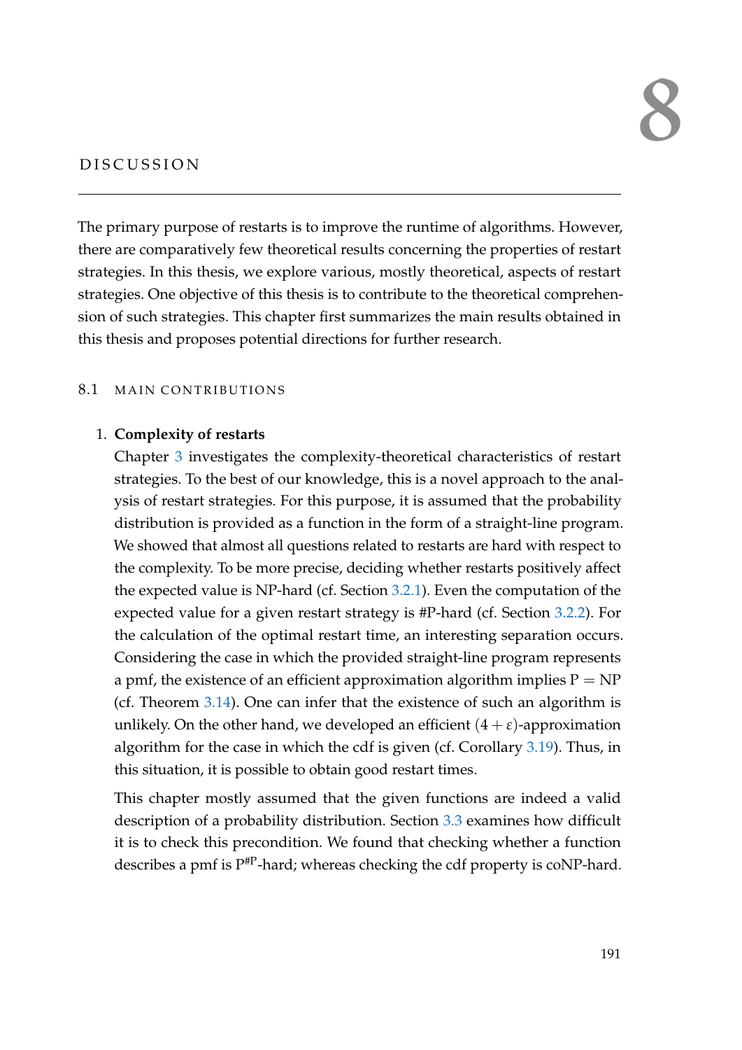# 8 DISCUSSION

The primary purpose of restarts is to improve the runtime of algorithms. However, there are comparatively few theoretical results concerning the properties of restart strategies. In this thesis, we explore various, mostly theoretical, aspects of restart strategies. One objective of this thesis is to contribute to the theoretical comprehension of such strategies. This chapter first summarizes the main results obtained in this thesis and proposes potential directions for further research.

## 8.1 MAIN CONTRIBUTIONS

1. **Complexity of restarts**

   Chapter 3 investigates the complexity-theoretical characteristics of restart strategies. To the best of our knowledge, this is a novel approach to the analysis of restart strategies. For this purpose, it is assumed that the probability distribution is provided as a function in the form of a straight-line program. We showed that almost all questions related to restarts are hard with respect to the complexity. To be more precise, deciding whether restarts positively affect the expected value is NP-hard (cf. Section 3.2.1). Even the computation of the expected value for a given restart strategy is #P-hard (cf. Section 3.2.2). For the calculation of the optimal restart time, an interesting separation occurs. Considering the case in which the provided straight-line program represents a pmf, the existence of an efficient approximation algorithm implies $P = NP$ (cf. Theorem 3.14). One can infer that the existence of such an algorithm is unlikely. On the other hand, we developed an efficient $(4 + \varepsilon)$-approximation algorithm for the case in which the cdf is given (cf. Corollary 3.19). Thus, in this situation, it is possible to obtain good restart times.

   This chapter mostly assumed that the given functions are indeed a valid description of a probability distribution. Section 3.3 examines how difficult it is to check this precondition. We found that checking whether a function describes a pmf is $P^{\#P}$-hard; whereas checking the cdf property is coNP-hard.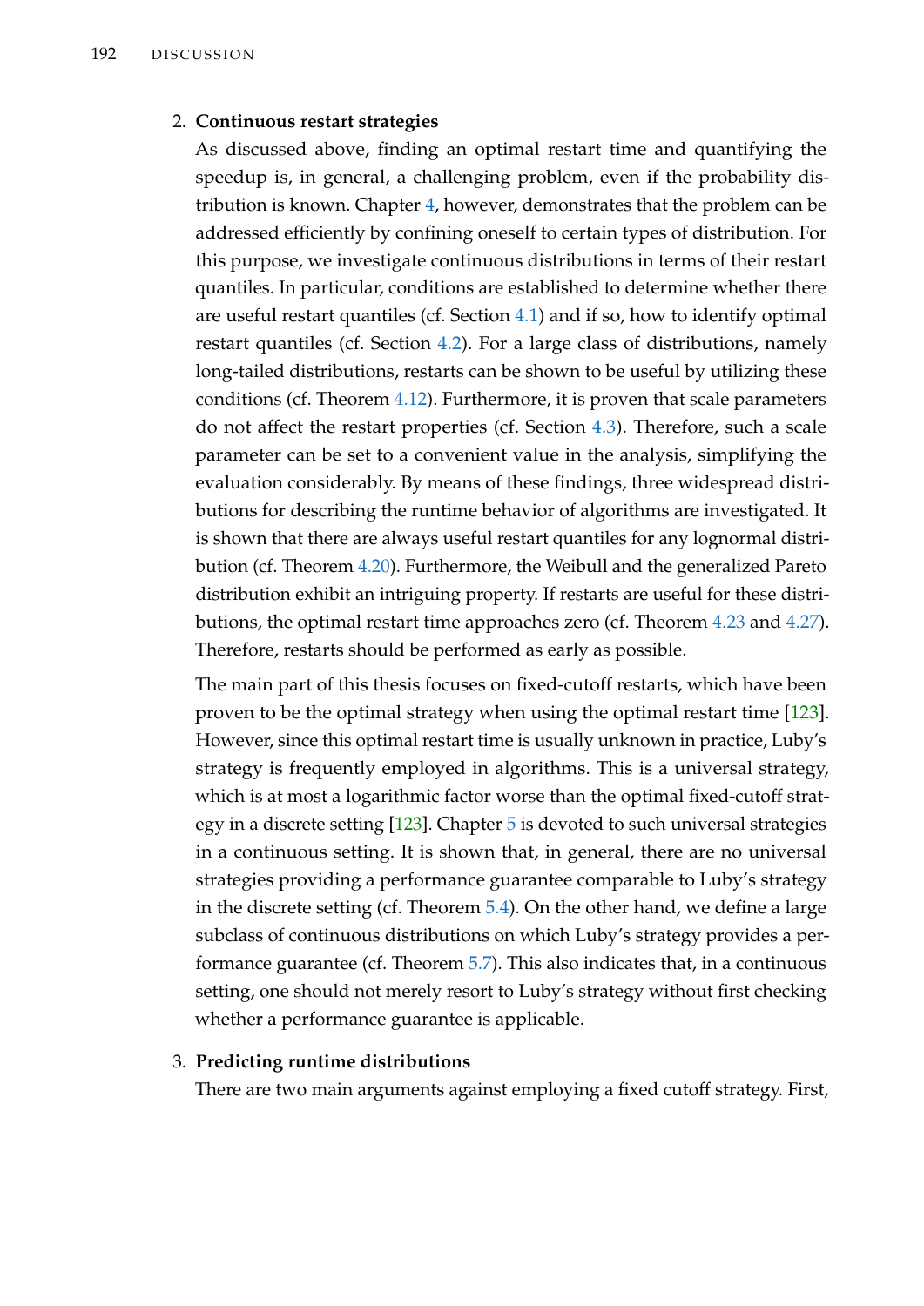2. **Continuous restart strategies**

   As discussed above, finding an optimal restart time and quantifying the speedup is, in general, a challenging problem, even if the probability distribution is known. Chapter 4, however, demonstrates that the problem can be addressed efficiently by confining oneself to certain types of distribution. For this purpose, we investigate continuous distributions in terms of their restart quantiles. In particular, conditions are established to determine whether there are useful restart quantiles (cf. Section 4.1) and if so, how to identify optimal restart quantiles (cf. Section 4.2). For a large class of distributions, namely long-tailed distributions, restarts can be shown to be useful by utilizing these conditions (cf. Theorem 4.12). Furthermore, it is proven that scale parameters do not affect the restart properties (cf. Section 4.3). Therefore, such a scale parameter can be set to a convenient value in the analysis, simplifying the evaluation considerably. By means of these findings, three widespread distributions for describing the runtime behavior of algorithms are investigated. It is shown that there are always useful restart quantiles for any lognormal distribution (cf. Theorem 4.20). Furthermore, the Weibull and the generalized Pareto distribution exhibit an intriguing property. If restarts are useful for these distributions, the optimal restart time approaches zero (cf. Theorem 4.23 and 4.27). Therefore, restarts should be performed as early as possible.

   The main part of this thesis focuses on fixed-cutoff restarts, which have been proven to be the optimal strategy when using the optimal restart time [123]. However, since this optimal restart time is usually unknown in practice, Luby's strategy is frequently employed in algorithms. This is a universal strategy, which is at most a logarithmic factor worse than the optimal fixed-cutoff strategy in a discrete setting [123]. Chapter 5 is devoted to such universal strategies in a continuous setting. It is shown that, in general, there are no universal strategies providing a performance guarantee comparable to Luby's strategy in the discrete setting (cf. Theorem 5.4). On the other hand, we define a large subclass of continuous distributions on which Luby's strategy provides a performance guarantee (cf. Theorem 5.7). This also indicates that, in a continuous setting, one should not merely resort to Luby's strategy without first checking whether a performance guarantee is applicable.

3. **Predicting runtime distributions**

   There are two main arguments against employing a fixed cutoff strategy. First,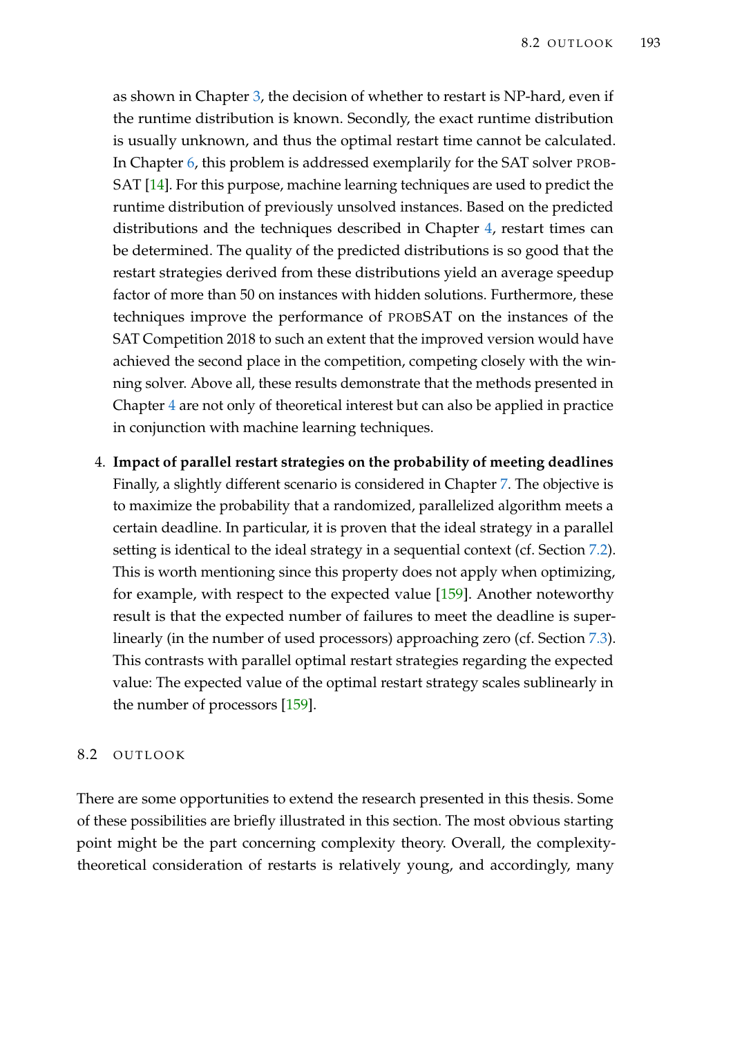as shown in Chapter 3, the decision of whether to restart is NP-hard, even if the runtime distribution is known. Secondly, the exact runtime distribution is usually unknown, and thus the optimal restart time cannot be calculated. In Chapter 6, this problem is addressed exemplarily for the SAT solver PROBSAT [14]. For this purpose, machine learning techniques are used to predict the runtime distribution of previously unsolved instances. Based on the predicted distributions and the techniques described in Chapter 4, restart times can be determined. The quality of the predicted distributions is so good that the restart strategies derived from these distributions yield an average speedup factor of more than 50 on instances with hidden solutions. Furthermore, these techniques improve the performance of PROBSAT on the instances of the SAT Competition 2018 to such an extent that the improved version would have achieved the second place in the competition, competing closely with the winning solver. Above all, these results demonstrate that the methods presented in Chapter 4 are not only of theoretical interest but can also be applied in practice in conjunction with machine learning techniques.

4. **Impact of parallel restart strategies on the probability of meeting deadlines** Finally, a slightly different scenario is considered in Chapter 7. The objective is to maximize the probability that a randomized, parallelized algorithm meets a certain deadline. In particular, it is proven that the ideal strategy in a parallel setting is identical to the ideal strategy in a sequential context (cf. Section 7.2). This is worth mentioning since this property does not apply when optimizing, for example, with respect to the expected value [159]. Another noteworthy result is that the expected number of failures to meet the deadline is superlinearly (in the number of used processors) approaching zero (cf. Section 7.3). This contrasts with parallel optimal restart strategies regarding the expected value: The expected value of the optimal restart strategy scales sublinearly in the number of processors [159].

## 8.2 OUTLOOK

There are some opportunities to extend the research presented in this thesis. Some of these possibilities are briefly illustrated in this section. The most obvious starting point might be the part concerning complexity theory. Overall, the complexity-theoretical consideration of restarts is relatively young, and accordingly, many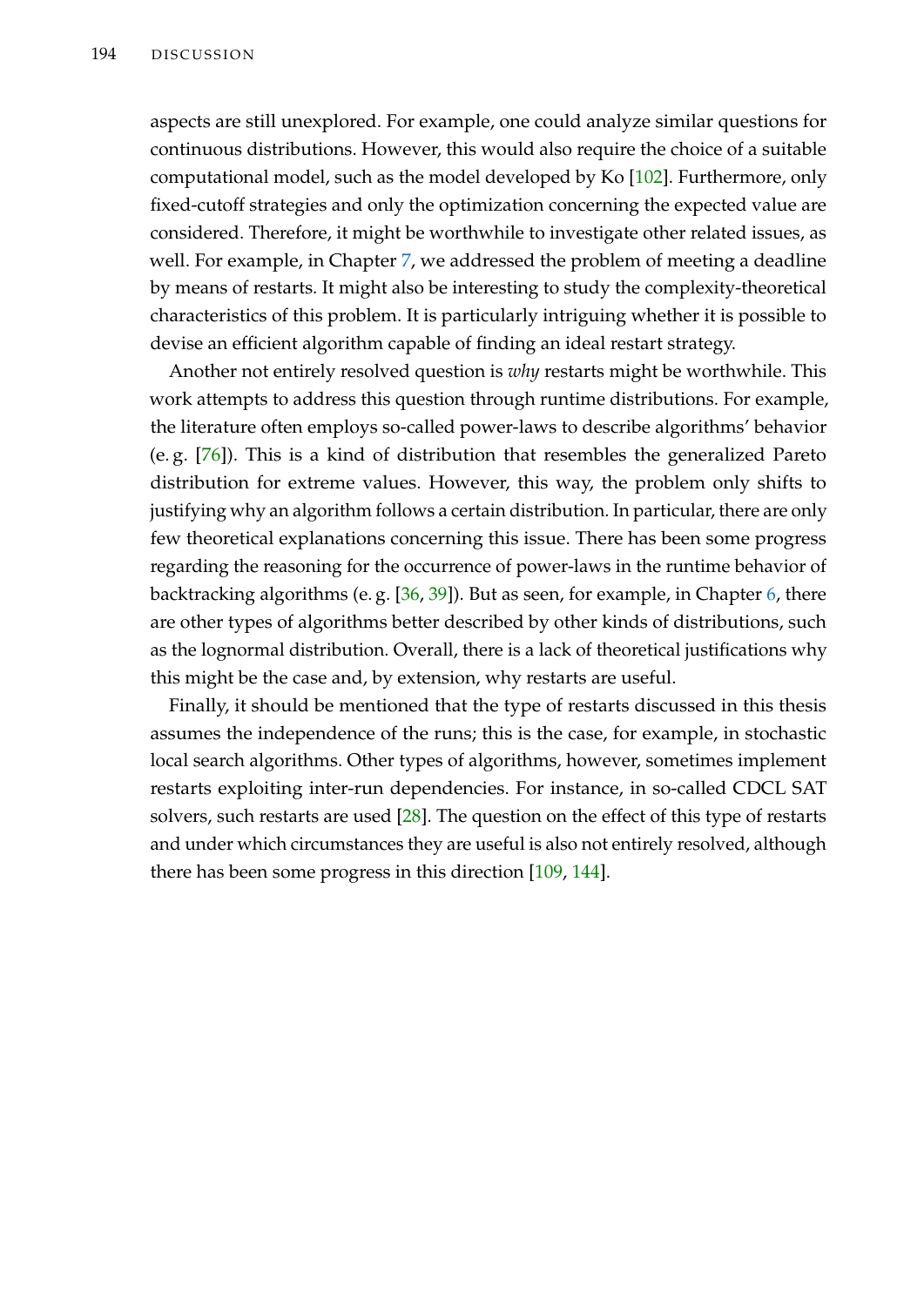aspects are still unexplored. For example, one could analyze similar questions for continuous distributions. However, this would also require the choice of a suitable computational model, such as the model developed by Ko [102]. Furthermore, only fixed-cutoff strategies and only the optimization concerning the expected value are considered. Therefore, it might be worthwhile to investigate other related issues, as well. For example, in Chapter 7, we addressed the problem of meeting a deadline by means of restarts. It might also be interesting to study the complexity-theoretical characteristics of this problem. It is particularly intriguing whether it is possible to devise an efficient algorithm capable of finding an ideal restart strategy.

Another not entirely resolved question is *why* restarts might be worthwhile. This work attempts to address this question through runtime distributions. For example, the literature often employs so-called power-laws to describe algorithms' behavior (e. g. [76]). This is a kind of distribution that resembles the generalized Pareto distribution for extreme values. However, this way, the problem only shifts to justifying why an algorithm follows a certain distribution. In particular, there are only few theoretical explanations concerning this issue. There has been some progress regarding the reasoning for the occurrence of power-laws in the runtime behavior of backtracking algorithms (e. g. [36, 39]). But as seen, for example, in Chapter 6, there are other types of algorithms better described by other kinds of distributions, such as the lognormal distribution. Overall, there is a lack of theoretical justifications why this might be the case and, by extension, why restarts are useful.

Finally, it should be mentioned that the type of restarts discussed in this thesis assumes the independence of the runs; this is the case, for example, in stochastic local search algorithms. Other types of algorithms, however, sometimes implement restarts exploiting inter-run dependencies. For instance, in so-called CDCL SAT solvers, such restarts are used [28]. The question on the effect of this type of restarts and under which circumstances they are useful is also not entirely resolved, although there has been some progress in this direction [109, 144].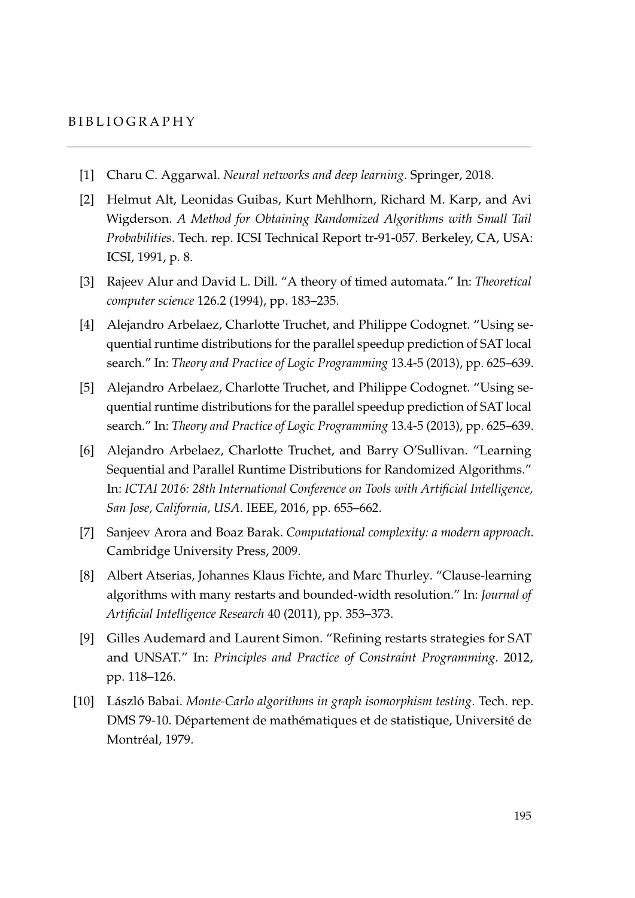# BIBLIOGRAPHY

[1] Charu C. Aggarwal. *Neural networks and deep learning*. Springer, 2018.

[2] Helmut Alt, Leonidas Guibas, Kurt Mehlhorn, Richard M. Karp, and Avi Wigderson. *A Method for Obtaining Randomized Algorithms with Small Tail Probabilities*. Tech. rep. ICSI Technical Report tr-91-057. Berkeley, CA, USA: ICSI, 1991, p. 8.

[3] Rajeev Alur and David L. Dill. "A theory of timed automata." In: *Theoretical computer science* 126.2 (1994), pp. 183–235.

[4] Alejandro Arbelaez, Charlotte Truchet, and Philippe Codognet. "Using sequential runtime distributions for the parallel speedup prediction of SAT local search." In: *Theory and Practice of Logic Programming* 13.4-5 (2013), pp. 625–639.

[5] Alejandro Arbelaez, Charlotte Truchet, and Philippe Codognet. "Using sequential runtime distributions for the parallel speedup prediction of SAT local search." In: *Theory and Practice of Logic Programming* 13.4-5 (2013), pp. 625–639.

[6] Alejandro Arbelaez, Charlotte Truchet, and Barry O'Sullivan. "Learning Sequential and Parallel Runtime Distributions for Randomized Algorithms." In: *ICTAI 2016: 28th International Conference on Tools with Artificial Intelligence, San Jose, California, USA*. IEEE, 2016, pp. 655–662.

[7] Sanjeev Arora and Boaz Barak. *Computational complexity: a modern approach*. Cambridge University Press, 2009.

[8] Albert Atserias, Johannes Klaus Fichte, and Marc Thurley. "Clause-learning algorithms with many restarts and bounded-width resolution." In: *Journal of Artificial Intelligence Research* 40 (2011), pp. 353–373.

[9] Gilles Audemard and Laurent Simon. "Refining restarts strategies for SAT and UNSAT." In: *Principles and Practice of Constraint Programming*. 2012, pp. 118–126.

[10] László Babai. *Monte-Carlo algorithms in graph isomorphism testing*. Tech. rep. DMS 79-10. Département de mathématiques et de statistique, Université de Montréal, 1979.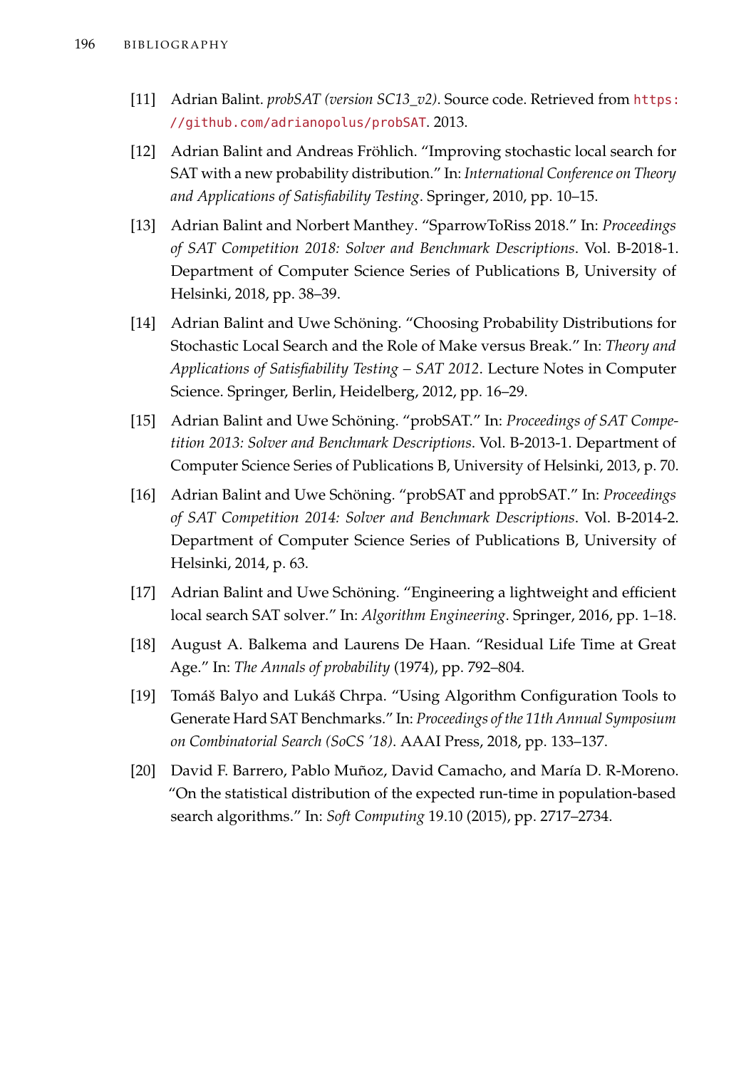[11] Adrian Balint. *probSAT (version SC13_v2)*. Source code. Retrieved from `https://github.com/adrianopolus/probSAT`. 2013.

[12] Adrian Balint and Andreas Fröhlich. "Improving stochastic local search for SAT with a new probability distribution." In: *International Conference on Theory and Applications of Satisfiability Testing*. Springer, 2010, pp. 10–15.

[13] Adrian Balint and Norbert Manthey. "SparrowToRiss 2018." In: *Proceedings of SAT Competition 2018: Solver and Benchmark Descriptions*. Vol. B-2018-1. Department of Computer Science Series of Publications B, University of Helsinki, 2018, pp. 38–39.

[14] Adrian Balint and Uwe Schöning. "Choosing Probability Distributions for Stochastic Local Search and the Role of Make versus Break." In: *Theory and Applications of Satisfiability Testing – SAT 2012*. Lecture Notes in Computer Science. Springer, Berlin, Heidelberg, 2012, pp. 16–29.

[15] Adrian Balint and Uwe Schöning. "probSAT." In: *Proceedings of SAT Competition 2013: Solver and Benchmark Descriptions*. Vol. B-2013-1. Department of Computer Science Series of Publications B, University of Helsinki, 2013, p. 70.

[16] Adrian Balint and Uwe Schöning. "probSAT and pprobSAT." In: *Proceedings of SAT Competition 2014: Solver and Benchmark Descriptions*. Vol. B-2014-2. Department of Computer Science Series of Publications B, University of Helsinki, 2014, p. 63.

[17] Adrian Balint and Uwe Schöning. "Engineering a lightweight and efficient local search SAT solver." In: *Algorithm Engineering*. Springer, 2016, pp. 1–18.

[18] August A. Balkema and Laurens De Haan. "Residual Life Time at Great Age." In: *The Annals of probability* (1974), pp. 792–804.

[19] Tomáš Balyo and Lukáš Chrpa. "Using Algorithm Configuration Tools to Generate Hard SAT Benchmarks." In: *Proceedings of the 11th Annual Symposium on Combinatorial Search (SoCS '18)*. AAAI Press, 2018, pp. 133–137.

[20] David F. Barrero, Pablo Muñoz, David Camacho, and María D. R-Moreno. "On the statistical distribution of the expected run-time in population-based search algorithms." In: *Soft Computing* 19.10 (2015), pp. 2717–2734.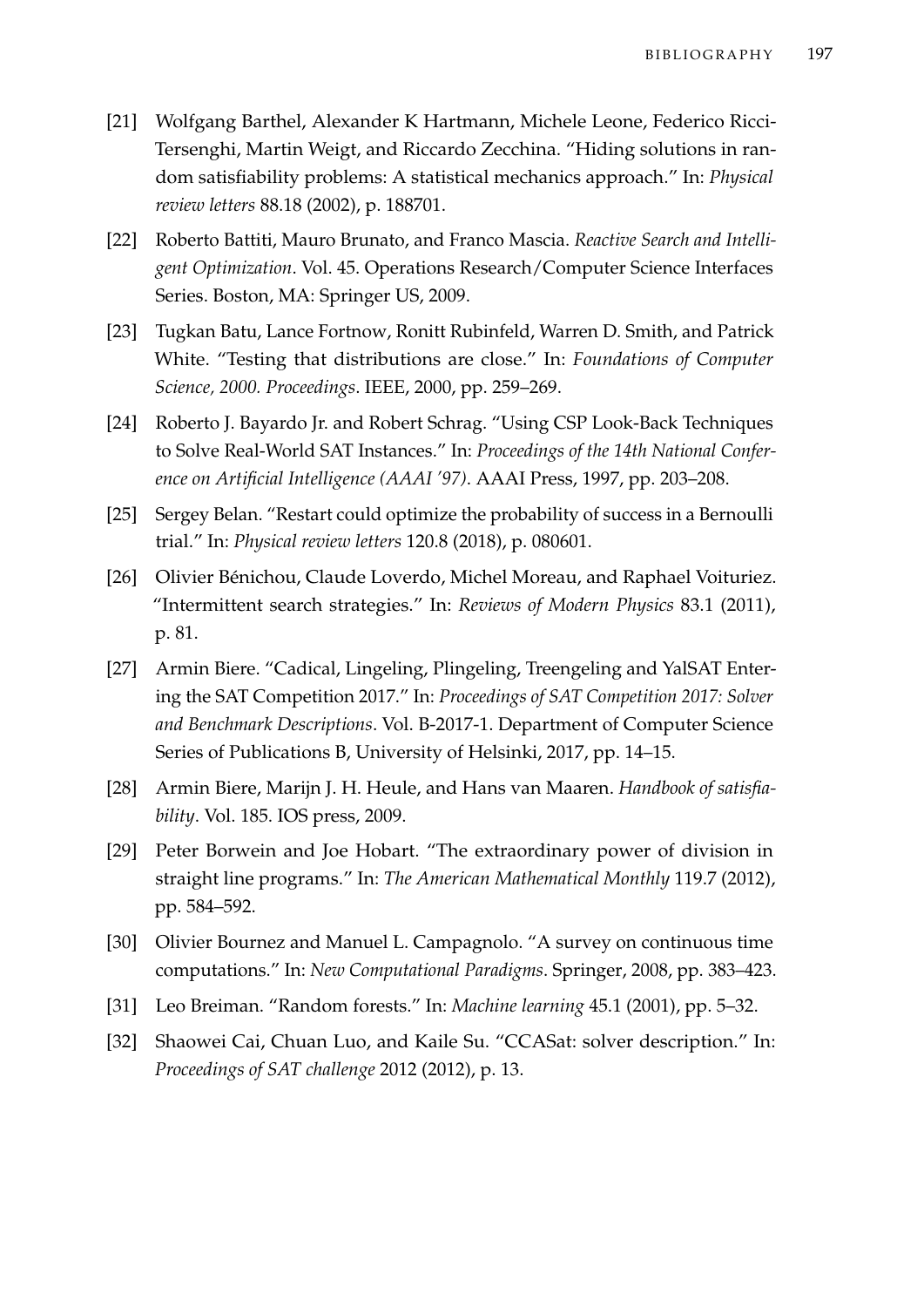[21] Wolfgang Barthel, Alexander K Hartmann, Michele Leone, Federico Ricci-Tersenghi, Martin Weigt, and Riccardo Zecchina. "Hiding solutions in random satisfiability problems: A statistical mechanics approach." In: *Physical review letters* 88.18 (2002), p. 188701.

[22] Roberto Battiti, Mauro Brunato, and Franco Mascia. *Reactive Search and Intelligent Optimization*. Vol. 45. Operations Research/Computer Science Interfaces Series. Boston, MA: Springer US, 2009.

[23] Tugkan Batu, Lance Fortnow, Ronitt Rubinfeld, Warren D. Smith, and Patrick White. "Testing that distributions are close." In: *Foundations of Computer Science, 2000. Proceedings*. IEEE, 2000, pp. 259–269.

[24] Roberto J. Bayardo Jr. and Robert Schrag. "Using CSP Look-Back Techniques to Solve Real-World SAT Instances." In: *Proceedings of the 14th National Conference on Artificial Intelligence (AAAI '97)*. AAAI Press, 1997, pp. 203–208.

[25] Sergey Belan. "Restart could optimize the probability of success in a Bernoulli trial." In: *Physical review letters* 120.8 (2018), p. 080601.

[26] Olivier Bénichou, Claude Loverdo, Michel Moreau, and Raphael Voituriez. "Intermittent search strategies." In: *Reviews of Modern Physics* 83.1 (2011), p. 81.

[27] Armin Biere. "Cadical, Lingeling, Plingeling, Treengeling and YalSAT Entering the SAT Competition 2017." In: *Proceedings of SAT Competition 2017: Solver and Benchmark Descriptions*. Vol. B-2017-1. Department of Computer Science Series of Publications B, University of Helsinki, 2017, pp. 14–15.

[28] Armin Biere, Marijn J. H. Heule, and Hans van Maaren. *Handbook of satisfiability*. Vol. 185. IOS press, 2009.

[29] Peter Borwein and Joe Hobart. "The extraordinary power of division in straight line programs." In: *The American Mathematical Monthly* 119.7 (2012), pp. 584–592.

[30] Olivier Bournez and Manuel L. Campagnolo. "A survey on continuous time computations." In: *New Computational Paradigms*. Springer, 2008, pp. 383–423.

[31] Leo Breiman. "Random forests." In: *Machine learning* 45.1 (2001), pp. 5–32.

[32] Shaowei Cai, Chuan Luo, and Kaile Su. "CCASat: solver description." In: *Proceedings of SAT challenge* 2012 (2012), p. 13.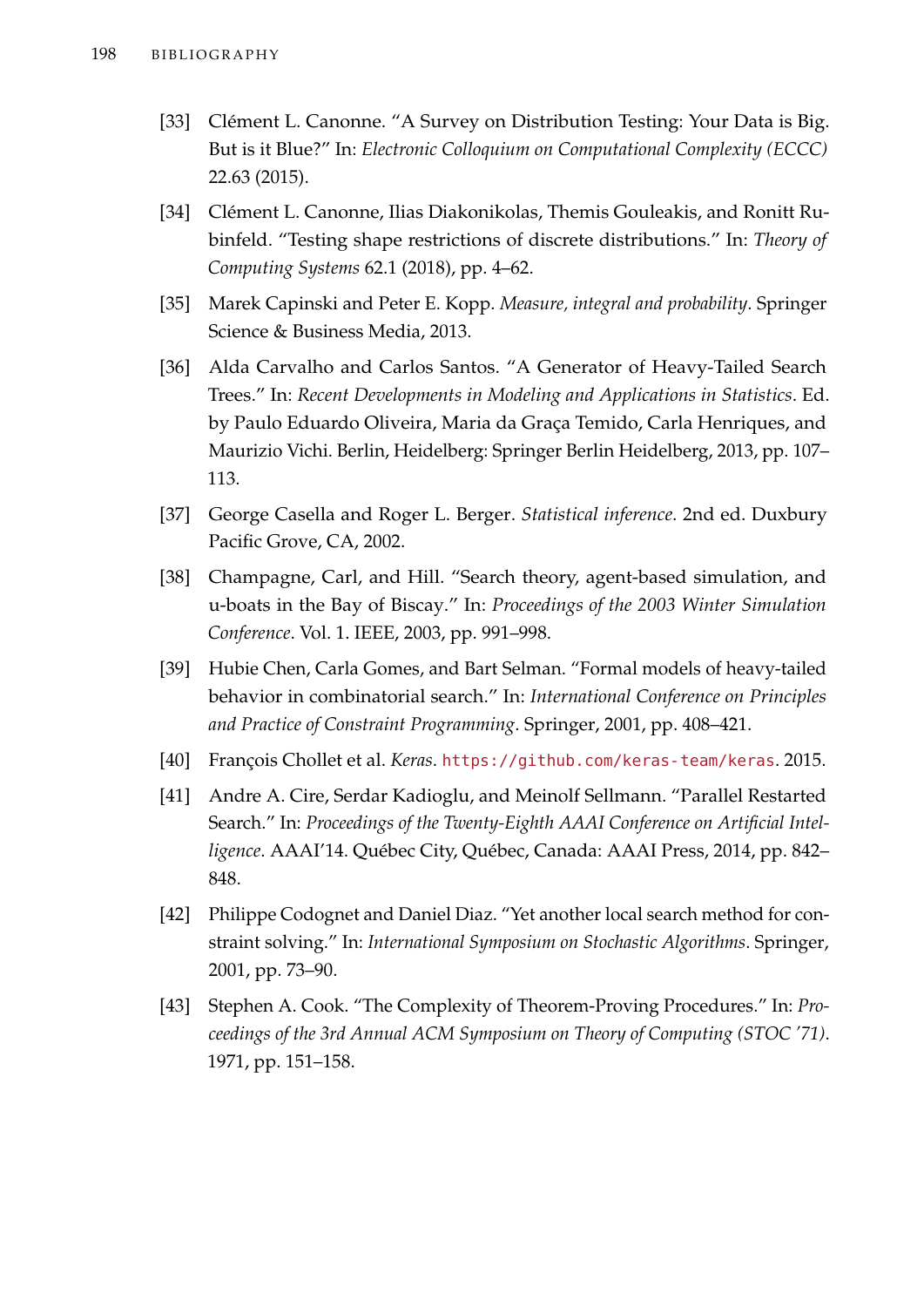[33] Clément L. Canonne. "A Survey on Distribution Testing: Your Data is Big. But is it Blue?" In: *Electronic Colloquium on Computational Complexity (ECCC)* 22.63 (2015).

[34] Clément L. Canonne, Ilias Diakonikolas, Themis Gouleakis, and Ronitt Rubinfeld. "Testing shape restrictions of discrete distributions." In: *Theory of Computing Systems* 62.1 (2018), pp. 4–62.

[35] Marek Capinski and Peter E. Kopp. *Measure, integral and probability*. Springer Science & Business Media, 2013.

[36] Alda Carvalho and Carlos Santos. "A Generator of Heavy-Tailed Search Trees." In: *Recent Developments in Modeling and Applications in Statistics*. Ed. by Paulo Eduardo Oliveira, Maria da Graça Temido, Carla Henriques, and Maurizio Vichi. Berlin, Heidelberg: Springer Berlin Heidelberg, 2013, pp. 107–113.

[37] George Casella and Roger L. Berger. *Statistical inference*. 2nd ed. Duxbury Pacific Grove, CA, 2002.

[38] Champagne, Carl, and Hill. "Search theory, agent-based simulation, and u-boats in the Bay of Biscay." In: *Proceedings of the 2003 Winter Simulation Conference*. Vol. 1. IEEE, 2003, pp. 991–998.

[39] Hubie Chen, Carla Gomes, and Bart Selman. "Formal models of heavy-tailed behavior in combinatorial search." In: *International Conference on Principles and Practice of Constraint Programming*. Springer, 2001, pp. 408–421.

[40] François Chollet et al. *Keras*. https://github.com/keras-team/keras. 2015.

[41] Andre A. Cire, Serdar Kadioglu, and Meinolf Sellmann. "Parallel Restarted Search." In: *Proceedings of the Twenty-Eighth AAAI Conference on Artificial Intelligence*. AAAI'14. Québec City, Québec, Canada: AAAI Press, 2014, pp. 842–848.

[42] Philippe Codognet and Daniel Diaz. "Yet another local search method for constraint solving." In: *International Symposium on Stochastic Algorithms*. Springer, 2001, pp. 73–90.

[43] Stephen A. Cook. "The Complexity of Theorem-Proving Procedures." In: *Proceedings of the 3rd Annual ACM Symposium on Theory of Computing (STOC '71)*. 1971, pp. 151–158.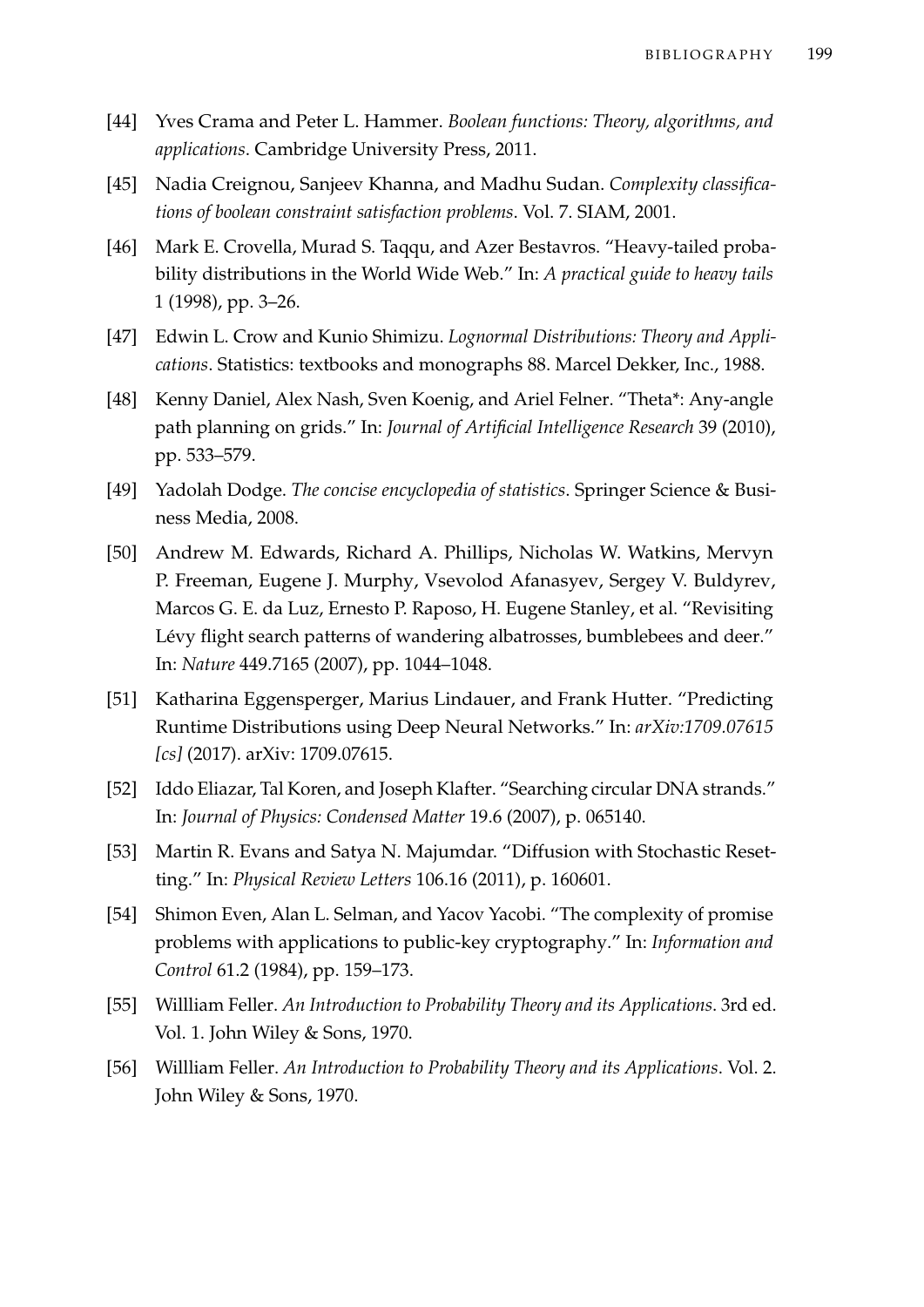[44] Yves Crama and Peter L. Hammer. *Boolean functions: Theory, algorithms, and applications*. Cambridge University Press, 2011.

[45] Nadia Creignou, Sanjeev Khanna, and Madhu Sudan. *Complexity classifications of boolean constraint satisfaction problems*. Vol. 7. SIAM, 2001.

[46] Mark E. Crovella, Murad S. Taqqu, and Azer Bestavros. "Heavy-tailed probability distributions in the World Wide Web." In: *A practical guide to heavy tails* 1 (1998), pp. 3–26.

[47] Edwin L. Crow and Kunio Shimizu. *Lognormal Distributions: Theory and Applications*. Statistics: textbooks and monographs 88. Marcel Dekker, Inc., 1988.

[48] Kenny Daniel, Alex Nash, Sven Koenig, and Ariel Felner. "Theta*: Any-angle path planning on grids." In: *Journal of Artificial Intelligence Research* 39 (2010), pp. 533–579.

[49] Yadolah Dodge. *The concise encyclopedia of statistics*. Springer Science & Business Media, 2008.

[50] Andrew M. Edwards, Richard A. Phillips, Nicholas W. Watkins, Mervyn P. Freeman, Eugene J. Murphy, Vsevolod Afanasyev, Sergey V. Buldyrev, Marcos G. E. da Luz, Ernesto P. Raposo, H. Eugene Stanley, et al. "Revisiting Lévy flight search patterns of wandering albatrosses, bumblebees and deer." In: *Nature* 449.7165 (2007), pp. 1044–1048.

[51] Katharina Eggensperger, Marius Lindauer, and Frank Hutter. "Predicting Runtime Distributions using Deep Neural Networks." In: *arXiv:1709.07615 [cs]* (2017). arXiv: 1709.07615.

[52] Iddo Eliazar, Tal Koren, and Joseph Klafter. "Searching circular DNA strands." In: *Journal of Physics: Condensed Matter* 19.6 (2007), p. 065140.

[53] Martin R. Evans and Satya N. Majumdar. "Diffusion with Stochastic Resetting." In: *Physical Review Letters* 106.16 (2011), p. 160601.

[54] Shimon Even, Alan L. Selman, and Yacov Yacobi. "The complexity of promise problems with applications to public-key cryptography." In: *Information and Control* 61.2 (1984), pp. 159–173.

[55] Willliam Feller. *An Introduction to Probability Theory and its Applications*. 3rd ed. Vol. 1. John Wiley & Sons, 1970.

[56] Willliam Feller. *An Introduction to Probability Theory and its Applications*. Vol. 2. John Wiley & Sons, 1970.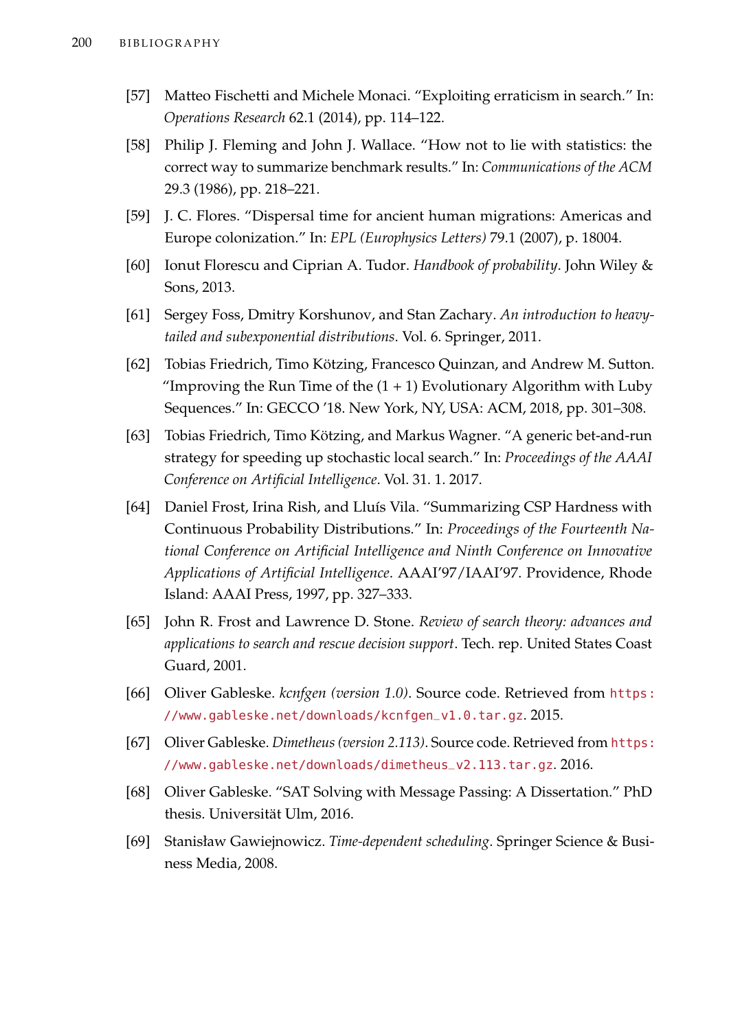[57] Matteo Fischetti and Michele Monaci. “Exploiting erraticism in search.” In: *Operations Research* 62.1 (2014), pp. 114–122.

[58] Philip J. Fleming and John J. Wallace. “How not to lie with statistics: the correct way to summarize benchmark results.” In: *Communications of the ACM* 29.3 (1986), pp. 218–221.

[59] J. C. Flores. “Dispersal time for ancient human migrations: Americas and Europe colonization.” In: *EPL (Europhysics Letters)* 79.1 (2007), p. 18004.

[60] Ionut Florescu and Ciprian A. Tudor. *Handbook of probability*. John Wiley & Sons, 2013.

[61] Sergey Foss, Dmitry Korshunov, and Stan Zachary. *An introduction to heavy-tailed and subexponential distributions*. Vol. 6. Springer, 2011.

[62] Tobias Friedrich, Timo Kötzing, Francesco Quinzan, and Andrew M. Sutton. “Improving the Run Time of the (1 + 1) Evolutionary Algorithm with Luby Sequences.” In: GECCO ’18. New York, NY, USA: ACM, 2018, pp. 301–308.

[63] Tobias Friedrich, Timo Kötzing, and Markus Wagner. “A generic bet-and-run strategy for speeding up stochastic local search.” In: *Proceedings of the AAAI Conference on Artificial Intelligence*. Vol. 31. 1. 2017.

[64] Daniel Frost, Irina Rish, and Lluís Vila. “Summarizing CSP Hardness with Continuous Probability Distributions.” In: *Proceedings of the Fourteenth National Conference on Artificial Intelligence and Ninth Conference on Innovative Applications of Artificial Intelligence*. AAAI’97/IAAI’97. Providence, Rhode Island: AAAI Press, 1997, pp. 327–333.

[65] John R. Frost and Lawrence D. Stone. *Review of search theory: advances and applications to search and rescue decision support*. Tech. rep. United States Coast Guard, 2001.

[66] Oliver Gableske. *kcnfgen (version 1.0)*. Source code. Retrieved from `https://www.gableske.net/downloads/kcnfgen_v1.0.tar.gz`. 2015.

[67] Oliver Gableske. *Dimetheus (version 2.113)*. Source code. Retrieved from `https://www.gableske.net/downloads/dimetheus_v2.113.tar.gz`. 2016.

[68] Oliver Gableske. “SAT Solving with Message Passing: A Dissertation.” PhD thesis. Universität Ulm, 2016.

[69] Stanisław Gawiejnowicz. *Time-dependent scheduling*. Springer Science & Business Media, 2008.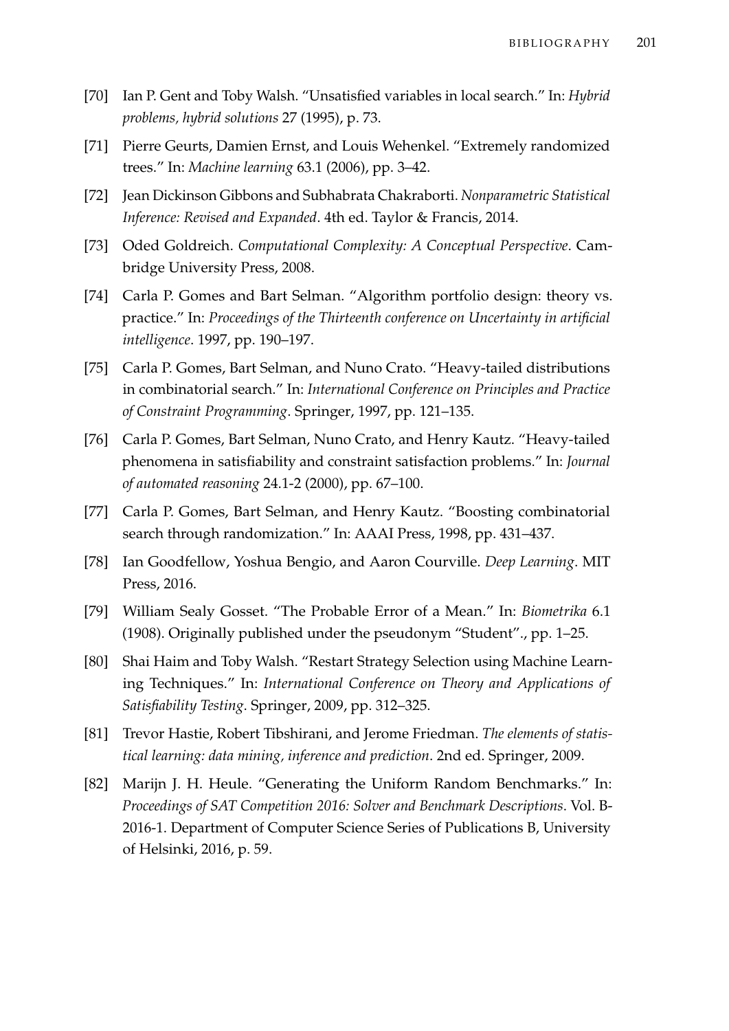[70] Ian P. Gent and Toby Walsh. “Unsatisfied variables in local search.” In: *Hybrid problems, hybrid solutions* 27 (1995), p. 73.

[71] Pierre Geurts, Damien Ernst, and Louis Wehenkel. “Extremely randomized trees.” In: *Machine learning* 63.1 (2006), pp. 3–42.

[72] Jean Dickinson Gibbons and Subhabrata Chakraborti. *Nonparametric Statistical Inference: Revised and Expanded*. 4th ed. Taylor & Francis, 2014.

[73] Oded Goldreich. *Computational Complexity: A Conceptual Perspective*. Cambridge University Press, 2008.

[74] Carla P. Gomes and Bart Selman. “Algorithm portfolio design: theory vs. practice.” In: *Proceedings of the Thirteenth conference on Uncertainty in artificial intelligence*. 1997, pp. 190–197.

[75] Carla P. Gomes, Bart Selman, and Nuno Crato. “Heavy-tailed distributions in combinatorial search.” In: *International Conference on Principles and Practice of Constraint Programming*. Springer, 1997, pp. 121–135.

[76] Carla P. Gomes, Bart Selman, Nuno Crato, and Henry Kautz. “Heavy-tailed phenomena in satisfiability and constraint satisfaction problems.” In: *Journal of automated reasoning* 24.1-2 (2000), pp. 67–100.

[77] Carla P. Gomes, Bart Selman, and Henry Kautz. “Boosting combinatorial search through randomization.” In: AAAI Press, 1998, pp. 431–437.

[78] Ian Goodfellow, Yoshua Bengio, and Aaron Courville. *Deep Learning*. MIT Press, 2016.

[79] William Sealy Gosset. “The Probable Error of a Mean.” In: *Biometrika* 6.1 (1908). Originally published under the pseudonym “Student”., pp. 1–25.

[80] Shai Haim and Toby Walsh. “Restart Strategy Selection using Machine Learning Techniques.” In: *International Conference on Theory and Applications of Satisfiability Testing*. Springer, 2009, pp. 312–325.

[81] Trevor Hastie, Robert Tibshirani, and Jerome Friedman. *The elements of statistical learning: data mining, inference and prediction*. 2nd ed. Springer, 2009.

[82] Marijn J. H. Heule. “Generating the Uniform Random Benchmarks.” In: *Proceedings of SAT Competition 2016: Solver and Benchmark Descriptions*. Vol. B-2016-1. Department of Computer Science Series of Publications B, University of Helsinki, 2016, p. 59.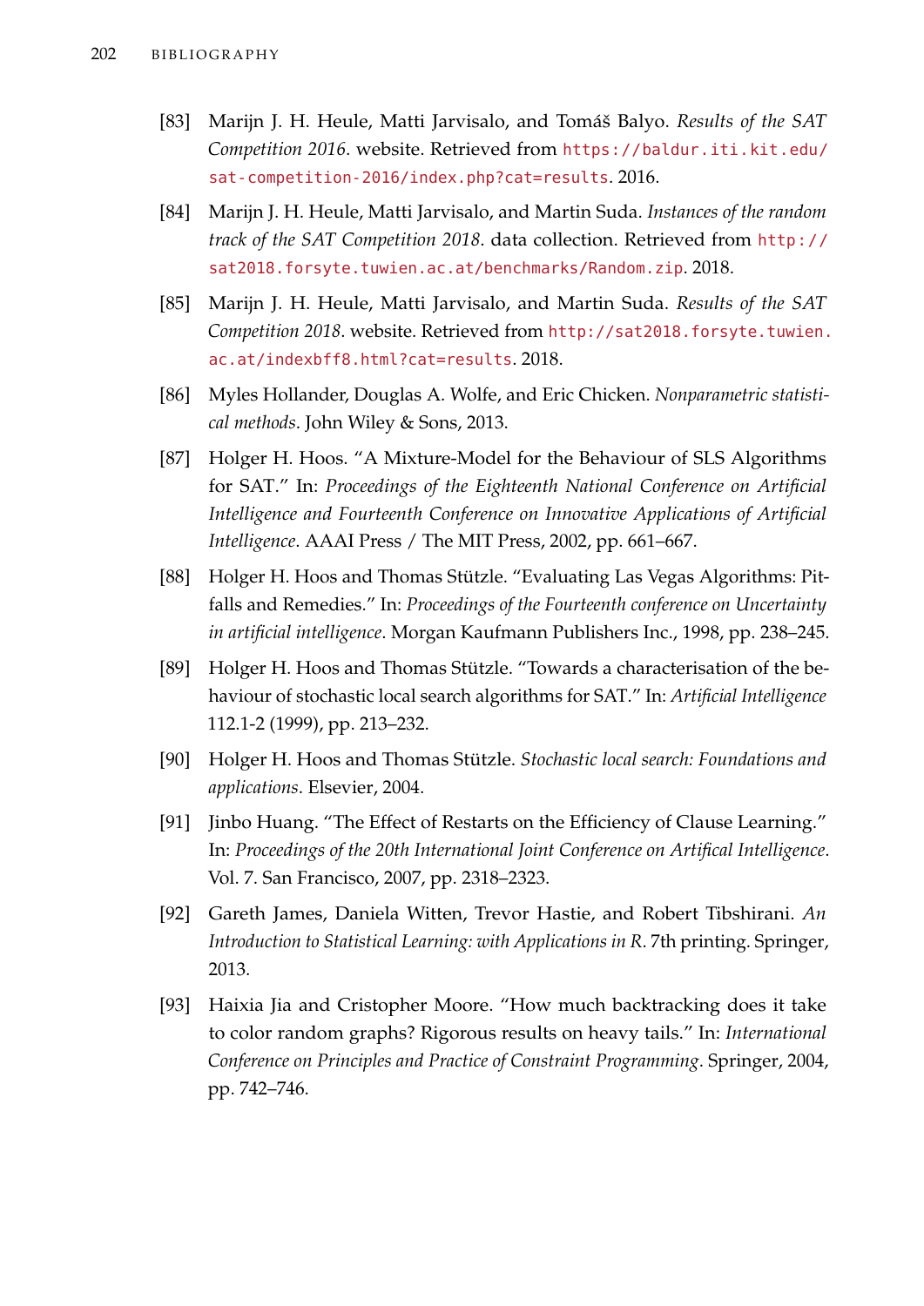[83] Marijn J. H. Heule, Matti Jarvisalo, and Tomáš Balyo. *Results of the SAT Competition 2016*. website. Retrieved from https://baldur.iti.kit.edu/sat-competition-2016/index.php?cat=results. 2016.

[84] Marijn J. H. Heule, Matti Jarvisalo, and Martin Suda. *Instances of the random track of the SAT Competition 2018*. data collection. Retrieved from http://sat2018.forsyte.tuwien.ac.at/benchmarks/Random.zip. 2018.

[85] Marijn J. H. Heule, Matti Jarvisalo, and Martin Suda. *Results of the SAT Competition 2018*. website. Retrieved from http://sat2018.forsyte.tuwien.ac.at/indexbff8.html?cat=results. 2018.

[86] Myles Hollander, Douglas A. Wolfe, and Eric Chicken. *Nonparametric statistical methods*. John Wiley & Sons, 2013.

[87] Holger H. Hoos. "A Mixture-Model for the Behaviour of SLS Algorithms for SAT." In: *Proceedings of the Eighteenth National Conference on Artificial Intelligence and Fourteenth Conference on Innovative Applications of Artificial Intelligence*. AAAI Press / The MIT Press, 2002, pp. 661–667.

[88] Holger H. Hoos and Thomas Stützle. "Evaluating Las Vegas Algorithms: Pitfalls and Remedies." In: *Proceedings of the Fourteenth conference on Uncertainty in artificial intelligence*. Morgan Kaufmann Publishers Inc., 1998, pp. 238–245.

[89] Holger H. Hoos and Thomas Stützle. "Towards a characterisation of the behaviour of stochastic local search algorithms for SAT." In: *Artificial Intelligence* 112.1-2 (1999), pp. 213–232.

[90] Holger H. Hoos and Thomas Stützle. *Stochastic local search: Foundations and applications*. Elsevier, 2004.

[91] Jinbo Huang. "The Effect of Restarts on the Efficiency of Clause Learning." In: *Proceedings of the 20th International Joint Conference on Artifical Intelligence*. Vol. 7. San Francisco, 2007, pp. 2318–2323.

[92] Gareth James, Daniela Witten, Trevor Hastie, and Robert Tibshirani. *An Introduction to Statistical Learning: with Applications in R*. 7th printing. Springer, 2013.

[93] Haixia Jia and Cristopher Moore. "How much backtracking does it take to color random graphs? Rigorous results on heavy tails." In: *International Conference on Principles and Practice of Constraint Programming*. Springer, 2004, pp. 742–746.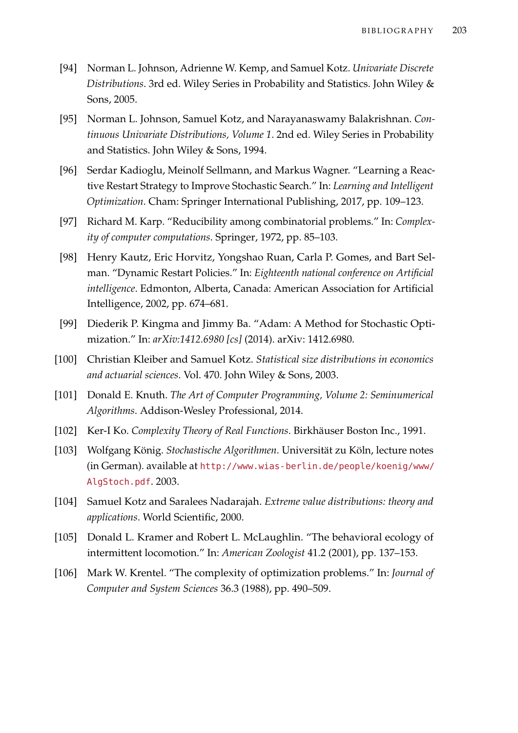[94] Norman L. Johnson, Adrienne W. Kemp, and Samuel Kotz. *Univariate Discrete Distributions*. 3rd ed. Wiley Series in Probability and Statistics. John Wiley & Sons, 2005.

[95] Norman L. Johnson, Samuel Kotz, and Narayanaswamy Balakrishnan. *Continuous Univariate Distributions, Volume 1*. 2nd ed. Wiley Series in Probability and Statistics. John Wiley & Sons, 1994.

[96] Serdar Kadioglu, Meinolf Sellmann, and Markus Wagner. "Learning a Reactive Restart Strategy to Improve Stochastic Search." In: *Learning and Intelligent Optimization*. Cham: Springer International Publishing, 2017, pp. 109–123.

[97] Richard M. Karp. "Reducibility among combinatorial problems." In: *Complexity of computer computations*. Springer, 1972, pp. 85–103.

[98] Henry Kautz, Eric Horvitz, Yongshao Ruan, Carla P. Gomes, and Bart Selman. "Dynamic Restart Policies." In: *Eighteenth national conference on Artificial intelligence*. Edmonton, Alberta, Canada: American Association for Artificial Intelligence, 2002, pp. 674–681.

[99] Diederik P. Kingma and Jimmy Ba. "Adam: A Method for Stochastic Optimization." In: *arXiv:1412.6980 [cs]* (2014). arXiv: 1412.6980.

[100] Christian Kleiber and Samuel Kotz. *Statistical size distributions in economics and actuarial sciences*. Vol. 470. John Wiley & Sons, 2003.

[101] Donald E. Knuth. *The Art of Computer Programming, Volume 2: Seminumerical Algorithms*. Addison-Wesley Professional, 2014.

[102] Ker-I Ko. *Complexity Theory of Real Functions*. Birkhäuser Boston Inc., 1991.

[103] Wolfgang König. *Stochastische Algorithmen*. Universität zu Köln, lecture notes (in German). available at http://www.wias-berlin.de/people/koenig/www/AlgStoch.pdf. 2003.

[104] Samuel Kotz and Saralees Nadarajah. *Extreme value distributions: theory and applications*. World Scientific, 2000.

[105] Donald L. Kramer and Robert L. McLaughlin. "The behavioral ecology of intermittent locomotion." In: *American Zoologist* 41.2 (2001), pp. 137–153.

[106] Mark W. Krentel. "The complexity of optimization problems." In: *Journal of Computer and System Sciences* 36.3 (1988), pp. 490–509.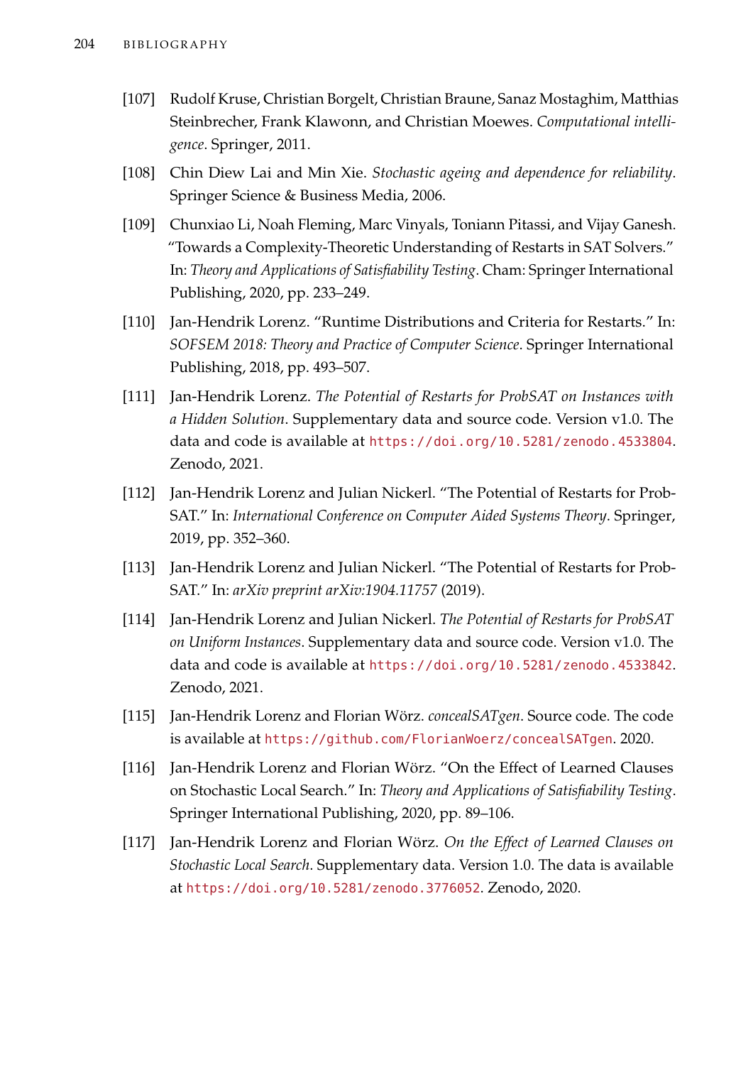[107] Rudolf Kruse, Christian Borgelt, Christian Braune, Sanaz Mostaghim, Matthias Steinbrecher, Frank Klawonn, and Christian Moewes. *Computational intelligence*. Springer, 2011.

[108] Chin Diew Lai and Min Xie. *Stochastic ageing and dependence for reliability*. Springer Science & Business Media, 2006.

[109] Chunxiao Li, Noah Fleming, Marc Vinyals, Toniann Pitassi, and Vijay Ganesh. "Towards a Complexity-Theoretic Understanding of Restarts in SAT Solvers." In: *Theory and Applications of Satisfiability Testing*. Cham: Springer International Publishing, 2020, pp. 233–249.

[110] Jan-Hendrik Lorenz. "Runtime Distributions and Criteria for Restarts." In: *SOFSEM 2018: Theory and Practice of Computer Science*. Springer International Publishing, 2018, pp. 493–507.

[111] Jan-Hendrik Lorenz. *The Potential of Restarts for ProbSAT on Instances with a Hidden Solution*. Supplementary data and source code. Version v1.0. The data and code is available at https://doi.org/10.5281/zenodo.4533804. Zenodo, 2021.

[112] Jan-Hendrik Lorenz and Julian Nickerl. "The Potential of Restarts for ProbSAT." In: *International Conference on Computer Aided Systems Theory*. Springer, 2019, pp. 352–360.

[113] Jan-Hendrik Lorenz and Julian Nickerl. "The Potential of Restarts for ProbSAT." In: *arXiv preprint arXiv:1904.11757* (2019).

[114] Jan-Hendrik Lorenz and Julian Nickerl. *The Potential of Restarts for ProbSAT on Uniform Instances*. Supplementary data and source code. Version v1.0. The data and code is available at https://doi.org/10.5281/zenodo.4533842. Zenodo, 2021.

[115] Jan-Hendrik Lorenz and Florian Wörz. *concealSATgen*. Source code. The code is available at https://github.com/FlorianWoerz/concealSATgen. 2020.

[116] Jan-Hendrik Lorenz and Florian Wörz. "On the Effect of Learned Clauses on Stochastic Local Search." In: *Theory and Applications of Satisfiability Testing*. Springer International Publishing, 2020, pp. 89–106.

[117] Jan-Hendrik Lorenz and Florian Wörz. *On the Effect of Learned Clauses on Stochastic Local Search*. Supplementary data. Version 1.0. The data is available at https://doi.org/10.5281/zenodo.3776052. Zenodo, 2020.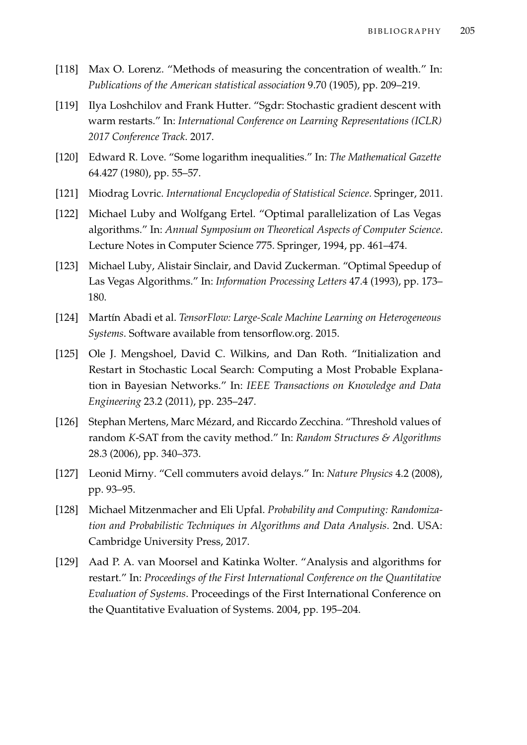[118] Max O. Lorenz. "Methods of measuring the concentration of wealth." In: *Publications of the American statistical association* 9.70 (1905), pp. 209–219.

[119] Ilya Loshchilov and Frank Hutter. "Sgdr: Stochastic gradient descent with warm restarts." In: *International Conference on Learning Representations (ICLR) 2017 Conference Track*. 2017.

[120] Edward R. Love. "Some logarithm inequalities." In: *The Mathematical Gazette* 64.427 (1980), pp. 55–57.

[121] Miodrag Lovric. *International Encyclopedia of Statistical Science*. Springer, 2011.

[122] Michael Luby and Wolfgang Ertel. "Optimal parallelization of Las Vegas algorithms." In: *Annual Symposium on Theoretical Aspects of Computer Science*. Lecture Notes in Computer Science 775. Springer, 1994, pp. 461–474.

[123] Michael Luby, Alistair Sinclair, and David Zuckerman. "Optimal Speedup of Las Vegas Algorithms." In: *Information Processing Letters* 47.4 (1993), pp. 173–180.

[124] Martín Abadi et al. *TensorFlow: Large-Scale Machine Learning on Heterogeneous Systems*. Software available from tensorflow.org. 2015.

[125] Ole J. Mengshoel, David C. Wilkins, and Dan Roth. "Initialization and Restart in Stochastic Local Search: Computing a Most Probable Explanation in Bayesian Networks." In: *IEEE Transactions on Knowledge and Data Engineering* 23.2 (2011), pp. 235–247.

[126] Stephan Mertens, Marc Mézard, and Riccardo Zecchina. "Threshold values of random $K$-SAT from the cavity method." In: *Random Structures & Algorithms* 28.3 (2006), pp. 340–373.

[127] Leonid Mirny. "Cell commuters avoid delays." In: *Nature Physics* 4.2 (2008), pp. 93–95.

[128] Michael Mitzenmacher and Eli Upfal. *Probability and Computing: Randomization and Probabilistic Techniques in Algorithms and Data Analysis*. 2nd. USA: Cambridge University Press, 2017.

[129] Aad P. A. van Moorsel and Katinka Wolter. "Analysis and algorithms for restart." In: *Proceedings of the First International Conference on the Quantitative Evaluation of Systems*. Proceedings of the First International Conference on the Quantitative Evaluation of Systems. 2004, pp. 195–204.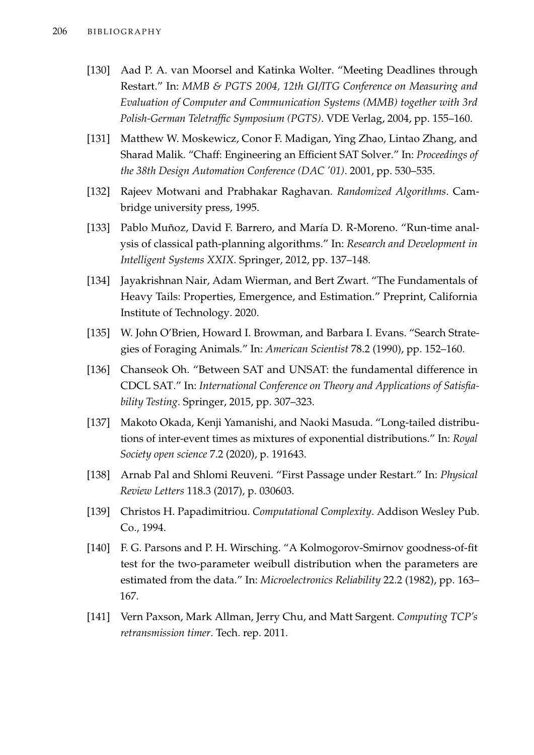[130] Aad P. A. van Moorsel and Katinka Wolter. "Meeting Deadlines through Restart." In: *MMB & PGTS 2004, 12th GI/ITG Conference on Measuring and Evaluation of Computer and Communication Systems (MMB) together with 3rd Polish-German Teletraffic Symposium (PGTS)*. VDE Verlag, 2004, pp. 155–160.

[131] Matthew W. Moskewicz, Conor F. Madigan, Ying Zhao, Lintao Zhang, and Sharad Malik. "Chaff: Engineering an Efficient SAT Solver." In: *Proceedings of the 38th Design Automation Conference (DAC '01)*. 2001, pp. 530–535.

[132] Rajeev Motwani and Prabhakar Raghavan. *Randomized Algorithms*. Cambridge university press, 1995.

[133] Pablo Muñoz, David F. Barrero, and María D. R-Moreno. "Run-time analysis of classical path-planning algorithms." In: *Research and Development in Intelligent Systems XXIX*. Springer, 2012, pp. 137–148.

[134] Jayakrishnan Nair, Adam Wierman, and Bert Zwart. "The Fundamentals of Heavy Tails: Properties, Emergence, and Estimation." Preprint, California Institute of Technology. 2020.

[135] W. John O'Brien, Howard I. Browman, and Barbara I. Evans. "Search Strategies of Foraging Animals." In: *American Scientist* 78.2 (1990), pp. 152–160.

[136] Chanseok Oh. "Between SAT and UNSAT: the fundamental difference in CDCL SAT." In: *International Conference on Theory and Applications of Satisfiability Testing*. Springer, 2015, pp. 307–323.

[137] Makoto Okada, Kenji Yamanishi, and Naoki Masuda. "Long-tailed distributions of inter-event times as mixtures of exponential distributions." In: *Royal Society open science* 7.2 (2020), p. 191643.

[138] Arnab Pal and Shlomi Reuveni. "First Passage under Restart." In: *Physical Review Letters* 118.3 (2017), p. 030603.

[139] Christos H. Papadimitriou. *Computational Complexity*. Addison Wesley Pub. Co., 1994.

[140] F. G. Parsons and P. H. Wirsching. "A Kolmogorov-Smirnov goodness-of-fit test for the two-parameter weibull distribution when the parameters are estimated from the data." In: *Microelectronics Reliability* 22.2 (1982), pp. 163–167.

[141] Vern Paxson, Mark Allman, Jerry Chu, and Matt Sargent. *Computing TCP's retransmission timer*. Tech. rep. 2011.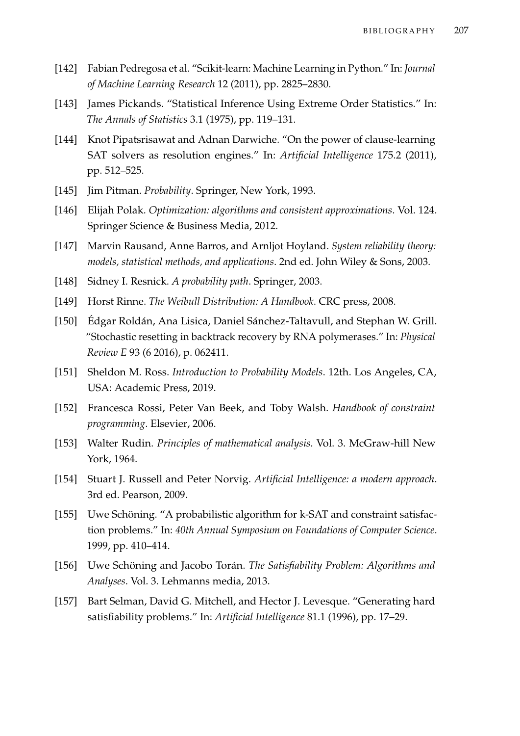[142] Fabian Pedregosa et al. "Scikit-learn: Machine Learning in Python." In: *Journal of Machine Learning Research* 12 (2011), pp. 2825–2830.

[143] James Pickands. "Statistical Inference Using Extreme Order Statistics." In: *The Annals of Statistics* 3.1 (1975), pp. 119–131.

[144] Knot Pipatsrisawat and Adnan Darwiche. "On the power of clause-learning SAT solvers as resolution engines." In: *Artificial Intelligence* 175.2 (2011), pp. 512–525.

[145] Jim Pitman. *Probability*. Springer, New York, 1993.

[146] Elijah Polak. *Optimization: algorithms and consistent approximations*. Vol. 124. Springer Science & Business Media, 2012.

[147] Marvin Rausand, Anne Barros, and Arnljot Hoyland. *System reliability theory: models, statistical methods, and applications*. 2nd ed. John Wiley & Sons, 2003.

[148] Sidney I. Resnick. *A probability path*. Springer, 2003.

[149] Horst Rinne. *The Weibull Distribution: A Handbook*. CRC press, 2008.

[150] Édgar Roldán, Ana Lisica, Daniel Sánchez-Taltavull, and Stephan W. Grill. "Stochastic resetting in backtrack recovery by RNA polymerases." In: *Physical Review E* 93 (6 2016), p. 062411.

[151] Sheldon M. Ross. *Introduction to Probability Models*. 12th. Los Angeles, CA, USA: Academic Press, 2019.

[152] Francesca Rossi, Peter Van Beek, and Toby Walsh. *Handbook of constraint programming*. Elsevier, 2006.

[153] Walter Rudin. *Principles of mathematical analysis*. Vol. 3. McGraw-hill New York, 1964.

[154] Stuart J. Russell and Peter Norvig. *Artificial Intelligence: a modern approach*. 3rd ed. Pearson, 2009.

[155] Uwe Schöning. "A probabilistic algorithm for k-SAT and constraint satisfaction problems." In: *40th Annual Symposium on Foundations of Computer Science*. 1999, pp. 410–414.

[156] Uwe Schöning and Jacobo Torán. *The Satisfiability Problem: Algorithms and Analyses*. Vol. 3. Lehmanns media, 2013.

[157] Bart Selman, David G. Mitchell, and Hector J. Levesque. "Generating hard satisfiability problems." In: *Artificial Intelligence* 81.1 (1996), pp. 17–29.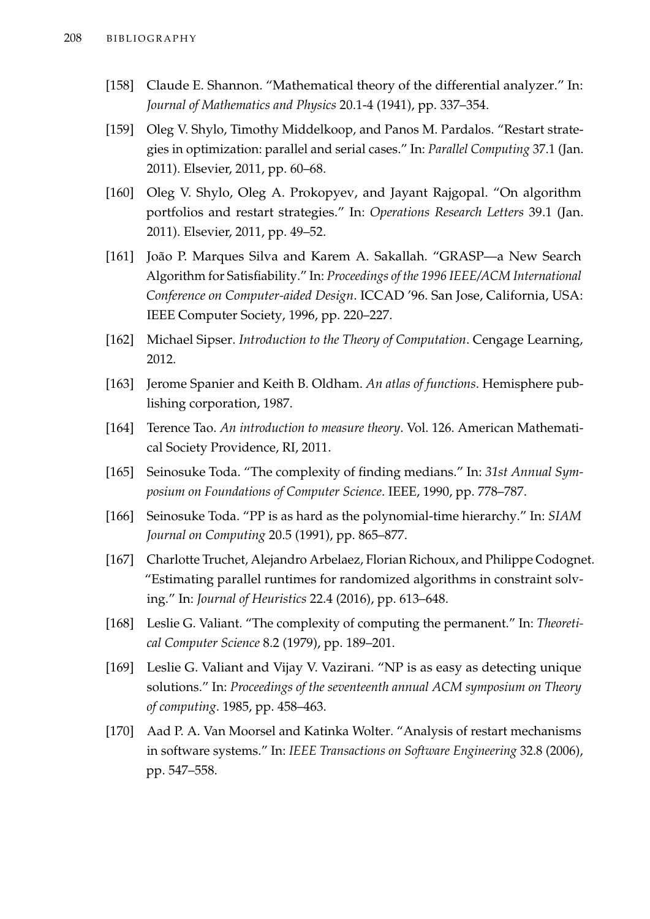[158] Claude E. Shannon. "Mathematical theory of the differential analyzer." In: *Journal of Mathematics and Physics* 20.1-4 (1941), pp. 337–354.

[159] Oleg V. Shylo, Timothy Middelkoop, and Panos M. Pardalos. "Restart strategies in optimization: parallel and serial cases." In: *Parallel Computing* 37.1 (Jan. 2011). Elsevier, 2011, pp. 60–68.

[160] Oleg V. Shylo, Oleg A. Prokopyev, and Jayant Rajgopal. "On algorithm portfolios and restart strategies." In: *Operations Research Letters* 39.1 (Jan. 2011). Elsevier, 2011, pp. 49–52.

[161] João P. Marques Silva and Karem A. Sakallah. "GRASP—a New Search Algorithm for Satisfiability." In: *Proceedings of the 1996 IEEE/ACM International Conference on Computer-aided Design*. ICCAD '96. San Jose, California, USA: IEEE Computer Society, 1996, pp. 220–227.

[162] Michael Sipser. *Introduction to the Theory of Computation*. Cengage Learning, 2012.

[163] Jerome Spanier and Keith B. Oldham. *An atlas of functions*. Hemisphere publishing corporation, 1987.

[164] Terence Tao. *An introduction to measure theory*. Vol. 126. American Mathematical Society Providence, RI, 2011.

[165] Seinosuke Toda. "The complexity of finding medians." In: *31st Annual Symposium on Foundations of Computer Science*. IEEE, 1990, pp. 778–787.

[166] Seinosuke Toda. "PP is as hard as the polynomial-time hierarchy." In: *SIAM Journal on Computing* 20.5 (1991), pp. 865–877.

[167] Charlotte Truchet, Alejandro Arbelaez, Florian Richoux, and Philippe Codognet. "Estimating parallel runtimes for randomized algorithms in constraint solving." In: *Journal of Heuristics* 22.4 (2016), pp. 613–648.

[168] Leslie G. Valiant. "The complexity of computing the permanent." In: *Theoretical Computer Science* 8.2 (1979), pp. 189–201.

[169] Leslie G. Valiant and Vijay V. Vazirani. "NP is as easy as detecting unique solutions." In: *Proceedings of the seventeenth annual ACM symposium on Theory of computing*. 1985, pp. 458–463.

[170] Aad P. A. Van Moorsel and Katinka Wolter. "Analysis of restart mechanisms in software systems." In: *IEEE Transactions on Software Engineering* 32.8 (2006), pp. 547–558.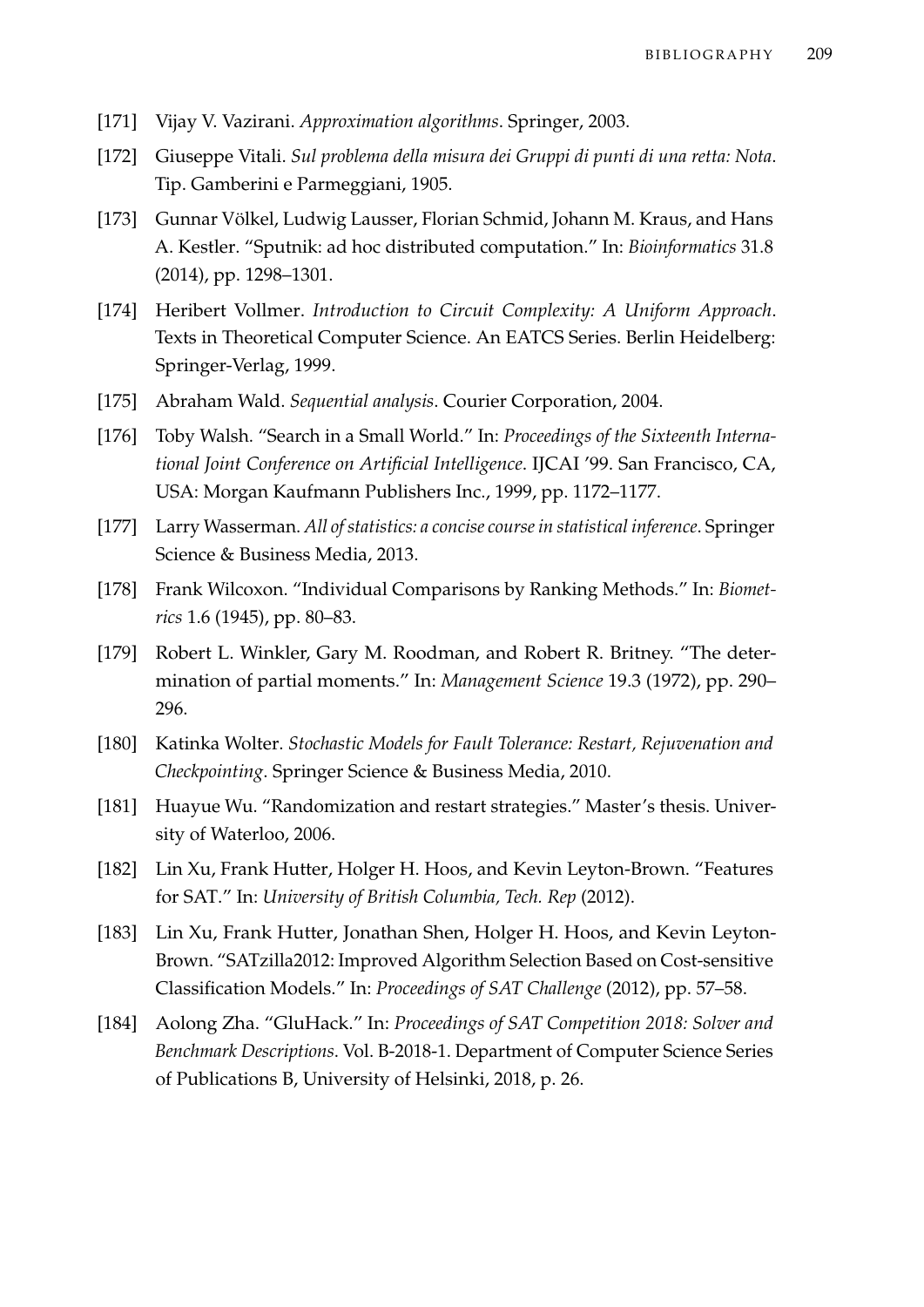[171] Vijay V. Vazirani. *Approximation algorithms*. Springer, 2003.

[172] Giuseppe Vitali. *Sul problema della misura dei Gruppi di punti di una retta: Nota*. Tip. Gamberini e Parmeggiani, 1905.

[173] Gunnar Völkel, Ludwig Lausser, Florian Schmid, Johann M. Kraus, and Hans A. Kestler. "Sputnik: ad hoc distributed computation." In: *Bioinformatics* 31.8 (2014), pp. 1298–1301.

[174] Heribert Vollmer. *Introduction to Circuit Complexity: A Uniform Approach*. Texts in Theoretical Computer Science. An EATCS Series. Berlin Heidelberg: Springer-Verlag, 1999.

[175] Abraham Wald. *Sequential analysis*. Courier Corporation, 2004.

[176] Toby Walsh. "Search in a Small World." In: *Proceedings of the Sixteenth International Joint Conference on Artificial Intelligence*. IJCAI '99. San Francisco, CA, USA: Morgan Kaufmann Publishers Inc., 1999, pp. 1172–1177.

[177] Larry Wasserman. *All of statistics: a concise course in statistical inference*. Springer Science & Business Media, 2013.

[178] Frank Wilcoxon. "Individual Comparisons by Ranking Methods." In: *Biometrics* 1.6 (1945), pp. 80–83.

[179] Robert L. Winkler, Gary M. Roodman, and Robert R. Britney. "The determination of partial moments." In: *Management Science* 19.3 (1972), pp. 290–296.

[180] Katinka Wolter. *Stochastic Models for Fault Tolerance: Restart, Rejuvenation and Checkpointing*. Springer Science & Business Media, 2010.

[181] Huayue Wu. "Randomization and restart strategies." Master's thesis. University of Waterloo, 2006.

[182] Lin Xu, Frank Hutter, Holger H. Hoos, and Kevin Leyton-Brown. "Features for SAT." In: *University of British Columbia, Tech. Rep* (2012).

[183] Lin Xu, Frank Hutter, Jonathan Shen, Holger H. Hoos, and Kevin Leyton-Brown. "SATzilla2012: Improved Algorithm Selection Based on Cost-sensitive Classification Models." In: *Proceedings of SAT Challenge* (2012), pp. 57–58.

[184] Aolong Zha. "GluHack." In: *Proceedings of SAT Competition 2018: Solver and Benchmark Descriptions*. Vol. B-2018-1. Department of Computer Science Series of Publications B, University of Helsinki, 2018, p. 26.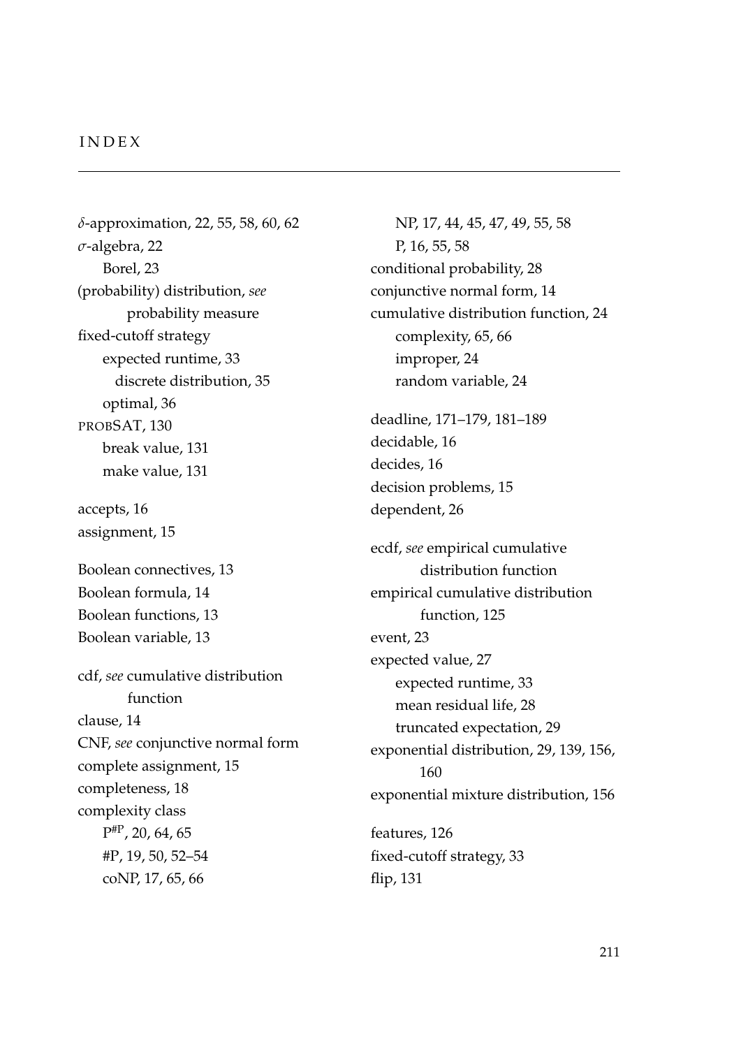# INDEX

$\delta$-approximation, 22, 55, 58, 60, 62
$\sigma$-algebra, 22
  Borel, 23
(probability) distribution, *see* probability measure
fixed-cutoff strategy
  expected runtime, 33
    discrete distribution, 35
  optimal, 36
PROBSAT, 130
  break value, 131
  make value, 131

accepts, 16
assignment, 15

Boolean connectives, 13
Boolean formula, 14
Boolean functions, 13
Boolean variable, 13

cdf, *see* cumulative distribution function
clause, 14
CNF, *see* conjunctive normal form
complete assignment, 15
completeness, 18
complexity class
  $P^{\#P}$, 20, 64, 65
  #P, 19, 50, 52–54
  coNP, 17, 65, 66
  NP, 17, 44, 45, 47, 49, 55, 58
  P, 16, 55, 58
conditional probability, 28
conjunctive normal form, 14
cumulative distribution function, 24
  complexity, 65, 66
  improper, 24
  random variable, 24

deadline, 171–179, 181–189
decidable, 16
decides, 16
decision problems, 15
dependent, 26

ecdf, *see* empirical cumulative distribution function
empirical cumulative distribution function, 125
event, 23
expected value, 27
  expected runtime, 33
  mean residual life, 28
  truncated expectation, 29
exponential distribution, 29, 139, 156, 160
exponential mixture distribution, 156

features, 126
fixed-cutoff strategy, 33
flip, 131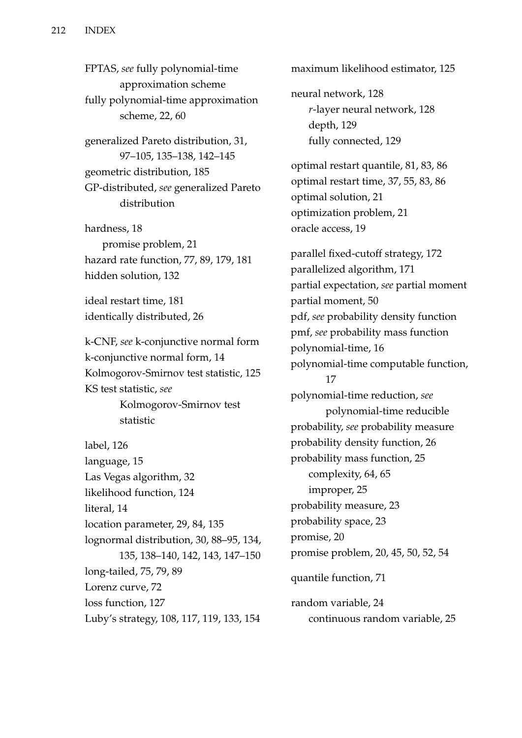FPTAS, *see* fully polynomial-time approximation scheme
fully polynomial-time approximation scheme, 22, 60

generalized Pareto distribution, 31, 97–105, 135–138, 142–145
geometric distribution, 185
GP-distributed, *see* generalized Pareto distribution

hardness, 18
  promise problem, 21
hazard rate function, 77, 89, 179, 181
hidden solution, 132

ideal restart time, 181
identically distributed, 26

k-CNF, *see* k-conjunctive normal form
k-conjunctive normal form, 14
Kolmogorov-Smirnov test statistic, 125
KS test statistic, *see* Kolmogorov-Smirnov test statistic

label, 126
language, 15
Las Vegas algorithm, 32
likelihood function, 124
literal, 14
location parameter, 29, 84, 135
lognormal distribution, 30, 88–95, 134, 135, 138–140, 142, 143, 147–150
long-tailed, 75, 79, 89
Lorenz curve, 72
loss function, 127
Luby's strategy, 108, 117, 119, 133, 154

maximum likelihood estimator, 125

neural network, 128
  $r$-layer neural network, 128
  depth, 129
  fully connected, 129

optimal restart quantile, 81, 83, 86
optimal restart time, 37, 55, 83, 86
optimal solution, 21
optimization problem, 21
oracle access, 19

parallel fixed-cutoff strategy, 172
parallelized algorithm, 171
partial expectation, *see* partial moment
partial moment, 50
pdf, *see* probability density function
pmf, *see* probability mass function
polynomial-time, 16
polynomial-time computable function, 17
polynomial-time reduction, *see* polynomial-time reducible
probability, *see* probability measure
probability density function, 26
probability mass function, 25
  complexity, 64, 65
  improper, 25
probability measure, 23
probability space, 23
promise, 20
promise problem, 20, 45, 50, 52, 54

quantile function, 71

random variable, 24
  continuous random variable, 25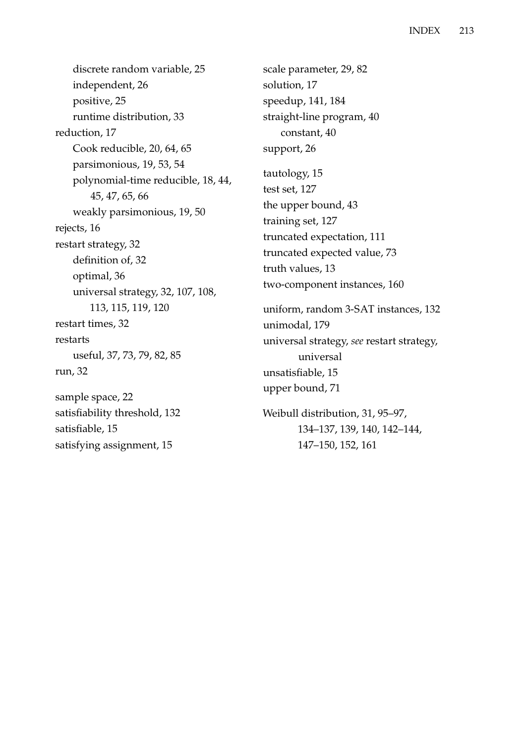- discrete random variable, 25
- independent, 26
- positive, 25
- runtime distribution, 33

reduction, 17
- Cook reducible, 20, 64, 65
- parsimonious, 19, 53, 54
- polynomial-time reducible, 18, 44, 45, 47, 65, 66
- weakly parsimonious, 19, 50

rejects, 16

restart strategy, 32
- definition of, 32
- optimal, 36
- universal strategy, 32, 107, 108, 113, 115, 119, 120

restart times, 32

restarts
- useful, 37, 73, 79, 82, 85

run, 32

sample space, 22

satisfiability threshold, 132

satisfiable, 15

satisfying assignment, 15

scale parameter, 29, 82

solution, 17

speedup, 141, 184

straight-line program, 40
- constant, 40

support, 26

tautology, 15

test set, 127

the upper bound, 43

training set, 127

truncated expectation, 111

truncated expected value, 73

truth values, 13

two-component instances, 160

uniform, random 3-SAT instances, 132

unimodal, 179

universal strategy, *see* restart strategy, universal

unsatisfiable, 15

upper bound, 71

Weibull distribution, 31, 95–97, 134–137, 139, 140, 142–144, 147–150, 152, 161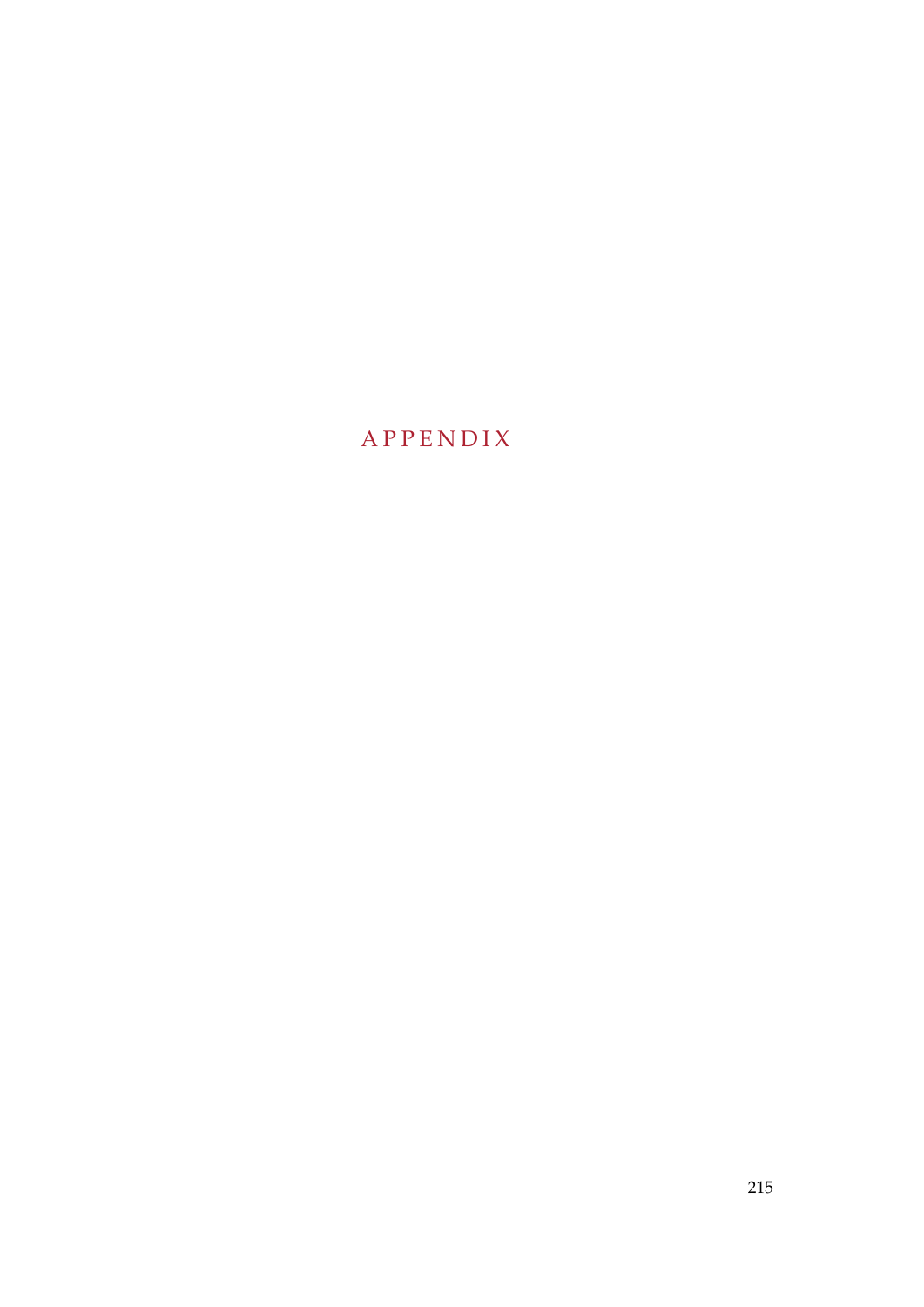# APPENDIX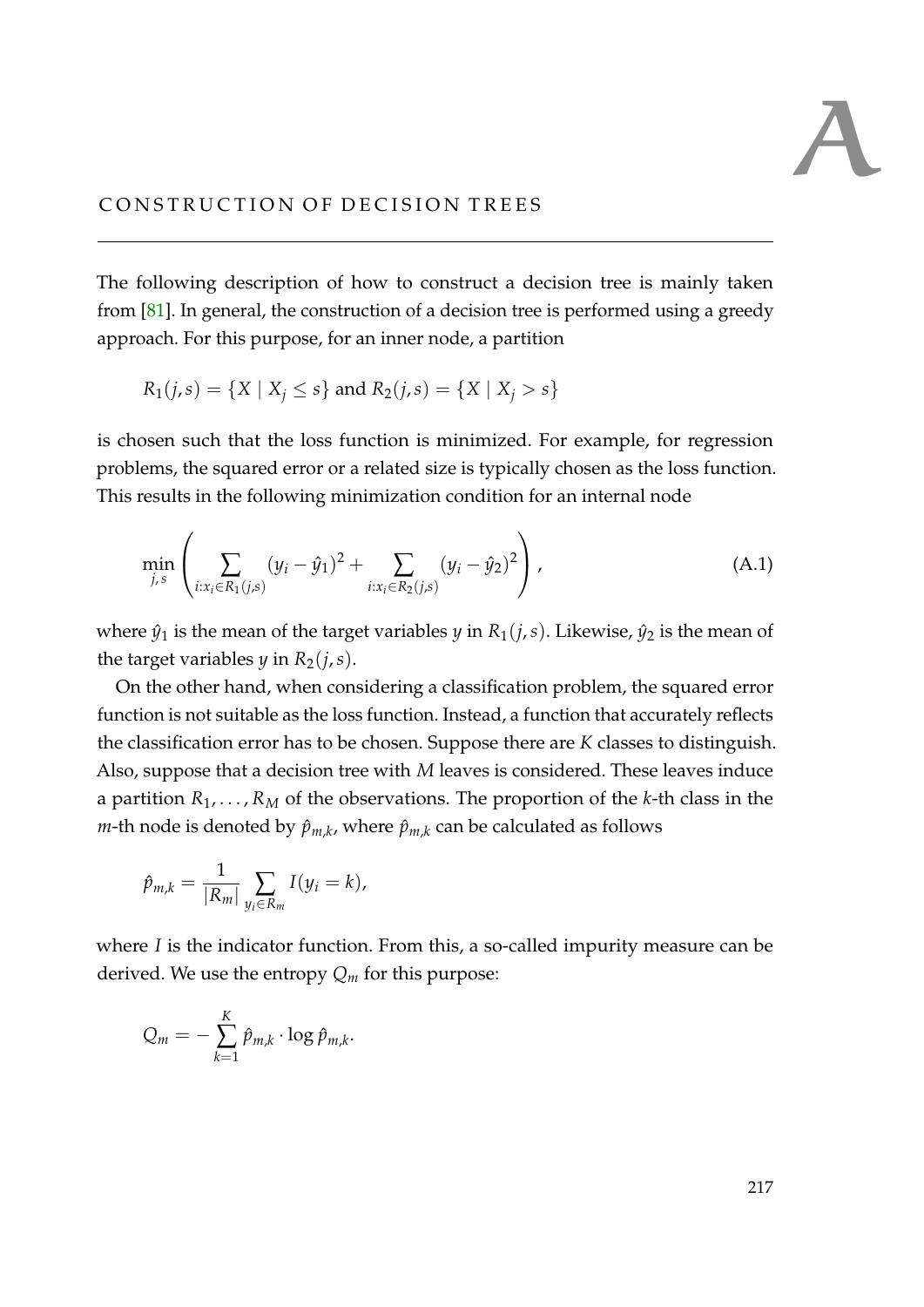# A CONSTRUCTION OF DECISION TREES

The following description of how to construct a decision tree is mainly taken from [81]. In general, the construction of a decision tree is performed using a greedy approach. For this purpose, for an inner node, a partition

$$R_1(j,s) = \{X \mid X_j \leq s\} \text{ and } R_2(j,s) = \{X \mid X_j > s\}$$

is chosen such that the loss function is minimized. For example, for regression problems, the squared error or a related size is typically chosen as the loss function. This results in the following minimization condition for an internal node

$$\min_{j,s} \left( \sum_{i:x_i \in R_1(j,s)} (y_i - \hat{y}_1)^2 + \sum_{i:x_i \in R_2(j,s)} (y_i - \hat{y}_2)^2 \right), \tag{A.1}$$

where $\hat{y}_1$ is the mean of the target variables $y$ in $R_1(j,s)$. Likewise, $\hat{y}_2$ is the mean of the target variables $y$ in $R_2(j,s)$.

On the other hand, when considering a classification problem, the squared error function is not suitable as the loss function. Instead, a function that accurately reflects the classification error has to be chosen. Suppose there are $K$ classes to distinguish. Also, suppose that a decision tree with $M$ leaves is considered. These leaves induce a partition $R_1, \ldots, R_M$ of the observations. The proportion of the $k$-th class in the $m$-th node is denoted by $\hat{p}_{m,k}$, where $\hat{p}_{m,k}$ can be calculated as follows

$$\hat{p}_{m,k} = \frac{1}{|R_m|} \sum_{y_i \in R_m} I(y_i = k),$$

where $I$ is the indicator function. From this, a so-called impurity measure can be derived. We use the entropy $Q_m$ for this purpose:

$$Q_m = -\sum_{k=1}^{K} \hat{p}_{m,k} \cdot \log \hat{p}_{m,k}.$$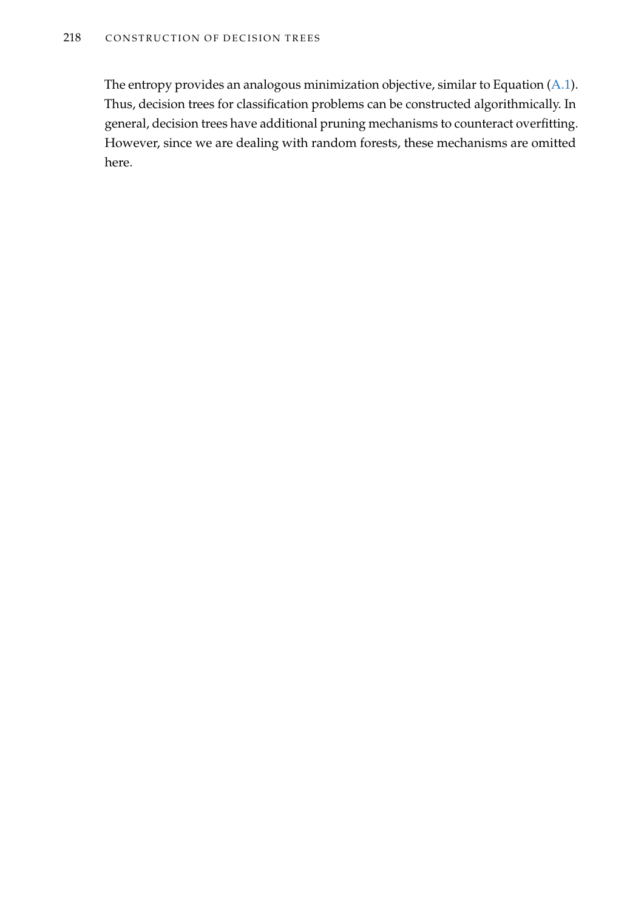The entropy provides an analogous minimization objective, similar to Equation (A.1). Thus, decision trees for classification problems can be constructed algorithmically. In general, decision trees have additional pruning mechanisms to counteract overfitting. However, since we are dealing with random forests, these mechanisms are omitted here.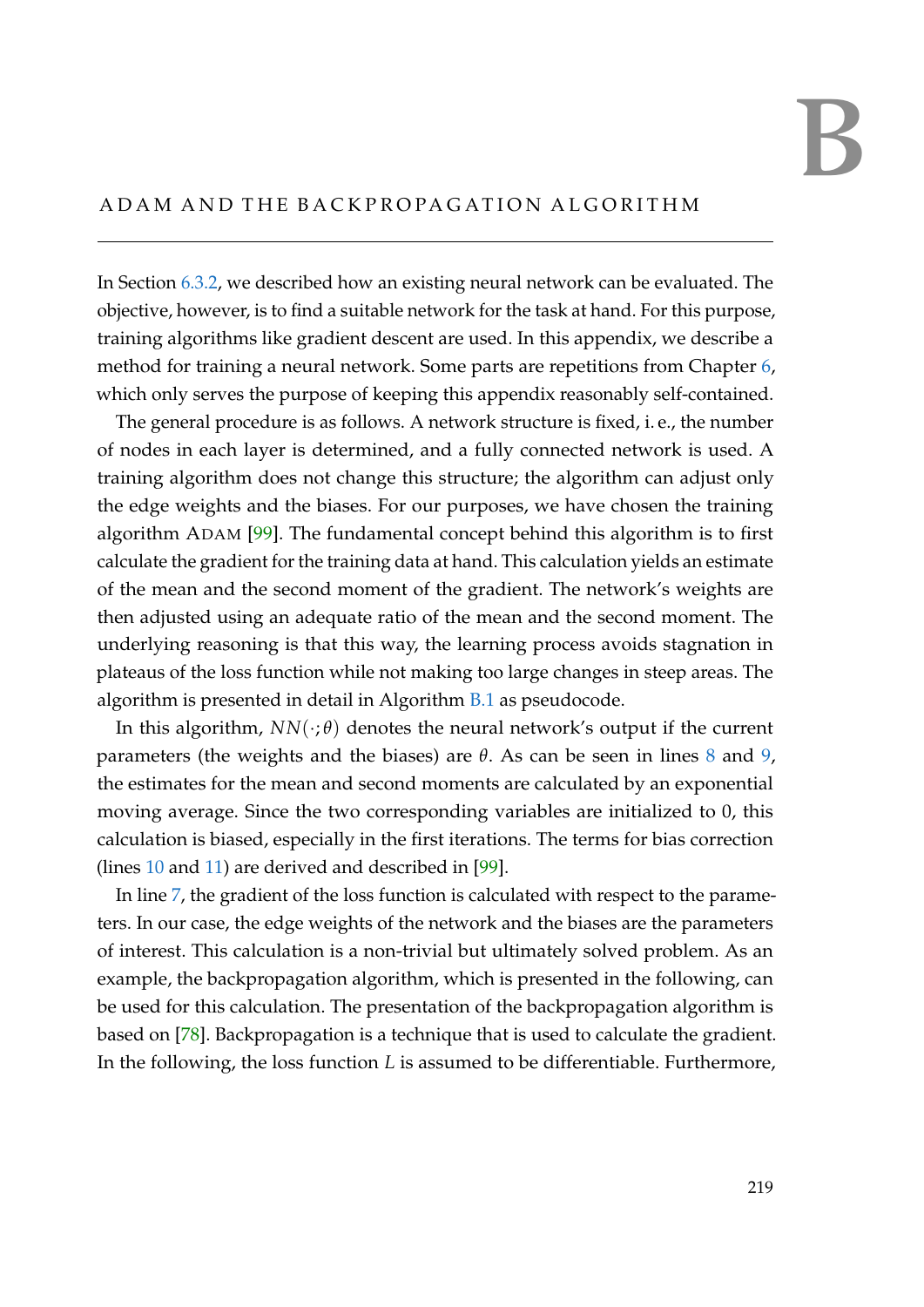# B

## ADAM AND THE BACKPROPAGATION ALGORITHM

In Section 6.3.2, we described how an existing neural network can be evaluated. The objective, however, is to find a suitable network for the task at hand. For this purpose, training algorithms like gradient descent are used. In this appendix, we describe a method for training a neural network. Some parts are repetitions from Chapter 6, which only serves the purpose of keeping this appendix reasonably self-contained.

The general procedure is as follows. A network structure is fixed, i. e., the number of nodes in each layer is determined, and a fully connected network is used. A training algorithm does not change this structure; the algorithm can adjust only the edge weights and the biases. For our purposes, we have chosen the training algorithm ADAM [99]. The fundamental concept behind this algorithm is to first calculate the gradient for the training data at hand. This calculation yields an estimate of the mean and the second moment of the gradient. The network's weights are then adjusted using an adequate ratio of the mean and the second moment. The underlying reasoning is that this way, the learning process avoids stagnation in plateaus of the loss function while not making too large changes in steep areas. The algorithm is presented in detail in Algorithm B.1 as pseudocode.

In this algorithm, $NN(\cdot;\theta)$ denotes the neural network's output if the current parameters (the weights and the biases) are $\theta$. As can be seen in lines 8 and 9, the estimates for the mean and second moments are calculated by an exponential moving average. Since the two corresponding variables are initialized to 0, this calculation is biased, especially in the first iterations. The terms for bias correction (lines 10 and 11) are derived and described in [99].

In line 7, the gradient of the loss function is calculated with respect to the parameters. In our case, the edge weights of the network and the biases are the parameters of interest. This calculation is a non-trivial but ultimately solved problem. As an example, the backpropagation algorithm, which is presented in the following, can be used for this calculation. The presentation of the backpropagation algorithm is based on [78]. Backpropagation is a technique that is used to calculate the gradient. In the following, the loss function $L$ is assumed to be differentiable. Furthermore,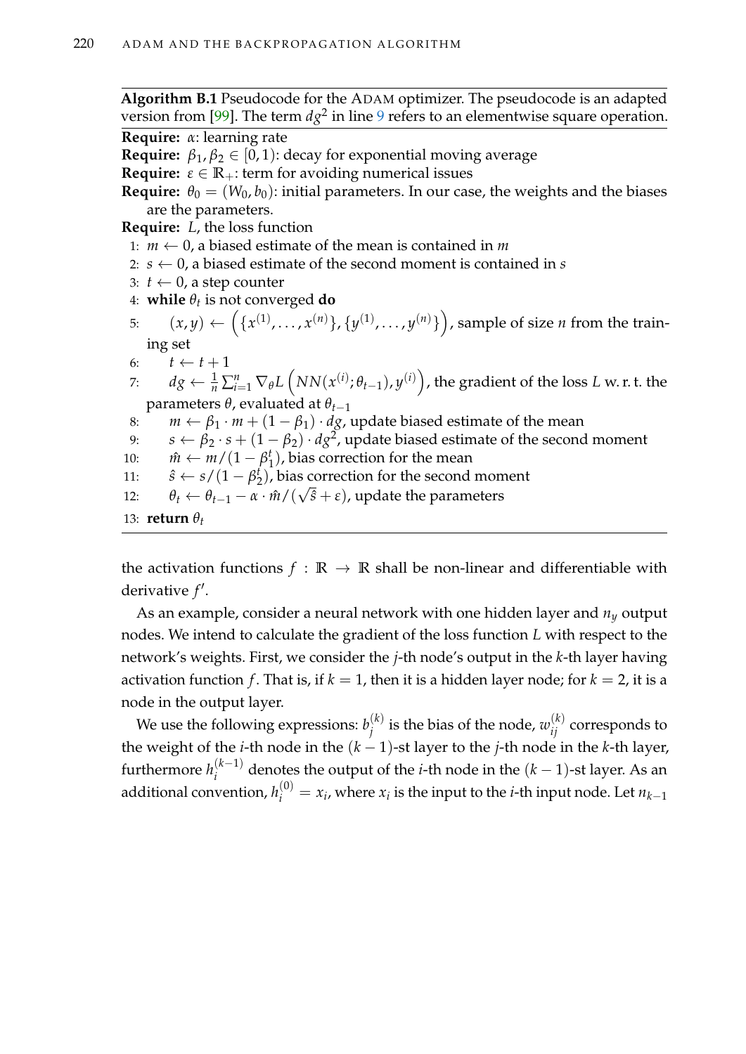**Algorithm B.1** Pseudocode for the ADAM optimizer. The pseudocode is an adapted version from [99]. The term $dg^2$ in line 9 refers to an elementwise square operation.

**Require:** $\alpha$: learning rate
**Require:** $\beta_1, \beta_2 \in [0, 1)$: decay for exponential moving average
**Require:** $\varepsilon \in \mathbb{R}_+$: term for avoiding numerical issues
**Require:** $\theta_0 = (W_0, b_0)$: initial parameters. In our case, the weights and the biases are the parameters.
**Require:** $L$, the loss function

1: $m \leftarrow 0$, a biased estimate of the mean is contained in $m$
2: $s \leftarrow 0$, a biased estimate of the second moment is contained in $s$
3: $t \leftarrow 0$, a step counter
4: **while** $\theta_t$ is not converged **do**
5: $\quad (x, y) \leftarrow \left(\{x^{(1)}, \ldots, x^{(n)}\}, \{y^{(1)}, \ldots, y^{(n)}\}\right)$, sample of size $n$ from the training set
6: $\quad t \leftarrow t + 1$
7: $\quad dg \leftarrow \frac{1}{n} \sum_{i=1}^{n} \nabla_\theta L\left(NN(x^{(i)}; \theta_{t-1}), y^{(i)}\right)$, the gradient of the loss $L$ w. r. t. the parameters $\theta$, evaluated at $\theta_{t-1}$
8: $\quad m \leftarrow \beta_1 \cdot m + (1 - \beta_1) \cdot dg$, update biased estimate of the mean
9: $\quad s \leftarrow \beta_2 \cdot s + (1 - \beta_2) \cdot dg^2$, update biased estimate of the second moment
10: $\quad \hat{m} \leftarrow m/(1 - \beta_1^t)$, bias correction for the mean
11: $\quad \hat{s} \leftarrow s/(1 - \beta_2^t)$, bias correction for the second moment
12: $\quad \theta_t \leftarrow \theta_{t-1} - \alpha \cdot \hat{m}/(\sqrt{\hat{s}} + \varepsilon)$, update the parameters
13: **return** $\theta_t$

the activation functions $f : \mathbb{R} \to \mathbb{R}$ shall be non-linear and differentiable with derivative $f'$.

As an example, consider a neural network with one hidden layer and $n_y$ output nodes. We intend to calculate the gradient of the loss function $L$ with respect to the network's weights. First, we consider the $j$-th node's output in the $k$-th layer having activation function $f$. That is, if $k = 1$, then it is a hidden layer node; for $k = 2$, it is a node in the output layer.

We use the following expressions: $b_j^{(k)}$ is the bias of the node, $w_{ij}^{(k)}$ corresponds to the weight of the $i$-th node in the $(k-1)$-st layer to the $j$-th node in the $k$-th layer, furthermore $h_i^{(k-1)}$ denotes the output of the $i$-th node in the $(k-1)$-st layer. As an additional convention, $h_i^{(0)} = x_i$, where $x_i$ is the input to the $i$-th input node. Let $n_{k-1}$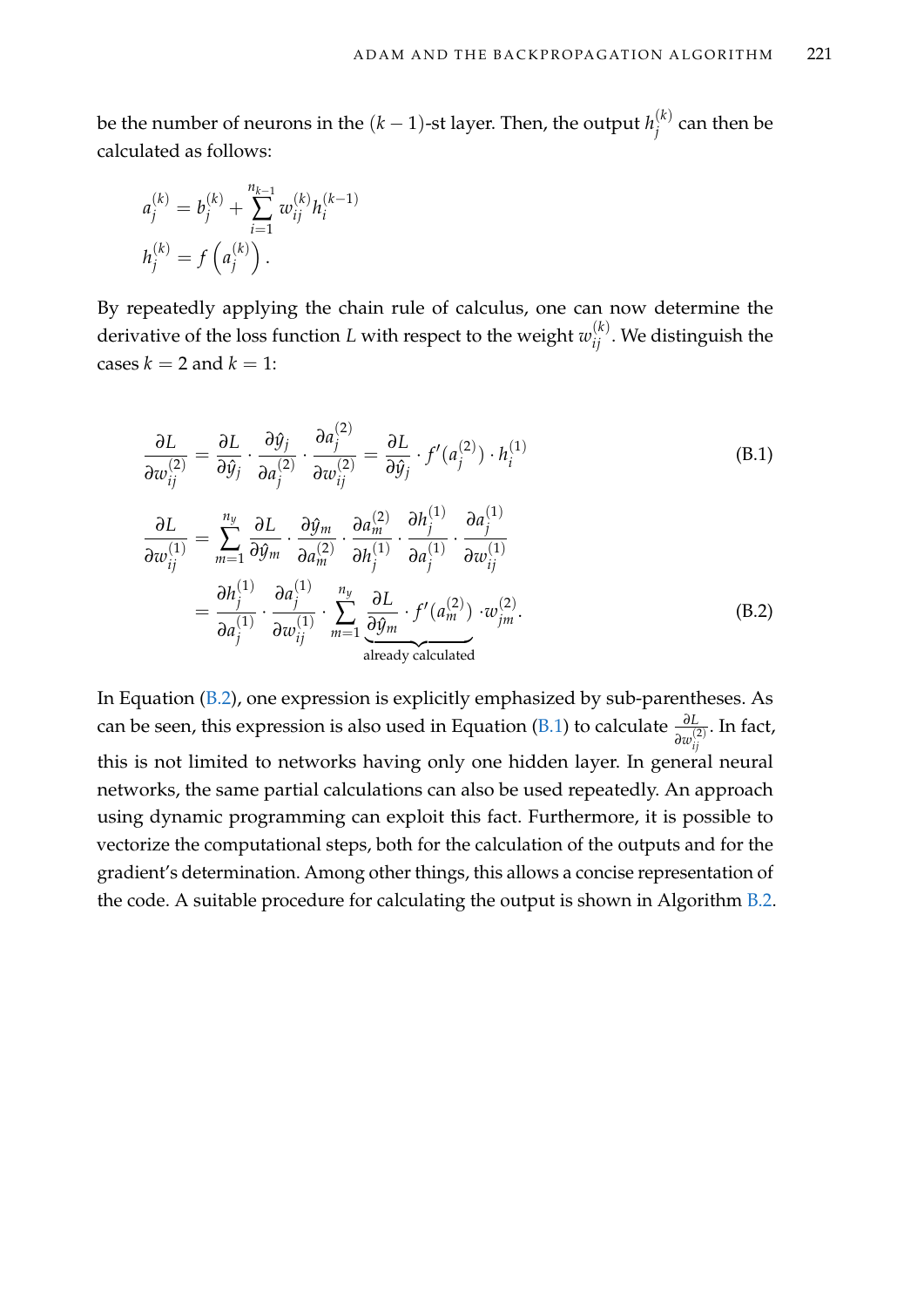be the number of neurons in the $(k-1)$-st layer. Then, the output $h_j^{(k)}$ can then be calculated as follows:

$$a_j^{(k)} = b_j^{(k)} + \sum_{i=1}^{n_{k-1}} w_{ij}^{(k)} h_i^{(k-1)}$$
$$h_j^{(k)} = f\left(a_j^{(k)}\right).$$

By repeatedly applying the chain rule of calculus, one can now determine the derivative of the loss function $L$ with respect to the weight $w_{ij}^{(k)}$. We distinguish the cases $k=2$ and $k=1$:

$$\frac{\partial L}{\partial w_{ij}^{(2)}} = \frac{\partial L}{\partial \hat{y}_j} \cdot \frac{\partial \hat{y}_j}{\partial a_j^{(2)}} \cdot \frac{\partial a_j^{(2)}}{\partial w_{ij}^{(2)}} = \frac{\partial L}{\partial \hat{y}_j} \cdot f'(a_j^{(2)}) \cdot h_i^{(1)} \tag{B.1}$$

$$\begin{aligned}\frac{\partial L}{\partial w_{ij}^{(1)}} &= \sum_{m=1}^{n_y} \frac{\partial L}{\partial \hat{y}_m} \cdot \frac{\partial \hat{y}_m}{\partial a_m^{(2)}} \cdot \frac{\partial a_m^{(2)}}{\partial h_j^{(1)}} \cdot \frac{\partial h_j^{(1)}}{\partial a_j^{(1)}} \cdot \frac{\partial a_j^{(1)}}{\partial w_{ij}^{(1)}} \\ &= \frac{\partial h_j^{(1)}}{\partial a_j^{(1)}} \cdot \frac{\partial a_j^{(1)}}{\partial w_{ij}^{(1)}} \cdot \sum_{m=1}^{n_y} \underbrace{\frac{\partial L}{\partial \hat{y}_m} \cdot f'(a_m^{(2)})}_{\text{already calculated}} \cdot w_{jm}^{(2)}.\end{aligned} \tag{B.2}$$

In Equation (B.2), one expression is explicitly emphasized by sub-parentheses. As can be seen, this expression is also used in Equation (B.1) to calculate $\frac{\partial L}{\partial w_{ij}^{(2)}}$. In fact, this is not limited to networks having only one hidden layer. In general neural networks, the same partial calculations can also be used repeatedly. An approach using dynamic programming can exploit this fact. Furthermore, it is possible to vectorize the computational steps, both for the calculation of the outputs and for the gradient's determination. Among other things, this allows a concise representation of the code. A suitable procedure for calculating the output is shown in Algorithm B.2.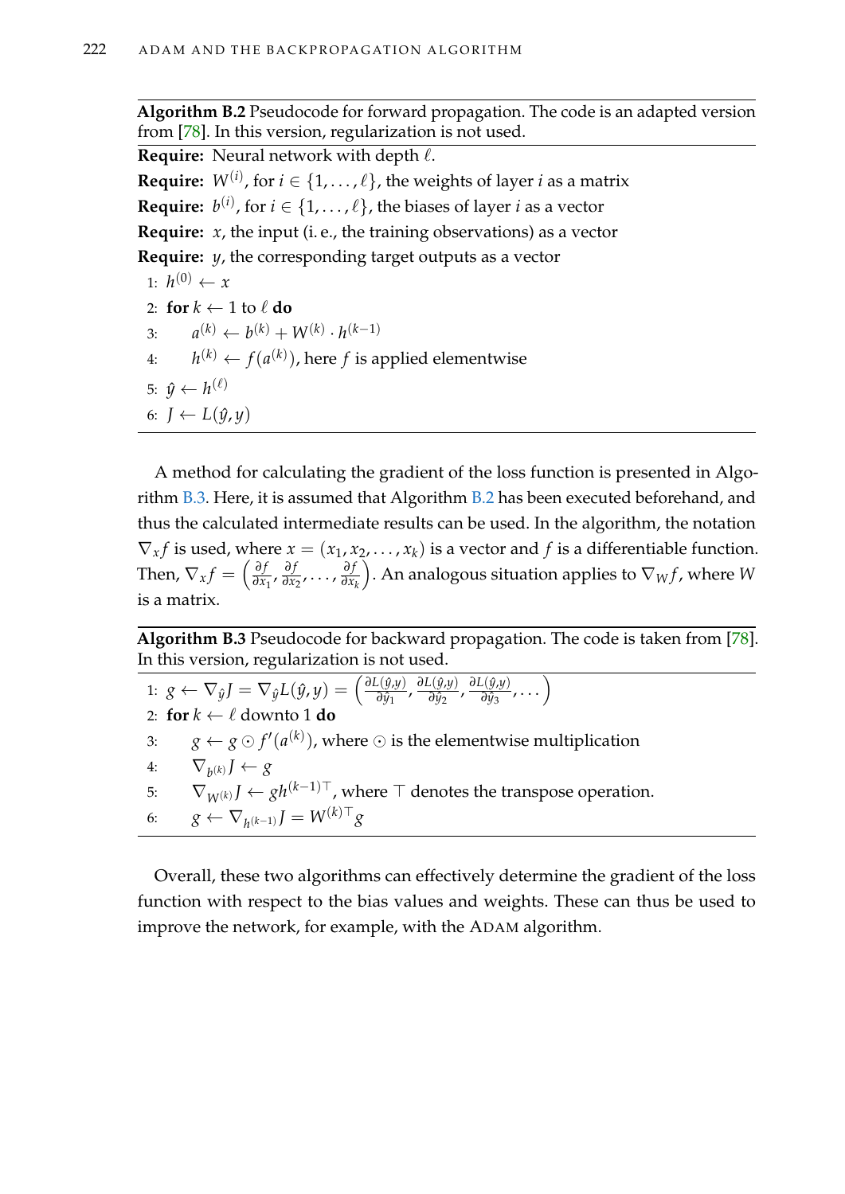**Algorithm B.2** Pseudocode for forward propagation. The code is an adapted version from [78]. In this version, regularization is not used.

**Require:** Neural network with depth $\ell$.

**Require:** $W^{(i)}$, for $i \in \{1, \ldots, \ell\}$, the weights of layer $i$ as a matrix

**Require:** $b^{(i)}$, for $i \in \{1, \ldots, \ell\}$, the biases of layer $i$ as a vector

**Require:** $x$, the input (i. e., the training observations) as a vector

**Require:** $y$, the corresponding target outputs as a vector

1: $h^{(0)} \leftarrow x$
2: **for** $k \leftarrow 1$ to $\ell$ **do**
3: $\quad a^{(k)} \leftarrow b^{(k)} + W^{(k)} \cdot h^{(k-1)}$
4: $\quad h^{(k)} \leftarrow f(a^{(k)})$, here $f$ is applied elementwise
5: $\hat{y} \leftarrow h^{(\ell)}$
6: $J \leftarrow L(\hat{y}, y)$

A method for calculating the gradient of the loss function is presented in Algorithm B.3. Here, it is assumed that Algorithm B.2 has been executed beforehand, and thus the calculated intermediate results can be used. In the algorithm, the notation $\nabla_x f$ is used, where $x = (x_1, x_2, \ldots, x_k)$ is a vector and $f$ is a differentiable function. Then, $\nabla_x f = \left( \frac{\partial f}{\partial x_1}, \frac{\partial f}{\partial x_2}, \ldots, \frac{\partial f}{\partial x_k} \right)$. An analogous situation applies to $\nabla_W f$, where $W$ is a matrix.

**Algorithm B.3** Pseudocode for backward propagation. The code is taken from [78]. In this version, regularization is not used.

1: $g \leftarrow \nabla_{\hat{y}} J = \nabla_{\hat{y}} L(\hat{y}, y) = \left( \frac{\partial L(\hat{y},y)}{\partial \hat{y}_1}, \frac{\partial L(\hat{y},y)}{\partial \hat{y}_2}, \frac{\partial L(\hat{y},y)}{\partial \hat{y}_3}, \ldots \right)$
2: **for** $k \leftarrow \ell$ downto 1 **do**
3: $\quad g \leftarrow g \odot f'(a^{(k)})$, where $\odot$ is the elementwise multiplication
4: $\quad \nabla_{b^{(k)}} J \leftarrow g$
5: $\quad \nabla_{W^{(k)}} J \leftarrow g h^{(k-1)\top}$, where $\top$ denotes the transpose operation.
6: $\quad g \leftarrow \nabla_{h^{(k-1)}} J = W^{(k)\top} g$

Overall, these two algorithms can effectively determine the gradient of the loss function with respect to the bias values and weights. These can thus be used to improve the network, for example, with the ADAM algorithm.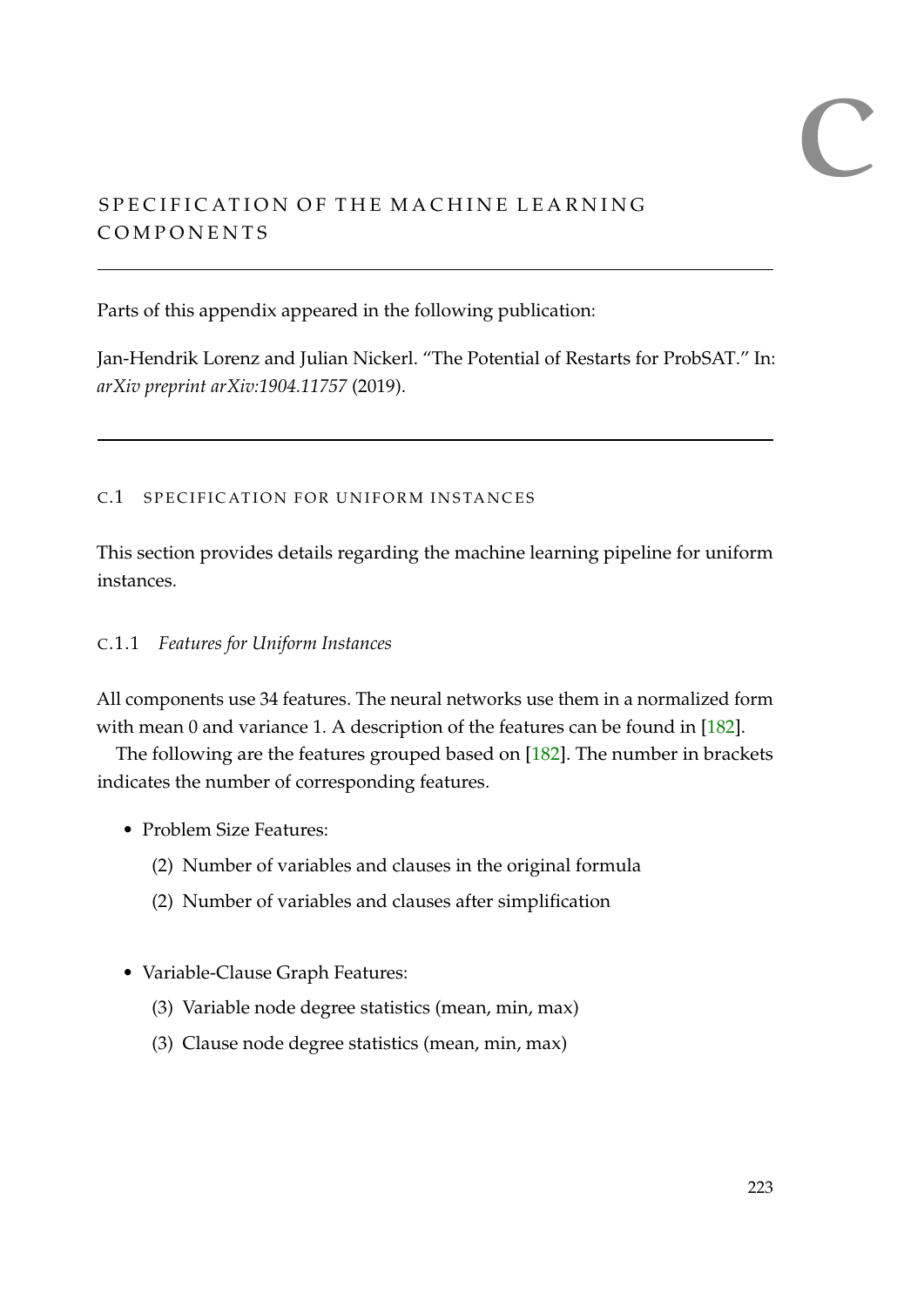# C

# SPECIFICATION OF THE MACHINE LEARNING COMPONENTS

Parts of this appendix appeared in the following publication:

Jan-Hendrik Lorenz and Julian Nickerl. "The Potential of Restarts for ProbSAT." In: *arXiv preprint arXiv:1904.11757* (2019).

## C.1 SPECIFICATION FOR UNIFORM INSTANCES

This section provides details regarding the machine learning pipeline for uniform instances.

### C.1.1 *Features for Uniform Instances*

All components use 34 features. The neural networks use them in a normalized form with mean 0 and variance 1. A description of the features can be found in [182].

The following are the features grouped based on [182]. The number in brackets indicates the number of corresponding features.

- Problem Size Features:
  - (2) Number of variables and clauses in the original formula
  - (2) Number of variables and clauses after simplification

- Variable-Clause Graph Features:
  - (3) Variable node degree statistics (mean, min, max)
  - (3) Clause node degree statistics (mean, min, max)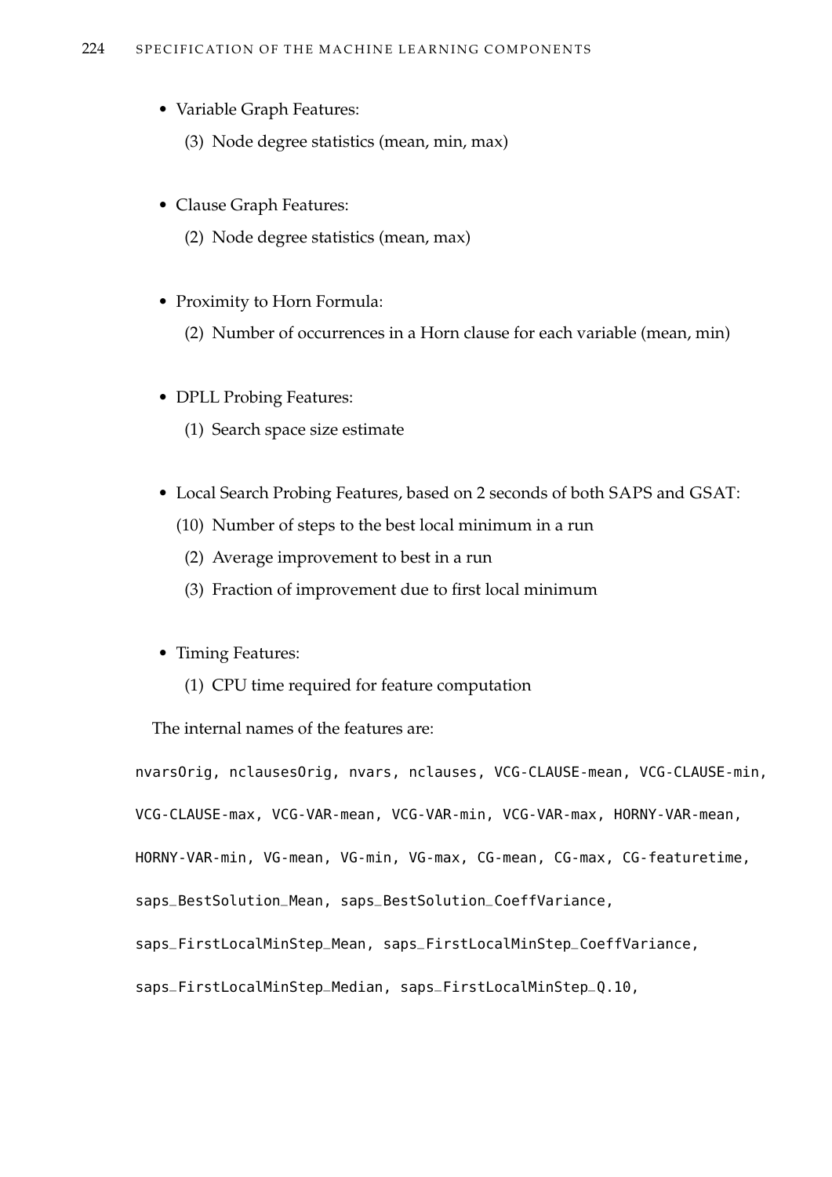- Variable Graph Features:
  - (3) Node degree statistics (mean, min, max)

- Clause Graph Features:
  - (2) Node degree statistics (mean, max)

- Proximity to Horn Formula:
  - (2) Number of occurrences in a Horn clause for each variable (mean, min)

- DPLL Probing Features:
  - (1) Search space size estimate

- Local Search Probing Features, based on 2 seconds of both SAPS and GSAT:
  - (10) Number of steps to the best local minimum in a run
  - (2) Average improvement to best in a run
  - (3) Fraction of improvement due to first local minimum

- Timing Features:
  - (1) CPU time required for feature computation

The internal names of the features are:

```
nvarsOrig, nclausesOrig, nvars, nclauses, VCG-CLAUSE-mean, VCG-CLAUSE-min,
VCG-CLAUSE-max, VCG-VAR-mean, VCG-VAR-min, VCG-VAR-max, HORNY-VAR-mean,
HORNY-VAR-min, VG-mean, VG-min, VG-max, CG-mean, CG-max, CG-featuretime,
saps_BestSolution_Mean, saps_BestSolution_CoeffVariance,
saps_FirstLocalMinStep_Mean, saps_FirstLocalMinStep_CoeffVariance,
saps_FirstLocalMinStep_Median, saps_FirstLocalMinStep_Q.10,
```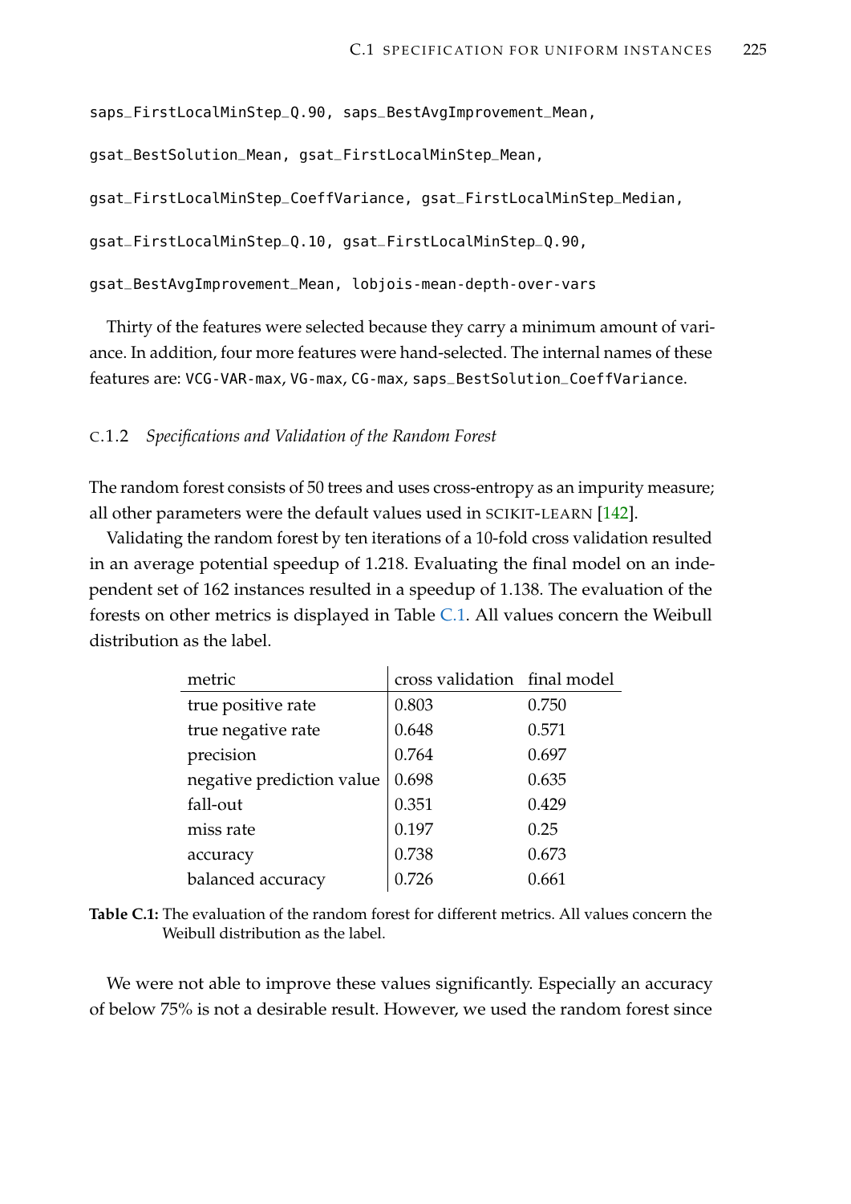saps_FirstLocalMinStep_Q.90, saps_BestAvgImprovement_Mean,

gsat_BestSolution_Mean, gsat_FirstLocalMinStep_Mean,

gsat_FirstLocalMinStep_CoeffVariance, gsat_FirstLocalMinStep_Median,

gsat_FirstLocalMinStep_Q.10, gsat_FirstLocalMinStep_Q.90,

gsat_BestAvgImprovement_Mean, lobjois-mean-depth-over-vars

Thirty of the features were selected because they carry a minimum amount of variance. In addition, four more features were hand-selected. The internal names of these features are: VCG-VAR-max, VG-max, CG-max, saps_BestSolution_CoeffVariance.

### C.1.2 *Specifications and Validation of the Random Forest*

The random forest consists of 50 trees and uses cross-entropy as an impurity measure; all other parameters were the default values used in SCIKIT-LEARN [142].

Validating the random forest by ten iterations of a 10-fold cross validation resulted in an average potential speedup of 1.218. Evaluating the final model on an independent set of 162 instances resulted in a speedup of 1.138. The evaluation of the forests on other metrics is displayed in Table C.1. All values concern the Weibull distribution as the label.

| metric | cross validation | final model |
|---|---|---|
| true positive rate | 0.803 | 0.750 |
| true negative rate | 0.648 | 0.571 |
| precision | 0.764 | 0.697 |
| negative prediction value | 0.698 | 0.635 |
| fall-out | 0.351 | 0.429 |
| miss rate | 0.197 | 0.25 |
| accuracy | 0.738 | 0.673 |
| balanced accuracy | 0.726 | 0.661 |

**Table C.1:** The evaluation of the random forest for different metrics. All values concern the Weibull distribution as the label.

We were not able to improve these values significantly. Especially an accuracy of below 75% is not a desirable result. However, we used the random forest since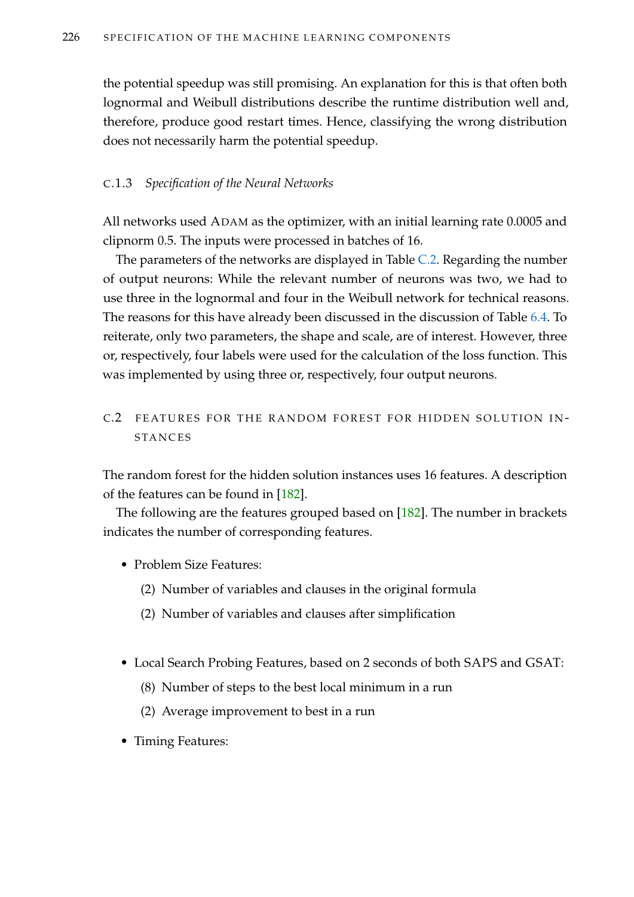the potential speedup was still promising. An explanation for this is that often both lognormal and Weibull distributions describe the runtime distribution well and, therefore, produce good restart times. Hence, classifying the wrong distribution does not necessarily harm the potential speedup.

### C.1.3 *Specification of the Neural Networks*

All networks used ADAM as the optimizer, with an initial learning rate 0.0005 and clipnorm 0.5. The inputs were processed in batches of 16.

The parameters of the networks are displayed in Table C.2. Regarding the number of output neurons: While the relevant number of neurons was two, we had to use three in the lognormal and four in the Weibull network for technical reasons. The reasons for this have already been discussed in the discussion of Table 6.4. To reiterate, only two parameters, the shape and scale, are of interest. However, three or, respectively, four labels were used for the calculation of the loss function. This was implemented by using three or, respectively, four output neurons.

## C.2 FEATURES FOR THE RANDOM FOREST FOR HIDDEN SOLUTION INSTANCES

The random forest for the hidden solution instances uses 16 features. A description of the features can be found in [182].

The following are the features grouped based on [182]. The number in brackets indicates the number of corresponding features.

- Problem Size Features:
  - (2) Number of variables and clauses in the original formula
  - (2) Number of variables and clauses after simplification
- Local Search Probing Features, based on 2 seconds of both SAPS and GSAT:
  - (8) Number of steps to the best local minimum in a run
  - (2) Average improvement to best in a run
- Timing Features: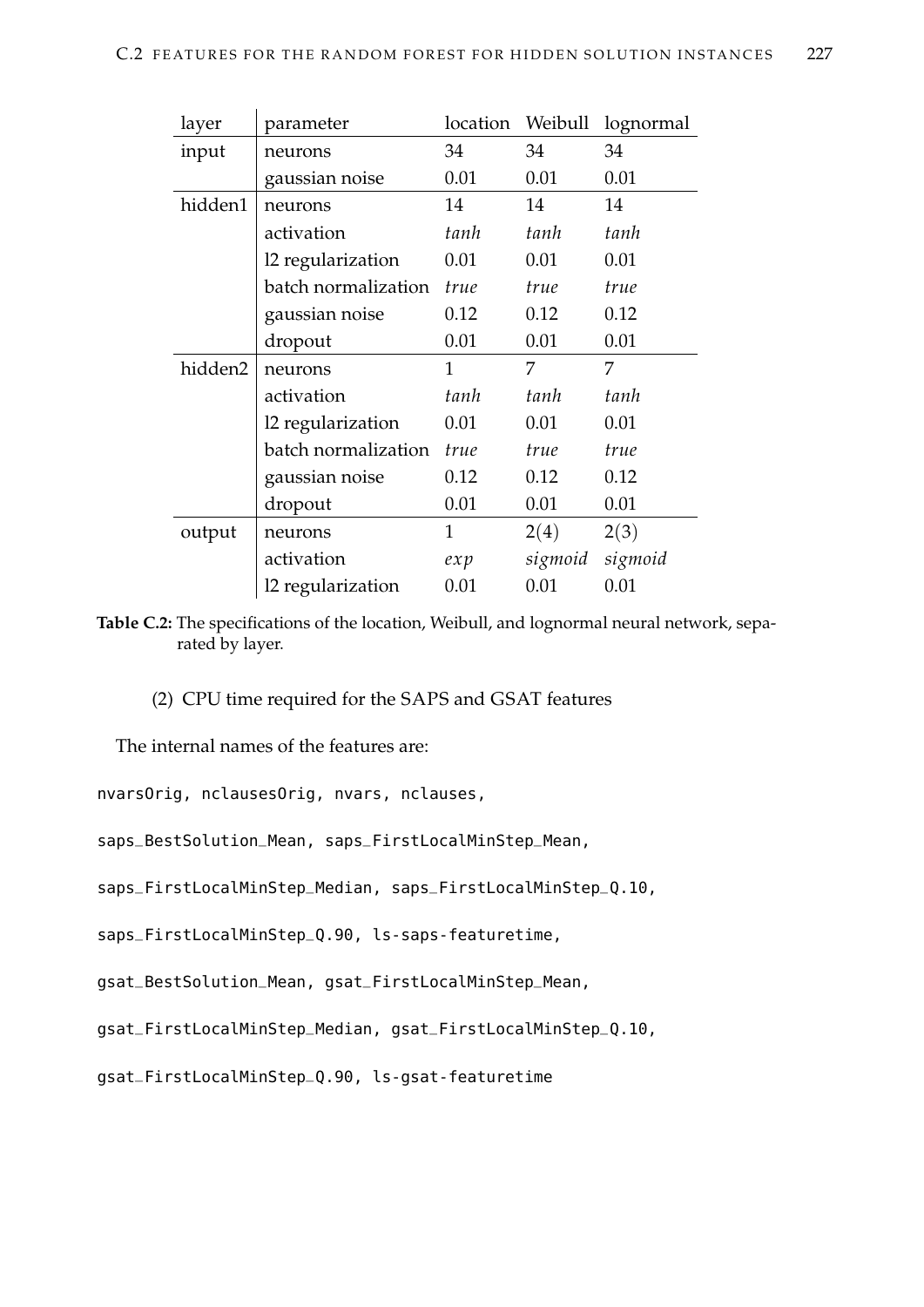| layer | parameter | location | Weibull | lognormal |
|---|---|---|---|---|
| input | neurons | 34 | 34 | 34 |
| | gaussian noise | 0.01 | 0.01 | 0.01 |
| hidden1 | neurons | 14 | 14 | 14 |
| | activation | *tanh* | *tanh* | *tanh* |
| | l2 regularization | 0.01 | 0.01 | 0.01 |
| | batch normalization | *true* | *true* | *true* |
| | gaussian noise | 0.12 | 0.12 | 0.12 |
| | dropout | 0.01 | 0.01 | 0.01 |
| hidden2 | neurons | 1 | 7 | 7 |
| | activation | *tanh* | *tanh* | *tanh* |
| | l2 regularization | 0.01 | 0.01 | 0.01 |
| | batch normalization | *true* | *true* | *true* |
| | gaussian noise | 0.12 | 0.12 | 0.12 |
| | dropout | 0.01 | 0.01 | 0.01 |
| output | neurons | 1 | 2(4) | 2(3) |
| | activation | *exp* | *sigmoid* | *sigmoid* |
| | l2 regularization | 0.01 | 0.01 | 0.01 |

**Table C.2:** The specifications of the location, Weibull, and lognormal neural network, separated by layer.

(2) CPU time required for the SAPS and GSAT features

The internal names of the features are:

```
nvarsOrig, nclausesOrig, nvars, nclauses,

saps_BestSolution_Mean, saps_FirstLocalMinStep_Mean,

saps_FirstLocalMinStep_Median, saps_FirstLocalMinStep_Q.10,

saps_FirstLocalMinStep_Q.90, ls-saps-featuretime,

gsat_BestSolution_Mean, gsat_FirstLocalMinStep_Mean,

gsat_FirstLocalMinStep_Median, gsat_FirstLocalMinStep_Q.10,

gsat_FirstLocalMinStep_Q.90, ls-gsat-featuretime
```